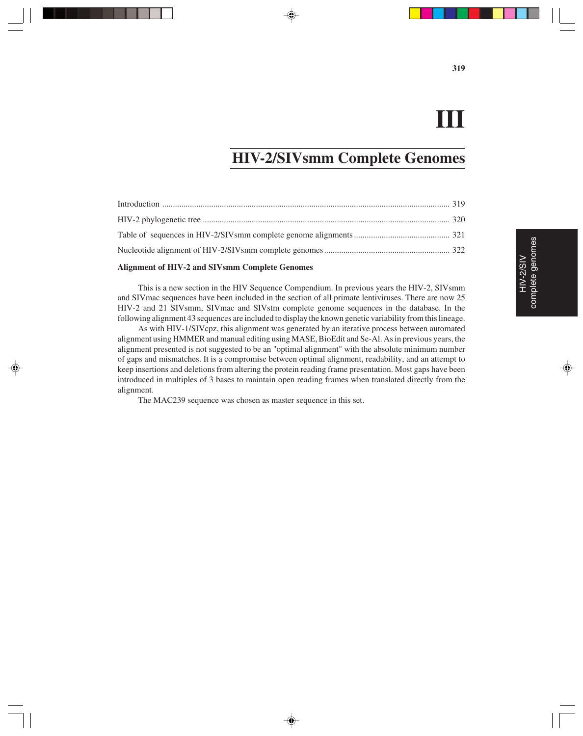# III

# HIV-2/SIVsmm Complete Genomes

| | |
|---|---|
| Introduction | 319 |
| HIV-2 phylogenetic tree | 320 |
| Table of sequences in HIV-2/SIVsmm complete genome alignments | 321 |
| Nucleotide alignment of HIV-2/SIVsmm complete genomes | 322 |

**Alignment of HIV-2 and SIVsmm Complete Genomes**

This is a new section in the HIV Sequence Compendium. In previous years the HIV-2, SIVsmm and SIVmac sequences have been included in the section of all primate lentiviruses. There are now 25 HIV-2 and 21 SIVsmm, SIVmac and SIVstm complete genome sequences in the database. In the following alignment 43 sequences are included to display the known genetic variability from this lineage.

As with HIV-1/SIVcpz, this alignment was generated by an iterative process between automated alignment using HMMER and manual editing using MASE, BioEdit and Se-Al. As in previous years, the alignment presented is not suggested to be an "optimal alignment" with the absolute minimum number of gaps and mismatches. It is a compromise between optimal alignment, readability, and an attempt to keep insertions and deletions from altering the protein reading frame presentation. Most gaps have been introduced in multiples of 3 bases to maintain open reading frames when translated directly from the alignment.

The MAC239 sequence was chosen as master sequence in this set.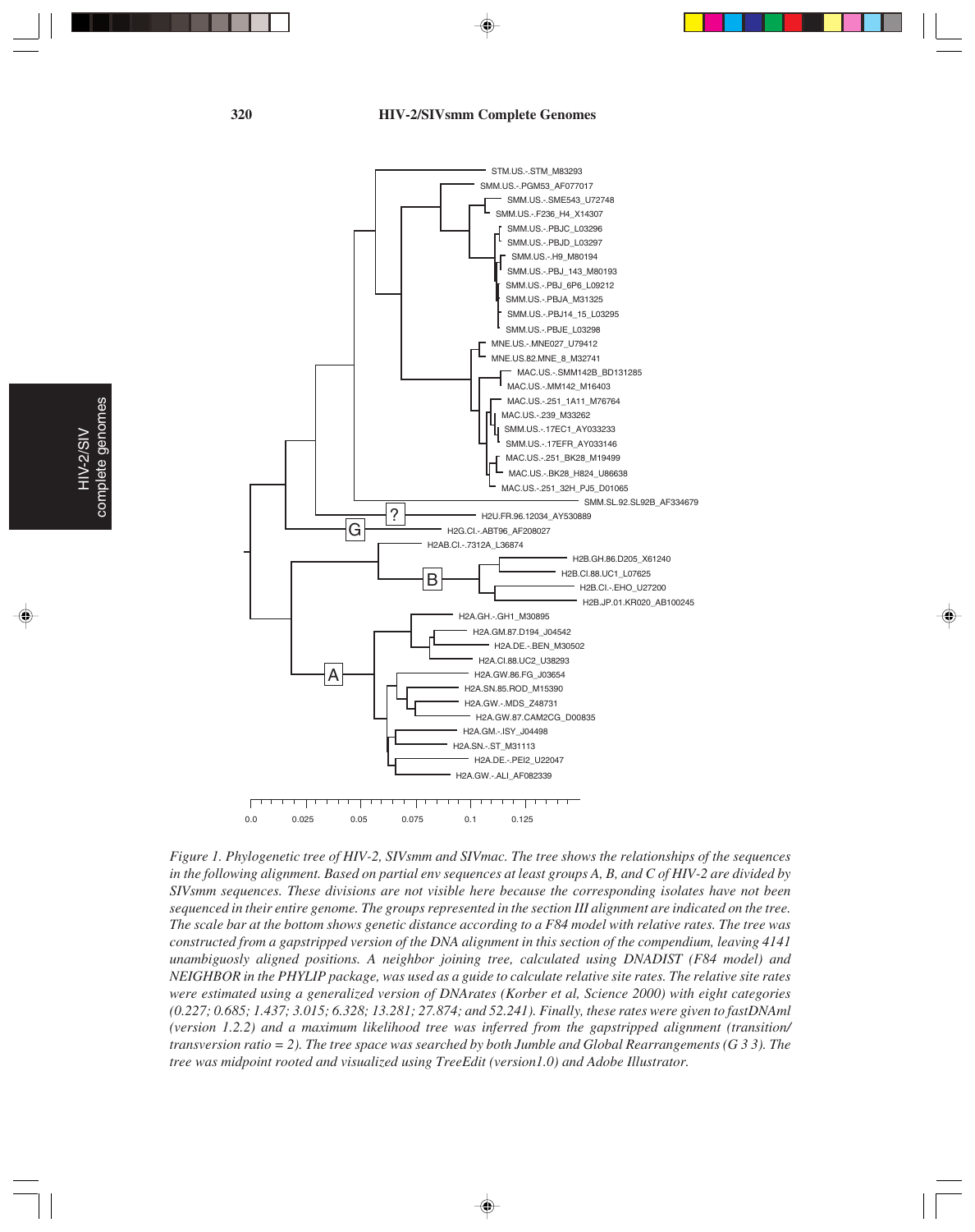Figure 1. Phylogenetic tree of HIV-2, SIVsmm and SIVmac. The tree shows the relationships of the sequences in the following alignment. Based on partial env sequences at least groups A, B, and C of HIV-2 are divided by SIVsmm sequences. These divisions are not visible here because the corresponding isolates have not been sequenced in their entire genome. The groups represented in the section III alignment are indicated on the tree. The scale bar at the bottom shows genetic distance according to a F84 model with relative rates. The tree was constructed from a gapstripped version of the DNA alignment in this section of the compendium, leaving 4141 unambiguosly aligned positions. A neighbor joining tree, calculated using DNADIST (F84 model) and NEIGHBOR in the PHYLIP package, was used as a guide to calculate relative site rates. The relative site rates were estimated using a generalized version of DNArates (Korber et al, Science 2000) with eight categories (0.227; 0.685; 1.437; 3.015; 6.328; 13.281; 27.874; and 52.241). Finally, these rates were given to fastDNAml (version 1.2.2) and a maximum likelihood tree was inferred from the gapstripped alignment (transition/ transversion ratio = 2). The tree space was searched by both Jumble and Global Rearrangements (G 3 3). The tree was midpoint rooted and visualized using TreeEdit (version1.0) and Adobe Illustrator.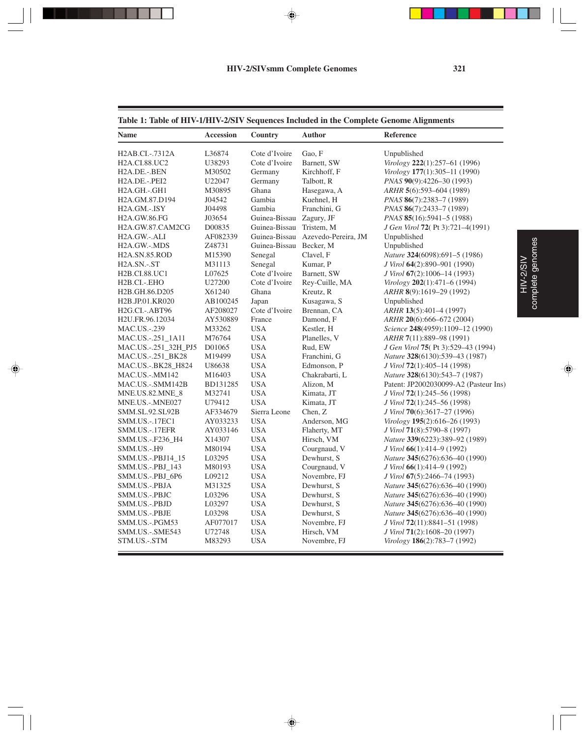**Table 1: Table of HIV-1/HIV-2/SIV Sequences Included in the Complete Genome Alignments**

| Name | Accession | Country | Author | Reference |
|---|---|---|---|---|
| H2AB.CI.-.7312A | L36874 | Cote d'Ivoire | Gao, F | Unpublished |
| H2A.CI.88.UC2 | U38293 | Cote d'Ivoire | Barnett, SW | *Virology* **222**(1):257–61 (1996) |
| H2A.DE.-.BEN | M30502 | Germany | Kirchhoff, F | *Virology* **177**(1):305–11 (1990) |
| H2A.DE.-.PEI2 | U22047 | Germany | Talbott, R | *PNAS* **90**(9):4226–30 (1993) |
| H2A.GH.-.GH1 | M30895 | Ghana | Hasegawa, A | *ARHR* **5**(6):593–604 (1989) |
| H2A.GM.87.D194 | J04542 | Gambia | Kuehnel, H | *PNAS* **86**(7):2383–7 (1989) |
| H2A.GM.-.ISY | J04498 | Gambia | Franchini, G | *PNAS* **86**(7):2433–7 (1989) |
| H2A.GW.86.FG | J03654 | Guinea-Bissau | Zagury, JF | *PNAS* **85**(16):5941–5 (1988) |
| H2A.GW.87.CAM2CG | D00835 | Guinea-Bissau | Tristem, M | *J Gen Virol* **72**( Pt 3):721–4(1991) |
| H2A.GW.-.ALI | AF082339 | Guinea-Bissau | Azevedo-Pereira, JM | Unpublished |
| H2A.GW.-.MDS | Z48731 | Guinea-Bissau | Becker, M | Unpublished |
| H2A.SN.85.ROD | M15390 | Senegal | Clavel, F | *Nature* **324**(6098):691–5 (1986) |
| H2A.SN.-.ST | M31113 | Senegal | Kumar, P | *J Virol* **64**(2):890–901 (1990) |
| H2B.CI.88.UC1 | L07625 | Cote d'Ivoire | Barnett, SW | *J Virol* **67**(2):1006–14 (1993) |
| H2B.CI.-.EHO | U27200 | Cote d'Ivoire | Rey-Cuille, MA | *Virology* **202**(1):471–6 (1994) |
| H2B.GH.86.D205 | X61240 | Ghana | Kreutz, R | *ARHR* **8**(9):1619–29 (1992) |
| H2B.JP.01.KR020 | AB100245 | Japan | Kusagawa, S | Unpublished |
| H2G.CI.-.ABT96 | AF208027 | Cote d'Ivoire | Brennan, CA | *ARHR* **13**(5):401–4 (1997) |
| H2U.FR.96.12034 | AY530889 | France | Damond, F | *ARHR* **20**(6):666–672 (2004) |
| MAC.US.-.239 | M33262 | USA | Kestler, H | *Science* **248**(4959):1109–12 (1990) |
| MAC.US.-.251_1A11 | M76764 | USA | Planelles, V | *ARHR* **7**(11):889–98 (1991) |
| MAC.US.-.251_32H_PJ5 | D01065 | USA | Rud, EW | *J Gen Virol* **75**( Pt 3):529–43 (1994) |
| MAC.US.-.251_BK28 | M19499 | USA | Franchini, G | *Nature* **328**(6130):539–43 (1987) |
| MAC.US.-.BK28_H824 | U86638 | USA | Edmonson, P | *J Virol* **72**(1):405–14 (1998) |
| MAC.US.-.MM142 | M16403 | USA | Chakrabarti, L | *Nature* **328**(6130):543–7 (1987) |
| MAC.US.-.SMM142B | BD131285 | USA | Alizon, M | Patent: JP2002030099-A2 (Pasteur Ins) |
| MNE.US.82.MNE_8 | M32741 | USA | Kimata, JT | *J Virol* **72**(1):245–56 (1998) |
| MNE.US.-.MNE027 | U79412 | USA | Kimata, JT | *J Virol* **72**(1):245–56 (1998) |
| SMM.SL.92.SL92B | AF334679 | Sierra Leone | Chen, Z | *J Virol* **70**(6):3617–27 (1996) |
| SMM.US.-.17EC1 | AY033233 | USA | Anderson, MG | *Virology* **195**(2):616–26 (1993) |
| SMM.US.-.17EFR | AY033146 | USA | Flaherty, MT | *J Virol* **71**(8):5790–8 (1997) |
| SMM.US.-.F236_H4 | X14307 | USA | Hirsch, VM | *Nature* **339**(6223):389–92 (1989) |
| SMM.US.-.H9 | M80194 | USA | Courgnaud, V | *J Virol* **66**(1):414–9 (1992) |
| SMM.US.-.PBJ14_15 | L03295 | USA | Dewhurst, S | *Nature* **345**(6276):636–40 (1990) |
| SMM.US.-.PBJ_143 | M80193 | USA | Courgnaud, V | *J Virol* **66**(1):414–9 (1992) |
| SMM.US.-.PBJ_6P6 | L09212 | USA | Novembre, FJ | *J Virol* **67**(5):2466–74 (1993) |
| SMM.US.-.PBJA | M31325 | USA | Dewhurst, S | *Nature* **345**(6276):636–40 (1990) |
| SMM.US.-.PBJC | L03296 | USA | Dewhurst, S | *Nature* **345**(6276):636–40 (1990) |
| SMM.US.-.PBJD | L03297 | USA | Dewhurst, S | *Nature* **345**(6276):636–40 (1990) |
| SMM.US.-.PBJE | L03298 | USA | Dewhurst, S | *Nature* **345**(6276):636–40 (1990) |
| SMM.US.-.PGM53 | AF077017 | USA | Novembre, FJ | *J Virol* **72**(11):8841–51 (1998) |
| SMM.US.-.SME543 | U72748 | USA | Hirsch, VM | *J Virol* **71**(2):1608–20 (1997) |
| STM.US.-.STM | M83293 | USA | Novembre, FJ | *Virology* **186**(2):783–7 (1992) |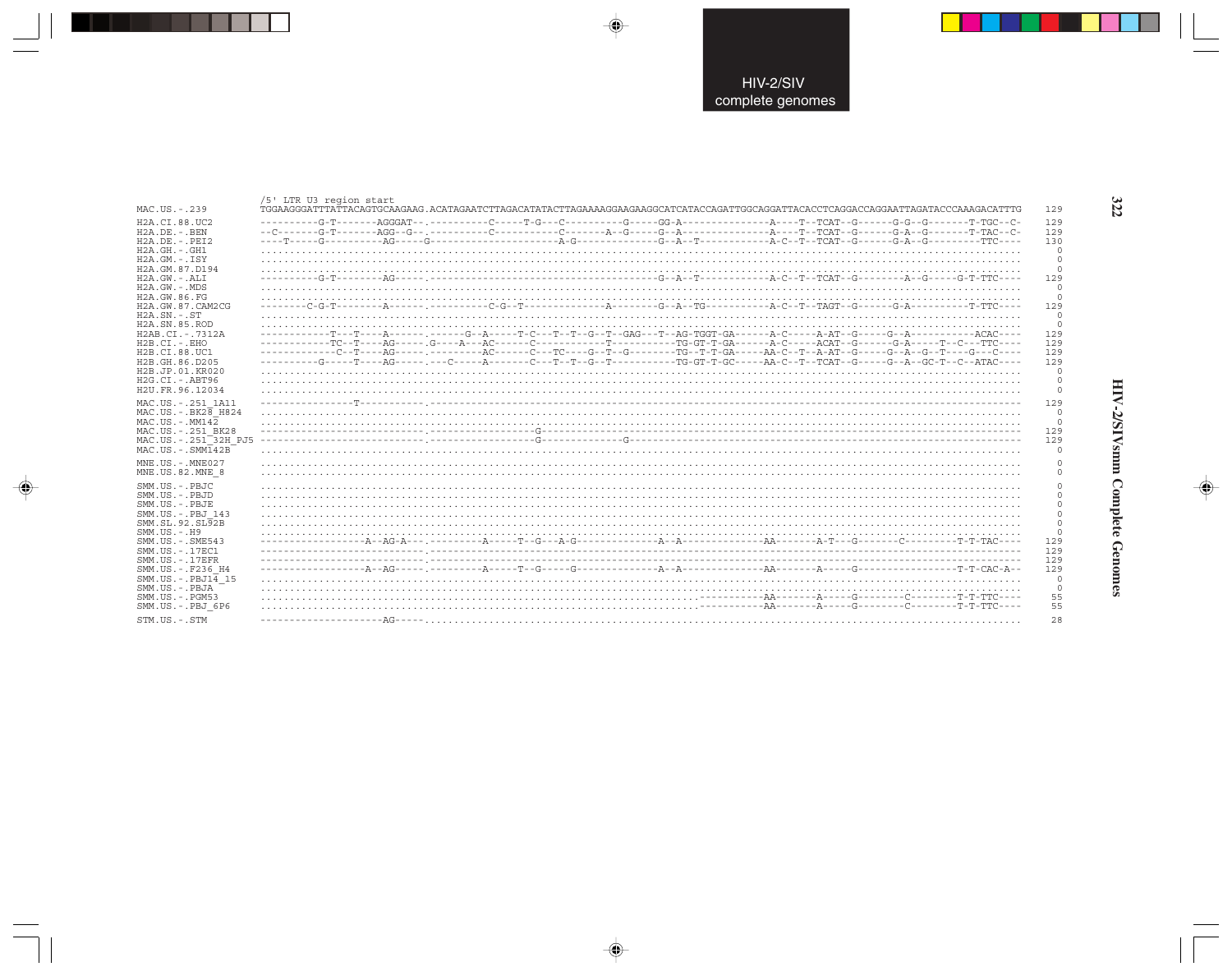# HIV-2/SIVsmm Complete Genomes

```
                        /5' LTR U3 region start
MAC.US.-.239            TGGAAGGGATTTATTACAGTGCAAGAAG.ACATAGAATCTTAGACATATACTTAGAAAAGGAAGAAGGCATCATACCAGATTGGCAGGATTACACCTCAGGACCAGGAATTAGATACCCAAAGACATTTG  129

H2A.CI.88.UC2           ----------G-T-------AGGGAT--.----------C-----T-G---C----------G-----GG-A---------------A----T--TCAT--G------G-G--G-------T-TGC--C-  129
H2A.DE.-.BEN            --C-------G-T-------AGG--G--.----------C----------C-------A--G-----G--A---------------A----T--TCAT--G------G-A--G-------T-TAC--C-  129
H2A.DE.-.PEI2           ----T-----G---------AG-----G-------------------A-G-------------G--A--T------------A-C--T--TCAT--G------G-A--G---------TTC----  130
H2A.GH.-.GH1            .........................................................................................................................  0
H2A.GM.-.ISY            .........................................................................................................................  0
H2A.GM.87.D194          .........................................................................................................................  0
H2A.GW.-.ALI            ----------G-T--------AG-----.-----------------------------------G--A--T------------A-C--T--TCAT--G--------A--G-----G-T-TTC----  129
H2A.GW.-.MDS            .........................................................................................................................  0
H2A.GW.86.FG            .........................................................................................................................  0
H2A.GW.87.CAM2CG        --------C-G-T--------A------.----------C-G--T-------------A--------G--A--TG-----------A-C--T--TAGT--G------G-A----------T-TTC----  129
H2A.SN.-.ST             .........................................................................................................................  0
H2A.SN.85.ROD           .........................................................................................................................  0
H2AB.CI.-.7312A         ------------T---T----A------.------G--A-----T-C---T--T--G--T--GAG---T--AG-TGGT-GA------A-C-----A-AT--G------G--A-----------ACAC----  129
H2B.CI.-.EHO            ------------TC--T----AG-----.G----A---AC------C------------T-----------TG-GT-T-GA------A-C-----ACAT--G------G-A-----T--C---TTC----  129
H2B.CI.88.UC1           -------------C--T----AG-----.---------AC------C---TC----G--T--G--------TG--T-T-GA-----AA-C--T--A-AT--G------G--A--G--T---G---C----  129
H2B.GH.86.D205          ----------G-----T----AG-----.---C-----A-------C---T--T--G--T-----------TG-GT-T-GC-----AA-C--T--TCAT--G------G--A--GC-T--C--ATAC----  129
H2B.JP.01.KR020         .........................................................................................................................  0
H2G.CI.-.ABT96          .........................................................................................................................  0
H2U.FR.96.12034         .........................................................................................................................  0

MAC.US.-.251_1A11       ----------------T-----------.---------------------------------------------------------------------------------------------  129
MAC.US.-.BK28_H824      .........................................................................................................................  0
MAC.US.-.MM142          .........................................................................................................................  0
MAC.US.-.251_BK28       ----------------------------.------------------G-----------------------------------------------------------------------------  129
MAC.US.-.251_32H_PJ5    ----------------------------.------------------G---------------G------------------------------------------------------------  129
MAC.US.-.SMM142B        .........................................................................................................................  0

MNE.US.-.MNE027         .........................................................................................................................  0
MNE.US.82.MNE_8         .........................................................................................................................  0

SMM.US.-.PBJC           .........................................................................................................................  0
SMM.US.-.PBJD           .........................................................................................................................  0
SMM.US.-.PBJE           .........................................................................................................................  0
SMM.US.-.PBJ_143        .........................................................................................................................  0
SMM.SL.92.SL92B         .........................................................................................................................  0
SMM.US.-.H9             .........................................................................................................................  0
SMM.US.-.SME543         -----------------A--AG-A---.---------A-----T--G---A-G-------------A--A-------------AA-------A-T---G-------C---------T-T-TAC----  129
SMM.US.-.17EC1          ----------------------------.---------------------------------------------------------------------------------------------  129
SMM.US.-.17EFR          ----------------------------.---------------------------------------------------------------------------------------------  129
SMM.US.-.F236_H4        -----------------A--AG-----.---------A-----T--G-----G-------------A--A-------------AA-------A-----G-----------------T-T-CAC-A--  129
SMM.US.-.PBJ14_15       .........................................................................................................................  0
SMM.US.-.PBJA           .........................................................................................................................  0
SMM.US.-.PGM53          ...........................................................------------AA-------A-----G--------C--------T-T-TTC----  55
SMM.US.-.PBJ_6P6        ...........................................................------------AA-------A-----G--------C--------T-T-TTC----  55

STM.US.-.STM            --------------------AG-----.............................................................................................  28
```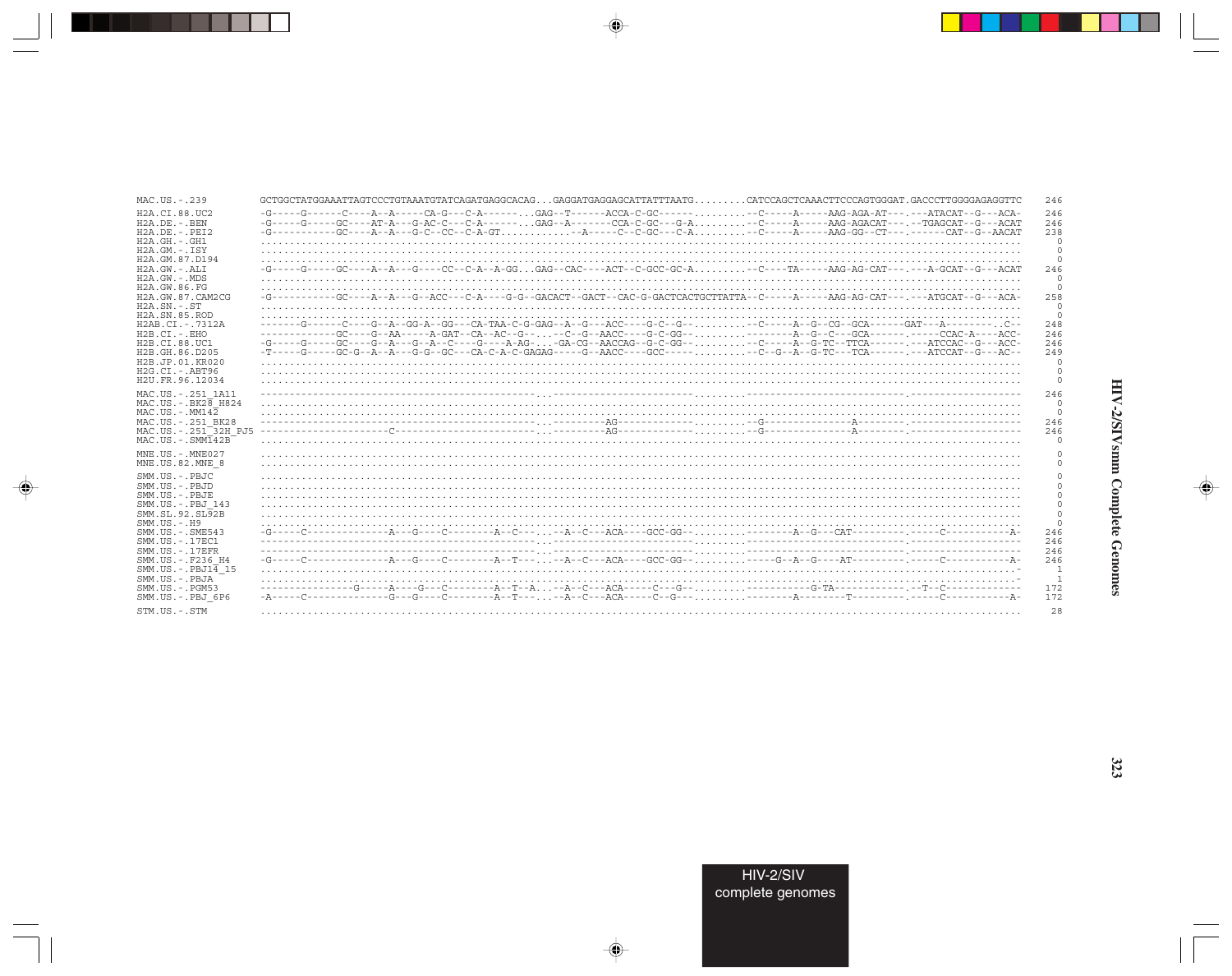```
MAC.US.-.239          GCTGGCTATGGAAATTAGTCCCTGTAAATGTATCAGATGAGGCACAG...GAGGATGAGGAGCATTATTTAATG.........CATCCAGCTCAAACTTCCCAGTGGGAT.GACCCTTGGGGAGAGGTTC  246

H2A.CI.88.UC2         -G-----G------C----A--A-----CA-G---C-A-------...GAG--T------ACCA-C-GC------.........--C-----A-----AAG-AGA-AT---.---ATACAT--G---ACA-  246
H2A.DE.-.BEN          -G-----G-----GC----AT-A---G-AC-C---C-A-------...GAG--A-------CCA-C-GC---G-A.........--C-----A-----AAG-AGACAT---.--TGAGCAT--G---ACAT  246
H2A.DE.-.PEI2         -G-----------GC----A--A---G-C--CC--C-A-GT............--A-----C--C-GC---C-A.........--C-----A-----AAG-GG--CT---.------CAT--G--AACAT  238
H2A.GH.-.GH1          .........................................................................................................................................    0
H2A.GM.-.ISY          .........................................................................................................................................    0
H2A.GM.87.D194        .........................................................................................................................................    0
H2A.GW.-.ALI          -G-----G-----GC----A--A---G----CC--C-A--A-GG...GAG--CAC----ACT--C-GCC-GC-A.........--C----TA-----AAG-AG-CAT---.---A-GCAT--G---ACAT  246
H2A.GW.-.MDS          .........................................................................................................................................    0
H2A.GW.86.FG          .........................................................................................................................................    0
H2A.GW.87.CAM2CG      -G-----------GC----A--A---G--ACC---C-A----G-G--GACACT--GACT--CAC-G-GACTCACTGCTTATTA--C-----A-----AAG-AG-CAT---.---ATGCAT--G---ACA-  258
H2A.SN.-.ST           .........................................................................................................................................    0
H2A.SN.85.ROD         .........................................................................................................................................    0
H2AB.CI.-.7312A       -------G------C----G--A--GG-A--GG---CA-TAA-C-G-GAG--A--G---ACC----G-C--G--.........--C-----A--G--CG--GCA------GAT---A---------.C--  248
H2B.CI.-.EHO          -------------GC----G--AA-----A-GAT--CA--AC--G--.....-C--G--AACC----G-C-GG--...................A--G--C---GCA------.-----CCAC-A----ACC-  246
H2B.CI.88.UC1         -G-----G-----GC----G--A---G--A--C-----G----A-AG-....GA-CG--AACCAG--G-C-GG--.........--C-----A--G-TC--TTCA------.---ATCCAC--G---ACC-  246
H2B.GH.86.D205        -T-----G-----GC-G--A--A---G-G--GC---CA-C-A-C-GAGAG-----G--AACC----GCC-----.........--C--G--A--G-TC---TCA------.---ATCCAT--G---AC--  249
H2B.JP.01.KR020       .........................................................................................................................................    0
H2G.CI.-.ABT96        .........................................................................................................................................    0
H2U.FR.96.12034       .........................................................................................................................................    0

MAC.US.-.251_1A11     -----------------------------------------------...-------------------------.........--------------------------------.------------------  246
MAC.US.-.BK28_H824    .........................................................................................................................................    0
MAC.US.-.MM142        .........................................................................................................................................    0
MAC.US.-.251_BK28     -----------------------------------------------...----------AG-------------.........--G--------------A---------.------------------  246
MAC.US.-.251_32H_PJ5  ---------------------C-------------------------...----------AG-------------.........--G--------------A---------.------------------  246
MAC.US.-.SMM142B      .........................................................................................................................................    0

MNE.US.-.MNE027       .........................................................................................................................................    0
MNE.US.82.MNE_8       .........................................................................................................................................    0

SMM.US.-.PBJC         .........................................................................................................................................    0
SMM.US.-.PBJD         .........................................................................................................................................    0
SMM.US.-.PBJE         .........................................................................................................................................    0
SMM.US.-.PBJ_143      .........................................................................................................................................    0
SMM.SL.92.SL92B       .........................................................................................................................................    0
SMM.US.-.H9           .........................................................................................................................................    0
SMM.US.-.SME543       -G-----C-------------A---G----C--------A--C---...-A--C---ACA----GCC-GG--.........---------A--G---CAT---------.-----C-----------A-  246
SMM.US.-.17EC1        -----------------------------------------------...-------------------------.........--------------------------------.------------------  246
SMM.US.-.17EFR        -----------------------------------------------...-------------------------.........--------------------------------.------------------  246
SMM.US.-.F236_H4      -G-----C-------------A---G----C--------A--T---...-A--C---ACA----GCC-GG--.........------G--A--G---AT---------.-----C-----------A-  246
SMM.US.-.PBJ14_15     ........................................................................................................................................-    1
SMM.US.-.PBJA         ........................................................................................................................................-    1
SMM.US.-.PGM53        ---------------G-----A----G---C--------A--T--A...-A--C---ACA-----C---G--.........----------G-TA------------.--T--C-------------  172
SMM.US.-.PBJ_6P6      -A-----C-------------G---G----C--------A--T---...-A--C---ACA-----C--G---.........--------A--------T---------.-----C-----------A-  172

STM.US.-.STM          .........................................................................................................................................   28
```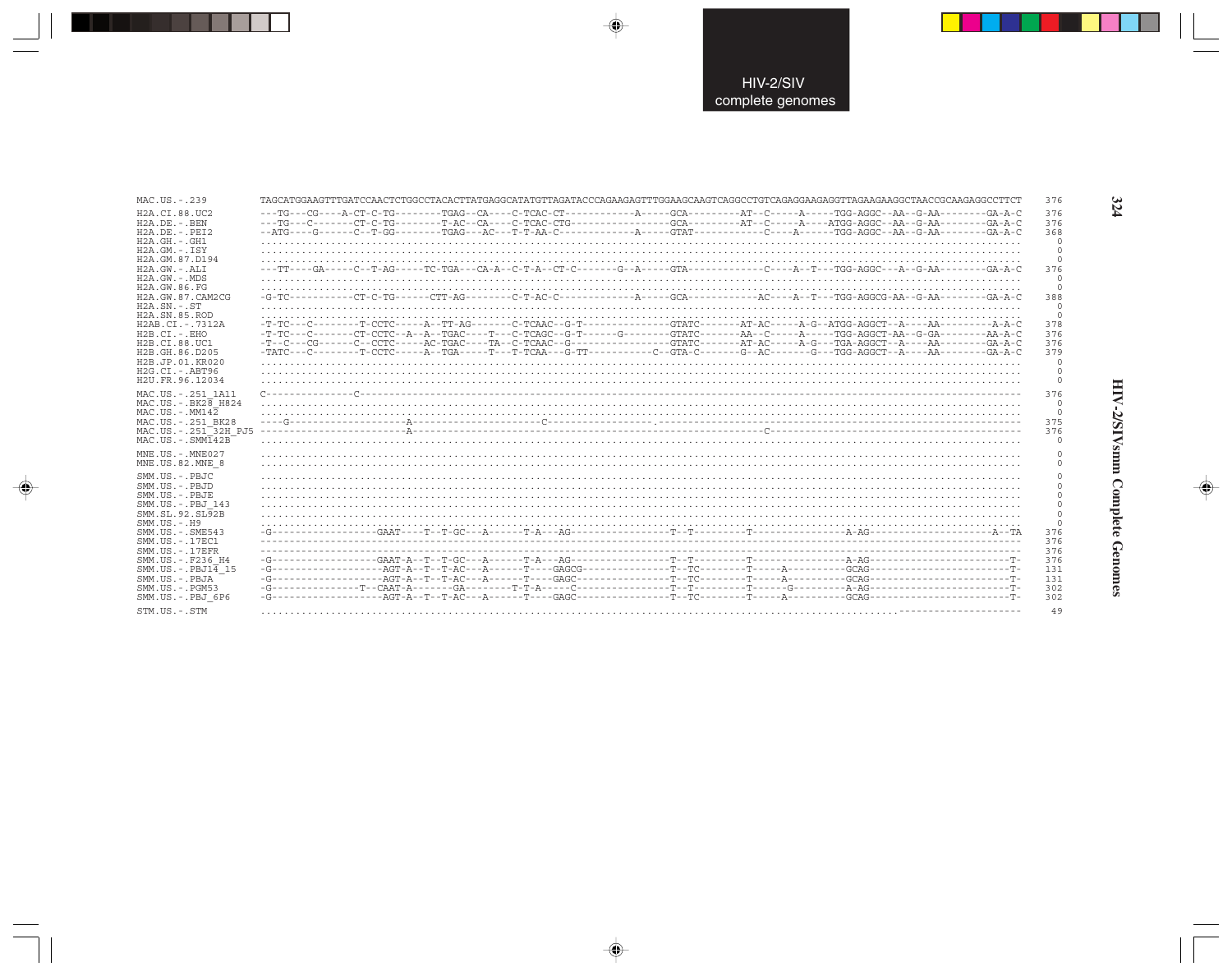```
MAC.US.-.239         TAGCATGGAAGTTTGATCCAACTCTGGCCTACACTTATGAGGCATATGTTAGATACCCAGAAGAGTTTGGAAGCAAGTCAGGCCTGTCAGAGGAAGAGGTTAGAAGAAGGCTAACCGCAAGAGGCCTTCT  376

H2A.CI.88.UC2        ---TG---CG----A-CT-C-TG--------TGAG--CA----C-TCAC-CT------------A-----GCA---------AT--C-----A-----TGG-AGGC--AA--G-AA--------GA-A-C  376
H2A.DE.-.BEN         ---TG---C-------CT-C-TG--------T-AC--CA----C-TCAC-CTG----------------GCA---------AT--C-----A-----ATGG-AGGC--AA--G-AA--------GA-A-C  376
H2A.DE.-.PEI2        --ATG----G------C--T-GG--------TGAG---AC---T-T-AA-C-------------A-----GTAT------------C-----A------TGG-AGGC--AA--G-AA--------GA-A-C  368
H2A.GH.-.GH1         .........................................................................................................................................  0
H2A.GM.-.ISY         .........................................................................................................................................  0
H2A.GM.87.D194       .........................................................................................................................................  0
H2A.GW.-.ALI         ---TT----GA-----C--T-AG-----TC-TGA---CA-A--C-T-A--CT-C-------G--A-----GTA-------------C-----A--T---TGG-AGGC---A--G-AA--------GA-A-C  376
H2A.GW.-.MDS         .........................................................................................................................................  0
H2A.GW.86.FG         .........................................................................................................................................  0
H2A.GW.87.CAM2CG     -G-TC-----------CT-C-TG------CTT-AG--------C-T-AC-C-------------A-----GCA------------AC----A--T---TGG-AGGCG-AA--G-AA--------GA-A-C  388
H2A.SN.-.ST          .........................................................................................................................................  0
H2A.SN.85.ROD        .........................................................................................................................................  0
H2AB.CI.-.7312A      -T-TC---C--------T-CCTC-----A--TT-AG-------C-TCAAC--G-T---------------GTATC-------AT-AC-----A-G--ATGG-AGGCT--A----AA---------A-A-C  378
H2B.CI.-.EHO         -T-TC---C-------CT-CCTC--A--A--TGAC----T---C-TCAGC--G-T------G--------GTATC-------AA--C-----A-----TGG-AGGCT-AA--G-GA--------AA-A-C  376
H2B.CI.88.UC1        -T--C---CG------C--CCTC-----AC-TGAC----TA--C-TCAAC--G-----------------GTATC-------AT-AC-----A-G---TGA-AGGCT--A----AA--------GA-A-C  376
H2B.GH.86.D205       -TATC---C--------T-CCTC-----A--TGA-----T---T-TCAA---G-TT-----------C--GTA-C-------G--AC------G---TGG-AGGCT--A----AA--------GA-A-C  379
H2B.JP.01.KR020      .........................................................................................................................................  0
H2G.CI.-.ABT96       .........................................................................................................................................  0
H2U.FR.96.12034      .........................................................................................................................................  0

MAC.US.-.251_1A11    C---------------C-------------------------------------------------------------------------------------------------------------------  376
MAC.US.-.BK28_H824   .........................................................................................................................................  0
MAC.US.-.MM142       .........................................................................................................................................  0
MAC.US.-.251_BK28    ----G--------------------A---------------------C-------------------.----------------------------------------------------------------  375
MAC.US.-.251_32H_PJ5 -------------------------A---------------------------------------------------C---------------------------------------------------  376
MAC.US.-.SMM142B     .........................................................................................................................................  0

MNE.US.-.MNE027      .........................................................................................................................................  0
MNE.US.82.MNE_8      .........................................................................................................................................  0

SMM.US.-.PBJC        .........................................................................................................................................  0
SMM.US.-.PBJD        .........................................................................................................................................  0
SMM.US.-.PBJE        .........................................................................................................................................  0
SMM.US.-.PBJ_143     .........................................................................................................................................  0
SMM.SL.92.SL92B      .........................................................................................................................................  0
SMM.US.-.H9          .........................................................................................................................................  0
SMM.US.-.SME543      -G-------------------GAAT----T--T-GC---A------T-A---AG-----------------T--T---------T----------------A-AG--------------------A--TA  376
SMM.US.-.17EC1       ------------------------------------------------------------------------------------------------------------------------------------  376
SMM.US.-.17EFR       ------------------------------------------------------------------------------------------------------------------------------------  376
SMM.US.-.F236_H4     -G-------------------GAAT-A--T--T-GC---A------T-A---AG-----------------T--T---------T----------------A-AG------------------------T-  376
SMM.US.-.PBJ14_15    -G--------------------AGT-A--T--T-AC---A------T----GAGCG---------------T--TC--------T-----A----------GCAG------------------------T-  131
SMM.US.-.PBJA        -G--------------------AGT-A--T--T-AC---A------T----GAGC----------------T--TC--------T-----A----------GCAG------------------------T-  131
SMM.US.-.PGM53       -G------------------T--CAAT-A--------GA---------T-T-A-----C-------------T--T---------T------G---------A-AG------------------------T-  302
SMM.US.-.PBJ_6P6     -G--------------------AGT-A--T--T-AC---A------T----GAGC----------------T--TC--------T-----A----------GCAG------------------------T-  302

STM.US.-.STM         ...................................................................................................--------------------  49
```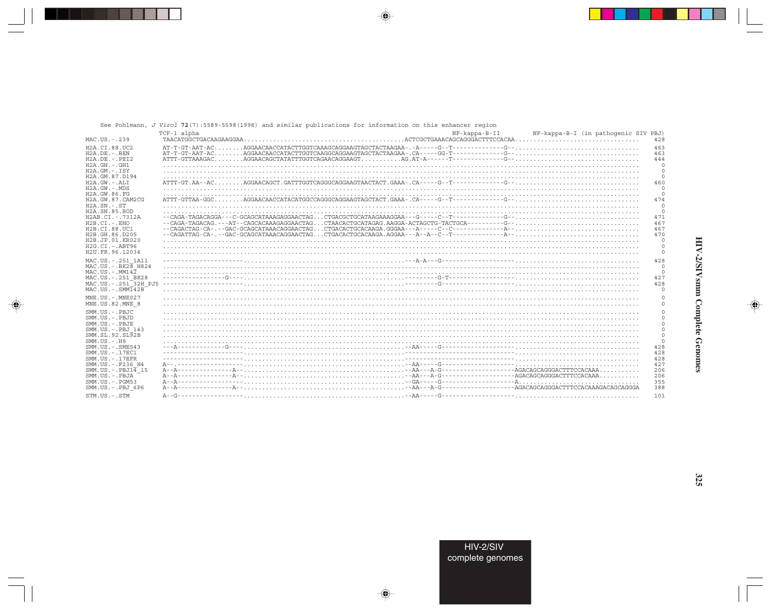See Pohlmann, *J Virol* **72**(7):5589-5598(1998) and similar publications for information on this enhancer region

```
                     TCF-1 alpha                                                                              NF-kappa-B-II         NF-kappa-B-I (in pathogenic SIV PBJ)
MAC.US.-.239         TAACATGGCTGACAAGAAGGAA..........................................ACTCGCTGAAACAGCAGGGACTTTCCACAA.................................  428
H2A.CI.88.UC2        AT-T-GT-AAT-AC........AGGAACAACCATACTTGGTCAAAGCAGGAAGTAGCTACTAAGAA--A-----G--T--------------G--.................................  463
H2A.DE.-.BEN         AT-T-GT-AAT-AC........AGGAACAACCATACTTGGTCAAGGCAGGAAGTAGCTACTAAGAA-.CA-----GG-T--------------G--.................................  463
H2A.DE.-.PEI2        ATTT-GTTAAAGAC........AGGAACAGCTATATTTGGTCAGAACAGGAAGT...........AG.AT-A------T--------------G--.................................  444
H2A.GH.-.GH1         ..........................................................................................................................    0
H2A.GM.-.ISY         ..........................................................................................................................    0
H2A.GM.87.D194       ..........................................................................................................................    0
H2A.GW.-.ALI         ATTT-GT.AA--AC........AGGAACAGCT.GATTTGGTCAGGGCAGGAAGTAACTACT.GAAA-.CA-----G--T--------------G--.................................  460
H2A.GW.-.MDS         ..........................................................................................................................    0
H2A.GW.86.FG         ..........................................................................................................................    0
H2A.GW.87.CAM2CG     ATTT-GTTAA-GGC........AGGAACAACCATACATGGCCAGGGCAGGAAGTAGCTACT.GAAA-.CA-----G--T--------------G--.................................  474
H2A.SN.-.ST          ..........................................................................................................................    0
H2A.SN.85.ROD        ..........................................................................................................................    0
H2AB.CI.-.7312A      --CAGA-TAGACAGGA---C-GCAGCATAAAGAGGAACTAG...CTGACGCTGCATAAGAAAGGAA---G-----C--T--------------G--.................................  471
H2B.CI.-.EHO         --CAGA-TAGACAG.---AT--CAGCACAAAGAGGAACTAG...CTAACACTGCATAGAG.AAGGA-ACTAGCTG-TACTGCA----------G--.................................  467
H2B.CI.88.UC1        --CAGACTAG-CA-.--GAC-GCAGCATAAACAGGAACTAG...CTGACACTGCACAAGA.GGGAA---A-----C--C--------------A--.................................  467
H2B.GH.86.D205       --CAGATTAG-CA-.--GAC-GCAGCATAAACAGGAACTAG...CTGACACTGCACAAGA.AGGAA---A--A--C--T--------------A--.................................  470
H2B.JP.01.KR020      ..........................................................................................................................    0
H2G.CI.-.ABT96       ..........................................................................................................................    0
H2U.FR.96.12034      ..........................................................................................................................    0
MAC.US.-.251_1A11    ----------------------..........................................--A-A---G--------------------.................................  428
MAC.US.-.BK28_H824   ..........................................................................................................................    0
MAC.US.-.MM142       ..........................................................................................................................    0
MAC.US.-.251_BK28    ----------------G-----..........................................---------G-T------------------.................................  427
MAC.US.-.251_32H_PJ5 ----------------------..........................................---------G--------------------.................................  428
MAC.US.-.SMM142B     ..........................................................................................................................    0
MNE.US.-.MNE027      ..........................................................................................................................    0
MNE.US.82.MNE_8      ..........................................................................................................................    0
SMM.US.-.PBJC        ..........................................................................................................................    0
SMM.US.-.PBJD        ..........................................................................................................................    0
SMM.US.-.PBJE        ..........................................................................................................................    0
SMM.US.-.PBJ_143     ..........................................................................................................................    0
SMM.SL.92.SL92B      ..........................................................................................................................    0
SMM.US.-.H9          ..........................................................................................................................    0
SMM.US.-.SME543      ---A------------G-----..........................................--AA-----G--------------------.................................  428
SMM.US.-.17EC1       ----------------------..........................................------------------------------.................................  428
SMM.US.-.17EFR       ----------------------..........................................------------------------------.................................  428
SMM.US.-.F236_H4     A--.------------------..........................................--AA-----G--------------------.................................  427
SMM.US.-.PBJ14_15    A--A--------------A---..........................................--AA---A-G--------------------AGACAGCAGGGACTTTCCACAAA...........  206
SMM.US.-.PBJA        A--A--------------A---..........................................--AA---A-G--------------------AGACAGCAGGGACTTTCCACAAA...........  206
SMM.US.-.PGM53       A--A------------------..........................................--GA-----G--------------------A.................................  355
SMM.US.-.PBJ_6P6     A--A--------------A---..........................................--AA---A-G--------------------AGACAGCAGGGACTTTCCACAAAGACAGCAGGGA  388
STM.US.-.STM         A--G------------------..........................................--AA-----G--------------------.................................  101
```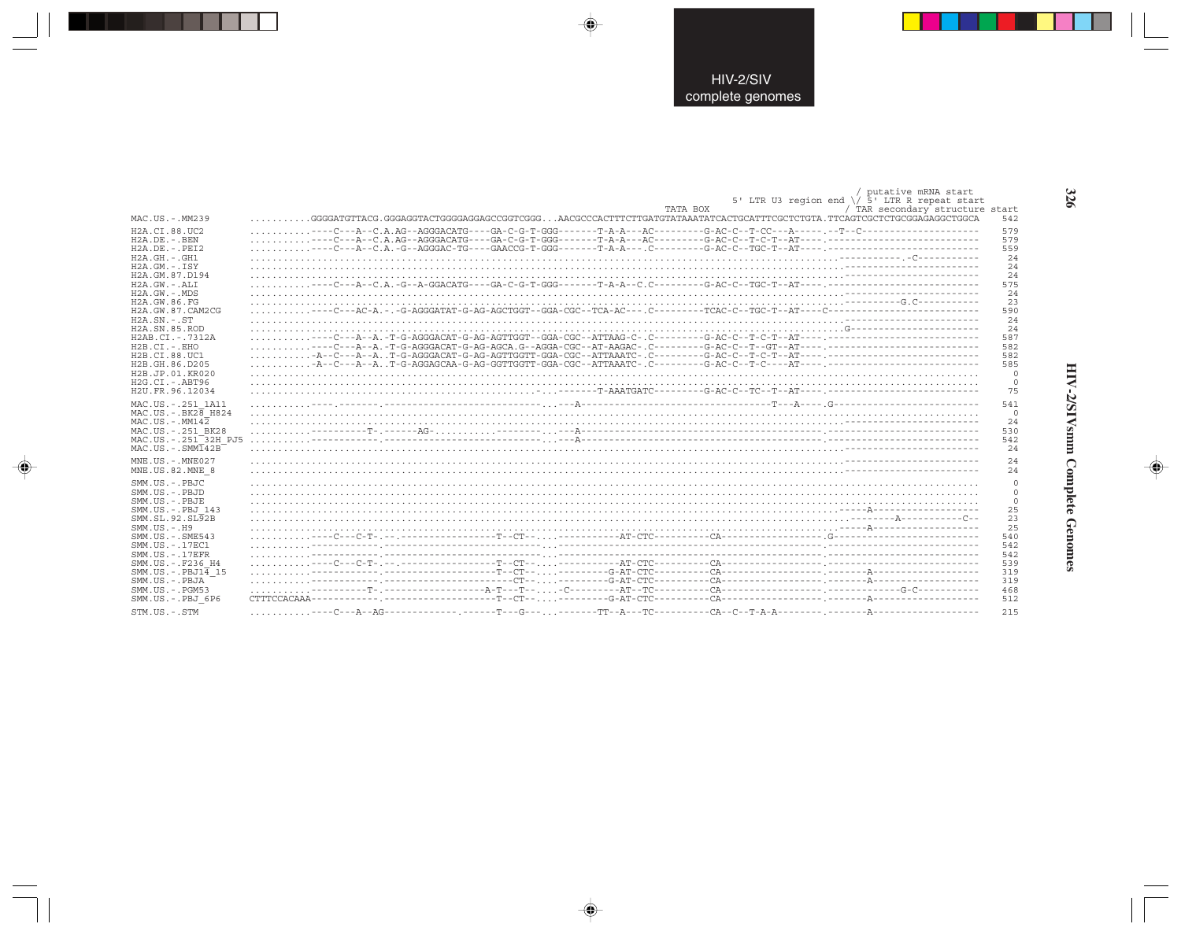HIV-2/SIV complete genomes

HIV-2/SIVsmm Complete Genomes

```
                                                                                                                                  / putative mRNA start
                                                                                                         5' LTR U3 region end \/ 5' LTR R repeat start
                                                                                        TATA BOX                                  / TAR secondary structure start
MAC.US.-.MM239         ..........GGGGATGTTACG.GGGAGGTACTGGGGAGGAGCCGGTCGGG...AACGCCCACTTTCTTGATGTATAAATATCACTGCATTTCGCTCTGTA.TTCAGTCGCTCTGCGGAGAGGCTGGCA  542

H2A.CI.88.UC2          ..........----C---A--C.A.AG--AGGGACATG----GA-C-G-T-GGG-------T-A-A---AC---------G-AC-C--T-CC---A-----.--T--C------------------------  579
H2A.DE.-.BEN           ..........----C---A--C.A.AG--AGGGACATG----GA-C-G-T-GGG-------T-A-A---AC---------G-AC-C--T-C-T--AT----.--------------------------------  579
H2A.DE.-.PEI2          ..........----C---A--C.A.-G--AGGGAC-TG----GAACCG-T-GGG-------T-A-A---.C---------G-AC-C--TGC-T--AT----.--------------------------------  559
H2A.GH.-.GH1           .......................................................................................................-----------.-C-----------   24
H2A.GM.-.ISY           .......................................................................................................-----------------------------   24
H2A.GM.87.D194         .......................................................................................................-----------------------------   24
H2A.GW.-.ALI           ..........----C---A--C.A.-G--A-GGACATG----GA-C-G-T-GGG-------T-A-A--C.C---------G-AC-C--TGC-T--AT----.--------------------------------  575
H2A.GW.-.MDS           .......................................................................................................-----------------------------   24
H2A.GW.86.FG           .......................................................................................................----------G.C-----------   23
H2A.GW.87.CAM2CG       ..........----C---AC-A.-.-G-AGGGATAT-G-AG-AGCTGGT--GGA-CGC--TCA-AC---.C---------TCAC-C--TGC-T--AT----C-------------------------------  590
H2A.SN.-.ST            .......................................................................................................-----------------------------   24
H2A.SN.85.ROD          .......................................................................................................G----------------------------   24
H2AB.CI.-.7312A        ..........----C---A--A.-T-G-AGGGACAT-G-AG-AGTTGGT--GGA-CGC--ATTAAG-C-.C---------G-AC-C--T-C-T--AT----.--------------------------------  587
H2B.CI.-.EHO           ..........----C---A--A.-T-G-AGGGACAT-G-AG-AGCA.G--AGGA-CGC--AT-AAGAC-.C---------G-AC-C--T--GT--AT----.--------------------------------  582
H2B.CI.88.UC1          ..........-A--C---A--A.-T-G-AGGGACAT-G-AG-AGTTGGTT-GGA-CGC--ATTAAATC-.C---------G-AC-C--T-C-T--AT----.--------------------------------  582
H2B.GH.86.D205         ..........-A--C---A--A.-T-G-AGGAGCAA-G-AG-GGTTGGTT-GGA-CGC--ATTAAATC-.C---------G-AC-C--T-C----AT----.--------------------------------  585
H2B.JP.01.KR020        ....................................................................................................................................    0
H2G.CI.-.ABT96         ....................................................................................................................................    0
H2U.FR.96.12034        .............................................-...-------T-AAATGATC---------G-AC-C--TC--T--AT----.--------------------------------   75

MAC.US.-.251_1A11      ..........----.-------.----------------------------...---A-----------------------------------T---A----.G---------------------------  541
MAC.US.-.BK28_H824     ....................................................................................................................................    0
MAC.US.-.MM142         .......................................................................................................-----------------------------   24
MAC.US.-.251_BK28      ..........---------T-.------AG-.........----------...---A--------------------------------------------.--------------------------------  530
MAC.US.-.251_32H_PJ5   ..........-----------.-----------------------------...---A--------------------------------------------.--------------------------------  542
MAC.US.-.SMM142B       .......................................................................................................-----------------------------   24

MNE.US.-.MNE027        .......................................................................................................-----------------------------   24
MNE.US.82.MNE_8        .......................................................................................................-----------------------------   24

SMM.US.-.PBJC          ....................................................................................................................................    0
SMM.US.-.PBJD          ....................................................................................................................................    0
SMM.US.-.PBJE          ....................................................................................................................................    0
SMM.US.-.PBJ_143       .......................................................................................................-----A-----------------------   25
SMM.SL.92.SL92B        .......................................................................................................--------A-----------C--   23
SMM.US.-.H9            .......................................................................................................-----A-----------------------   25
SMM.US.-.SME543        ..........----C---C-T-.--.--------------T--CT--....----------AT-CTC----------CA-----------------------G--------------------------  540
SMM.US.-.17EC1         ..........-----------.-----------------------------...--------------------------------------------.--------------------------------  542
SMM.US.-.17EFR         ..........-----------.-----------------------------...--------------------------------------------.--------------------------------  542
SMM.US.-.F236_H4       ..........----C---C-T-.--.--------------T--CT--....----------AT-CTC----------CA-----------------------.--------------------------------  539
SMM.US.-.PBJ14_15      ..........-----------.-------------------T--CT--....---------G-AT-CTC---------CA-----------------------.--------A-------------------  319
SMM.US.-.PBJA          ..........-----------.---------------------CT--....---------G-AT-CTC---------CA-----------------------.--------A-------------------  319
SMM.US.-.PGM53         ..........---------T-.-----------------A-T---T--....-C---------AT--TC----------CA-----------------------.--------------G-C-----------  468
SMM.US.-.PBJ_6P6       CTTTCCACAAA-----------.-------------------T--CT--....---------G-AT-CTC---------CA-----------------------.--------A-------------------  512

STM.US.-.STM           ..........----C---A--AG-------------.-------T---G---....-------TT--A---TC----------CA--C--T-A-A---------.--------A-------------------  215
```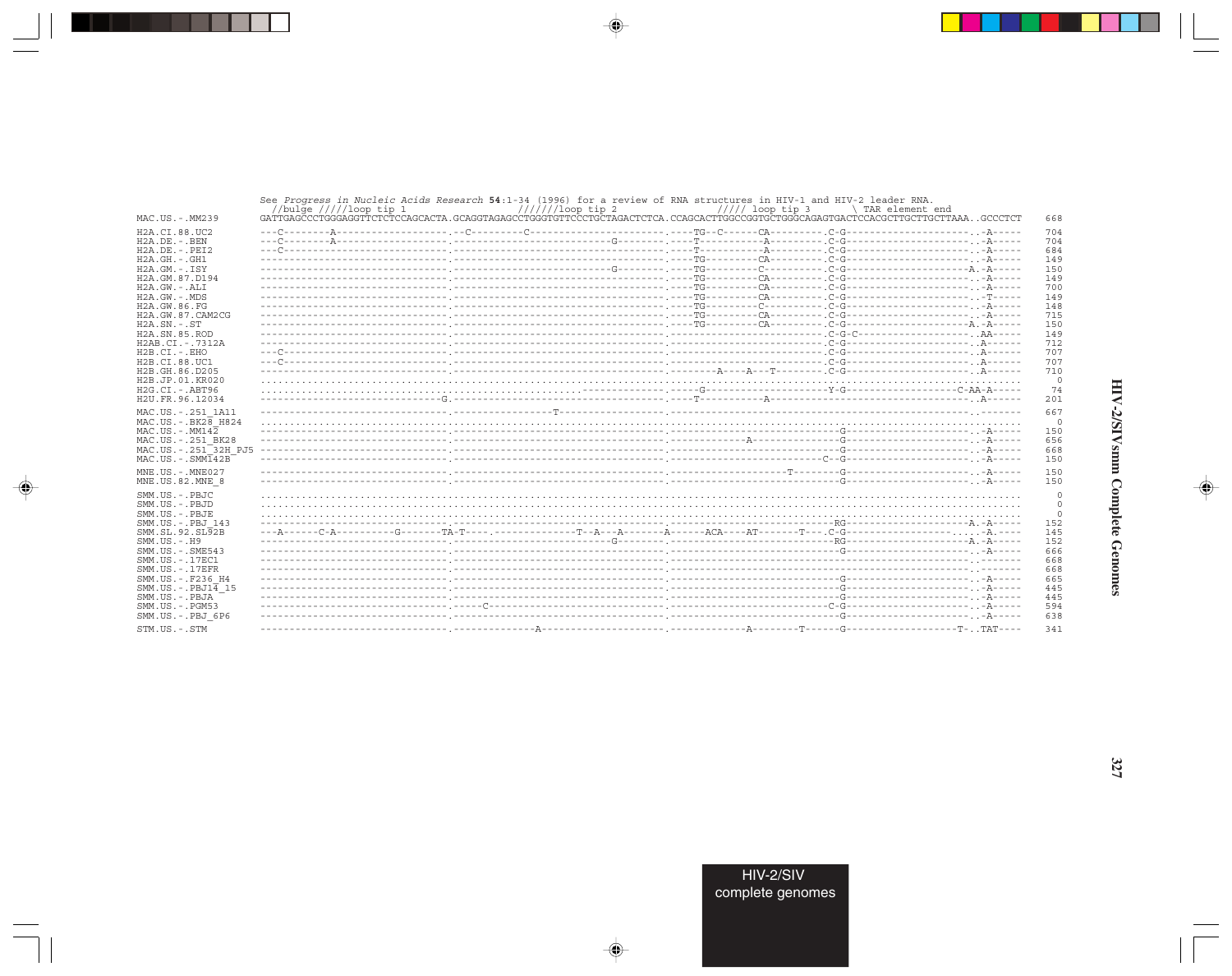See *Progress in Nucleic Acids Research* **54**:1-34 (1996) for a review of RNA structures in HIV-1 and HIV-2 leader RNA.

```
                       //bulge /////loop tip 1                    //////loop tip 2                   ///// loop tip 3          \ TAR element end
MAC.US.-.MM239         GATTGAGCCCTGGGAGGTTCTCTCCAGCACTA.GCAGGTAGAGCCTGGGTGTTCCCTGCTAGACTCTCA.CCAGCACTTGGCCGGTGCTGGGCAGAGTGACTCCACGCTTGCTTGCTTAAA..GCCCTCT   668

H2A.CI.88.UC2          ---C--------A--------------------.--C---------C------------------------.----TG--C------CA---------.C-G-----------------------..-A-----   704
H2A.DE.-.BEN           ---C--------A--------------------.----------------------G--------------.----T-----------A---------.C-G-----------------------..-A-----   704
H2A.DE.-.PEI2          ---C-----------------------------.-------------------------------------.----T-----------A---------.C-G-----------------------..-A-----   684
H2A.GH.-.GH1           ---------------------------------.-------------------------------------.----TG---------CA---------.C-G-----------------------..-A-----   149
H2A.GM.-.ISY           ---------------------------------.----------------------G--------------.----TG---------C----------.C-G----------------------A..-A-----   150
H2A.GM.87.D194         ---------------------------------.-------------------------------------.----TG---------CA---------.C-G-----------------------..-A-----   149
H2A.GW.-.ALI           ---------------------------------.-------------------------------------.----TG---------CA---------.C-G-----------------------..-A-----   700
H2A.GW.-.MDS           ---------------------------------.-------------------------------------.----TG---------CA---------.C-G-----------------------..-T-----   149
H2A.GW.86.FG           ---------------------------------.-------------------------------------.----TG---------C----------.C-G-----------------------..-A-----   148
H2A.GW.87.CAM2CG       ---------------------------------.-------------------------------------.----TG---------CA---------.C-G-----------------------..-A-----   715
H2A.SN.-.ST            ---------------------------------.-------------------------------------.----TG---------CA---------.C-G----------------------A..-A-----   150
H2A.SN.85.ROD          ---------------------------------.-------------------------------------.--------------------------.C-G-C---------------------..AA-----   149
H2AB.CI.-.7312A        ---------------------------------.-------------------------------------.--------------------------.C-G-----------------------..A------   712
H2B.CI.-.EHO           ---C-----------------------------.-------------------------------------.--------------------------.C-G-----------------------..A------   707
H2B.CI.88.UC1          ---C-----------------------------.-------------------------------------.--------------------------.C-G-----------------------..A------   707
H2B.GH.86.D205         ---------------------------------.-------------------------------------.--------A----A---T--------.C-G-----------------------..A------   710
H2B.JP.01.KR020        .................................................................................................................................     0
H2G.CI.-.ABT96         ...............................................................--------.-----G--------------------Y-G---------------------C-AA-A-----    74
H2U.FR.96.12034        ---------------------------G.-------------------------------------------.----T-----------A-------------------------------------..A------   201

MAC.US.-.251_1A11      ---------------------------------.----------------T--------------------.--------------------------------------------------------..-------   667
MAC.US.-.BK28_H824     .................................................................................................................................     0
MAC.US.-.MM142         ---------------------------------.-------------------------------------.--------------------------G-----------------------..-A-----   150
MAC.US.-.251_BK28      ---------------------------------.-------------------------------------.------------A-------------G-----------------------..-A-----   656
MAC.US.-.251_32H_PJ5   ---------------------------------.-------------------------------------.--------------------------G-----------------------..-A-----   668
MAC.US.-.SMM142B       ---------------------------------.-------------------------------------.------------------------C--G-----------------------..-A-----   150

MNE.US.-.MNE027        ---------------------------------.-------------------------------------.--------------------T-------G-----------------------..-A-----   150
MNE.US.82.MNE_8        ---------------------------------.-------------------------------------.--------------------------G-----------------------..-A-----   150

SMM.US.-.PBJC          .................................................................................................................................     0
SMM.US.-.PBJD          .................................................................................................................................     0
SMM.US.-.PBJE          .................................................................................................................................     0
SMM.US.-.PBJ_143       ---------------------------------.-------------------------------------.-------------------------RG----------------------A..-A-----   152
SMM.SL.92.SL92B        ---A------C-A----------G------TA-T---.---------------T--A---A-------A------ACA----AT-------T---.C-G--------------------.....-A.-----   145
SMM.US.-.H9            ---------------------------------.----------------------G--------------.-------------------------RG----------------------A..-A-----   152
SMM.US.-.SME543        ---------------------------------.-------------------------------------.--------------------------G-----------------------..-A-----   666
SMM.US.-.17EC1         ---------------------------------.-------------------------------------.--------------------------------------------------------..-------   668
SMM.US.-.17EFR         ---------------------------------.-------------------------------------.--------------------------------------------------------..-------   668
SMM.US.-.F236_H4       ---------------------------------.-------------------------------------.--------------------------G-----------------------..-A-----   665
SMM.US.-.PBJ14_15      ---------------------------------.-------------------------------------.--------------------------G-----------------------..-A-----   445
SMM.US.-.PBJA          ---------------------------------.-------------------------------------.--------------------------G-----------------------..-A-----   445
SMM.US.-.PGM53         ---------------------------------.-----C-------------------------------.-------------------------C-G-----------------------..-A-----   594
SMM.US.-.PBJ_6P6       ---------------------------------.-------------------------------------.--------------------------G-----------------------..-A-----   638

STM.US.-.STM           ---------------------------------.--------------A----------------------.-------------A--------T------G--------------------T-..TAT----   341
```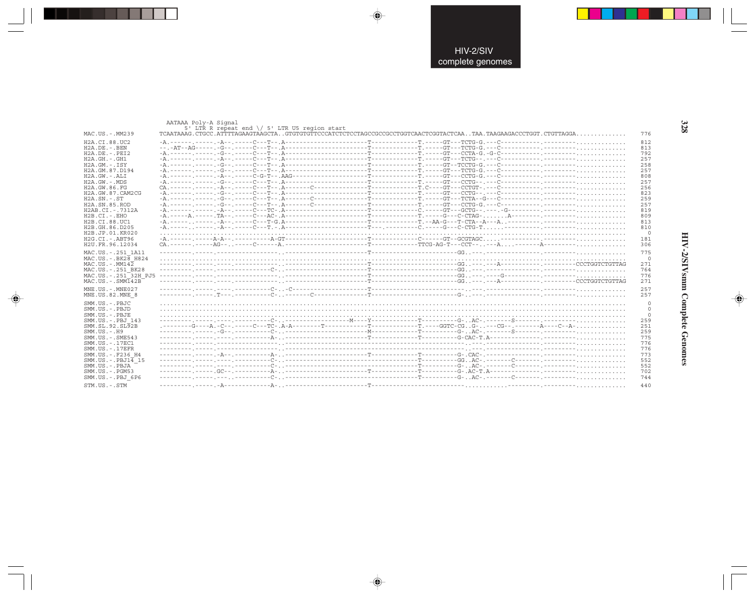```
                    AATAAA Poly-A Signal
                       5' LTR R repeat end \/ 5' LTR U5 region start
MAC.US.-.MM239      TCAATAAAG.CTGCC.ATTTTAGAAGTAAGCTA..GTGTGTGTTCCCATCTCTCCTAGCCGCCGCCTGGTCAACTCGGTACTCAA..TAA.TAAGAAGACCCTGGT.CTGTTAGGA.............  776

H2A.CI.88.UC2       -A.-------.------.-A--.-----C---T--.A----------------------T------------T.-----GT---TCTG-G.---C----------.---------.............  812
H2A.DE.-.BEN        --.-AT--AG------.-G--.-----C---T--.A----------------------T------------T.-----GT---TCTG-G.---C----------.---------.............  813
H2A.DE.-.PEI2       -A.-------.------.-G--.-----C---T--.A----------------------T------------T.-----GT---CCTA-G.-G-C----------.---------.............  792
H2A.GH.-.GH1        -A.-------.------.-A--.-----C---T--.A----------------------T------------T.-----GT---TCTG--.---C----------.---------.............  257
H2A.GM.-.ISY        -A.-------.------.-G--.-----C---T--.A----------------------T------------T.-----GT--TCCTG-G.---C----------.---------.............  258
H2A.GM.87.D194      -A.-------.------.-G--.-----C---T--.A----------------------T------------T.-----GT---TCTG-G.---C----------.---------.............  257
H2A.GW.-.ALI        -A.-------.------.-A--.-----C-G-T--.AAG--------------------T------------T.-----GT---CCTG-G.---C----------.---------.............  808
H2A.GW.-.MDS        -A.-------.------.-G--.-----C---T--.A----------------------T------------T.-----GT---CCTG--.---C----------.---------.............  257
H2A.GW.86.FG        CA.-------.------.-A--.-----C---T--.A-------C--------------T------------T.C----GT---CCTGT-.---C----------.---------.............  256
H2A.GW.87.CAM2CG    -A.-------.------.-G--.-----C---T--.A----------------------T------------T.-----GT---CCTG--.---C----------.---------.............  823
H2A.SN.-.ST         -A.-------.------.-G--.-----C---T--.A-------C--------------T------------T.-----GT---TCTA--G---C----------.---------.............  259
H2A.SN.85.ROD       -A.-------.------.-G--.-----C---T--.A-------C--------------T------------T.-----GT---CCTG-G.---C----------.---------.............  257
H2AB.CI.-.7312A     -A.-------.------.-A--.-----C---TC-.A----------------------T------------C.-----GT---GCTG--.---.--G-------.---------.............  819
H2B.CI.-.EHO        -A.-----A.------.TA--.-----C---AC-.A----------------------T------------T.-----G---C-CTAG-.......A--------.---------.............  809
H2B.CI.88.UC1       -A.------.------.-A--.-----C---T-G.A----------------------T------------T.--AA-G---T-CTA--A---A..---------.---------.............  813
H2B.GH.86.D205      -A.------.------.-A--.-----C---T-.A-----------------------T---.--------C.-----G---C-CTG-T......---------.---------.............  810
H2B.JP.01.KR020     ...................................................................................................................................    0
H2G.CI.-.ABT96      -A.-------.-----A-A--.---------A-GT-----------------------T------------C.-----GT--GCGTAGC.....----------.---------.............  181
H2U.FR.96.12034     CA.-------.-----AG--..-----C-----A.-----------------------T-----------TTCG-AG-T---CCT-.---A..........-A---------.............  306

MAC.US.-.251_1A11   ---------.------.------------------..----------------------T--------------------------GG..---.---------------.---------.............  775
MAC.US.-.BK28_H824  ...................................................................................................................................    0
MAC.US.-.MM142      ---------.------.-----.------------..----------------------T--------------------------GG..---.--A-----------.---------CCCTGGTCTGTTAG  271
MAC.US.-.251_BK28   ---------.------.-----------------C-..---------------------T--------------------------GG..---.---------------.---------.............  764
MAC.US.-.251_32H_PJ5 ---------.------.------------------..----------------------T--------------------------GG..---.---G-----------.---------.............  776
MAC.US.-.SMM142B    ---------.------.------------------..----------------------T--------------------------GG..---.--A-----------.---------CCCTGGTCTGTTAG  271

MNE.US.-.MNE027     ---------.------.-----.-----------C-..-C-------------------T-----------------------------..---.---------------.---------.............  257
MNE.US.82.MNE_8     ---------.------.T---.-----------C-..-------C--------------T--------------------------G-..---.---------------.---------.............  257

SMM.US.-.PBJC       ...................................................................................................................................    0
SMM.US.-.PBJD       ...................................................................................................................................    0
SMM.US.-.PBJE       ...................................................................................................................................    0
SMM.US.-.PBJ_143    ---------.------.-----.-----------C-..-----------------M---Y------------T---------G-..AC-.--------S--------.---------.............  259
SMM.SL.92.SL92B     .--------G----A.-C--.-----C---TC-.A-A--------T------------T------------T.----GGTC-CG..G-.----CG--.-------A----C--A-.............  251
SMM.US.-.H9         ---------.------.-G--.-----------C-..----------------------M------------T---------G-..AC-.--------S--------.---------.............  259
SMM.US.-.SME543     ---------.------.-----.-----------A-..---------------------T------------T---------G-CAC-T.A-------------.---------.............  775
SMM.US.-.17EC1      ---------.------.------------------..--------------------------------------------------------------------------.---------.............  776
SMM.US.-.17EFR      ---------.------.------------------..--------------------------------------------------------------------------.---------.............  776
SMM.US.-.F236_H4    ---------.------.-A--.-----------A-..---------------------T------------T---------G-.CAC-.----------------.---------.............  773
SMM.US.-.PBJ14_15   ---------.------.-----.-----------C-..------------------------------------T---------GG..AC-.--------C--------.---------.............  552
SMM.US.-.PBJA       ---------.------.-----.-----------C-..------------------------------------T---------G-..AC-.--------C--------.---------.............  552
SMM.US.-.PGM53      ---------.------.GC--.-----------A-..---------------------T------------T---------G-.AC-T.A--------------.---------.............  702
SMM.US.-.PBJ_6P6    ---------.------.---.-----------C-..---------------------T------------T---------G-..AC-.--------C--------.---------.............  744

STM.US.-.STM        ---------.------.-A-------------A-..---------------------T--------------------------.....................---------.............  440
```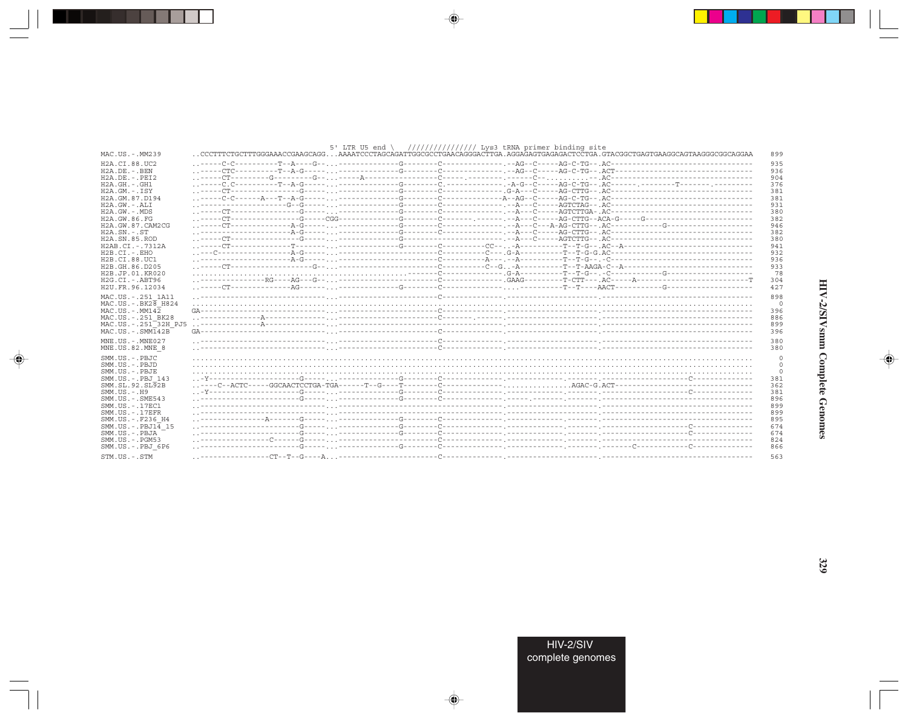```
                           5' LTR U5 end \   //////////////// Lys3 tRNA primer binding site
MAC.US.-.MM239       ..CCCTTTCTGCTTTGGGAAACCGAAGCAGG...AAAATCCCTAGCAGATTGGCGCCTGAACAGGGACTTGA.AGGAGAGTGAGAGACTCCTGA.GTACGGCTGAGTGAAGGCAGTAAGGGCGGCAGGAA  899

H2A.CI.88.UC2        ..-----C-C----------T--A----G--...---------------G--------C--------------.--AG--C-----AG-C-TG--.AC---------------------------------  935
H2A.DE.-.BEN         ..-----CTC----------T--A-G-----...---------------G--------C--------------.--AG--C-----AG-C-TG--.ACT--------------------------------  936
H2A.DE.-.PEI2        ..-----CT--------G---------G--...------A---------------------C--------.-----C--.........--.AC---------------------------------  904
H2A.GH.-.GH1         ..-----C.C----------T--A-G-----...---------------G--------C.-------------.A-G--C-----AG-C-TG--.AC-------.--------T-------.--------  376
H2A.GM.-.ISY         ..-----CT-----------------G-----...---------------G--------C--------------.G-A---C-----AG-CTTG--.AC---------------------------------  381
H2A.GM.87.D194       ..-----C-C------A---T--A-G-----...---------------G--------C---------------A--AG--C-----AG-C-TG--.AC---------------------------------  381
H2A.GW.-.ALI         ..----------------------G--G-----...---------------G--------C--------------.--A---C-----AGTCTAG--.AC---------------------------------  931
H2A.GW.-.MDS         ..-----CT-----------------G-----...---------------G--------C--------------.--A---C-----AGTCTTGA-.AC---------------------------------  380
H2A.GW.86.FG         ..-----CT-----------------G-----CGG---------------G--------C-------.------.--A---C-----AG-CTTG--ACA-G-----G-----------------------  382
H2A.GW.87.CAM2CG     ..-----CT---------------A-G-----...---------------G--------C--------------.--A---C---A-AG-CTTG--.AC-----------G--------------------  946
H2A.SN.-.ST          ..----------------------A-G-----...---------------G--------C--------------.--A---C-----AG-CTTG--.AC---------------------------------  382
H2A.SN.85.ROD        ..-----CT-----------------G-----...---------------G-----------------------.--A---C-----AGTCTTG--.AC---------------------------------  380
H2AB.CI.-.7312A      ..-----CT---------------T-------...---------------G--------C-----------CC--.-A-----------T--T-G--.AC--A-------------------------------  941
H2B.CI.-.EHO         ..---C------------------A-G-----...-----------------------C-----------C----.G-A-----------T--T-G-G.AC---------------------------------  932
H2B.CI.88.UC1        ..----------------------A-G-----...-----------------------C-----------A---.--A-----------T--T-G--.-C---------------------------------  936
H2B.GH.86.D205       ..-----CT--------------------G--...-----------------------C-----------C--G..-A-----------T--T-AAGA-C--A-----------------------------  933
H2B.JP.01.KR020      .........................................................C--------------.G-A-----------T--T-G--.-C-----------G--------------------   78
H2G.CI.-.ABT96       ..----------------RG----AG---G--...-----------------------C--------------.GAAG----------T-CTT---.AC-----A---------------------------T  304
H2U.FR.96.12034      ..-----CT---------------AG------...---------------G--------C--------------....----------T--T----AACT-----------G-------------------  427

MAC.US.-.251_1A11    ..------------------------------...-----------------------C--------------.----------------------.----------------------------------  898
MAC.US.-.BK28_H824   ...........................................................................................................................    0
MAC.US.-.MM142       GA------------------------------...-----------------------C--------------.----------------------.----------------------------------  396
MAC.US.-.251_BK28    ..---------------A--------------...-----------------------C--------.------.----------------------.----------------------------------  886
MAC.US.-.251_32H_PJ5 ..---------------A--------------...-----------------------C--------------.----------------------.----------------------------------  899
MAC.US.-.SMM142B     GA------------------------------...-----------------------C--------------.----------------------.----------------------------------  396

MNE.US.-.MNE027      ..------------------------------...-----------------------C--------------.----------------------.----------------------------------  380
MNE.US.82.MNE_8      ..------------------------------...-----------------------C--------------.----------------------.----------------------------------  380

SMM.US.-.PBJC        ...........................................................................................................................    0
SMM.US.-.PBJD        ...........................................................................................................................    0
SMM.US.-.PBJE        ...........................................................................................................................    0
SMM.US.-.PBJ_143     ..-Y----------------------G-----...---------------G--------C--------------.-----------.---------.-------------------C--------------  381
SMM.SL.92.SL92B      ..----C--ACTC-----GGCAACTCCTGA-TGA-------T--G----T--------C--------------...............AGAC-G.ACT--------------------------------  362
SMM.US.-.H9          ..-Y----------------------G-----...---------------G--------C--------------.-----------.---------.-------------------C--------------  381
SMM.US.-.SME543      ..------------------------G-----...---------------G--------C--------------.-----.-----.---------.----------------------------------  896
SMM.US.-.17EC1       ..------------------------------...-----------------------C--------------.----------------------.----------------------------------  899
SMM.US.-.17EFR       ..------------------------------...-----------------------C--------------.----------------------.----------------------------------  899
SMM.US.-.F236_H4     ..----------------A-------G-----...---------------G--------C--------------.-----------.---------.----------------------------------  895
SMM.US.-.PBJ14_15    ..------------------------G-----...---------------G--------C--------------.-----------.---------.-------------------C--------------  674
SMM.US.-.PBJA        ..------------------------G-----...---------------G--------C--------------.-----------.---------.-------------------C--------------  674
SMM.US.-.PGM53       ..----------------C-------G-----...-----------------------C--------------.-----------.---------.----------------------------------  824
SMM.US.-.PBJ_6P6     ..------------------------G-----...---------------G--------C--------------.-----------.---------.-------C-----------C--------------  866

STM.US.-.STM         ..----------------CT--T--G----A...-----------------------C--------------.----------------------.----------------------------------  563
```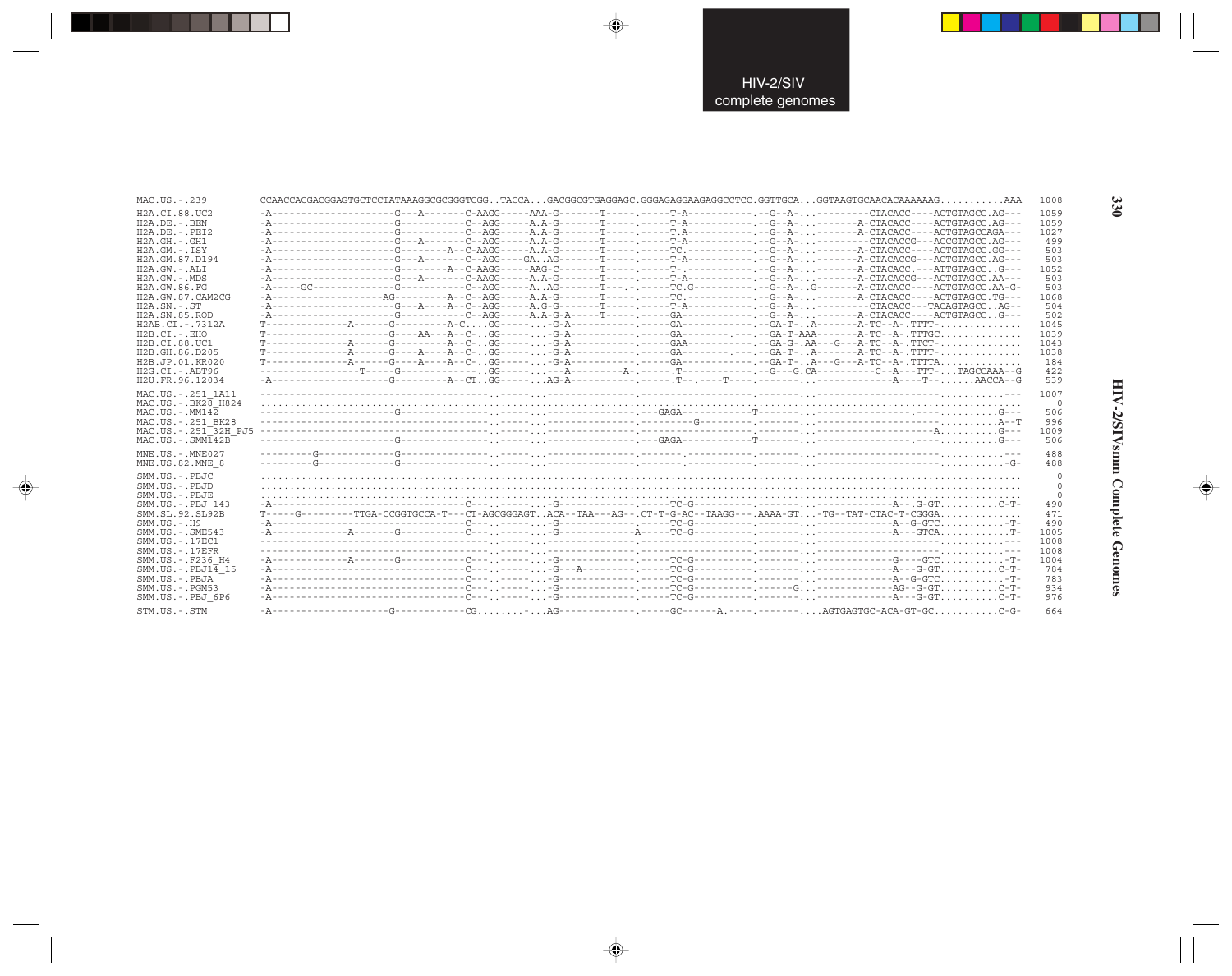```
MAC.US.-.239          CCAACCACGACGGAGTGCTCCTATAAAGGCGCGGGTCGG..TACCA...GACGGCGTGAGGAGC.GGGAGAGGAAGAGGCCTCC.GGTTGCA...GGTAAGTGCAACACAAAAAAG...........AAA  1008

H2A.CI.88.UC2         -A--------------------G---A-------C-AAGG-----AAA-G-------T-----.-----T-A----------.--G--A-..---------CTACACC----ACTGTAGCC.AG---  1059
H2A.DE.-.BEN          -A--------------------G-----------C--AGG-----A.A-G-------T-----.-----T-A----------.--G--A-..--------A-CTACACC----ACTGTAGCC.AG---  1059
H2A.DE.-.PEI2         -A--------------------G-----------C--AGG-----A.A-G-------T-----.-----T.A----------.--G--A-..--------A-CTACACC----ACTGTAGCCAGA---  1027
H2A.GH.-.GH1          -A--------------------G---A-------C--AGG-----A.A-G-------T-----.-----T-A----------.--G--A-..---------CTACACCG---ACCGTAGCC.AG---   499
H2A.GM.-.ISY          -A--------------------G---------A--C-AAGG-----A.A-G-------T-----.-----TC.----------.--G--A-..--------A-CTACACC----ACTGTAGCC.GG---   503
H2A.GM.87.D194        -A--------------------G---A-------C--AGG---GA..AG-------T-----.-----T-A----------.--G--A-..--------A-CTACACCG---ACTGTAGCC.AG---   503
H2A.GW.-.ALI          -A--------------------G---------A--C-AAGG-----AAG-C-------T-----.-----T-.----------.--G--A-..--------A-CTACACC.---ATTGTAGCC..G---  1052
H2A.GW.-.MDS          -A--------------------G---A-------C-AAGG-----A.A-G-------T-----.-----T-A----------.--G--A-..--------A-CTACACCG---ACTGTAGCC.AA---   503
H2A.GW.86.FG          -A-----GC-------------G-----------C--AGG-----A..AG-------T---.-.-----TC.G---------.--G--A-..G-------A-CTACACC----ACTGTAGCC.AA-G-   503
H2A.GW.87.CAM2CG      -A------------------AG----------A--C--AGG-----A.A-G-------T-----.-----TC.----------.--G--A-..--------A-CTACACC----ACTGTAGCC.TG---  1068
H2A.SN.-.ST           -A--------------------G---A----A--C--AGG-----A.G-G-------T-----.-----T-A----------.--G--A-..---------CTACACC---TACAGTAGCC..AG--   504
H2A.SN.85.ROD         -A--------------------G-----------C--AGG-----A.A-G-A-----T-----.-----GA-----------.--G--A-..--------A-CTACACC----ACTGTAGCC..G---   502
H2AB.CI.-.7312A       T-------------A------G---------A-C....GG-------..-G-A----------.-----GA------------.--GA-T-..A-------A-TC--A-.TTTT-..............  1045
H2B.CI.-.EHO          T---------------------G---AA---A--C-..GG-------..-G-A----------.-----GA---------.---.--GA-T-AAA------A-TC--A-.TTTGC.............  1039
H2B.CI.88.UC1         T-------------A------G---------A--C-..GG-------..-G-A----------.-----GAA-----------.--GA-G-.AA---G---A-TC--A-.TTCT-.............  1043
H2B.GH.86.D205        T-------------A------G---A----A--C-..GG-------..-G-A----------.-----GA---------.---.--GA-T-..A-------A-TC--A-.TTTT-.............  1038
H2B.JP.01.KR020       T-------------A------G---A----A--C-..GG-------..-G-A----------.-----GA------------.--GA-T-..A---G---A-TC--A-.TTTTA.............   184
H2G.CI.-.ABT96        ----------------T-----G-------------..GG-------..---A--------A-.------.T----------.--G---G.CA---------C--A---TTT-...TAGCCAAA--G   422
H2U.FR.96.12034       -A--------------------G---------A--CT..GG-------..AG-A----------.------.T--.-----T----.--------..-------------A----T--.......AACCA--G   539

MAC.US.-.251_1A11     --------------------------------------..-------..---------------.--------------------.--------..-----------------------...........---  1007
MAC.US.-.BK28_H824    .......................................................................................................................................     0
MAC.US.-.MM142        ----------------------G---------------..-------..---------------.---GAGA-----------T------..-----------------------...........G---   506
MAC.US.-.251_BK28     --------------------------------------..-------..---------------.---------G----------.--------..-----------------------...........A--T   996
MAC.US.-.251_32H_PJ5  --------------------------------------..-------..---------------.--------------------.--------..---------------------A...........G---  1009
MAC.US.-.SMM142B      ----------------------G---------------..-------..---------------.---GAGA-----------T------..-----------------------...........G---   506

MNE.US.-.MNE027       ---------G------------G---------------..-------..---------------.-------.-----------.--------..-----------------------...........---   488
MNE.US.82.MNE_8       ---------G------------G---------------..-------..---------------.-------.-----------.--------..-----------------------...........-G-   488

SMM.US.-.PBJC         .......................................................................................................................................     0
SMM.US.-.PBJD         .......................................................................................................................................     0
SMM.US.-.PBJE         .......................................................................................................................................     0
SMM.US.-.PBJ_143      -A--------------------------------C---..-------..-G-------------.-----TC-G-----------.--------..------------A---.G-GT...........C-T-   490
SMM.SL.92.SL92B       T-----G---------TTGA-CCGGTGCCA-T---CT-AGCGGGAGT..ACA--TAA---AG--.CT-T-G-AC--TAAGG---.AAAA-GT...-TG--TAT-CTAC-T-CGGGA..............   471
SMM.US.-.H9           -A--------------------------------C---..-------..-G-------------.-----TC-G-----------.--------..------------A--G-GTC............-T-   490
SMM.US.-.SME543       -A------------A-------G-----------C---..-------..-G------------A-----TC-G-----------.--------..------------A---GTCA.............T-  1005
SMM.US.-.17EC1        --------------------------------------..-------..---------------.--------------------.--------..-----------------------...........---  1008
SMM.US.-.17EFR        --------------------------------------..-------..---------------.--------------------.--------..-----------------------...........---  1008
SMM.US.-.F236_H4      -A------------A-------G-----------C---..-------..-G-------------.-----TC-G-----------.--------..------------G----GTC............-T-  1004
SMM.US.-.PBJ14_15     -A--------------------------------C---..-------..-G---A---------.-----TC-G-----------.--------..------------A---G-GT...........C-T-   784
SMM.US.-.PBJA         -A--------------------------------C---..-------..-G-------------.-----TC-G-----------.--------..------------A--G-GTC............-T-   783
SMM.US.-.PGM53        -A--------------------------------C---..-------..-G-------------.-----TC-G-----------.------G..-----------AG--G-GT...........C-T-   934
SMM.US.-.PBJ_6P6      -A--------------------------------C---..-------..-G-------------.-----TC-G-----------.--------..------------A---G-GT...........C-T-   976

STM.US.-.STM          -A--------------------G------------CG........-...AG-------------.-----GC------A.----.--------....AGTGAGTGC-ACA-GT-GC............C-G-   664
```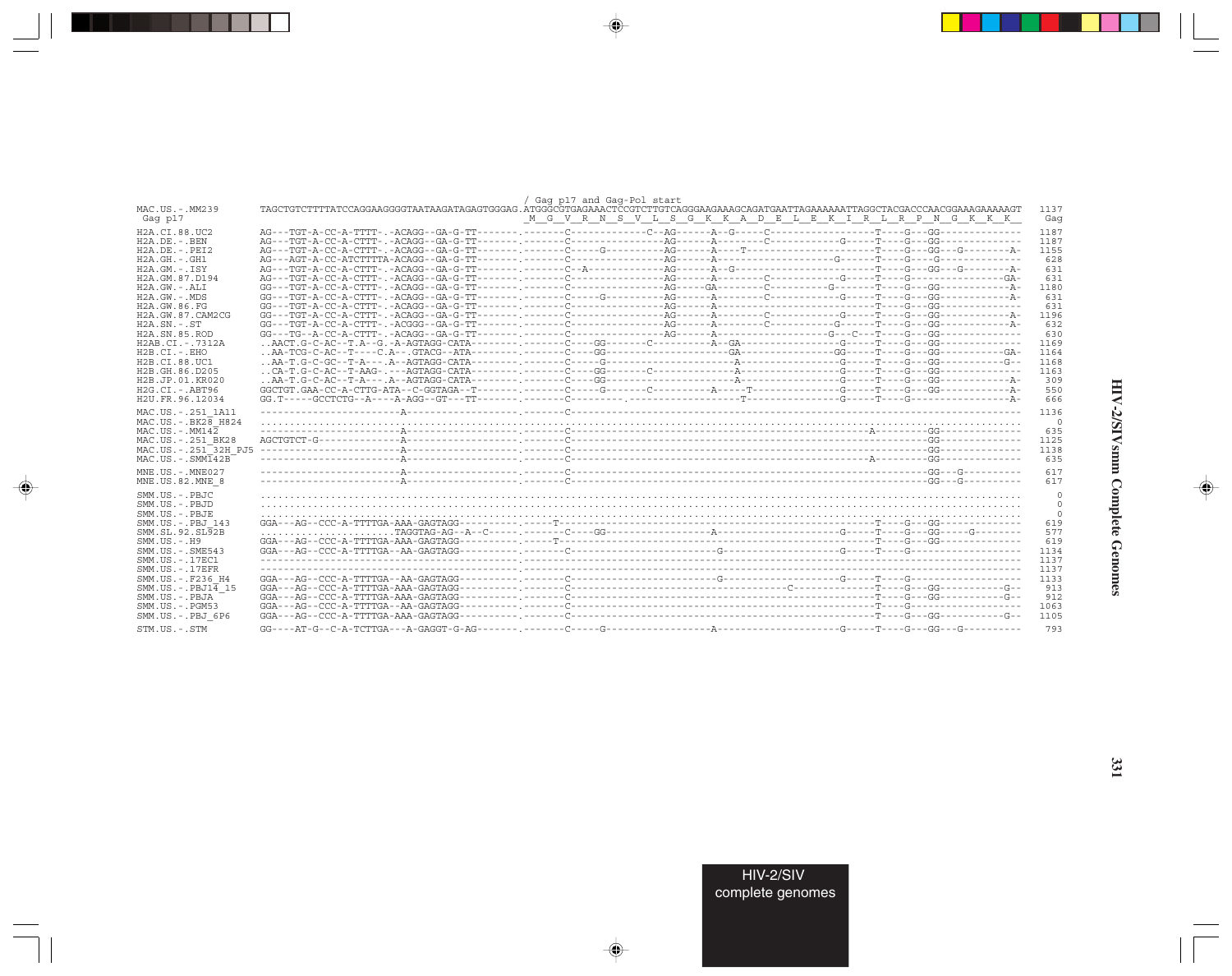```
                              / Gag p17 and Gag-Pol start
MAC.US.-.MM239        TAGCTGTCTTTTATCCAGGAAGGGGTAATAAGATAGAGTGGGAG.ATGGGCGTGAGAAACTCCGTCTTGTCAGGGAAGAAAGCAGATGAATTAGAAAAAATTAGGCTACGACCCAACGGAAAGAAAAAGT  1137
 Gag p17                                                    _M__G__V__R__N__S__V__L__S__G__K__K__A__D__E__L__E__K__I__R__L__R__P__N__G__K__K__K__  Gag

H2A.CI.88.UC2         AG---TGT-A-CC-A-TTTT-.-ACAGG--GA-G-TT-------.-------C-------------C--AG------A--G-----C-----------------T----G---GG-------------  1187
H2A.DE.-.BEN          AG---TGT-A-CC-A-CTTT-.-ACAGG--GA-G-TT-------.-------C--------------AG------A--------C------------G-----T----G---GG-------------  1187
H2A.DE.-.PEI2         AG---TGT-A-CC-A-CTTT-.-ACAGG--GA-G-TT-------.-------C-----G--------AG------A----T-----------------------T----G---GG---G--------A-  1155
H2A.GH.-.GH1          AG---AGT-A-CC-A-ATCTTTTA-ACAGG--GA-G-TT-----.-------C--------------AG------A--------------------G------T----G----G--------------  628
H2A.GM.-.ISY          AG---TGT-A-CC-A-CTTT-.-ACAGG--GA-G-TT-------.-------C--A-----------AG------A--G-------------------------T----G---GG---G--------A-  631
H2A.GM.87.D194        AG---TGT-A-CC-A-CTTT-.-ACAGG--GA-G-TT-------.-------C--------------AG------A--------C------------G-----T----G----------------GA-  631
H2A.GW.-.ALI          GG---TGT-A-CC-A-CTTT-.-ACAGG--GA-G-TT-------.-------C--------------AG-----GA-------C----------G--------T----G---GG-------------A-  1180
H2A.GW.-.MDS          GG---TGT-A-CC-A-CTTT-.-ACAGG--GA-G-TT-------.-------C-----G--------AG------A--------C-------------G----T----G---GG-------------A-  631
H2A.GW.86.FG          GG---TGT-A-CC-A-CTTT-.-ACAGG--GA-G-TT-------.-------C--------------AG------A-----------------------------T----G---GG-------------  631
H2A.GW.87.CAM2CG      GG---TGT-A-CC-A-CTTT-.-ACAGG--GA-G-TT-------.-------C--------------AG------A--------C------------G-----T----G---GG-------------A-  1196
H2A.SN.-.ST           GG---TGT-A-CC-A-CTTT-.-ACGGG--GA-G-TT-------.-------C--------------AG------A--------C----------G-------T----G---GG-------------A-  632
H2A.SN.85.ROD         GG---TG--A-CC-A-CTTT-.-ACAGG--GA-G-TT-------.-------C--------------AG------A--------------------G---C---T----G---GG-------------  630
H2AB.CI.-.7312A       ..AACT.G-C-AC--T.A--G.-A-AGTAGG-CATA--------.-------C----GG-------C----------A--GA----------------G-----T----G---GG-------------  1169
H2B.CI.-.EHO          ..AA-TCG-C-AC--T----C.A--.GTACG--ATA--------.-------GG--------------------GA----------------GG-----T----G---GG------------GA-  1164
H2B.CI.88.UC1         ..AA-T.G-C-GC--T-A---.A--AGTAGG-CATA--------.-------C-----G--------------------A------------------G-----T----G---GG------------G--  1168
H2B.GH.86.D205        ..CA-T.G-C-AC--T-AAG-.---AGTAGG-CATA--------.-------C----GG-------C------------A------------------G-----T----G---GG-------------  1163
H2B.JP.01.KR020       ..AA-T.G-C-AC--T-A---.A--AGTAGG-CATA--------.-------C----GG----------------------A------------------G-----T----G---GG-------------A-  309
H2G.CI.-.ABT96        GGCTGT.GAA-CC-A-CTTG-ATA--C-GGTAGA--T-------.-------C-----G-----C----------A-----T---------------G-----T----G---GG-------------A-  550
H2U.FR.96.12034       GG.T----GCCTCTG--A---A-AGG--GT---TT-------.-------C-----------.-----------------T------------------G-----T----G----------------A-  666

MAC.US.-.251_1A11     ------------------------A-------------------.-------C--------------------------------------------------------------------------  1136
MAC.US.-.BK28_H824    .............................................................................................................................  0
MAC.US.-.MM142        ------------------------A-------------------.-------C------------------------------------------------------A---------GG-------------  635
MAC.US.-.251_BK28     AGCTGTCT-G--------------A-------------------.-------C----------------------------------------------------------------GG-------------  1125
MAC.US.-.251_32H_PJ5  ------------------------A-------------------.-------C----------------------------------------------------------------GG-------------  1138
MAC.US.-.SMM142B      ------------------------A-------------------.-------C------------------------------------------------------A---------GG-------------  635

MNE.US.-.MNE027       ------------------------A-------------------.-------C----------------------------------------------------------------GG---G----------  617
MNE.US.82.MNE_8       ------------------------A-------------------.-------C----------------------------------------------------------------GG---G----------  617

SMM.US.-.PBJC         .............................................................................................................................  0
SMM.US.-.PBJD         .............................................................................................................................  0
SMM.US.-.PBJE         .............................................................................................................................  0
SMM.US.-.PBJ_143      GGA---AG--CCC-A-TTTTGA-AAA-GAGTAGG----------.-----T------------------------------------------------------T----G---GG-------------  619
SMM.SL.92.SL92B       ......................TAGGTAG-AG--A--C-----.------C----GG----------------------A--------------------G-----T----G---GG-----G--------  577
SMM.US.-.H9           GGA---AG--CCC-A-TTTTGA-AAA-GAGTAGG----------.-----T------------------------------------------------------T----G---GG-------------  619
SMM.US.-.SME543       GGA---AG--CCC-A-TTTTGA--AA-GAGTAGG----------.-------C------------------------G---------------------G-----T----G------------------  1134
SMM.US.-.17EC1        ------------------------------------------------.------------------------------------------------------------------------------  1137
SMM.US.-.17EFR        ------------------------------------------------.------------------------------------------------------------------------------  1137
SMM.US.-.F236_H4      GGA---AG--CCC-A-TTTTGA--AA-GAGTAGG----------.-------C------------------------G---------------------G-----T----G------------------  1133
SMM.US.-.PBJ14_15     GGA---AG--CCC-A-TTTTGA-AAA-GAGTAGG----------.-------C------------------------------------C--------------T----G---GG------------G--  913
SMM.US.-.PBJA         GGA---AG--CCC-A-TTTTGA-AAA-GAGTAGG----------.-------C------------------------------------------------------T----G---GG------------G--  912
SMM.US.-.PGM53        GGA---AG--CCC-A-TTTTGA--AA-GAGTAGG----------.-------C------------------------------------------------------T----G------------------  1063
SMM.US.-.PBJ_6P6      GGA---AG--CCC-A-TTTTGA-AAA-GAGTAGG----------.-------C------------------------------------------------------T----G---GG------------G--  1105

STM.US.-.STM          GG----AT-G--C-A-TCTTGA---A-GAGGT-G-AG-------.-------C-----G-------------------A---------------------G-----T----G---GG---G----------  793
```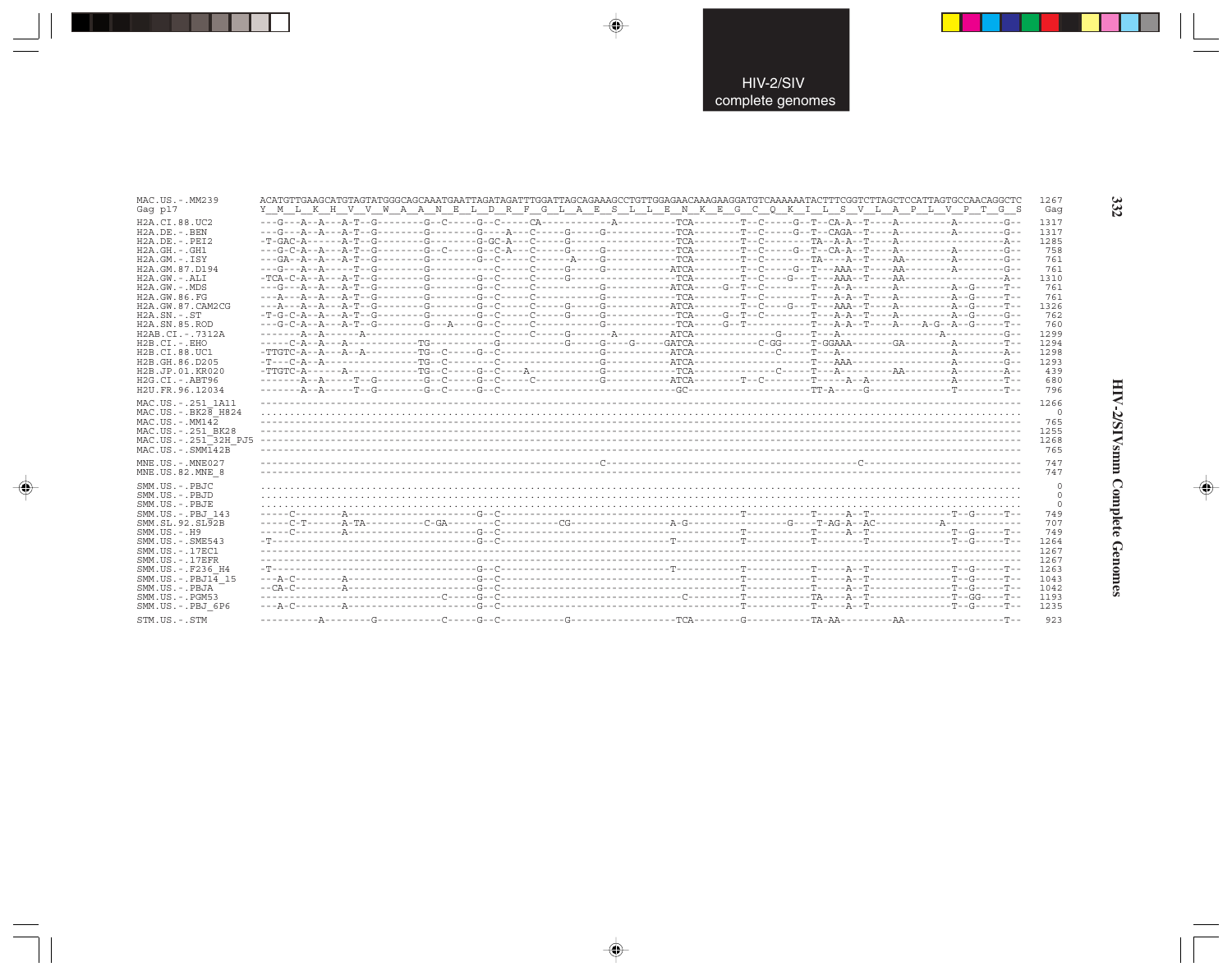```
MAC.US.-.MM239        ACATGTTGAAGCATGTAGTATGGGCAGCAAATGAATTAGATAGATTTGGATTAGCAGAAAGCCTGTTGGAGAACAAAGAAGGATGTCAAAAAATACTTTCGGTCTTAGCTCCATTAGTGCCAACAGGCTC  1267
Gag p17               Y  M  L  K  H  V  V  W  A  A  N  E  L  D  R  F  G  L  A  E  S  L  L  E  N  K  E  G  C  Q  K  I  L  S  V  L  A  P  L  V  P  T  G  S   Gag

H2A.CI.88.UC2         ---G---A--A---A-T--G--------G--C-----G--C-----CA-----------A----------TCA--------T--C-----G--T--CA-A--T----A---------A--------G--  1317
H2A.DE.-.BEN          ---G---A--A---A-T--G--------G--------G----A---C-----G-----G-----------TCA--------T--C-----G--T--CAGA--T----A---------A--------G--  1317
H2A.DE.-.PEI2         -T-GAC-A------A-T--G--------G--------G-GC-A---C-----G-----------------TCA--------T--C--------TA---A-A--T----A------------------A--  1285
H2A.GH.-.GH1          ---G-C-A--A---A-T--G--------G--C-----G--C-A---C-----G-----G-----------TCA--------T--C-----G--T--CA-A--T----A---------A--------G--   758
H2A.GM.-.ISY          ---GA--A--A---A-T--G--------G--------G--C-----C-----A-----G-----------TCA--------T--C--------TA----A--T----AA--------A--------G--   761
H2A.GM.87.D194        ---G---A--A-----T--G--------G-----------C-----C-----G-----G----------ATCA--------T--C-----G--T---AAA--T----AA--------A--------G--   761
H2A.GW.-.ALI          -TCA-C-A--A---A-T--G--------G--------G--C-----C-----G----------------TCA--------T--C----G---T---AAA--T----AA------------------A--  1310
H2A.GW.-.MDS          ---G---A--A---A-T--G--------G--------G--C-----C-----------G----------ATCA------G--T--C--------T---A-A-------A---------A--G-----T--   761
H2A.GW.86.FG          ---A---A--A---A-T--G--------G--------G--C-----C-----------G-----------TCA--------T--C--------T---A-A--T----A---------A--G-----T--   761
H2A.GW.87.CAM2CG      ---A---A--A---A-T--G--------G--------G--C-----C-----G-----G----------ATCA--------T--C----G---T---AAA--T----A---------A--G-----T--  1326
H2A.SN.-.ST           -T-G-C-A--A---A-T--G--------G--------G--C-----C-----G-----G-----------TCA-----G--T--C--------T---A-A--T----A---------A--G-----G--   762
H2A.SN.85.ROD         ---G-C-A--A---A-T--G--------G---A----G--C-----C-----------G-----------TCA-----G--T-----------T---A-A--T----A----A-G--A--G-----T--   760
H2AB.CI.-.7312A       -------A--A------A--------------------C-----C-----G-------A----------ATCA---------------G-----T---A-------------------A--------G--  1299
H2B.CI.-.EHO          -----C-A--A---A-------------TG----------G-----------G-----G----G-----GATCA------------C-GG-----T-GGAAA--------GA---------A--------T--  1294
H2B.CI.88.UC1         -TTGTC-A--A---A--A----------TG--C-----G--C-----------------G----------ATCA----------------C-----T---A--------------------A--------A--  1298
H2B.GH.86.D205        -T---C-A--A-----------------TG--C-----------C-----------------G----------ATCA----------------------T---AAA-------------------A--------G--  1293
H2B.JP.01.KR020       -TTGTC-A------A-------------TG--C-----G--C----A------------G-----------TCA-----------------C-----T---A-----------AA--------A--------A--   439
H2G.CI.-.ABT96        -------A--A-----T--G--------G--C-----G--C-----C-----------G----------ATCA--------T--C--------T-----A--A--------------A--------T--   680
H2U.FR.96.12034       -------A--A-----T--G--------G--C-----G--C------------------------------GC-------------------TT-A-----G---------------T--------T--   796

MAC.US.-.251_1A11     ------------------------------------------------------------------------------------------------------------------------------------  1266
MAC.US.-.BK28_H824    ....................................................................................................................................     0
MAC.US.-.MM142        ------------------------------------------------------------------------------------------------------------------------------------   765
MAC.US.-.251_BK28     ------------------------------------------------------------------------------------------------------------------------------------  1255
MAC.US.-.251_32H_PJ5  ------------------------------------------------------------------------------------------------------------------------------------  1268
MAC.US.-.SMM142B      ------------------------------------------------------------------------------------------------------------------------------------   765

MNE.US.-.MNE027       -----------------------------------------------------------C--------------------------------------------C----------------------------   747
MNE.US.82.MNE_8       ------------------------------------------------------------------------------------------------------------------------------------   747

SMM.US.-.PBJC         ....................................................................................................................................     0
SMM.US.-.PBJD         ....................................................................................................................................     0
SMM.US.-.PBJE         ....................................................................................................................................     0
SMM.US.-.PBJ_143      -----C--------A---------------------G--C---------------------------------------T-----------T-----A--T---------------T--G-----T--   749
SMM.SL.92.SL92B       -----C-T------A-TA----------C-GA--------C----------CG----------------A-G----------------G----T-AG-A--AC-----------A------------   707
SMM.US.-.H9           -----C--------A---------------------G--C---------------------------------------T-----------T-----A--T---------------T--G-----T--   749
SMM.US.-.SME543       -T----------------------------------G--C---------------------------T-----------T-----------T-----------T-------------T--G-----T--  1264
SMM.US.-.17EC1        ------------------------------------------------------------------------------------------------------------------------------------  1267
SMM.US.-.17EFR        ------------------------------------------------------------------------------------------------------------------------------------  1267
SMM.US.-.F236_H4      -T----------------------------------G--C---------------------------T-----------T-----------T-----A--T---------------T--G-----T--  1263
SMM.US.-.PBJ14_15     ---A-C--------A---------------------G--C---------------------------------------T-----------T-----A--T---------------T--G-----T--  1043
SMM.US.-.PBJA         --CA-C--------A---------------------G--C---------------------------------------T-----------T-----A--T---------------T--G-----T--  1042
SMM.US.-.PGM53        -------------------------------C----G--C-----------------------------C---------T-----------TA----A--T---------------T--GG----T--  1193
SMM.US.-.PBJ_6P6      ---A-C--------A---------------------G--C---------------------------------------T-----------T-----A--T---------------T--G-----T--  1235

STM.US.-.STM          ----------A--------G-----------C----G--C-----------G------------------TCA--------G-----------TA-AA----------AA-----------------T--   923
```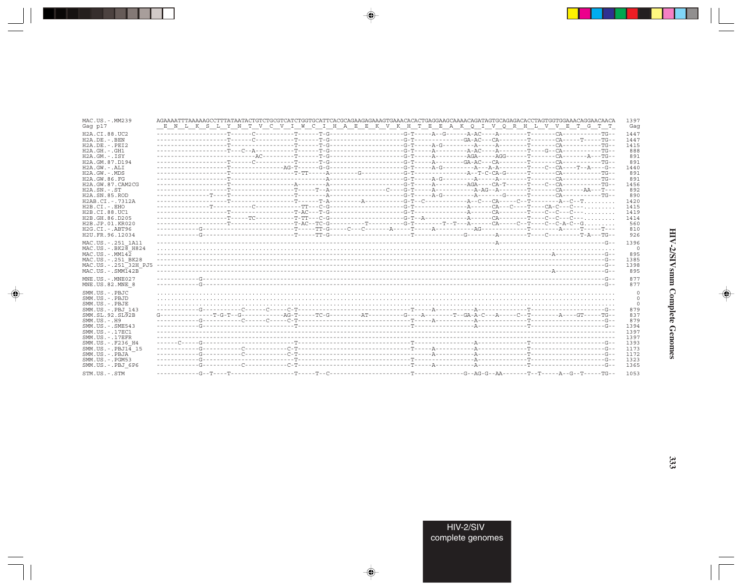```
MAC.US.-.MM239        AGAAAATTTAAAAAGCCTTTATAATACTGTCTGCGTCATCTGGTGCATTCACGCAGAAGAGAAAGTGAAACACACTGAGGAAGCAAAACAGATAGTGCAGAGACACCTAGTGGTGGAAACAGGAACAACA  1397
Gag p17               _E__N__L__K__S__L__Y__N__T__V__C__V__I__W__C__I__H__A__E__E__K__V__K__H__T__E__E__A__K__Q__I__V__Q__R__H__L__V__V__E__T__G__T__T_   Gag

H2A.CI.88.UC2         -------------------T------C-----------T------T-G--------------------G-T-----A--G------A-AC----A--------T-------CA-----------TG--  1447
H2A.DE.-.BEN          -------------------T------C-----------T------T-G--------------------G-T--------------GA-AC---CA--------T-------CA-----T-----TG--  1447
H2A.DE.-.PEI2         -------------------T------------------T------T-G--------------------G-T-----A-G---------A-----A--------T-------CA-----------TG--  1415
H2A.GH.-.GH1          -------------------T---C--A-----------T------T-G--------------------G-T-----A---------A-AC----A--------T----G--CA-----------TG--   888
H2A.GM.-.ISY          -------------------------AC-----------T------T-G--------------------G-T-----A--------AGA-----AGG-------T-------CA-------A---TG--   891
H2A.GM.87.D194        -------------------T------C-----------T------T-G--------------------G-T-----A--------GA-AC---CA--------T-------CA-----------TG--   891
H2A.GW.-.ALI          -------------------T------------------AG-T------G-G-----------------G-T-----A-G---------A---A-A--------T----C--CA----T--A----G--  1440
H2A.GW.-.MDS          -------------------T-------------------T-TT-----A--------G----------G-T---------------A--T-C-CA-G------T-------CA-----------TG--   891
H2A.GW.86.FG          -------------------T-------------------------A----------------------G-T-----A-G---------A-----A--------T-------CA-----------TG--   891
H2A.GW.87.CAM2CG      -------------------T------------------A--------A--------------------G-T-----A--------AGA----CA-T-------T----C--CA-----------TG--  1456
H2A.SN.-.ST           -------------------T------------------T-----T--A---------------C----G-T-----A------------A-AG--A-------T-------CA------AA---T---   892
H2A.SN.85.ROD         ---------------T---T------------------T--------A--------------------G-T-----A-G---------A-------G------T-------CA-----------TG--   890
H2AB.CI.-.7312A       -------------------T------------------T------T-A---------A----------G-T--C-------------A--C---CA-----C--T--------A--C--T.........  1420
H2B.CI.-.EHO          ---------------T----------C--------------TT---C-G-------------------G-T------------------A------CA---C-----T----CA-C---C---.........  1415
H2B.CI.88.UC1         -------------------T------------------T-AC---T-G--------------------G-T------------------A------CA--------T----C--C---C---.........  1419
H2B.GH.86.D205        -------------------T-----TC-----------T-TT---C-G--------------------G-T--A---------------A------CA--------T----C--C---C---.........  1414
H2B.JP.01.KR020       -------------------T------------------T-AC--TC-G---------T----------G-T---------T--T---A------CA-----C--T----C--C-A-C--G.........   560
H2G.CI.-.ABT96        ------------G-------------------------T-----TT-G-----C---C-------A-----T-----A------------AG------------T---------A-----T-----T---   810
H2U.FR.96.12034       ------------G-------------------------T-----TT-G--------------------T-------------G--------A--------T----C---------T-A---TG--   926

MAC.US.-.251_1A11     -----------------------------------------------------------------------------------------------A-------------------------------G--  1396
MAC.US.-.BK28_H824    .....................................................................................................................................     0
MAC.US.-.MM142        ---------------------------------------------------------------------------------------------------------------A--------------G--   895
MAC.US.-.251_BK28     ----------------------------------------------------------------------------------------------------------------------------------G--  1385
MAC.US.-.251_32H_PJ5  ----------------------------------------------------------------------------------------------------------------------------------G--  1398
MAC.US.-.SMM142B      ---------------------------------------------------------------------------------------------------------------A--------------G--   895

MNE.US.-.MNE027       ------------G-------------------------------------------------------------------------------------------------------------------G--   877
MNE.US.82.MNE_8       ------------G-------------------------------------------------------------------------------------------------------------------G--   877

SMM.US.-.PBJC         .....................................................................................................................................     0
SMM.US.-.PBJD         .....................................................................................................................................     0
SMM.US.-.PBJE         .....................................................................................................................................     0
SMM.US.-.PBJ_143      ------------G-----------C------C-----C-T------------------------------T-----A------------A-------------T------------------------G--   879
SMM.SL.92.SL92B       G----------------T-G-T--G-------------AG-T-----TC-G---------AT-----------G---A---------T--GA-A-C---A-----C--T---------A----GT-----TG--   837
SMM.US.-.H9           ------------G-----------C------C-----C-T------------------------------T-----A------------A-------------T------------------------G--   879
SMM.US.-.SME543       ------------G-------------------------T-------------------------------T------------------A-------------T------------------------G--  1394
SMM.US.-.17EC1        ----------------------------------------------------------------------------------------------------------------------------------     1397
SMM.US.-.17EFR        ----------------------------------------------------------------------------------------------------------------------------------     1397
SMM.US.-.F236_H4      ------C-----G-------------------------T-------------------------------T------------------A-------------T------------------------G--  1393
SMM.US.-.PBJ14_15     ------------G-----------C------------C-T------------------------------T-----A------------A-------------T------------------------G--  1173
SMM.US.-.PBJA         ------------G-----------C------------C-T------------------------------------A------------A-------------T------------------------G--  1172
SMM.US.-.PGM53        ------------G-------------------------T-------------------------------T------------------A-------------T------------------------G--  1323
SMM.US.-.PBJ_6P6      ------------G-----------C------------C-T------------------------------T-----A------------A-------------T------------------------G--  1365

STM.US.-.STM          ------------G--T----T-----------------T-----T--C----------------------T-------------G--AG-G--AA-------T--T-----A--G--T-----TG--  1053
```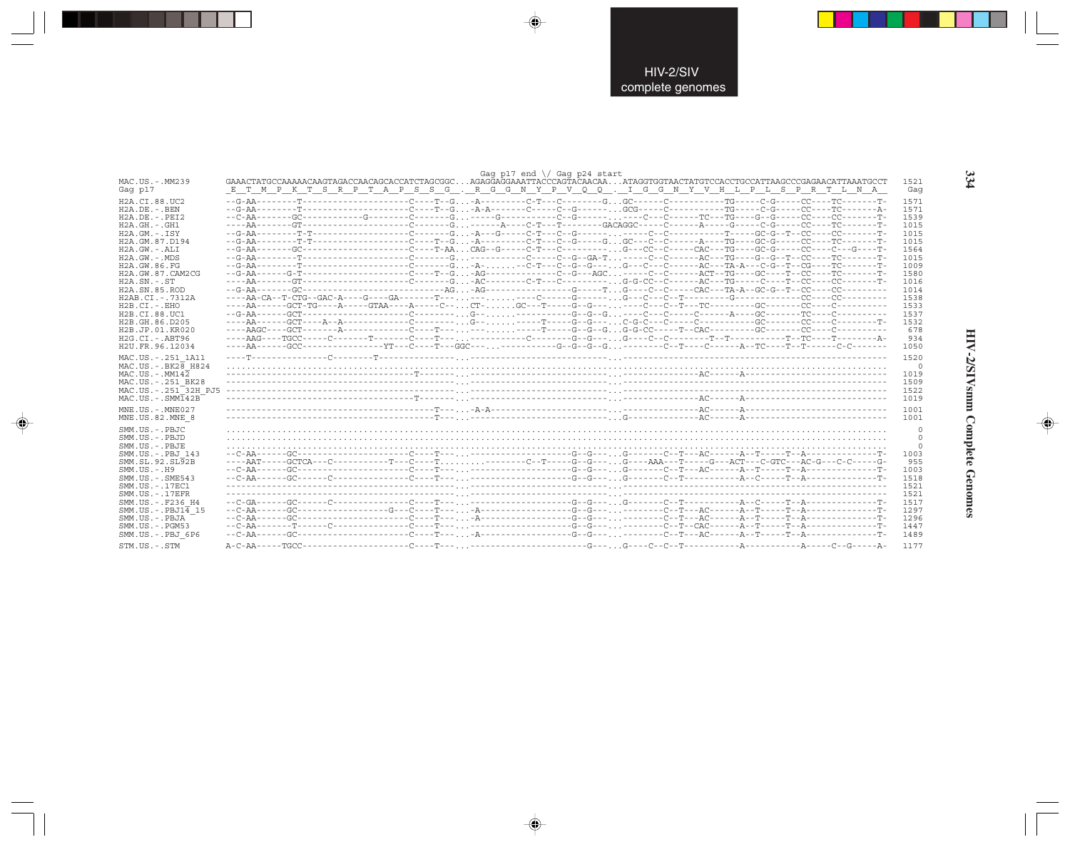```
                                                                                    Gag p17 end \/ Gag p24 start
MAC.US.-.MM239         GAAACTATGCCAAAAACAAGTAGACCAACAGCACCATCTAGCGGC...AGAGGAGGAAATTACCCAGTACAACAA...ATAGGTGGTAACTATGTCCACCTGCCATTAAGCCCGAGAACATTAAATGCCT  1521
Gag p17                _E__T__M__P__K__T__S__R__P__T__A__P__S__S__G_._R__G__G__N__Y__P__V__Q__Q_._I__G__G__N__Y__V__H__L__P__L__S__P__R__T__L__N__A_  Gag

H2A.CI.88.UC2          --G-AA--------T---------------------C----T--G...-A---------C-T---C--------G...GC------C-----------TG-----C-G-----CC----TC-------T-  1571
H2A.DE.-.BEN           --G-AA--------T---------------------C----T--G...A-A--------C-----C--G-------...GCG----C-----------TG-----C-G-----CC----TC-------A-  1571
H2A.DE.-.PEI2          --C-AA-------GC-----------G---------C-------G...------G------------C--G-------...-----C--C-------TC---TG---G--G-----CC----CC-------T-  1539
H2A.GH.-.GH1           ----AA-------GT---------------------C-------G...-------A----C-T---T--------GACAGGC-----C------A-----G-----C-G-----CC----TC-------T-  1015
H2A.GM.-.ISY           --G-AA--------T-T-------------------C-------G...-A---G-----C-T---C--G-------...-----C--C-----------T-----GC-G--T--CC----CC-------T-  1015
H2A.GM.87.D194         --G-AA--------T-T-------------------C----T--G...-A---------C-T---C--G-----G...GC---C--C-------A----TG----GC-G-----CC----TC-------T-  1015
H2A.GW.-.ALI           --G-AA-------GC---------------------C----T-AA...CAG--G-----C-T---C-----------...G---CC--C------CAC---TG----GC-G-----CC----C----G----T-  1564
H2A.GW.-.MDS           --G-AA--------T---------------------C-------G...-----------C-----C--G--GA-T...-----C--C-------AC---TG----G--G--T--CC----TC-------T-  1015
H2A.GW.86.FG           --G-AA--------T---------------------C-------G...-A-......--C-T---C--G--G----...G---C--C-------AC---TA-A---C-G--T--CG----TC-------T-  1009
H2A.GW.87.CAM2CG       --G-AA------G-T---------------------C----T--G...-AG--------------C--G---AGC...-----C--C-------ACT--TG----GC----T--CC----TC-------T-  1580
H2A.SN.-.ST            ----AA-------GT---------------------C-------G...-AC--------C-T---C-----------...G-G-CC--C-------AC---TG-----C----T--CC----CC-------T-  1016
H2A.SN.85.ROD          --G-AA-------GC------------------------AG...-AG--------------G------T...G----C--C-----CAC---TA-A--GC-G--T--CC----CC---------  1014
H2AB.CI.-.7312A        ----AA-CA--T-CTG--GAC-A----G----GA-------T---.........----C--------G-------...G---C---C--T---------G---------------CC----CC---------  1538
H2B.CI.-.EHO           ----AA------GCT-TG----A-----GTAA----A-----C--...CT-.......GC---T-----G--G----...----C---C--T---TC---------GC--------CC----C---------  1533
H2B.CI.88.UC1          --G-AA------GCT---------------------C---------...G--.......-----------G--G--G...----C---C------C-------A----GC--------TC----C---------  1537
H2B.GH.86.D205         ----AA------GCT----A--A-------------C---------...G--.......-----T------G--G----...C-G-C---C-----C----------GC--------CC----C-------T-  1532
H2B.JP.01.KR020        ----AAGC----GCT-------A-------------C----T---...---.......-----T------G--G--G...G-G-CC-----T--CAC----------GC--------CC----C---------   678
H2G.CI.-.ABT96         ----AAG----TGCC------C-------T------C----T---.......---------C--------G--G----...G----C--C---------T--T----------T--TC----T--------A-   934
H2U.FR.96.12034        ----AA------GCC---------------YT----C----T---GGC---.----------G--G--G--G...---------C--T----C------A--TC----T--T------C-C------  1050

MAC.US.-.251_1A11      ----T---------------C---------T-----------------...-------------------------------...-------------------------------------------------  1520
MAC.US.-.BK28_H824     .........................................................................................................................................     0
MAC.US.-.MM142         ------------------------------------T-------...-------------------------------...--------------AC------A---------------------------  1019
MAC.US.-.251_BK28      --------------------------------------------...-------------------------------...-------------------------------------------------  1509
MAC.US.-.251_32H_PJ5   --------------------------------------------...-------------------------------...-------------------------------------------------  1522
MAC.US.-.SMM142B       ------------------------------------T-------...-------------------------------...--------------AC------A---------------------------  1019

MNE.US.-.MNE027        -------------------------------------T---...-A-A----------------------...--------------AC------A---------------------------  1001
MNE.US.82.MNE_8        -------------------------------------T---...--------------------------...G-------------AC------A---------------------------  1001

SMM.US.-.PBJC          .........................................................................................................................................     0
SMM.US.-.PBJD          .........................................................................................................................................     0
SMM.US.-.PBJE          .........................................................................................................................................     0
SMM.US.-.PBJ_143       --C-AA------GC----------------------C----T---...----------------------G--G----...G-------C--T---AC------A--T------T--A--------------T-  1003
SMM.SL.92.SL92B        ----AAT-----GCTCA---C-----------T---C----T.........--------C--T-----G--G----...G----AAA---T-----G---ACT---C-GTC---AC-G---C-C-----G-   955
SMM.US.-.H9            --C-AA------GC----------------------C----T---...----------------------G--G----...G-------C--T---AC------A--T------T--A--------------T-  1003
SMM.US.-.SME543        --C-AA------GC------C---------------C----T---...----------------------G--G----...G-------C--T------------A--C------T--A--------------T-  1518
SMM.US.-.17EC1         --------------------------------------------...-------------------------------...-------------------------------------------------  1521
SMM.US.-.17EFR         --------------------------------------------...-------------------------------...-------------------------------------------------  1521
SMM.US.-.F236_H4       --C-GA------GC------C---------------C----T---...----------------------G--G----...G-------C--T------------A--C------T--A--------------T-  1517
SMM.US.-.PBJ14_15      --C-AA------GC-------------------G---C----T---...-A--------------------G--G----...---------C--T---AC------A--T------T--A--------------T-  1297
SMM.US.-.PBJA          --C-AA------GC----------------------C----T---...-A--------------------G--G----...---------C--T---AC------A--T------T--A--------------T-  1296
SMM.US.-.PGM53         --C-AA-------T------C---------------C----T---...----------------------G--G----...---------C--T--CAC------A--T------T--A--------------T-  1447
SMM.US.-.PBJ_6P6       --C-AA------GC----------------------C----T---...-A--------------------G--G----...---------C--T---AC------A--T------T--A--------------T-  1489

STM.US.-.STM           A-C-AA-----TGCC---------------------C----T---...---------------------------G----...G----C--C--T-----------A------------A------C--G-----A-  1177
```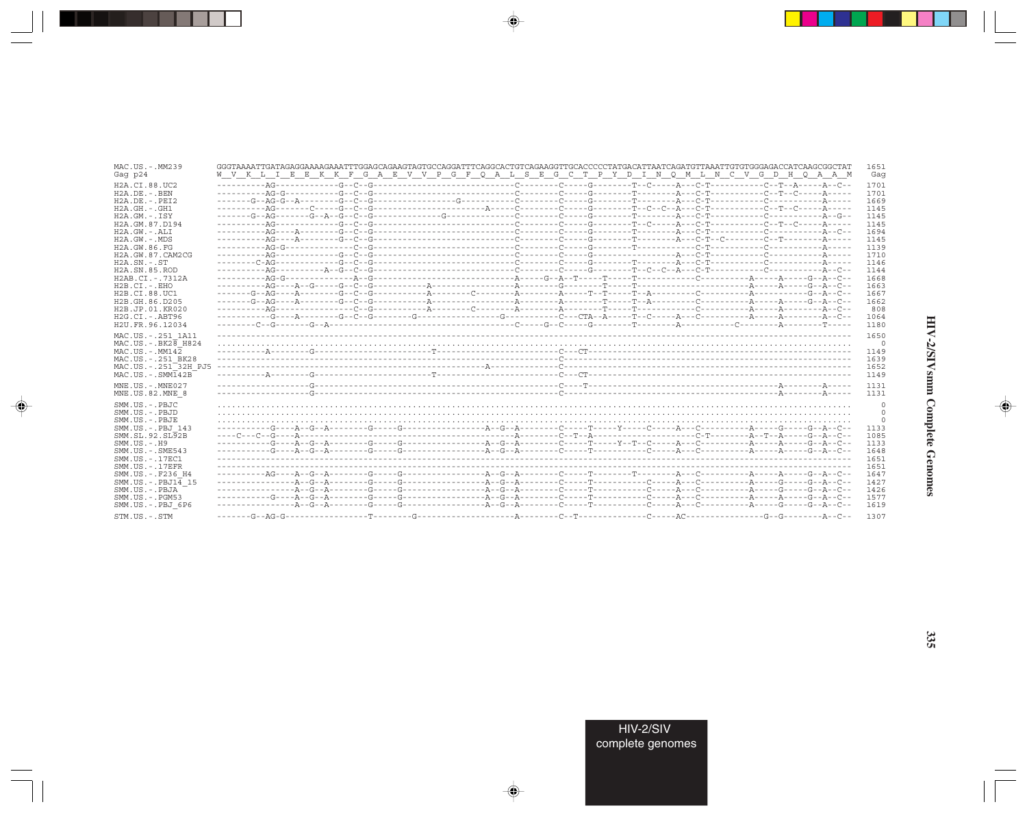```
MAC.US.-.MM239          GGGTAAAATTGATAGAGGAAAAGAAATTTGGAGCAGAAGTAGTGCCAGGATTTCAGGCACTGTCAGAAGGTTGCACCCCCTATGACATTAATCAGATGTTAAATTGTGTGGGAGACCATCAAGCGGCTAT  1651
Gag p24                 W  V  K  L  I  E  E  K  K  F  G  A  E  V  V  P  G  F  Q  A  L  S  E  G  C  T  P  Y  D  I  N  Q  M  L  N  C  V  G  D  H  Q  A  A  M   Gag

H2A.CI.88.UC2           ----------AG-------------G--C--G-----------------------------C--------C-----G--------T--C-----A---C-T-----------C--T--A-----A--C--  1701
H2A.DE.-.BEN            ----------AG-G-----------G--C--G-----------------------------C--------C-----G--------T--------A---C-T-----------C--T--C-----A-----  1701
H2A.DE.-.PEI2           ------G--AG-G--A---------G--C--G-----------------G-----------C--------C-----G--------T--------A---C-T-----------C--------------A-----  1669
H2A.GH.-.GH1            ----------AG-------C-----G--C--G--------------------A--------C--------C-----G--------T--C--C--A---C-T-----------C--T--C-----A-----  1145
H2A.GM.-.ISY            -------G--AG-------G--A--G--C--G--------------G--------------C--------C-----G--------T--------A---C-T-----------C-----------A--G--  1145
H2A.GM.87.D194          ----------AG-------------G--C--G-----------------------------C--------C-----G--------T--C-----A---C-T-----------C--T--C-----A-----  1145
H2A.GW.-.ALI            ----------AG---A---------G--C--G-----------------------------C--------C-----G--------T--------A---C-T-----------C-----------A--C--  1694
H2A.GW.-.MDS            ----------AG---A---------G--C--G-----------------------------C--------C-----G--------T--------A---C-T--C--------C--T--------A-----  1145
H2A.GW.86.FG            ----------AG-G--------------C--G-----------------------------C--------C-----G--------T--------------C-T-----------C-----------A-----  1139
H2A.GW.87.CAM2CG        ----------AG-------------G--C--G-----------------------------C--------C-----G------------------A---C-T-----------C-----------A-----  1710
H2A.SN.-.ST             --------C-AG-------------G--C--G-----------------------------C--------C-----G--------T--------A---C-T-----------C-----------A-----  1146
H2A.SN.85.ROD           ----------AG----------A--G--C--G-----------------------------C--------C-----G--------T--C--C--A---C-T-----------C-----------A--C--  1144
H2AB.CI.-.7312A         ----------AG-G-------------A--G------------------------------A-----G--A--T-----T-----T-------------C----------A-----A-----G--A--C--  1668
H2B.CI.-.EHO            ----------AG---A--G-----G--C--G-----------A------------------A--------G--------T-----T------------------------A-----A-----G--A--C--  1663
H2B.CI.88.UC1           -------G--AG---A---------G--C--G-----------A--------C--------A--------A-----T--T-----T--A--------C----------A-----------G--A--C--  1667
H2B.GH.86.D205          -------G--AG---A---------G--C--G-----------A-----------------A--------A--------T-----T--A--------C----------A-----A-----G--A--C--  1662
H2B.JP.01.KR020         ----------AG-------------C--G---------------A--------C--------A--------A--------T-----T-----------C----------A-----A--------A--C--   808
H2G.CI.-.ABT96          -----------G---A---------G--C--G--------G-----------------G-----------C--CTA--A-----T--C-----A---C----------A-----A--------A--C--  1064
H2U.FR.96.12034         --------C--G-------G--A--------------------------------------C-----G--C-----G--------T--------A-----------C--------A--------T-----  1180

MAC.US.-.251_1A11       --------------------------------------------------------------------------------------------------------------------------------------------  1650
MAC.US.-.BK28_H824      ............................................................................................................................................     0
MAC.US.-.MM142          -----------A--------G--------------------T-------------------------C---CT-----------------------------------------------------------  1149
MAC.US.-.251_BK28       -----------------------------------------------------------------C--------------------------------------------------------------------  1639
MAC.US.-.251_32H_PJ5    -------------------------------------------------A---------------C--------------------------------------------------------------------  1652
MAC.US.-.SMM142B        -----------A--------G--------------------T-------------------------C---CT-----------------------------------------------------------  1149

MNE.US.-.MNE027         --------------------G--------------------------------------------C---T---------------------------------------------A--------A-----  1131
MNE.US.82.MNE_8         --------------------G--------------------------------------------C-----------------------------------------------A--------A-----  1131

SMM.US.-.PBJC           ............................................................................................................................................     0
SMM.US.-.PBJD           ............................................................................................................................................     0
SMM.US.-.PBJE           ............................................................................................................................................     0
SMM.US.-.PBJ_143        -----------G---A--G--A--------G-----G----------------A--G--A--------C-----T-----Y-----C-----A---C----------A-----G-----G--A--C--  1133
SMM.SL.92.SL92B         ----C---C--G---A-----------------------------------------A--------C--T--A-----------------------C-T----------A--T--A-----G--A--C--  1085
SMM.US.-.H9             -----------G---A--G--A--------G-----G----------------A--G--A--------C-----T-----Y--T--C-----A---C----------A-----A-----G--A--C--  1133
SMM.US.-.SME543         -----------G---A--G--A--------G-----G----------------A--G--A--------C-----T-----------C-----A---C----------A-----A-----G--A--C--  1648
SMM.US.-.17EC1          --------------------------------------------------------------------------------------------------------------------------------------------  1651
SMM.US.-.17EFR          --------------------------------------------------------------------------------------------------------------------------------------------  1651
SMM.US.-.F236_H4        ----------AG---A--G--A--------G-----G----------------A--G--A--------C-----T--------T--------A---C----------A-----A-----G--A--C--  1647
SMM.US.-.PBJ14_15       ---------------A--G--A--------G-----G----------------A--G--A--------C-----T-----------C-----A---C----------A-----G-----G--A--C--  1427
SMM.US.-.PBJA           ---------------A--G--A--------G-----G----------------A--G--A--------C-----T-----------C-----A---C----------A-----G-----G--A--C--  1426
SMM.US.-.PGM53          -----------G---A--G--A--------G-----G----------------A--G--A--------C-----T-----------C-----A---C----------A-----A-----G--A--C--  1577
SMM.US.-.PBJ_6P6        ---------------A--G--A--------G-----G----------------A--G--A--------C-----T-----------C-----A---C----------A-----G-----G--A--C--  1619

STM.US.-.STM            -------G--AG-G-----------------T--------G--------------------A--------C--T-------------C-----AC---------------G--G--------A--C--  1307
```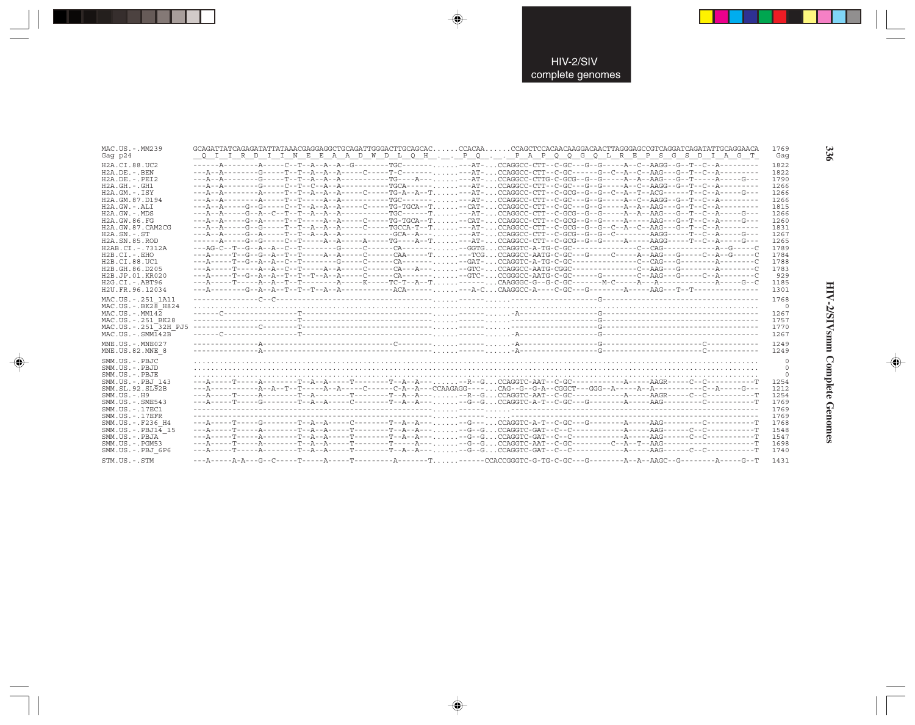```
MAC.US.-.MM239        GCAGATTATCAGAGATATTATAAACGAGGAGGCTGCAGATTGGGACTTGCAGCAC......CCACAA......CCAGCTCCACAACAAGGACAACTTAGGGAGCCGTCAGGATCAGATATTGCAGGAACA  1769
Gag p24               _Q__I__I__R__D__I__I__N__E__E__A__A__D__W__D__L__Q__H__.__._P__Q__.__._P__A__P__Q__Q__G__Q__L__R__E__P__S__G__S__D__I__A__G__T_  Gag

H2A.CI.88.UC2         ------A--------A-----C--T--A--A--A--G--------TGC-------......---AT-...CCAGGCC-CTT--C-GC--G--G-----A--C--AAGG--G--T--C--A---------  1822
H2A.DE.-.BEN          ---A--A--------G-----T--T--A--A--A-----C-----T-C-------......---AT-...CCAGGCC-CTT--C-GC------G--C--A--C--AAG---G--T--C--A---------  1822
H2A.DE.-.PEI2         ---A--A--------G-----T--T--A--A--A-----------TG---A---......---AT-...CCAGGCC-CTTG-C-GCG--G--G-----A--A--AAG---G--T-----A-----G---  1790
H2A.GH.-.GH1          ---A--A--------G-----C--T--C--A--A-----------TGCA------......---AT-...CCAGGCC-CTT--C-GC--G--G-----A--C--AAGG--G--T--C--A---------  1266
H2A.GM.-.ISY          ---A--A--------A-----T--T--A--A--A-----C-----TG-A--A--T......---AT-...CCAGGCC-CTT--C-GCG--G--G--C--A--T--ACG------T--C--A-----G---  1266
H2A.GM.87.D194        ---A--A--------A-----T--T-----A--A-----------TGC-------......---AT-...CCAGGCC-CTT--C-GC--G--G-----A--C--AAGG--G--T--C--A---------  1266
H2A.GW.-.ALI          ---A--A-----G--G-----C--T--A--A--A-----C-----TG-TGCA--T......--CAT-...CCAGGCC-CTT--C-GC--G--G-----A--A--AAG---G--T--C--A---------  1815
H2A.GW.-.MDS          ---A--A-----G--A--C--T--T--A--A--A-----------TGC------T......---AT-...CCAGGCC-CTT--C-GCG--G--G-----A--A--AAG---G--T--C--A-----G---  1266
H2A.GW.86.FG          ---A--A-----G--A-----T--T-----A--A-----C-----TG-TGCA--T......--CAT-...CCAGGCC-CTT--C-GCG--G--G-----A-----AAG---G--T--C--A-----G---  1260
H2A.GW.87.CAM2CG      ---A--A-----G--G-----T--T--A--A--A-----C-----TGCCA-T--T......---AT-...CCAGGCC-CTT--C-GCG--G--G--C--A--C--AAG---G--T--C--A---------  1831
H2A.SN.-.ST           ---A--A-----G--A-----T--T--A--A--A-----------GCA--A---......---AT-...CCAGGCC-CTT--C-GCG--G--G--C--------AAGG-----T--C--A-----G---  1267
H2A.SN.85.ROD         ------A-----G--G-----C--T-----A--A-----A-----TG---A--T......---AT-...CCAGGCC-CTT--C-GCG--G--G-----A-----AAGG-----T--C--A-----G---  1265
H2AB.CI.-.7312A       ---AG-C--T--G--A--A--C--T--------G-----C-----CA------......--GGTG...CCAGGTC-A-TG-C-GC---------------C--CAG-----------A--G-----C  1789
H2B.CI.-.EHO          ---A-----T--G--G--A--T--T-----A--A-----C-----CAA-----T......---TCG...CCAGGCC-AATG-C-GC---G-----C-----A--AAG---G-----C--A--G-----C  1784
H2B.CI.88.UC1         ---A-----T--G--A--A--C--T--------G-----C-----CA------......--GAT-...CCAGGTC-A-TG-C-GC---------------C--CAG---G--------A--------C  1788
H2B.GH.86.D205        ---A-----T-----A--A--C--T-----A--A-----C-----CA---A---......--GTC-...CCAGGCC-AATG-CGGC--------------C--AAG---G--------A--------C  1783
H2B.JP.01.KR020       ---A-----T--G--A--A--T--T--T--A--A-----C-----CA------......--GTC-...CCGGGCC-AATG-C-GC------G-------C--AAG---G-----C--A--------C  929
H2G.CI.-.ABT96        ---A-----T-----A--A--T--T--------A-----K-----TC-T--A--T......------...CAAGGGC-G--G-C-GC-------M-C-----A---A------------A-----G--C  1185
H2U.FR.96.12034       ---A--------G--A--A--T--T--T--A--A-----------ACA------......---A-C...CAAGGCC-A----C-GC---G--------A-----AAG---T--T---------------  1301

MAC.US.-.251_1A11     ---------------C--C-------------------------------------......------......------------------G----------------------------------  1768
MAC.US.-.BK28_H824    ........................................................................................................................................  0
MAC.US.-.MM142        ------C-----------------T--------------------------------......------......-A-----------------G----------------------------------  1267
MAC.US.-.251_BK28     ------------------------T--------------------------------......------......------------------G----------------------------------  1757
MAC.US.-.251_32H_PJ5  ---------------C--------T--------------------------------......------......------------------G----------------------------------  1770
MAC.US.-.SMM142B      ------C-----------------T--------------------------------......------......-A-----------------G----------------------------------  1267

MNE.US.-.MNE027       ---------------A-----------------------------C-----------......------......-A-----------------G-----------------------C-----------  1249
MNE.US.82.MNE_8       ---------------A-----------------------------------------......------......-A-----------------G-----------------------C-----------  1249

SMM.US.-.PBJC         ........................................................................................................................................  0
SMM.US.-.PBJD         ........................................................................................................................................  0
SMM.US.-.PBJE         ........................................................................................................................................  0
SMM.US.-.PBJ_143      ---A-----T-----A--------T--A--A-----T--------T--A--A---......--R--G...CCAGGTC-AAT--C-GC------------A-----AAGR-----C--C-----------T  1254
SMM.SL.92.SL92B       ---A-----------A--A--T--T-----A--A-----C------C-A--A---CCAAGAGG----...CAG--G--G-A--CGGCT---GGG--A-----A--A-----------C--A-----G---  1212
SMM.US.-.H9           ---A-----T-----A--------T--A--------T--------T--A--A---......--R--G...CCAGGTC-AAT--C-GC------------A-----AAGR-----C--C-----------T  1254
SMM.US.-.SME543       ---A-----T-----G--------T--A--A-----C--------T--A--A---......--G--G...CCAGGTC-A-T--C-GC---G--------A-----AAG---------C-----------T  1769
SMM.US.-.17EC1        -------------------------------------------------------......------......--------------------------------------------------------  1769
SMM.US.-.17EFR        -------------------------------------------------------......------......--------------------------------------------------------  1769
SMM.US.-.F236_H4      ---A-----T-----G--------T--A--A-----C--------T--A--A---......--G-----...CCAGGTC-A-T--C-GC---G--------A-----AAG---------C-----------T  1768
SMM.US.-.PBJ14_15     ---A-----T-----A--------T--A--A-----T--------T--A--A---......--G--G...CCAGGTC-GAT--C--C------------A-----AAG------C--C-----------T  1548
SMM.US.-.PBJA         ---A-----T-----A--------T--A--A-----T--------T--A--A---......--G--G...CCAGGTC-GAT--C--C------------A-----AAG------C--C-----------T  1547
SMM.US.-.PGM53        ---A-----T-----A--------T--A--A-----T--------T-----A---......--G--G...CCAGGTC-AAT--C-GC---------C--A--T--AAG---------------------T  1698
SMM.US.-.PBJ_6P6      ---A-----T-----A--------T--A--A-----T--------T--A--A---......--G--G...CCAGGTC-GAT--C--C------------A-----AAG------C--C-----------T  1740

STM.US.-.STM          ---A-----A-A---G--C-----T-----A-----T---------A-------T......------CCACCGGGTC-G-TG-C-GC---G--------A--A--AAGC--G--------A-----G--T  1431
```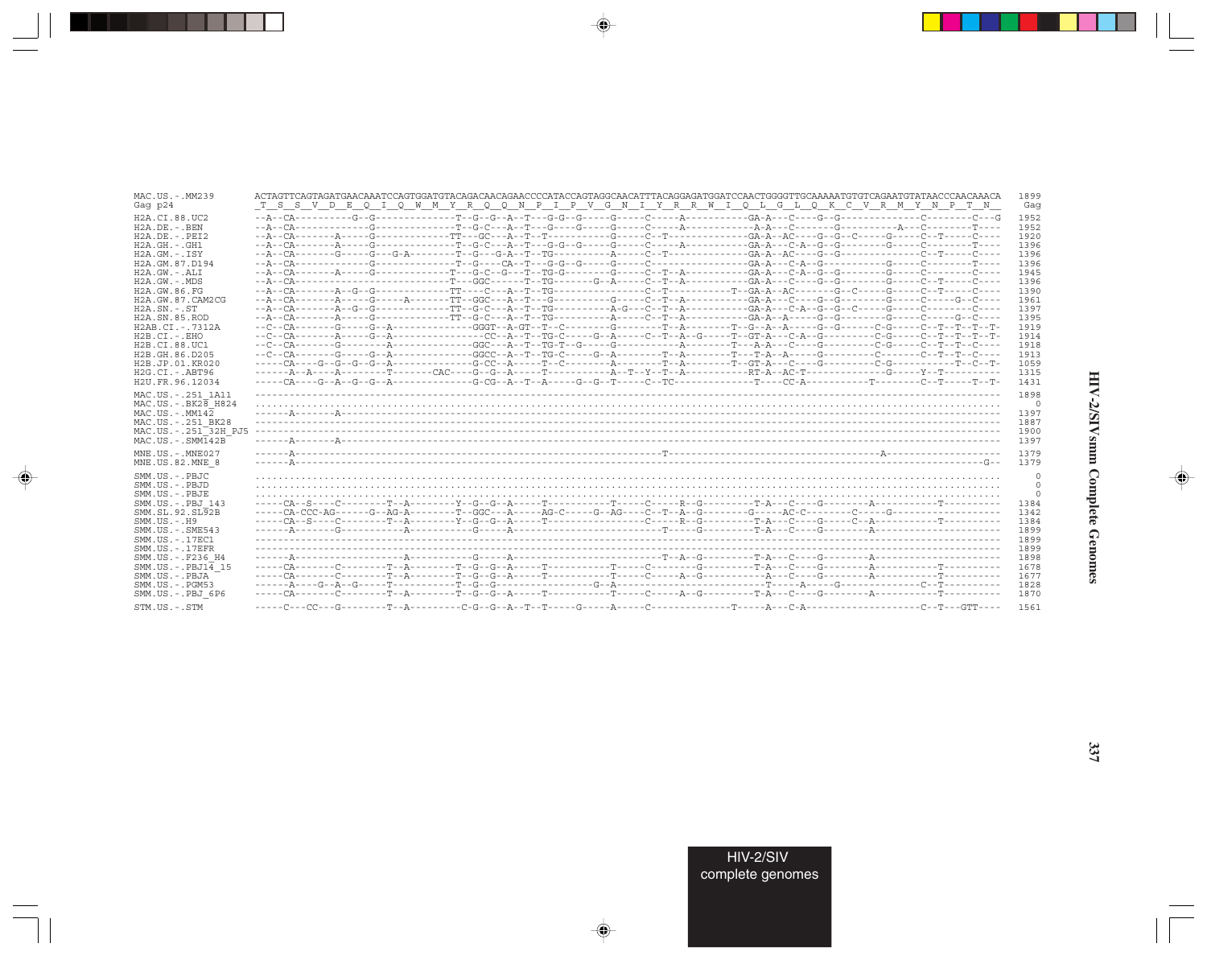```
MAC.US.-.MM239        ACTAGTTCAGTAGATGAACAAATCCAGTGGATGTACAGACAACAGAACCCCATACCAGTAGGCAACATTTACAGGAGATGGATCCAACTGGGGTTGCAAAAATGTGTCAGAATGTATAACCCAACAAACA  1899
Gag p24               _T__S__S__V__D__E__Q__I__Q__W__M__Y__R__Q__Q__N__P__I__P__V__G__N__I__Y__R__R__W__I__Q__L__G__L__Q__K__C__V__R__M__Y__N__P__T__N__   Gag

H2A.CI.88.UC2         --A--CA----------G--G--------------T--G--G--A--T--G-G--G-----G-----C-----A-----------GA-A---C----G--G---------------C--------C--G  1952
H2A.DE.-.BEN          --A--CA------------G---------------T--G-C---A--T---G-----G-----C-----A-----------A-A---C-------G---------A---C--------T----  1952
H2A.DE.-.PEI2         --A--CA-------A-----G------------TT---GC---A--T--T-----------G-----C--T-------------GA-A--AC----G--G--C-----G-----C--T------C----  1920
H2A.GH.-.GH1          --A--CA-------A-----G--------------T--G-C---A--T--G-G--G-----G-----C-----A-----------GA-A---C-A--G--G---------G-----C--------T----  1396
H2A.GM.-.ISY          --A--CA-------G-----G---G-A--------T--G---G-A--T--TG---------A-----C--T-------------GA-A--AC----G--G---------------C--T------C----  1396
H2A.GM.87.D194        --A--CA------------G---------------T--G----CA--T--G-G--G-----G-----C-----------------GA-A---C-A--G-----------G-----C--------T----  1396
H2A.GW.-.ALI          --A--CA-------A-----G------------T---G-C--G---T--TG-G--------G-----C--T--A-----------GA-A---C-A--G--G---------G-----C--------C----  1945
H2A.GW.-.MDS          --A--CA--------------------------T---GGC------T--TG-------G--A-----C--T--A-----------GA-A---C----G--G---------G-----C--T------C----  1396
H2A.GW.86.FG          --A--CA-------A--G--G------------TT---C---A--T--TG---------------C--T----------T--GA-A--AC-------G--C-----G-----C--T------C----  1390
H2A.GW.87.CAM2CG      --A--CA-------A-----G-----A------TT--GGC---A--T--G-----------G-----C--T--A-----------GA-A---C----G--G---------G-----C-----G--C----  1961
H2A.SN.-.ST           --A--CA-------A--G--G------------TT--G-C---A--T--TG----------A-G---C--T--A-----------GA-A---C-A--G--G--C-----G-----C--------C----  1397
H2A.SN.85.ROD         --A--CA-------A-----G------------TT--G-C---A--T--TG----------A-----C--T--A-----------GA-A--A-----G--G---------G-----C-----G--C----  1395
H2AB.CI.-.7312A       --C--CA-------G-----G--A-------------GGGT--A-GT--T--C--------G-------T--A--------T--G--A--A-----G--G------C-G-----C--T--T--T--T-  1919
H2B.CI.-.EHO          --C--CA-------A-----G--A-----------------CC--A--T--TG-C------G--A-----C--T--A--G-----T--GT-A---C-A--G---------C-G-----C--T--T--T--T-  1914
H2B.CI.88.UC1         --C--CA-------G---------A--------------GGC---A--T--TG-T--G-----G-----------A--------T---A-A---C----G---------C-G-----C--T--T--C----  1918
H2B.GH.86.D205        --C--CA-------G-----G--A-------------GGCC--A--T--TG-C-----G--A--------T--A--------T---T-A--A-----G---------C--------C--T--T--C----  1913
H2B.JP.01.KR020       -----CA----G--G--G--A--------------G-CC--A-----T--C--------A-------T--A--------T--GT-A---C----G---------C-G-----------T--C--T-  1059
H2G.CI.-.ABT96        ------A--A----A-------T-------CAC----G--G--A-----T-----------A--T--Y--T--A-----------RT-A--AC-T-----------G------Y--T---------  1315
H2U.FR.96.12034       -----CA----G--A--G--G--A-------------G-CG--A--T--A-----G--G--T-----C--TC-------------T----CC-A-----------T---------C--T------T--T-  1431

MAC.US.-.251_1A11     --------------------------------------------------------------------------------------------------------------------------------  1898
MAC.US.-.BK28_H824    ................................................................................................................................     0
MAC.US.-.MM142        ------A-------A-----------------------------------------------------------------------------------------------------------------  1397
MAC.US.-.251_BK28     --------------------------------------------------------------------------------------------------------------------------------  1887
MAC.US.-.251_32H_PJ5  --------------------------------------------------------------------------------------------------------------------------------  1900
MAC.US.-.SMM142B      ------A-------A-----------------------------------------------------------------------------------------------------------------  1397

MNE.US.-.MNE027       ------A---------------------------------------------------T--------------------------------------------A--------------------  1379
MNE.US.82.MNE_8       ------A-------------------------------------------------------------------------------------------------------------------G--  1379

SMM.US.-.PBJC         ................................................................................................................................     0
SMM.US.-.PBJD         ................................................................................................................................     0
SMM.US.-.PBJE         ................................................................................................................................     0
SMM.US.-.PBJ_143      -----CA--S----C--------T--A--------Y--G--G--A-----T-----------T-----C-----R--G---------T-A---C----G---------A-----------T---------  1384
SMM.SL.92.SL92B       -----CA-CCC-AG------G--AG-A--------T--GGC---A------AG-C------G--AG----C--T--A--G---------G-----AC-C---------C-----G-------------------  1342
SMM.US.-.H9           -----CA--S----C--------T--A--------Y--G--G--A-----T-----------------C-----R--G---------T-A---C----G------C--A-----------T---------  1384
SMM.US.-.SME543       ------A-------G-----------A----------G-----A----------------------T-----G---------T-A---C----G---------A---------------------  1899
SMM.US.-.17EC1        --------------------------------------------------------------------------------------------------------------------------------  1899
SMM.US.-.17EFR        --------------------------------------------------------------------------------------------------------------------------------  1899
SMM.US.-.F236_H4      ------A-------------------A----------G-----A----------------------T--A--G---------T-A---C----G---------A---------------------  1898
SMM.US.-.PBJ14_15     -----CA-------C--------T--A--------T--G--G--A-----T-----------T-----C-------G---------T-A---C----G---------A-----------T---------  1678
SMM.US.-.PBJA         -----CA-------C--------T--A--------T--G--G--A-----T-----------T-----C-----A--G-----------A---C----G---------A-----------T---------  1677
SMM.US.-.PGM53        ------A----G--A--G-----T-----------T--G--G-------------G--A-----------------------T-----A-----G--------------C--T---------  1828
SMM.US.-.PBJ_6P6      -----CA-------C--------T--A--------T--G--G--A-----T-----------T-----C-----A--G---------T-A---C----G---------A-----------T---------  1870

STM.US.-.STM          -----C---CC---G--------T--A---------C-G--G--A--T--T-----G-----A-----C-------------T-----A---C-A-------------------C--T---GTT----  1561
```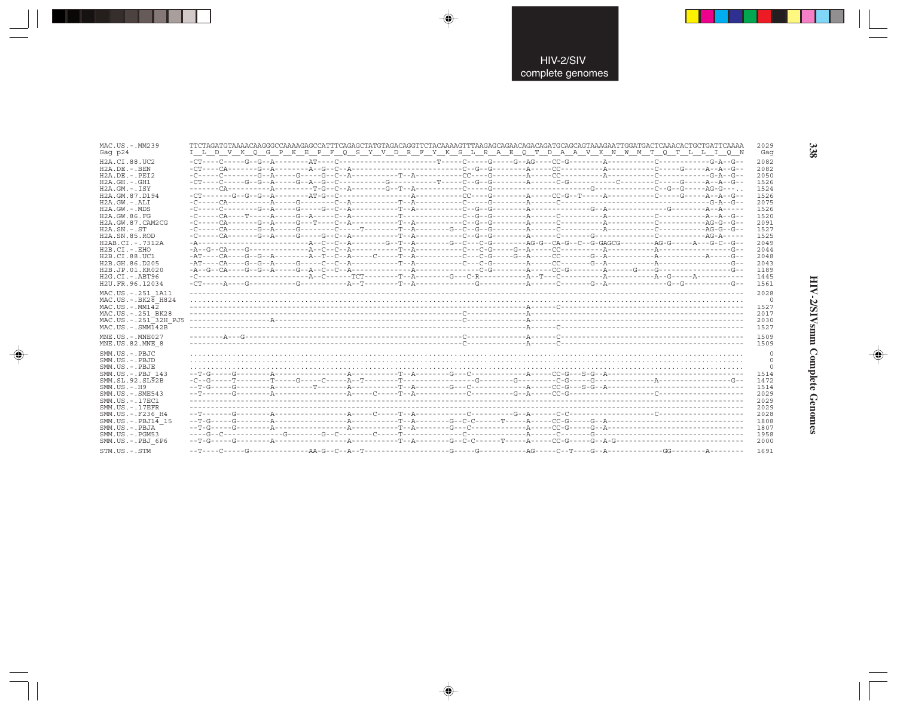# HIV-2/SIV complete genomes

```
MAC.US.-.MM239         TTCTAGATGTAAAACAAGGGCCAAAAGAGCCATTTCAGAGCTATGTAGACAGGTTCTACAAAAGTTTAAGAGCAGAACAGACAGATGCAGCAGTAAAGAATTGGATGACTCAAACACTGCTGATTCAAAA  2029
Gag p24                I  L  D  V  K  Q  G  P  K  E  P  F  Q  S  Y  V  D  R  F  Y  K  S  L  R  A  E  Q  T  D  A  A  V  K  N  W  M  T  Q  T  L  L  I  Q  N   Gag

H2A.CI.88.UC2          -CT----C-----G--G--A--------AT----C-----------------------T-----C-----G-----G--AG----CC-G--------A-----------C------------G-A--G--  2082
H2A.DE.-.BEN           -CT----CA-------G--A--------A--G--C--A-------------------------C--G--G--------A-----CC----------A-----------C-----G-----A--A--G--  2082
H2A.DE.-.PEI2          -C-----C--------G--A-----G-----G--C--A-----------T--A---------CC----G--------A-----CC----------A-----------C-----------G-A--G--  2050
H2A.GH.-.GH1           -CT----C-----G--G--A-----G--A--G--C-----------G-----------T-----C--G--G--------A-----C-G-----------C--------C-----G-----A--A--G--  1526
H2A.GM.-.ISY           -------CA-----------A---------T-G--C--A--------G--T--A-----------C-----G---------------------------G-----------C--G--G-----AG-G---..  1524
H2A.GM.87.D194         -CT-------G--G--G--A--------AT-G--C-----------------A-----------CC----G--------A-----CC-G--T-----A-----------C-----G-----A--A--G--  1526
H2A.GW.-.ALI           -C-----CA-----------A-----G--------C--A-----------T--A-----------C-----G--------A------C---------------------------------G-A--G--  2075
H2A.GW.-.MDS           -C-----C--------G--A-----G-----G--C--A-----------T--A-----------C--G--G--------A--------------G--A-----------G--------A--A-----  1526
H2A.GW.86.FG           -C-----CA----T------A-----G--A-----C--A-----------T--------------C--G--G--------A------C----------A-----------C----------A--A--G--  1520
H2A.GW.87.CAM2CG       -C-----CA-------G--A-----G---T-----C--A-----------T--A-----------C--G--G--------A------C----------A-----------C----------AG-G--G--  2091
H2A.SN.-.ST            -C-----CA-------G--A-----G---------C-----T--------T--A--------G--C--G--G--------A------C----------A-----------C----------AG-G--G--  1527
H2A.SN.85.ROD          -C-----CA-------G--A-----G-----G--C--A-----------T--A-----------C--G--G--------A------C-------G-------------C----------AG-A-----  1525
H2AB.CI.-.7312A        -A-------------------------A--C--C--A--------G--T--A--------G--C----C-G--------AG-G--CA-G--C--G-GAGCG--------AG-G-----A---G-C--G--  2049
H2B.CI.-.EHO           -A--G--CA----G---------------A--C--C--A-----------T--A-----------C----C-G-----G--A-----CC----------A-----------A-----------------G--  2044
H2B.CI.88.UC1          -AT----CA----G--G--A--------A--T--C--A-----C-----T--A-----------C----C-G-----G--A-----CC------G--A-----------A-----------A-----G--  2048
H2B.GH.86.D205         -AT----CA----G--G--A-----G-----C--C--A-----------T--A-----------C----C-G--------A-----CC------G--A-----------A-----------------G--  2043
H2B.JP.01.KR020        -A--G--CA----G--G--A-----G--A--C--C--A-----------------A-----------C-G--------A-----CC-G--------A-----G----G-----------------G--  1189
H2G.CI.-.ABT96         -C----------------------------A--C------TCT--------T--A--------G----C-R-----------A--T---C--------A-----------A--G-----A---------  1445
H2U.FR.96.12034        -CT-----A----G---------------G------------A--T--------T--A--------------G----------A------C------G--A--------------G--G-----------G--  1561

MAC.US.-.251_1A11      --------------------------------------------------------------------------------------------------------------------------------  2028
MAC.US.-.BK28_H824     ................................................................................................................................     0
MAC.US.-.MM142         --------------------------------------------------------------------------------A------C-----------------------------------------  1527
MAC.US.-.251_BK28      -------------------------------------------------------------C------------------A-----------------------------------------------  2017
MAC.US.-.251_32H_PJ5   --------------------A----------------------------------------C------------------A-----------------------------------------------  2030
MAC.US.-.SMM142B       --------------------------------------------------------------------------------A------C-----------------------------------------  1527

MNE.US.-.MNE027        --------A---G------------------------------------------------C------------------A------C-----------------------------------------  1509
MNE.US.82.MNE_8        -------------------------------------------------------------C------------------A------C-----------------------------------------  1509

SMM.US.-.PBJC          ................................................................................................................................     0
SMM.US.-.PBJD          ................................................................................................................................     0
SMM.US.-.PBJE          ................................................................................................................................     0
SMM.US.-.PBJ_143       --T-G-----G--------A-----------------A-----------T--A--------G---C-------------A-----CC-G---S-G--A-------------------------------  1514
SMM.SL.92.SL92B        -C--G-----T--------T-----G-----C-----A--T--------T-----------------G--------G--------C-G-----G-----------------A-----------------G--  1472
SMM.US.-.H9            --T-G-----G--------A--------T--------A-----------T--A--------G---C-------------A-----CC-G---S-G--A-------------------------------  1514
SMM.US.-.SME543        --T-------G--------A-----------------A-----C-----T--A-----------C------------G--A-----CC-G--------------------C-------------------  2029
SMM.US.-.17EC1         --------------------------------------------------------------------------------------------------------------------------------  2029
SMM.US.-.17EFR         --------------------------------------------------------------------------------------------------------------------------------  2029
SMM.US.-.F236_H4       --T-------G--------A-----------------A-----C-----T--A-----------C------------G--A------C-C--------------------C-------------------  2028
SMM.US.-.PBJ14_15      --T-G-----G--------A-----------------A-----------T--A--------G--C-C------T-----A-----CC-G-----G--A-------------------------------  1808
SMM.US.-.PBJA          --T-G-----G--------A-----------------A-----------T--A--------G---C-------------A-----CC-G-----G--A-------------------------------  1807
SMM.US.-.PGM53         ----G--C-------------G--------G--C-------C-----T-----------------C-------------A------C------G-----------------------------------  1958
SMM.US.-.PBJ_6P6       --T-G-----G--------A-----------------A-----------T--A--------G--C-C------T-----A-----CC-G-----G--A-G-----------------------------  2000

STM.US.-.STM           --T----C-----G-------------AA-G--C--A--T------------------G-----G-----------AG-----C--T----G--A-------------GG---------A--------  1691
```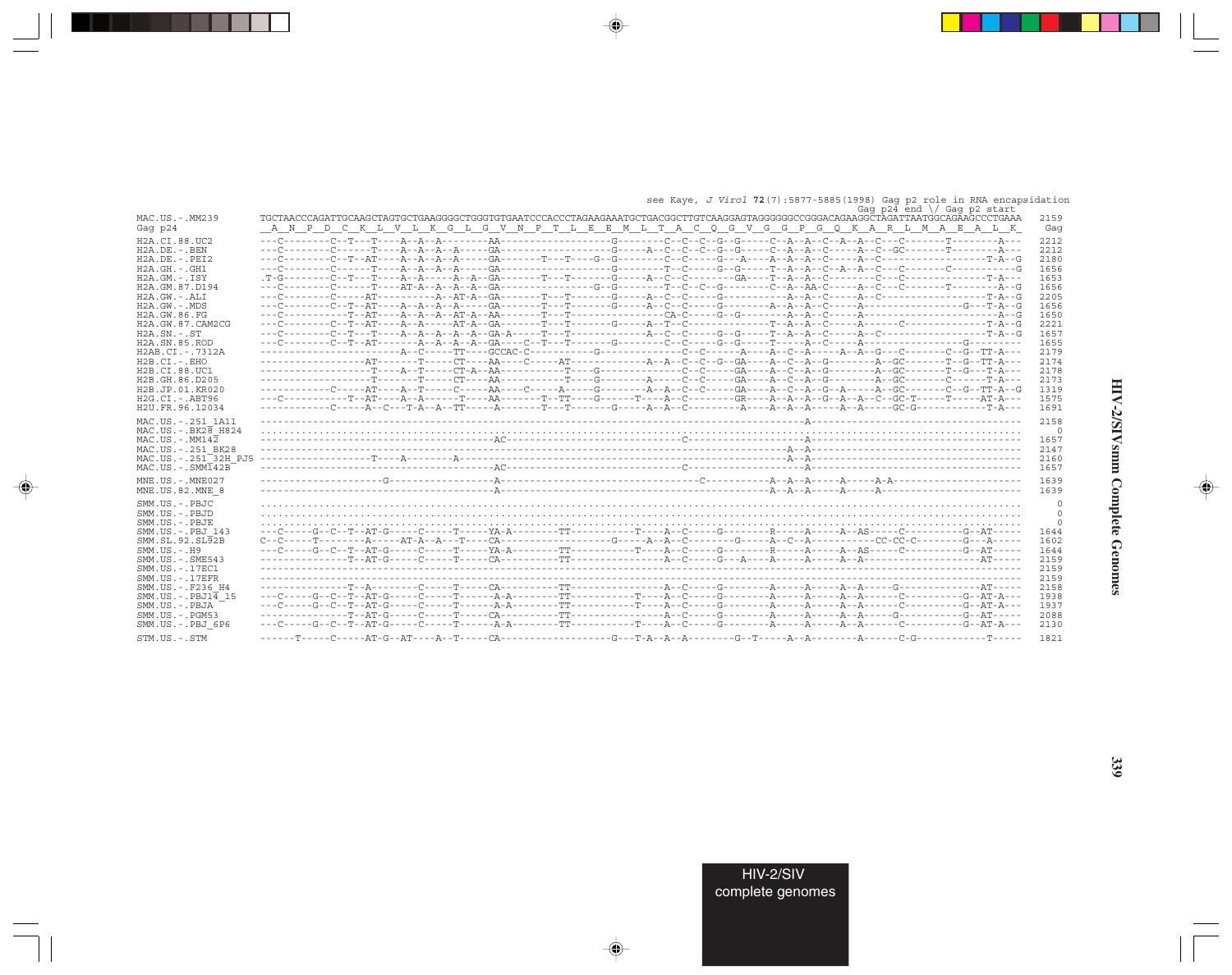see Kaye, *J Virol* **72**(7):5877-5885(1998) Gag p2 role in RNA encapsidation

```
                                                                                                                              Gag p24 end \/ Gag p2 start
MAC.US.-.MM239        TGCTAACCCAGATTGCAAGCTAGTGCTGAAGGGGCTGGGTGTGAATCCCACCCTAGAAGAAATGCTGACGGCTTGTCAAGGAGTAGGGGGGCCGGGACAGAAGGCTAGATTAATGGCAGAAGCCCTGAAA  2159
Gag p24               _A__N__P__D__C__K__L__V__L__K__G__L__G__V__N__P__T__L__E__E__M__L__T__A__C__Q__G__V__G__G__P__G__Q__K__A__R__L__M__A__E__A__L__K_  Gag

H2A.CI.88.UC2         ---C--------C--T---T----A--A--A---------AA-------------------G--------C--C--C--G--G------C--A--A--C--A--A--C--C-------T---------A---  2212
H2A.DE.-.BEN          ---C--------C------T----A--A--A--A------GA-------------------G------A--C--C--C--G--G------C--A--A--C-----A--C--GC-------T---------A---  2212
H2A.DE.-.PEI2         ---C--------C--T--AT----A--A--A--A------GA-------T---T----G--G--------C--C------G---A----A--A--A--C-----A--C--------------------T-A--G  2180
H2A.GH.-.GH1          ---C--------C------T----A--A--A--A------GA-------------------G---------T--C------G--G------T--A--A--C--A--A--C---C--------C------------G  1656
H2A.GM.-.ISY          .T-G--------C--T---T----A--A------A--A--GA-------T---T-------G------A--C--C---------GA-----T--A--A--C-----C---C-----------------T-A---  1653
H2A.GM.87.D194        ---C--------C------T----AT-A--A--A--A---GA-------------------G--G---------T--C--C--G---------C--A--AA--C-----A--C---C---------T------A--G  1656
H2A.GW.-.ALI          ---C--------C-----AT-----------A--AT-A--GA-------T---T-------G------A--C--C-----G------------A--A--A--C-----A--C-------------------T-A--G  2205
H2A.GW.-.MDS          ---C--------C--T--AT----A--A--A--A------GA-------T---T-------G------A--C--C-----G----------A--A--A--C-----A-----------------G---T-A--G  1656
H2A.GW.86.FG          ---C-----------T--AT----A--A--A--AT-A---AA-------T---T------------------CA-C------G--G--------A--A--C-----A------------------------A--G  1650
H2A.GW.87.CAM2CG      ---C--------C--T--AT----A--A------AT-A--GA-------T---T-------G------A--T--C-------------------T--A--A--C-----A------C-------------T-A--G  2221
H2A.SN.-.ST           ---C--------C--T---T----A--A--A--A--A---GA-A-----T---T--------------A--C--C-----G--G------T--A--A--C-----A--C-------------------T-A--G  1657
H2A.SN.85.ROD         ---C--------C--T--AT------A--A--A--A----GA----C--T---T-------G--------C--C------G--G------T------A--C-----A---------------------G--------  1655
H2AB.CI.-.7312A       ------------------------A--C------TT----GCCAC-C-----------G--------------C--C-------A-----A--C--A-----A--A--G---C--------C--G--TT-A---  2179
H2B.CI.-.EHO          ------------------AT--------T-----CT----AA----C-----AT--------------A--A--C--C--G--GA----A--C--A--G---------A--GC-------T--G--TT-A---  2174
H2B.CI.88.UC1         -------------------T----A--T------CT-A--AA--------------T---G-----------------C--C------GA----A--C--A--G---------A--GC-------T--G--T-A---  2178
H2B.GH.86.D205        -------------------T--------T-----CT----AA--------------T---G--------A--------C--C------GA----A--C--A--G---------A--GC-------C------T-A---  2173
H2B.JP.01.KR020       -----------C------AT----A--T------C-----AA----C-----A-------G--------A--A--C--C------GA----A--C--A--G--A--A-----A--GC-------C--G--TT-A--G  1319
H2G.CI.-.ABT96        ---C-----------T--AT----A--A--------T---AA-------T--TT---G------T----A--C---------GR----A--A--A--G--A--A--C--GC-T------T-----AT-A---  1575
H2U.FR.96.12034       ------------C-----A--C---T-A--A--TT-----A--------T---T-------G------A--A--C----------A----A--A--A-----A--A------GC-G-----------T-A---  1691

MAC.US.-.251_1A11     -----------------------------------------------------------------------------------------A-------------------------------------  2158
MAC.US.-.BK28_H824    ...........................................................................................................................  0
MAC.US.-.MM142        ---------------------------------AC-----------------------------C-------------------------A-------------------------------------  1657
MAC.US.-.251_BK28     ------------------------------------------------------------------------------------A--A----------------------------------------  2147
MAC.US.-.251_32H_PJ5  ---------------T----A----------A--------------------------------------------------------A--A----------------------------------------  2160
MAC.US.-.SMM142B      ---------------------------------AC-----------------------------C-------------------------A-------------------------------------  1657

MNE.US.-.MNE027       ---------------------G--------------A-------------------------------------C-----------A--A--A-----A-----A-A----------------------  1639
MNE.US.82.MNE_8       ------------------------------------A---------------------------------------------------A--A--A-----A-----A-----------------------  1639

SMM.US.-.PBJC         ...........................................................................................................................  0
SMM.US.-.PBJD         ...........................................................................................................................  0
SMM.US.-.PBJE         ...........................................................................................................................  0
SMM.US.-.PBJ_143      ---C-----G--C--T--AT-G-----C-----T-----YA-A---------TT-----------T----A--C-----G---------R-----A-----A--AS------C---------G--AT-----  1644
SMM.SL.92.SL92B       C--C-----T--------A-----AT-A--A---T-----CA--------------------G------A--A--C-----------G-----A--C--A-----------CC-CC-C---------G---A-----  1602
SMM.US.-.H9           ---C-----G--C--T--AT-G-----C-----T-----YA-A---------TT-----------T----A--C-----G---------R-----A-----A--AS------C---------G--AT-----  1644
SMM.US.-.SME543       ---------------T--AT-G-----C-----T-----CA-----------TT---------------A--C-----G---A----A-----A-----A--A-------------------------AT-----  2159
SMM.US.-.17EC1        -----------------------------------------------------------------------------------------------------------------------------------  2159
SMM.US.-.17EFR        -----------------------------------------------------------------------------------------------------------------------------------  2159
SMM.US.-.F236_H4      ---------------T--A--------C-----T-----CA-----------TT---------------A--C-----G---------A-----A-----A--A-----G----------------AT-----  2158
SMM.US.-.PBJ14_15     ---C-----G--C--T--AT-G-----C-----T--------A-A-------TT-----------T----A--C-----G---------A-----A-----A--A-----C------------G--AT-A---  1938
SMM.US.-.PBJA         ---C-----G--C--T--AT-G-----C-----T--------A-A-------TT-----------T----A--C-----G---------A-----A-----A--A-----C------------G--AT-A---  1937
SMM.US.-.PGM53        ---------------T--AT-G-----C-----T-----CA-----------TT---------------A--C-----G---------A-----A-----A--A-----G-----------G--AT-----  2088
SMM.US.-.PBJ_6P6      ---C-----G--C--T--AT-G-----C-----T--------A-A-------TT-----------T----A--C-----G---------A-----A-----A--A-----C------------G--AT-A---  2130

STM.US.-.STM          ------T-----C-----AT-G--AT-----A--T-----CA-------------------G---T-A--A--A---------G--T------A--A----------A-------C-G-------------T-----  1821
```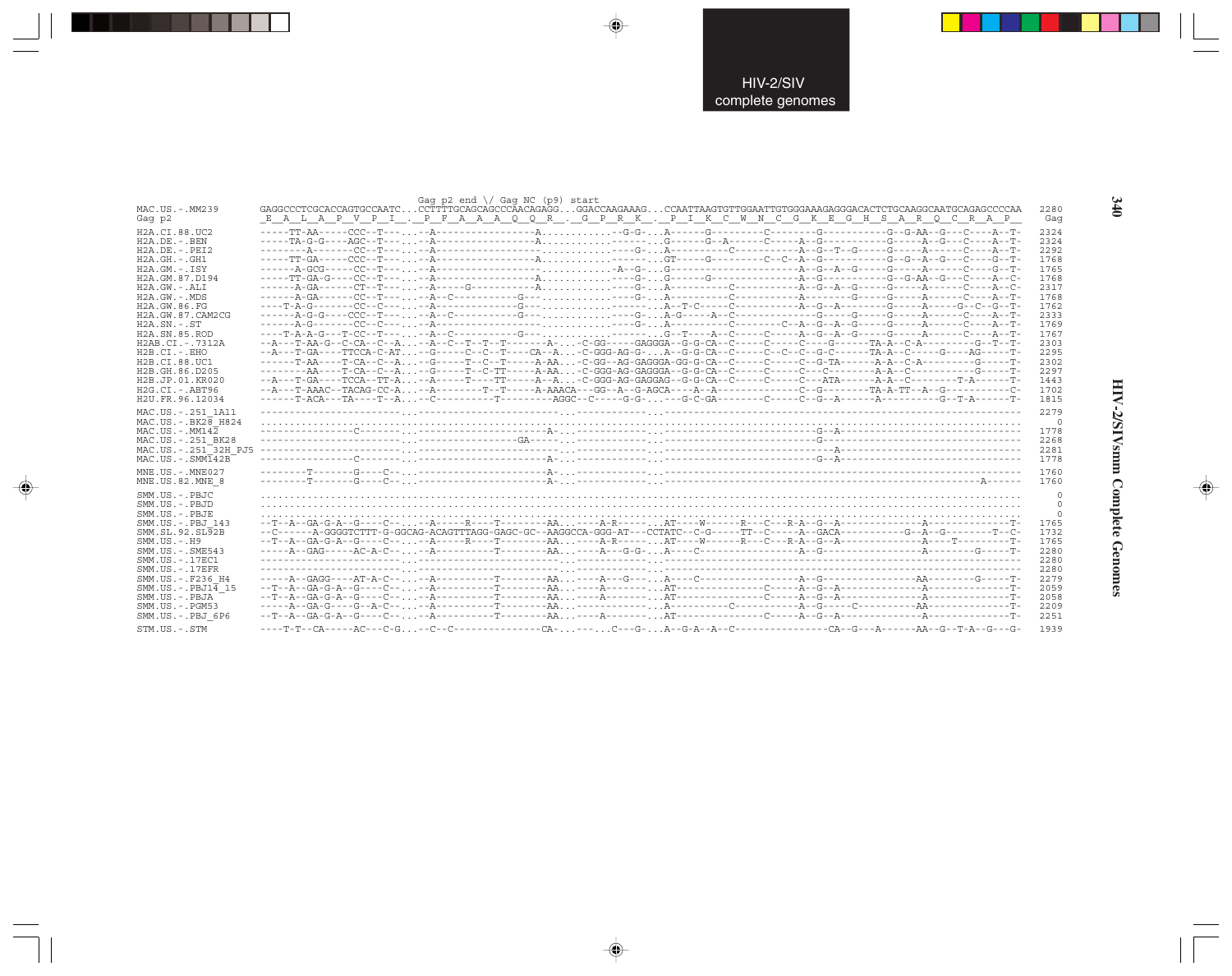```
                              Gag p2 end \/ Gag NC (p9) start
MAC.US.-.MM239          GAGGCCCTCGCACCAGTGCCAATC...CCTTTTGCAGCAGCCCAACAGAGG...GGACCAAGAAAG...CCAATTAAGTGTTGGAATTGTGGGAAAGAGGGACACTCTGCAAGGCAATGCAGAGCCCCAA  2280
Gag p2                   E  A  L  A  P  V  P  I  .  P  F  A  A  A  Q  Q  R  .  G  P  R  K  .  P  I  K  C  W  N  C  G  K  E  G  H  S  A  R  Q  C  R  A  P    Gag

H2A.CI.88.UC2           -----TT-AA-----CCC--T----...-A-----------------A.............-G-G-...A------G---------C--------G-----------G--G-AA--G---C----A--T-  2324
H2A.DE.-.BEN            -----TA-G-G----AGC--T----...-A-----------------A............------...G------G--A-------C------A--G-----------G-----A--G---C----A--T-  2324
H2A.DE.-.PEI2           -------A-------CC--T----...-A-----------------.............G--...A---------C----------A--G--T--G------G-----A-----C----A--T-  2292
H2A.GH.-.GH1            -----TT-GA-----CCC--T----...-A-----------------A.............------...GT-----G---------C--C--A--G-----------G--G--A--G---C----G--T-  1768
H2A.GM.-.ISY            ------A-GCG-----CC--T----...-A-----------------............A--G-...G--------------------A--G--A--G-----G-----A------C----G--T-  1765
H2A.GM.87.D194          -----TT-GA-G----CC--T----...-A-----------------A.............G--...G------G--------------A--G-----------G--G-AA--G---C----A--C-  1768
H2A.GW.-.ALI            ------A-GA------CT--T----...-A-----G-----------A.............G--...A----------C-----------A--G--A--G-----G-----A------C----A--C-  2317
H2A.GW.-.MDS            ------A-GA------CC--T----...-A--C-----------G--............------...A----------C-----------A-------G-----G-----A------C----A--T-  1768
H2A.GW.86.FG            ----T-A-G-------CC--C----...-A-----------------G--............------...A--T-C-----C-----------A--G--A--------G-----A-----G--C--G--T-  1762
H2A.GW.87.CAM2CG        ------A-G-G----CCC--T----...-A--C-----------G--............G--...A-G-----A--C----------------G-----G-----G-----A------C----A--T-  2333
H2A.SN.-.ST             ------A-G-------CC--C----...-A-----------------............G--...A----------C-----C--A--G--A--G-----G-----A------C----A--T-  1769
H2A.SN.85.ROD           ----T-A-A-G---T-CC--T----...-A--C-----------G--...........------...G--T----A--C-----C-----A--G--A--G-----G-----A------C----A--T-  1767
H2AB.CI.-.7312A         --A---T-AA-G--C-CA--C--A...-A--C--T--T--T-------A-...C-GG-----GAGGGA--G-G-CA--C-----C-----C----G-------TA-A--C-A---------G--T--T-  2303
H2B.CI.-.EHO            --A---T-GA----TTCCA-C-AT...-G-----C--C--T----CA--A...C-GGG-AG-G-..A--G-G-CA--C-----C--C--C--G-C------TA-A--C-----G----AG-----T-  2295
H2B.CI.88.UC1           ------T-AA----T-CA--C--A...-G-----T--C--T-----A-AA...-C-GG--AG-GAGGGA-GG-G-CA--C-----C-----C--G-TA------A-A--C-A---------G-----T-  2302
H2B.GH.86.D205          --------AA----T-CA--C--A...-G-----T--C-TT-----A-AA...C-GGG-AG-GAGGGA--G-G-CA--C-----C-----C---C--------A-A--C-----------G-----T-  2297
H2B.JP.01.KR020         --A---T-GA----TCCA--TT-A...-A-----T----TT-----A--A...C-GGG-AG-GAGGAG--G-G-CA--C-----C-----C---ATA------A-A--C---------T-A------T-  1443
H2G.CI.-.ABT96          --A---T-AAAC--TACAG-CC-A...-A---------T--T-----A-AAACA---GG--A--G-AGCA----A--A-------------C--G---------TA-A-TT--A--G-----------C-  1702
H2U.FR.96.12034         ------T-ACA---TA----T--A...-C----------T---------AGGC--C----G-G-...--G-C-GA--------C-----C--G--A------A----------G--T-A------T-  1815

MAC.US.-.251_1A11       ------------------------...-----------------------...------------...---------------------------------------------------------------  2279
MAC.US.-.BK28_H824      ........................................................................................................................       0
MAC.US.-.MM142          ----------------C-------...-----------------A--...------------...----------------------------G--A--------------------------------  1778
MAC.US.-.251_BK28       ------------------------...--------------GA-----...------------...----------------------------G-----------------------------------  2268
MAC.US.-.251_32H_PJ5    ------------------------...-----------------------...------------...-------------------------------A--------------------------------  2281
MAC.US.-.SMM142B        ----------------C-------...-----------------A--...------------...----------------------------G--A--------------------------------  1778

MNE.US.-.MNE027         --------T-------G----C--...-----------------A--...------------...---------------------------------------------------------------  1760
MNE.US.82.MNE_8         --------T-------G----C--...-----------------A--...------------...-----------------------------------------------------------A------  1760

SMM.US.-.PBJC           ........................................................................................................................       0
SMM.US.-.PBJD           ........................................................................................................................       0
SMM.US.-.PBJE           ........................................................................................................................       0
SMM.US.-.PBJ_143        --T--A--GA-G-A--G----C--...-A-----R----T--------AA...-----A-R------...AT----W------R---C---R-A--G--A--------------A---------------T-  1765
SMM.SL.92.SL92B         --C------A-GGGGTCTTT-G-GGCAG-ACAGTTTAGG-GAGC-GC--AAGGCCA-GGG-AT---CCTATC--C-G-----TT--C-----A--GACA-----------G--A--G---------T--C-  1732
SMM.US.-.H9             --T--A--GA-G-A--G----C--...-A-----R----T--------AA...-----A-R------...AT----W------R---C---R-A--G--A--------------A----T---------T-  1765
SMM.US.-.SME543         -----A--GAG-----AC-A-C--...-A----------T--------AA...-----A---G-G-...A----C--------------------A--G-----------------------------G----T-  2280
SMM.US.-.17EC1          ------------------------...-----------------------...------------...---------------------------------------------------------------  2280
SMM.US.-.17EFR          ------------------------...-----------------------...------------...---------------------------------------------------------------  2280
SMM.US.-.F236_H4        -----A--GAGG----AT-A-C--...-A----------T--------AA...----A---G---...A----C--------------------A--G------------------AA---------G-----T-  2279
SMM.US.-.PBJ14_15       --T--A--GA-G-A--G----C--...-A----------T--------AA...-----A---------...AT------------------C-----A--G--A------------------A---------------T-  2059
SMM.US.-.PBJA           --T--A--GA-G-A--G----C--...-A----------T--------AA...-----A---------...AT------------------C-----A--G--A------------------A---------------T-  2058
SMM.US.-.PGM53          -----A--GA-G----G--A-C--...-A----------T--------AA...-------------...A-------------C------------A--G----C-----------AA---------------T-  2209
SMM.US.-.PBJ_6P6        --T--A--GA-G-A--G----C--...-A----------T--------AA...-----A---------...AT------------------C-----A--G--A------------------A---------------T-  2251

STM.US.-.STM            ----T-T--CA-----AC---C-G...-C--C---------------CA-...----...C---G-...A--G-A--A--C-----------------CA--G---A-------AA--G--T-A--G---G-  1939
```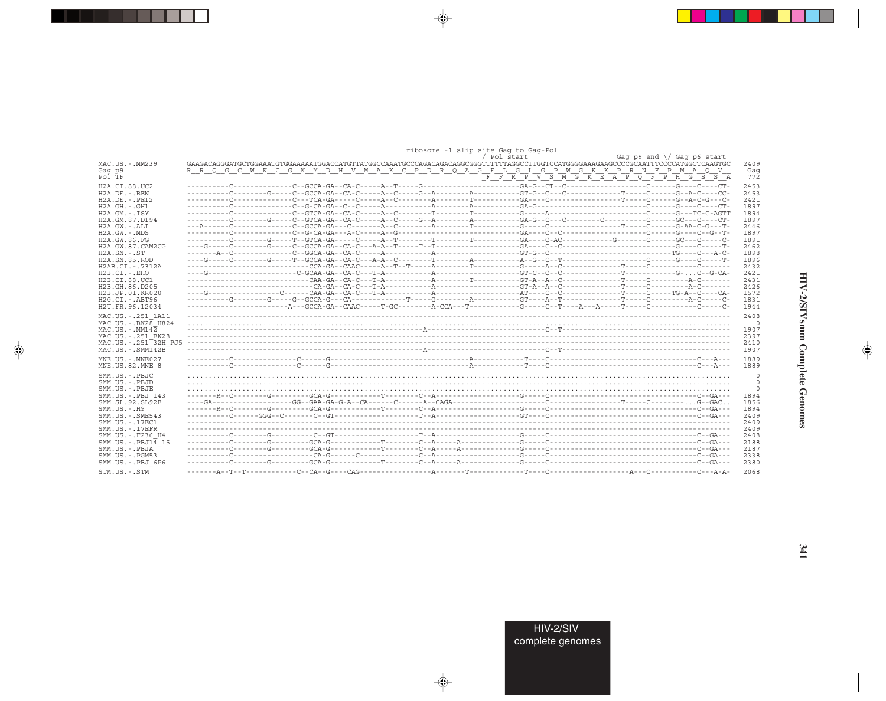```
                                                                                           ribosome -1 slip site Gag to Gag-Pol
                                                                                                          / Pol start                                          Gag p9 end \/ Gag p6 start
MAC.US.-.MM239        GAAGACAGGGATGCTGGAAATGTGGAAAAATGGACCATGTTATGGCCAAATGCCCAGACAGACAGGCGGGTTTTTTAGGCCTTGGTCCATGGGGAAAGAAGCCCCGCAATTTCCCCATGGCTCAAGTGC   2409
Gag p9                R  R  Q  G  C  W  K  C  G  K  M  D  H  V  M  A  K  C  P  D  R  Q  A  G  F  L  G  L  G  P  W  G  K  K  P  R  N  F  P  M  A  Q  V    Gag
Pol TF                                                                                  F  F  R  P  W  S  M  G  K  E  A  P  Q  F  P  H  G  S  S  A     772

H2A.CI.88.UC2         ----------C--------------C--GCCA-GA--CA-C-----A--T-----G----------------------GA-G--CT--C-------------------C------G----C----CT-   2453
H2A.DE.-.BEN          ----------C--------G-----C--GCCA-GA--CA-C-----A--C-----G--A--------A----------GT-G--C---C-------------T-----C------G--A-C----CC-   2453
H2A.DE.-.PEI2         ----------C--------------C---TCA-GA-----C-----A--C--------A--------T----------GA---C------------------T-----C------G--A-C-G---C-   2421
H2A.GH.-.GH1          ----------C--------------C--G-CA-GA--C--C-----A-----------A--------A----------GA-G-------------------------C------G----C----CT-   1897
H2A.GM.-.ISY          ----------C--------------C--GTCA-GA--CA-C-----A--C--------T--------T----------G-----A----------------------C------G---TC-C-AGTT   1894
H2A.GM.87.D194        ----------C--------G-----C--GTCA-GA--CA-C-----A--C-----G--A--------A----------GA-G--C---C--------C---------C------GC---C----CT-   1897
H2A.GW.-.ALI          ---A------C--------------C--GCCA-GA---C-------A--C--------A--------T----------G-----C-----------------T-----C------G-AA-C-G---T-   2446
H2A.GW.-.MDS          ----------C--------------C--G-CA-GA---A-C-----A--G----------------------------GA----C--C-------------------C------G----C--G--T-   1897
H2A.GW.86.FG          ----------C--------G-----T--GTCA-GA-----C-----A--T--------T--------T----------GA----C-AC-----------G-------C------GC---C-----C-   1891
H2A.GW.87.CAM2CG      ----G-----C--------G-----C--GCCA-GA--CA-C---A-A--T-----T--T---------------------GA----C--C-------------------------------G----C----T-   2462
H2A.SN.-.ST           -------A--C--------------C--GGCA-GA--CA-C-----A-----------A-------------------GT-G--C--------------------------------TG----C---A-C-   1898
H2A.SN.85.ROD         ----G-----C--------G-----T--GCCA-GA--CA-C---A-A--C--------T--------A----------A--G--C--T-------------------C------G----C-----T-   1896
H2AB.CI.-.7312A       ---------------------------CCA-GA--CAAC-----A--T--T-----A--------T----------G-----A--C-------------T-----C-----------C-------   2432
H2B.CI.-.EHO          ----G--------------------C-GCAA-GA--CA-C---T-A-----------A--------------------GT-C--C--C-------------T------------G-...C--G-CA-   2421
H2B.CI.88.UC1         ---------------------------CAA-GA--CA-C---T-A-----------A--------T----------GT-A--A--C-------------T-----C---------A-C-------   2431
H2B.GH.86.D205        ----------------------------CA-GA--CA-C---T-A-----------A---------------------GT-A--A--C-------------T-----C---------A-C-------   2426
H2B.JP.01.KR020       ----G-----------------C------CAA-GA--CA-C---T-A-----------A---------------------AT----C--C-------------T-----C-----TG-A--C----CA-   1572
H2G.CI.-.ABT96        ----------G--------G-----G--GCCA-G---CA------------T-----G--------A----------GT----A--T-------------T-----C---------A-C-----C-   1831
H2U.FR.96.12034       -----------------------A---GCCA-GA--CAAC-----T-GC--------A-CCA---T-----------G-----C--T----A---A-----T-----C-----------C-----C-   1944

MAC.US.-.251_1A11     ---------------------------------------------------------------------------------------------------------------------------------   2408
MAC.US.-.BK28_H824    .................................................................................................................................      0
MAC.US.-.MM142        ---------------------------------------------------------A--------------------C--T---------------------------------------------   1907
MAC.US.-.251_BK28     ---------------------------------------------------------------------------------------------------------------------------------   2397
MAC.US.-.251_32H_PJ5  ---------------------------------------------------------------------------------------------------------------------------------   2410
MAC.US.-.SMM142B      ---------------------------------------------------------A--------------------C--T---------------------------------------------   1907

MNE.US.-.MNE027       ----------C---------------C------G-------------------------------A------------T----C----------------------------------C---A---   1889
MNE.US.82.MNE_8       ----------C---------------C------G-------------------------------A------------T----C----------------------------------C---A---   1889

SMM.US.-.PBJC         .................................................................................................................................      0
SMM.US.-.PBJD         .................................................................................................................................      0
SMM.US.-.PBJE         .................................................................................................................................      0
SMM.US.-.PBJ_143      -------R--C--------G---------GCA-G------------T--------C--A--------------------G-----C----------------------------------C--GA---   1894
SMM.SL.92.SL92B       ----GA-----------------GG--GAA-GA-G-A--CA------C------A--CAGA------------------------C-------------T-----C--------...G--GAC..   1856
SMM.US.-.H9           -------R--C--------G---------GCA-G------------T--------C--A--------------------G-----C----------------------------------C--GA---   1894
SMM.US.-.SME543       ----------C------GGG--C-------C--GT-----------------T--A---------------------GT----C----------------------------------C--GA---   2409
SMM.US.-.17EC1        ---------------------------------------------------------------------------------------------------------------------------------   2409
SMM.US.-.17EFR        ---------------------------------------------------------------------------------------------------------------------------------   2409
SMM.US.-.F236_H4      ----------C--------G---------C--GT------------------T--A---------------------G-----C----------------------------------C--GA---   2408
SMM.US.-.PBJ14_15     ----------C--------G---------GCA-G------------T--------C--A-----A---------------G-----C----------------------------------C--GA---   2188
SMM.US.-.PBJA         ----------C--------G---------GCA-G------------T--------C--A-----A---------------G-----C----------------------------------C--GA---   2187
SMM.US.-.PGM53        ----------C------------------CA-G-------C-------------C--A---------------------G-----C----------------------------------C--GA---   2338
SMM.US.-.PBJ_6P6      ----------C--------G---------GCA-G------------T--------C--A-----A---------------G-----C----------------------------------C--GA---   2380

STM.US.-.STM          -------A--T--T-----------C--CA--G----CAG----------------A-------T-------------T----C--------------------A---C-----------C---A-A-   2068
```

HIV-2/SIVsmm Complete Genomes

HIV-2/SIV complete genomes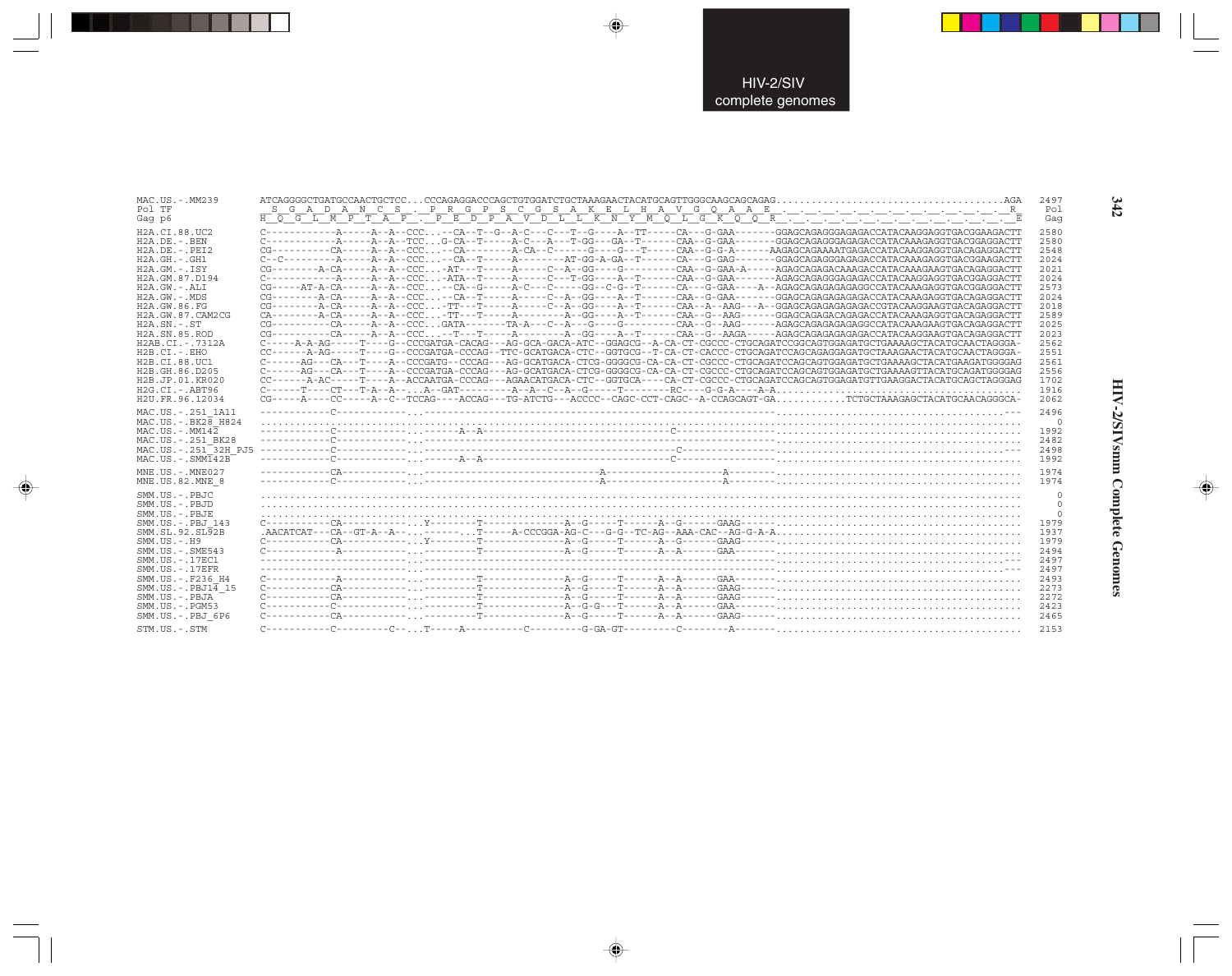```
MAC.US.-.MM239       ATCAGGGGCTGATGCCAACTGCTCC...CCCAGAGGACCCAGCTGTGGATCTGCTAAAGAACTACATGCAGTTGGGCAAGCAGCAGAG......................................AGA  2497
Pol TF                S  G  A  D  A  N  C  S  .  P  R  G  P  S  C  G  S  A  K  E  L  H  A  V  G  Q  A  A  E  .  .  .  .  .  .  .  .  .  .  .  .  .  R   Pol
Gag p6               H  Q  G  L  M  P  T  A  P  .  P  E  D  P  A  V  D  L  L  K  N  Y  M  Q  L  G  K  Q  Q  R  .  .  .  .  .  .  .  .  .  .  .  .  .  E   Gag

H2A.CI.88.UC2        C-----------A-----A--A--CCC...--CA--T--G--A-C---C---T--G----A--TT-----CA---G-GAA-------GGAGCAGAGGGAGAGACCATACAAGGAGGTGACGGAAGACTT  2580
H2A.DE.-.BEN         C-----------A-----A--A--TCC...G-CA--T-----A-C---A---T-GG----GA--T-----CAA--G-GAA-------GGAGCAGAGGGAGAGACCATACAAAGAGGTGACGGAGGACTT  2580
H2A.DE.-.PEI2        CG----------CA----A--A--CCC...--CA-------A-CA--C------G----G---T-----CAA--G-G-A------AAGAGCAGAAAATGAGACCATACAAGGAGGTGACAGAGGACTT  2548
H2A.GH.-.GH1         C--C---------A-----A--A--CCC...--CA--T-----A--------AT-GG-A-GA--T-----CA---G-GAG-------GGAGCAGAGGGAGAGACCATACAAAGAGGTGACGGAAGACTT  2024
H2A.GM.-.ISY         CG--------A-CA-----A--A--CCC...-AT---T-----A-----C--A--GG----G---------CAA--G-GAA-A-----AGAGCAGAGACAAAGACCATACAAAGAAGTGACAGAGGACTT  2021
H2A.GM.87.D194       C-----------A-----A--A--CCC...-ATA--T-----A-----C--T-GG----A--T------CAA--G-GAA-------AGAGCAGAGGGAGAGACCATACAAGGAGGTGACGGAGGACTT  2024
H2A.GW.-.ALI         CG-----AT-A-CA-----A--A--CCC...--CA--G-----A-C---C-----GG--C-G--T-----CA---G-GAA----A--AGAGCAGAGAGAGAGGCCATACAAAGAGGTGACGGAGGACTT  2573
H2A.GW.-.MDS         CG--------A-CA-----A--A--CCC...--CA--T-----A-----C--A--GG----A--T------CAA--G-GAA-------GGAGCAGAGAGAGAGACCATACAAAGAGGTGACAGAGGACTT  2024
H2A.GW.86.FG         CG--------A-CA-----A--A--CCC...-TT---T-----A-----C--A--GG----A--T------CAA--A--AAG---A--GGAGCAGAGAGAGAGACCGTACAAGGAAGTGACAGAGGACTT  2018
H2A.GW.87.CAM2CG     CA--------A-CA-----A--A--CCC...-TT---T-----A---------A--GG----A--T------CAA--G--AAG-----GGAGCAGAGACAGAGACCATACAAAGAGGTGACAGAGGACTT  2589
H2A.SN.-.ST          CG----------CA-----A--A--CCC...GATA-------TA-A---C--A---G----G---------CAA--G--AAG-----AGAGCAGAGAGAGAGGCCATACAAAGAAGTGACAGAGGACTT  2025
H2A.SN.85.ROD        CG----------CA-----A--A--CCC...--T---T-----A-------A--GG----A--T------CAA--G--AAGA-----AGAGCAGAGAGAGAGACCATACAAGGAAGTGACAGAGGACTT  2023
H2AB.CI.-.7312A      C-----A-A-AG-----T----G--CCCGATGA-CACAG---AG-GCA-GACA-ATC--GGAGCG--A-CA-CT-CGCCC-CTGCAGATCCGGCAGTGGAGATGCTGAAAAGCTACATGCAACTAGGGA-  2562
H2B.CI.-.EHO         CC------A-AG-----T----G--CCCGATGA-CCCAG--TTC-GCATGACA-CTC--GGTGCG--T-CA-CT-CACCC-CTGCAGATCCAGCAGAGGAGATGCTAAAGAACTACATGCAACTAGGGA-  2551
H2B.CI.88.UC1        C------AG---CA---T----A--CCCGATG--CCCAG---AG-GCATGACA-CTCG-GGGGCG-CA-CA-CT-CGCCC-CTGCAGATCCAGCAGTGGAGATGCTGAAAAGCTACATGAAGATGGGGAG  2561
H2B.GH.86.D205       C------AG---CA---T----A--CCCGATGA-CCCAG---AG-GCATGACA-CTCG-GGGGCG-CA-CA-CT-CGCCC-CTGCAGATCCAGCAGTGGAGATGCTGAAAAGTTACATGCAGATGGGGAG  2556
H2B.JP.01.KR020      CC------A-AC-----T----A--ACCAATGA-CCCAG---AGAACATGACA-CTC--GGTGCA----CA-CT-CGCCC-CTGCAGATCCAGCAGTGGAGATGTTGAAGGACTACATGCAGCTAGGGAG  1702
H2G.CI.-.ABT96       C------T----CT---T-A--A--...A--GAT---------A--A--C--A--G-----T------RC----G-G-A----A-A........................................  1916
H2U.FR.96.12034      CG-----A----CC-----A--C--TCCAG----ACCAG---TG-ATCTG---ACCCC--CAGC-CCT-CAGC--A-CCAGCAGT-GA............TCTGCTAAAGAGCTACATGCAACAGGGCA-  2062

MAC.US.-.251_1A11    ------------C-----------...-----------------------------------------------------........................................---  2496
MAC.US.-.BK28_H824   ........................................................................................................................   0
MAC.US.-.MM142       ------------C-----------...------A--A--------------------------C----------------........................................  1992
MAC.US.-.251_BK28    ------------C-----------...-----------------------------------------------------........................................  2482
MAC.US.-.251_32H_PJ5 ------------C-----------...--------------------------------------C----------------........................................---  2498
MAC.US.-.SMM142B     ------------C-----------...------A--A--------------------------C----------------........................................  1992

MNE.US.-.MNE027      ------------CA----------...----------------------------A------------------A--------........................................  1974
MNE.US.82.MNE_8      ------------C-----------...----------------------------A------------------A--------........................................  1974

SMM.US.-.PBJC        ........................................................................................................................   0
SMM.US.-.PBJD        ........................................................................................................................   0
SMM.US.-.PBJE        ........................................................................................................................   0
SMM.US.-.PBJ_143     C-----------CA----------...Y--------T-------------A--G-----T------A--G------GAAG------........................................  1979
SMM.SL.92.SL92B      .AACATCAT---CA--GT-A--A--...-------...T-----A-CCCGGA-AG-C---G-G--TC-AG--AAA-CAC--AG-G-A-A........................................  1937
SMM.US.-.H9          C-----------CA----------...Y--------T-------------A--G-----T------A--G------GAAG------........................................  1979
SMM.US.-.SME543      C-----------A-----------...---------T-------------A--G-----T------A--A------GAA-------........................................  2494
SMM.US.-.17EC1       ------------------------...-----------------------------------------------------........................................---  2497
SMM.US.-.17EFR       ------------------------...-----------------------------------------------------........................................---  2497
SMM.US.-.F236_H4     C-----------A-----------...---------T-------------A--G-----T------A--A------GAA-------........................................  2493
SMM.US.-.PBJ14_15    C-----------CA----------...---------T-------------A--G-----T------A--A------GAAG------........................................  2273
SMM.US.-.PBJA        C-----------CA----------...---------T-------------A--G-----T------A--A------GAAG------........................................  2272
SMM.US.-.PGM53       C-----------C-----------...---------T-------------A--G-G---T------A--A------GAA-------........................................  2423
SMM.US.-.PBJ_6P6     C-----------CA----------...---------T-------------A--G-----T------A--A------GAAG------........................................  2465

STM.US.-.STM         C-----------C---------C--...T-----A-----------C---------G-GA-GT---------C--------A-------........................................  2153
```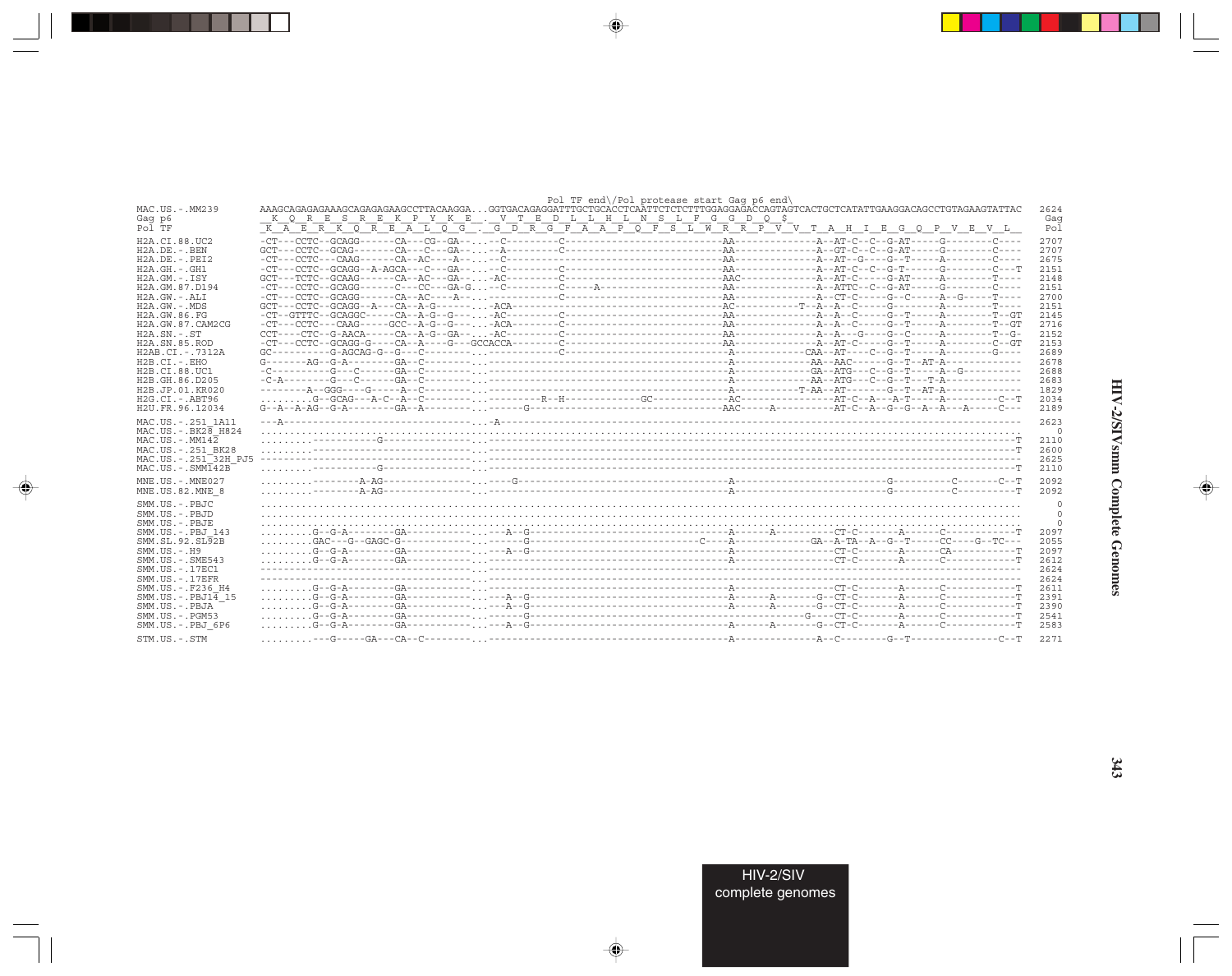```
                                                                              Pol TF end\/Pol protease start Gag p6 end\
MAC.US.-.MM239         AAAGCAGAGAGAAAGCAGAGAGAAGCCTTACAAGGA...GGTGACAGAGGATTTGCTGCACCTCAATTCTCTCTTTGGAGGAGACCAGTAGTCACTGCTCATATTGAAGGACAGCCTGTAGAAGTATTAC  2624
Gag p6                 _K__Q__R__E__S__R__E__K__P__Y__K__E__. V__T__E__D__L__L__H__L__N__S__L__F__G__G__D__Q__$                                              Gag
Pol TF                 _K__A__E__R__K__Q__R__E__A__L__Q__G__._G__D__R__G__F__A__A__P__Q__F__S__L__W__R__R__P__V__V__T__A__H__I__E__G__Q__P__V__E__V__L__  Pol

H2A.CI.88.UC2          -CT---CCTC--GCAGG-----CA---CG--GA-...--C--------C-------------------------AA-------------A--AT-C--C--G-AT-----G--------C----  2707
H2A.DE.-.BEN           GCT---CCTC--GCAG------CA---C---GA-...--A--------C-------------------------AA-------------A--GT-C--C--G-AT-----G--------C----  2707
H2A.DE.-.PEI2          -CT---CCTC---CAAG-----CA--AC---A--...--C----------------------------------AA-------------A--AT--G----G--T-----A--------C----  2675
H2A.GH.-.GH1           -CT---CCTC--GCAGG--A-AGCA---C---GA-...--C--------C-------------------------AA-------------A--AT-C--C--G-T------G--------C---T  2151
H2A.GM.-.ISY           GCT---TCTC--GCAAG-----CA--AC---GA-...-AC--------C-------------------------AAC------------A--AT-C-----G-AT-----A--------T----  2148
H2A.GM.87.D194         -CT---CCTC--GCAGG-----C---CC---GA-G...--C--------C-----A-------------------AA-------------A--ATTC--C--G-AT-----G--------C----  2151
H2A.GW.-.ALI           -CT---CCTC--GCAGG-----CA--AC----A--...-----------C-------------------------AA-------------A--CT-C-----G--C-----A--G-----T----  2700
H2A.GW.-.MDS           GCT---CCTC--GCAGG--A---CA--A-G-------...-ACA--------------------------------AC----------T--A--A--C-----G--------A--------T----  2151
H2A.GW.86.FG           -CT--GTTTC--GCAGGC-----CA--A-G--G----...-AC---------C-------------------------AA-------------A--A--C-----G--T-----A--------T--GT  2145
H2A.GW.87.CAM2CG       -CT---CCTC---CAAG-----GCC--A-G--G----...-ACA--------C-------------------------AA-------------A--A--C-----G--T-----A--------T--GT  2716
H2A.SN.-.ST            CCT---CTC--G-AACA-----CA--A-G--GA-...-AC--------C-------------------------AA-------------A--A---G----G--C-----A--------T--G-  2152
H2A.SN.85.ROD          -CT---CCTC--GCAGG-G----CA--A----G---GCCACCA--------C-------------------------AA-------------A--AT-C-----G--T-----A--------C--GT  2153
H2AB.CI.-.7312A        GC---------G-AGCAG-G--G---C--------...-----------C-------------------------A-----------CAA--AT---C--G--T-----A--------G----  2689
H2B.CI.-.EHO           G-------AG--G-A--------GA--C--------...---------------------------------------A------------AA--AAC------G--T--AT-A------------  2678
H2B.CI.88.UC1          -C---------G---C------GA--C--------...---------------------------------------A-----------GA--ATG---C--G--T-----A--G----------  2688
H2B.GH.86.D205         -C-A--------G---C------GA--C--------...---------------------------------------A-----------AA--ATG---C--G--T---T-A------------  2683
H2B.JP.01.KR020        --------A--GGG---G-----A--C--------...---------------------------------------A----------T-AA--AT------G--T--AT-A------------  1829
H2G.CI.-.ABT96         ........G--GCAG---A-C--A--C--------...---------R--H------------GC-------------AC---------------AT-C--A---A-T-----A--------C--T  2034
H2U.FR.96.12034        G--A--A-AG--G-A--------GA--A--------...------G-----------------------------AAC-----A-----------AT-C--A--G--G--A--A---A-----C---  2189

MAC.US.-.251_1A11      ---A-------------------------------...-A---------------------------------------------------------------------------------------  2623
MAC.US.-.BK28_H824     ...........................................................................................................................     0
MAC.US.-.MM142         .........-----------G--------------...------------------------------------------------------------------------------------------T  2110
MAC.US.-.251_BK28      .........---------------------------...------------------------------------------------------------------------------------------T  2600
MAC.US.-.251_32H_PJ5   -----------------------------------...---------------------------------------------------------------------------------------  2625
MAC.US.-.SMM142B       .........-----------G--------------...------------------------------------------------------------------------------------------T  2110

MNE.US.-.MNE027        .........---------A-AG-------------...---G-----------------------------------A-------------------------G-----------C-------C--T  2092
MNE.US.82.MNE_8        .........---------A-AG-------------...---------------------------------------A-------------------------G-----------C----------T  2092

SMM.US.-.PBJC          ...........................................................................................................................     0
SMM.US.-.PBJD          ...........................................................................................................................     0
SMM.US.-.PBJE          ...........................................................................................................................     0
SMM.US.-.PBJ_143       .........G--G-A--------GA----------...---A--G--------------------------------A------A-----------CT-C--------A-------C-----------T  2097
SMM.SL.92.SL92B        .........GAC---G--GAGC-G-----------...------G--------------------------C-----A-------------GA--A-TA--A--G--T-----CC----G--TC---  2055
SMM.US.-.H9            .........G--G-A--------GA----------...---A--G--------------------------------A------------------CT-C--------A-------CA-----------T  2097
SMM.US.-.SME543        .........G--G-A--------GA----------...---------------------------------------A------------------CT-C--------A-------C-----------T  2612
SMM.US.-.17EC1         -----------------------------------...---------------------------------------------------------------------------------------  2624
SMM.US.-.17EFR         -----------------------------------...---------------------------------------------------------------------------------------  2624
SMM.US.-.F236_H4       .........G--G-A--------GA----------...---------------------------------------A------------------CT-C--------A-------C-----------T  2611
SMM.US.-.PBJ14_15      .........G--G-A--------GA----------...---A--G--------------------------------A------A--------G--CT-C--------A-------C-----------T  2391
SMM.US.-.PBJA          .........G--G-A--------GA----------...---A--G--------------------------------A------A--------G--CT-C--------A-------C-----------T  2390
SMM.US.-.PGM53         .........G--G-A--------GA----------...------G-------------------------------------------G----CT-C--------A-------C-----------T  2541
SMM.US.-.PBJ_6P6       .........G--G-A--------GA----------...---A--G--------------------------------A------A--------G--CT-C--------A-------C-----------T  2583

STM.US.-.STM           .........---G-----GA---CA--C-------...---------------------------------------A-----------------A--C---------G--T----------------C--T  2271
```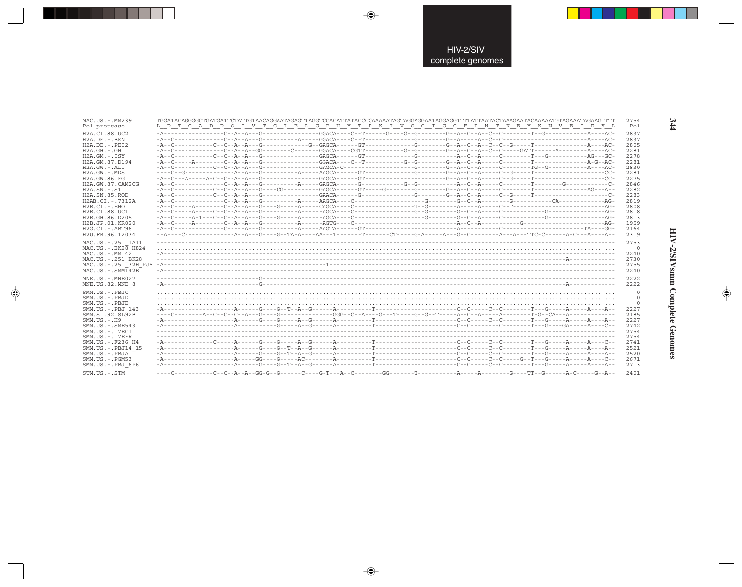```
MAC.US.-.MM239       TGGATACAGGGGCTGATGATTCTATTGTAACAGGAATAGAGTTAGGTCCACATTATACCCCAAAAATAGTAGGAGGAATAGGAGGTTTTATTAATACTAAAGAATACAAAAATGTAGAAATAGAAGTTTT  2754
Pol protease         L  D  T  G  A  D  D  S  I  V  T  G  I  E  L  G  P  H  Y  T  P  K  I  V  G  G  I  G  G  F  I  N  T  K  E  Y  K  N  V  E  I  E  V  L   Pol

H2A.CI.88.UC2        -A-----------------C--A--A---G----------------GGACA----C--T------G----G--G---------G--A--C--A--C--C---------T--G------------A----AC-  2837
H2A.DE.-.BEN         -A--C--------------C--A--A---G----------A-----GGACA----C--T-------------G---------G--A-----A--C--C-----------------------------A----AC-  2837
H2A.DE.-.PEI2        -A--C-----------C--C--A--A---G-------------G--GAGCA------GT-------------G---------G--A--C--A--C--C--G-----T--------------------A----AC-  2805
H2A.GH.-.GH1         -A--C--------------C--A--A--GG--------C-------GGACA----CGTT-----------G--G---------G--A--C--A--C--C-----GATT------A---------A----AC-  2281
H2A.GM.-.ISY         -A--C-----------C--C--A--A---G----------------GAGCA------GT-------------G---------------A--C--A-----C---------T---G-----------AG--GC-  2278
H2A.GM.87.D194       -A--C-----A--------C--A--A---G----------------GGACA----C--T-----------G--G---------G--A--C--A-----C---------T----------------A-G--AC-  2281
H2A.GW.-.ALI         -A--C-----------C--C--A--A---G----------------GAGCA-C-------------------G---------G--A--C--A-----C---------TG--G------------A----AC-  2830
H2A.GW.-.MDS         ----C--G-----------------A--A---G---------A-----AAGCA------GT-------------G---------G--A--C--A-----C--G-----T-------------------CC-  2281
H2A.GW.86.FG         -A--C---A-----A-C--C--A--A---G----------------GAGCA------GT---------------------------G--A--C--A-----C--G-----T-------------------CC-  2275
H2A.GW.87.CAM2CG     -A--C--------------C--A--A---G----------------GAGCA------G-------------G--G------------A--C--A-----C---------T--------G-------------C-  2846
H2A.SN.-.ST          -A--C-----------C--C--A--A---G----CG----------GAGCA------GT------G--------G---------G--A--C--A-----C---------T----------------AG--A--  2282
H2A.SN.85.ROD        -A--C-----------C--C--A--A---G----------------GAACA------G----------------G---------G--A--C--A-----C--G-----T---------------------C-  2283
H2AB.CI.-.7312A      -A--C--------------C--A--A---G----------A-----AAGCA-----C---------------------G---------G--C--A---------G-----------CA--------------AG-  2819
H2B.CI.-.EHO         -A--C-----A--------C--A--A---G-----G------A-----CAGCA-----C----------------T--G---------A-----A-----C--T----------------------------AG-  2808
H2B.CI.88.UC1        -A--C-----A-----C--C--A--A---G----------A-----AGCA-----C-----------------G--G---------G--C--A-----C-----------------G----------------AG-  2818
H2B.GH.86.D205       -A--C-----A-T---C--C--A--A---G-----G------A------AGCA-----C--------------------G---------G--C--A-----C-----------------G----------------AG-  2813
H2B.JP.01.KR020      -A--C-----A--------C--A--A---G----------A-----AGTG-----C------------------------------A--C--A---------G-----------------------------AG-  1959
H2G.CI.-.ABT96       -A--C--------------C-----A---G----------A-----AAGTA------GT-----------------------------A-----------C--------------------------TA----GG-  2164
H2U.FR.96.12034      --A-----C--------------A--A---G----G--TA-A-----AA---T--------T--------CT-----G-A-----A---G--C---------A---A---TTC-C-------A-C---A----A--  2319

MAC.US.-.251_1A11    ------------------------------------------------------------------------------------------------------------------------------------  2753
MAC.US.-.BK28_H824   ....................................................................................................................................     0
MAC.US.-.MM142       -A----------------------------------------------------------------------------------------------------------------------------------  2240
MAC.US.-.251_BK28    ---------------------------------------------------------------------------------------------------------------------A--------------  2730
MAC.US.-.251_32H_PJ5 -A---------------------------------------------T-------------------------------------------------------------------------------------  2755
MAC.US.-.SMM142B     -A----------------------------------------------------------------------------------------------------------------------------------  2240

MNE.US.-.MNE027      ------------------------------G-----------------------------------------------------------------------------------------------------  2222
MNE.US.82.MNE_8      -A----------------------------G---------------------------------------------------------------------------------------A--------------  2222

SMM.US.-.PBJC        ....................................................................................................................................     0
SMM.US.-.PBJD        ....................................................................................................................................     0
SMM.US.-.PBJE        ....................................................................................................................................     0
SMM.US.-.PBJ_143     -A--------------------A------G----G--T--A--G------A----------T----------------------C--C-----C--C---------T---G-----A-----A----A--  2227
SMM.SL.92.SL92B      ----C---------A--C--C--C--A---G----G---------------GGG--C--A----G---T-----G--G--T-----A--C--A-----A---------T-G--CA---A--------------  2185
SMM.US.-.H9          -A--------------------A------G----G-----A--G------A----------T----------------------C--C-----C--C---------T---G-----A-----A----A--  2227
SMM.US.-.SME543      -A--------------------A-------------G-----A--G------A----------T----------------------C--C-----------C---------T---G----GA-----A----C--  2742
SMM.US.-.17EC1       ------------------------------------------------------------------------------------------------------------------------------------  2754
SMM.US.-.17EFR       ------------------------------------------------------------------------------------------------------------------------------------  2754
SMM.US.-.F236_H4     -A--------------C------A------G----G-----A--G------A----------T----------------------C--C-----C--C---------T---G-----A-----A----C--  2741
SMM.US.-.PBJ14_15    -A--------------------A------G----G--T--A--G------A----------T----------------------C--C-----C--C---------T---G-----A-----A----A--  2521
SMM.US.-.PBJA        -A--------------------A------G----G--T--A--G------A----------T----------------------C--C-----C--C---------T---G-----A-----A----A--  2520
SMM.US.-.PGM53       -A--------------------A-----GG----G-----AC---------A----------T----------------------C--C-----C--C-----G---T---G-----A-----A----C--  2671
SMM.US.-.PBJ_6P6     -A--------------------A------G----G--T--A--G------A----------T----------------------C--C-----C--C---------T---G-----A-----A----A--  2713

STM.US.-.STM         ----C-----------C--C--A--A--GG-G--G-------C----G-T---A--C---------GG--------T------------A-----A---------G----TT--G-------A-C-----G--A--  2401
```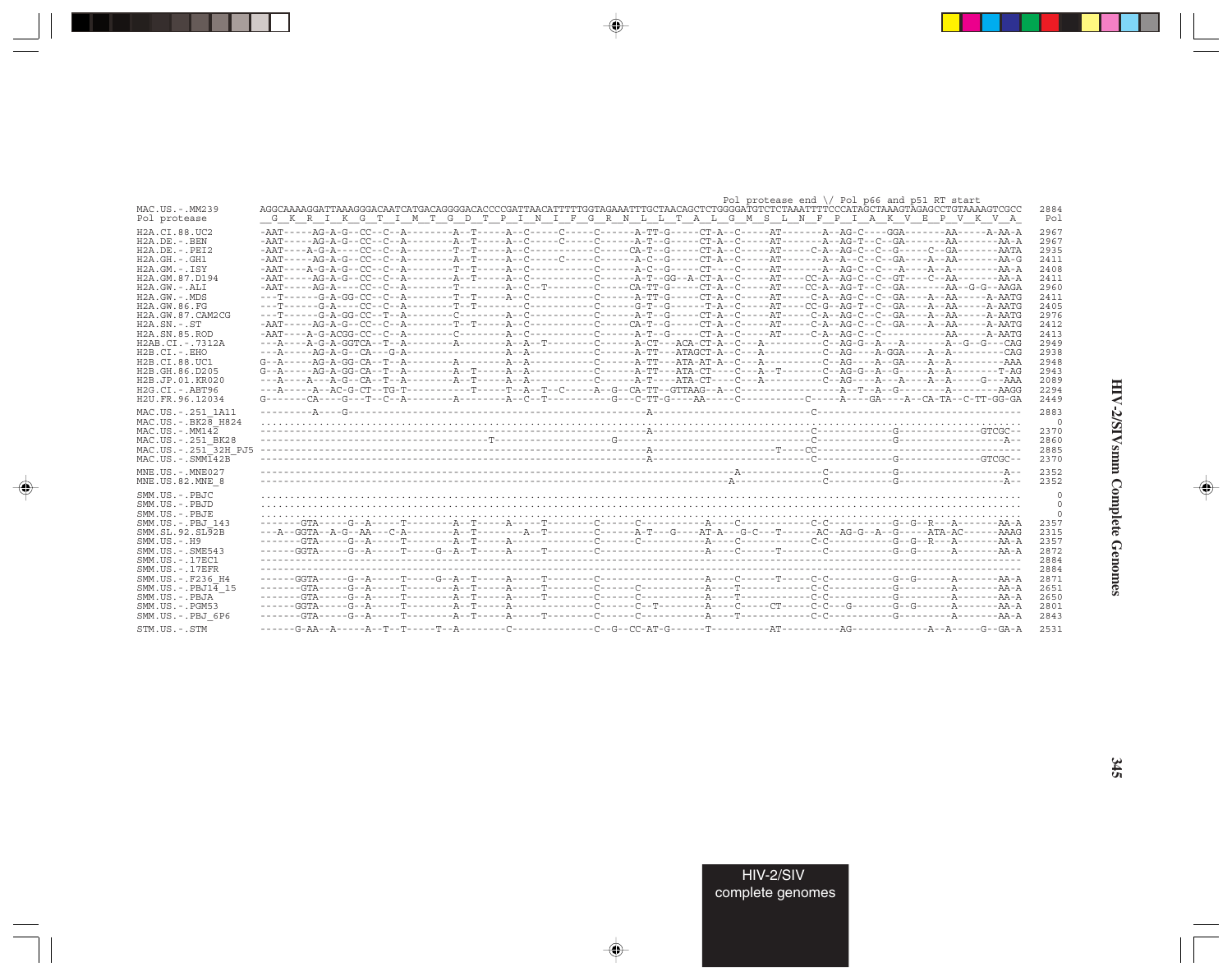```
                                                                                                    Pol protease end \/ Pol p66 and p51 RT start
MAC.US.-.MM239         AGGCAAAAGGATTAAAGGGACAATCATGACAGGGGACACCCCGATTAACATTTTTGGTAGAAATTTGCTAACAGCTCTGGGGATGTCTCTAAATTTTCCCATAGCTAAAGTAGAGCCTGTAAAAGTCGCC   2884
Pol protease            G  K  R  I  K  G  T  I  M  T  G  D  T  P  I  N  I  F  G  R  N  L  L  T  A  L  G  M  S  L  N  F  P  I  A  K  V  E  P  V  K  V  A    Pol

H2A.CI.88.UC2          -AAT-----AG-A-G--CC--C--A--------A--T-----A--C-----C-----C------A-TT-G-----CT-A--C-----AT-------A--AG-C----GGA-------AA------A-AA-A   2967
H2A.DE.-.BEN           -AAT-----AG-A-G--CC--C--A--------A--T-----A--C-----------C-----A-T--G-----CT-A--C-----AT-------A--AG-T--C--GA-------AA-------AA-A   2967
H2A.DE.-.PEI2          -AAT----A-G-A----CC--C--A--------T--T-----A--C-----------C-----CA-T--G-----CT-A--C-----AT-----C-A--AG-C--C--G-----C--GA-------AATA   2935
H2A.GH.-.GH1           -AAT-----AG-A-G--CC--C--A--------A--T-----A--C-----C-----C------A-C--G-----CT-A--C-----AT-------A--A--C--C--GA----A--AA-------AA-G   2411
H2A.GM.-.ISY           -AAT---A-G-A-G--CC--C--A--------T--T-----A--C-----------C------A-C--G-----CT----C-----AT-------A--AG-C--C---A----A--A--------AA-A   2408
H2A.GM.87.D194         -AAT-----AG-A-G--CC--C--A--------A--T-----A--C-----------C------A-T--GG--A-CT-A--C-----AT----CC-A--AG-C--C--GT----C--AA-------AA-A   2411
H2A.GW.-.ALI           -AAT-----AG-A----CC--C--A--------T--------A--C--T--------C-----CA-TT-G-----CT-A--C-----AT----CC-A--AG-T--C--GA-------AA--G-G--AAGA   2960
H2A.GW.-.MDS           ---T------G-A-GG-CC--C--A--------T--T-----A--C-----------C------A-TT-G-----CT-A--C-----AT-----C-A--AG-C--C--GA----A--AA------A-AATG   2411
H2A.GW.86.FG           ---T------G-A----CC--C--A--------T--T--------C-----------C------G-T--G------T-A--C-----AT----CC-G--AG-T--C--GA----A--AA------A-AATG   2405
H2A.GW.87.CAM2CG       ---T------G-A-GG-CC--T--A--------C--------A--C-----------C------A-T--G-----CT-A--C-----AT-----C-A--AG-C--C--GA----A--AA------A-AATG   2976
H2A.SN.-.ST            -AAT-----AG-A-G--CC--C--A--------T--T-----A--C-----------C-----CA-T--G-----CT-A--C-----AT-----C-A--AG-C--C--GA----A--AA------A-AATG   2412
H2A.SN.85.ROD          -AAT----A-G-ACGG-CC--C--A--------C--------A--C-----------C------A-T--G-----CT-A--C-----AT-----C-A--AG-C--C-----------AA------A-AATG   2413
H2AB.CI.-.7312A        ---A----A-G-A-GGTCA--T--A--------A--------A--A--T--------C------A-CT---ACA-CT-A--C---A----------C--AG-G--A---A-------A--G--G---CAG   2949
H2B.CI.-.EHO           ---A-----AG-A-G--CA---G-A-----------------A--A-----------C------A-TT---ATAGCT-A--C---A----------C--AG----A-GGA----A--A---------CAG   2938
H2B.CI.88.UC1          G--A-----AG-A-GG-CA--T--A--------A--------A--A-----------C------A-TT---ATA-AT-A--C---A----------C--AG----A--GA----A--A----------AAA   2948
H2B.GH.86.D205         G--A-----AG-A-GG-CA--T--A--------A--T-----A--A-----------C------A-TT---ATA-CT-----C---A--T------C--AG-G--A--G-----A--A---------T-AG   2943
H2B.JP.01.KR020        ---A----A---A-G--CA--T--A--------A--T-----A--A-----------C------A-T----ATA-CT----C---A----------C--AG----A---A-----A--A------G---AAA   2089
H2G.CI.-.ABT96         ---A-----A--AC-G-CT--TG-T--------------T--T--A--T--C------A--G--CA-TT--GTTAAG--A--C-----------------A--T--A--G-----------------AAGG   2294
H2U.FR.96.12034        G-------CA----G---T--C--A--------A--------A--C--T----------G---C-TT-G----AA-----C-----------C-----A----GA----A--CA-TA--C-TT-GG-GA   2449

MAC.US.-.251_1A11      ----------A----G-------------------------------------------------A-------------------------C-----------------------------------------   2883
MAC.US.-.BK28_H824     .....................................................................................................................................      0
MAC.US.-.MM142         -----------------------------------------------------------------A-------------------------C--------------G--------------GTCGC--   2370
MAC.US.-.251_BK28      -----------------------------------T-----------------G-------------------------------------C--------------G--------------------A--   2860
MAC.US.-.251_32H_PJ5   -----------------------------------------------------------------A----------------------T----CC-----------------------------------------   2885
MAC.US.-.SMM142B       -----------------------------------------------------------------A-------------------------C--------------G--------------GTCGC--   2370

MNE.US.-.MNE027        -------------------------------------------------------------------------------A-------------C-----------G--------------------A--   2352
MNE.US.82.MNE_8        ------------------------------------------------------------------------------A--------------C-----------G--------------------A--   2352

SMM.US.-.PBJC          .....................................................................................................................................      0
SMM.US.-.PBJD          .....................................................................................................................................      0
SMM.US.-.PBJE          .....................................................................................................................................      0
SMM.US.-.PBJ_143       -------GTA-----G--A-----T--------A--T-----A-----T--------C------C-----------A-----C-----------C-C-----------G--G--R---A-------AA-A   2357
SMM.SL.92.SL92B        ---A--GGTA--A-G--AA---C-A--------A--T--------A--T--------C------A-T---G----AT-A---G-C--T------AC--AG-G--A--G------ATA-AC------AAAG   2315
SMM.US.-.H9            -------GTA-----G--A-----T--------A--T-----A----------------C------C-----------A-----C-----------C-C-----------G--G--R---A-------AA-A   2357
SMM.US.-.SME543        -------GGTA-----G--A-----T-----G--A--T-----A-----T--------C--------------------A-----C------T-----C------------G--G-------A-------AA-A   2872
SMM.US.-.17EC1         ---------------------------------------------------------------------------------------------------------------------------------------   2884
SMM.US.-.17EFR         ---------------------------------------------------------------------------------------------------------------------------------------   2884
SMM.US.-.F236_H4       ------GGTA-----G--A-----T-----G--A--T-----A-----T--------C-------------------A-----C------T-----C-C-----------G--G-------A-------AA-A   2871
SMM.US.-.PBJ14_15      -------GTA-----G--A-----T--------A--T-----A-----T--------C------C-----------A-----T-----------C-C-----------G---------A-------AA-A   2651
SMM.US.-.PBJA          -------GTA-----G--A-----T--------A--T-----A-----T--------C------C-----------A-----T-----------C-C-----------G---------A-------AA-A   2650
SMM.US.-.PGM53         ------GGTA-----G--A-----T--------A--T-----A----------------C------C--T---------A-----C-----CT-----C-C---G-------G--G-------A-------AA-A   2801
SMM.US.-.PBJ_6P6       -------GTA-----G--A-----T--------A--T-----A-----T--------C------C-----------A-----T-----------C-C-----------G---------A-------AA-A   2843

STM.US.-.STM           ------G-AA--A-----A--T--T-----T--A--------C--------------C--G--CC-AT-G------T----------AT----------AG-------------A--A-----G--GA-A   2531
```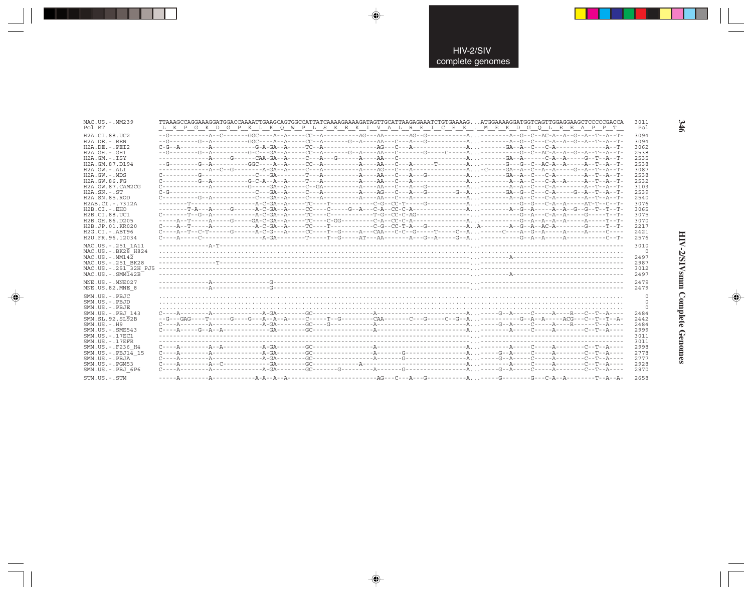```
MAC.US.-.MM239         TTAAAGCCAGGAAAGGATGGACCAAAATTGAAGCAGTGGCCATTATCAAAAGAAAAGATAGTTGCATTAAGAGAAATCTGTGAAAAG...ATGGAAAAGGATGGTCAGTTGGAGGAAGCTCCCCCGACCA  3011
Pol RT                  _L__K__P__G__K__D__G__P__K__L__K__Q__W__P__L__S__K__E__K__I__V__A__L__R__E__I__C__E__K__.__M__E__K__D__G__Q__L__E__E__A__P__P__T__  Pol

H2A.CI.88.UC2          --G----------A--C-------GGC----A--A-----CC--A----------AG---AA-------AG--G-----------A...--------A--G--C--AC-A--A--G--A--T--A--T-  3094
H2A.DE.-.BEN           --G--------G--A----------GGC----A--A-----CC--A-------G--A----AA---C---A---G----------A...--------A--G--C---C-A--A--G--A--T--A--T-  3094
H2A.DE.-.PEI2          C-G--A-------A-----------G-A-GA--A-----TC--A----------------AG---C---A---------------A...-------GA--A--C---C-A---------------A--T-  3062
H2A.GH.-.GH1           --G--------G--A----------G-C---GA--A-----CC--A-------G--A----AA---C-------G-----C-----A...----------G--C--AC-A--A--G--A--T--A--T-  2538
H2A.GM.-.ISY           -------------A-----G------CAA-GA--A-----C---A---G-------A----AA---C------------------A...-------GA--A------C-A--A-----G--T--A--T-  2535
H2A.GM.87.D194         --G--------G--A----------GGC----A--A-----CC--A----------A----AA---C---A------T--------A...-------G---G--C--AC-A--A-----A--T--A--T-  2538
H2A.GW.-.ALI           -------------A--C--G--------A-GA--A-----C---A-----------A----AG---C---A---------------A...-C-----GA--A--C--A--A-----G--A--T--A--T-  3087
H2A.GW.-.MDS           C-----------G--------------C---GA--------T---A----------A----AA---C---A---G-----------A...-------GA--A--C---C-A---------A--T--A--T-  2538
H2A.GW.86.FG           C----------G--A----------G-C-A--A--A-----T---A----------A----AA---C---A---------------A...--------A--A--C---C-A--A------A--T--A--T-  2532
H2A.GW.87.CAM2CG       C-------------A----------G-----GA--A-----C--GA----------A----AA---C---A---G-----------A...--------A--A--C---C-A---------A--T--A--T-  3103
H2A.SN.-.ST            C-G------------------------C---GA--A-----C---A----------A----AG---C---A---G--------G--A...-------GA--G--C---C-A------G--A--T--A--T-  2539
H2A.SN.85.ROD          C----------G--A------------C---GA--A-----C---A----------A----AA---C---A---------------A...--------A--A--C---C-A---------A--T--A--T-  2540
H2AB.CI.-.7312A        --------T----------------A-C-GA--A-----TC----T-------------C-G--CC-T-----G-----------A...-----------G--G---C-A--A-----AT-T--C--T-  3076
H2B.CI.-.EHO           --------T-A---A----G------A-C-GA--A-----CC----C------G--A---C-A--CC-C-A---------------A...--------A--G--A-----A--A--G--G--T--T--T-  3065
H2B.CI.88.UC1          C-------T--G--A-----------A-C-GA--A-----TC----C-------------T-G--CC-C-AG--------------...-----------G--A---C-A--A-----G-----T--T-  3075
H2B.GH.86.D205         -----A--T-----A-----G-----GA-C-GA--A-----TC----C-GG---------C-A--CC-C-A---------------A...-----------G--A--A--A--A-----A-----T--T-  3070
H2B.JP.01.KR020        C----A--T-----A-----------A-C-GA--A-----TC----T-------------C-G--CC-T-A---G-----------A..A--------A--G--A--AC-A--------G-----T--T-  2217
H2G.CI.-.ABT96         C----A--T--C-T------G-----A-C-G---A-----CC----T--G------A---CAA---C-C--G-----T-----C--A...------C-----A--G--A-----A-----A-----C---  2421
H2U.FR.96.12034        C----A-----C--------------A-GA-------T-----T--G-----AT---AA-------A---G--A-----G--A...-----------G--A--A-----A-----------C--T-  2576

MAC.US.-.251_1A11      --------------A-T--------------------------------------------------------------------...------------------------------------------  3010
MAC.US.-.BK28_H824     .....................................................................................................................................  0
MAC.US.-.MM142         -------------------------------------------------------------------------------------...-------A----------------------------------  2497
MAC.US.-.251_BK28      -----------------T-----------------------------------------------------------------...------------------------------------------  2987
MAC.US.-.251_32H_PJ5   -------------------------------------------------------------------------------------...------------------------------------------  3012
MAC.US.-.SMM142B       -------------------------------------------------------------------------------------...-------A----------------------------------  2497

MNE.US.-.MNE027        --------------A------------G----------------------------------------------------------...------------------------------------------  2479
MNE.US.82.MNE_8        --------------A------------G----------------------------------------------------------...------------------------------------------  2479

SMM.US.-.PBJC          .....................................................................................................................................  0
SMM.US.-.PBJD          .....................................................................................................................................  0
SMM.US.-.PBJE          .....................................................................................................................................  0
SMM.US.-.PBJ_143       C----A--------A--------------A-GA--------GC-----------------A--------------------------A...-----G--A-----C-----A----R---C--T--A----  2484
SMM.SL.92.SL92B        --G---GAG----T------G----G---A--A--A-----C-----T--G---------CAA-------C---G-----C--G--A...-----------G--A--A-----ACG---C--T--T--A-  2442
SMM.US.-.H9            C----A--------A--------------A-GA--------GC---G-------------A--------------------------A...-----G--A-----C-----A----R------T--A----  2484
SMM.US.-.SME543        C----A-----G--A--A-------------GA--------GC-----------------A--------------------------A...--------A-----C-----A--------C--T--A----  2999
SMM.US.-.17EC1         -------------------------------------------------------------------------------------...------------------------------------------  3011
SMM.US.-.17EFR         -------------------------------------------------------------------------------------...------------------------------------------  3011
SMM.US.-.F236_H4       C----A--------A--A-----------A-GA--------GC-----------------A--------------------------A...--------A-----C-----A--------C--T--A----  2998
SMM.US.-.PBJ14_15      C----A--------A--------------A-GA--------GC-----------------A------G-------------------A...-----G--A-----C-----A--------C--T--A----  2778
SMM.US.-.PBJA          C----A--------A--------------A-GA--------GC-----------------A------G-------------------A...-----G--A-----C-----A--------C--T--A----  2777
SMM.US.-.PGM53         C----A--------A--C-------------GA--------GC-------------A------------------------------A...--------A-----C-----A--------C--T--A----  2928
SMM.US.-.PBJ_6P6       C----A--------A--------------A-GA--------GC------G----------A------G-------------------A...-----G--A-----C-----A--------C--T--A----  2970

STM.US.-.STM           -----A--------A-------------A-A--A--A-----------------------AG---C---A---G-----------A...-----G--------G---C-A--A--------T--A--A-  2658
```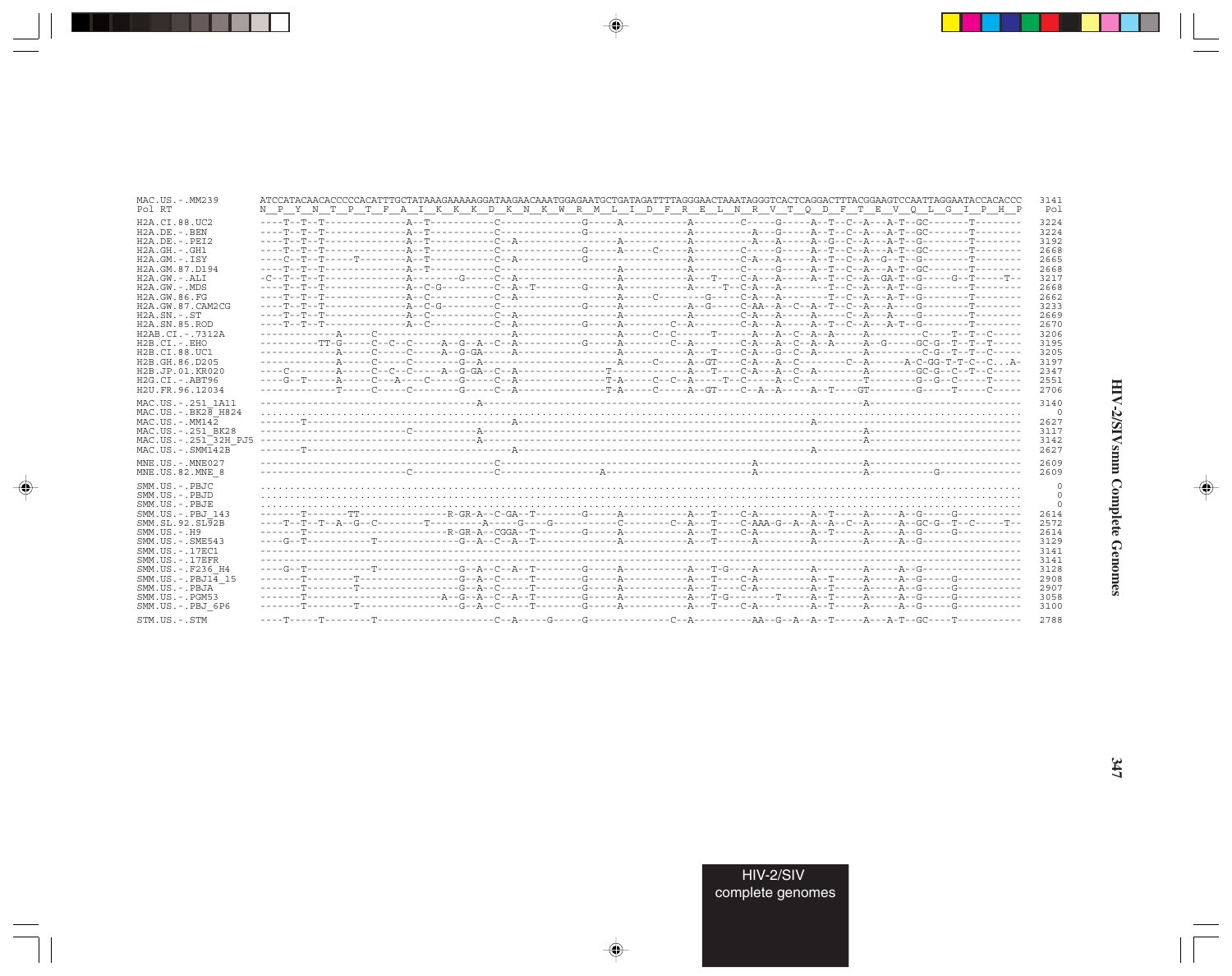```
MAC.US.-.MM239        ATCCATACAACACCCCCACATTTGCTATAAAGAAAAAGGATAAGAACAAATGGAGAATGCTGATAGATTTTAGGGAACTAAATAGGGTCACTCAGGACTTTACGGAAGTCCAATTAGGAATACCACACCC  3141
Pol RT                N  P  Y  N  T  P  T  F  A  I  K  K  K  D  K  N  K  W  R  M  L  I  D  F  R  E  L  N  R  V  T  Q  D  F  T  E  V  Q  L  G  I  P  H  P   Pol

H2A.CI.88.UC2         ----T--T--T-------------A--T-----------C--------------G-----A-----------A--------C-----G-----A--T--C--A---A-T--GC-------T--------  3224
H2A.DE.-.BEN          ----T--T--T-------------A--T-----------C--------------G-----------------A---------A---G-----A--T--C--A---A-T--GC-------T--------  3224
H2A.DE.-.PEI2         ----T--T--T-------------A--T-----------C--A-----------------------A-----------A--------A---A-----A--G--C--A---A-T--G--------T--------  3192
H2A.GH.-.GH1          ----T--T--T-------------A--T-----------C--------------G-----A-----C-----A--------C-----G-----A--T--C--A---A-T--GC-------T--------  2668
H2A.GM.-.ISY          ----C--T--T-----T-------A--T-----------C--A-----------G-----------------A--------C-A---A-----A--T--C--A--G--T--G--------T--------  2665
H2A.GM.87.D194        ----T--T--T-------------A--T-----------C-----------------------A-----------A--------C-----G-----A--T--C--A---A-T--GC-------T--------  2668
H2A.GW.-.ALI          -C--T--T--T-------------A-------G-----C--A-----------------------A-----------A---T---C-A---A-----A--T--C--A--GA-T--G-----G--T-----T--  3217
H2A.GW.-.MDS          ----T--T--T-------------A--C-G---------C--A--T--------G-----A-----------A-----T--C-A---A--------T--C--A---A-T--G--------T--------  2668
H2A.GW.86.FG          ----T--T--T-------------A--C-----------C--A-----------------------A-----C--------G-----C-A---A--------T--C--A---A-T--G--------T--------  2662
H2A.GW.87.CAM2CG      ----T--T--T-------------A--C-G---------C--------------G-----A-----------A--G-----C-AA--A--C--A--T--C--A---A----G--------T--------  3233
H2A.SN.-.ST           ----T--T--T-------------A--C-----------C--A-----------------------A-----------A--------C-A---A-----A-----C--A---A----G--------T--------  2669
H2A.SN.85.ROD         ----T--T--T-------------A--C-----------C--A-----------G-----A--------C--A--------C-A---A-----A--T--C--A---A-T--G--------T--------  2670
H2AB.CI.-.7312A       -------------A-----C-------------------A-----------------------A-----C--C-----T-----A---A--C--A--A-----A---------C----T--T--C-----  3206
H2B.CI.-.EHO          ----------TT-G-----C--C--C-----A--G--A--C--A--------------G-----A--------C--A--------C-A---A--C--A--A-----A--G-----GC-G--T--T--T-----  3195
H2B.CI.88.UC1         -------------A-----C-----C-----A--G-GA----A-----------------------A-----------A---T----C-A---G--C--A--------A---------C-G--T--T--C-----  3205
H2B.GH.86.D205        -------------A-----C-----C-------G--A-----------------------A-----C-----A--GT----C-A---A--C---------C--A------A-C-GG-T-T-C--C...A-  3197
H2B.JP.01.KR020       ----C---------A-----C--C--C-----A--G-GA--C--A---------------T-----------A---T----C-A---A--C--A--------A---------GC-G--C--T--C-----  2347
H2G.CI.-.ABT96        ----G--T-----A-----C---A----C-----G-----C--A---------------T-A-----C--C--A-----T--C-----A--C-------------T--------G--G--C-----T-----  2551
H2U.FR.96.12034       -------------T-----C-----C--------G-----C--A---------------T-A-----C-----A--GT----C--A--A-----A--T----GT-------G-----T-----C-----  2706

MAC.US.-.251_1A11     ---------------------------------A------------------------------------------------------------------------A-----------------------  3140
MAC.US.-.BK28_H824    ....................................................................................................................................     0
MAC.US.-.MM142        -------T-----------------------------------A-------------------------------------------------A-------------------------------------  2627
MAC.US.-.251_BK28     --------------------------C------------A------------------------------------------------------------------A-----------------------  3117
MAC.US.-.251_32H_PJ5  ---------------------------------A------------------------------------------------------------------------A-----------------------  3142
MAC.US.-.SMM142B      -------T-----------------------------------A-------------------------------------------------A-------------------------------------  2627

MNE.US.-.MNE027       ---------------------------------------C---------------------------------------A-----------------A-----------------------------  2609
MNE.US.82.MNE_8       --------------------------C------------C----------------A-----------------------A-----------------A-----------G------------------  2609

SMM.US.-.PBJC         ....................................................................................................................................     0
SMM.US.-.PBJD         ....................................................................................................................................     0
SMM.US.-.PBJE         ....................................................................................................................................     0
SMM.US.-.PBJ_143      -------T-------TT---------------R-GR-A--C-GA--T---------G-----A-----------A---T----C-A--------A--T-----A-----A--G-----G-----------  2614
SMM.SL.92.SL92B       ----T--T--T--A--G--C---------T---------A-----G----G-----------C---------C--A---T----C-AAA-G--A--A--C--A-----A--GC-G--T--C-----T--  2572
SMM.US.-.H9           -------T------------------------R-GR-A--CGGA--T---------G-----A-----------A---T----C-A--------A--T-----A-----A--G-----G-----------  2614
SMM.US.-.SME543       ----G--T-----------T--------------G--A--C--A--T-----------------A-----------A---T-----A----------A---------A-----A--G--------------  3129
SMM.US.-.17EC1        ------------------------------------------------------------------------------------------------------------------------------------  3141
SMM.US.-.17EFR        ------------------------------------------------------------------------------------------------------------------------------------  3141
SMM.US.-.F236_H4      ----G--T-----------T--------------G--A--C--A--T---------G-----A-----------A---T-G----A----------A---------A-----A--G--------------  3128
SMM.US.-.PBJ14_15     -------T--------T-----------------G--A--C-----T---------G-----A-----------A---T----C-A--------A--T-----A-----A--G-----G-----------  2908
SMM.US.-.PBJA         -------T--------T-----------------G--A--C-----T---------G-----A-----------A---T----C-A--------A--T-----A-----A--G-----G-----------  2907
SMM.US.-.PGM53        -------T------------------------A--G--A--C--A--T---------G-----A-----------A---T-G--------T------A--T-----A-----A--G-----G-----------  3058
SMM.US.-.PBJ_6P6      -------T--------T-----------------G--A--C-----T---------G-----A-----------A---T----C-A--------A--T-----A-----A--G-----G-----------  3100

STM.US.-.STM          ----T-----T--------T--------------------C--A-----G-----G--------------C--A---------AA--G--A--A--T-----A---A-T--GC----T-----------  2788
```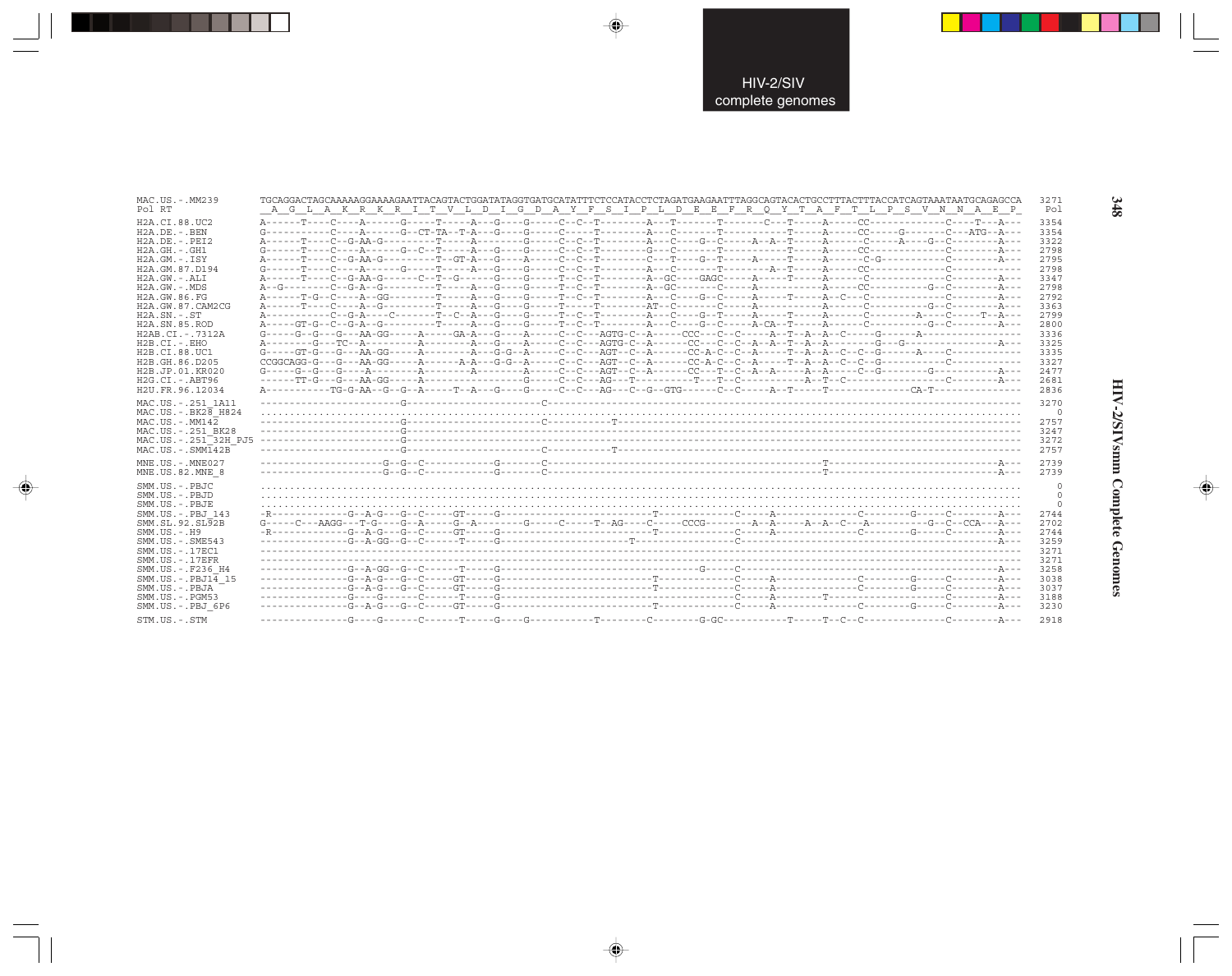```
MAC.US.-.MM239        TGCAGGACTAGCAAAAAGGAAAAGAATTACAGTACTGGATATAGGTGATGCATATTTCTCCATACCTCTAGATGAAGAATTTAGGCAGTACACTGCCTTTACTTTACCATCAGTAAATAATGCAGAGCCA  3271
Pol RT                 A  G  L  A  K  R  K  R  I  T  V  L  D  I  G  D  A  Y  F  S  I  P  L  D  E  E  F  R  Q  Y  T  A  F  T  L  P  S  V  N  N  A  E  P    Pol

H2A.CI.88.UC2         A------T----C----A------G-----T-----A---G----G-----C--C--T--------A---T-------T-------C---T-----A-----CC-------------C----T---A---  3354
H2A.DE.-.BEN          G-----------C----A------G--CT-TA--T-A---G----G-----C-----T--------A---C-------T--------------T-----A-----CC-----G-------C---ATG--A---  3354
H2A.DE.-.PEI2         A------T----C--G-AA-G---------T-----A--------G-----C--C--T--------A---C----G--C-----A--A--T-----A-----C-----A-----G--C--------A---  3322
H2A.GH.-.GH1          G------T----C----A------G--C--T-----A---G----G-----C--C--T--------G---C-------T--------------T-----A-----CC------------C--------A---  2798
H2A.GM.-.ISY          A------T----C--G-AA-G---------T--GT-A---G----A-----C--C--T--------C---T----G--T-----A-----T-----A-----C-G-----------C--------A---  2795
H2A.GM.87.D194        G------T----C----A------G-----T-----A---G----G-----C--C--T--------A---C-------T-----------A--T-----A-----CC------------C-----------  2798
H2A.GW.-.ALI          A------T----C--G-AA-G------C--T--G-------G----G-----T--C--T--------A--GC-----GAGC-----A-----T-----A-----C-------------C--------A---  3347
H2A.GW.-.MDS          A--G---------C--G-A--G---------T-----A---G----G-----T--C--T--------A--GC---------C-----A--------------A-----CC----------G--C--------A---  2798
H2A.GW.86.FG          A------T-G--C----A--GG--------T-----A---G----G-----T--C--T--------A---C----G--C-----A-----T-----A--C--C-------------C--------A---  2792
H2A.GW.87.CAM2CG      A------T----C----A--G---------T-----A---G----G-----T-----T--------AT--C-------C-----A--------------A-----C---------G--C--------A---  3363
H2A.SN.-.ST           A------------C--G-A----C-------T--C--A---G----G-----T--C--T--------A---C----G--T-----A-----T-----A-----C--------A----C-----T--A---  2799
H2A.SN.85.ROD         A-----GT-G--C--G-A--G---------T-----A---G----G-----T--C--T--------A---C----G--C-----A-CA--T-----A-----C-----------G--C--------A---  2800
H2AB.CI.-.7312A       G-----G--G---G---AA-GG-----A-----GA-A---G----A-----C--C---AGTG-C--A------CCC---C--C-----A--T--A--A--C-----G-------A--------------  3336
H2B.CI.-.EHO          A--------G---TC--A---------A--------A---G----A-----C--C---AGTG-C--A------CC----C--C--A--A--T--A--A-------G---G-----------------A---  3325
H2B.CI.88.UC1         G-----GT-G---G---AA-GG-----A--------A---G-G--A-----C--C---AGT--C--A------CC-A-C--C--A-----T--A--A--C--C--G-----A----C-----------  3335
H2B.GH.86.D205        CCGGCAGG-G---G---AA-GG-----A------A-A---G-G--A-----C--C---AGT--C--A------CC-A-C--C--A-----T--A--A--C--C--G------------C-----------  3327
H2B.JP.01.KR020       G-----G--G---G---A---------A--------A--------A-----C--C---AGT--C--A------CC---T--C--A--A-----A--A-----C--G--------G---------A---  2477
H2G.CI.-.ABT96        ------TT-G---G---AA-GG-----A-----------------G-----C--C---AG---T---------T---T--C-----------A--T--C------------------C--------A---  2681
H2U.FR.96.12034       A----------TG-G-AA--G--G--A-----T--A---G----G-----C--C---AG---C--G--GTG------C--C-----A--T-----T-------------CA-T---------------  2836

MAC.US.-.251_1A11     -----------------------G---------------------C--------------------------------------------------------------------------------------  3270
MAC.US.-.BK28_H824    ..................................................................................................................................     0
MAC.US.-.MM142        -----------------------G---------------------C-----------T----------------------------------------------------------------------------  2757
MAC.US.-.251_BK28     -----------------------G--------------------------------------------------------------------------------------------------------------  3247
MAC.US.-.251_32H_PJ5  -----------------------G--------------------------------------------------------------------------------------------------------------  3272
MAC.US.-.SMM142B      -----------------------G---------------------C-----------T----------------------------------------------------------------------------  2757

MNE.US.-.MNE027       --------------------G--G--C-----------G-------C--------------------------------------------T--------------------------A---  2739
MNE.US.82.MNE_8       --------------------G--G--C-----------G-------C--------------------------------------------T--------------------------A---  2739

SMM.US.-.PBJC         ..................................................................................................................................     0
SMM.US.-.PBJD         ..................................................................................................................................     0
SMM.US.-.PBJE         ..................................................................................................................................     0
SMM.US.-.PBJ_143      -R-------------G--A-G---G--C-----GT-----G--------------------------T-----------C-----A-------------C--------G-----C--------A---  2744
SMM.SL.92.SL92B       G-----C---AAGG---T-G----G--A-----G--A--------G-----C-----T--AG----C-----CCCG--------A--A-----A--A--C---A----------G--C--CCA---A---  2702
SMM.US.-.H9           -R-------------G--A-G---G--C-----GT-----G--------------------------T-----------C-----A-------------C--------G-----C--------A---  2744
SMM.US.-.SME543       ---------------G--A-GG--G--C------T-----G-----------------T------------------C----------------------------------------------A---  3259
SMM.US.-.17EC1        ------------------------------------------------------------------------------------------------------------------------------  3271
SMM.US.-.17EFR        ------------------------------------------------------------------------------------------------------------------------------  3271
SMM.US.-.F236_H4      ---------------G--A-GG--G--C------T-----G---------------------------G-----C----------------------------------------------A---  3258
SMM.US.-.PBJ14_15     ---------------G--A-G---G--C-----GT-----G--------------------------T-----------C-----A-------------C--------G-----C--------A---  3038
SMM.US.-.PBJA         ---------------G--A-G---G--C-----GT-----G--------------------------T-----------C-----A-------------C--------G-----C--------A---  3037
SMM.US.-.PGM53        ---------------G----G-------C------T-----G--------------------------------------C-----A-------T------------------C--------A---  3188
SMM.US.-.PBJ_6P6      ---------------G--A-G---G--C-----GT-----G--------------------------T-----------C-----A-------------C--------G-----C--------A---  3230

STM.US.-.STM          ---------------G----G------C------T-----G----G-----------T--------C--------G-GC-----------T-----T--C--C-------------C--------A---  2918
```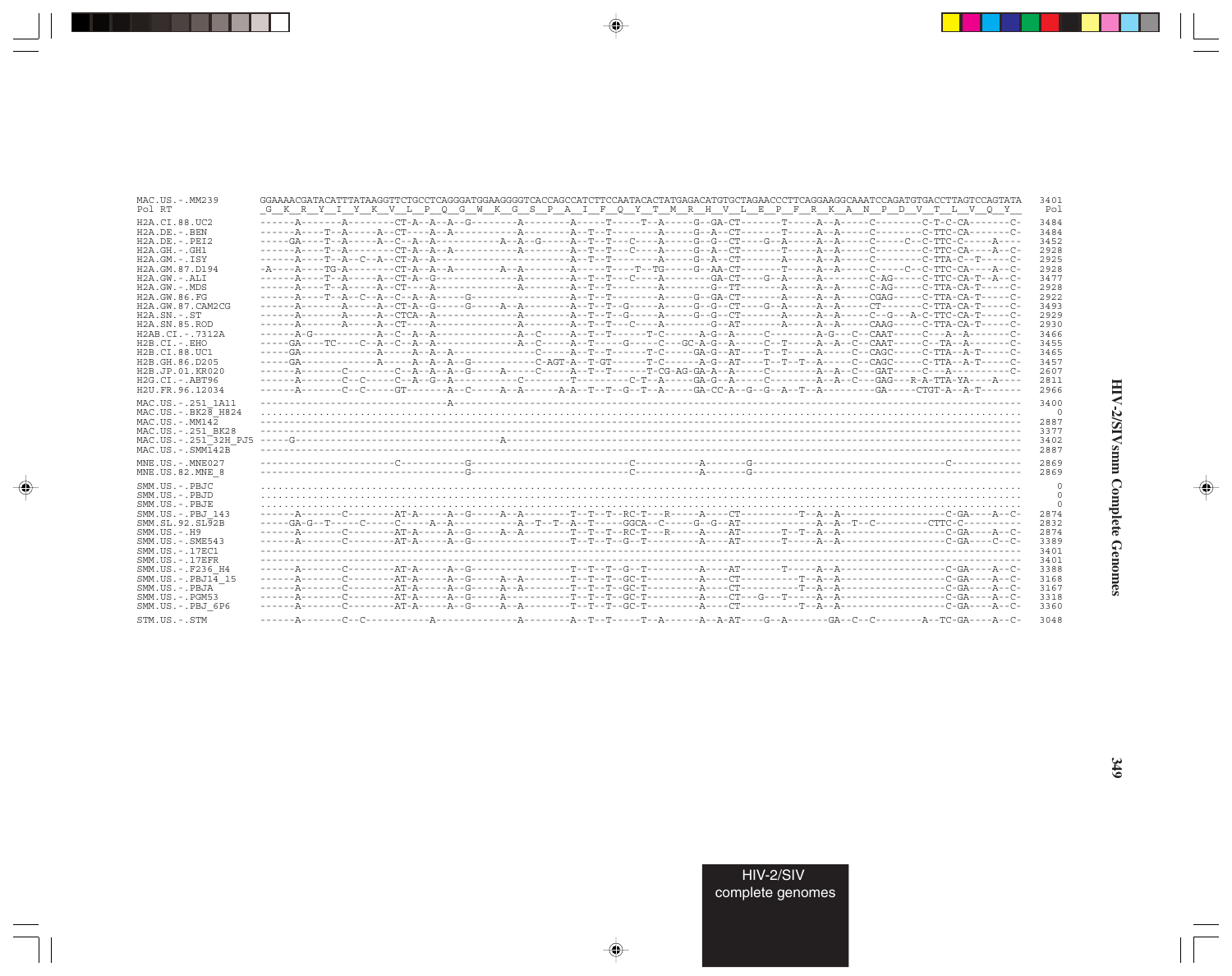```
MAC.US.-.MM239       GGAAAACGATACATTTATAAGGTTCTGCCTCAGGGATGGAAGGGGTCACCAGCCATCTTCCAATACACTATGAGACATGTGCTAGAACCCTTCAGGAAGGCAAATCCAGATGTGACCTTAGTCCAGTATA  3401
Pol RT               _G__K__R__Y__I__Y__K__V__L__P__Q__G__W__K__G__S__P__A__I__F__Q__Y__T__M__R__H__V__L__E__P__F__R__K__A__N__P__D__V__T__L__V__Q__Y__   Pol

H2A.CI.88.UC2        ------A-------A--------CT-A--A--A--G---------A--------A-----T-----T--A-----G--GA-CT-------T-----A--A-----C--------C-T-C-CA-------C-  3484
H2A.DE.-.BEN         ------A----T--A-----A--CT----A--A------------A--------A--T--T--------A-----G--A--CT-------T-----A--A-----C--------C-TTC-CA-------C-  3484
H2A.DE.-.PEI2        -----GA----T--A-----A--C--A--A--A---------A--A--G-----A--T--T---C----A-----G--G--CT----G--A-----A--A-----C-----C--C-TTC-C-----A---  3452
H2A.GH.-.GH1         ------A----T--A--------CT-A--A--A------------A--------A--T--T---C----A-----G--A--CT-------T-----A--A-----C--------C-TTC-CA----A--C-  2928
H2A.GM.-.ISY         ------A----T--A--C--A--CT-A--A---------------A--------A--T--T--------A-----G--A--CT-------A-----A--A-----C--------C-TTA-C--T-----C-  2925
H2A.GM.87.D194       -A----A----TG-A--------CT-A--A--A--------A--A--------A-----T-----T--TG-----G--AA-CT-------T-----A--A-----C-----C--C-TTC-CA----A--C-  2928
H2A.GW.-.ALI         ------A----T--A-----A--CT-A--G---------------A--------A--T--T---C----A----------GA-CT----G--A-----A--------C-AG-----C-TTC-CA-T--A--C-  3477
H2A.GW.-.MDS         ------A----T--A-----A--CT----A---------------A--------A--T--T--------A----------G--TT-------A-----A--A-----C-AG-----C-TTA-CA-T-----C-  2928
H2A.GW.86.FG         ------A----T--A--C--A--C--A--A-----G---------A--------A--T--T--------A-----G--GA-CT-------A-----A--A-----CGAG-----C-TTA-CA-T-----C-  2922
H2A.GW.87.CAM2CG     ------A-------A-----A--CT-A--G-----G-----A--A--------A--T--T--G------A-----G--G--CT----G--A-----A--A-----CT--------C-TTA-CA-T-----C-  3493
H2A.SN.-.ST          ------A-------A-----A--CTCA--A---------------A--------A--T--T--G-----A-----G--G--CT-------A-----A--A-----C--G---A-C-TTC-CA-T-----C-  2929
H2A.SN.85.ROD        ------A-------A-----A--CT----A---------------A--------A--T--T---C----A----------G--AT-------A-----A--A-----CAAG-----C-TTA-CA-T-----C-  2930
H2AB.CI.-.7312A      ------A-G-----------A--C--A--A--------------A--C-----A--T--T-----T-C------A-G--A-----C--------A-G---C--CAAT-----C---A--A-------C-  3466
H2B.CI.-.EHO         -----GA----TC----C--A--C--A--A--------------A--C-----A--T-----G-----C---GC-A-G--A-----C--T-----A--A--C--CAAT-----C--TA--A-------C-  3455
H2B.CI.88.UC1        -----GA-------------A-----A--A--A-------------C-----A--T--T-----T-C-----GA-G--AT----T--T-----A-----C--CAGC-----C-TTA--A-T-----C-  3465
H2B.GH.86.D205       -----GA-------------A-----A--A--A--G-----------C-AGT-A--T-GT------T-C------A-G--AT----T--T--T--A-----C--CAGC-----C-TTA--A-T-----C-  3457
H2B.JP.01.KR020      ------A-------C--------C--A--A--A--G-----A-----C-----A--T--T------T-CG-AG-GA-A--A-----C--------A--A--C---GAT-----C---A-----------C-  2607
H2G.CI.-.ABT96       ------A-------C--C-----C--A--G--A-------------C--------T---------C-T--A-----GA-G--A-----C--------A--A--C---GAG---R-A-TTA-YA-----A---  2811
H2U.FR.96.12034      ------A-------C--C-----GT--------A--C-----A--A------A-A--T--T--G--T--A-----GA-CC-A--G--G--A--T--A---------GA-----CTGT-A--A-T-------  2966

MAC.US.-.251_1A11    -------------------------------------A---------------------------------------------------------------------------------------------  3400
MAC.US.-.BK28_H824   ...................................................................................................................................     0
MAC.US.-.MM142       -----------------------------------------------------------------------------------------------------------------------------------  2887
MAC.US.-.251_BK28    -----------------------------------------------------------------------------------------------------------------------------------  3377
MAC.US.-.251_32H_PJ5 -----G--------------------------------------A----------------------------------------------------------------------------------  3402
MAC.US.-.SMM142B     -----------------------------------------------------------------------------------------------------------------------------------  2887

MNE.US.-.MNE027      ----------------------C-----------G---------------------------C-----------A-------G--------------------------------C-----------  2869
MNE.US.82.MNE_8      ----------------------------------G---------------------------C-----------A-------G--------------------------------------------  2869

SMM.US.-.PBJC        ...................................................................................................................................     0
SMM.US.-.PBJD        ...................................................................................................................................     0
SMM.US.-.PBJE        ...................................................................................................................................     0
SMM.US.-.PBJ_143     ------A-------C--------AT-A-----A--G-----A--A--------T--T--T--RC-T---R-----A-----CT-----------T--A--A--------------------C-GA----A--C-  2874
SMM.SL.92.SL92B      -----GA-G--T-----C-----C-----A--A-----------A--T--T--A--T-----GGCA--C-----G--G--AT------------A--A--T--C---------CTTC-C----------  2832
SMM.US.-.H9          ------A-------C--------AT-A-----A--G-----A--A--------T--T--T--RC-T---R-----A-----AT-------T--T--A--A--------------------C-GA----A--C-  2874
SMM.US.-.SME543      ------A-------C--------AT-A-----A--G-----------------T--T--T--G--T---------A-----AT-------T-----A--A--------------------C-GA----C--C-  3389
SMM.US.-.17EC1       -----------------------------------------------------------------------------------------------------------------------------------  3401
SMM.US.-.17EFR       -----------------------------------------------------------------------------------------------------------------------------------  3401
SMM.US.-.F236_H4     ------A-------C--------AT-A-----A--G-----------------T--T--T--G--T---------A-----AT-------T-----A--A--------------------C-GA----A--C-  3388
SMM.US.-.PBJ14_15    ------A-------C--------AT-A-----A--G-----A--A--------T--T--T--GC-T---------A-----CT-----------T--A--A--------------------C-GA----A--C-  3168
SMM.US.-.PBJA        ------A-------C--------AT-A-----A--G-----A--A--------T--T--T--GC-T---------A-----CT-----------T--A--A--------------------C-GA----A--C-  3167
SMM.US.-.PGM53       ------A-------C--------AT-A-----A--G-----A-----------T--T--T--GC-T---------A-----CT---G---T-----A--A--------------------C-GA----A--C-  3318
SMM.US.-.PBJ_6P6     ------A-------C--------AT-A-----A--G-----A--A--------T--T--T--GC-T---------A-----CT-----------T--A--A--------------------C-GA----A--C-  3360

STM.US.-.STM         ------A-------C--C-----------A--------------A--------A--T--T-----T--A------A--A-AT----G--A-------GA--C--C--------A--TC-GA----A--C-  3048
```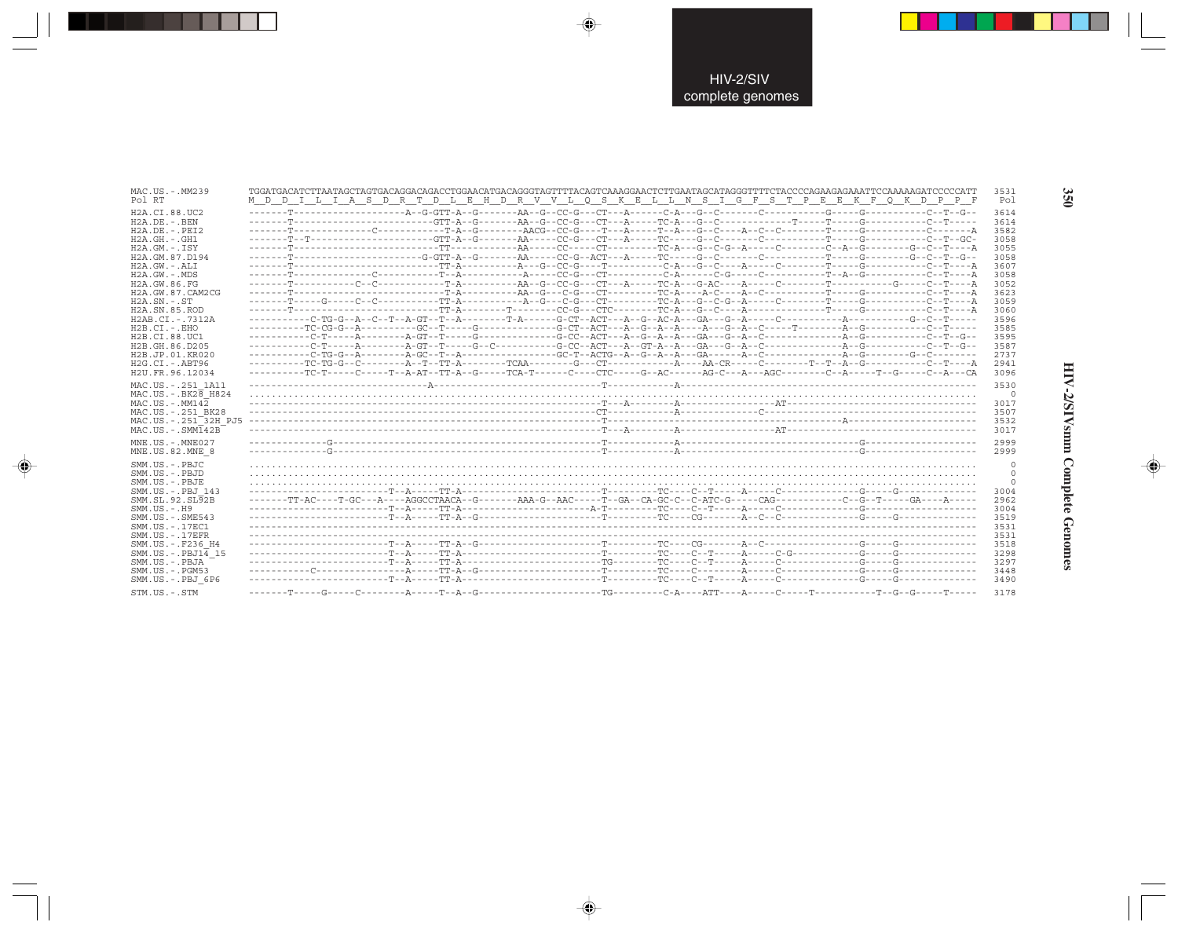```
MAC.US.-.MM239      TGGATGACATCTTAATAGCTAGTGACAGGACAGACCTGGAACATGACAGGGTAGTTTTACAGTCAAAGGAACTCTTGAATAGCATAGGGTTTTCTACCCCAGAAGAGAAATTCCAAAAAGATCCCCCATT  3531
Pol RT              M  D  D  I  L  I  A  S  D  R  T  D  L  E  H  D  R  V  V  L  Q  S  K  E  L  L  N  S  I  G  F  S  T  P  E  E  K  F  Q  K  D  P  P  F   Pol

H2A.CI.88.UC2       -------T--------------------A--G-GTT-A--G-------AA--G--CC-G---CT---A------C-A---G--C--------C-----------G-----G-----------C--T--G--  3614
H2A.DE.-.BEN        -------T------------------------GTT-A--G-------AA--G--CC-G---CT---A-----TC-A---G--C-------------T------T-----G-----------C--T-----  3614
H2A.DE.-.PEI2       -------T-----------------C----------T-A--G-------AACG--CC-G---T---A-----T--A---G--C-----A--C--C--------T-----G-----------C-------A  3582
H2A.GH.-.GH1        -------T--T---------------------GTT-A--G-------AA-----CC-G---CT---A-----TC-----G--C--------C-----------T-----G-----------C--T--GC-  3058
H2A.GM.-.ISY        -------T----------------------------TT-------------AA-----CC-----CT---------TC-A---G--C-G--A-----C--------C--A--G--------G--C--T---A  3055
H2A.GM.87.D194      -------T----------------------G-GTT-A--G-------AA-----CC-G--ACT---A-----TC-----G--C--------C-----------T-----G--------G--C--T--G--  3058
H2A.GW.-.ALI        -------T----------------------------TT-A-----------A---G--CC-G----T----------C-A---G--C----A-----C--------T-----G-----------C--T---A  3607
H2A.GW.-.MDS        -------T----------------C-----------T-A------------A-----CC-G---CT----------C-A-------C-G-----C-----------T--A--G-----------C--T---A  3058
H2A.GW.86.FG        -------T-----------C--C-------------T-A-----------AA--G--CC-G---CT---A-----TC-A---G-AC-----A-----C--------T-----------G-----C--T---A  3052
H2A.GW.87.CAM2CG    -------T----------------------------T-A-----------AA--G---C-G---CT---------TC-A----A-C----A--C-----------T-----G-----------C--T---A  3623
H2A.SN.-.ST         -------T-----G-----C--C-------------TT-A------------A--G---C-G---CT---------TC-A---G--C-G--A-----C--------T-----G-----------C--T---A  3059
H2A.SN.85.ROD       -------T----------------------------TT-A--------T--------CC-G---CTC---------TC-A---G--C----A-----------------T-----G-----------C--T---A  3060
H2AB.CI.-.7312A     ----------C-TG-G--A--C--T--A-GT--T--A-------T-A------G-CT--ACT---A--G--AC-A---GA---G--A-----C-----------A-----------G--C--T-----  3596
H2B.CI.-.EHO        ----------TC-CG-G--A----------GC--T-----G-------------G-CT--ACT---A--G--A--A----A---G--A--C-----T--------A--G-----------C--T-----  3585
H2B.CI.88.UC1       ----------C-T-----A---------A-GT--T-----G-------------G-CC--ACT---A--G--A--A---GA---G--A--C---------------A--G-----------C--T--G--  3595
H2B.GH.86.D205      ----------C-T-----A---------A-GT--T-----G--C----------G-CC--ACT---A--GT-A--A---GA---G--A--C---------------A--G-----------C--T--G--  3587
H2B.JP.01.KR020     ----------C-TG-G--A---------A-GC--T--A----------------GC-T--ACTG--A--G--A--A---GA-----A--C---------------A--G--------G--C--------  2737
H2G.CI.-.ABT96      ---------TC-TG-G--C---------A--T--TT-A---------TCAA--------G---CT--------------A----AA-CR-----C--------T--T--A--G-----------C--T---A  2941
H2U.FR.96.12034     ---------TC-T-----C-----T--A-AT--TT-A--G------TCA-T-------C----CTC------G--AC------AG-C---A---AGC--------C--A-----T--G-----C--A---CA  3096

MAC.US.-.251_1A11   ------------------------------------A--------------------------------T------------A--------------------------------------------------  3530
MAC.US.-.BK28_H824  .......................................................................................................................................     0
MAC.US.-.MM142      ---------------------------------------------------------------------T---A--------A--------------------AT-------------------------------  3017
MAC.US.-.251_BK28   ---------------------------------------------------------------------CT-----------A--------------C-------------------------------------  3507
MAC.US.-.251_32H_PJ5 --------------------------------------------------------------------T-----------------------------------------A----------------------  3532
MAC.US.-.SMM142B    ---------------------------------------------------------------------T---A--------A--------------------AT-------------------------------  3017

MNE.US.-.MNE027     -------------G-------------------------------------------------------T------------A---------------------------------G--------------------  2999
MNE.US.82.MNE_8     -------------G-------------------------------------------------------T------------A---------------------------------G--------------------  2999

SMM.US.-.PBJC       .......................................................................................................................................     0
SMM.US.-.PBJD       .......................................................................................................................................     0
SMM.US.-.PBJE       .......................................................................................................................................     0
SMM.US.-.PBJ_143    -----------------------T--A-----TT-A---------------------------------T--------TC----C--T-----A-----C--------------G-----G-------------  3004
SMM.SL.92.SL92B     -------TT-AC----T-GC---A----AGGCCTAACA--G-------AAA-G--AAC-----T--GA--CA-GC-C--C-ATC-G-----CAG-----------C--G--T-----GA----A-----  2962
SMM.US.-.H9         -----------------------T--A-----TT-A----------------------A-T--------TC----C--T-----A-----C-----------------G------------------------  3004
SMM.US.-.SME543     -----------------------T--A-----TT-A--G-----------------------T--------TC----CG-------A--C--C---------------G-----G-------------  3519
SMM.US.-.17EC1      -----------------------------------------------------------------------------------------------------------------------------------  3531
SMM.US.-.17EFR      -----------------------------------------------------------------------------------------------------------------------------------  3531
SMM.US.-.F236_H4    -----------------------T--A-----TT-A--G-----------------------T--------TC----CG-------A--C-----------------G-----G-------------  3518
SMM.US.-.PBJ14_15   -----------------------T--A-----TT-A--------------------------T--------TC----C--T-----A-----C-G--------------G-----G-------------  3298
SMM.US.-.PBJA       -----------------------T--A-----TT-A--------------------------TG-------TC----C--T-----A-----C----------------G-----G-------------  3297
SMM.US.-.PGM53      ----------C------------A--------TT-A--G-----------------------T--------TC----C--------A-----C----------------G-----G-------------  3448
SMM.US.-.PBJ_6P6    -----------------------T--A-----TT-A--------------------------T--------TC----C--T-----A-----C----------------G-----G-------------  3490

STM.US.-.STM        -------T-----G-----C--------A-----T--A--G---------------------TG---------C-A----ATT----A-----C-----T-----------T--G--G-----T-----  3178
```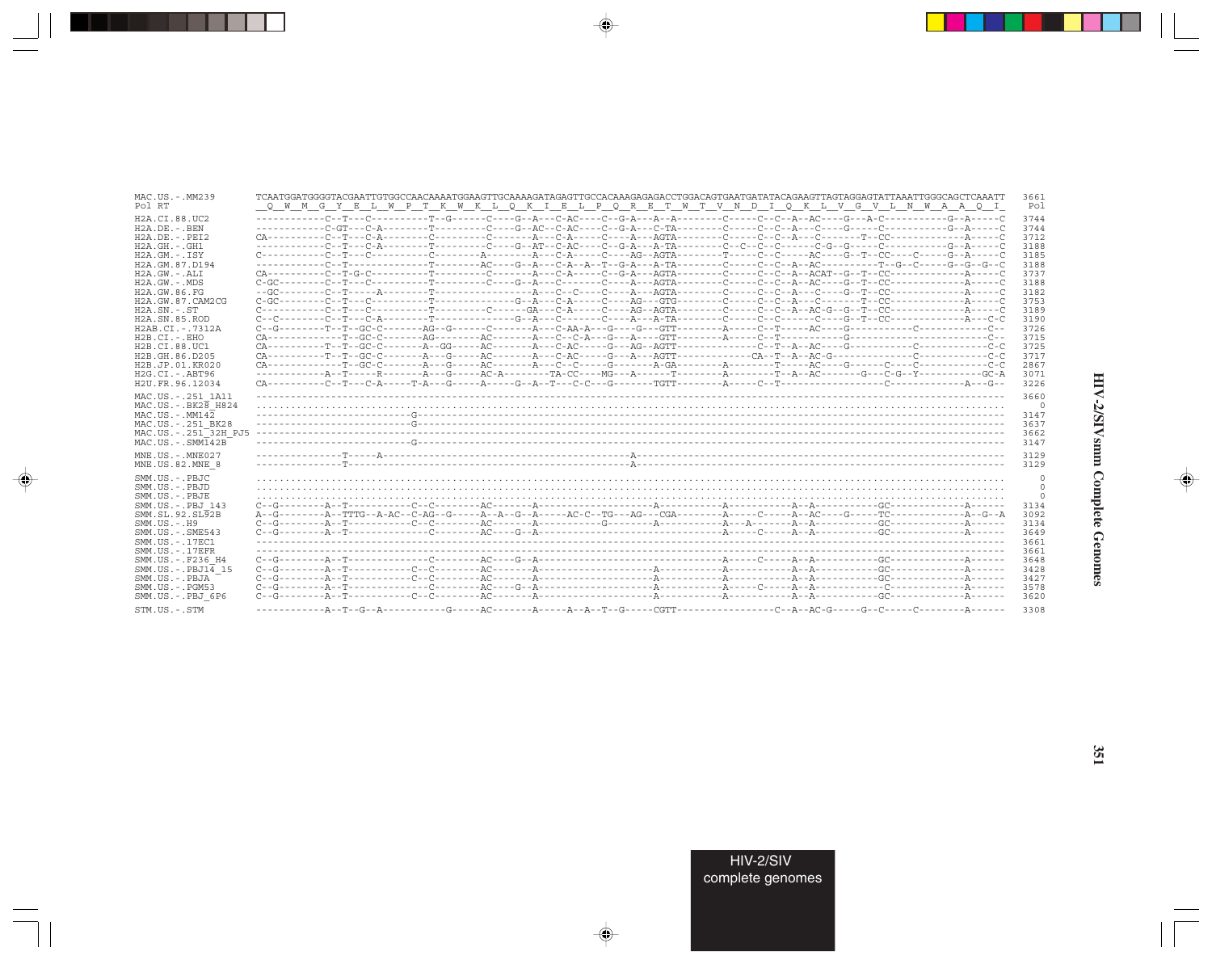```
MAC.US.-.MM239        TCAATGGATGGGGTACGAATTGTGGCCAACAAAATGGAAGTTGCAAAAGATAGAGTTGCCACAAAGAGAGACCTGGACAGTGAATGATATACAGAAGTTAGTAGGAGTATTAAATTGGGCAGCTCAAATT  3661
Pol RT                 Q  W  M  G  Y  E  L  W  P  T  K  W  K  L  Q  K  I  E  L  P  Q  R  E  T  W  T  V  N  D  I  Q  K  L  V  G  V  L  N  W  A  A  Q  I    Pol

H2A.CI.88.UC2         -----------C--T---C---------T--G------C----G--A---C-AC----C--G-A---A--A--------C------C--C--A--AC----G---A-C-----------G--A-----C  3744
H2A.DE.-.BEN          -----------C-GT---C-A--------T---------C----G--AC--C-AC----C--G-A---C-TA--------C------C--C--A---C----G-----C-----------G--A-----C  3744
H2A.DE.-.PEI2         CA---------C--T---C-A--------C---------C-------A---C-A-----C----A---AGTA--------C------C--C--A---C--------T--CC-------------A-----C  3712
H2A.GH.-.GH1          -----------C--T---C-A--------T---------C----G--AT--C-AC----C--G-A---A-TA--------C--C--C--C------C-G--G-----C-----------G--A-----C  3188
H2A.GM.-.ISY          C----------C--T---C----------C--------A--------A---C-A-----C----AG--AGTA--------T------C--C------AC----G--T--CC-----C-----G--A-----C  3185
H2A.GM.87.D194        -----------C--T--------------T--------AC----G--A---C-A--A--T--G-A---A-TA--------C------C--C--A--AC-----------T--G--C------G--G--G--C  3188
H2A.GW.-.ALI          CA---------C--T-G-C----------T---------C-------A---C-A-----C--G-A---AGTA--------C------C--C--A--ACAT--G--T--CC-------------A-----C  3737
H2A.GW.-.MDS          C-GC-------C--T---C----------T---------C----G--A---C-------C----A---AGTA--------C------C--C--A--AC----G--T--CC-------------A-----C  3188
H2A.GW.86.FG          --GC-------C--T-----A--------T-----------------A---C--C----C----A---AGTA--------C------C--C--A---C----G--T--CC-------------A-----C  3182
H2A.GW.87.CAM2CG      C-GC-------C--T---C----------T--------------G--A---C-A-----C----AG---GTG--------C------C--C--A---C-----------T--CC-------------A-----C  3753
H2A.SN.-.ST           C----------C--T---C----------T---------C-------GA---C-A-----C----AG--AGTA--------C------C--C--A--AC-G--G--T--CC-------------A-----C  3189
H2A.SN.85.ROD         C--C-------C--T---C-A--------T--------------G--A---C-------C----A---A-TA--------C------C--C------C----G--T--CC-------------A---C-C  3190
H2AB.CI.-.7312A       C--G--------T--T--GC-C-------AG--G------C-------A---C-AA-A---G----G---GTT--------A------C--T-----AC----G---------------C------------C--  3726
H2B.CI.-.EHO          CA------------T--GC-C-------AG--------AC-------A---C--C-A---G---A----GTT--------A------C--T-------------G----------------------------C--  3715
H2B.CI.88.UC1         CA---------T--T--GC-C-------A--GG------AC-------A---C-AC-----G---AG--AGTT--------------C--T--A--AC----G----------------C------------C-C  3725
H2B.GH.86.D205        CA---------T--T--GC-C-------A---G------AC-------A---C-AC-----G---A---AGTT--------------CA--T--A--AC-G------------------C------------C-C  3717
H2B.JP.01.KR020       CA-------------T--GC-C-------A---G------AC-------A---C--C------G---------A-GA--------A--------T-----AC----G-------C----C-------------C-C  2867
H2G.CI.-.ABT96        -----------A--T-----R-------A---G------AC-A--------TA-CC----MG---A------T---------A---------T--A--AC-------G---C-G--Y-----------GC-A  3071
H2U.FR.96.12034       CA---------C--T---C-A-----T-A---G------A-----G--A--T---C-C---G--------TGTT--------A------C--T-------------------------C-----------A--G--  3226

MAC.US.-.251_1A11     ------------------------------------------------------------------------------------------------------------------------------------  3660
MAC.US.-.BK28_H824    ....................................................................................................................................     0
MAC.US.-.MM142        ---------------------------G--------------------------------------------------------------------------------------------------------  3147
MAC.US.-.251_BK28     ---------------------------G--------------------------------------------------------------------------------------------------------  3637
MAC.US.-.251_32H_PJ5  ------------------------------------------------------------------------------------------------------------------------------------  3662
MAC.US.-.SMM142B      ---------------------------G--------------------------------------------------------------------------------------------------------  3147

MNE.US.-.MNE027       ---------------T-----A---------------------------------------------A----------------------------------------------------------------  3129
MNE.US.82.MNE_8       ---------------T---------------------------------------------------A----------------------------------------------------------------  3129

SMM.US.-.PBJC         ....................................................................................................................................     0
SMM.US.-.PBJD         ....................................................................................................................................     0
SMM.US.-.PBJE         ....................................................................................................................................     0
SMM.US.-.PBJ_143      C--G--------A--T------------C--C--------AC-------A--------------------A----------A-----------A--A-----------GC-------------A------  3134
SMM.SL.92.SL92B       A--G--------A--TTTG--A-AC--C-AG--G------A--A--G--A------AC-C--TG---AG---CGA---------A------C------A--AC------G------TC-------------A--G--A  3092
SMM.US.-.H9           C--G--------A--T------------C--C--------AC-------A------------G---------A----------A---A-------A--A-----------GC-------------A------  3134
SMM.US.-.SME543       C--G--------A--T---------------C--------AC----G--A--------------------------------A------C------A--A-----------GC-------------A------  3649
SMM.US.-.17EC1        ------------------------------------------------------------------------------------------------------------------------------------  3661
SMM.US.-.17EFR        ------------------------------------------------------------------------------------------------------------------------------------  3661
SMM.US.-.F236_H4      C--G--------A--T---------------C--------AC----G--A--------------------------------A------C------A--A-----------GC-------------A------  3648
SMM.US.-.PBJ14_15     C--G--------A--T------------C--C--------AC-------A--------------------A----------A--------------A--A-----------GC-------------A------  3428
SMM.US.-.PBJA         C--G--------A--T------------C--C--------AC-------A--------------------A----------A--------------A--A-----------GC-------------A------  3427
SMM.US.-.PGM53        C--G--------A--T---------------C--------AC----G--A--------------------A----------A------C------A--A------------C-------------A------  3578
SMM.US.-.PBJ_6P6      C--G--------A--T------------C--C--------AC-------A--------------------A----------A--------------A--A-----------GC-------------A------  3620

STM.US.-.STM          ------------A--T--G--A------------G------AC--------A------A--A--T--G------CGTT-----------------C--A--AC-G------G--C------C-----------A------  3308
```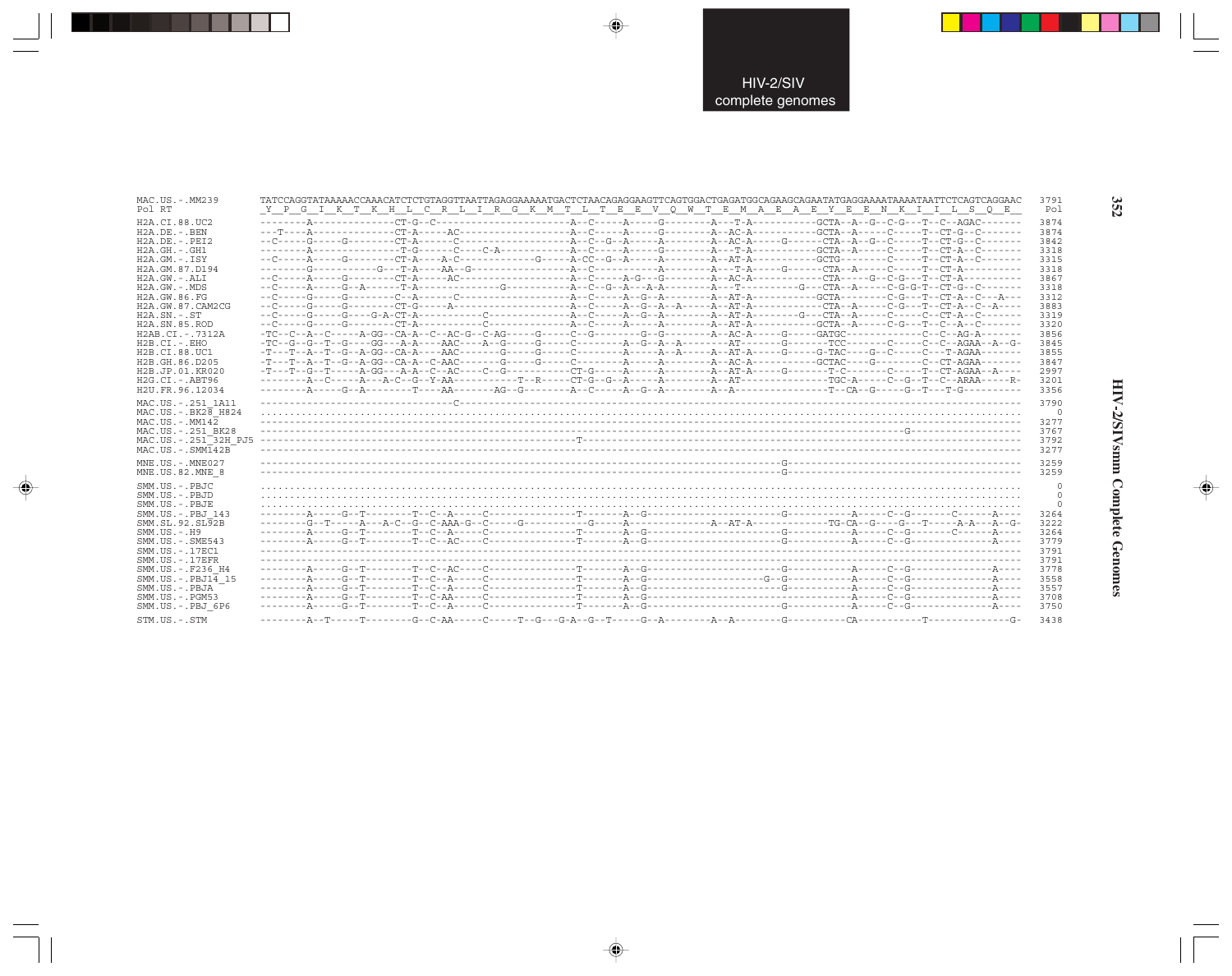```
MAC.US.-.MM239       TATCCAGGTATAAAAACCAAACATCTCTGTAGGTTAATTAGAGGAAAAATGACTCTAACAGAGGAAGTTCAGTGGACTGAGATGGCAGAAGCAGAATATGAGGAAAATAAAATAATTCTCAGTCAGGAAC  3791
Pol RT               _Y__P__G__I__K__T__K__H__L__C__R__L__I__R__G__K__M__T__L__T__E__E__V__Q__W__T__E__M__A__E__A__E__Y__E__E__N__K__I__I__L__S__Q__E__  Pol

H2A.CI.88.UC2        --------A--------------CT-G--C----------------------A--C-----A-----G--------A---T-A-----------GCTA--A--G--C-G---T--C--AGAC-------  3874
H2A.DE.-.BEN         ---T----A--------------CT-A-----AC------------------A--C-----A-----G--------A--AC-A-----------GCTA--A-----C-----T--CT-G--C-------  3874
H2A.DE.-.PEI2        --C-----G-----G--------CT-A------C------------------A--C--G--A-----A--------A--AC-A------G-----CTA--A--G--C-----T--CT-G--C-------  3842
H2A.GH.-.GH1         --------A--------------T-G------C---C-A-------------A--C-----A-----G--------A---T-A-----------GCTA--A-----C-----T--CT-A--C-------  3318
H2A.GM.-.ISY         --C-----A-----G--------CT-A----A-C------------G-----A-CC--G--A-----A--------A--AT-A-----------GCTG--------C-----T--CT-A--C-------  3315
H2A.GM.87.D194       --------G-----------G---T-A----AA--G----------------A--C-----------A--------A---T-A-----G-----CTA--A-----C-----T--CT-A----------  3318
H2A.GW.-.ALI         --C-----A-----G--------CT-A-----AC------------------A--C-----A-G---G--------A--AC-A------------CTA-----G--C-G---T--CT-A----------  3867
H2A.GW.-.MDS         --C-----A-----G--A------T-A-------------G-----------A--C--G--A---A-A--------A---T---------G---CTA--A-----C-G-G-T--CT-G--C-------  3318
H2A.GW.86.FG         --C-----G-----G--------C--A------C------------------A--C-----A--G--A--------A--AT-A-----------GCTA--------C-G---T--CT-A--C---A---  3312
H2A.GW.87.CAM2CG     --C-----G-----G--------CT-G-----A-------------------A--C-----A--G--A--A-----A--AT-A------------CTA--A-----C-G---T--CT-A--C--A----  3883
H2A.SN.-.ST          --C-----G-----G----G-A-CT-A---------C---------------A--C-----A--G--A--------A--AT-A-------G---CTA--A-----C-----C--CT-A--C-------  3319
H2A.SN.85.ROD        --C-----G-----G--------CT-A---------C---------------A--C-----A-----A--------A--AT-A-----------GCTA--A-----C-G---T--C--A--C-------  3320
H2AB.CI.-.7312A      -TC--C--A--C-----A-GG--CA-A--C--AC-G--C-AG-----G-----C--G---------G--G-------A--AC-A-----G-----GATGC--------------C--C--AG-A------  3856
H2B.CI.-.EHO         -TC--G--G--T--G----GG---A-A----AAC----A--G-----G-----C---------A--G--A--A-------AT-------G-------TCC--------C-----C--C--AGAA--A--G-  3845
H2B.CI.88.UC1        -T---T--A--T--G--A-GG--CA-A----AAC------G-----G-----C---------A-----A--A-----A--AT-A-----G-----G-TAC----G--C-----C---T-AGAA-------  3855
H2B.GH.86.D205       -T---T--A--T--G--A-GG--CA-A--C-AAC-------G-----G-----C---------A-----A--------A--AC-A-----------GCTAC----G---------C--CT-AGAA-------  3847
H2B.JP.01.KR020      -T---T--G--T-----A-GG---A-A--C--AC---C--G----------CT-G-----A-----A--------A--AT-A-----G-------T-C---------T--CT-AGAA--A----  2997
H2G.CI.-.ABT96       --------A--C-----A---A-C--G--Y-AA-----------T--R-----CT-G--G--A-----A--------A--AT---------------TGC-A-----C--G--T--C--ARAA-----R-  3201
H2U.FR.96.12034      --------A-----G--A--------T----AA-------AG--G--------A--C-----A--G--A--------A--A--------------------T--CA--G-----G---T---T-G--------  3356

MAC.US.-.251_1A11    ------------------------------------C-------------------------------------------------------------------------------------------  3790
MAC.US.-.BK28_H824   ................................................................................................................................     0
MAC.US.-.MM142       --------------------------------------------------------------------------------------------------------------------------------  3277
MAC.US.-.251_BK28    ------------------------------------------------------------------------------------------------------G-------------------------  3767
MAC.US.-.251_32H_PJ5 ------------------------------------------------------T-------------------------------------------------------------------------  3792
MAC.US.-.SMM142B     --------------------------------------------------------------------------------------------------------------------------------  3277

MNE.US.-.MNE027      ------------------------------------------------------------------------------------------G-------------------------------------  3259
MNE.US.82.MNE_8      ------------------------------------------------------------------------------------------G-------------------------------------  3259

SMM.US.-.PBJC        ................................................................................................................................     0
SMM.US.-.PBJD        ................................................................................................................................     0
SMM.US.-.PBJE        ................................................................................................................................     0
SMM.US.-.PBJ_143     --------A-----G--T--------T--C--A-----C---------------T-------A--G-----------------------G-----------A-----C--G--------C------A----  3264
SMM.SL.92.SL92B      --------G--T-----A---A-C--G--C-AAA-G--C-----G-----------G-----A-------------A--AT-A--------------TG-CA--G----G---T-----A-A---A--G-  3222
SMM.US.-.H9          --------A-----G--T--------T--C--A-----C---------------T-------A--G-----------------------G-----------A-----C--G--------C------A----  3264
SMM.US.-.SME543      --------A-----G--T--------T--C--AC----C---------------T-------A--G-----------------------G-----------A-----C--G---------------A----  3779
SMM.US.-.17EC1       --------------------------------------------------------------------------------------------------------------------------------  3791
SMM.US.-.17EFR       --------------------------------------------------------------------------------------------------------------------------------  3791
SMM.US.-.F236_H4     --------A-----G--T--------T--C--AC----C---------------T-------A--G-----------------------G-----------A-----C--G---------------A----  3778
SMM.US.-.PBJ14_15    --------A-----G--T--------T--C--A-----C---------------T-------A--G-------------------G--G-----------A-----C--G---------------A----  3558
SMM.US.-.PBJA        --------A-----G--T--------T--C--A-----C---------------T-------A--G-----------------------G-----------A-----C--G---------------A----  3557
SMM.US.-.PGM53       --------A-----G--T--------T--C-AA-----C---------------T-------A--G-----------------------------------A-----C--G---------------A----  3708
SMM.US.-.PBJ_6P6     --------A-----G--T--------T--C--A-----C---------------T-------A--G-----------------------G-----------A-----C--G---------------A----  3750

STM.US.-.STM         --------A--T-----T--------G--C-AA-----C-----T--G---G-A--G--T-----G--A--------A--A---------G----------CA-----------T--------------G-  3438
```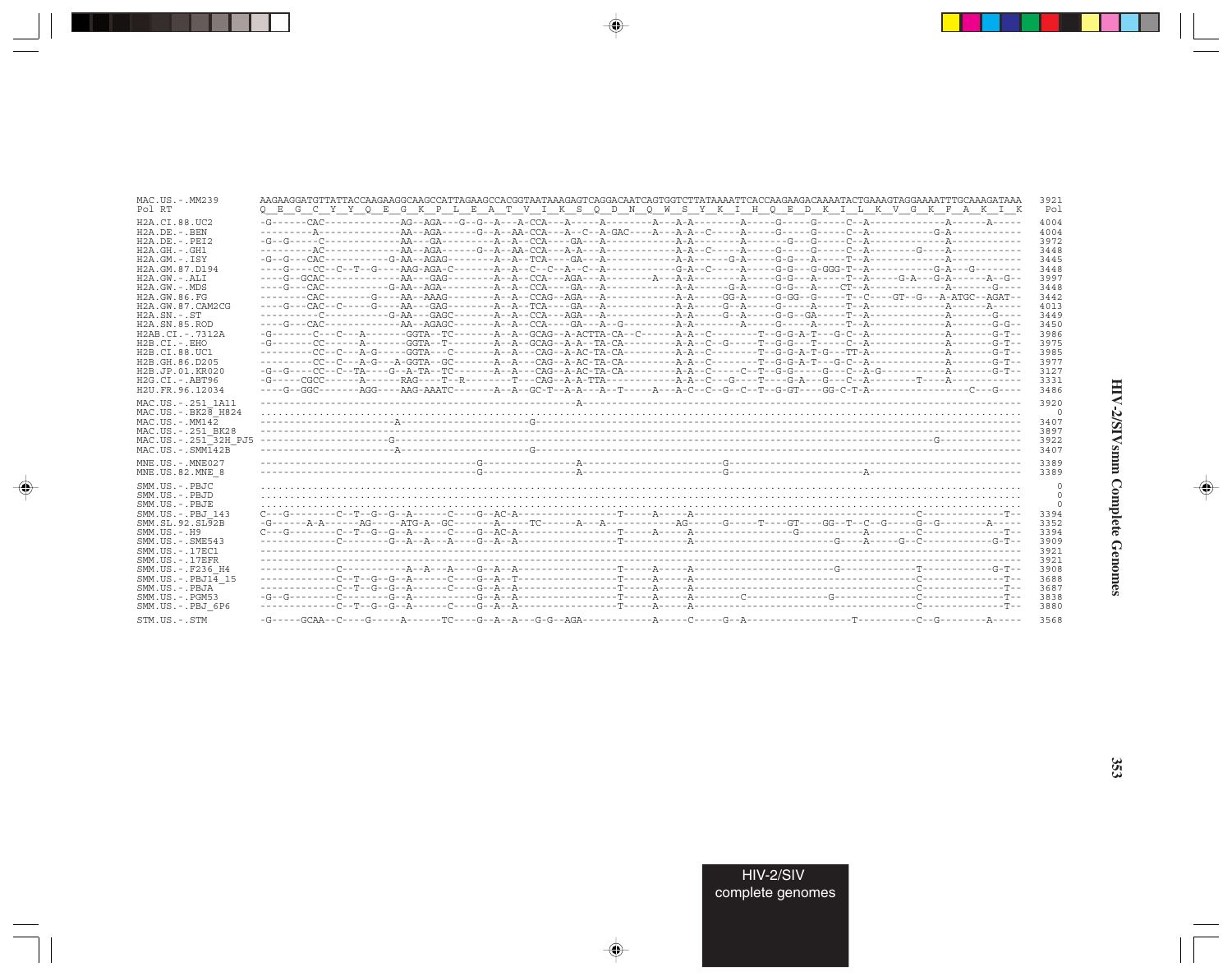```
MAC.US.-.MM239        AAGAAGGATGTTATTACCAAGAAGGCAAGCCATTAGAAGCCACGGTAATAAAGAGTCAGGACAATCAGTGGTCTTATAAAATTCACCAAGAAGACAAAATACTGAAAGTAGGAAAATTTGCAAAGATAAA  3921
Pol RT                Q  E  G  C  Y  Y  Q  E  G  K  P  L  E  A  T  V  I  K  S  Q  D  N  Q  W  S  Y  K  I  H  Q  E  D  K  I  L  K  V  G  K  F  A  K  I  K   Pol

H2A.CI.88.UC2         -G------CAC------------AG--AGA---G--G--A---A-CCA---A-----A--------A---A-A--------A-----G-----G-----C--A-------------A------A-----  4004
H2A.DE.-.BEN          ---------A-------------AA--AGA-----G--A--AA-CCA---A--C--A-GAC----A---A-A--C-----A-----G-----G-----C--A-----------G-A-----------  4004
H2A.DE.-.PEI2         -G--G-----C------------AA---GA--------A--A---CCA----GA---A-----------A-A--------A------G---G-----C--A-------------A-----------  3972
H2A.GH.-.GH1          ---------AC------------AA--AGA-----G--A--AA-CCA---A-A---A-----------A-A--C-----A-----G-----G-----C--A--------G----A-----------  3448
H2A.GM.-.ISY          -G--G---CAC-----------G-AA--AGAG--------A--A--TCA----GA---A-----------A-A------G-A-----G-G---A-----T--A-------------A-----------  3445
H2A.GM.87.D194        ----G----CC--C--T--G----AAG-AGA-C-------A--A--C--C--A--C--A-----------G-A--C-----A-----G-G---G-GGG-T--A-----------G-A---G--------  3448
H2A.GW.-.ALI          ----G--GCAC------------AA---GAG--------A--A--CCA---AGA---A--------A---A-A--------A-----G-G---A-----T--A-----G-A---G-A------A--G--  3997
H2A.GW.-.MDS          ----G---CAC-----------G-AA--AGA---------A--A--CCA----GA---A-----------A-A------G-A-----G-G---A-----CT--A-------------A-------G----  3448
H2A.GW.86.FG          --------CAC---------G---AA--AAAG--------A--A--CCAG--AGA---A-----------A-A-----GG-A-----G-GG--G-----T--C----GT--G---A-ATGC--AGAT--  3442
H2A.GW.87.CAM2CG      ----G---CAC--C-----G----AA--GAG--------A--A--TCA----GA---A-----------A-A-----G--A-----G-----A-----T--A-------------A-------A-----  4013
H2A.SN.-.ST           ----------C-----------G-AA---GAGC-------A--A--CCA---AGA---A-----------A-A-----G--A-----G-G--GA-----T--A-------------A---------G----  3449
H2A.SN.85.ROD         ----G---CAC------------AA--AGAGC-------A--A--CCA----GA---A--G---------A-A--------A-----G-----A-----T--A-------------A-------G-G--  3450
H2AB.CI.-.7312A       -G-------C---C---A-------GGTA--TC-------A--A--GCAG--A-ACTTA-CA--C------A-A--C--------T--G-G-A-T---G-C--A-------------A--------G-T--  3986
H2B.CI.-.EHO          -G-------CC------A-------GGTA--T--------A--A--GCAG--A-A---TA-CA--------A-A--C--G-----T--G-G---T-----C--A-------------A--------G-T--  3975
H2B.CI.88.UC1         ---------CC--C---A-G-----GGTA---C-------A--A---CAG--A-AC-TA-CA---------A-A--C--------T--G-G-A-T-G---TT-A-------------A--------G-T--  3985
H2B.GH.86.D205        ---------CC--C---A-G---A-GGTA--GC-------A--A---CAG--A-AC-TA-CA---------A-A--C--------T--G-G-A-T---G-C--A-------------A--------G-T--  3977
H2B.JP.01.KR020       -G--G----CC--C---TA----G--A-TA--TC------A--A---CAG--A-AC-TA-CA---------A-A--C-----C--T--G-G-----G---C--A-G-----------A--------G-T--  3127
H2G.CI.-.ABT96        -G------CGCC-------A-------RAG----T--R---------T---CAG--A-A-TTA----------A-A--C----G----T-----G-A---G---C--A---------T-----A------------  3331
H2U.FR.96.12034       ----G--GGC-------AGG----AAG-AAATC-------A--A--GC-T--A-A---A--T------A---A-C--C--G--C--T--G-GT----GG-C-T-A-----------------C----G----  3486

MAC.US.-.251_1A11     ---------------------------------------------------------A---------------------------------------------------------------------  3920
MAC.US.-.BK28_H824    .................................................................................................................................     0
MAC.US.-.MM142        -----------------------A---------------------G-----------------------------------------------------------------------------------  3407
MAC.US.-.251_BK28     ---------------------------------------------------------------------------------------------------------------------------------  3897
MAC.US.-.251_32H_PJ5  ----------------------G------------------------------------------------------------------------------------G---------------------  3922
MAC.US.-.SMM142B      -----------------------A---------------------G-----------------------------------------------------------------------------------  3407

MNE.US.-.MNE027       ------------------------------------G----------------A----------------------G-------------------------------------------------------  3389
MNE.US.82.MNE_8       ------------------------------------G----------------A----------------------G----------------------A---------------------------------  3389

SMM.US.-.PBJC         .................................................................................................................................     0
SMM.US.-.PBJD         .................................................................................................................................     0
SMM.US.-.PBJE         .................................................................................................................................     0
SMM.US.-.PBJ_143      C---G--------C--T--G--G--A------C----G--AC-A----------------T-----A-----A--------------------------------------C---------------T--  3394
SMM.SL.92.SL92B       -G------A-A------AG-----ATG-A--GC--------A-----TC-------A---A-----------AG------G-----T----GT----GG--T--C--G-----G--G---------A-----  3352
SMM.US.-.H9           C---G--------C--T--G--G--A------C----G--AC-A----------------T-----A-----A------------------G-----------A--------C---------------T--  3394
SMM.US.-.SME543       -------------C--------G--A--A---A----G--A--A----------------T-----------A---------------------------G-----A-----G--C-----------G-T--  3909
SMM.US.-.17EC1        ---------------------------------------------------------------------------------------------------------------------------------  3921
SMM.US.-.17EFR        ---------------------------------------------------------------------------------------------------------------------------------  3921
SMM.US.-.F236_H4      -------------C-----------A--A---A----G--A--A----------------T-----A-----A--------------------------G------------T-------------G-T--  3908
SMM.US.-.PBJ14_15     -------------C--T--G--G--A------C----G--A--T----------------T-----A-----A--------------------------------------C---------------T--  3688
SMM.US.-.PBJA         -------------C--T--G--G--A------C----G--A--A----------------T-----A-----A--------------------------------------C---------------T--  3687
SMM.US.-.PGM53        -G--G--------C--------G--A----------G--A--A----------------T-----A-----A--------C-------------------G-----------C---------------T--  3838
SMM.US.-.PBJ_6P6      -------------C--T--G--G--A------C----G--A--A----------------T-----A-----A--------------------------------------C---------------T--  3880

STM.US.-.STM          -G-----GCAA--C----G-----A------TC----G--A--A---G-G--AGA------------A-----C-----G--A------------------T----------C--G---------A-----  3568
```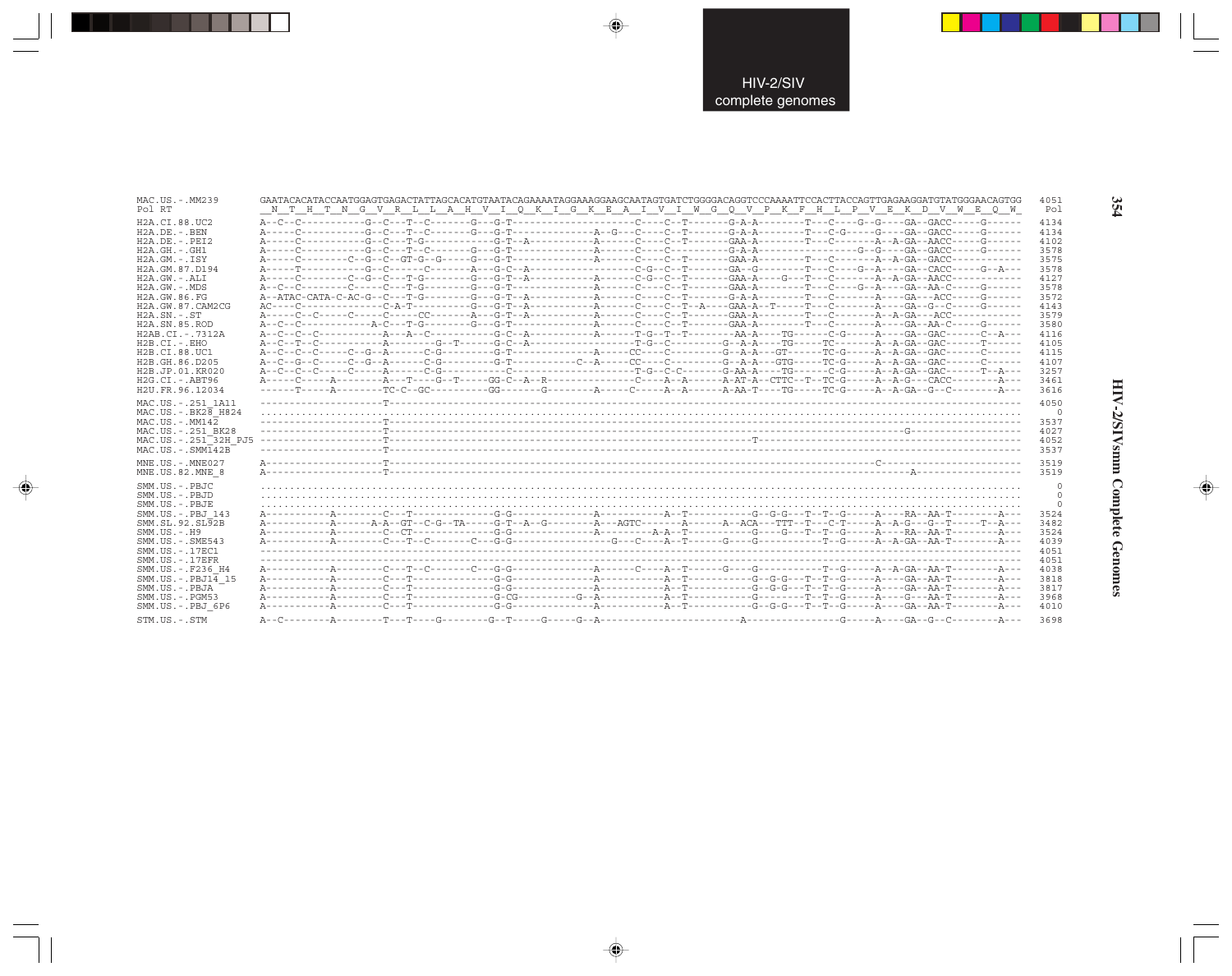```
MAC.US.-.MM239        GAATACACATACCAATGGAGTGAGACTATTAGCACATGTAATACAGAAAATAGGAAAGGAAGCAATAGTGATCTGGGGACAGGTCCCAAAATTCCACTTACCAGTTGAGAAGGATGTATGGGAACAGTGG  4051
Pol RT                 _N__T__H__T__N__G__V__R__L__L__A__H__V__I__Q__K__I__G__K__E__A__I__V__I__W__G__Q__V__P__K__F__H__L__P__V__E__K__D__V__W__E__Q__W_   Pol

H2A.CI.88.UC2         A--C--C----------G--C---T--C-------G---G-T-------------------C----C--T-------G-A-A--------T---C----G--G----GA--GACC-----G------  4134
H2A.DE.-.BEN          A-----C----------G--C---T--C-------G---G-T-------------A--G---C----C--T-------G-A-A--------T---C-G-----G----GA--GACC-----G------  4134
H2A.DE.-.PEI2         A-----C----------G--C---T-G-----------G-T--A-----------A------C----C--T-------GAA-A--------T---C-------A--A-GA--AACC-----G------  4102
H2A.GH.-.GH1          A-----C----------G--C---T--C-------G---G-T-------------A------C----C----------G-A-A------------------G--G----GA--GACC-----G------  3578
H2A.GM.-.ISY          A-----C-------C--G--C--GT-G--G-----G---G-T-------------A------C----C--T-------GAA-A--------T---C-------A--A-GA--GACC------------  3575
H2A.GM.87.D194        A-----T----------G--C------C-------A---G-C--A-----------------C-G--C--T-------GA--G--------T---C----G--A----GA--CACC-----G--A---  3578
H2A.GW.-.ALI          A-----C-------C--G--C---T-G--------G---G-T--A----------A------C-G--C--T-------GAA-A----G---T---C-------A--A-GA--AACC------------  4127
H2A.GW.-.MDS          A--C--C-----------C-----C---T-G----G---G-T-------------A------C----C--T-------GAA-A--------T---C----G--A----GA--AA-C-----G------  3578
H2A.GW.86.FG          A--ATAC-CATA-C-AC-G--C---T-G-------G---G-T--A----------A------C----C--T-------G-A-A--------T---C-------A----GA---ACC-----G------  3572
H2A.GW.87.CAM2CG      AC----C--------------C-A-T---------G---G-T--A----------A------C----C--T--A----GAA-A--T-----T---C-------A----GA--G--C-----G------  4143
H2A.SN.-.ST           A-----C--C-----C-----C-----CC------A---G-T--A----------A------C----C--T-------GAA-A--------T---C-------A--A-GA---ACC------------  3579
H2A.SN.85.ROD         A--C--C-----------A-C---T-G--------G---G-T-------------A------C----C--T-------GAA-A--------T---C-------A----GA--AA-C-----G------  3580
H2AB.CI.-.7312A       A--C--C--C---------A---A--C---------G-C--A-------------A------T-G--T--T--------AA-A----TG------C-G-----A----GA--GAC------C--A---  4116
H2B.CI.-.EHO          A--C--T--C---------A--------G--T------G-C--A-------------------T-G--C---------G--A-A----TG-----TC-------A--A-GA--GAC------T------  4105
H2B.CI.88.UC1         A--C--C--C-----C--G--A------C-G-------G-T-------------A-----CC----C---------G--A-A---GT-----TC-G-----A--A-GA--GAC------C------  4115
H2B.GH.86.D205        A--C--G--C-----C--G--A------C-G-------G-T----------C--A-----CC----C---------G--A-A---GTG-----TC-G-----A--A-GA--GAC------C------  4107
H2B.JP.01.KR020       A--C--C--C-----C-----A------C-G-----------C-----------------T-G--C-C--------G-AA-A----TG-----C-G-----A--A-GA--GAC------T--A---  3257
H2G.CI.-.ABT96        A-----C-----A--------A---T----G--T-----GG-C--A--R--------------C----A--A------A-AT-A--CTTC--T--TC-G-----A--A-G---CACC--------A---  3461
H2U.FR.96.12034       ------T-----A--------TC-C--GC----------GG-------G--------A-----C-----A--A------A-AA-T----TG-----TC-G-----A--A-GA--G--C--------A---  3616

MAC.US.-.251_1A11     ---------------------T------------------------------------------------------------------------------------------------------------  4050
MAC.US.-.BK28_H824    ..................................................................................................................................     0
MAC.US.-.MM142        ---------------------T------------------------------------------------------------------------------------------------------------  3537
MAC.US.-.251_BK28     ---------------------T------------------------------------------------------------------------------------G-----------------------  4027
MAC.US.-.251_32H_PJ5  ---------------------T-------------------------------------------------------------T--------------------------------------------  4052
MAC.US.-.SMM142B      ---------------------T------------------------------------------------------------------------------------------------------------  3537

MNE.US.-.MNE027       A--------------------T-----------------------------------------------------------------------------------------C-----------------  3519
MNE.US.82.MNE_8       A--------------------T---------------------------------------------------------------------------------------------A--------------  3519

SMM.US.-.PBJC         ..................................................................................................................................     0
SMM.US.-.PBJD         ..................................................................................................................................     0
SMM.US.-.PBJE         ..................................................................................................................................     0
SMM.US.-.PBJ_143      A-----------A--------C---T-------------G-G-------------A------------A--T-----------G--G-G---T--T--G-----A----RA--AA-T--------A---  3524
SMM.SL.92.SL92B       A-----------A-------A-A--GT--C-G--TA-----G-T--A--G---------A---AGTC-------A------A--ACA---TTT---T---C-T-----A--A-G---G--T-----T--A---  3482
SMM.US.-.H9           A-----------A--------C--CT-------------G-G-------------A-----------A-A--T-----------G----G---T--T--G-----A----RA--AA-T--------A---  3524
SMM.US.-.SME543       A-----------A--------C---T--C--------C---G-G---------------G---C----A--T--------G----G---------------T--G-----A--A-GA--AA-T--------A---  4039
SMM.US.-.17EC1        ----------------------------------------------------------------------------------------------------------------------------------  4051
SMM.US.-.17EFR        ----------------------------------------------------------------------------------------------------------------------------------  4051
SMM.US.-.F236_H4      A-----------A--------C---T--C--------C---G-G-------------A------C----A--T--------G----G----------T--G-----A--A-GA--AA-T--------A---  4038
SMM.US.-.PBJ14_15     A-----------A--------C---T-------------G-G-------------A------------A--T-----------G--G-G---T--T--G-----A----GA--AA-T--------A---  3818
SMM.US.-.PBJA         A-----------A--------C---T-------------G-G-------------A------------A--T-----------G--G-G---T--T--G-----A----GA--AA-T--------A---  3817
SMM.US.-.PGM53        A-----------A--------C---T-------------G-CG----------G--A-----------A--T-----------G---------T--T--G-----A----G---AA-T--------A---  3968
SMM.US.-.PBJ_6P6      A-----------A--------C---T-------------G-G-------------A------------A--T-----------G--G-G---T--T--G-----A----GA--AA-T--------A---  4010

STM.US.-.STM          A--C--------A--------T---T----G---------G--T-----G-----G--A-----------------------A----------------G-----A----GA--G--C--------A---  3698
```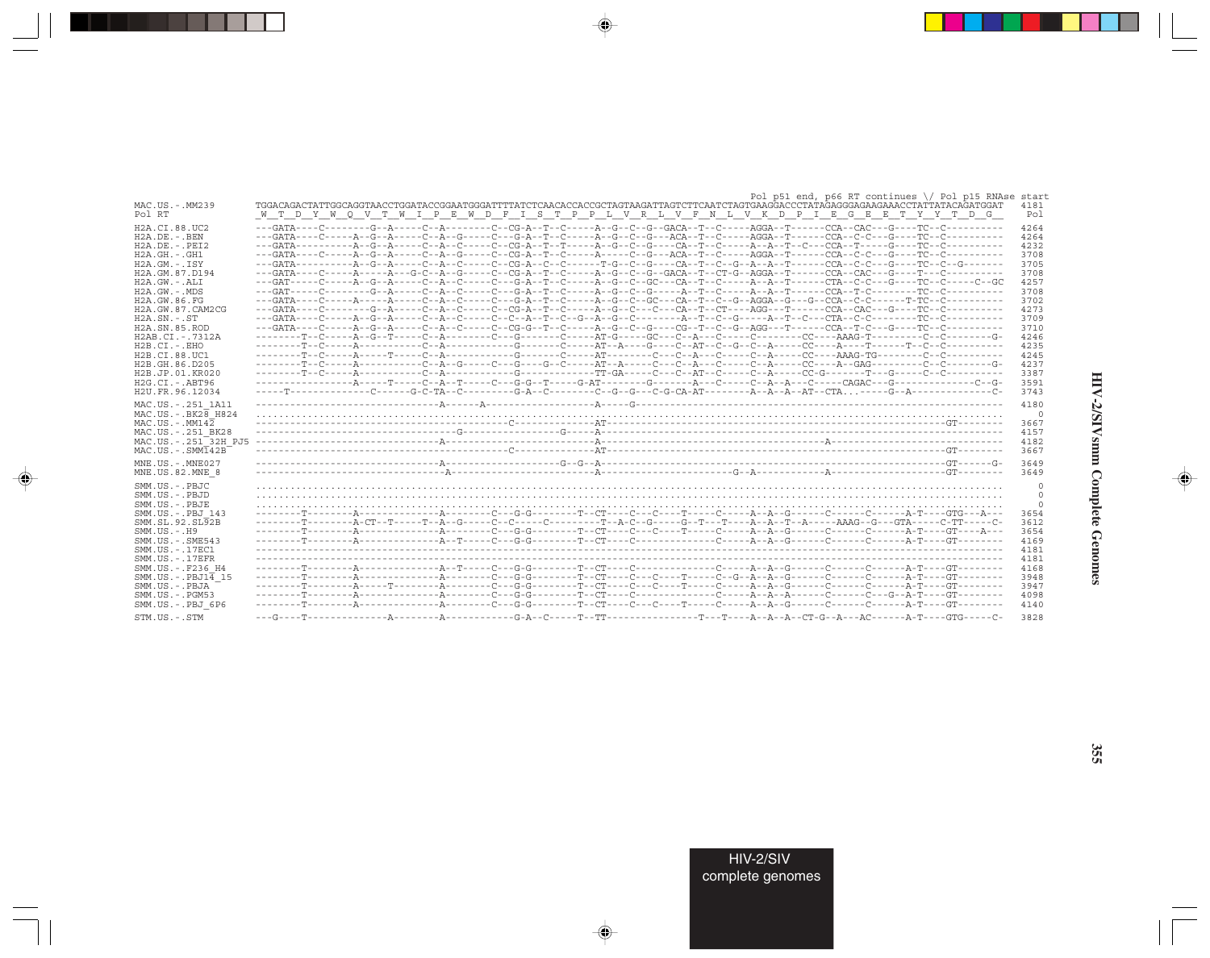```
                                                                                                          Pol p51 end, p66 RT continues \/ Pol p15 RNAse start
MAC.US.-.MM239        TGGACAGACTATTGGCAGGTAACCTGGATACCGGAATGGGATTTTATCTCAACACCACCGCTAGTAAGATTAGTCTTCAATCTAGTGAAGGACCCTATAGAGGGAGAAGAAACCTATTATACAGATGGAT  4181
Pol RT                 W  T  D  Y  W  Q  V  T  W  I  P  E  W  D  F  I  S  T  P  P  L  V  R  L  V  F  N  L  V  K  D  P  I  E  G  E  E  T  Y  Y  T  D  G    Pol

H2A.CI.88.UC2         ---GATA----C--------G--A-----C--A--------C--CG-A--T--C-----A--G--C--G--GACA--T--C-----AGGA--T------CCA--CAC---G----TC--C----------  4264
H2A.DE.-.BEN          ---GATA----C-----A--G--A-----C--A--G-----C--G--A--T--C-----A--G--C--G---ACA--T--C-----AGGA--T------CCA--C-C---G----TC--C----------  4264
H2A.DE.-.PEI2         ---GATA----------A--G--A-----C--A--C-----C--CG-A--T--T-----A--G--C--G----CA--T--C-----A--A--T--C---CCA--T-----G----TC--C----------  4232
H2A.GH.-.GH1          ---GATA----C-----A--G--A-----C--A--G-----C--CG-A--T--C-----A-----C--G---ACA--T--C-----AGGA--T------CCA--C-C---G----TC--C----------  3708
H2A.GM.-.ISY          ---GATA----------A--G--A-----C--A--C-----C--CG-A--C--C------T-G--C--G----CA--T--C--G--A--A--T------CCA--C-C---G----TC--C--G-------  3705
H2A.GM.87.D194        ---GATA----C-----A-----A---G-C--A--G-----C--CG-A--T--C-----A--G--C--G--GACA--T--CT-G--AGGA--T------CCA--CAC---G----T---C----------  3708
H2A.GW.-.ALI          ---GAT-----C-----A--G--A-----C--A--C-----C--G--A--T--C-----A--G--C--GC---CA--T--C-----A--A--T------CTA--C-C---G----TC--C-------C--GC  4257
H2A.GW.-.MDS          ---GAT-----C--------G--A-----C--A--C-----C--G--A--T--C-----A--G--C--G-----A--T--C-----A--A--T------CCA--T-C--------TC--C----------  3708
H2A.GW.86.FG          ---GATA----C-----A-----A-----C--A--C-----C--G--A--T--C-----A--G--C--GC---CA--T--C--G--AGGA--G---G--CCA--C-C------T-TC--C----------  3702
H2A.GW.87.CAM2CG      ---GATA----C--------G--A-----C--A--C-----C--CG-A--T--C-----A--G--C---C---CA--T--CT----AGG---T------CCA--CAC---G----TC--C----------  4273
H2A.SN.-.ST           ---GATA----C-----A--G--A-----C--A--C-----C--C--A--T--C--G--A--G--C--------A--T--C--G-----A--T--C---CTA--C-C--------TC--C----------  3709
H2A.SN.85.ROD         ---GATA----C-----A--G--A-----C--A--C-----C--CG-G--T--C-----A--G--C--G----CG--T--C--G--AGG---T------CCA--T-C---G----TC--C----------  3710
H2AB.CI.-.7312A       --------T--C-----A--G--T-----C--A--------C--G--------C-----AT-G-----GC---C--A---C-----C--------CC----AAAG-T--------C--C---------G-  4246
H2B.CI.-.EHO          --------T--C-----A-----------C--A-----------G--------C-----AT--A-----G----C--AT--C--G--C--A-----CC-----A----T------T--C--C----------  4235
H2B.CI.88.UC1         --------T--C-----A-----T-----C--A-----------G--------C-----AT---------C---C--A---C-----C--A-----CC----AAAG-TG--------C--C----------  4245
H2B.GH.86.D205        --------T--C-----A-----------C--A--G-----C--G-----G--C-----AT--A-----C---C--A---C-----C--A-----CC----A--GAG---------C--C---------G-  4237
H2B.JP.01.KR020       --------T--C-----A-----------C--A-----------G--------------TT-GA-----C---C--AT--C-----C--A-----CC-G--------T---G-----C--C----------  3387
H2G.CI.-.ABT96        -----------------A-----T-----C--A--T-----C--G--G--T-----G-AT--------G--------A---C-----C--A--A---C-----CAGAC---G---------------C--G-  3591
H2U.FR.96.12034       -----T--------------C------G-C-TA--C--------G-A--C---------C--G--G---C-G-CA-AT--------A--A--A--AT--CTA...-C----G--A-------------C-  3743

MAC.US.-.251_1A11     ---------------------------------A------A------------------A-----G--------------------------------------------------------------  4180
MAC.US.-.BK28_H824    ................................................................................................................................     0
MAC.US.-.MM142        ------------------------------------------C---------------AT------------------------------------------------------------GT--------  3667
MAC.US.-.251_BK28     ---------------------------------------G-----------------G-----A-------------------------------------------------------------------  4157
MAC.US.-.251_32H_PJ5  ---------------------------------A------------------------A-------------------------------------A---------------------------------  4182
MAC.US.-.SMM142B      ------------------------------------------C---------------AT------------------------------------------------------------GT--------  3667

MNE.US.-.MNE027       ---------------------------------A------------------G--G--A------------------------------------------------------------GT------G-  3649
MNE.US.82.MNE_8       ----------------------------------A------------------------A------------------------G--A------------A--------------------GT--------  3649

SMM.US.-.PBJC         ................................................................................................................................     0
SMM.US.-.PBJD         ................................................................................................................................     0
SMM.US.-.PBJE         ................................................................................................................................     0
SMM.US.-.PBJ_143      --------T--------A---------------A--------C--G-G--------T--CT----C---C----T-----C-----A--A--G------C------C------A-T----GTG---A---  3654
SMM.SL.92.SL92B       --------T--------A-CT--T-----T--A--G-----C--C-----C---------T--A-C--G-----G--T---T----A--A--T--A-----AAAG--G---GTA-----C-TT-----C-  3612
SMM.US.-.H9           --------T--------A---------------A--------C--G-G--------T--CT----C---C----T-----C-----A--A--G------C------C------A-T----GT----A---  3654
SMM.US.-.SME543       --------T--------A---------------A--T-----C--G-G--------T--CT----C----------------C-----A--A--G------C------C------A-T----GT--------  4169
SMM.US.-.17EC1        ----------------------------------------------------------------------------------------------------------------------------------  4181
SMM.US.-.17EFR        ----------------------------------------------------------------------------------------------------------------------------------  4181
SMM.US.-.F236_H4      --------T--------A---------------A--T-----C--G-G--------T--CT----C----------------C-----A--A--G------C------C------A-T----GT--------  4168
SMM.US.-.PBJ14_15     --------T--------A---------------A--------C--G-G--------T--CT----C---C----T-----C--G--A--A--G------C------C------A-T----GT--------  3948
SMM.US.-.PBJA         --------T--------A-----T---------A--------C--G-G--------T--CT----C---C----T-----C-----A--A--G------C------C------A-T----GT--------  3947
SMM.US.-.PGM53        --------T--------A---------------A--------C--G-G--------T--CT----C----------------C-----A--A--A------C------C--G--A-T----GT--------  4098
SMM.US.-.PBJ_6P6      --------T--------A---------------A--------C--G-G--------T--CT----C---C----T-----C-----A--A--G------C------C------A-T----GT--------  4140

STM.US.-.STM          ---G----T--------------A---------A------------G-A--C-----T--TT----------------T---T----A--A--A--CT-G--A---AC------A-T----GTG-----C-  3828
```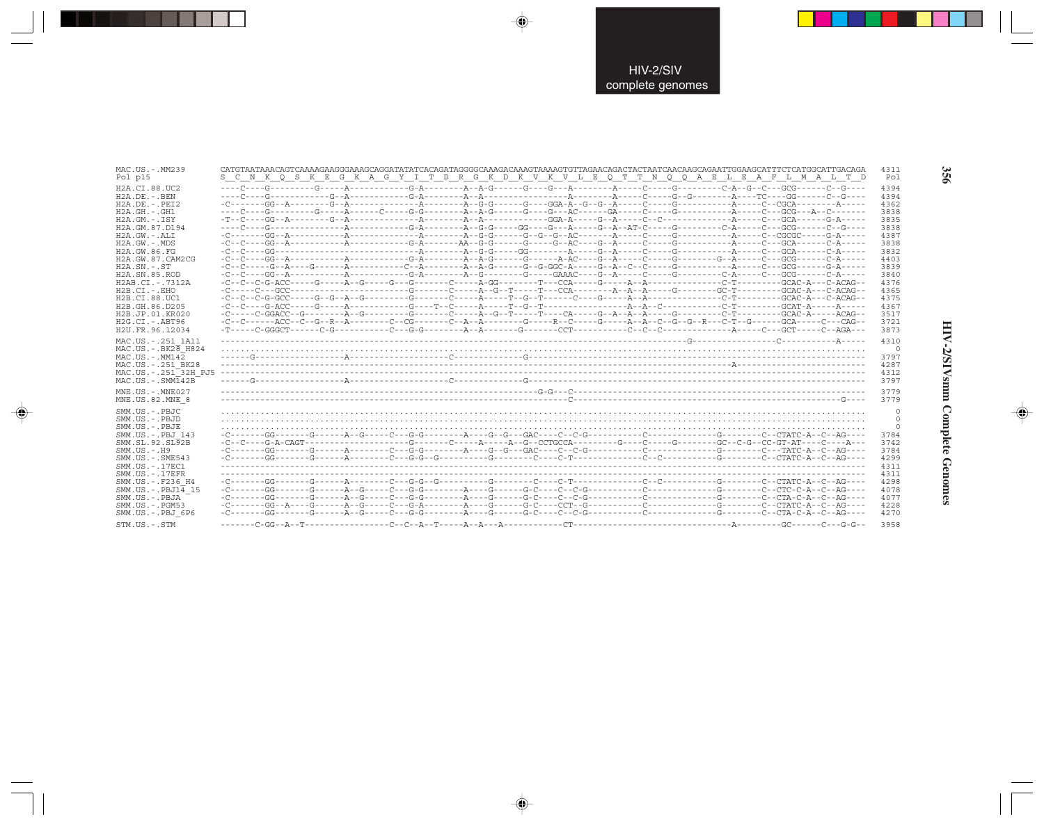```
MAC.US.-.MM239        CATGTAATAAACAGTCAAAAGAAGGGAAAGCAGGATATATCACAGATAGGGGCAAAGACAAAGTAAAAGTGTTAGAACAGACTACTAATCAACAAGCAGAATTGGAAGCATTTCTCATGGCATTGACAGA  4311
Pol p15               S__C__N__K__Q__S__K__E__G__K__A__G__Y__I__T__D__R__G__K__D__K__V__K__V__L__E__Q__T__T__N__Q__Q__A__E__L__E__A__F__L__M__A__L__T__D   Pol
H2A.CI.88.UC2         ----C----G---------G-----A-----------G-A--------A--A-G------G----G---A--------A-----C-----G---------C-A--G--C---GCG------C--G----  4394
H2A.DE.-.BEN          ----C----G-----------G--A-----------G-A--------A--A-----------------A--------A-----C-----G--G--------A----TC----GG------C--G----  4394
H2A.DE.-.PEI2         -C-------GG--A---------G--A-----------A--------A--G-G------G----GGA-A--G--A-----C-----G----------A-----C--CGCA-------A-------  4362
H2A.GH.-.GH1          ----C----G---------G-----A------C-----G-G--------A--A-G------G----G---AC------GA-----C-----G----------A-----C---GCG---A--C------  3838
H2A.GM.-.ISY          -T--C----GG--A--------G--A-----------A--------A--A------------GGA-A-----G--A-----C--C----------------A-----C---GCA------G-A-----  3835
H2A.GM.87.D194        ----C----G---------------A-----------G-A--------A--G-G-----GG----G---A-----G--A--AT-C-----G----------C-A-----C---GCG------C--G----  3838
H2A.GW.-.ALI          -C-------GG--A-----------A-----------A--------A--G-G------G--G--G--AC------A-----C-----G----------A-----C--CGCGC-----G-A-----  4387
H2A.GW.-.MDS          -C--C----GG--A-----------A-----------G-A-------AA--G-G------G-----G--AC-----G--A-----C-----G----------A-----C---GCA------C-A-----  3838
H2A.GW.86.FG          -C--C----GG-------------------------A--------A--G-G------GG-------A-----G--A-----C-----G----------A-----C---GCA------C-A-----  3832
H2A.GW.87.CAM2CG      -C--C----GG--A-----------A-----------G-A--------A--A-G------G------A-AC----G--A-----C-----G--------G--A-----C---GCG------C-A-----  4403
H2A.SN.-.ST           -C--C-----G--A----G------A----------C--A--------A--A-G------G--G-GGC-A-----G--A--C--C-----G----------A-----C---GCG------G-A-----  3839
H2A.SN.85.ROD         -C--C----GG--A-----------A-----------G-A--------A--G-------G-----GAAAC----G--A-----C-----G---------C-A-----C---GCG------C-A-----  3840
H2AB.CI.-.7312A       -C--C--C-G-ACC-----G-----A--G-----G---G-------C-----A-GG--------T---CCA-----G-----A--A-----------C-T---------GCAC-A---C-ACAG--  4376
H2B.CI.-.EHO          -C-----C---GCC-----------------------G-------C-----A--G--T-----T---CCA--------A--A--A-----G--------GC-T---------GCAC-A---C-ACAG--  4365
H2B.CI.88.UC1         -C--C--C-G-GCC-----G--G--A--G--------G-------C-----A-----T--G--T------C-----G-----A--A--------------C-T---------GCAC-A---C-ACAG--  4375
H2B.GH.86.D205        -C--C----G-ACC-----G-----A-----------G----T--C-----A-----T--G--T------------------A--A--C------------C-T---------GCAT-A-----A-----  4367
H2B.JP.01.KR020       -C-----C-GGACC--G--------A--G--------G-------C-----A--G--T-----T----CA-----G--A--A--A-----G--------C-T---------GCAC-A-----ACAG--  3517
H2G.CI.-.ABT96        -C--C------ACC--C--G--R--A-------C--CG-------C--A--A--------G-----R--C-----G-----A--A--C--G--G--R---C-T--G------GCA-----C---CAG--  3721
H2U.FR.96.12034       -T------C-GGGCT------C-G-----------C--G-G--------A--A--------G-------CCT-----------C--C--C-------------A-----C---GCT-----C--AGA---  3873
MAC.US.-.251_1A11     ---------------------------------------------------------------------------------------------G----------------C-----------A-----  4310
MAC.US.-.BK28_H824    .................................................................................................................................     0
MAC.US.-.MM142        ------G------------------A-------------------C--------------G-------------------------------------------------------------------  3797
MAC.US.-.251_BK28     -----------------------------------------------------------------------------------------------------A--------------------------  4287
MAC.US.-.251_32H_PJ5  ---------------------------------------------------------------------------------------------------------------------------------  4312
MAC.US.-.SMM142B      ------G------------------A-------------------C--------------G-------------------------------------------------------------------  3797
MNE.US.-.MNE027       ------------------------------------------------------------G-G--C--------------------------------------------------------------  3779
MNE.US.82.MNE_8       -------------------------------------------------------------------C---------------------------------------------------------G----  3779
SMM.US.-.PBJC         .................................................................................................................................     0
SMM.US.-.PBJD         .................................................................................................................................     0
SMM.US.-.PBJE         .................................................................................................................................     0
SMM.US.-.PBJ_143      -C-------GG-------G------A--G-----C---G-G--------A----G--G---GAC----C--C-G----------C--------------G--------C--CTATC-A--C--AG----  3784
SMM.SL.92.SL92B       -C--C----G-A-CAGT-----------------------G-------C-----A-----A--G--CCTGCCA---------G-----C-----G--------GC--C-G--CC-GT-AT----C----A---  3742
SMM.US.-.H9           -C-------GG-------G------A-------C---G-G--------A----G--G---GAC----C--C-G----------C--------------G--------C---TATC-A--C--AG----  3784
SMM.US.-.SME543       -C-------GG-------G------A-------C---G-G--G------------G--------C-----C-T-----------C--C-------------G--------C--CTATC-A--C--AG----  4299
SMM.US.-.17EC1        ---------------------------------------------------------------------------------------------------------------------------------  4311
SMM.US.-.17EFR        ---------------------------------------------------------------------------------------------------------------------------------  4311
SMM.US.-.F236_H4      -C-------GG-------G------A-------C---G-G--G------------G--------C-----C-T-----------C--C-------------G--------C--CTATC-A--C--AG----  4298
SMM.US.-.PBJ14_15     -C-------GG-------G------A--G-----C---G-G--------A----G-------G-C----C--C-G----------C--------------G--------C--CTC-C-A--C--AG----  4078
SMM.US.-.PBJA         -C-------GG-------G------A--G-----C---G-G--------A----G-------G-C----C--C-G----------C--------------G--------C--CTA-C-A--C--AG----  4077
SMM.US.-.PGM53        -C-------GG--A----G------A--G-----C---G-A--------A----G-------G-C----CCT--G----------C--------------G--------C--CTATC-A--C--AG----  4228
SMM.US.-.PBJ_6P6      -C-------GG-------G------A--G-----C---G-G--------A----G-------G-C----C--C-G----------C--------------G--------C--CTA-C-A--C--AG----  4270
STM.US.-.STM          -------C-GG--A--T-----------------C--C--A--T-----A--A---A------------CT--------------------------------A---------GC------C---G-G--  3958
```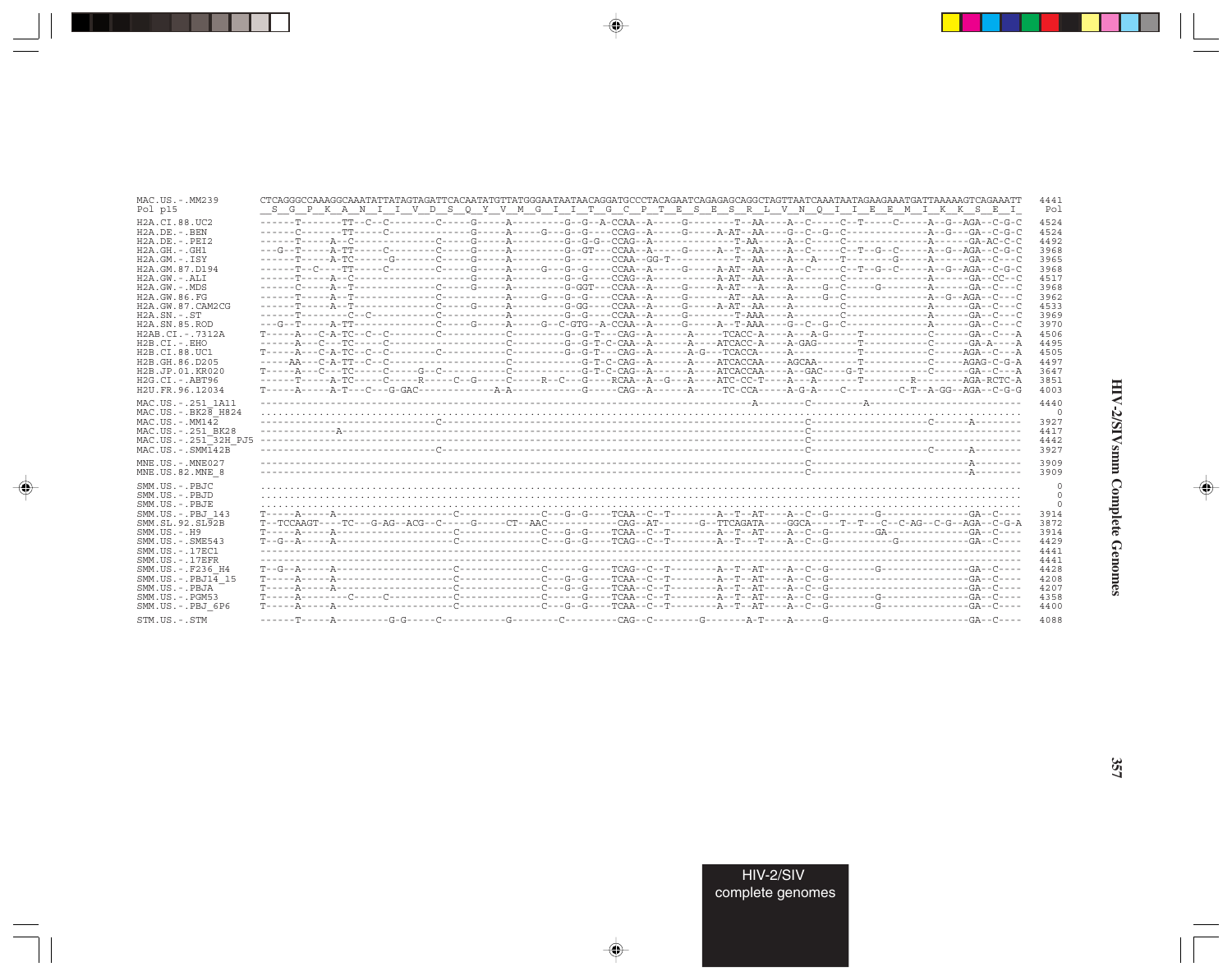```
MAC.US.-.MM239        CTCAGGGCCAAAGGCAAATATTATAGTAGATTCACAATATGTTATGGGAATAATAACAGGATGCCCTACAGAATCAGAGAGCAGGCTAGTTAATCAAATAATAGAAGAAATGATTAAAAAGTCAGAAATT  4441
Pol p15               _S__G__P__K__A__N__I__I__V__D__S__Q__Y__V__M__G__I__I__T__G__C__P__T__E__S__E__S__R__L__V__N__Q__I__I__E__E__M__I__K__K__S__E__I_   Pol

H2A.CI.88.UC2         ------T-------TT--C--C--------C-----G-----A---------G--G--A-CCAA--A-----G--------T--AA----A--C-----C--T-----C-----A--G--AGA--C-G-C  4524
H2A.DE.-.BEN          ------C-------TT-----C--------------G-----A-----G--G--G---CCAG--A-----G-----A-AT--AA---G--C--G--C-------------A--G---GA--C-G-C  4524
H2A.DE.-.PEI2         ------T-----A--C--------------C-----G-----A---------G--G--CCAG--A---------------T-AA----A--C-----C--------------A------GA-AC-C-C  4492
H2A.GH.-.GH1          ---G--T-----A-TT-----C--------C-----G-----A---------G--GT---CCAA--A-----G-----A--T--AA----A--C-----C--T--G--C-----A--G--AGA--C-G-C  3968
H2A.GM.-.ISY          ------T-----A-TC------G-------C-----G-----A---------G-------CCAA--GG-T-----------T--AA----A--A----T--------G-----A------GA--C---C  3965
H2A.GM.87.D194        ------T--C----TT-----C--------C-----G-----A-----G--G--G---CCAA--A-----G-----A-AT--AA----A--C-----C--T--G--C-----A--G--AGA--C-G-C  3968
H2A.GW.-.ALI          ------T-----A--C--------------------G-----A---------G--G---CCAG--A-----------A-AT--AA----A--------C--------------A------GA--CC--C  4517
H2A.GW.-.MDS          ------C-----A--T--------------C-----G-----A---------G-GGT---CCAA--A-----G-----A-AT---A----A-----G--C-----G--------A------GA--C---C  3968
H2A.GW.86.FG          ------T-----A--T--------------C-----------A-----G--G--G---CCAA--A-----G-------AT--AA----A-----G--C--------------A--G--AGA--C---C  3962
H2A.GW.87.CAM2CG      ------T-----A--T--------------C-----G-----A---------G-GG----CCAA--A-----G-----A-AT--AA----A--------C--------------A------GA--C---C  4533
H2A.SN.-.ST           ------T--------C--C-----------C-----------A---------G--G---CCAA--A-----G--------T-AAA----A--------C--------------A------GA--C---C  3969
H2A.SN.85.ROD         ---G--T-----A-TT--------------C-----G-----A-----G--C-GTG--A-CCAA--A-----G-----A--T-AAA----G--C--G--C--------------A------GA--C---C  3970
H2AB.CI.-.7312A       T-----A---C-A-TC--C--C--------C-----------C---------G--G-T---CAG--A------A-----TCACC-A----A--A-G-----T-----------C------GA--C---A  4506
H2B.CI.-.EHO          ------A---C---TC-----C--------------------C---------G--G-T-C-CAA--A------A----ATCACC-A----A-GAG-------T-----------C------GA-A----A  4495
H2B.CI.88.UC1         T-----A---C-A-TC--C--C--------C-----------C---------G--G-T---CAG--A------A-G---TCACCA-----A------------T-----------C-----AGA--C---A  4505
H2B.GH.86.D205        -----AA---C-A-TT--C--C----------------------C-----------G-T-C-CAG--A------A----ATCACCAA----AGCAA-------T-----------C-----AGAG-C-G-A  4497
H2B.JP.01.KR020       T-----A---C---TC-----C-----G--C-----------C-------------G-T-C-CAG--A------A----ATCACCAA----A--GAC----G-T-----------C------GA--C---A  3647
H2G.CI.-.ABT96        ------T-----A-TC-----C-----R------C--G-----C-----R--C---G----RCAA--A--G---A----ATC-CC-T----A---A-------T---------R--------AGA-RCTC-A  3851
H2U.FR.96.12034       T-----A-----A-T---C---G-GAC--------------A-A------------G-----CAG--A------A-----TC-CCA-----A-G-A----C----------C-T--A-GG--AGA--C-G-G  4003

MAC.US.-.251_1A11     ------------------------------------------------------------------------------------------A--------C----------A-----------------------------  4440
MAC.US.-.BK28_H824    ..............................................................................................................................................     0
MAC.US.-.MM142        ------------------------------C------------------------------------------------------------------C-----------------------C------A--------  3927
MAC.US.-.251_BK28     -------------A-----------------------------------------------------------------------------------C--------------------------------------  4417
MAC.US.-.251_32H_PJ5  -------------------------------------------------------------------------------------------------C--------------------------------------  4442
MAC.US.-.SMM142B      ------------------------------C------------------------------------------------------------------C-----------------------C------A--------  3927

MNE.US.-.MNE027       -------------------------------------------------------------------------------------------------C-----------------------------A--------  3909
MNE.US.82.MNE_8       -------------------------------------------------------------------------------------------------C-----------------------------A--------  3909

SMM.US.-.PBJC         ..............................................................................................................................................     0
SMM.US.-.PBJD         ..............................................................................................................................................     0
SMM.US.-.PBJE         ..............................................................................................................................................     0
SMM.US.-.PBJ_143      T-----A-----A-------------------C-------------C---G--G----TCAA--C--T--------A--T--AT---A--C--G--------G--------------GA--C----  3914
SMM.SL.92.SL92B       T--TCCAAGT----TC---G-AG--ACG--C-----G-----CT--AAC-----------CAG--AT-------G--TTCAGATA----GGCA-----T--T---C--C-AG--C-G--AGA--C-G-A  3872
SMM.US.-.H9           T-----A-----A-------------------C-------------C---G--G----TCAA--C--T--------A--T--AT---A--C--G--------GA-------------GA--C----  3914
SMM.US.-.SME543       T--G--A-----A-------------------C-------------C---G--G----TCAG--C--T--------A--T----T---A--C--G--------------G--------GA--C----  4429
SMM.US.-.17EC1        ----------------------------------------------------------------------------------------------------------------------------------  4441
SMM.US.-.17EFR        ----------------------------------------------------------------------------------------------------------------------------------  4441
SMM.US.-.F236_H4      T--G--A-----A-------------------C-------------C------G----TCAG--C--T--------A--T--AT---A--C--G--------G--------------GA--C----  4428
SMM.US.-.PBJ14_15     T-----A-----A-------------------C-------------C---G--G----TCAA--C--T--------A--T--AT---A--C--G-----------------------GA--C----  4208
SMM.US.-.PBJA         T-----A-----A-------------------C-------------C---G--G----TCAA--C--T--------A--T--AT---A--C--G-----------------------GA--C----  4207
SMM.US.-.PGM53        T-----A--------C-----C----------C-------------C------G----TCAA--C--T--------A--T--AT---A--C--G--------G--------------GA--C----  4358
SMM.US.-.PBJ_6P6      T-----A-----A-------------------C-------------C---G--G----TCAA--C--T--------A--T--AT---A--C--G--------G--------------GA--C----  4400

STM.US.-.STM          ------T-----A---------G-G-----C----------G--------C----------CAG--C--------G-------A-T----A-----G-----------------------GA--C----  4088
```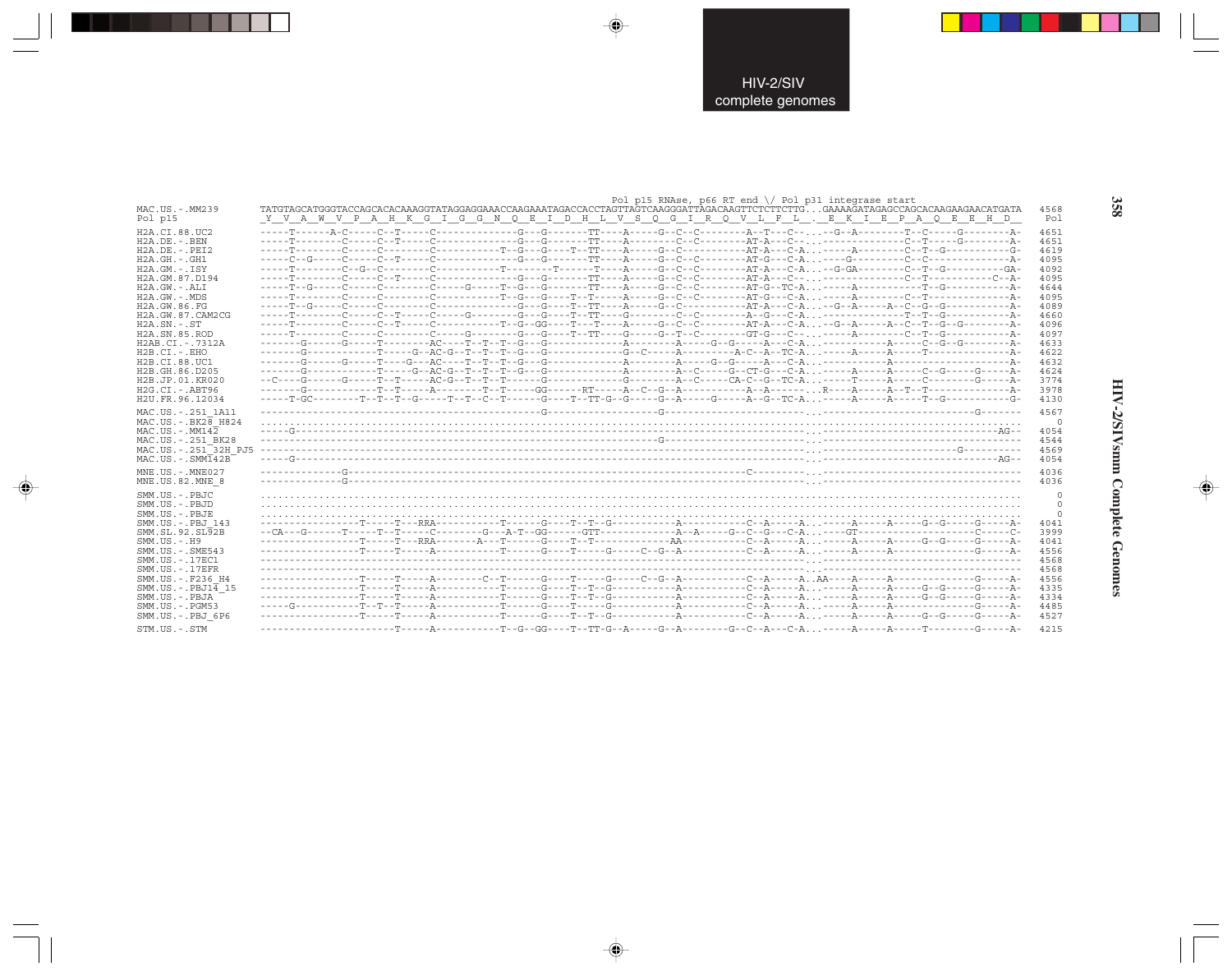HIV-2/SIV complete genomes

```
                                                                          Pol p15 RNase, p66 RT end \/ Pol p31 integrase start
MAC.US.-.MM239        TATGTAGCATGGGTACCAGCACACAAAGGTATAGGAGGAAACCAAGAAATAGACCACCTAGTTAGTCAAGGGATTAGACAAGTTCTCTTCTTG...GAAAAGATAGAGCCAGCACAAGAAGAACATGATA   4568
Pol p15               _Y__V__A__W__V__P__A__H__K__G__I__G__G__N__Q__E__I__D__H__L__V__S__Q__G__I__R__Q__V__L__F__L__.__E__K__I__E__P__A__Q__E__E__H__D__   Pol

H2A.CI.88.UC2         -----T------A-C-----C--T-----C-------------G---G-------TT----A-----G--C--C--------A--T--C--...--G--A--------T--C-----G--------A-   4651
H2A.DE.-.BEN          -----T--------C-----C--T-----C-------------G---G-------TT----A-----G--C--C--------AT-A---C--...--------------C--T-----G--------A-   4651
H2A.DE.-.PEI2         -----T--------C-----C--------C----------T--G---G----T--TT----A-----G--C-----------AT-A---C-A...-----A--------C--T--G-----------G-   4619
H2A.GH.-.GH1          -----C--G-----C-----C--T-----C-------------G---G-------TT----A-----G--C--C--------AT-G---C-A...----G---------C--C--------------A-   4095
H2A.GM.-.ISY          -----T--------C--G--C--------C----------T--------T------T----A-----G--C--C--------AT-A---C-A...--G-GA--------C--T--G-----------GA-   4092
H2A.GM.87.D194        -----T--------C-----C--T-----C-------------G---G-------TT----A-----G--C--C--------AT-A---C--...--------------C--T-----------C--A-   4095
H2A.GW.-.ALI          -----T--G-----C-----C--------C-----G----T--G---G-------TT----A-----G--C--C--------AT-G---TC-A...-----A--------------T--G--------A-   4644
H2A.GW.-.MDS          -----T--------C-----C--------C-------------T--G---G----T--T----A-----G--C--C--------AT-G---C-A...-----A--------C--T--------------A-   4095
H2A.GW.86.FG          -----T--G-----C-----C--------C-------------G---G----T--TT----A-----G--C-----------AT-A---C-A...--G--A-----A--C--G--G-----------A-   4089
H2A.GW.87.CAM2CG      -----T--------C-----C--T-----C-----G-------G---G----T--TT----G-----------C--C--------A--G---C-A...--------------T--T--G-----------A-   4660
H2A.SN.-.ST           -----T--------C-----C--T-----C----------T--G--GG----T---T----A-----G--C--C--------AT-A---C-A...--G--A-----A--C--T--G--G--------A-   4096
H2A.SN.85.ROD         -----T--------C-----C--------C-----G-------G---G----T--TT----G-----G--T--C--------GT-G---C--...-----A--------C--T--G-----------A-   4097
H2AB.CI.-.7312A       -------G------G-----T--------AC----T--T--T--G---G-------------A--------A-----G--G-----A---C-A...-----------A-----C--G--G--------A-   4633
H2B.CI.-.EHO          -------G-------------T-----G--AC-G--T--T--T--G---G-------------G--C-----A---------A-C--A--TC-A...-----A-----A-----T--------------A-   4622
H2B.CI.88.UC1         -------G------G-----T-----G---AC---T--T--T--G---G-------------A--------A-----G--G-----A---C-A...-----------A---------------------A-   4632
H2B.GH.86.D205        -------G-------------T-----G--AC-G--T--T--T--G---G-------------A--------A--C-----G--CT-G---C-A...-----A-----A-----C--G-----G-----A-   4624
H2B.JP.01.KR020       --C----G------G-----T--T-----AC-G--T--T--T-----G-------------G--------A--C-----CA-C--G--TC-A...-----T-----A-----C--------G-----A-   3774
H2G.CI.-.ABT96        -------G-------------T--T-----A--------T--T-----GG-----RT-----A--C--G--A----------A--A-------...R----A-----A--T--T--------------A-   3978
H2U.FR.96.12034       -----T-GC---------T--T--T--G-----T--T--C--T-----G----T--TT-G--G-----G--A-----G-----A--G--TC-A...-----A-----A-----T--G-----------G-   4130

MAC.US.-.251_1A11     -------------------------------------------------G-------------------G-------------------------...------------------------G-------   4567
MAC.US.-.BK28_H824    ...............................................................................................................................     0
MAC.US.-.MM142        -----G-----------------------------------------------------------------------------------------...-------------------------------AG--   4054
MAC.US.-.251_BK28     ---------------------------------------------------------------------G-------------------------...---------------------------------   4544
MAC.US.-.251_32H_PJ5  -----------------------------------------------------------------------------------------------...----------------------G----------   4569
MAC.US.-.SMM142B      -----G-----------------------------------------------------------------------------------------...-------------------------------AG--   4054

MNE.US.-.MNE027       --------------G----------------------------------------------------------C---------------------...---------------------------------   4036
MNE.US.82.MNE_8       --------------G--------------------------------------------------------------------------------...---------------------------------   4036

SMM.US.-.PBJC         ...............................................................................................................................     0
SMM.US.-.PBJD         ...............................................................................................................................     0
SMM.US.-.PBJE         ...............................................................................................................................     0
SMM.US.-.PBJ_143      -----------------T-----T---RRA-----------T------G----T--T--G-----------A-----------C--A-----A...-----A-----A-----G--G-----G-----A-   4041
SMM.SL.92.SL92B       --CA---G------T-----T--T-----C--------G---A-T--GG------GTT-------------A--A-----G--C--G---C-A...----GT--------------------C-----C-   3999
SMM.US.-.H9           -----------------T-----T---RRA-------A---T------G----T--T------------AA------------C--A-----A...-----A-----A-----G--G-----G-----A-   4041
SMM.US.-.SME543       -----------------T-----T-----A-----------T------G----T-----G-----C--G--A-----------C--A-----A...-----A-----A--------------G-----A-   4556
SMM.US.-.17EC1        -----------------------------------------------------------------------------------------------...---------------------------------   4568
SMM.US.-.17EFR        -----------------------------------------------------------------------------------------------...---------------------------------   4568
SMM.US.-.F236_H4      -----------------T-----T-----A--------C--T------G----T-----G-----C--G--A-----------C--A-----A..AA----A-----A--------------G-----A-   4556
SMM.US.-.PBJ14_15     -----------------T-----T-----A-----------T------G----T--T--G-----------A-----------C--A-----A...-----A-----A-----G--G-----G-----A-   4335
SMM.US.-.PBJA         -----------------T-----T-----A-----------T------G----T--T--G-----------A-----------C--A-----A...-----A-----A-----G--G-----G-----A-   4334
SMM.US.-.PGM53        -----G-----------T--T--T-----A-----------T------G----T-----G-----------A-----------C--A-----A...-----A-----A--------------G-----A-   4485
SMM.US.-.PBJ_6P6      -----------------T-----T-----A-----------T------G----T--T--G-----------A-----------C--A-----A...-----A-----A-----G--G-----G-----A-   4527

STM.US.-.STM          -----------------------T-----A-----------T--G--GG----T--TT-G--A-----G--A---------G--C--A---C-A...-----A-----A-----T---------G-----A-   4215
```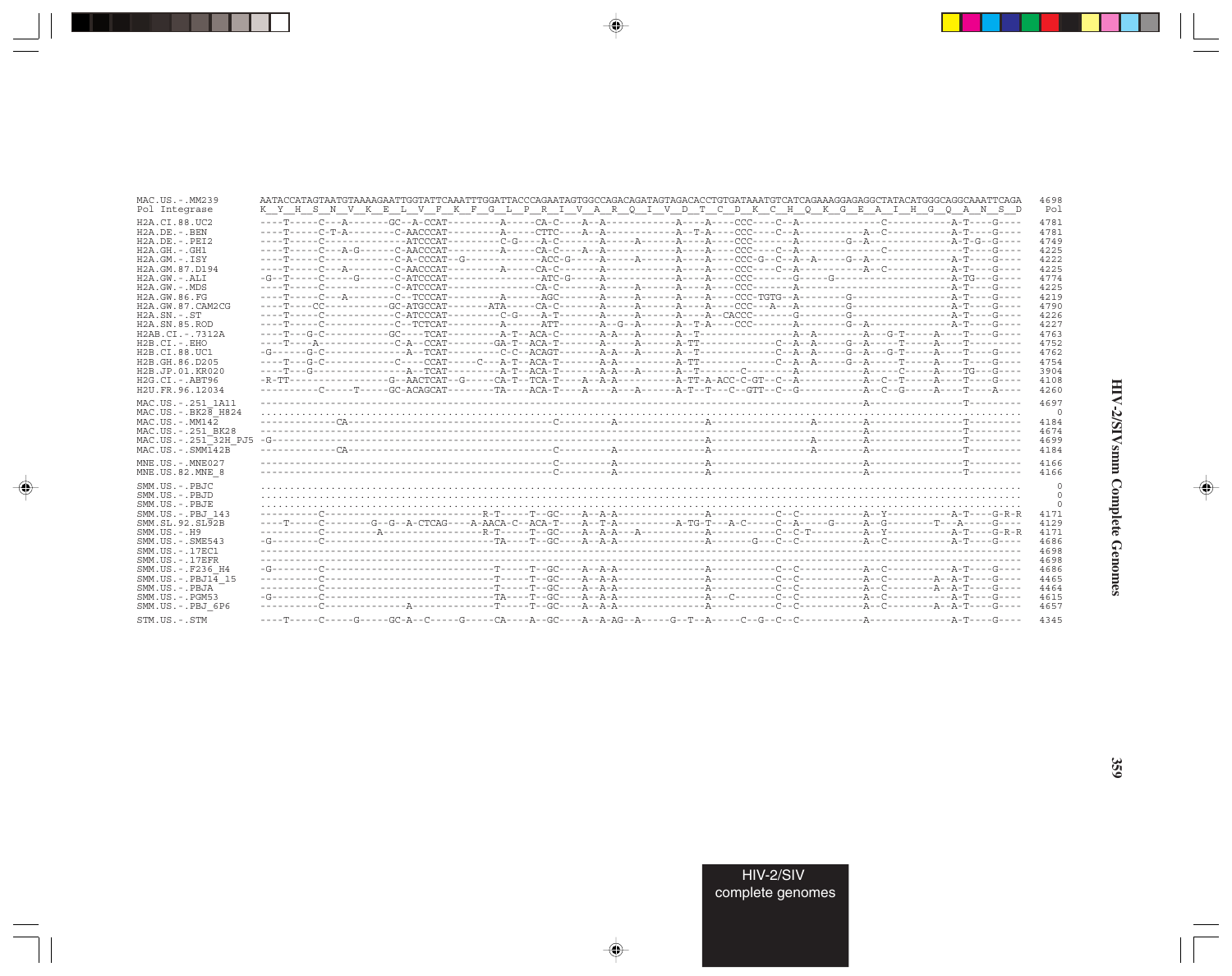```
MAC.US.-.MM239        AATACCATAGTAATGTAAAAGAATTGGTATTCAAATTTGGATTACCCAGAATAGTGGCCAGACAGATAGTAGACACCTGTGATAAATGTCATCAGAAAGGAGAGGCTATACATGGGCAGGCAAATTCAGA  4698
Pol Integrase         K  Y  H  S  N  V  K  E  L  V  F  K  F  G  L  P  R  I  V  A  R  Q  I  V  D  T  C  D  K  C  H  Q  K  G  E  A  I  H  G  Q  A  N  S  D   Pol

H2A.CI.88.UC2         ----T-----C---A-------GC--A-CCAT---------A-----CA-C----A--A-----------A----A----CCC----C--A-----------------C-----------A-T----G----  4781
H2A.DE.-.BEN          ----T-----C-T-A--------C-AACCCAT---------A-----CTTC----A--A-----------A--T-A----CCC----C--A-----------A--C-----------A-T----G----  4781
H2A.DE.-.PEI2         ----T-----C------------ATCCCAT---------C-G----A-C------A-----A-----A-----A----CCC------A---------G--A----------------A-T-G--G----  4749
H2A.GH.-.GH1          ----T-----C---A-G------C-AACCCAT---------A-----CA-C----A--A-----------A----A----CCC----C--A-----------------C-----------T----G----  4225
H2A.GM.-.ISY          ----T-----C------------C-A-CCCAT--G---------------ACC-G-----A-----A------A----A----CCC-G--C--A--A-------G--A--------------A-T----G----  4222
H2A.GM.87.D194        ----T-----C---A--------C-AACCCAT---------A-----CA-C--------A-----------A----A----CCC----C--A-----------A--C-----------A-T----G----  4225
H2A.GW.-.ALI          -G--T-----C-----G------C-ATCCCAT---------------ATC-G-----A-----------A----A----CCC-------G-----G-----------------------A-TG---G----  4774
H2A.GW.-.MDS          ----T-----C------------C-ATCCCAT----------------CA-C-------A-----A------A----A----CCC------A-----------------------------A-T----G----  4225
H2A.GW.86.FG          ----T-----C---A--------C--TCCCAT---------A------AGC-------A-----A------A----A----CCC-TGTG--A---------G-----------------A-T----G----  4219
H2A.GW.87.CAM2CG      ----T----CC------------GC-ATGCCAT-------ATA------CA-C-------A-----A------A----A----CCC---A---A---------G-----------------A-T----G----  4790
H2A.SN.-.ST           ----T-----C------------C-ATCCCAT---------C-G----A-T-------A-----A------A----A--CACCC-------G---------G-----------------A-T----G----  4226
H2A.SN.85.ROD         ----T-----C------------C--TCTCAT---------A------ATT-------A--G--A------A--T-A----CCC-------A---------G--A--------------A-T----G----  4227
H2AB.CI.-.7312A       ----T--G-C-----------GC----TCAT--------A-T--ACA-C-------A-A---A------A--T-----------------A--A--------A---G-T-----A----T----G----  4763
H2B.CI.-.EHO          ----T----A-------------C-A--CCAT--------GA-T--ACA-T-------A-----A------A-TT-------------C--A--A-----G--A-----T-----A----T--------  4752
H2B.CI.88.UC1         -G------G-C-------------A--TCAT---------C-C--ACAGT-------A-A---A------A--T--------------C--A--A-----G--A---G-T-----A----T----G----  4762
H2B.GH.86.D205        ----T--G-C-------------C----CCAT-----C---A-T--ACA-T-------A-A----------A-TT-------------C--A--A-----G--A-----T-----A----T----G----  4754
H2B.JP.01.KR020       ----T--G---------------A--TCAT---------A-T--ACA-T-------A-A---A------A--T-------C--------A-----------A-----C-----A----TG---G----  3904
H2G.CI.-.ABT96        -R-TT------------------G--AACTCAT--G-----CA-T--TCA-T----A--A-A----------A-TT-A-ACC-C-GT--C--A-----------A--C--T-----A----T----G----  4108
H2U.FR.96.12034       ----------C-----T------GC-ACAGCAT--------TA-----ACA-T----A----A---A------A-T--T---C--GTT--C--G-----------A--C--G-----A----T----A----  4260

MAC.US.-.251_1A11     ---------------------------------------------------------------------------------------------------------A-----------------T---------  4697
MAC.US.-.BK28_H824    .........................................................................................................................................  0
MAC.US.-.MM142        -----------CA----------------------------------C----------A---------------A-----------------A---------A-----------------T---------  4184
MAC.US.-.251_BK28     ---------------------------------------------------------------------------------------------------------A-----------------T---------  4674
MAC.US.-.251_32H_PJ5  -G--------------------------------------------------------------------------A-----------------A---------A-----------------T---------  4699
MAC.US.-.SMM142B      -----------CA----------------------------------C----------A---------------A-----------------A---------A-----------------T---------  4184

MNE.US.-.MNE027       -----------------------------------------------C----------A---------------A------------------------------A-----------------T---------  4166
MNE.US.82.MNE_8       -----------------------------------------------C----------A---------------A------------------------------A-----------------T---------  4166

SMM.US.-.PBJC         .........................................................................................................................................  0
SMM.US.-.PBJD         .........................................................................................................................................  0
SMM.US.-.PBJE         .........................................................................................................................................  0
SMM.US.-.PBJ_143      ----------C-----------------------R-T-----T--GC----A--A-A-----------------A-----------C--C-----------A--Y-----------A-T----G-R-R  4171
SMM.SL.92.SL92B       ----T-----C--------G--G--A-CTCAG----A-AACA-C--ACA-T----A--T-A----------A-TG-T---A-C-----C--A-----G-----A--G--------T---A-----G----  4129
SMM.US.-.H9           ----------C--------A--------------R-T-----T--GC----A--A-A---A-----------A-----------C--C-T---------A--Y-----------A-T----G-R-R  4171
SMM.US.-.SME543       -G--------C------------------------TA-----T--GC----A--A-A---------------A-------G---C--C-----------A--C-----------A-T----G----  4686
SMM.US.-.17EC1        -----------------------------------------------------------------------------------------------------------------------------  4698
SMM.US.-.17EFR        -----------------------------------------------------------------------------------------------------------------------------  4698
SMM.US.-.F236_H4      -G--------C------------------------T-----T--GC----A--A-A-----------------A-----------C--C-----------A--C-----------A-T----G----  4686
SMM.US.-.PBJ14_15     ----------C------------------------T-----T--GC----A--A-A-----------------A-----------C--C-----------A--C--------A--A-T----G----  4465
SMM.US.-.PBJA         ----------C------------------------T-----T--GC----A--A-A-----------------A-----------C--C-----------A--C--------A--A-T----G----  4464
SMM.US.-.PGM53        -G--------C------------------------TA-----T--GC----A--A-A-----------------A----C-----C--C-----------A--C-----------A-T----G----  4615
SMM.US.-.PBJ_6P6      ----------C--------------A---------T-----T--GC----A--A-A-----------------A-----------C--C-----------A--C--------A--A-T----G----  4657

STM.US.-.STM          ----T-----C-----G-----GC-A--C-----G-----CA----A--GC----A--A-AG--A-----G--T--A-----C--G--C--C-----------A---------------A-T----G----  4345
```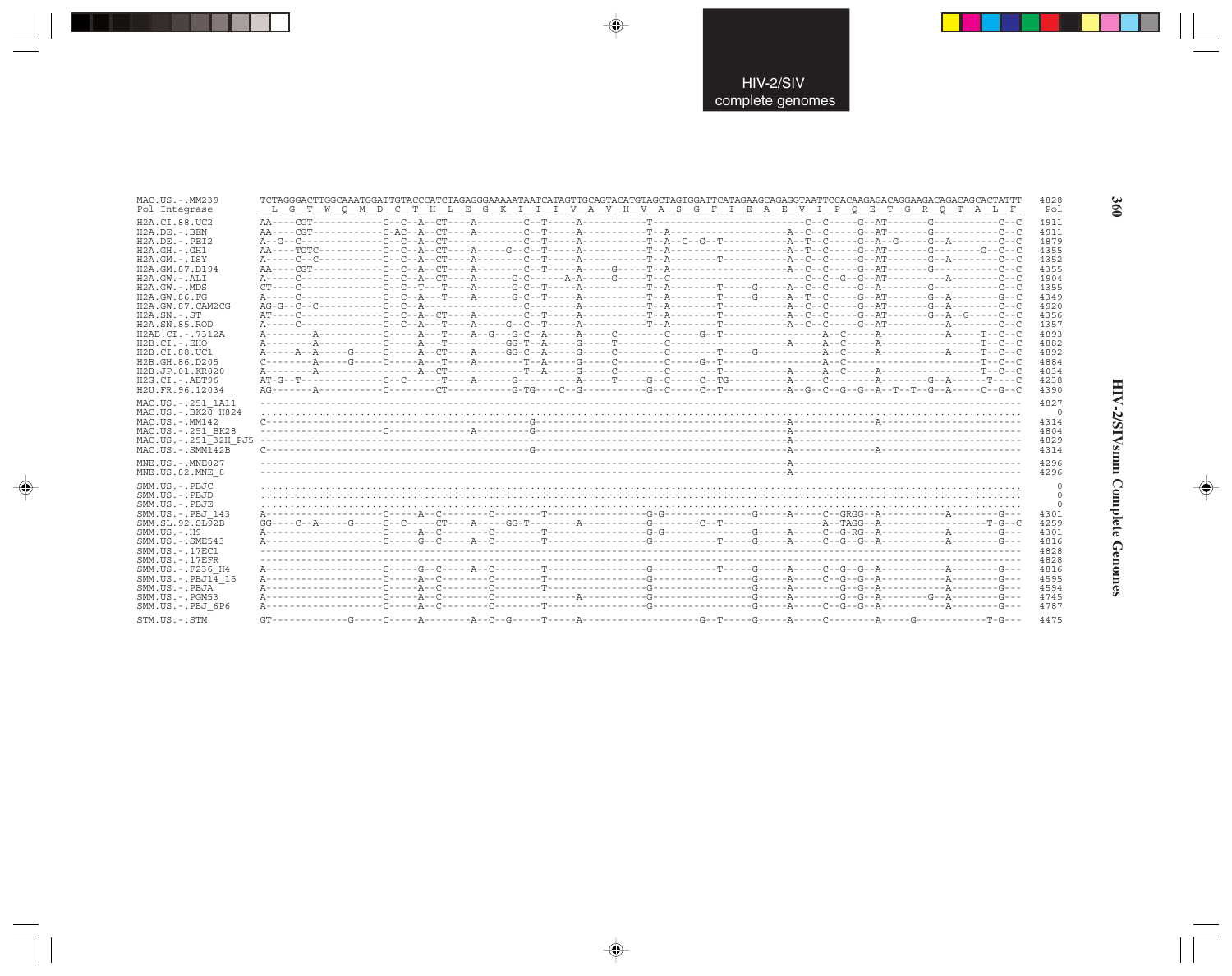```
MAC.US.-.MM239        TCTAGGGACTTGGCAAATGGATTGTACCCATCTAGAGGGAAAAATAATCATAGTTGCAGTACATGTAGCTAGTGGATTCATAGAAGCAGAGGTAATTCCACAAGAGACAGGAAGACAGACAGCACTATTT  4828
Pol Integrase          _L__G__T__W__Q__M__D__C__T__H__L__E__G__K__I__I__I__V__A__V__H__V__A__S__G__F__I__E__A__E__V__I__P__Q__E__T__G__R__Q__T__A__L__F_   Pol

H2A.CI.88.UC2         AA----CGT------------C--C--A--CT----A--------C--T-----A-----------T-------------------------C--C-----G--AT-------G------------C--C  4911
H2A.DE.-.BEN          AA----CGT------------C-AC--A--CT----A--------C--T-----A-----------T--A--------------------A--C--C-----G--AT-------G------------C--C  4911
H2A.DE.-.PEI2         A--G--C--------------C--C--A--CT-------------C--T-----A-----------T--A--C--G--T-----------A--T--C-----G--A--G-----G--A---------C--C  4879
H2A.GH.-.GH1          AA----TGTC-----------C--C--A--CT----A-----G--C--T-----A-----------T--A--------------------A--T--C-----G--AT-------G---------G--C--C  4355
H2A.GM.-.ISY          A-----C--C-----------C--C--A--CT----A--------C--T-----A-----------T--A--------T-----------A--C--C-----G--AT-------G--A---------C--C  4352
H2A.GM.87.D194        AA----CGT------------C--C--A--CT----A--------C--T-----A------G-----T--A--------------------A--C--C-----G--AT-------G------------C--C  4355
H2A.GW.-.ALI          A-----C--------------C--C--A--CT----A------G-C--------A-A-----G-----T--C-------------------------C--C--G--G--AT---------A---------C--C  4904
H2A.GW.-.MDS          CT----C--------------C--C--T--T-----A------G-C--T-----A-----------T--A--------T-----G-----A--C--C-----G--A--------G------------C--C  4355
H2A.GW.86.FG          A-----C--------------C--C--A--T-----A------G-C--T-----A-----------T--A--------T-----G-----A--T--C-----G--AT-------G--A---------G--C  4349
H2A.GW.87.CAM2CG      AG-G--C--C-----------C--C--A-----------------C--------A-----------T--A--------T-----------A--C--C-----G--AT-------G--A---------C--C  4920
H2A.SN.-.ST           AT----C--------------C--C--A--CT----A--------C--T-----A-----------T--A--------T-----------A--C--C-----G--AT-------G--A--G------C--C  4356
H2A.SN.85.ROD         A-----C--------------C--C--A--T-----A-----G--C--T-----A-----------T--A--------T-----------A--C--C-----G--AT------------A---------C--C  4357
H2AB.CI.-.7312A       A--------A-----------C-----A--T-----A--G---G-C--A-----A-----C--------C-----G--T----------------A--C-----A-----------------A-----T--C--C  4893
H2B.CI.-.EHO          A--------A-----------C-----A--T-----------GG-T--A-----G-----T--------C---------------------A-----A--C-----A-----------------------T--C--C  4882
H2B.CI.88.UC1         A-----A--A-----G-----C-----A--CT----A-----GG-C--A-----G-----C--------C--------T-----G-----------A--C-----A-----------------A-----T--C--C  4892
H2B.GH.86.D205        C--------A-----G-----C-----A--T-----A--------T--A-----G-----C--------C-----G--T-----------------A--C--------------------------------T--C--C  4884
H2B.JP.01.KR020       A--------A-----------------A--CT-------------T--A-----G-----C--------C--------T-----------A-----A--C-----A-----------------------T--C--C  4034
H2G.CI.-.ABT96        AT-G--T--------------C--C-----T-----A------G----------A-----T-----G--C-----C--TG----------A-----C---------A-----------G--A------T----C  4238
H2U.FR.96.12034       AG-------A-----------C--------CT-----------G-TG----C--G---------G--C-----C--T-----------A--G--C--G--G--A--T--T--G--A------C--G--C  4390

MAC.US.-.251_1A11     ------------------------------------------------------------------------------------------------------------------------------------------  4827
MAC.US.-.BK28_H824    ..........................................................................................................................................     0
MAC.US.-.MM142        C-----------------------------------------G-------------------------------------A-----------------A---------------------------------------  4314
MAC.US.-.251_BK28     ---------------------C--------------A-----G-------------------------------------A-------------------------------------------------------  4804
MAC.US.-.251_32H_PJ5  ----------------------------------------------------------------------------------A-------------------------------------------------------  4829
MAC.US.-.SMM142B      C-----------------------------------------G-------------------------------------A-----------------A---------------------------------------  4314

MNE.US.-.MNE027       ----------------------------------------------------------------------------------A-------------------------------------------------------  4296
MNE.US.82.MNE_8       ----------------------------------------------------------------------------------A-------------------------------------------------------  4296

SMM.US.-.PBJC         ..........................................................................................................................................     0
SMM.US.-.PBJD         ..........................................................................................................................................     0
SMM.US.-.PBJE         ..........................................................................................................................................     0
SMM.US.-.PBJ_143      A--------------------C-----A--C--------C--------T-----------------G-G---------------G-----A-----C--GRGG--A-----------------A--------G---  4301
SMM.SL.92.SL92B       GG----C--A-----G-----C--C-----CT----A-----GG-T--------A-----------G--------C--T-----------------A--TAGG--A-----------------------T-G--C  4259
SMM.US.-.H9           A--------------------C-----A--C--------C--------T-----------------G-G---------------G-----A-----C--G-RG--A-----------------A--------G---  4301
SMM.US.-.SME543       A--------------------C-----G--C-----A--C--------T-----------------G-----------T-----G-----A-----C--G--G--A-----------------A--------G---  4816
SMM.US.-.17EC1        ------------------------------------------------------------------------------------------------------------------------------------------  4828
SMM.US.-.17EFR        ------------------------------------------------------------------------------------------------------------------------------------------  4828
SMM.US.-.F236_H4      A--------------------C-----G--C-----A--C--------T-----------------G-----------T-----G-----A-----C--G--G--A-----------------A--------G---  4816
SMM.US.-.PBJ14_15     A--------------------C-----A--C--------C--------T-----------------G-----------------G-----A-----C--G--G--A-----------------A--------G---  4595
SMM.US.-.PBJA         A--------------------C-----A--C--------C--------T-----------------G-----------------G-----A--------G--G--A-----------------A--------G---  4594
SMM.US.-.PGM53        A--------------------C-----A--C--------C--------------A-----------G-----------------G-----A--------G--G--A-----------G--A--------G---  4745
SMM.US.-.PBJ_6P6      A--------------------C-----A--C--------C--------T-----------------G-----------------G-----A-----C--G--G--A-----------------A--------G---  4787

STM.US.-.STM          GT-------------G-----C-----A--------A--C--G-----T-----A-------------------G--T-----G-----A-----C---------A-----G------------T-G---  4475
```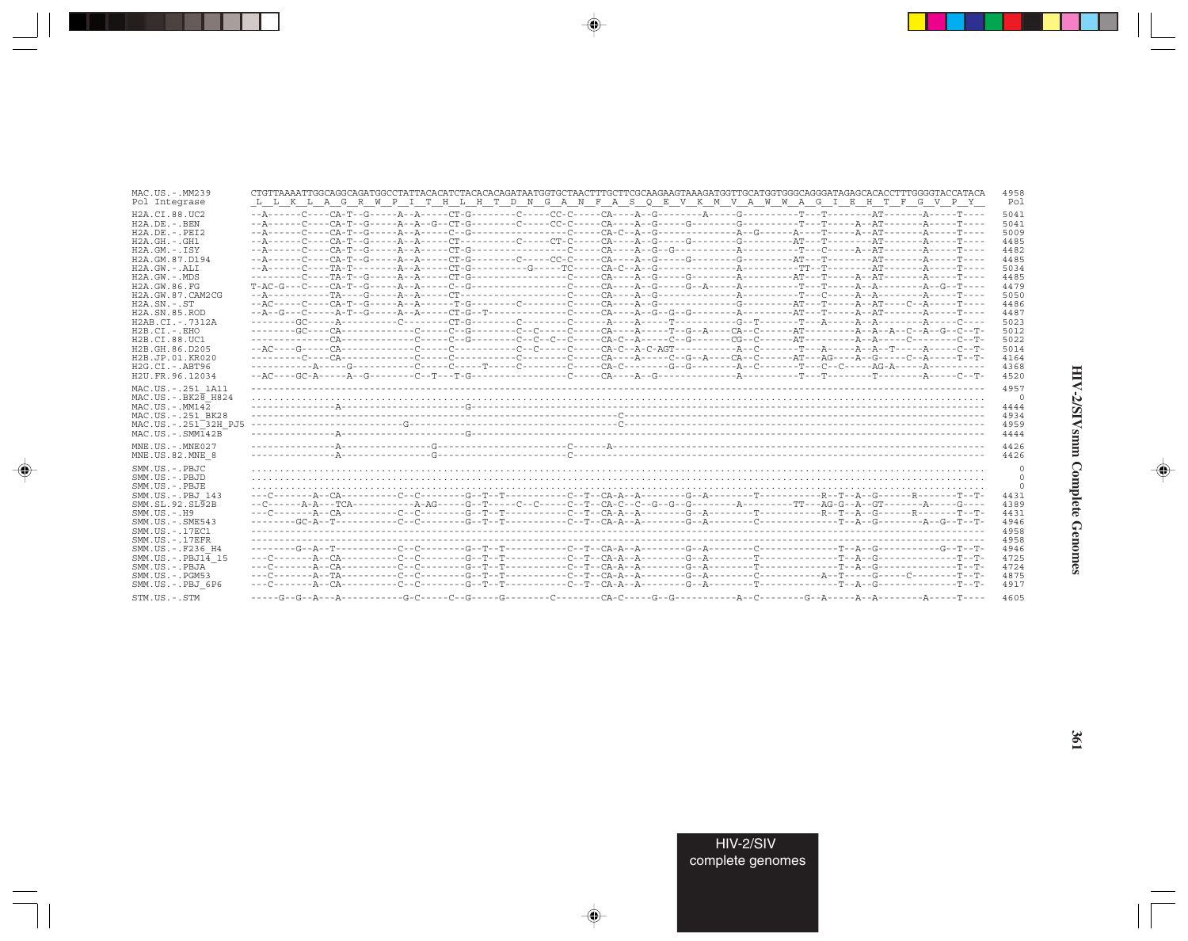```
MAC.US.-.MM239        CTGTTAAAATTGGCAGGCAGATGGCCTATTACACATCTACACACAGATAATGGTGCTAACTTTGCTTCGCAAGAAGTAAAGATGGTTGCATGGTGGGCAGGGATAGAGCACACCTTTGGGGTACCATACA  4958
Pol Integrase          L  L  K  L  A  G  R  W  P  I  T  H  L  H  T  D  N  G  A  N  F  A  S  Q  E  V  K  M  V  A  W  W  A  G  I  E  H  T  F  G  V  P  Y    Pol

H2A.CI.88.UC2         --A------C----CA-T--G-----A--A-----CT-G--------C-----CC-C-----CA----A--G--------A-----G---------T---T--------AT-------A-----T----  5041
H2A.DE.-.BEN          --A------C----CA-T--G-----A--A--G--CT-G--------C-----CC-C-----CA----A--G-----G--------G---------T---T-----A--AT-------A-----T----  5041
H2A.DE.-.PEI2         --A------C----CA-T--G-----A--A-----C--G-------------------C-----CA-C--A--G---------------A--G------A---T-----A--AT-------A-----T----  5009
H2A.GH.-.GH1          --A------C----CA-T--G-----A--A-----CT-----------C-----CT-C-----CA----A--G-----G--------G--------AT--T--------AT-------A-----T----  4485
H2A.GM.-.ISY          --A------C----CA-T--G-----A--A-----CT-G-----------------C-----CA----A--G--G-----------A---------T---C-----A--AT-------A-----T----  4482
H2A.GM.87.D194        --A------C----CA-T--G-----A--A-----CT-G--------C-----CC-C-----CA----A--G-----G--------G--------AT--T--------AT-------A-----T----  4485
H2A.GW.-.ALI          --A------C----TA-T--------A--A-----CT-G---------G-----TC-----CA-C--A--G---------------A----------TT--T--------AT-------A-----T----  5034
H2A.GW.-.MDS          ---------C----TA-T--G-----A--A-----CT-G-----------------C-----CA----A--G-----G--------A--------AT--T-----A--AT-------A-----T----  4485
H2A.GW.86.FG          T-AC-G---C----CA-T--G-----A--A-----C--G-----------------C-----CA----A--G-----G--A-----A---------T---T-----A--A--------A--G--T----  4479
H2A.GW.87.CAM2CG      --A-----------TA----G-----A--A-----CT-------------------C-----CA----A--G---------------A---------T---C-----A--A--------A-----T----  5050
H2A.SN.-.ST           --AC-----C----CA-T--G-----A--A------T-G--------C-----------C-----CA----A--G---------------G--------AT--T-----A--AT----C--A-----T----  4486
H2A.SN.85.ROD         --A--G---C-----A-T--G-----A--A-----CT-G--T--------------C-----CA----A--G--G--G--------A--------AT--T-----A--AT-------A-----T----  4487
H2AB.CI.-.7312A       --------GC------A----------C-------CT-G--------C-----------C------A----A-----T----------G--T------T---A-----A--A--------A-----C----  5023
H2B.CI.-.EHO          --------GC----CA-------------C-----C--G--------C--C-----C-----CA----A-----T--G--A----CA--C------AT---------A--A--A--C--A--G--C--T-  5012
H2B.CI.88.UC1         --------------CA-------------C-----C--G--------C--C--C--C-----CA-C--A-----C--G-------CG--C------AT---------A--A----C-------C--T-  5022
H2B.GH.86.D205        --AC----G-----CA-------------C-----C-------------C--C-----C-----CA-C--A-C-AGT----------A--C--------T---A-----A--A--T-----A------C--T-  5014
H2B.JP.01.KR020       ---------C----CA-------------C-----C-----------C------C-----CA----A-----C--G--A----CA--C------AT---AG----A--G-----C--A-----T--T-  4164
H2G.CI.-.ABT96        -----------A-----G-----------C-----C-----T-----C-----------C-----CA-C---------G--G--------A--C--------T---C--C-----AG-A-----A---------  4368
H2U.FR.96.12034       --AC----GC-A-----A--G--------C--T---T-G-----------------C-----CA----A--G---------------A---------T---T--------T--------A-----C--T-  4520

MAC.US.-.251_1A11     -------------------------------------------------------------------------------------------------------------------------------  4957
MAC.US.-.BK28_H824    ...............................................................................................................................     0
MAC.US.-.MM142        ----------------A---------------------G-----------------------------------------------------------------------------------------  4444
MAC.US.-.251_BK28     ---------------------------------------------------------------C---------------------------------------------------------------  4934
MAC.US.-.251_32H_PJ5  ---------------------------G-----------------------------------C---------------------------------------------------------------  4959
MAC.US.-.SMM142B      ----------------A---------------------G-----------------------------------------------------------------------------------------  4444

MNE.US.-.MNE027       ----------------A----------------G---------------------C-----A--------------------------------------------------------------------  4426
MNE.US.82.MNE_8       ----------------A----------------G---------------------C------------------------------------------------------------------------  4426

SMM.US.-.PBJC         ...............................................................................................................................     0
SMM.US.-.PBJD         ...............................................................................................................................     0
SMM.US.-.PBJE         ...............................................................................................................................     0
SMM.US.-.PBJ_143      ---C-------A--CA----------C--C--------G--T--T-----------C--T--CA-A--A--------G--A--------T-----------R--T--A--G------R-------T--T-  4431
SMM.SL.92.SL92B       --C------A-A---TCA-----------A-AG-----G--T-----C--C-----C--T--CA-C--C--G--G--G--------A---------TT---AG-G--A--GT-------A-----G----  4389
SMM.US.-.H9           ---C-------A--CA----------C--C--------G--T--T-----------C--T--CA-A--A--------G--A--------T-----------R--T--A--G------R-------T--T-  4431
SMM.US.-.SME543       --------GC-A--T-----------C--C--------G--T--T-----------C--T--CA-A--A--------G--A--------C--------------T--A--G--------A--G--T--T-  4946
SMM.US.-.17EC1        -------------------------------------------------------------------------------------------------------------------------------  4958
SMM.US.-.17EFR        -------------------------------------------------------------------------------------------------------------------------------  4958
SMM.US.-.F236_H4      --------G--A--T-----------C--C--------G--T--T-----------C--T--CA-A--A--------G--A--------C--------------T--A--G-----------G--T--T-  4946
SMM.US.-.PBJ14_15     ---C-------A--CA----------C--C--------G--T--T-----------C--T--CA-A--A--------G--A--------T--------------T--A--G--------------T--T-  4725
SMM.US.-.PBJA         ---C-------A--CA----------C--C--------G--T--T-----------C--T--CA-A--A--------G--A--------T--------------T--A--G--------------T--T-  4724
SMM.US.-.PGM53        ---C-------A--TA----------C--C--------G--T--T-----------C--T--CA-A--A--------G--A--------C-----------A--T-----G-----C---------T--T-  4875
SMM.US.-.PBJ_6P6      ---C-------A--CA----------C--C--------G--T--T-----------C--T--CA-A--A--------G--A--------T--------------T--A--G--------------T--T-  4917

STM.US.-.STM          -----G--G--A--A-----------G-C-----C--G-----G--------C--------CA-C-----G--G----------A--C--------G--A-----A--A--------A-----T----  4605
```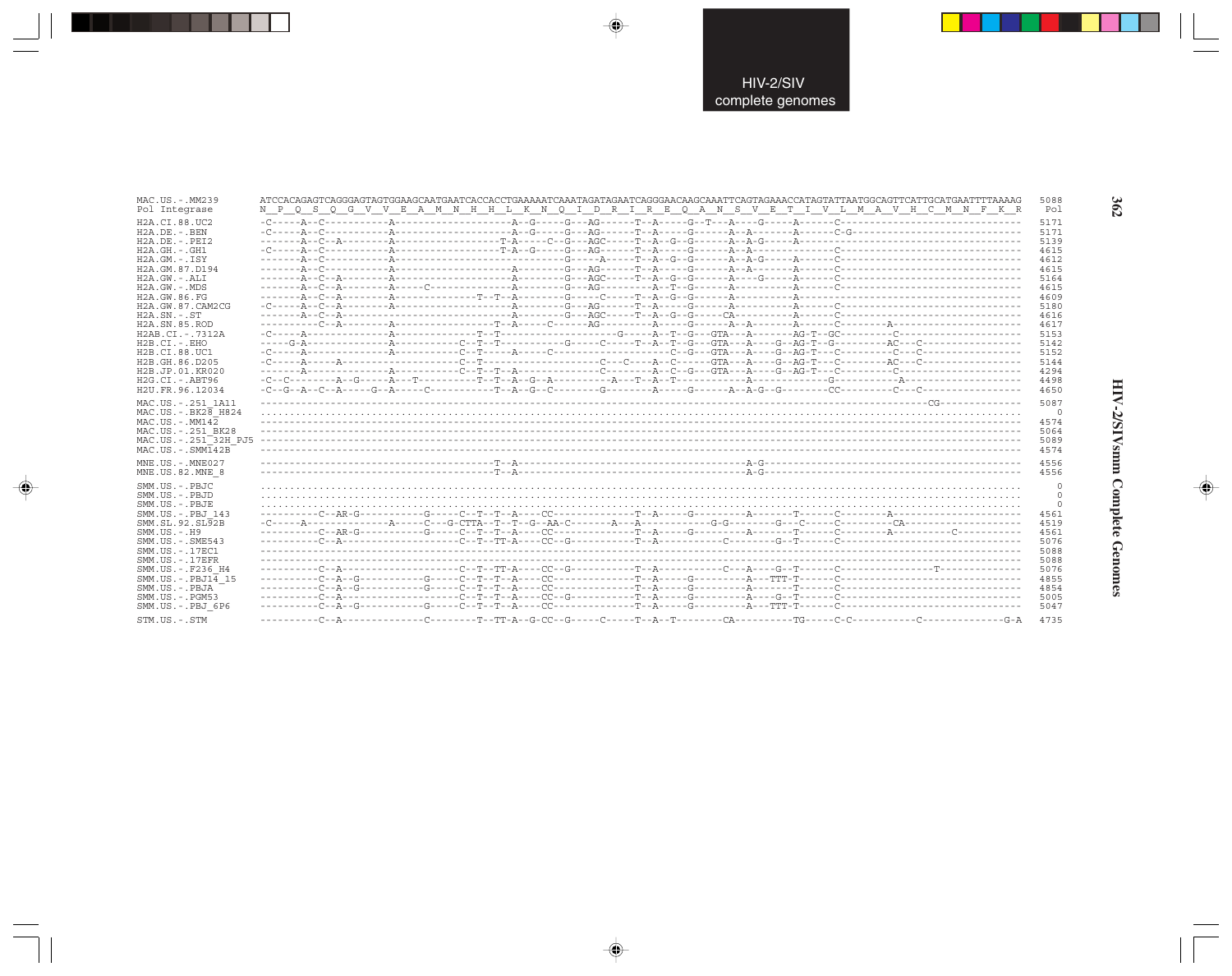```
MAC.US.-.MM239          ATCCACAGAGTCAGGGAGTAGTGGAAGCAATGAATCACCACCTGAAAAATCAAATAGATAGAATCAGGGAACAAGCAAATTCAGTAGAAACCATAGTATTAATGGCAGTTCATTGCATGAATTTTAAAAG  5088
Pol Integrase           N  P  Q  S  Q  G  V  V  E  A  M  N  H  H  L  K  N  Q  I  D  R  I  R  E  Q  A  N  S  V  E  T  I  V  L  M  A  V  H  C  M  N  F  K  R   Pol

H2A.CI.88.UC2           -C-----A--C-----------A--------------------A--G-----G---AG------T--A-----G--T---A----G-----A------C---------------------------------  5171
H2A.DE.-.BEN            -C-----A--C-----------A--------------------A--G-----G---AG------T--A-----G------A--A-------A------C-G-------------------------------  5171
H2A.DE.-.PEI2           -------A--C--A--------A-----------------T--A-----C--G---AGC-----T--A--G--G------A--A-G-----A----------------------------------------  5139
H2A.GH.-.GH1            -C-----A--C-----------A-----------------T--A--G-----G---AG------T--A-----G------A--A---------------C-------------------------------  4615
H2A.GM.-.ISY            -------A--C-----------A-------------------------G-----A-----T--A--G--G------A--A-G-----A------C---------------------------------  4612
H2A.GM.87.D194          -------A--C-----------A--------------------A--------G---AG------T--A-----G------A--A-------A------C---------------------------------  4615
H2A.GW.-.ALI            -------A--C--A--------A--------------------A--------G---AGC-----T--A--G--G------A----G-----A------C---------------------------------  5164
H2A.GW.-.MDS            -------A--C--A--------A-----C--------------A--------G---AG----------A--T--G------A---------A------C---------------------------------  4615
H2A.GW.86.FG            -------A--C--A--------A--------------T--T--A--------G-----C-----T--A--G--G------A---------A----------------------------------------  4609
H2A.GW.87.CAM2CG        -C-----A--C--A--------A--------------------A--------G---AG------T--A-----G------A---------A------C---------------------------------  5180
H2A.SN.-.ST             -------A--C--A-----------------------------A--------G---AGC-----T--A--G--G-----CA---------A------C---------------------------------  4616
H2A.SN.85.ROD           ----------C--A--------A-----------------T--A-----C--AG----------A-----G------A--A-------A------C--------A-------------------------  4617
H2AB.CI.-.7312A         -C-----A--------------A-------------T--T---------------------G------A--T--G---GTA---A--------AG-T--GC---------C--------------------  5153
H2B.CI.-.EHO            -----G-A--------------A-----------C--T--T-----------G-----C-----T--A--T--G---GTA---A----G--AG-T--G---------AC---C------------------  5142
H2B.CI.88.UC1           -C-----A--------------A-----------C--T-----A-----C---------------------C--G---GTA---A----G--AG-T--C---------C---C------------------  5152
H2B.GH.86.D205          -C-----A-----A--------------------C--T---------------------C---C----A--C------GTA---A----G--AG-T--C---------AC---C------------------  5144
H2B.JP.01.KR020         -------A--------------A-----------C--T--T--A---------------C--------A--C--G---GTA---A----G--AG-T--C---------C----------------------  4294
H2G.CI.-.ABT96          -C--C---------A--G-----A---T------------T--T--A--G--A-----------A---T--A--T-----------A-------------G-----------A-------------------  4498
H2U.FR.96.12034         -C--G--A--C--A-----G--A-----C-----------T--A--G--C---------G---------A-----G------A--A-G--G---------CC---------C---C----------------  4650

MAC.US.-.251_1A11       --------------------------------------------------------------------------------------------------------------------CG---------------  5087
MAC.US.-.BK28_H824      .......................................................................................................................................  0
MAC.US.-.MM142          ---------------------------------------------------------------------------------------------------------------------------------------  4574
MAC.US.-.251_BK28       ---------------------------------------------------------------------------------------------------------------------------------------  5064
MAC.US.-.251_32H_PJ5    ---------------------------------------------------------------------------------------------------------------------------------------  5089
MAC.US.-.SMM142B        ---------------------------------------------------------------------------------------------------------------------------------------  4574

MNE.US.-.MNE027         ----------------------------------------T--A-------------------------------------A-G-------------------------------------------------  4556
MNE.US.82.MNE_8         ----------------------------------------T--A-------------------------------------A-G-------------------------------------------------  4556

SMM.US.-.PBJC           .......................................................................................................................................  0
SMM.US.-.PBJD           .......................................................................................................................................  0
SMM.US.-.PBJE           .......................................................................................................................................  0
SMM.US.-.PBJ_143        ----------C--AR-G-----------G-----C--T--T--A----CC--------------T--A-----G---------A-------T------C--------A---------------------  4561
SMM.SL.92.SL92B         -C-----A---------------A-----C---G-CTTA--T--T--G--AA-C--------A---A------------G-G---------G---C------C---------CA-------------------  4519
SMM.US.-.H9             ----------C--AR-G-----------G-----C--T--T--A----CC--------------T--A-----G---------A-------T------C--------A----------C-----------  4561
SMM.US.-.SME543         ----------C--A--------------------C--T--TT-A----CC--G-----------T--A--------------C---------G--T------C---------------------------  5076
SMM.US.-.17EC1          ---------------------------------------------------------------------------------------------------------------------------------------  5088
SMM.US.-.17EFR          ---------------------------------------------------------------------------------------------------------------------------------------  5088
SMM.US.-.F236_H4        ----------C--A--------------------C--T--TT-A----CC--G-----------T--A--------------C---A----G--T------C-----------------T-------------  5076
SMM.US.-.PBJ14_15       ----------C--A--G-----------G-----C--T--T--A----CC--------------T--A-----G---------A---TTT-T------C---------------------------------  4855
SMM.US.-.PBJA           ----------C--A--G-----------G-----C--T--T--A----CC--------------T--A-----G---------A-------T------C---------------------------------  4854
SMM.US.-.PGM53          ----------C--A----------T---------C--T--T--A----CC--G-----------T--A-----G---------A----G--T------C---------------------------------  5005
SMM.US.-.PBJ_6P6        ----------C--A--G-----------G-----C--T--T--A----CC--------------T--A-----G---------A---TTT-T------C---------------------------------  5047

STM.US.-.STM            ----------C--A--------------C---------T--TT-A--G-CC--G------C-----T--A--T---------CA-----------TG-----C-C-----------C---------------G-A  4735
```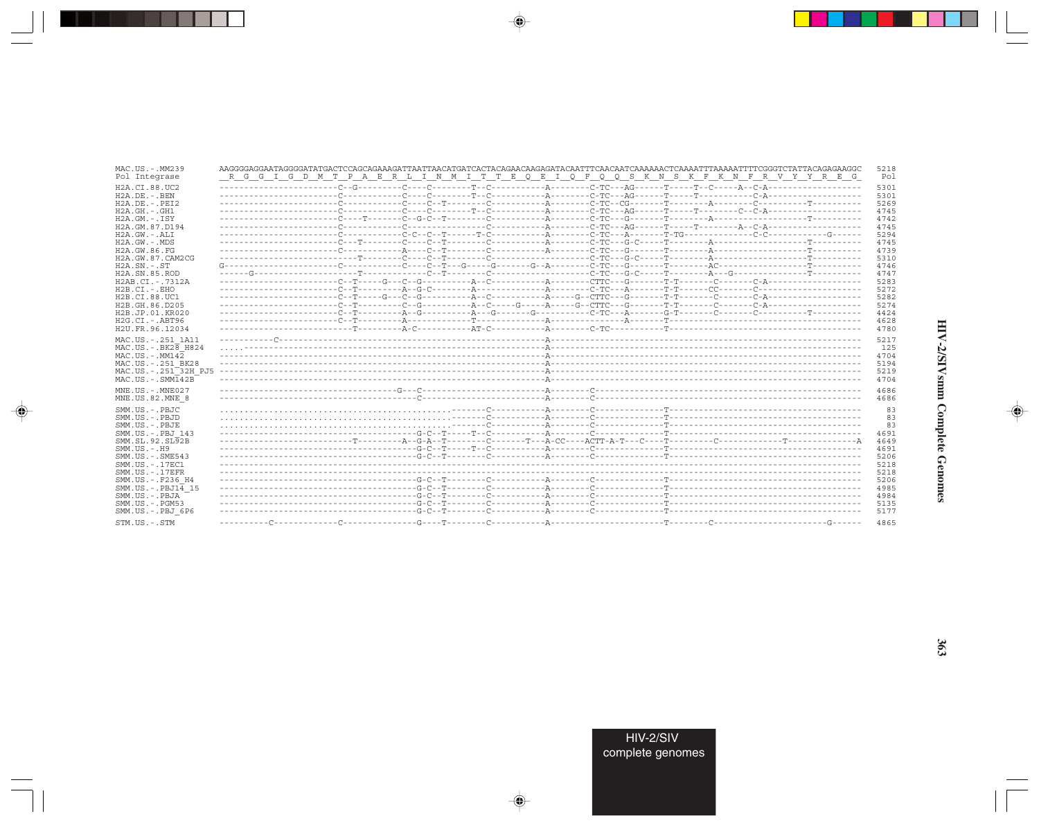```
MAC.US.-.MM239         AAGGGGAGGAATAGGGGATATGACTCCAGCAGAAAGATTAATTAACATGATCACTACAGAACAAGAGATACAATTTCAACAATCAAAAAACTCAAAATTTAAAAATTTTCGGGTCTATTACAGAGAAGGC  5218
Pol Integrase           R  G  G  I  G  D  M  T  P  A  E  R  L  I  N  M  I  T  T  E  Q  E  I  Q  F  Q  Q  S  K  N  S  K  F  K  N  F  R  V  Y  Y  R  E  G    Pol

H2A.CI.88.UC2          ----------------------C--G---------C----C--------T--C-----------A--------C-TC---AG------T-----T--C-----A--C-A-------------------  5301
H2A.DE.-.BEN           ----------------------C------------C----C--------T--C-----------A--------C-TC---AG------T-----T-----------C-A-------------------  5301
H2A.DE.-.PEI2          ----------------------C------------C----C--T--------C-----------A--------C-TC--CG-------T--------A--------C----------T-----------  5269
H2A.GH.-.GH1           ----------------------C------------C----C--------T--C-----------A--------C-TC--AG-------T-----T--------C--C-A-------------------  4745
H2A.GM.-.ISY           ----------------------C----T-------C--G-C--T--------C-----------A--------C-TC--G--------T--------A-------------------T-----------  4742
H2A.GM.87.D194         ----------------------C------------C----------------C-----------A--------C-TC---AG------T-----T--------A--C-A-------------------  4745
H2A.GW.-.ALI           ----------------------C------------C-C--C--T-------T-C-----------A--------C-TC--A-------T-TG---------------C-C-------------G------  5294
H2A.GW.-.MDS           ----------------------C---T--------C----C--T--------C-----------A--------C-TC--G-C-----T--------A-------------------T-----------  4745
H2A.GW.86.FG           ----------------------C------------A----C--T--------C-----------A--------C-TC--G--------T--------A-------------------T-----------  4739
H2A.GW.87.CAM2CG       -------------------------T---------C----C--T--------C------------------C-TC--G-C-----T--------A-------------------T-----------  5310
H2A.SN.-.ST            G---------------------C------------C----C--T--G-----G--------G--A--------C-TC--G--------T--------AC------------------T-----------  4746
H2A.SN.85.ROD          ------G------------------T---------------C--T--------C-------------------C-TC--G-C-----T--------A--G-----------------T-----------  4747
H2AB.CI.-.7312A        ----------------------C--T------G---C--G----------A--C-----------A--------CTTC--G-------T-T--------C-------C-A-------------------  5283
H2B.CI.-.EHO           ----------------------C--T----------A--G-C--------A--------------A--------C-TC--A-------T-T-------CC-------C---------------------  5272
H2B.CI.88.UC1          ----------------------C--T-----G----C--G----------A--C-----------A-----G--CTTC--G-------T-T--------C-------C-A-------------------  5282
H2B.GH.86.D205         ----------------------C--T----------C--G----------A--C------G-----A-----G--CTTC--G-------T-T--------C-------C-A-------------------  5274
H2B.JP.01.KR020        ----------------------C--T----------A--G----------A---G--------G-----------C-TC--A-------G-T--------C-------C----------T-----------  4424
H2G.CI.-.ABT96         ----------------------C--T----------A--------------T-------------A------------------A-------T---------------------------------------  4628
H2U.FR.96.12034        -------------------------T----------A-C-----------AT-C-----------A--------C-TC------------T---------------------------------------  4780

MAC.US.-.251_1A11      -----------C-----------------------------------------------------A----------------------------------------------------------------  5217
MAC.US.-.BK28_H824     .....------------------------------------------------------------A----------------------------------------------------------------   125
MAC.US.-.MM142         -----------------------------------------------------------------A----------------------------------------------------------------  4704
MAC.US.-.251_BK28      -----------------------------------------------------------------A----------------------------------------------------------------  5194
MAC.US.-.251_32H_PJ5   -----------------------------------------------------------------A----------------------------------------------------------------  5219
MAC.US.-.SMM142B       -----------------------------------------------------------------A----------------------------------------------------------------  4704

MNE.US.-.MNE027        -----------------------------------G---C-------------------------A--------C-------------------------------------------------------  4686
MNE.US.82.MNE_8        ---------------------------------------C-------------------------A--------C-------------------------------------------------------  4686

SMM.US.-.PBJC          ..............................................-------C-----------A--------C------------T---------------------------------------    83
SMM.US.-.PBJD          ..............................................-------C-----------A--------C------------T---------------------------------------    83
SMM.US.-.PBJE          ..............................................-------C-----------A--------C------------T---------------------------------------    83
SMM.US.-.PBJ_143       -----------------------------------G-C--T-----T--C-----------A--------C------------T---------------------------------------  4691
SMM.SL.92.SL92B        -------------------------T----------A--G-A--T--------C--------T---A-CC----ACTT-A-T---C----T----------C--------------T--------------A  4649
SMM.US.-.H9            -----------------------------------G-C--T-----T--C-----------A--------C------------T---------------------------------------  4691
SMM.US.-.SME543        -----------------------------------G-C--T--------C-----------A--------C------------T---------------------------------------  5206
SMM.US.-.17EC1         ---------------------------------------------------------------------------------------------------------------------------------  5218
SMM.US.-.17EFR         ---------------------------------------------------------------------------------------------------------------------------------  5218
SMM.US.-.F236_H4       -----------------------------------G-C--T--------C-----------A--------C------------T---------------------------------------  5206
SMM.US.-.PBJ14_15      -----------------------------------G-C--T--------C-----------A--------C------------T---------------------------------------  4985
SMM.US.-.PBJA          -----------------------------------G-C--T--------C-----------A--------C------------T---------------------------------------  4984
SMM.US.-.PGM53         -----------------------------------G-C--T--------C-----------A--------C------------T---------------------------------------  5135
SMM.US.-.PBJ_6P6       -----------------------------------G-C--T--------C-----------A--------C------------T---------------------------------------  5177

STM.US.-.STM           ----------C-------------C----------------G----T--------C-----------A---------------------------T---------C------------------------G------  4865
```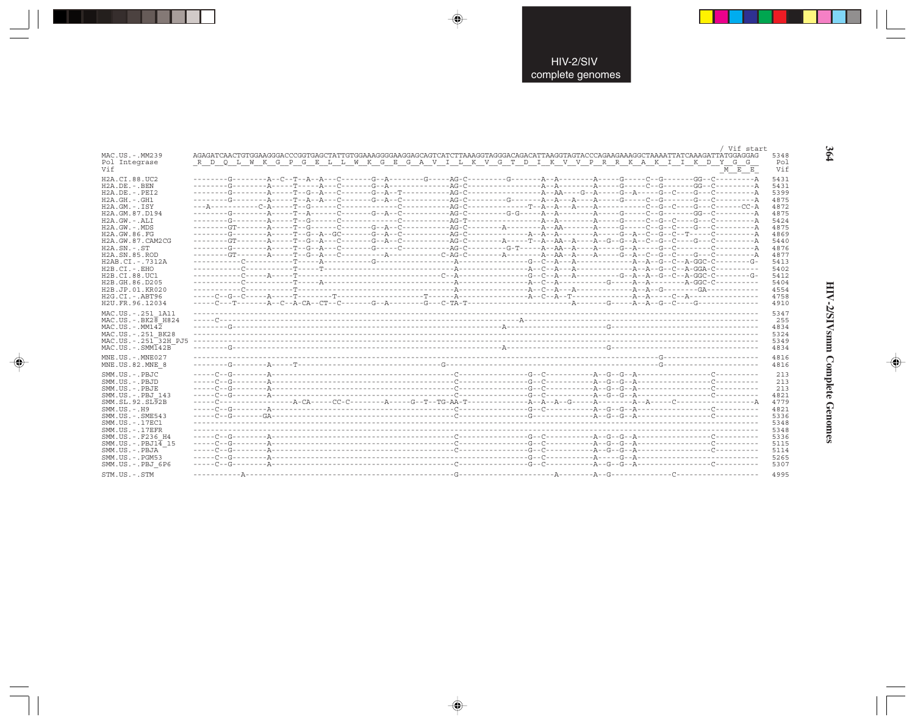```
                                                                                                                                            / Vif start
MAC.US.-.MM239        AGAGATCAACTGTGGAAGGGACCCGGTGAGCTATTGTGGAAAGGGGAAGGAGCAGTCATCTTAAAGGTAGGGACAGACATTAAGGTAGTACCCAGAAGAAAGGCTAAAATTATCAAAGATTATGGAGGAG  5348
Pol Integrase          R  D  Q  L  W  K  G  P  G  E  L  L  W  K  G  E  G  A  V  I  L  K  V  G  T  D  I  K  V  V  P  R  R  K  A  K  I  I  K  D  Y  G  G    Pol
Vif                                                                                                                                          M  E  E   Vif

H2A.CI.88.UC2         --------G--------A--C--T--A--A---C-------G--A--------G-----AG-C---------G-------A--A--------A-----G-----C--G-------GG--C---------A  5431
H2A.DE.-.BEN          --------G--------A-----T-----A---C-------G--A--------------AG-C-----------------A--A--------A-----G-----C--G-------GG--C---------A  5431
H2A.DE.-.PEI2         --------G--------A-----T--G--A---C-------G--A--T-----------AG-C-----------------A--AA----G--A-----G--A-----G--C-----G---C---------A  5399
H2A.GH.-.GH1          --------G--------A-----T--A--A---C-------G--A--C-----------AG-C---------G-------A--A--A-----A-----G-----C--G-------G---C---------A  4875
H2A.GM.-.ISY          ---A-----------C-A-----T--G------C-------------C-----------AG-C-------------T--A--A---A-----A-----------C--G--C-----G---C------CC-A  4872
H2A.GM.87.D194        --------G--------A-----T--A------C-------G--A--C-----------AG-C---------G-G-----A--A--------A-----G-----C--G-------GG--C---------A  4875
H2A.GW.-.ALI          --------G--------A-----T--G------C-------------C-----------AG-T-----------------A--A--------A-----G-----C--G--C-----G---C---------A  5424
H2A.GW.-.MDS          --------GT-------A-----T--G------C-------G--A--C-----------AG-C--------A--------A--AA-------A-----G-----C--G--C-----G---C---------A  4875
H2A.GW.86.FG          --------G--------A-----T--G--A--GC-------G--A--C-----------AG-C--------------A--A--A--------A-----G--A--C--G--C--T-----C---------A  4869
H2A.GW.87.CAM2CG      --------GT-------A-----T--G--A---C-------G--A--C-----------AG-C--------A-----T--A--AA--A----A--G--G--A--C--G--C-----G---C---------A  5440
H2A.SN.-.ST           --------G--------A-----T--G--A---C-------G-----C-----------AG-C---------G-T-----A--AA--A----A-----G--A-----G--C-----------C---------A  4876
H2A.SN.85.ROD         --------GT-------A-----T--G--A---C-----------A------------C-AG-C-------A--------A--AA--A----A-----G--A--C--G--C-----G---C---------A  4877
H2AB.CI.-.7312A       -----------C-----------T-----A-----------G-----------------A-----------------G--C--A--A------------A--A--G--C--A-GGC-C---------G-  5413
H2B.CI.-.EHO          -----------C-----------T-----T-----------------------------A-----------------A--C--A--A------------A--A--G--C--A-GGA-C----------  5402
H2B.CI.88.UC1         -----------C-----A-----T-------------------------------C--A-----------------G--C--A--A----------G--A--A--G--C--A-GGC-C---------G-  5412
H2B.GH.86.D205        -----------C-----------T-----A-----------------------------A-----------------A--C--A-----------G-----A--A---------A-GGC-C----------  5404
H2B.JP.01.KR020       -----------C-----------T-----------------------------------A-----------------A--C--A---A-----------A--A--G--------GA-------------  4554
H2G.CI.-.ABT96        -----C--G--C-----A-----T--------T-----------------T------A-----------------A--C--A--T-------------A--A----C--A-----------------  4758
H2U.FR.96.12034       -----C---T-------A--C--A-CA--CT--C-------G--A--------G---C-TA-T---------------------A-------G-----A--A--G--C----G--------------  4910

MAC.US.-.251_1A11     ------------------------------------------------------------------------------------------------------------------------------  5347
MAC.US.-.BK28_H824    -----C--------------------------------------------------------------A----------------------------------------------------------   255
MAC.US.-.MM142        --------G---------------------------------------------------A---------------------------G---------------------------------------  4834
MAC.US.-.251_BK28     ------------------------------------------------------------------------------------------------------------------------------  5324
MAC.US.-.251_32H_PJ5  ------------------------------------------------------------------------------------------------------------------------------  5349
MAC.US.-.SMM142B      --------G---------------------------------------------------A---------------------------G---------------------------------------  4834

MNE.US.-.MNE027       -----------------------------------------------------------------------------------------------G------------------------------  4816
MNE.US.82.MNE_8       --------G--------A-----T---------------------------G------------------------------------------G------------------------------  4816

SMM.US.-.PBJC         -----C--G--------A-----------------------------------C---------------G--C----------A--G--G--A-----------------C-----------  213
SMM.US.-.PBJD         -----C--G--------A-----------------------------------C---------------G--C----------A--G--G--A-----------------C-----------  213
SMM.US.-.PBJE         -----C--G--------A-----------------------------------C---------------G--C----------A--G--G--A-----------------C-----------  213
SMM.US.-.PBJ_143      -----C--G--------A-----------------------------------C---------------G--C----------A--G--G--A-----------------C-----------  4821
SMM.SL.92.SL92B       -----C-----------------A-CA-----CC-C--------A-----G--T--TG-AA-T--------------A--A--A--G-----A--------A--A-----C-------------------A  4779
SMM.US.-.H9           -----C--G--------A-----------------------------------C---------------G--C----------A--G--G--A-----------------C-----------  4821
SMM.US.-.SME543       -----C--G--------GA----------------------------------C---------------G-------------A--G--G--A-----------------C-----------  5336
SMM.US.-.17EC1        ------------------------------------------------------------------------------------------------------------------------------  5348
SMM.US.-.17EFR        ------------------------------------------------------------------------------------------------------------------------------  5348
SMM.US.-.F236_H4      -----C--G--------A-----------------------------------C---------------G--C----------A--G--G--A-----------------C-----------  5336
SMM.US.-.PBJ14_15     -----C--G--------A-----------------------------------C---------------G--C----------A--G--G--A-----------------C-----------  5115
SMM.US.-.PBJA         -----C--G--------A-----------------------------------C---------------G--C----------A--G--G--A-----------------C-----------  5114
SMM.US.-.PGM53        -----C--G--------A---------------------------------------------------G--C----------A-----G--A-----------------------------  5265
SMM.US.-.PBJ_6P6      -----C--G--------A-----------------------------------C---------------G--C----------A--G--G--A-----------------C-----------  5307

STM.US.-.STM          -----------A-----------------------------------------G-------------------------A--------A--G---------------C-------------------  4995
```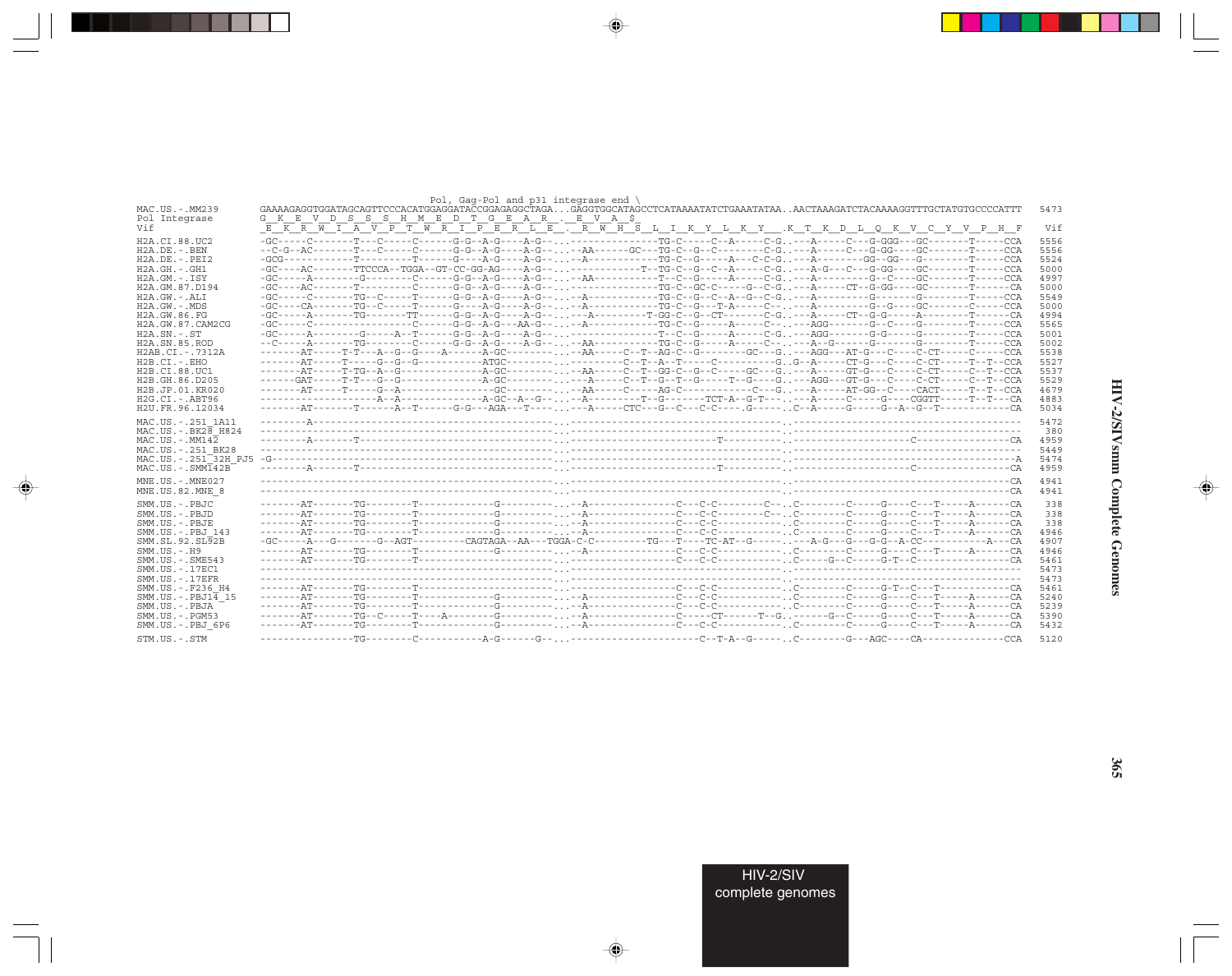```
                         Pol, Gag-Pol and p31 integrase end \
MAC.US.-.MM239      GAAAAGAGGTGGATAGCAGTTCCCACATGGAGGATACCGGAGAGGCTAGA...GAGGTGGCATAGCCTCATAAAATATCTGAAATATAA..AACTAAAGATCTACAAAAGGTTTGCTATGTGCCCCATTT  5473
Pol Integrase       G  K  E  V  D  S  S  S  H  M  E  D  T  G  E  A  R  .  E  V  A  $
Vif                  E  K  R  W  I  A  V  P  T  W  R  I  P  E  R  L  E  .  R  W  H  S  L  I  K  Y  L  K  Y  .K  T  K  D  L  Q  K  V  C  Y  V  P  H  F   Vif

H2A.CI.88.UC2       -GC-----C-------T---C-----C------G-G--A-G----A-G-----------------TG-C----C--A-----C-G..---A-----C---G-GGG---GC-------T-----CCA  5556
H2A.DE.-.BEN        --C-G--AC-------T---C-----C------G-G--A-G----A-G-----AA-------GC---TG-C--G--C--------C-G..---A-----C---G-GG----GC-------T-----CCA  5556
H2A.DE.-.PEI2       -GCG------------T---------T------G----A-G----A-G-----A-----------TG-C--G-----A---C-C-G..---A--------GG--GG---G--------T-----CCA  5524
H2A.GH.-.GH1        -GC----AC-------TTCCCA--TGGA--GT-CC-GG-AG----A-G--------------T--TG-C--G--C--A-----C-G..---A-G---C---G-GG----GC-------T-----CCA  5000
H2A.GM.-.ISY        -GC-----A--------G--------C------G-G--A-G----A-G-----AA----------T--C--G-----A-----C-G..---A---------G--C----GC-------T-----CCA  4997
H2A.GM.87.D194      -GC----AC-------T---------C------G-G--A-G----A-G-----------------TG-C--GC-C-----G--C-G..---A-----CT--G-GG----GC-------T-----CA   5000
H2A.GW.-.ALI        -GC-----C-------TG--C-----T------G-G--A-G----A-G-----A-----------TG-C--G--C--A--G--C-G..---A---------G-------G--------T-----CCA  5549
H2A.GW.-.MDS        -GC----CA-------TG--C-----T------G----A-G----A-G-----A-----------TG-C--G--T-A-----C-..---A---------G--G----GC-------C-----CCA  5000
H2A.GW.86.FG        -GC-----A-------TG--------TT-----G-G--A-G----A-G------A----------T-GG-C--G--CT-------C-G..---A-----CT--G-G-----A--------T------CA  4994
H2A.GW.87.CAM2CG    -GC-----C-----------------C------G-G--A-G----AA-G----A-----------TG-C--G-----A-----C-..---AGG-------G--C----G--------T-----CCA  5565
H2A.SN.-.ST         -GC-----A---------G-----A--T-----G-G--A-G----A-G-----------------T--C--G-----A-----C-G..---AGG-------G-G-----G--------T-----CCA  5001
H2A.SN.85.ROD       --C-----A-------TG--------C------G-G--A-G----A-G-----AA----------TG-C--G-----A-----C-..---A--G-------G-------G--------T-----CCA  5002
H2AB.CI.-.7312A     -------AT-----T-T---A--G--G----A-------A-GC--------AA-----C--T--AG-C--G--------GC---G..---AGG---AT-G---C----C-CT-----C-----CCA  5538
H2B.CI.-.EHO        -------AT-----T-----G--G--G-----------ATGC---------------C--T--A--T-----C-----------G..G--A-----CT-G---C----C-CT-----T--T--CCA  5527
H2B.CI.88.UC1       -------AT-----T-TG--A--G--------------A-GC---------AA-----C--T--GG-C--G--C-----GC---G..---A-----GT-G---C----C-CT-----C--T--CCA  5537
H2B.GH.86.D205      ------GAT-----T-T---G--G--------------A-GC----------A-----C--T--G--T--G-----T--G----G..---AGG---GT-G---C----C-CT-----C--T--CCA  5529
H2B.JP.01.KR020     -------AT-----T-----G--A--------------GC-----------AA-----C-----AG-C------------C---G..---A-----AT-GG--C-----CACT-----T--T--CCA  4679
H2G.CI.-.ABT96      -------------------A--A-------------A-GC--A--G-----A---------T--G-----C----TCT-A--G-T-..---A-----C-----G----CGGTT-----T--T---CA  4883
H2U.FR.96.12034     -------AT-------T-----A--T------G-G---AGA---T-------A-----CTC---G--C---C-C----.G------C--A-----G-----G--A--G--T-------------CA  5034

MAC.US.-.251_1A11   --------A---------------------------------------------------------------------------..-------------------------------------   5472
MAC.US.-.BK28_H824  -------------------------------------------------------------------------------------..-------------------------------------    380
MAC.US.-.MM142      --------A-------T--------------------------------------------------T---------------..-------------------C-----------------CA   4959
MAC.US.-.251_BK28   -------------------------------------------------------------------------------------..-------------------------------------   5449
MAC.US.-.251_32H_PJ5 -G----------------------------------------------------------------------------------..---------------------------------------A 5474
MAC.US.-.SMM142B    --------A-------T--------------------------------------------------T---------------..-------------------C-----------------CA   4959

MNE.US.-.MNE027     -------------------------------------------------------------------------------------..-----------------------------------CA   4941
MNE.US.82.MNE_8     -------------------------------------------------------------------------------------..-----------------------------------CA   4941

SMM.US.-.PBJC       -------AT-------TG--------T------------G----------A----------------C---C-C--------C--..C--------C-----G-----C---T-----A------CA    338
SMM.US.-.PBJD       -------AT-------TG--------T------------G----------A----------------C---C-C--------C--..C--------C-----G-----C---T-----A------CA    338
SMM.US.-.PBJE       -------AT-------TG--------T------------G----------A----------------C---C-C-----------..C--------C-----G-----C---T-----A------CA    338
SMM.US.-.PBJ_143    -------AT-------TG--------T------------G----------A----------------C---C-C-----------..C--------C-----G-----C---T-----A------CA   4946
SMM.SL.92.SL92B     -GC-----A---G-------G--AGT--------CAGTAGA--AA---TGGA-C-C----------TG---T----TC-AT--G------..--A-G---G---G-G--A-CC-----------A---CA 4907
SMM.US.-.H9         -------AT-------TG--------T------------G----------A----------------C---C-C-----------..C--------C-----G-----C---T-----A------CA   4946
SMM.US.-.SME543     -------AT-------TG--------T--------------------------------------------C---C-C-----------..C-----G--C-----G-T--C------------------CA 5461
SMM.US.-.17EC1      -------------------------------------------------------------------------------------..-------------------------------------   5473
SMM.US.-.17EFR      -------------------------------------------------------------------------------------..-------------------------------------   5473
SMM.US.-.F236_H4    -------AT-------TG--------T--------------------------------------------C---C-C-----------..C--------C-----G-T--C---T------------CA 5461
SMM.US.-.PBJ14_15   -------AT-------TG--------T------------G----------A----------------C---C-C-----------..C--------C-----G-----C---T-----A------CA   5240
SMM.US.-.PBJA       -------AT-------TG--------T------------G----------A----------------C---C-C-----------..C--------C-----G-----C---T-----A------CA   5239
SMM.US.-.PGM53      -------AT-------TG--C-----T---A--------G----------A----------------C-----CT-------T--G..-------G--C-----G-----C---T-----A------CA 5390
SMM.US.-.PBJ_6P6    -------AT-------TG--------T------------G----------A----------------C---C-C-----------..C--------C-----G-----C---T-----A------CA   5432

STM.US.-.STM        ----------------TG--------C-----------A-G-------G-------------------------C--T-A--G------..C--------G---AGC----CA--------------CCA 5120
```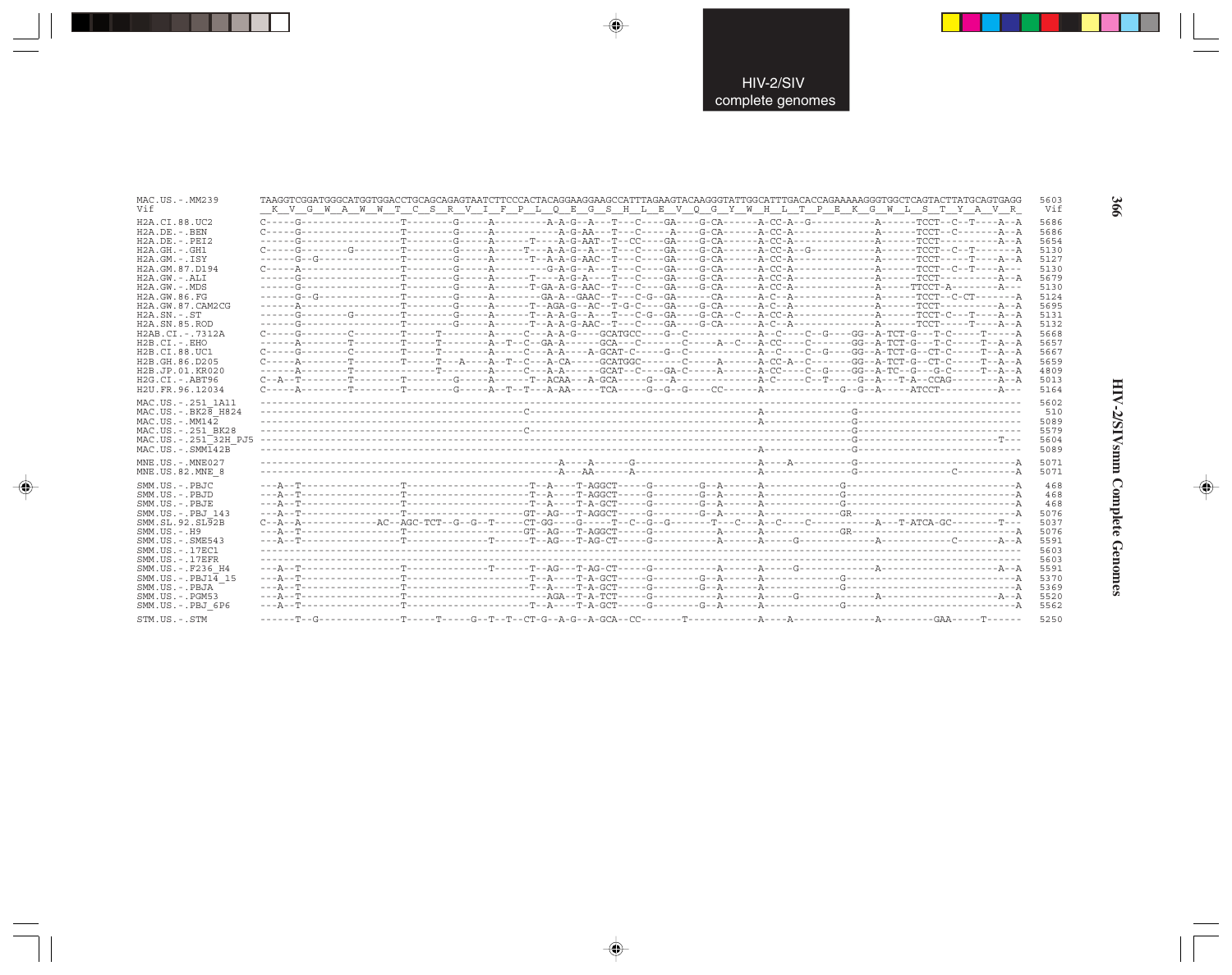```
MAC.US.-.MM239       TAAGGTCGGATGGGCATGGTGGACCTGCAGCAGAGTAATCTTCCCACTACAGGAAGGAAGCCATTTAGAAGTACAAGGGTATTGGCATTTGACACCAGAAAAAGGGTGGCTCAGTACTTATGCAGTGAGG  5603
Vif                   _K__V__G__W__A__W__W__T__C__S__R__V__I__F__P__L__Q__E__G__S__H__L__E__V__Q__G__Y__W__H__L__T__P__E__K__G__W__L__S__T__Y__A__V__R_   Vif

H2A.CI.88.UC2        C-----G-----------------T--------G-----A---------A-A-G--A---T---C----GA----G-CA------A-CC-A--G-----------A------TCCT--C--T----A--A  5686
H2A.DE.-.BEN         C-----G-----------------T--------G-----A-----------A-G-AA--T---C-----A----G-CA------A-CC-A---------------A------TCCT--C-------A--A  5686
H2A.DE.-.PEI2        ------G-----------------T--------G-----A------T---A-G-AAT--T--CC----GA----G-CA------A-CC-A---------------A------TCCT---------A--A  5654
H2A.GH.-.GH1         C-----G--------G--------T--------G-----A-----T---A-A-G--A---T---C----GA----G-CA------A-CC-A--G-----------A------TCCT--C--T-------A  5130
H2A.GM.-.ISY         ------G--G--------------T--------G-----A------T--A-A-G-AAC--T---C----GA----G-CA------A-CC-A---------------A------TCCT-----T----A--A  5127
H2A.GM.87.D194       C-----A-----------------T--------G-----A---------G-A-G--A---T---C----GA----G-CA------A-CC-A---------------A------TCCT--C--T----A---  5130
H2A.GW.-.ALI         ------G-----------------T--------G-----A------T---A-G-A---T---C----GA----G-CA------A-CC-A---------------A------TCCT----------A--A  5679
H2A.GW.-.MDS         ------G-----------------T--------G-----A------T-GA-A-G-AAC--T---C----GA----G-CA------A-CC-A---------------A------TTCCT-A--------A---  5130
H2A.GW.86.FG         ------G--G--------------T--------G-----A---------GA-A--GAAC--T---C-G--GA------CA------A-C--A---------------A------TCCT---C-CT-------A  5124
H2A.GW.87.CAM2CG     ------A-----------------T--------G-----A------T--AGA-G--AC--T-G-C----GA----G-CA------A-C--A---------------A------TCCT----------A--A  5695
H2A.SN.-.ST          ------G--------G--------T--------G-----A------T--A-A-G--A---T---C-G--GA----G-CA--C---A-CC-A---------------A------TCCT-C---T----A--A  5131
H2A.SN.85.ROD        ------G-----------------T--------G-----A------T--A-A-G-AAC--T---C----GA----G-CA------A-C--A---------------A------TCCT-----T----A--A  5132
H2AB.CI.-.7312A      C-----G--------C--------T-----T--------A-----C---A-A-G----GCATGCC-----G--C------------A--C-----C--G----GG--A-TCT-G---T-C-----T-----A  5668
H2B.CI.-.EHO         ------A--------T--------T-----T--------A--T--C--GA-A------GCA---C-------C-----A--C---A-CC----C--------GG--A-TCT-G---T-C-----T--A--A  5657
H2B.CI.88.UC1        C-----G--------C--------T-----T--------A-----C---A-A----A-GCAT-C-----G--C------------A--C-----C--G----GG--A-TCT-G--CT-C-----T--A--A  5667
H2B.GH.86.D205       C-----A--------T--------T-----T---A----A--T--C---A-CA-----GCATGGC-------C-----A------A-CC-A--C--------GG--A-TCT-G--CT-C-----T--A--A  5659
H2B.JP.01.KR020      ------A--------T--------------T--------A-----C---A-A------GCAT--C----GA-C-----A------A-CC----C--G----GG--A-TC--G---G-C-----T--A--A  4809
H2G.CI.-.ABT96       C--A--T--------T--------T--------G-----A------T--ACAA---A-GCA-----G---A--------------A-C-----C--T-----G--A---T-A--CCAG--------A--A  5013
H2U.FR.96.12034      C-----A--------T--------T--------G-----A--T--T---A-AA-----TCA-----G--G--G----CC------A--------------G--G--A-----ATCCT----------A---  5164

MAC.US.-.251_1A11    -----------------------------------------------------------------------------------------------------------------------------------  5602
MAC.US.-.BK28_H824   --------------------------------------C-------------------------------------------A--------------G---------------------------------  510
MAC.US.-.MM142       ----------------------------------------------------------------------------------A--------------G---------------------------------  5089
MAC.US.-.251_BK28    --------------------------------------C-----------------------------------------------------------G---------------------------------  5579
MAC.US.-.251_32H_PJ5 -------------------------------------------------------------------------------------------------G-----------------------------T---  5604
MAC.US.-.SMM142B     ----------------------------------------------------------------------------------A--------------G---------------------------------  5089

MNE.US.-.MNE027      ----------------------------------------------A----A------G-----------------------A----A----------G-------------------------------A  5071
MNE.US.82.MNE_8      ----------------------------------------------A---AA------A-----------------------A--------------G-------------------C----------A  5071

SMM.US.-.PBJC        ---A--T-----------------T--------------------T--A----T-AGGCT-----G--------G--A------A------------G---------------------------------A  468
SMM.US.-.PBJD        ---A--T-----------------T--------------------T--A----T-AGGCT-----G--------G--A------A------------G---------------------------------A  468
SMM.US.-.PBJE        ---A--T-----------------T--------------------T--A----T-A-GCT-----G--------G--A------A------------G---------------------------------A  468
SMM.US.-.PBJ_143     ---A--T-----------------T-------------------GT--AG---T-AGGCT-----G--------G--A------A------------GR--------------------------------A  5076
SMM.SL.92.SL92B      C--A--A------------AC--AGC-TCT--G--G--T-----CT-GG-----G-----T--C--G--G--------T-----C---A--C-----C------------A---T-ATCA-GC---------T---  5037
SMM.US.-.H9          ---A--T-----------------T-------------------GT--AG---T-AGGCT-----G-----------A------A------------GR--------------------------------A  5076
SMM.US.-.SME543      ---A--T-----------------T-------------T------T--AG---T-AG-CT-----G-----------A------A-----G-------------A------------C--------A--A  5591
SMM.US.-.17EC1       -----------------------------------------------------------------------------------------------------------------------------------  5603
SMM.US.-.17EFR       -----------------------------------------------------------------------------------------------------------------------------------  5603
SMM.US.-.F236_H4     ---A--T-----------------T-------------T------T--AG---T-AG-CT-----G-----------A------A-----G-------------A--------------------A--A  5591
SMM.US.-.PBJ14_15    ---A--T-----------------T--------------------T--A----T-A-GCT-----G--------G--A------A------------G---------------------------------A  5370
SMM.US.-.PBJA        ---A--T-----------------T--------------------T--A----T-A-GCT-----G--------G--A------A------------G---------------------------------A  5369
SMM.US.-.PGM53       ---A--T-----------------T-------------------AGA--T-A-TCT-----G-----------A------A-----G-------------A--------------------A--A  5520
SMM.US.-.PBJ_6P6     ---A--T-----------------T--------------------T--A----T-A-GCT-----G--------G--A------A------------G---------------------------------A  5562

STM.US.-.STM         ------T--G--------------T-----T-----G--T--T--CT-G--A-G--A-GCA--CC-------T-----------A----A--------------A----------GAA-----T------  5250
```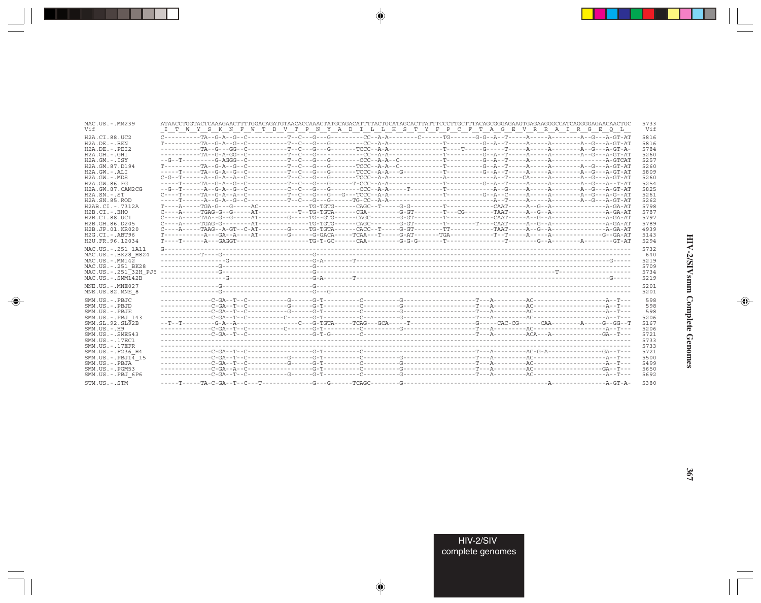```
MAC.US.-.MM239         ATAACCTGGTACTCAAAGAACTTTTGGACAGATGTAACACCAAACTATGCAGACATTTTACTGCATAGCACTTATTTCCCTTGCTTTACAGCGGGAGAAGTGAGAAGGGCCATCAGGGGAGAACAACTGC  5733
Vif                    _I__T__W__Y__S__K__N__F__W__T__D__V__T__P__N__Y__A__D__I__L__L__H__S__T__Y__F__P__C__F__T__A__G__E__V__R__R__A__I__R__G__E__Q__L__   Vif

H2A.CI.88.UC2          C---------TA--G-A--G--C----------T--C---G---G---------CC--A-A--------C------TG--------G-G--A--T-----A-----A--------A--G---A-GT-AT  5816
H2A.DE.-.BEN           T---------TA--G-A--G--C----------T--C---G---G---------CC--A-A----------------T----------G--A--T-----A-----A--------A--G---A-GT-AT  5816
H2A.DE.-.PEI2          ----------TA--G---GG--C----------T--C---G---G--------TCCC--A-A----------------T----T-----G-----T-----A-----A--------A--G---A-GT-A-  5784
H2A.GH.-.GH1           ----------TA--G-A-GG--C----------T--C---G---G---------CC--A-A----------------T----------G--A--T-----A-----A--------A--G---A-GT-AT  5260
H2A.GM.-.ISY           --G--T---------G-AGGG--C---------T--C---G---G--------CCC--A-A--C-------------T----------G--A--T-----A-----A-----------------A-GTCAT  5257
H2A.GM.87.D194         T---------TA--G-A--G--C----------T--C---G---G--------TCCC--A-A--C------------T----------G--A--T-----A-----A--------A--G---A-GT-AT  5260
H2A.GW.-.ALI           -----T----TA--G-A--G--C----------T--C---G---G--------TCCC--A-A---G-----------T----------G--A--T-----A-----A--------A--G---A-GT-AT  5809
H2A.GW.-.MDS           C-G--T-----A--G-A--A--C----------T--C---G---G--------TCCC--A-A----------------A-------------A--T----CA-----A--------A--G---A-GT-AT  5260
H2A.GW.86.FG           -----T----TA--G-A--G--C----------T--C---G---G-------T-CCC--A-A----------------T----------G--A--T-----A-----A--------A--G---A--T-AT  5254
H2A.GW.87.CAM2CG       --G--T-----A--G-A--G--C----------C--C---G---G--------CCC--A-A-----T----------T-------------A--G-----A-----A--------A--G---A-GT-AT  5825
H2A.SN.-.ST            C----T----TA--G-A--A--C----------T--C---G---G---G---TCCC--A-A----------------T----------G--A--C-----A-----A--------A--G---A-G--AT  5261
H2A.SN.85.ROD          -----T-----A--G-A--G--C----------T--C---G---G-------TG-CC--A-A--------------------------A--T-----A-----A--------A--G---A-GT-AT  5262
H2AB.CI.-.7312A        T----A-----TGA-G---G-----AC-------------TG-TGTG------CAGC--T-----G-G---------T-------------CAAT-----A--G--A----------------A-GA-AT  5798
H2B.CI.-.EHO           C----A-----TGAG-G--G-----AT----------T--TG-TGTA------CGA--------G-GT--------T---CG--------TAAT-----A--G--A----------------A-GA-AT  5787
H2B.CI.88.UC1          C----A-----TAA--G--G-----AT-------G-----TG--GTG------CAGC--------G-GT--------T-------------CAAT-----A--G--A----------------A-GA-AT  5797
H2B.GH.86.D205         C----A-----TGAG-G---------AT------------TG-TGTG------CAGC--------G-GT--------T--------T----CAAT-----A--G--A----------------A-GA-AT  5789
H2B.JP.01.KR020        C----A-----TAAG--A-GT--C-AT-------G-----TG-TGTA------CACC--T-----G-GT--------TT------------TAAT-----A--G--A----------------A-GA-AT  4939
H2G.CI.-.ABT96         T-----------A---GA--A----AT-------G------G-GACA-----TCAA---T-----G-AT-------TGA------------T--T-----A-----A---------------G--GA-AT  5143
H2U.FR.96.12034        T----T------A---GAGGT-------------------TG-T-GC-----CAA---------G-G-G--------T------------------T--------G--A--------A--------GT-AT  5294

MAC.US.-.251_1A11      G------------------------------------------------------------------------------------------------------------------------------  5732
MAC.US.-.BK28_H824     -----------T----G--------------------G-----------------------------------------------------------------------------------------  640
MAC.US.-.MM142         -----------------G--------------------G-A--------T----------------------------------------------------------------G-----  5219
MAC.US.-.251_BK28      ----------------G---------------------G----------------------------------------------------------------------------------------  5709
MAC.US.-.251_32H_PJ5   ----------------G---------------------G-----------------------------------------------------------T-----------------------------  5734
MAC.US.-.SMM142B       -----------------G--------------------G-A--------T----------------------------------------------------------------G-----  5219

MNE.US.-.MNE027        ----------------G---------------------G----------------------------------------------------------------------------------------  5201
MNE.US.82.MNE_8        ----------------G---------------------G---G------------------------------------------------------------------------------------  5201

SMM.US.-.PBJC          --------------C-GA--T--C----------G------G-T----------C----------G-------------------T---A---------AC-----------------------A--T---  598
SMM.US.-.PBJD          --------------C-GA--T--C----------G------G-T----------C----------G-------------------T---A---------AC-----------------------A--T---  598
SMM.US.-.PBJE          --------------C-GA--T--C----------G------G-T----------C----------G-------------------T---A---------AC-----------------------A--T---  598
SMM.US.-.PBJ_143       --------------C-GA--T--C---------C-------G-T----------C----------G-------------------T---A---------AC-----------------------A--T---  5206
SMM.SL.92.SL92B        --T--T---------G-A--A-----------------C---G-TGTA-----TCAG---GCA-----T-----------------G-----CAC-CG------CAA--------A-----G--GG--T  5167
SMM.US.-.H9            --------------C-GA--T--C---------C-------G-T----------C----------G-------------------T---A---------AC-----------------------A--T---  5206
SMM.US.-.SME543        --------------C-GA--T--C-----------------G-T-G--------C-----------------------------T---A---------ACA---A---------------GA--T---  5721
SMM.US.-.17EC1         ------------------------------------------------------------------------------------------------------------------------------  5733
SMM.US.-.17EFR         ------------------------------------------------------------------------------------------------------------------------------  5733
SMM.US.-.F236_H4       --------------C-GA--T--C-----------------G-T----------C-----------------------------T---A---------AC-G-A-----------------GA--T---  5721
SMM.US.-.PBJ14_15      --------------C-GA--T--C----------G------G-T----------C----------G-------------------T---A---------AC-----------------------A--T---  5500
SMM.US.-.PBJA          --------------C-GA--T--C----------G------G-T----------C----------G-------------------T---A---------AC-----------------------A--T---  5499
SMM.US.-.PGM53         --------------C-GA--A--C-----------------G-T----------C----------G-------------------T---A---------AC---------------------GA--T---  5650
SMM.US.-.PBJ_6P6       --------------C-GA--T--C----------G------G-T----------C----------G-------------------T---A---------AC-----------------------A--T---  5692

STM.US.-.STM           -----T-----TA-C-GA--T--C---T-------------G---G------TCAGC--------G--------------------------------------A----------------A-GT-A-  5380
```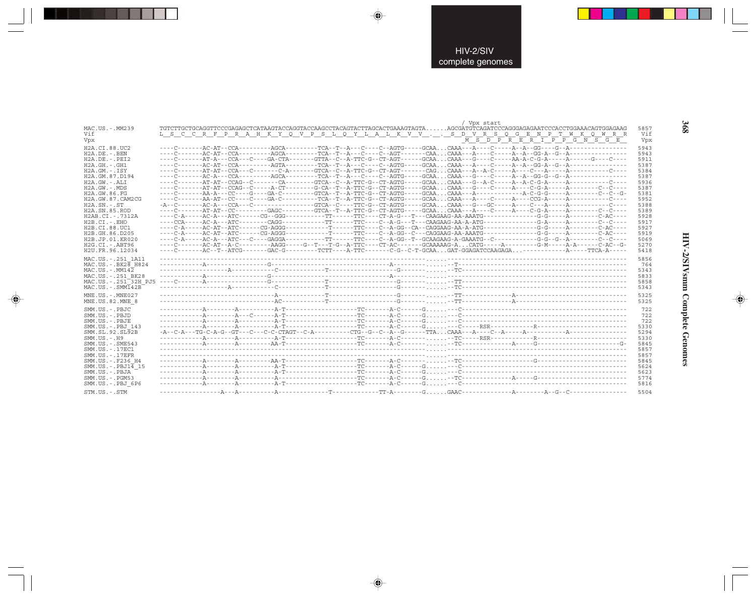```
                                                                                                    / Vpx start
MAC.US.-.MM239        TGTCTTGCTGCAGGTTCCCGAGAGCTCATAAGTACCAGGTACCAAGCCTACAGTACTTAGCACTGAAAGTAGTA......AGCGATGTCAGATCCCAGGGAGAGAATCCCACCTGGAAACAGTGGAGAAG   5857
Vif                   L  S  C  C  R  F  P  R  A  H  K  Y  Q  V  P  S  L  Q  Y  L  A  L  K  V  V  .  .  S  D  V  R  S  Q  G  E  N  P  T  W  K  Q  W  R  R    Vif
Vpx                                                                                                      M  S  D  P  R  E  R  I  P  P  G  N  S  G  E      Vpx

H2A.CI.88.UC2         ----C-------AC-AT--CCA---------AGCA---------TCA--T--A---C----C--AGTG-----GCAA...CAAA---A----C-----A--A--GG----G--A----------------   5943
H2A.DE.-.BEN          ----C-------AC-AT--CCA---------AGCA---------TCA--T--A---C----C--AGT------CAA...CAAA---A----C-----A--A--GG-A--G--A----------------   5943
H2A.DE.-.PEI2         ----C-------AT-A---CCA---C----GA-CTA-------GTTA--C--A-TTC-G--CT-AGT------GCAA...CAAA---G----C-----AA-A-C-G-A-----A------G----C----   5911
H2A.GH.-.GH1          ----C-------AC-AT--CCA---------AGTA---------TCA--T--A---C----C--AGTG-----GCAA...CAAA---A----C-----A--A--GG-A--G--A----------------   5387
H2A.GM.-.ISY          ----C-------AT-AT--CCA---C-------C-A-------GTCA--C--A-TTC-G--CT-AGT-------CAG...CAAA---A--A-C-----A----C---A-----A-----------C----   5384
H2A.GM.87.D194        ----C-------AC-A---CCA---------AGCA---------TCA--T--A---C----C--AGTG-----GCAA...CAAA---G----C-----A--A--GG-G--G--A----------------   5387
H2A.GW.-.ALI          ----C-------AT-AT--CCAG--C-------CA--------GTCA--C--A-TTC-G--CT-AGTG-----GCAA...CAAA---G--A-C-----A--A-C-G-A-----A-----------C----   5936
H2A.GW.-.MDS          ----C-------AT-AT--CCAG--C-----A-CT--------G-CA--T--A-TTC-G--CT-AGTG-----GCAA...CAAA---G----C-----A----C-G-A-----A--------C--C----   5387
H2A.GW.86.FG          ----C-------AA-A---CC----G----GA-C---------GTCA--T--A-TTC-G--CT-AGTG-----GCAA...CAAA---A-----------------A-C-G-G-----A--------C--C--G-   5381
H2A.GW.87.CAM2CG      ----C-------AA-AT--CC----C----GA-C----------TCA--T--A-TTC-G--CT-AGTG-----GCAA...CAAA---A----C-----A----CCG-A-----A-----------C----   5952
H2A.SN.-.ST           -A--C-------AC-A---CCA---C----------------GTCA--C----TTC-G--CT-AGTG-----GCAA...CAAA---G---GC-----A----C---A-----A-----------C----   5388
H2A.SN.85.ROD         ----C-------AT-AT--CC---------GAGC---------GTCA--T--A-TTC-G--CT-AGTG-----GCAA...CAAA---A----C-----A----C-G-A-----A--------C--C----   5389
H2AB.CI.-.7312A       ----C-A-----AC-A---ATC------CG--GGG-----------TT------TTC----CT-A-G---T---CAAGAAG-AA-AAATG--------------G-G-----A--------C-AC----   5928
H2B.CI.-.EHO          ----CCA-----AC-A---ATC--------CAGG------------TT------TTC----C--A-G---T---CAAGAAG-AA-A-ATG--------------G-A-----A--------C--C----   5917
H2B.CI.88.UC1         ----C-A-----AC-AT--ATC------CG-AGGG------------T------TTC----C--A-GG--CA--CAGGAAG-AA-A-ATG--------------G-G-----A--------C-AC----   5927
H2B.GH.86.D205        ----C-A-----AC-AT--ATC------CG-AGGG------------T------TTC----C--A-GG--C---CAGGAAG-AA-AAATG--------------G-G-----A--------C-AC----   5919
H2B.JP.01.KR020       ----C-A-----AC-A---ATC---C----GAGGA-----------TT------TTC----C--A-GG--T--GCAAGAAG-A-GAAATG--C------------G-G--G--A--------C--C----   5069
H2G.CI.-.ABT96        ----C-------AC-AT--A-C---------AAGG-----G--T---T-G--A-TTC----CT-AC-------GCAAAAAG-A...CATG-----A---------G-M-----A-A------C-AC--G-   5270
H2U.FR.96.12034       ----C-------AC--T--ATCG-------GAC-G---------TCTT-----A-TTC--------C-G--C-T-GCAA...GAT-GGAGATCCAAGAGA...------------A-----TTCA-A-----   5418

MAC.US.-.251_1A11     ----------------------------------------------------------------------------......-----------------------------------------------   5856
MAC.US.-.BK28_H824    ------------A----------------G--------------------------------------A---------......--T--------------------------------------------    764
MAC.US.-.MM142        -------------------A-----------C---------------T-------------------------G----......--TC-------------------------------------------   5343
MAC.US.-.251_BK28     ------------A----------------G--------------------------------------A---------......-----------------------------------------------   5833
MAC.US.-.251_32H_PJ5  ----C-------A----------------G-----------------T-------------------------G----......--TT-------------------------------------------   5858
MAC.US.-.SMM142B      -------------------A-----------C---------------T-------------------------G----......--TC-------------------------------------------   5343

MNE.US.-.MNE027       ------------------------------A----------------T-------------------------G----......--TT-------------A----------------------------   5325
MNE.US.82.MNE_8       -----------------------------AC----------------T-------------------------G----......--TT-------------A----------------------------   5325

SMM.US.-.PBJC         ------------A---------A----------A-T--------------------TC---------A-C------G......---C-------------------------------------------    722
SMM.US.-.PBJD         ------------A---------A---C------A-T--------------------TC---------A-C------G......---C-------------------------------------------    722
SMM.US.-.PBJE         ------------A---------A----------A-T--------------------TC---------A-C------G......---C-------------------------------------------    722
SMM.US.-.PBJ_143      ------------A---------A----------A-T--------------------TC---------A-C------G......---C------RSR-------------R--------------------   5330
SMM.SL.92.SL92B       -A--C-A---TG-C-A-G--GT---C---C-C-CTAGT--C-A----------CTG--G--C--A--G------TTA...CAAA---A----C--A-----A-----------A----------------   5294
SMM.US.-.H9           ------------A---------A----------A-T--------------------TC---------A-C--------......--TC------RSR-------------R--------------------   5330
SMM.US.-.SME543       ------------A---------A----------AA-T-------------------TC---------A-C--------......--TC---------------A-----G--------------------G-   5845
SMM.US.-.17EC1        ----------------------------------------------------------------------------......-----------------------------------------------   5857
SMM.US.-.17EFR        ----------------------------------------------------------------------------......-----------------------------------------------   5857
SMM.US.-.F236_H4      ------------A---------A----------AA-T-------------------TC---------A-C--------......--TC---------------------G--------------------   5845
SMM.US.-.PBJ14_15     ------------A---------A----------A-T--------------------TC---------A-C------G......---C-------------------------------------------   5624
SMM.US.-.PBJA         ------------A---------A----------A-T--------------------TC---------A-C------G......---C-------------------------------------------   5623
SMM.US.-.PGM53        ------------A---------A----------A----------------------TC---------A-C------G......--TC---------------A-----G----------------------   5774
SMM.US.-.PBJ_6P6      ------------A---------A----------A-T--------------------TC---------A-C------G......---C-------------------------------------------   5816

STM.US.-.STM          ------------------A---A----------A----------------T--------------TT-A---------G......GAAC---------------A---------A--G--C----------------   5504
```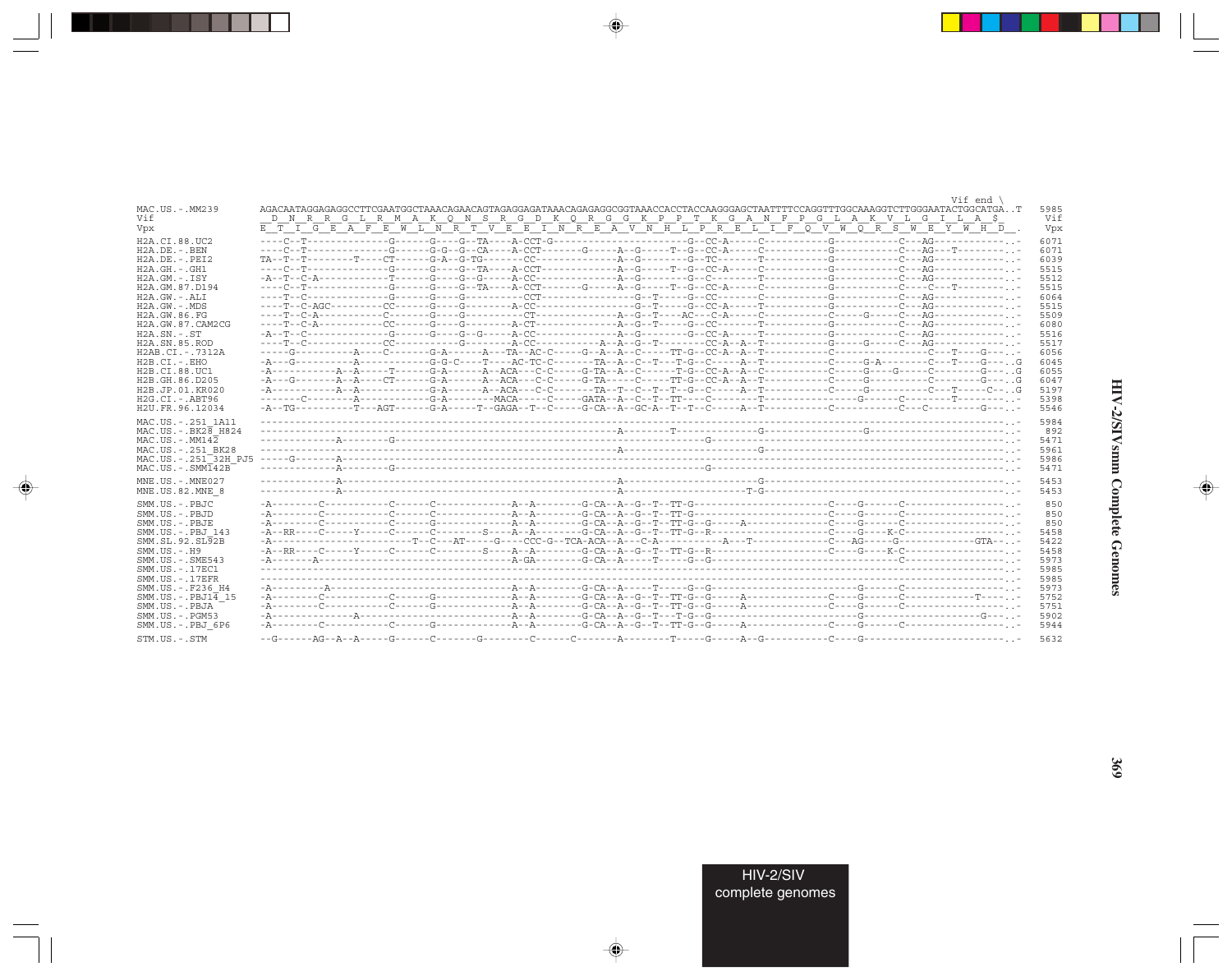```
                                                                                                                                                           Vif end \
MAC.US.-.MM239       AGACAATAGGAGAGGCCTTCGAATGGCTAAACAGAACAGTAGAGGAGATAAACAGAGAGGCGGTAAACCACCTACCAAGGGAGCTAATTTTCCAGGTTTGGCAAAGGTCTTGGGAATACTGGCATGA..T   5985
Vif                   D  N  R  R  G  L  R  M  A  K  Q  N  S  R  G  D  K  Q  R  G  G  K  P  P  T  K  G  A  N  F  P  G  L  A  K  V  L  G  I  L  A  $       Vif
Vpx                  E  T  I  G  E  A  F  E  W  L  N  R  T  V  E  E  I  N  R  E  A  V  N  H  L  P  R  E  L  I  F  Q  V  W  Q  R  S  W  E  Y  W  H  D  .   Vpx

H2A.CI.88.UC2        ----C--T--------------G------G----G--TA----A-CCT-G----------------------G--CC-A-----C-----------G------------C---AG-------------..-   6071
H2A.DE.-.BEN         ----C--T--------------G------G-G--G--CA----A-CCT-------G------A--G------T--G--CC-A-----C-----------G------------C---AG---T---------..-   6071
H2A.DE.-.PEI2        TA--T--T--------T----CT------G-A--G-TG-------CC---------------A--G--------G--TC-------T-----------G------------C---AG-------------..-   6039
H2A.GH.-.GH1         ----C--T--------------G------G----G--TA----A-CCT--------------A--G------T--G--CC-A-----C-----------G------------C---AG-------------..-   5515
H2A.GM.-.ISY         -A--T--C-A------------T------G----G--G-----A-CC---------------A--G------G--C--------T-----------G------------C---AG-------------..-   5512
H2A.GM.87.D194       ----C--T--------------G------G----G--TA----A-CCT-------G------A--G------T--G--CC-A-----C-----------G------------C---C---T---------..-   5515
H2A.GW.-.ALI         ----T--C--------------G------G----G----------CCT---------------G--T-----G--CC-------C-----------G------------C---AG-------------..-   6064
H2A.GW.-.MDS         ----T--C-AGC---------CC------G----G--------A-CC-----------------G--T-----G--CC-A-----T-----------G------------C---AG-------------..-   5515
H2A.GW.86.FG         ----T--C-A------------C------G----G-----------CT--------------A--G--T----AC---C-A-----C-----------C-----G------C---AG-------------..-   5509
H2A.GW.87.CAM2CG     ----T--C-A-----------CC------G----G--------A-CT---------------A--G--T-----G--CC-------T-----------G------------C---AG-------------..-   6080
H2A.SN.-.ST          -A--T--C--------------G------G----G--G-----A-CC---------------A--G--------G--CC-A-----T-----------G------------C---AG-------------..-   5516
H2A.SN.85.ROD        ----T--C-------------CC-----------G--------A-CC--------------A--A--G--T--------CC-A--A--T-----------G-----G------C---AG-------------..-   5517
H2AB.CI.-.7312A      -----G---------A----C-------G-A------A---TA--AC-C-----G--A--A--C-----TT-G--CC-A--A--T------------------------C---T----G----..-   6056
H2B.CI.-.EHO         -A---G----------A------------G-G-C----T----AC-TC-C-------TA--A--C--T---T-G--C-----A--T-----------C-----G-A---------C---T----G----..G   6045
H2B.CI.88.UC1        -A------------A--A-----T------G-A------A--ACA---C-C-----G-TA--A--C------T-G--CC-A--A--C-----------C-----G----G-----C---------G----..G   6055
H2B.GH.86.D205       -A---G--------A--A----CT------G-A------A--ACA---C-C-----G-TA----C------TT-G--CC-A--A--T-----------C-----G------------C---------G----..G   6047
H2B.JP.01.KR020      -A------------A--A------------G-A------A--ACA---C-C--------TA--T--C--T--T--G--C------A--T-----------C-----G------------C---T-----C---..G   5197
H2G.CI.-.ABT96       -------C---------A------------G-A---------MACA----C-----GATA--A--C--T--TT---C--------T------------------G------C---------T--------..-   5398
H2U.FR.96.12034      -A--TG----------T---AGT-------G-A------T--GAGA--T--C-----G-CA--A--GC-A--T--T--C------A--T-----------C------------C---C-----------G----..-   5546

MAC.US.-.251_1A11    ----------------------------------------------------------------------------------------------------------------------------..-   5984
MAC.US.-.BK28_H824   ----------------------------------------------------------A--------T-------------G--------------------G----------------------..-    892
MAC.US.-.MM142       -------------A--------G--------------------------------------------------G--------------------------------------------------..-   5471
MAC.US.-.251_BK28    ----------------------------------------------------------A------------------------G-------------------------------------------..-   5961
MAC.US.-.251_32H_PJ5 -----G--------A-------------------------------------------------------------------------------------------------------------..-   5986
MAC.US.-.SMM142B     -------------A--------G--------------------------------------------------G--------------------------------------------------..-   5471

MNE.US.-.MNE027      -------------A--------------------------------------------A----------------------G----------------------------------------------..-   5453
MNE.US.82.MNE_8      -------------A--------------------------------------------A-----------------T-G------------------------------------------------..-   5453

SMM.US.-.PBJC        -A--------C-----------C------C-------------A--A--------G-CA--A--G--T--TT-G-----------------------C----G------C-----------------..-    850
SMM.US.-.PBJD        -A--------C-----------C------C-------------A--A--------G-CA--A--G--T--TT-G-----------------------C----G------C-----------------..-    850
SMM.US.-.PBJE        -A--------C-----------C------G-------------A--A--------G-CA--A--G--T--TT-G--G-----A-----------------C----G------C-----------------..-    850
SMM.US.-.PBJ_143     -A--RR-----C-----Y-----C------C--------S----A--A-------G-CA--A--G--T--TT-G--R-----------------------C----G----K-C-----------------..-   5458
SMM.SL.92.SL92B      -A-----------------------T--C---AT-----G-----CCC-G--TCA-ACA--A---C-A-----------A---T------------C---AG-----G-------------GTA--..-   5422
SMM.US.-.H9          -A--RR-----C-----Y-----C------C--------S----A--A-------G-CA--A--G--T--TT-G--R-----------------------C----G----K-C-----------------..-   5458
SMM.US.-.SME543      -A-------A-------------------------------A-GA---------G-CA--A-----T-----G--G---------------------------------C-----------------..-   5973
SMM.US.-.17EC1       ----------------------------------------------------------------------------------------------------------------------------..-   5985
SMM.US.-.17EFR       ----------------------------------------------------------------------------------------------------------------------------..-   5985
SMM.US.-.F236_H4     -A---------A-------------------------------A--A--------G-CA--A-----T-----G--G-------------------------G------C-----------------..-   5973
SMM.US.-.PBJ14_15    -A--------C-----------C------G-------------A--A--------G-CA--A--G--T--TT-G--G-----A-----------------C----G------C--------------T-----..-   5752
SMM.US.-.PBJA        -A--------C-----------C------G-------------A--A--------G-CA--A--G--T--TT-G--G-----A-----------------C----G------C-----------------..-   5751
SMM.US.-.PGM53       -A---------------A-----------------------A--A--------G-CA--A--G--T---T-G--G---------------------------G-------------------------G----..-   5902
SMM.US.-.PBJ_6P6     -A--------C-----------C------G-------------A--A--------G-CA--A--G--T--TT-G--G-----A-----------------C----G------C-----------------..-   5944

STM.US.-.STM         --G------AG--A--A-----G------C-------G---------C------C-------A--------T-----G-----A--G-----------C----G------------------------..-   5632
```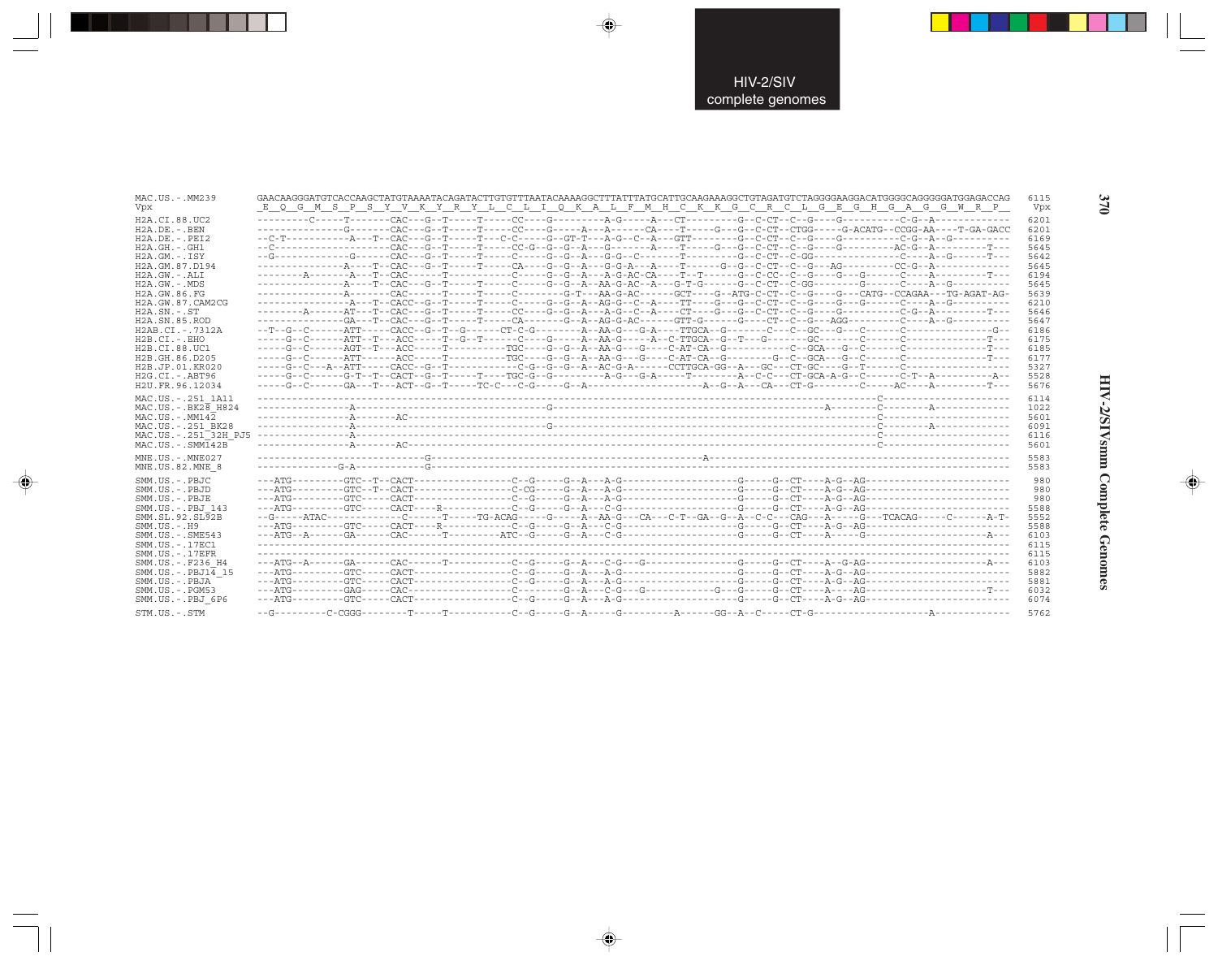```
MAC.US.-.MM239        GAACAAGGGATGTCACCAAGCTATGTAAAATACAGATACTTGTGTTTAATACAAAAGGCTTTATTTATGCATTGCAAGAAAGGCTGTAGATGTCTAGGGGAAGGACATGGGGCAGGGGGATGGAGACCAG  6115
Vpx                    _E__Q__G__M__S__P__S__Y__V__K__Y__R__Y__L__C__L__I__Q__K__A__L__F__M__H__C__K__K__G__C__R__C__L__G__E__G__H__G__A__G__G__W__R__P__  Vpx

H2A.CI.88.UC2         ---------C-----T-------CAC---G--T-----T-----CC----G---------A-G-----A---CT----------G--C-CT--C--G----G----------C-G--A-------------  6201
H2A.DE.-.BEN          ---------------G-------CAC---G--T-----T-----CC----G-----A---A------CA----T-----G---G--C-CT--CTGG-----G-ACATG--CCGG-AA----T-GA-GACC  6201
H2A.DE.-.PEI2         --C-T-----------A---T--CAC---G--T-----T----C-C-----G--GT-T---A-G--C--A---GTT--------G--C-CT--C--G----G----------C-G--A--G----------  6169
H2A.GH.-.GH1          --C--------------------CAC---G--T-----T-----CC-G---G--G--A---G------A----T-----G---G--C-CT--C--G----G---------AC-G--A---------T---  5645
H2A.GM.-.ISY          --G-------------G------CAC---G--T-----T-----C------G--G--A---G-G--C------T---------G--C-CT--C-GG---------------C----A--G-------T---  5642
H2A.GM.87.D194        ---------------A----T--CAC---G--T-----T-----CA-----G--G--A---G-G-A---A----T------G--G--C-CT--C--G---AG---------CC-G--A-------------  5645
H2A.GW.-.ALI          --------A-------A---T--CAC------T-----------C------G--G--A---A-G-AC-CA----T--T------G--C-CC--C--G----G---G------C----A---------T---  6194
H2A.GW.-.MDS          ---------------A----T--CAC---G--T-----T-----C------G--G--A---AA-G-AC--A---G-T-G-------G--C-CT--C-GG---------G-------C----A--G---------  5645
H2A.GW.86.FG          ---------------A-------CAC------T-----T-----C-------G-T---AA-G-AC------GCT-----G--ATG-C-CT--C--G----G---CATG--CCAGAA---TG-AGAT-AG-  5639
H2A.GW.87.CAM2CG      ----------------A---T--CACC--G--T-----T-----C------G--G--A---AG-G--C--A----TT-----G---G--C-CT--C--G----G---G------C----A--G---------  6210
H2A.SN.-.ST           --------A------AT---T--CAC---G--T-----T-----CC-----G--G--A---A-G--C--A----CT----G---G--C-CT--C--G----G----------C-G--A---------T---  5646
H2A.SN.85.ROD         ---------------GA---T--CAC---G--T-----T-----CA------G--A--AG-G-AC------GTT-G-----G----CT--C--G---AGG---------C----A--G----------  5647
H2AB.CI.-.7312A       --T--G--C------ATT-----CACC--G--T--G------CT-C-G---------A--AA-G---G-A----TTGCA--G-------C---C--GC---G---C------C----------------G--  6186
H2B.CI.-.EHO          -----G--C------ATT--T---ACC-----T--G--T-------C----G-----A--AA-G-----A--C-TTGCA--G--T---G--------GC-------C------C---------------T---  6175
H2B.CI.88.UC1         -----G--C------AGT--T---ACC-----T----------TGC-----G--G--A--AA-G---G---C-AT-CA--G-----------C--GCA---G--C------C---------------T---  6185
H2B.GH.86.D205        -----G--C------ATT------ACC-----T----------TGC-----G--G--A--AA-G---G----C-AT-CA--G---------G--C--GCA---G--C------C---------------T---  5627
H2B.JP.01.KR020       -----G--C---A--ATT-----CACC--G--T------------C-G---G--G--A--AC-G-A------CCTTGCA-GG--A---GC---CT-GC----G--T------C------------------  5327
H2G.CI.-.ABT96        -----G--C------G-T--T--CACT--G--T-----T----TGC-G---G---------A-G---G-A------T--------A--C-C---CT-GCA-A-G--C------C-T--A---------A--  5528
H2U.FR.96.12034       -----G--C------GA---T---ACT--G--T-----TC-C---C-G-----G--A------------------A--G--A---CA---CT-G---------C-----AC----A---------T---  5676

MAC.US.-.251_1A11     ---------------------------------------------------------------------------------------------------------C-----------------------  6114
MAC.US.-.BK28_H824    ---------------A------------------------------G------------------------------------------------A-------C--------A-------------  1022
MAC.US.-.MM142        ---------------A-------AC-------------------------------------------------------------------------------C-----------------------  5601
MAC.US.-.251_BK28     ---------------A------------------------------G---------------------------------------------------------C--------A-------------  6091
MAC.US.-.251_32H_PJ5  ---------------A-----------------------------------------------------------------------------------------C-----------------------  6116
MAC.US.-.SMM142B      ---------------A-------AC-------------------------------------------------------------------------------C-----------------------  5601

MNE.US.-.MNE027       ---------------------------G----------------------------------------A------------------------------------------------------------  5583
MNE.US.82.MNE_8       ---------------G-A---------G----------------------------------------------------------------------------------------------------  5583

SMM.US.-.PBJC         ---ATG---------GTC--T--CACT----------------C--G-----G--A---A-G-------------------G-----G--CT----A-G--AG--------------------------  980
SMM.US.-.PBJD         ---ATG---------GTC--T--CACT----------------C-CG-----G--A---A-G-------------------G-----G--CT----A-G--AG--------------------------  980
SMM.US.-.PBJE         ---ATG---------GTC-----CACT----------------C--G-----G--A---A-G-------------------G-----G--CT----A-G--AG--------------------------  980
SMM.US.-.PBJ_143      ---ATG---------GTC-----CACT----R-----------C--G-----G--A---C-G-------------------G-----G--CT----A-G--AG--------------------------  5588
SMM.SL.92.SL92B       --G-----ATAC-------------C-----T-----TG-ACAG-----G-----A--AA-G---CA---C-T--GA--G--A--C-C---CAG---A-----G---TCACAG-----C-------A-T-  5552
SMM.US.-.H9           ---ATG---------GTC-----CACT----R-----------C--G-----G--A---C-G-------------------G-----G--CT----A-G--AG--------------------------  5588
SMM.US.-.SME543       ---ATG--A------GA------CAC------T---------ATC--G-----G--A---C-G-------------------G-----G--CT----A-----G----------------------A---  6103
SMM.US.-.17EC1        ------------------------------------------------------------------------------------------------------------------------------------  6115
SMM.US.-.17EFR        ------------------------------------------------------------------------------------------------------------------------------------  6115
SMM.US.-.F236_H4      ---ATG--A------GA------CAC------T----------C--G-----G--A---C-G---G---------------G-----G--CT----A--G-AG----------------------A---  6103
SMM.US.-.PBJ14_15     ---ATG---------GTC-----CACT----------------C--G-----G--A---A-G-------------------G-----G--CT----A-G--AG--------------------------  5882
SMM.US.-.PBJA         ---ATG---------GTC-----CACT----------------C--G-----G--A---A-G-------------------G-----G--CT----A-G--AG--------------------------  5881
SMM.US.-.PGM53        ---ATG---------GAG-----CAC-----------------C-------G--A---C-G---G---------G---G-----G--CT----A----AG----------------------T---  6032
SMM.US.-.PBJ_6P6      ---ATG---------GTC-----CACT----------------C--G-----G--A---A-G-------------------G-----G--CT----A-G--AG--------------------------  6074

STM.US.-.STM          --G---------C-CGGG--------T-----T----------C--G-----G--A-----G---------A------GG--A--C-----CT-G-------------------A-------------  5762
```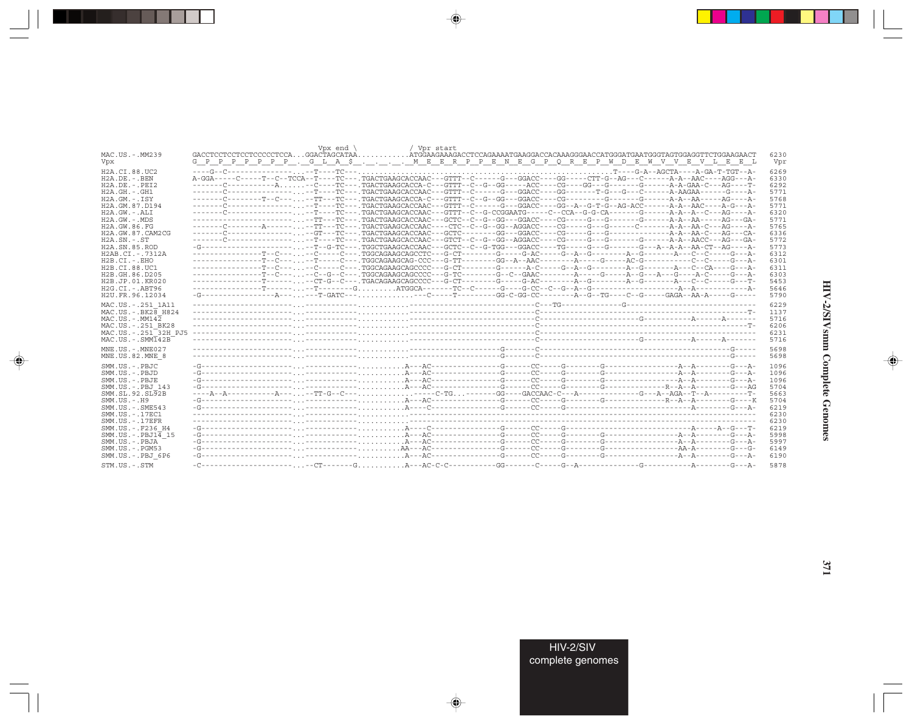```
                          Vpx end \           / Vpr start
MAC.US.-.MM239      GACCTCCTCCTCCTCCCCCTCCA...GGACTAGCATAA...........ATGGAAGAAAGACCTCCAGAAAATGAAGGACCACAAAGGGAACCATGGGATGAATGGGTAGTGGAGGTTCTGGAAGAACT  6230
Vpx                 G__P__P__P__P__P__P__P__._G__L__A__$__.__.__.__.__M__E__E__R__P__P__E__N__E__G__P__Q__R__E__P__W__D__E__W__V__V__E__V__L__E__E__L   Vpr

H2A.CI.88.UC2       ----G--C----------------.....-T----TC-----..........................................................T----G-A--AGCTA----A-GA-T-TGT--A-  6269
H2A.DE.-.BEN        A-GGA-----C-----T--C--TCCA--T----TC---.TGACTGAAGCACCAAC---GTTT--C------G---GGACC----GG----CTT-G--AG---C------A-A--AAC----AGG---A-  6330
H2A.DE.-.PEI2       -------C----------A.....--C----TC---.TGACTGAAGCACCA-C---GTTT--C--G--GG-----ACC----CG----GG---G-------G------A-A-GAA-C---AG----T-  6292
H2A.GH.-.GH1        -------C----------------...-T----TC---.TGACTGAAGCACCAAC---GTTT--C------G---GGACC----GG-------T-G---G---C------A-AAGAA------G----A-  5771
H2A.GM.-.ISY        -------C--------T--C---...--TT---TC---.TGACTGAAGCACCA-C---GTTT--C--G--GG---GGACC----CG---------G-------G------A-A--AA-----AG----A-  5768
H2A.GM.87.D194      -------C----------------...-T----TC---.TGACTGAAGCACCAAC---GTTT--C------G---GGACC----GG--A--G-T-G--AG-ACC------A-A--AAC----A-G---A-  5771
H2A.GW.-.ALI        -------C----------------...-T----TC---.TGACTGAAGCACCAAC---GTTT--C--G-CCGGAATG------C--CCA--G-G-CA-------G------A-A--A--C---AG----A-  6320
H2A.GW.-.MDS        ------------------------...-TT---TC---.TGACTGAAGCACCAAC---GCTC--C--G--GG---GGACC----CG-----G---G-------G------A-A--AA-----AG---GA-  5771
H2A.GW.86.FG        -------C--------A-------...-TT---TC---.TGACTGAAGCACCAAC----CTC--C--G--GG--AGGACC----CG-----G---G------C-------A-A--AA-C---AG----A-  5765
H2A.GW.87.CAM2CG    -------C----------------...-GT---TC---.TGACTGAAGCACCAAC---GCTC---------GG---GGACC----CG-----G---G--------------A-A--AA-C---AG---CA-  6336
H2A.SN.-.ST         -------C----------------...-T----TC---.TGACTGAAGCACCAAC---GTCT--C--G--GG--AGGACC----CG-----G---G-------G------A-A--AACC---AG---GA-  5772
H2A.SN.85.ROD       -G----------------------...-T--G-TC---.TGGCTGAAGCACCAAC---GCTC--C--G-TGG----GGACC----TG-----G---G-------G---A--A-A--AA-CT--AG----A-  5773
H2AB.CI.-.7312A     ----------------T--C---...--C-----C---.TGGCAGAAGCAGCCTC---G-CT---------G-----G-AC-----G--A--G--------A--G-------A---C--C-----G---A-  6312
H2B.CI.-.EHO        ----------------T--C---...--T-----C---.TGGCAGAAGCAG-CCC---G-TT---------GG--A--AAC--------A-----G-----AC-G-----------C--C-----G---A-  6301
H2B.CI.88.UC1       ----------------T--C---...--C-----C---.TGGCAGAAGCAGCCCC---G-CT---------G------A-C-----G--A--G--------A--G-------A---C--CA----G---A-  6311
H2B.GH.86.D205      ----------------T--C---...--C--G--C---.TGGCAGAAGCAGCCCC---G-TC---------G--C--GAAC--------A-----G-----A--G---A---G----A-C-----G---A-  6303
H2B.JP.01.KR020     ----------------T------...--CT-G--C---.TGACAGAAGCAGCCCC---G-CT---------G-----G-AC--------A--G--------A--G-------A---C--C-----G---T-  5453
H2G.CI.-.ABT96      ----------------T------...--T--------G.........ATGGCA-------TC--C------G----G-CC--C--G--A--G-----------------A--A-------------A-  5646
H2U.FR.96.12034     -G----------------A---...---T-GATC--..........--C-----T---------GG-C-GG-CC--------A--G--TG----C--G-----GAGA--AA-A-----G---  5790

MAC.US.-.251_1A11   ------------------------...-----------...........--------------------------C---TG------------G-----------------------------------  6229
MAC.US.-.BK28_H824  ------------------------...-----------...........--------------------------C------------------------------------------------------T-  1137
MAC.US.-.MM142      ------------------------...-----------...........--------------------------C-----------------------G-----------A------A-------  5716
MAC.US.-.251_BK28   ------------------------...-----------...........--------------------------C------------------------------------------------------T-  6206
MAC.US.-.251_32H_PJ5 -----------------------...-----------...........--------------------------C---------------------------------------------------------  6231
MAC.US.-.SMM142B    ------------------------...-----------...........--------------------------C-----------------------G-----------A------A-------  5716

MNE.US.-.MNE027     ------------------------...-----------...........------------------G-------C-------------------------------------------------G-----  5698
MNE.US.82.MNE_8     ------------------------...-----------...........------------------G-------C-------------------------------------------------G-----  5698

SMM.US.-.PBJC       -G----------------------...-----------..........A---AC-------------G------CC-----G--------G-----------------A--A--------G---A-  1096
SMM.US.-.PBJD       -G----------------------...-----------..........A---AC-------------G------CC-----G--------G-----------------A--A--------G---A-  1096
SMM.US.-.PBJE       -G----------------------...-----------..........A---AC-------------G------CC-----G--------G-----------------A--A--------G---A-  1096
SMM.US.-.PBJ_143    -G----------------------...-----------..........A---AC-------------G------CC-----G--------G-----------------R--A--A--------G---AG  5704
SMM.SL.92.SL92B     ----A--A-----------A---...--TT-G--C--............------C-TG...-------GG----GACCAAC-C---A-----------------G---A--AGA--T--A----------T-  5663
SMM.US.-.H9         -G----------------------...-----------..........A---AC-------------G------CC-----G--------G-----------------R--A--A--------G----K  5704
SMM.US.-.SME543     -G----------------------...-----------..........A---C--------------G------CC-----G--------------------------------A--------G---A-  6219
SMM.US.-.17EC1      ------------------------...-----------...........-------------------------------------------------------------------------------  6230
SMM.US.-.17EFR      ------------------------...-----------...........-------------------------------------------------------------------------------  6230
SMM.US.-.F236_H4    -G----------------------...-----------..........A---AC-------------G------CC-----G--------------------------------A-----A--G---T-  6219
SMM.US.-.PBJ14_15   -G----------------------...-----------..........A---AC-------------G------CC-----G--------G-----------------A--A--------G---A-  5998
SMM.US.-.PBJA       -G----------------------...-----------..........A---AC-------------G------CC-----G--------G-----------------A--A--------G---A-  5997
SMM.US.-.PGM53      -G----------------------...-----------.........AA---AC-------------G------CC-----G--------G-----------------AA-A--------G---G-  6149
SMM.US.-.PBJ_6P6    -G----------------------...-----------..........A---AC-------------G------CC-----G--------G-----------------A--A--------G---A-  6190

STM.US.-.STM        -C----------------------...--CT-------G..........A---AC-C-C-----------GG-------C-----G--A--------------G-----------A---------G---A-  5878
```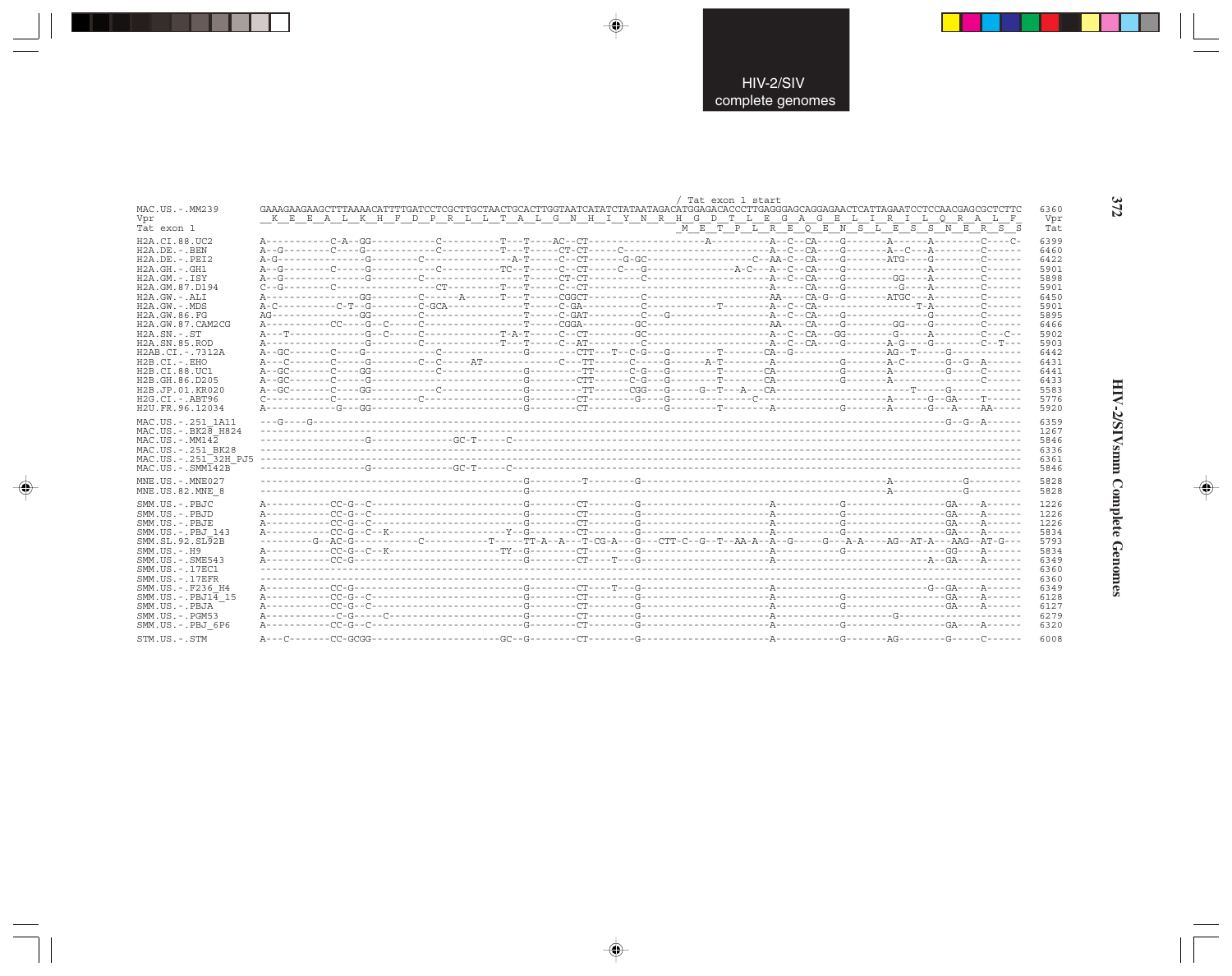```
                                                                                                / Tat exon 1 start
MAC.US.-.MM239      GAAAGAAGAAGCTTTAAAACATTTTGATCCTCGCTTGCTAACTGCACTTGGTAATCATATCTATAATAGACATGGAGACACCCTTGAGGGAGCAGGAGAACTCATTAGAATCCTCCAACGAGCGCTCTTC  6360
Vpr                  K  E  E  A  L  K  H  F  D  P  R  L  L  T  A  L  G  N  H  I  Y  N  R  H  G  D  T  L  E  G  A  G  E  L  I  R  I  L  Q  R  A  L  F   Vpr
Tat exon 1                                                                                   M  E  T  P  L  R  E  Q  E  N  S  L  E  S  S  N  E  R  S  S   Tat

H2A.CI.88.UC2       A-----------C-A--GG-----------C----------T---T----AC--CT-------------------A----------A--C--CA----G--------A-------A---------C----C-  6399
H2A.DE.-.BEN        A--G--------C----G------------C----------T---T-----CT-CT------C------------------------A--C--CA----G--------A--C----A---------C------  6460
H2A.DE.-.PEI2       A-G----------------G---------C--------------A-T-----C--CT-------G-GC-------------------C--AA-C--CA----G--------ATG----G---------C------  6422
H2A.GH.-.GH1        A--G---------C-----G------------C----------TC--T-----C--CT------C---G----------------A-C---A--C--CA----G---------------A---------C------  5901
H2A.GM.-.ISY        A--G---------------G--------C--------------------T-----CT-CT---------C-----------------------A--C--CA----G---------GG----A---------C------  5898
H2A.GM.87.D194      C--G---------C---------------------CT----------T---T-----C--CT-------------------------------A------CA----G----------G-----A---------C------  5901
H2A.GW.-.ALI        A----------------GG--------C------A------T---T-----CGGCT----------C-------------------------AA----CA-G--G--------ATGC----A---------C------  6450
H2A.GW.-.MDS        A-C-----------C-T--G--------C-GCA--------------T-----C-GA----------C-------------T---------A--C--CA-----------------T-A---------C------  5901
H2A.GW.86.FG        AG-----------------GG--------C------------------T-----C-GAT----------C---G---------------------A--C--CA----G----------------G---------C------  5895
H2A.GW.87.CAM2CG    A------------CC----G--C-----C------------------T-----CGGA---------GC-----------------------AA----CA----G---------GG----G---------C------  6466
H2A.SN.-.ST         A---T--------------G--C-----C--------------T-A-T-----C--CT---------GC------------------------A--C--CA---GG---------G-----A---------C---C--  5902
H2A.SN.85.ROD       A------------------G---------C--------------T---T-----C--AT----------C-------------------------A--C--CA----G--------A-G----G---------C--T---  5903
H2AB.CI.-.7312A     A--GC--------C-----G--------------C-----------------G---------CTT---T--C-G---G---------T---------CA--G---------------AG--T-------G------------  6442
H2B.CI.-.EHO        A---C--------C-----G---------C--C-----AT---------------C----TT-------C------G-------A-T----------A-------------G--------A-C--------G--G--A-------  6431
H2B.CI.88.UC1       A--GC--------C-----GG-----------C------------------G---------TT------C-G---G---------T---------CA------------G--------A-----------G------C------  6441
H2B.GH.86.D205      A--GC--------C-----G----------------------------------G--------CTT------C-G---G---------T---------CA-------------G--------A-----------------C------  6433
H2B.JP.01.KR020     A--GC--------C-----GG-----------C------------------G---------TT-------CGG---G------G--T----A----CA---------------------------T-------G-----------  5583
H2G.CI.-.ABT96      C------------C--------------C--------------------------G---------CT--------G----G----------------C----------------------------A------G--GA----T------  5776
H2U.FR.96.12034     A------------G---GG---------------------------G---------CT---------------G----------T---------A-------------G--------A-------G---A----AA-----  5920

MAC.US.-.251_1A11   ---G----G----------------------------------------------------------------------------------------------------------G--G--A------  6359
MAC.US.-.BK28_H824  -----------------------------------------------------------------------------------------------------------------------------------  1267
MAC.US.-.MM142      ------------------G-------------GC-T-----C----------------------------------------------------------------------------------------  5846
MAC.US.-.251_BK28   -----------------------------------------------------------------------------------------------------------------------------------  6336
MAC.US.-.251_32H_PJ5 ----------------------------------------------------------------------------------------------------------------------------------  6361
MAC.US.-.SMM142B    ------------------G-------------GC-T-----C----------------------------------------------------------------------------------------  5846

MNE.US.-.MNE027     ---------------------------------------G---------T---------G----------------------------------------A-------------G----------  5828
MNE.US.82.MNE_8     ---------------------------------------G-------------------------------------------------------------A-------------G----------  5828

SMM.US.-.PBJC       A-----------CC-G--C------------------------G---------CT---------G----------------------A-----------G-----------------GA----A------  1226
SMM.US.-.PBJD       A-----------CC-G--C------------------------G---------CT---------G----------------------A-----------G-----------------GA----A------  1226
SMM.US.-.PBJE       A-----------CC-G--C------------------------G---------CT---------G----------------------A-----------G-----------------GA----A------  1226
SMM.US.-.PBJ_143    A-----------CC-G--C--K-------------------Y--G---------CT---------G----------------------A-----------G-----------------GA----A------  5834
SMM.SL.92.SL92B     ---------G--AC-G----------C-----------T-----TT-A--A---T-CG-A---G---CTT-C--G--T--AA-A--A--G-----G---A-A----AG--AT-A---AAG--AT-G---  5793
SMM.US.-.H9         A-----------CC-G--C--K-----------------TY--G---------CT---------G----------------------A-----------G-----------------GG----A------  5834
SMM.US.-.SME543     A-----------CC-G--------------------------G---------CT-----T---G----------------------A---------------------------A--GA----A------  6349
SMM.US.-.17EC1      -----------------------------------------------------------------------------------------------------------------------------------  6360
SMM.US.-.17EFR      -----------------------------------------------------------------------------------------------------------------------------------  6360
SMM.US.-.F236_H4    A-----------CC-G--------------------------G---------CT-----T---G----------------------A-------------------------G--GA----A------  6349
SMM.US.-.PBJ14_15   A-----------CC-G--C------------------------G---------CT---------G----------------------A-----------G-----------------GA----A------  6128
SMM.US.-.PBJA       A-----------CC-G--C------------------------G---------CT---------G----------------------A-----------G-----------------GA----A------  6127
SMM.US.-.PGM53      A-------------C-G-----C--------------------G---------CT---------G----------------------A--------------------G--------------------  6279
SMM.US.-.PBJ_6P6    A-----------CC-G--C------------------------G---------CT---------G----------------------A-----------G-----------------GA----A------  6320

STM.US.-.STM        A---C--------CC-GCGG--------------------GC--G---------CT---------G----------------------A-----------G--------AG---------G-----C------  6008
```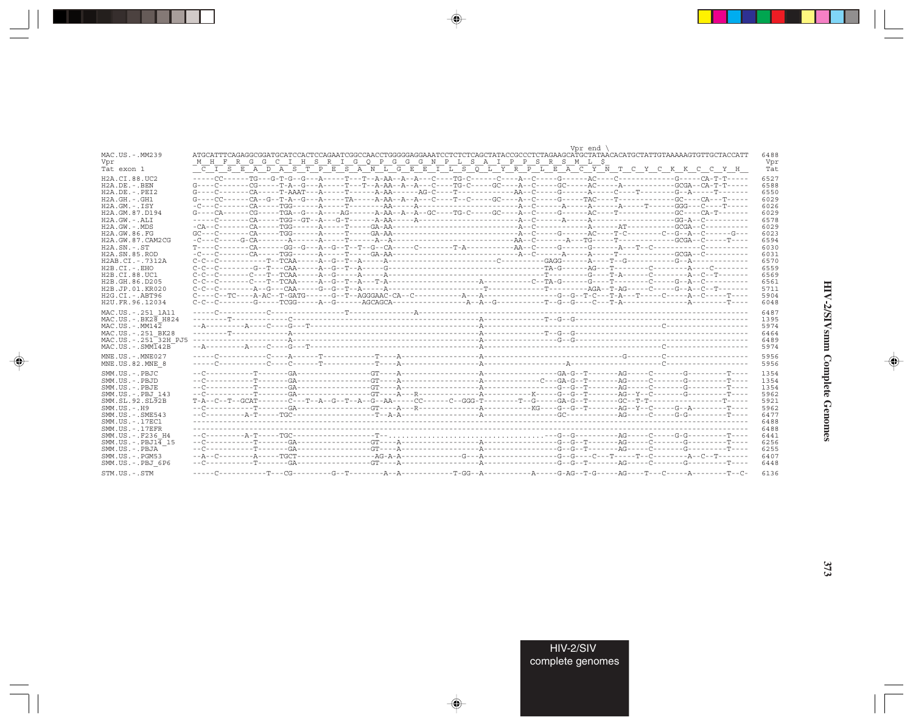```
                                                                                                                  Vpr end \
MAC.US.-.MM239       ATGCATTTCAGAGGCGGATGCATCCACTCCAGAATCGGCCAACCTGGGGGAGGAAATCCTCTCTCAGCTATACCGCCCTCTAGAAGCATGCTATAACACATGCTATTGTAAAAAGTGTTGCTACCATT  6488
Vpr                   M  H  F  R  G  G  C  I  H  S  R  I  G  Q  P  G  G  G  N  P  L  S  A  I  P  P  S  R  S  M  L  $                                    Vpr
Tat exon 1             C  I  S  E  A  D  A  S  T  P  E  S  A  N  L  G  E  E  I  L  S  Q  L  Y  R  P  L  E  A  C  Y  N  T  C  Y  C  K  K  C  C  Y  H    Tat

H2A.CI.88.UC2        ----CC------TG---G-T-G--G--A-----T---T--A-AA--A--A---C----TG-C------C----A--C-----G------AC-----C-------------G-----CA-T-T------  6527
H2A.DE.-.BEN         G----C-------CG-----T-A--G---A-----T---T--A-AA--A--A---C----TG-C------GC----A--C-----GC-----AC------A------------GCGA--CA-T-T-----  6588
H2A.DE.-.PEI2        G----C-------CA-----T-AAAT---A-----T------A-AA-------AG-C----T---------------AA--C-----G------A-----C----T---------G--A-----T------  6550
H2A.GH.-.GH1         G----CC------CA--G--T-A--G---A-----TA------A-AA--A--A---C----T--C------GC----A--C-----G-----TAC-----T--------------GC-----CA---T-----  6029
H2A.GM.-.ISY         -C---C-------CA-----TGG------A-----T-------AA-----A---------------------------A--C-----A-----A------A-----T-------GGG---C----T------  6026
H2A.GM.87.D194       G----CA------CG-----TGA--G---A----AG------A-AA--A--A--GC----TG-C------GC----A--C-----G------AC-----T--------------GC-----CA-T-------  6029
H2A.GW.-.ALI         -----C-------CA-----TGG--GT--A---G-T------A-AA-----A--------------------------A--C-----A-----A-----------------------GG-A--C----------  6578
H2A.GW.-.MDS         -CA--C-------CA-----TGG------A-----T-----GA-AA-------------------------------A--C-------------A------AT------------GCGA--C-----------  6029
H2A.GW.86.FG         GC---C-------CA-----TGG------A-----T-----GA-AA-------------------------------A--C-----G------AC-----T-C---------C--G--A--C-------G---  6023
H2A.GW.87.CAM2CG     -C---C------G-CA-------A-----A-----T------A--A---------------------------------AA--C--------A---TG-----T-------------GCGA--C-----T----  6594
H2A.SN.-.ST          T----C-------CA-----GG--G---A--G--T--T--G--CA------C---------T-A-----------AA--C-----G------G-------A---T--C-----------C---------  6030
H2A.SN.85.ROD        -C---C-------CA-----TGG------A-----T-----GA-AA-------------------------------A--C------A-----A-----T--------------GCGA--C-----------  6031
H2AB.CI.-.7312A      C-C--C-----------T--TCAA-----A--G--T--A-----A-------------------------------C---------GAGG------A----T--G-----------G--A-----------  6570
H2B.CI.-.EHO         C-C--C---------G--T---CAA-----A--G--T--A------G-------------------------------------------TA-G------AG----T--------C---------A-----C--------  6559
H2B.CI.88.UC1        C-C--C-------C---T--TCAA-----A--G--T--A-----A-------------------------------------------T---------G----T-A------C---------A--C--T--------  6569
H2B.GH.86.D205       C-C--C-------C---T--TCAA-----A--G--T--A---T-A--------------------A------------C--TA-G------G----T--------C-------G--A--C----------  6561
H2B.JP.01.KR020      C-C--C---------A--G---CAA-----G--G--T--A-----A--------------------------T------------T----------AGA--T-AG------C-------G--A--C--T------  5711
H2G.CI.-.ABT96       C----C--TC----A-AC--T-GATG------G--T--AGGGAAC-CA--C-----------A---A-----------------G--G--T-C---T-A---T-----C------A--C-----T-----  5904
H2U.FR.96.12034      C-C--C---------G-----TCGG-----A--G-------AGCAGCA--------------A--A--G-----------T--G--G----C---T-A-------------------A---------T-----  6048

MAC.US.-.251_1A11    -----C-----------C------------------T----------------A------------------------------------------------------------------------  6487
MAC.US.-.BK28_H824   --------T-------------C-------------------------------------------A-------------T--G--G-----------------------------------------------  1395
MAC.US.-.MM142       --A---------A-----C----G---T-------------------------------------A---------------------------------------------C----------------------  5974
MAC.US.-.251_BK28    --------T-------------A-------------------------------------------A-------------T--G--G-----------------------------------------------  6464
MAC.US.-.251_32H_PJ5 ---------------------A-------------------------------------------A----------------G--G-----------------------------------------------  6489
MAC.US.-.SMM142B     --A---------A-----C----G---T-------------------------------------A---------------------------------------------C----------------------  5974

MNE.US.-.MNE027      -----C-----------C-----A------T-----------T-----A-------------------A---------------------------------G---------C--------------------  5956
MNE.US.82.MNE_8      -----C-----------C-----C------T-----------T-----A-------------------A-----------------------A------------------C--------------------  5956

SMM.US.-.PBJC        --C-----------T-------GA-----------------GT----A--------------------A----------------GA-G--T-------AG-----C-------G----------T-----  1354
SMM.US.-.PBJD        --C-----------T-------GA-----------------GT----A--------------------A-------------C--GA-G--T-------AG-----C-------G----------T-----  1354
SMM.US.-.PBJE        --C-----------T-------GA-----------------GT----A--------------------A----------------G--G--T-------AG-----C-------G----------T-----  1354
SMM.US.-.PBJ_143     --C-----------T-------GA-----------------GT----A---R----------------A-----------K-----G--G--T-------AG--Y--C-------G----------T-----  5962
SMM.SL.92.SL92B      T-A--C--T--GCAT-------C---T--A--G--T--A--G--AA-----CC------C--GGG-T---------T--G-----GA-G--T-------GC--T-T----------------------T-----  5921
SMM.US.-.H9          --C-----------T-------GA-----------------GT----A---R----------------A---------KG-----G--G--T-------AG--Y--C-----G--A---------T-----  5962
SMM.US.-.SME543      --C---------A-T------TGC-----------------T--A-A--------------------A----------------GC-----------AG------C------G-G----------T-----  6477
SMM.US.-.17EC1       -------------------------------------------------------------------------------------------------------------------------------  6488
SMM.US.-.17EFR       -------------------------------------------------------------------------------------------------------------------------------  6488
SMM.US.-.F236_H4     --C---------A-T------TGC-----------------T--.................................-G--G-----------AG------C------G-G----------T-----  6441
SMM.US.-.PBJ14_15    --C-----------T-------GA-----------------GT----A--------------------A----------------G--G--T-------AG-----C-------G----------T-----  6256
SMM.US.-.PBJA        --C-----------T-------GA-----------------GT----A--------------------A----------------G--G--T-------AG-----C-------G----------T-----  6255
SMM.US.-.PGM53       --A--C---------A------TGCT----------------AG-A-A------------G---A------------------G--G----C--T-----T--C---------A--C--T-------  6407
SMM.US.-.PBJ_6P6     --C-----------T-------GA-----------------GT----A--------------------A----------------G--G--T-------AG-----C-------G----------T-----  6448

STM.US.-.STM         -----C-----------T---CG----------G--T----------A--A------------T-GG--A-------------A------G-AG--T-G------AG-----T---C-----A---------T--C-  6136
```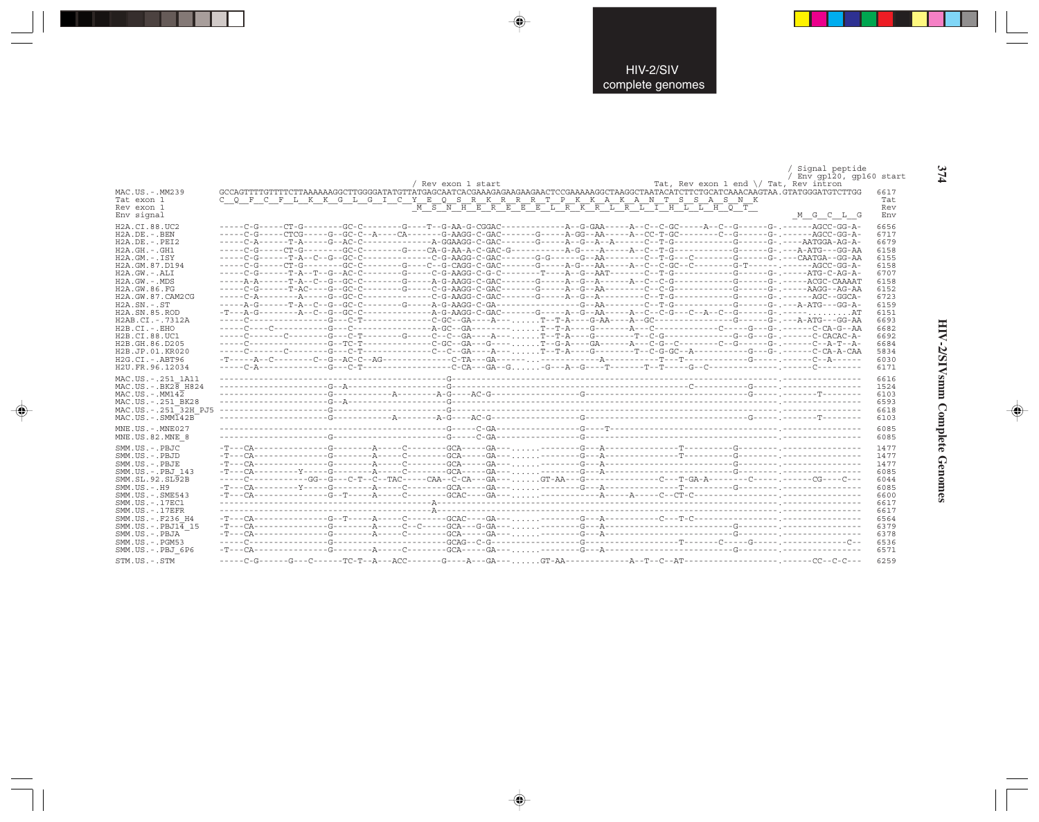```
                                                                                                                                        / Signal peptide
                                                                                                                                        / Env gp120, gp160 start
                                                          / Rev exon 1 start                                    Tat, Rev exon 1 end \/ Tat, Rev intron
MAC.US.-.MM239          GCCAGTTTTGTTTTCTTAAAAAAGGCTTGGGGATATGTTATGAGCAATCACGAAAGAGAAGAAGAACTCCGAAAAAGGCTAAGGCTAATACATCTTCTGCATCAAACAAGTAA.GTATGGGATGTCTTGG  6617
Tat exon 1              C__Q__F__C__F__L__K__K__G__L__G__I__C__Y__E__Q__S__R__K__R__R__R__T__P__K__K__A__K__A__N__T__S__S__A__S__N__K                     Tat
Rev exon 1                                                       _M__S__N__H__E__R__E__E__E__L__R__K__R__L__R__L__I__H__L__L__H__Q__T__                         Rev
Env signal                                                                                                                                    _M__G__C__L__G   Env

H2A.CI.88.UC2           -----C-G-----CT-G--------GC-C--------G----T--G-AA-G-CGGAC-------------A--G-GAA-----A--C--C-GC-----A--C--G------G-.------AGCC-GG-A-  6656
H2A.DE.-.BEN            -----C-G-----CTCG-----G--GC-C--A----CA-------G-AAGG-C-GAC-------G-----A-GG--AA-----A--CC-T-GC--------C--G------G-.------AGCC-GG-A-  6717
H2A.DE.-.PEI2           -----C-A-------T-A-----G--AC-C-------------A-GGAGG-C-GAC-------G-----A--G--A--A-----C--T-G------------G------G-.----AATGGA-AG-A-  6679
H2A.GH.-.GH1            -----C-G-----CT-G--------GC-C--------G----CA-G-AA-A-C-GAC-G-----------A-G----A-----A--C--T-G----------G------G-.---A-ATG---GG-AA  6158
H2A.GM.-.ISY            -----C-G------T-A--C--G--GC-C--------------C-G-AAGG-C-GAC-------G-G------G--AA-------C--T-G---C--------G------G-.---CAATGA--GG-AA  6155
H2A.GM.87.D194          -----C-G-----CT-G--------GC-C--------G----C--G-CAGG-C-GAC-------G-----A-G---AA-----A--C--C-GC--C--------G-T------.------AGCC-GG-A-  6158
H2A.GW.-.ALI            -----C-G------T-A--T--G--AC-C--------G----C-G-AAGG-C-G-C--------T----A--G--AAT-------C--T-G-----------G------G-.-----ATG-C-AG-A-  6707
H2A.GW.-.MDS            -----A-A------T-A--C--G--GC-C--------G----A-G-AAGG-C-GAC-------G-----A--G--A------A--C--C-G-----------G------G-.-----ACGC-CAAAAT  6158
H2A.GW.86.FG            -----C-G------T-AC----G--GC-C--------G----C-G-AAGG-C-GAC-------G-----A--G--AA--------C--C-G-----------G------G-.-----AAGG--AG-AA  6152
H2A.GW.87.CAM2CG        -----C-A---------A----G--GC-C--------------C-G-AAGG-C-GAC-------G-----A--G--A--------C--T-G-----------G------G-.------AGC--GGCA-  6723
H2A.SN.-.ST             -----A-G------T-A--C--G--GC-C--------G----A-G-AAGG-C-GA-----------------G--AA--------C--T-G-----------G------G-.---A-ATG---GG-A-  6159
H2A.SN.85.ROD           -T---A-G--------A--C--G--GC-C--------------A-G-AAGG-C-GAC-------G-----A--G--AA-----A--C--C-G---C--A--C--G------G-.------.........AT  6151
H2AB.CI.-.7312A         -----C--------------G---C-T--------------C-GC--GA----A---......T--T-A----G-AA----A--GC----------------G------G-.---A-ATG---GG-AA  6693
H2B.CI.-.EHO            -----C----C---------G---C----------------A-GC--GA--------......T--T-A----G--------A---C-------------C------G---G-.------C-CA-G--AA  6682
H2B.CI.88.UC1           -----C-------C-------G---C-T--------G----C--C--GA----A---......T--T-A----G--------T--C-G-----------G--G---G-.------C-CACAC-A-  6692
H2B.GH.86.D205          -----C---------------G--TC-T--------------C-GC--GA----G----......T--G-A----GA-------A---C-G--C--------C--G------G-.------C--A-T--A-  6684
H2B.JP.01.KR020         -----C-------C-------G---C-T-------------C--C--GA----A---......T--T-A----G--------T--C-G-GC--A----------G---G-.------C-CA-A-CAA  5834
H2G.CI.-.ABT96          -T-----A--C---------C--G--AC-C--AG---------------C-TA---GA------...-----------A-----------T---T--------------G-----.------C--A------  6030
H2U.FR.96.12034         -----C-A------------G---C-T-----------------------C-CA---GA--G......-G---A--G----T-------T--T-----G--C--------------------.------C----------  6171

MAC.US.-.251_1A11       -----------------------------------------G------------------------------------------------------------------------.---------------  6616
MAC.US.-.BK28_H824      -------------------G--A----------------------G------------------------------------------------C-------------G-----.---------------  1524
MAC.US.-.MM142          -------------------G-----------A--------A-G----AC-G------------------G------------------------------------G-----.-------T--------  6103
MAC.US.-.251_BK28       -------------------G--A------------------G------------------------------------------------------------------------.---------------  6593
MAC.US.-.251_32H_PJ5    -------------------G---------------------G------------------------------------------------------------------------.---------------  6618
MAC.US.-.SMM142B        -------------------G-----------A--------A-G----AC-G------------------G------------------------------------G-----.-------T--------  6103

MNE.US.-.MNE027         ---------------------------------------------G-----C-GA-----------------G----T--------------------------------------.---------------  6085
MNE.US.82.MNE_8         -------------------G---------------------G-----C-GA-----------------G---------------------------------------------.---------------  6085

SMM.US.-.PBJC           -T---CA--------------G--------A-----C-------GCA-----GA---......--------G---A--------------T----------G--------.---------------  1477
SMM.US.-.PBJD           -T---CA--------------G--------A-----C-------GCA-----GA---......--------G---A--------------T----------G--------.---------------  1477
SMM.US.-.PBJE           -T---CA--------------G--------A-----C-------GCA-----GA---......--------G---A-----------------------------G--------.---------------  1477
SMM.US.-.PBJ_143        -T---CA---------Y-----G--------A-----C-------GCA-----GA---......--------G---A-----------------------------G--------.---------------  6085
SMM.SL.92.SL92B         -----C-----------GG--G---C-T--C--TAC-----CAA--C-CA---GA---......GT-AA---G-----------C---T-GA-A---------C-----.------CG----C---  6044
SMM.US.-.H9             -T---CA---------Y-----G--------A-----C-------GCA-----GA---......--------G---A---------------T----------G--------.---------------  6085
SMM.US.-.SME543         -T---CA--------------G--T-----A-----C-------GCAC-----GA---......-------------A-----A-----C--CT-C-----------------.---------------  6600
SMM.US.-.17EC1          ------------------------------------------A---------------------------------------------------------------------.---------------  6617
SMM.US.-.17EFR          ------------------------------------------A---------------------------------------------------------------------.---------------  6617
SMM.US.-.F236_H4        -T---CA--------------G--T-----A-----C-------GCAC----GA---......--------G---A-----------C---T-C-----------------.---------------  6564
SMM.US.-.PBJ14_15       -T---CA--------------G--------A-----C--C-----GCA---G-GA---......--------G---A----------------------------G--------.---------------  6379
SMM.US.-.PBJA           -T---CA--------------G--------A-----C-------GCA-----GA---......--------G---A-----------------------------G--------.---------------  6378
SMM.US.-.PGM53          -----C---------------G------------------------GCAG--C-G--------------------G---A-----------T-------C------G-----.-----------C--  6536
SMM.US.-.PBJ_6P6        -T---CA--------------G--------A-----C-------GCA-----GA---......--------G---A-----------------------------G--------.---------------  6571

STM.US.-.STM            -----C-G------G---C------TC-T--A---ACC-------G----A---GA---......GT-AA-------------A--T--C--AT-----------------.------CC--C-C---  6259
```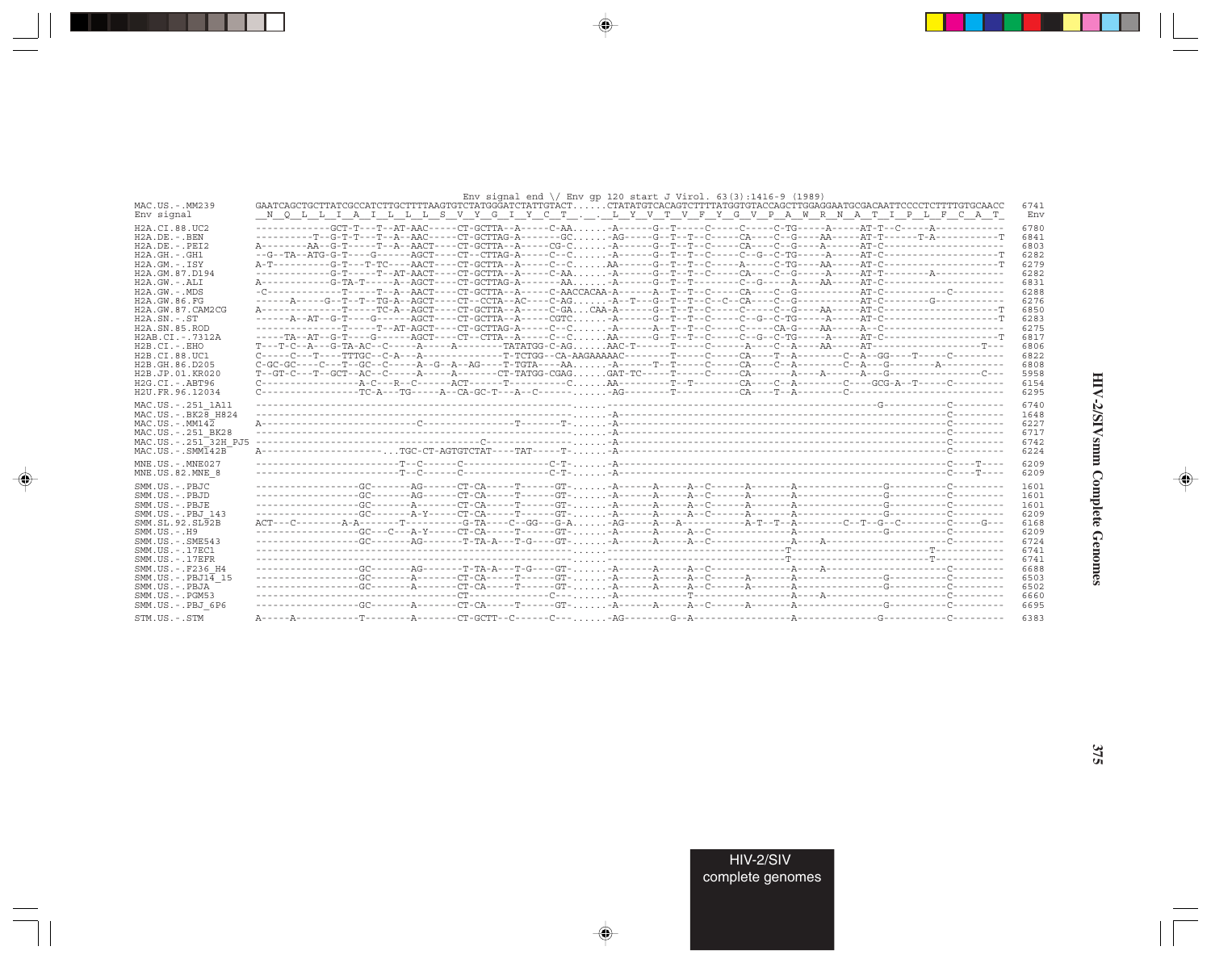```
                         Env signal end \/ Env gp 120 start J Virol. 63(3):1416-9 (1989)
MAC.US.-.MM239          GAATCAGCTGCTTATCGCCATCTTGCTTTTAAGTGTCTATGGGATCTATTGTACT......CTATATGTCACAGTCTTTTATGGTGTACCAGCTTGGAGGAATGCGACAATTCCCCTCTTTTGTGCAACC   6741
Env signal               N  Q  L  L  I  A  I  L  L  L  S  V  Y  G  I  Y  C  T  .  .  L  Y  V  T  V  F  Y  G  V  P  A  W  R  N  A  T  I  P  L  F  C  A  T    Env

H2A.CI.88.UC2           ------------GCT-T---T--AT-AAC-----CT-GCTTA--A-----C-AA......-A------G--T-----C-----C-----C-TG-----A-----AT-T--C-----A-----------   6780
H2A.DE.-.BEN            ---------T--G-T-T----T--A--AAC-----CT-GCTTAG-A-------GC......-AG-----G--T--T--C-----CA----C--G----AA-----AT-T-------T-A----------T   6841
H2A.DE.-.PEI2           A--------AA--G-T-----T--A--AACT----CT-GCTTA--A-----CG-C......AA------G--T--T--C-----CA----C--G----A------AT-C--------------------   6803
H2A.GH.-.GH1            --G--TA--ATG-G-T-----G------AGCT----CT--CTTAG-A-----C--C......-A------G--T--T--C-----C--G--C-TG-----A-----AT-C-------------------T   6282
H2A.GM.-.ISY            A-T----------G-T---T-TC----AACT----CT-GCTTA--A-----C--C......AA------G--T--T--C-----A-----C-TG----AA-----AT-C-------------------T   6279
H2A.GM.87.D194          ------------G-T-----T--AT-AACT----CT-GCTTA--A-----C-AA......-A------G--T--T--C-----CA----C--G-----A-----AT-T--------A-----------   6282
H2A.GW.-.ALI            A-----------G-TA-T-----A--AGCT----CT-GCTTAG-A-------AA......-A------G--T--T--------C--G-----A----AA-----AT-C-------------------   6831
H2A.GW.-.MDS            -C-------------T-----T--A--AACT----CT-GCTTA--A-----C-AACCACAA-A------A--T--T--C-----CA----C--G-----------AT-C--------------C-------   6288
H2A.GW.86.FG            ------A-----G--T--T--TG-A--AGCT----CT--CCTA--AC----C-AG......-A--T---G--T--T--C--C--CA----C--G-----------AT-C--------G-----------   6276
H2A.GW.87.CAM2CG        A--------------T-----TC-A--AGCT----CT-GCTTA--A-----C-GA...CAA-A------G--T--T--C-----C-----C--G----AA-----AT-C-------------------T   6850
H2A.SN.-.ST             ------A--AT--G-T----G------AGCT----CT-GCTTA--A-----CGTC......-A------G--T--T--C-----C--G--C-TG-----A-----AT-C-------------------T   6283
H2A.SN.85.ROD           ---------------T-----T--AT-AGCT----CT-GCTTAG-A-----C--C......-A------A--T--T--C-----C-----CA-G----AA-----A--C-------------------   6275
H2AB.CI.-.7312A         -----TA--AT--G-T----G------AGCT----CT--CTTA--A-----C--C......AA------G--T--T--C-----C--G--C-TG-----A-----AT-C-------------------T   6817
H2B.CI.-.EHO            T---T-C--A---G-TA-AC--C-----A-----A--------TATATGG-C-AG......AAC-T------T-----C-----A-----C--A----AA-----AT-----------------T---   6806
H2B.CI.88.UC1           C-----C---T----TTTGC--C-A---A--------------T-TCTGG--CA-AAGAAAAAC--------T-----C-----CA----T--A--------C--A--GG----T-----C--------   6822
H2B.GH.86.D205          C-GC-GC----C---T--GC--C-----A--G--A--AG----T-TGTA----AA......-A------T--T-----C-----CA----C--A--------C--A---G--------A-----------   6808
H2B.JP.01.KR020         T--GT-C---T--GCT--AC--C-----A-----A--------CT-TATGG-CGAG......GAT-TC------T-----C-----CA-------A----A--------A---G--------------C---   5958
H2G.CI.-.ABT96          C---------------A-C---R--C------ACT-------T----------C......AA--------T--T--------CA----C--A---------C----GCG-A--T--------C--------   6154
H2U.FR.96.12034         C---------------TC-A--TG-----A--CA-GC-T---A--C--------......-AG--------T-----------CA---T--A--------C----------------------------   6295

MAC.US.-.251_1A11       ---------------------------------------------------------......-----------------------------------------------------G-----------C---------   6740
MAC.US.-.BK28_H824      ---------------------------------------------------------......-A-----------------------------------------------------------------C---------   1648
MAC.US.-.MM142          A--------------------------C-----------------T-------T-......-A-----------------------------------------------------------------C---------   6227
MAC.US.-.251_BK28       ---------------------------------------------------------......-A-----------------------------------------------------------------C---------   6717
MAC.US.-.251_32H_PJ5    -----------------------------------------C---------------......-A-----------------------------------------------------------------C---------   6742
MAC.US.-.SMM142B        A------------------------...TGC-CT-AGTGTCTAT----TAT-----T-......-A-----------------------------------------------------------------C---------   6224

MNE.US.-.MNE027         -----------------------T--C------C--------------C-T-......-A-----------------------------------------------------------------C----T----   6209
MNE.US.82.MNE_8         -----------------------T--C------C--------------C-T-......-A-----------------------------------------------------------------C----T----   6209

SMM.US.-.PBJC           -----------------GC-------AG------CT-CA-----T------GT-......-A------A-----A--C------A-------A---------------G-----------C---------   1601
SMM.US.-.PBJD           -----------------GC-------AG------CT-CA-----T------GT-......-A------A-----A--C------A-------A---------------G-----------C---------   1601
SMM.US.-.PBJE           -----------------GC-------A-------CT-CA-----T------GT-......-A------A-----A--C------A-------A---------------G-----------C---------   1601
SMM.US.-.PBJ_143        -----------------GC-------A-Y-----CT-CA-----T------GT-......-A------A-----A--C------A-------A---------------G-----------C---------   6209
SMM.SL.92.SL92B         ACT---C-------A-A-------T----------G-TA----C--GG--G-A......-AG-----A---A------------A-T--T--A--------C--T--G--C--------C-----G---   6168
SMM.US.-.H9             -----------------GC---C---A-Y-----CT-CA-----T------GT-......-A------A-----A--C--------------A---------------G-----------C---------   6209
SMM.US.-.SME543         -----------------GC-------AG------T-TA-A---T-G----GT-......-A------A-----A--C-------------A----A-----------------------C---------   6724
SMM.US.-.17EC1          ---------------------------------------------------------......-----------------------------------T-----------------------T-----------   6741
SMM.US.-.17EFR          ---------------------------------------------------------......-----------------------------------T-----------------------T-----------   6741
SMM.US.-.F236_H4        -----------------GC-------AG-------T-TA-A---T-G----GT-......-A------A-----A--C--------------A----A-----------------------C---------   6688
SMM.US.-.PBJ14_15       -----------------GC-------A-------CT-CA-----T------GT-......-A------A-----A--C------A-------A---------------G-----------C---------   6503
SMM.US.-.PBJA           -----------------GC-------A-------CT-CA-----T------GT-......-A------A-----A--C------A-------A---------------G-----------C---------   6502
SMM.US.-.PGM53          ----------------------------------CT--------C------......-A------A-----T----------------A----A-----------------------C---------   6660
SMM.US.-.PBJ_6P6        -----------------GC-------A-------CT-CA-----T------GT-......-A------A-----A--C------A-------A---------------G-----------C---------   6695

STM.US.-.STM            A-----A-----------T---------A-------CT-GCTT--C------C---......-AG---------G--A------------------A---------------G-----------C---------   6383
```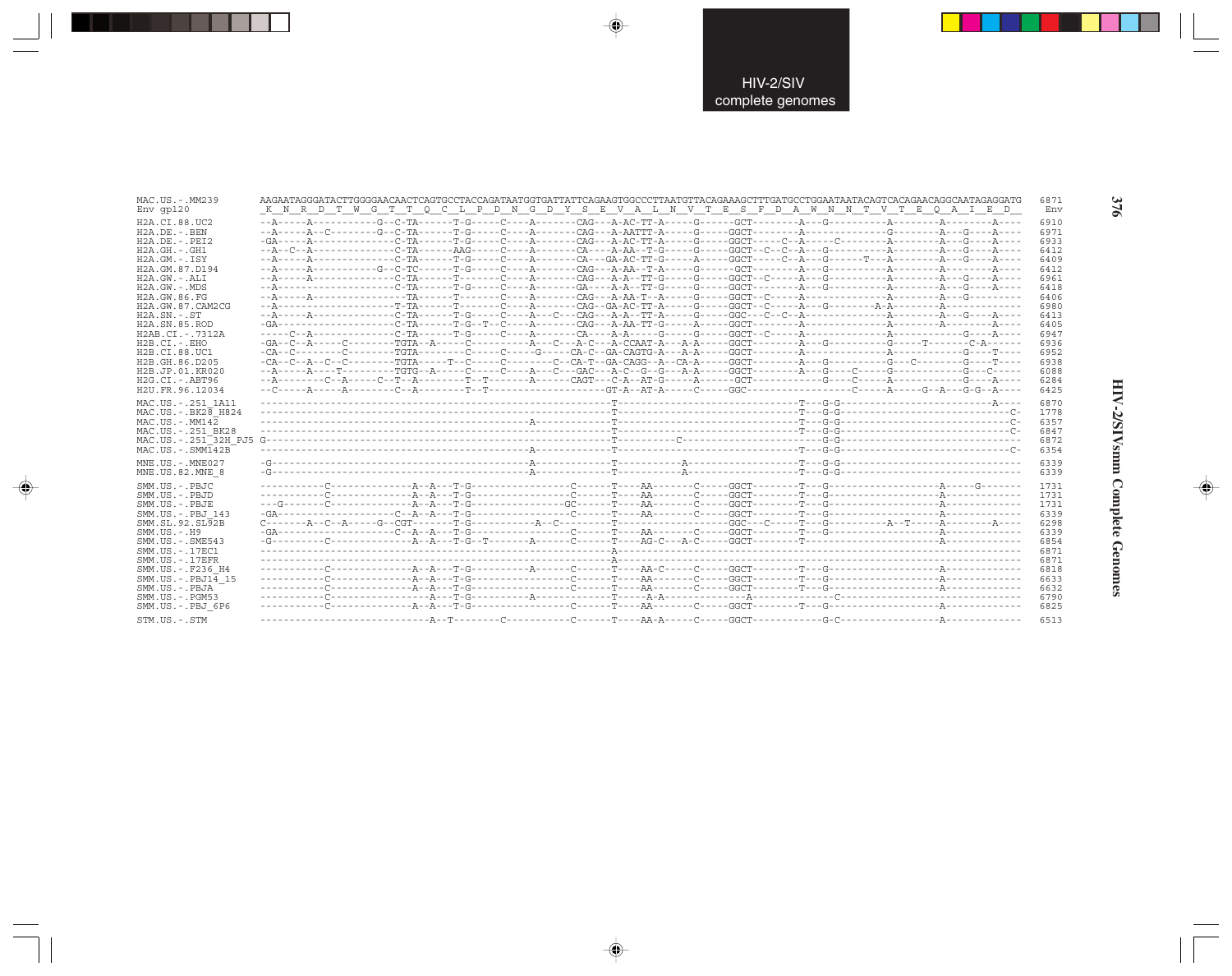```
MAC.US.-.MM239      AAGAATAGGGATACTTGGGGAACAACTCAGTGCCTACCAGATAATGGTGATTATTCAGAAGTGGCCCTTAATGTTACAGAAAGCTTTGATGCCTGGAATAATACAGTCACAGAACAGGCAATAGAGGATG  6871
Env gp120           _K__N__R__D__T__W__G__T__T__Q__C__L__P__D__N__G__D__Y__S__E__V__A__L__N__V__T__E__S__F__D__A__W__N__N__T__V__T__E__Q__A__I__E__D__   Env

H2A.CI.88.UC2       --A-----A-----------G--C-TA------T-G-----C----A-------CAG---A-AC-TT-A-----G------GCT--------A---G----------A--------A--------A----  6910
H2A.DE.-.BEN        --A-----A--C--------G--C-TA------T-G-----C----A-------CAG---A-AATTT-A-----G-----GGCT--------A--------------G--------A---G----A----  6971
H2A.DE.-.PEI2       -GA-----A-------------C-TA------T-G-----C----A-------CAG---A-AC-TT-A-----G-----GGCT-----C--A-----C--------A--------A---G----A----  6933
H2A.GH.-.GH1        --A--C--A-------------C-TA------AAG-----C----A-------CA----A-AA--T-G-----G-----GGCT--C--C--A---G----------A--------A---G----A----  6412
H2A.GM.-.ISY        --A-----A-------------C-TA------T-G-----C----A-------CA---GA-AC-TT-G-----A-----GGCT-----C--A---G------T---A--------A---G----A----  6409
H2A.GM.87.D194      --A-----A-----------G--C-TC------T-G-----C----A-------CAG---A-AA--T-A-----G------GCT--------A---G----------A--------A--------A----  6412
H2A.GW.-.ALI        --A-----A-------------C-TA------T-------C----A-------CAG---A-A--TT-G-----G-----GGCT--C-----A---G----------A--------A---G----A----  6961
H2A.GW.-.MDS        --A-------------------C-TA------T-G-----C----A-------GA----A-A--TT-G-----G-----GGCT--------A---G----------A--------A---G----A----  6418
H2A.GW.86.FG        --A-----A-------------TA-------T-------C----A-------CAG---A-AA-T--A-----G-----GGCT--C-----A--------------A--------A---G----------  6406
H2A.GW.87.CAM2CG    --A-------------------T-TA------T-------C----A-------CAG--GA-AC-TT-A-----G-----GGCT--C-----A---G--------A-A--------A-------------  6980
H2A.SN.-.ST         --A-----A-------------C-TA------T-G-----C----A---C---CAG---A-A--TT-A-----G-----GGC---C--C--A--------------A--------A---G----A----  6413
H2A.SN.85.ROD       -GA-------------------C-TA------T-G--T--C----A-------CAG---A-AA-TT-G-----A-----GGCT--------A--------------A--------A--------A----  6405
H2AB.CI.-.7312A     -----C--A-------------C-TA------T-G-----C----A-------CA----A-A-----G-----G-----GGCT--C-----A--------------A-------------G----A----  6947
H2B.CI.-.EHO        -GA--C--A------C--------TGTA--A-----C----------A---C---A-C---A-CCAAT-A---A-A-----GGCT--------A---G----------G-----T-------C-A------  6936
H2B.CI.88.UC1       -CA--C---------C--------TGTA--------C-----C-----G-----CA-C--GA-CAGTG-A---A-A-----GGCT--------A--------------A------------G----T----  6952
H2B.GH.86.D205      -CA--C--A--C--C--------TGTA-----T--C-----C---------C--CA-T--GA-CAGG--A--CA-A-----GGCT--------A---G----------G---C---------G----T----  6938
H2B.JP.01.KR020     --A-----A----T---------TGTG--A------C-----C----A---C---GAC---A-C--G--G---A-A-----GGCT--------A---G---C----G-------------G---C-----  6088
H2G.CI.-.ABT96      --A--------C--A------C--T--A---------T--T--------A------CAGT----C-A--AT-G-----A-----GCT--------------G------C----A-------------G----A----  6284
H2U.FR.96.12034     --C-----A-----A--------C--A---------T--T---------------------GT-A--AT-A-----C-----GGC------------------------C------A------G--A---G-G--A----  6425

MAC.US.-.251_1A11   ------------------------------------------------------------T---------------------------------T---G-G-------------------------A---  6870
MAC.US.-.BK28_H824  ------------------------------------------------------------T---------------------------------T---G-G----------------------------C-  1778
MAC.US.-.MM142      -----------------------------------------------A------------T---------------------------------T---G-G----------------------------C-  6357
MAC.US.-.251_BK28   ------------------------------------------------------------T---------------------------------T---G-G----------------------------C-  6847
MAC.US.-.251_32H_PJ5 G-----------------------------------------------------------T----------C----------------------------G-G------------------------------  6872
MAC.US.-.SMM142B    -----------------------------------------------A------------T---------------------------------T---G-G----------------------------C-  6354

MNE.US.-.MNE027     -G---------------------------------------------A------------T-----------A---------------------T---G-G------------------------------  6339
MNE.US.82.MNE_8     -G---------------------------------------------A------------T-----------A---------------------T---G-G------------------------------  6339

SMM.US.-.PBJC       ----------C----------------A--A---T-G--------------------C------T----AA-------C-----GGCT--------T---G------------------A-----G-------  1731
SMM.US.-.PBJD       ----------C----------------A--A---T-G--------------------C------T----AA-------C-----GGCT--------T---G------------------A-------------  1731
SMM.US.-.PBJE       ---G------C----------------A--A---T-G-------------------GC------T----AA-------C-----GGCT--------T---G------------------A-------------  1731
SMM.US.-.PBJ_143    -GA---------------------C--A--A---T-G--------------------C------T----AA-------C-----GGCT--------T---G------------------A-------------  6339
SMM.SL.92.SL92B     C-------A--C--A------G--CGT--------T-G------------A--C-----------T---------------------GGC---C-----T---G----------A--T------A---------A----  6298
SMM.US.-.H9         -GA---------------------C--A--A---T-G--------------------C------T----AA-------C-----GGCT--------T---G------------------A-------------  6339
SMM.US.-.SME543     -G--------C----------------A--A---T-G--T--------A--------C------T----AG-C---A-C-----GGCT--------T-------------------------A-------------  6854
SMM.US.-.17EC1      ----------------------------------------------------------------A-----------------------------------------------------------------------  6871
SMM.US.-.17EFR      ----------------------------------------------------------------A-----------------------------------------------------------------------  6871
SMM.US.-.F236_H4    ----------C----------------A--A---T-G-----------A--------C------T----AA-C-----C-----GGCT--------T---G------------------A-------------  6818
SMM.US.-.PBJ14_15   ----------C----------------A--A---T-G--------------------C------T----AA-------C-----GGCT--------T---G------------------A-------------  6633
SMM.US.-.PBJA       ----------C----------------A--A---T-G--------------------C------T----AA-------C-----GGCT--------T---G------------------A-------------  6632
SMM.US.-.PGM53      ----------C----------------A--T---T-G-----------A---------------T-----A-A-------------A--------------C-------------------A-------------  6790
SMM.US.-.PBJ_6P6    ----------C----------------A--A---T-G--------------------C------T----AA-------C-----GGCT--------T---G------------------A-------------  6825

STM.US.-.STM        -----------------------------A--T---------C-----------C------T----AA-A-----C-----GGCT-----------G-C------------------A-------------  6513
```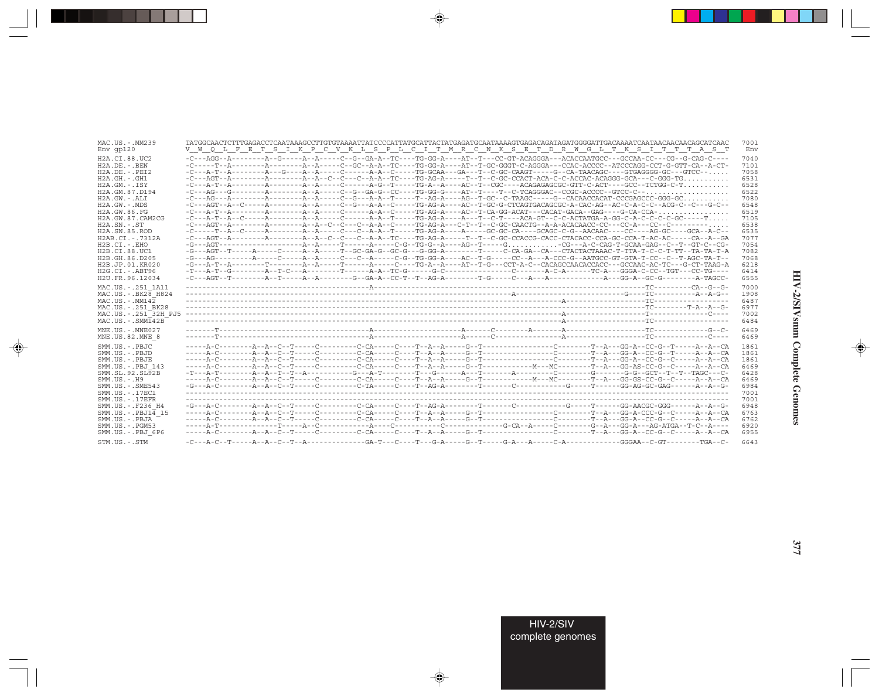```
MAC.US.-.MM239         TATGGCAACTCTTTGAGACCTCAATAAAGCCTTGTGTAAAATTATCCCCATTATGCATTACTATGAGATGCAATAAAAGTGAGACAGATAGATGGGGATTGACAAAATCAATAACAACAACAGCATCAAC  7001
Env gp120              V  W  Q  L  F  E  T  S  I  K  P  C  V  K  L  S  P  L  C  I  T  M  R  C  N  K  S  E  T  D  R  W  G  L  T  K  S  I  T  T  T  A  S  T   Env

H2A.CI.88.UC2          -C---AGG--A--------A--G-----A--A-----C--G--GA-A--TC----TG-GG-A----AT--T---CC-GT-ACAGGGA---ACACCAATGCC---GCCAA-CC---CG--G-CAG-C----  7040
H2A.DE.-.BEN           -C-----T--A--------A--------A--A-----C--GC--A-A--TC----TG-GG-A----AT--T-GC-GGGT-C-AGGGA---CCAC-ACCCC--ATCCCAGG-CCT-G-GTT-CA--A-CT-  7101
H2A.DE.-.PEI2          -C---A-T--A--------A--G-----A--A-----C------A-A--C-----TG-GCAA---GA---T--C-GC-CAAGT-----G--CA-TAACAGC----GTGAGGGG-GC---GTCC--.....  7058
H2A.GH.-.GH1           -C---AGT--A--------A--------A--A--C--C---C--A-A--TC----TG-AG-A-----T--T--C-GC-CCACT-ACA-C-C-ACCAC-ACAGGG-GCA---C-GGG-TG..........  6531
H2A.GM.-.ISY           -C---A-T--A--------A--------A--A-----C------A-G--T-----TG-A--A----AC--T--CGC----ACAGAGAGCGC-GTT-C-ACT----GCC--TCTGG-C-T...........  6528
H2A.GM.87.D194         -C---AG---G--------A--------A--A-----C--G--GA-G--CC----TG-GG-G----AT--T----T--C-TCAGGGAC--CCGC-ACCCC--GTCC-C--...................  6522
H2A.GW.-.ALI           -C---AG---A--------A--------A--A-----C--G---A-A--T-----T--AG-A----AG--T-GC--C-TAAGC-----G--CACAACCACAT-CCCGAGCCC-GGG-GC...........  7080
H2A.GW.-.MDS           -C---AGT--A--C-----A--------A--A-----C--G---A-A--C-----TG-AG-A----AC--T-GC-G-CTCAGTGACAGCGC-A-CAC-AG--AC-C-A-C-C--ACG-C--C---G-C--  6548
H2A.GW.86.FG           -C---A-T--A--------A--------A--A-----C------A-A--C-----TG-AG-A----AC--T-CA-GG-ACAT---CACAT-GACA--GAG----G-CA-CCA-.................  6519
H2A.GW.87.CAM2CG       -C---A-T--A--C-----A--------A--A-----C------A-A--T-----TG-AG-A----A---T--C-T----ACA-GT--C-C-ACTATGA-A-GG-C-A-C-C-C-C-GC-----T.....  7105
H2A.SN.-.ST            -C---AGT--A--------A--------A--A--C--C---C--A-A--C-----TG-AG-A---C-T--T--C-GC-CAACTG--A-A-ACACAACC-CC---CC-A---CC--C----------.....  6538
H2A.SN.85.ROD          -C-----T--A--C-----A--------A--A-----C---C--A-A--T-----TG-AG-A----A-----GC-GC-CA----GCAGC-C-G--AACAAC----CC----AG-GC----GCA--A-C--  6535
H2AB.CI.-.7312A        -C---AGT--A--------A--------A--A--C--C---C--A-A--TC----TG-AG-A-----T--T--C-GC-CCACCG-CACC-CTACACC-CCA-GC-CCA-T-AC-AC-----CA--A--GA  7077
H2B.CI.-.EHO           -G---AGT--------------------A--A-----T------A------C-G--TG-G--A----AG--T-----G.............CG---A-C-CAG-T-GCAA-GAG--C--T--GT-C--CG-  7054
H2B.CI.88.UC1          -G---AGT--T-----A-----C-----A--A-----T--GC-GA-G--GC-G---G-GG-A-------T-----C-CA-GA--CA---CTACTACTAAAC-T-TTA-T-C-C-T-TT--TA-TA-T-A  7082
H2B.GH.86.D205         -G---AG---------A-----C-----A--A-----C---C--A------C-G--TG-GG-A----AC--T-G-----CC--A---A-CCC-G--AATGCC-GT-GTA-T-CC--C--T-AGC-TA-T--  7068
H2B.JP.01.KR020        -G---A-T--A--------T--------A--A-----T------A------C----TG-A--A----AT--T-G---CCT-A-C--CACAGCCAACACCACC---GCCAAC-AC-TC---G-CT-TAAG-A  6218
H2G.CI.-.ABT96         -T---A-T--G--------A--T-C---A--------T------A-A--TC-G------G-C------------------C------A-C-A------TC-A---GGGA-C-CC--TGT---CC-TG----  6414
H2U.FR.96.12034        -C---AGT--T--------A--T-----A--A--------G--GA-A--CC-T--T--AG-A--------T-G-----C---A---A-------------A---GG-A--GC-G--------A-TAGCC-  6555

MAC.US.-.251_1A11      -----------------------------------------A-------------------------------------------------------------------TC---------CA--G--G-  7000
MAC.US.-.BK28_H824     --------------------------------------------------------------------A-----------------------------G-----TC----------A--A-G--  1908
MAC.US.-.MM142         -------------------------------------------------------------------------------------A-------------------TC------------------  6487
MAC.US.-.251_BK28      -------------------------------------------------------------------------------------------------------------TC---------T-A--A--G-  6977
MAC.US.-.251_32H_PJ5   -------------------------------------------------------------------------------------A-------------------T---------------C----  7002
MAC.US.-.SMM142B       -------------------------------------------------------------------------------------A-------------------TC-------------------  6484

MNE.US.-.MNE027        -------T---------------------------------A---------------------A------C-------A-------A-------------------TC-------------G--C-  6469
MNE.US.82.MNE_8        -------T---------------------------------A---------------------A------C---------------A-------------------TC--------------C----  6469

SMM.US.-.PBJC          -----A-C--------A--A--C--T-----C--------C-CA-----C----T--A--A-----G--T------------------C--------T--A---GG-A--CC-G--T-----A--A--CA  1861
SMM.US.-.PBJD          -----A-C--------A--A--C--T-----C--------C-CA-----C----T--A--A-----G--T------------------C--------T--A---GG-A--CC-G--T-----A--A--CA  1861
SMM.US.-.PBJE          -----A-C--------A--A--C--T-----C--------C-CA-----C----T--A--A-----G--T------------------C--------T--A---GG-A--CC-G--C-----A--A--CA  1861
SMM.US.-.PBJ_143       -----A-C--------A--A--C--T-----C--------C-CA-----C----T--A--A-----G--T-----------M---MC--------T--A---GG-AS-CC-G--C-----A--A--CA  6469
SMM.SL.92.SL92B        -T---A-T--------A--A--T--T--A-----------G---A-T---------T---G------A---T--------A-------C--------G-------G-G--GCT--T--T--TAGC---C-  6428
SMM.US.-.H9            -----A-C--------A--A--C--T-----C--------C-CA-----C----T--A--A-----G--T-----------M---MC--------T--A---GG-GS-CC-G--C-----A--A--CA  6469
SMM.US.-.SME543        -G---A-C--------A--A--C--T-----C--------C-TA-----C----T--AG-A--------T-------C-----------G-----T------GG-AG-GC-GAG------A--A--G-  6984
SMM.US.-.17EC1         ---------------------------------------------------------------------------------------------------------------------------------  7001
SMM.US.-.17EFR         ---------------------------------------------------------------------------------------------------------------------------------  7001
SMM.US.-.F236_H4       -G---A-C--------A--A--C--T-----C--------C-CA-----C----T--AG-A--------T-------C-----------G-----T------GG-AACGC-GGG------A--A--G-  6948
SMM.US.-.PBJ14_15      -----A-C--------A--A--C--T-----C--------C-CA-----C----T--A--A-----G--T------------------C--------T--A---GG-A--CCC-G--C-----A--A--CA  6763
SMM.US.-.PBJA          -----A-C--------A--A--C--T-----C--------C-CA-----C----T--A--A-----G--T------------------C--------T--A---GG-A--CC-G--C-----A--A--CA  6762
SMM.US.-.PGM53         -----A-T---------------T-----A--C-----------A-----C-----------C-----------G-CA--A-----C--------G--A---GG-A---AG-ATGA--T-C--A----  6920
SMM.US.-.PBJ_6P6       -----A-C--------A--A--C--T-----C--------C-CA-----C----T--A--A-----G--T------------------C--------T--A---GG-A--CC-G--C-----A--A--CA  6955

STM.US.-.STM           -C---A-C--T-----A--A--C--T--A-------------GA-T---C----T---G-A-----G--T-----G-A---A-----C-A------------GGGAA--C-GT--------TGA--C-  6643
```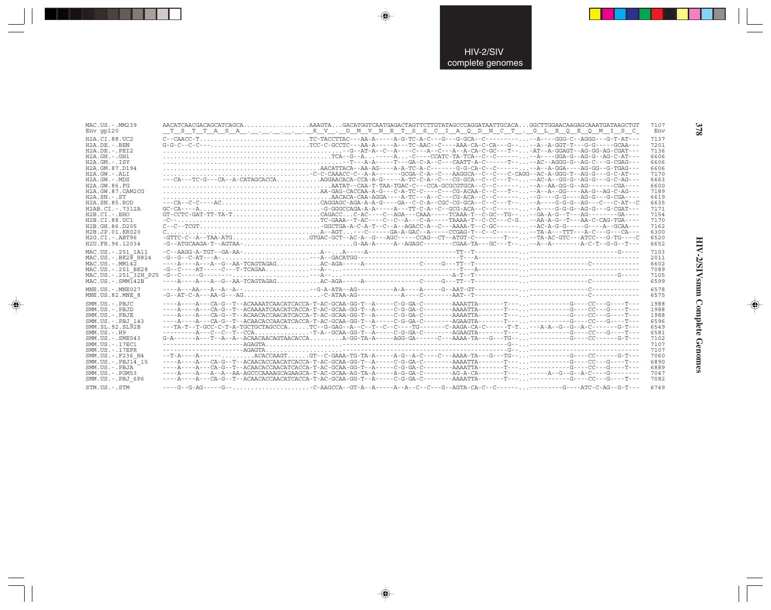```
MAC.US.-.MM239       AACATCAACGACAGCATCAGCA.................AAAGTA...GACATGGTCAATGAGACTAGTTCTTGTATAGCCCAGGATAATTGCACA...GGCTTGGAACAAGAGCAAATGATAAGCTGT  7107
Env gp120            __T__S__T__T__A__S__A__.__.__.__.__.__K__V__.__D__M__V__N__E__T__S__S__C__I__A__Q__D__N__C__T__.__G__L__E__Q__E__Q__M__I__S__C_   Env

H2A.CI.88.UC2        C--CAACC-T............................TC-TACCTTAC---AA-A-----A-G-TC-A-C---G---G-GCA--C----------...--A----GGG-C--AGGG---G-T-AT---  7137
H2A.DE.-.BEN         G-G-C--C-C---..........................TCC-C-GCCTC---AA-A-----A---TC-AAC--C----AAA-CA-C-CA---G--...--A--A-GGT-T---G-G-----GCAA---  7201
H2A.DE.-.PEI2        ..............................................--G--AT-A--C--A----C---A--C---A--A-CA-C-GC---T--...-AT--A-GGAGT--AG-GG-AG-CGAT---  7136
H2A.GH.-.GH1         .........................................TCA--G--A.......A...-C----CCATC-TA-TCA--C--C--------...--A----GGA-G--AG-G--AG-C-AT---  6606
H2A.GM.-.ISY         ..............................................--T---A-A-----T---GA-C-A--C---CAATT-A-C------T---...--AC--AGGG-G--AG-C---G-CGAG---  6606
H2A.GM.87.D194       ......................................AACATTACA--AA-AG----A-A-TC-A-C-------G-G-CA-C--C--------...--A--A-GGA----AG-GG--G-TGAG---  6606
H2A.GW.-.ALI         .....................................-C-C-CAAACC-C--A-A-------GCGA-C-A--C---AAGGCA--C--C---C-CAGG--AC-A-GGG-T--AG-G---G-C-AT---  7170
H2A.GW.-.MDS         ---CA---TC-G---CA--A-CATAGCACCA..........AGGAACACA-CCA-A-G-----A-TC-C-A--C---CG-GCA--C--C---T--...--AC-A--GG-G--AG-G---G-C-AG---  6663
H2A.GW.86.FG         .........................................AATAT--CAA-T-TAA-TGAC-C---CCA-GCGCGTGCA--C--C--------...--A--AA-GG-G--AG--------CGA----  6600
H2A.GW.87.CAM2CG     .......................................AA-GAG-CACCAA-A-G---C-A-TC-C----C---CG-ACAA-C--C---T--...--A--A--GG----AA-G--AG-C-AG---  7189
H2A.SN.-.ST          .........................................AACACA-CAA-AGGA----A-TC---A--C---CG-ACA--C--C--------...--G----G-G----AG-G---G-CGA----  6619
H2A.SN.85.ROD        ---CA--C-C----AC.........................CAGGAGC-AGA-A-A-G----GA--C-C-A--CGC-CG-GCA--C--C---T--...--A----G-G-G--AG---C---C-AT--C  6635
H2AB.CI.-.7312A      GC-CA----A...............................-G-GGGCCAGA-A-A-----A---TT-C-A--C--GCG-ACA--C--C------...--A----G-G-G--AG-G---G-CGAT---  7171
H2B.CI.-.EHO         GT-CCTC-GAT-TT-TA-T......................CAGACC....C-AC-----C--AGA---CAAA-----TCAAA-T--C-GC--TG--...--GA-A-G--T---AG---------GA----  7154
H2B.CI.88.UC1        -C--.....................................TC-GAAA--T-AC----C--C--A---C-A-----TAAAA-T--C-CC---C-G...--AA-A-G--T---AA-C-CAG-TGA----  7170
H2B.GH.86.D205       C--C--TCGT...............................-GGCTGA-A-C-A-T--C--A--AGACC-A--C---AAAA-T--C-GC--------...--AC-A-G-G------G----A--GCAA---  7162
H2B.JP.01.KR020      C........................................A--AGT......-C------GA-A-GAC--A-----CCGAG-T--C--C--------...--TA-A---TTT---A-C---G---CA---  6300
H2G.CI.-.ABT96       -GTTC-C--A--TAA-ATG......................GTGAC-GCT--AC-A--G---AGC-----CCAG--CT--ATGT--C--------T---...--TA-AC-GTC---ATCC---G-TG----C  6520
H2U.FR.96.12034      -G--ATGCAAGA-T--AGTAA-...................-G-AA-A-----A--AGAGC--------CGAA-TA---GC---T--...--A--A--------A-C-T--G-G--T---  6652

MAC.US.-.251_1A11    -C--AAGG-A-TGT--GA-AA-...................A-...A-----A--------------------------TT--T-----------...-------------------------G-----  7103
MAC.US.-.BK28_H824   -G--G--C-AT---A-.........................A--GACATGG----------------------------T---A-----------...-------------------------------  2011
MAC.US.-.MM142       ----A----A---A--G--AA-TCAGTAGAG..........AC-AGA-----A---------------C-----G---TT--T------------...------------------C------------  6602
MAC.US.-.251_BK28    -G--C----AT-----C---T-TCAGAA.............A--...------------------------------T---A-----------...-------------------------------  7089
MAC.US.-.251_32H_PJ5 -G--C-----G--------......................A--...-----------------------------A-T--T------------...-------------------------G-----  7105
MAC.US.-.SMM142B     ----A----A---A--G--AA-TCAGTAGAG..........AC-AGA-----A---------------C-----G---TT--T------------...------------------C------------  6599

MNE.US.-.MNE027      ----A---AA---A--A--A--...................-G-A-ATA--AG----------A-A-----A-----G--AAT-GT---------...------------------C------------  6578
MNE.US.82.MNE_8      -G--AT-C-A---AA-G---AG...................-C-ATAA-AG-------------A-----C--------AAT--T-----------...------------------C------------  6575

SMM.US.-.PBJC        ----A----A---CA-G--T--ACAAAATCAACATCACCA-T-AC-GCAA-GG-T--A-----C-G-GA-C--------AAAATTA-------T---...-----------G----CC---G----T---  1988
SMM.US.-.PBJD        ----A----A---CA-G--T--ACAAAATCAACATCACCA-T-AC-GCAA-GG-T--A-----C-G-GA-C--------AAAATTA-------T---...-----------G----CC---G----T---  1988
SMM.US.-.PBJE        ----A----A---CA-G--T--ACAACACCAACATCACCA-T-AC-GCAA-GG-T--A-----C-G-GA-C--------AAAATTA-------T---...-----------G----CC---G----T---  1988
SMM.US.-.PBJ_143     ----A----A---CA-G--T--ACAACACCAACATCACCA-T-AC-GCAA-GG-T--A-----C-G-GA-C--------AGAAGTA-------T---...-----------G----CC---G----T---  6596
SMM.SL.92.SL92B      ---TA-T--T-GCC-C-T-A-TGCTGCTAGCCCA......TC--G-GAG--A--C--T--C--C----TG--------C-AAGA-CA-C------T-T...---A-A--G--G--A-C--------G-T---  6549
SMM.US.-.H9          ---------A---C--C--T--CCA...............-T-A--GCAA-GG-T--A-----C-G-GA-C--------AGAAGTA-------T---...-----------G----CC---G----T---  6581
SMM.US.-.SME543      G-A-------A---T--A--A--ACAACAACAGTAACACCA.........A-GG-TA-A-----AGG-GA------C---AAAA-TA---G---TG--...-----------G----CC------G-T---  7102
SMM.US.-.17EC1       ----------------------AGAGTA....................--------------------------------------G---...-------------------------------  7107
SMM.US.-.17EFR       ----------------------AGAGTA....................--------------------------------------G---...-------------------------------  7107
SMM.US.-.F236_H4     --T-A----A------.........ACACCAAGT......GT--C-GAAA-TG-TA-A-----A-G--A-C----C---AAAA-TA---G---TG--...-----------G----CC------G-T---  7060
SMM.US.-.PBJ14_15    ----A----A---CA-G--T--ACAACACCAACATCACCA-T-AC-GCAA-GG-T--A-----C-G-GA-C--------AAAATTA-------T---...-----------G----CC---G----T---  6890
SMM.US.-.PBJA        ----A----A---CA-G--T--ACAACACCAACATCACCA-T-AC-GCAA-GG-T--A-----C-G-GA-C--------AAAATTA-------T---...-----------G----CC---G----T---  6889
SMM.US.-.PGM53       ----A----A---A--A--AA-AGCCCAAAAGCAGAAGCA-T-AC-GCAA-AG-TA-A-----A-G-GA-C--------AG-A-CA-------T---...------A--G--G--A-C----G--------  7047
SMM.US.-.PBJ_6P6     ----A----A---CA-G--T--ACAACACCAACATCACCA-T-AC-GCAA-GG-T--A-----C-G-GA-C--------AAAATTA-------T---...-----------G----CC---G----T---  7082

STM.US.-.STM         ----G--G-AG-----G--.....................-C-AAGCCA--GT-A--A-----A--A--C--C---G--AGTA-CA-C--C------...---------G----ATC-C-AG--G-T---  6749
```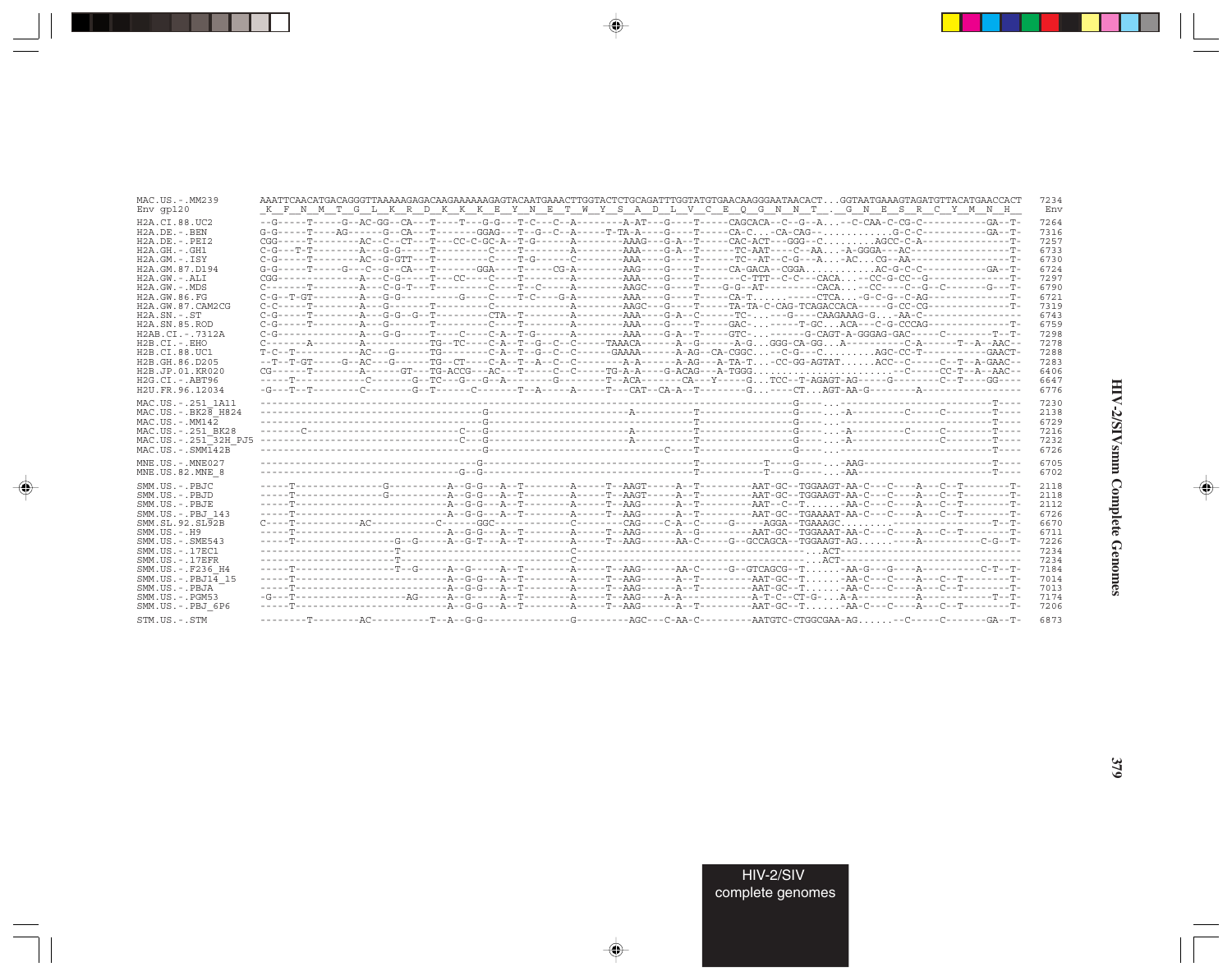```
MAC.US.-.MM239       AAATTCAACATGACAGGGTTAAAAAGAGACAAGAAAAAAGAGTACAATGAAACTTGGTACTCTGCAGATTTGGTATGTGAACAAGGGAATAACACT...GGTAATGAAAGTAGATGTTACATGAACCACT  7234
Env gp120            _K__F__N__M__T__G__L__K__R__D__K__K__K__E__Y__N__E__T__W__Y__S__A__D__L__V__C__E__Q__G__N__N__T__.__G__N__E__S__R__C__Y__M__N__H__   Env

H2A.CI.88.UC2        --G-----T-----G--AC-GG--CA---T----T---G-G---T-C---C--A--------A-AT---G----T-----CAGCACA--C--G--A...-C-CAA-C-CG-C-----------GA--T-  7264
H2A.DE.-.BEN         G-G-----T----AG------G--CA---T-------GGAG---T--G--C--A-----T-TA-A----G----T-----CA-C....-CA-CAG--...........G-C-C-----------GA--T-  7316
H2A.DE.-.PEI2        CGG-----T--------AC--C--CT---T---CC-C-GC-A--T-G------A--------AAAG---G-A--T-----CAC-ACT---GGG--C.........AGCC-C-A----------------T-  7257
H2A.GH.-.GH1         C-G---T-T--------A---G-G-----T---------C----T--------A--------AAA----G-A--T------TC-AAT----C--AA....A-GGGA---AC------------------T-  6733
H2A.GM.-.ISY         C-G-----T--------AC--G-GTT---T---------C----T-G------C--------AAA----G----T------TC--AT--C-G---A...-AC...CG--AA------------------T-  6730
H2A.GM.87.D194       G-G-----T-----G---C--G--CA---T-------GGA----T-----CG-A--------AAG----G----T-----CA-GACA--CGGA...........AC-G-C-C-----------GA--T-  6724
H2A.GW.-.ALI         CGG--------------A---C-G-----T---CC----C----T--------A--------AAA----G----T--------C-TTT--C-C---CACA...--CC-G-CC--G-------------T-  7297
H2A.GW.-.MDS         C-------T--------A---C-G-T---T---------C----T--C-----A--------AAGC---G----T----G-G--AT---------CACA...--CC----C--G--C--------G---T-  6790
H2A.GW.86.FG         C-G--T-GT--------A---G-G----------G----C----T-C----G-A--------AAA----G----T-----CA-T.......-----CTCA...-G-C-G--C-AG---------------T-  6721
H2A.GW.87.CAM2CG     C-C-----T--------A---G-------T---------C-------------A--------AAGC---G----T-----TA-TA-C-CAG-TCAGACCACA-----G-CC-CG----------------T-  7319
H2A.SN.-.ST          C-G-----T--------A---G-G--G--T---------CTA--T--------A--------AAA----G-A--C------TC-.....-G----CAAGAAAG-G...-AA-C-------------------  6743
H2A.SN.85.ROD        C-G-----T--------A---G-------T---------C----T--------A--------AAA----G----T-----GAC-........-T-GC...ACA---C-G-CCCAG--------------T-  6759
H2AB.CI.-.7312A      C-G--------------A---G-G-----T----C----C-A--T-G------A--------AAA----G-A--T-----GTC-.........-G-CAGT-A-GGGAG-GAC-----C-----------T--T-  7298
H2B.CI.-.EHO         C-------A--------A-----------TG--TC----C-A--T--G--C--C-----TAAACA------A--G------A-G...GGG-CA-GG...A----------C-A------T--A--AAC--  7278
H2B.CI.88.UC1        T-C--T-----------AC---G------TG--------C-A--T--G--C--C------GAAAA------A-AG--CA-CGGC...--C-G---C.........AGC-CC-T-----------GAACT-  7288
H2B.GH.86.D205       --T--T-GT-----G--AC---G------TG--CT----C-A--T--A--C--C--------A-A------A-AG--A-TA-T...-CC-GG-AGTAT......ACC--C-----C--T--A-GAAC--  7283
H2B.JP.01.KR020      CG------T--------A-----GT---TG-ACCG---AC--T-----C--C-----TG-A-A----G-ACAG---A-TGGG.......................--C-----CC-T--A--AAC--  6406
H2G.CI.-.ABT96       -----T-----------C-------G--TC---G---G--A--------G--------T--ACA-------CA---Y-----G...TCC--T-AGAGT-AG-----G--------C--T----GG----  6647
H2U.FR.96.12034      -G---T--T--------C--------G--T------C------T--A-----A-----T---CAT--CA-A--T--------G....---CT...AGT-AA-G---------A-----------------  6776

MAC.US.-.251_1A11    ----------------------------------------------------------------------------------------------------G----...------------------------T----  7230
MAC.US.-.BK28_H824   ------------------------------G-------------------------A----------T---------------------G----...A----------C------C---------T----  2138
MAC.US.-.MM142       ------------------------------G-------------------------------------T---------------------G----...-----------------------------T----  6729
MAC.US.-.251_BK28    -------C----------------------C--G----------------------A-----------T---------------------G----...A----------C------C---------T----  7216
MAC.US.-.251_32H_PJ5 ------------------------------C--G----------------------A-----------T---------------------G----...A-------------------C---------T----  7232
MAC.US.-.SMM142B     ------------------------------G--------------------------------C----T---------------------G----...-----------------------------T----  6726

MNE.US.-.MNE027      -----------------------------G----------------------------------T----------------T----G----...-AAG------------------------T----  6705
MNE.US.82.MNE_8      -----------------------------G--G-------------------------------T----------------T----G----...-AA-------------------------T----  6702

SMM.US.-.PBJC        -----T-----------G-----------A--G-G---A--T--------A-----T--AAGT-----A--T---------AAT-GC--TGGAAGT-AA-C---C----A---C--T---------T-  2118
SMM.US.-.PBJD        -----T-----------G-----------A--G-G---A--T--------A-----T--AAGT-----A--T---------AAT-GC--TGGAAGT-AA-C---C----A---C--T---------T-  2118
SMM.US.-.PBJE        -----T-----------------------A--G-G---A--T--------A-----T--AAG------A--T---------AAT--C--T......-AA-C---C----A---C--T---------T-  2112
SMM.US.-.PBJ_143     -----T-----------------------A--G-G---A--T--------A-----T--AAG------A--T---------AAT-GC--TGAAAAT-AA-C---C----A---C--T---------T-  6726
SMM.SL.92.SL92B      C----T-----------AC-----------C------GGC------------C--------CAG-----C-A--C------G------AGGA--TGAAAGC.........---------------T--T-  6670
SMM.US.-.H9          -----T-----------------------A--G-G---A--T--------A-----T--AAG------A--G---------AAT-GC--TGGAAAT-AA-C---C----A---C--T---------T-  6711
SMM.US.-.SME543      -----T-----------------G--G-----A--G-T---A--T--------A-----T--AAG------AA-C------G--GCCAGCA--TGGAAGT-AG......----A-----------C-G--T-  7226
SMM.US.-.17EC1       ------------------------T-----------------------C----------------------------------------------...ACT---------------------------------  7234
SMM.US.-.17EFR       ------------------------T-----------------------C----------------------------------------------...ACT---------------------------------  7234
SMM.US.-.F236_H4     -----T-----------------T--G-----A--G-----A--T--------A-----T--AAG------AA-C------G--GTCAGCG--T......-AA-G---G----A-----------C-T--T-  7184
SMM.US.-.PBJ14_15    -----T-----------------------A--G-G---A--T--------A-----T--AAG------A--T---------AAT-GC--T......-AA-C---C----A---C--T---------T-  7014
SMM.US.-.PBJA        -----T-----------------------A--G-G---A--T--------A-----T--AAG------A--T---------AAT-GC--T......-AA-C---C----A---C--T---------T-  7013
SMM.US.-.PGM53       -G---T--------------AG------A--G-----A--T--------A-----T--AAG----A-A-----------A-T-C--CT-G-...A-A----------A-------------T--T-  7174
SMM.US.-.PBJ_6P6     -----T-----------------------A--G-G---A--T--------A-----T--AAG------A--T---------AAT-GC--T......-AA-C---C----A---C--T---------T-  7206

STM.US.-.STM         --------T--------AC-----------T--A--G-G----------------G----------AGC---C-AA-C---------AATGTC-CTGGCGAA-AG......--C-----C--------GA--T-  6873
```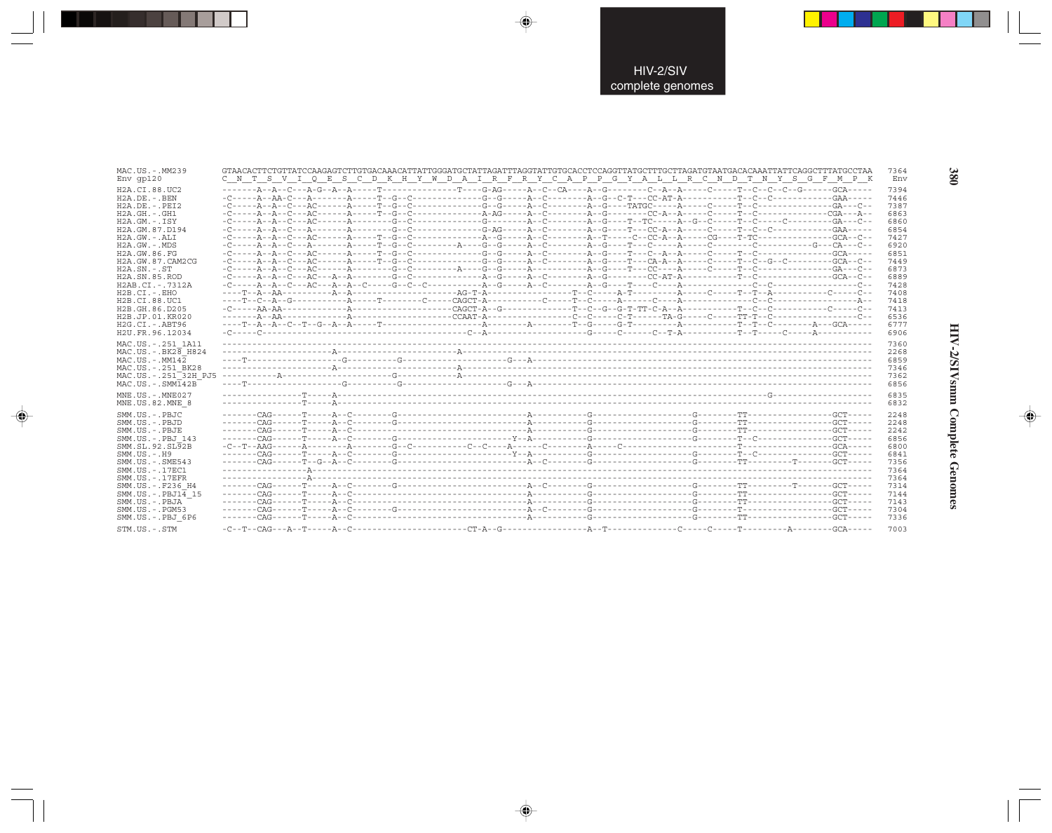```
MAC.US.-.MM239       GTAACACTTCTGTTATCCAAGAGTCTTGTGACAAACATTATTGGGATGCTATTAGATTTAGGTATTGTGCACCTCCAGGTTATGCTTTGCTTAGATGTAATGACACAAATTATTCAGGCTTTATGCCTAA  7364
Env gp120            C  N  T  S  V  I  Q  E  S  C  D  K  H  Y  W  D  A  I  R  F  R  Y  C  A  P  P  G  Y  A  L  L  R  C  N  D  T  N  Y  S  G  F  M  P  K   Env

H2A.CI.88.UC2        -------A--A--C---A-G--A--A-----T---------------T----G-AG-----A--C--CA----A--G---------C--A--A-----C-----T--C--C--C--G------GCA-----  7394
H2A.DE.-.BEN         -C-----A--AA-C---A-------A-----T--G--C-------------G--G-----A--C--------A--G--C-T---CC-AT-A-----------T--C--C--------------GAA-----  7446
H2A.DE.-.PEI2        -C-----A--A--C---AC------A-----T--G--C-------------G--G-----A--C--------A--G----TATGC-----A-----C-----T--C-----------------GA---C--  7387
H2A.GH.-.GH1         -C-----A--A--C---AC------A-----T--G--C-------------A-AG-----A--C--------A--G--------CC-A--A-----C-----T--C-----------------CGA---A--  6863
H2A.GM.-.ISY         -C-----A--A--C---AC------A--------G--C-------------G--------A--C--------A--G----T--TC-----A--G--C-----T--C-----C-----------GA---C--  6860
H2A.GM.87.D194       -C-----A--A--C---A-------A--------G--C-------------G-AG-----A--C--------A--G----T---CC-A--A-----C-----T--C--C--------------GAA-----  6854
H2A.GW.-.ALI         -C-----A--A--C---AC------A-----T--G--C-------------A--G-----A--C--------A--T-------C--CC-A--A-----CG----T-TC---------------GCA--C--  7427
H2A.GW.-.MDS         -C-----A--A--C---A-------A-----T--G--C---------A---G--G-----A--C--------A--G----T---C-----A-----C-----------------G---CA---C--  6920
H2A.GW.86.FG         -C-----A--A--C---AC------A-----T--G--C-------------G--G-----A--C--------A--G----T---C--A--A-----C-----T--C-----------------GCA-----  6851
H2A.GW.87.CAM2CG     -C-----A--A--C---AC------A-----T--G--C-------------G--G-----A--C--------A--G----T---CA-A--A-----C-----T--C--G--C-----------GCA--C--  7449
H2A.SN.-.ST          -C-----A--A--C---AC------A--------G--C---------A---G--G-----A-----------A--G----T---CC----A-----C-----T--C-----------------GA---C--  6873
H2A.SN.85.ROD        -C-----A--A--C---AC------A--------G--C-------------A--G-----A--C--------A--G--------CC-AT-A-----------T--C-----------------GCA--C--  6889
H2AB.CI.-.7312A      -C-----A--A--C---AC---A--A--C-----G--C--C----------A--G-----A--C--------A--G----T----C----A--------------C--C---------------------C--  7428
H2B.CI.-.EHO         ----T--A--AA----------A--A--------------------AG-T-A-----------------T--C-----A-T---------A-----C-----T--T--A------------C-----C--  7408
H2B.CI.88.UC1        ----T--C--A--G-----------A-----T--------C-----CAGCT-A-------------C-----T--C-----A-----C---A-----------C--C-----------------------A--  7418
H2B.GH.86.D205       -C-----AA-AA-------------A--------------------CAGCT-A--G--------------T--C--G--G-T-TT-C-A--A-----------T--C--C------------C-----C--  7413
H2B.JP.01.KR020      -------A--AA-------------A--------------------CCAAT-A-----------------C--C-----C-T------TA-G-----C-----TT-T--C---------------------C--  6536
H2G.CI.-.ABT96       ----T--A--A--C--T--G--A--A-----T-------------------A--------A---------T--G-----G-T--------A-----------T--T--C--------A---GCA-----  6777
H2U.FR.96.12034      -C-----C---------------------------------------C--A-------------------G-----C------C--T-A-----------T--T-----C-----A------------  6906

MAC.US.-.251_1A11    -------------------------------------------------------------------------------------------------------------------------------------  7360
MAC.US.-.BK28_H824   ----------------------A-------------------------A------------------------------------------------------------------------------------  2268
MAC.US.-.MM142       ----T-------------------G----------G-------------------G---A---------------------------------------------------------------------------  6859
MAC.US.-.251_BK28    ----------------------A-------------------------A------------------------------------------------------------------------------------  7346
MAC.US.-.251_32H_PJ5 -----------A------------------------G------------A-----------------------------------------------------------------------------------  7362
MAC.US.-.SMM142B     ----T-------------------G----------G-------------------G---A---------------------------------------------------------------------------  6856

MNE.US.-.MNE027      ----------------T-----A-----------------------------------------------------------------------------G---------------------  6835
MNE.US.82.MNE_8      ----------------T-----A--------------------------------------------------------------------------------------------------------  6832

SMM.US.-.PBJC        -------CAG------T-----A--C--------G-------------------------A-----------G-------------------G--------TT-----------------GCT-----  2248
SMM.US.-.PBJD        -------CAG------T-----A--C--------G-------------------------A-----------G-------------------G--------TT-----------------GCT-----  2248
SMM.US.-.PBJE        -------CAG------T-----A--C----------------------------------A-----------G-------------------G--------TT-----------------GCT-----  2242
SMM.US.-.PBJ_143     -------CAG------T-----A--C--------G---------------------Y--A-----------G-------------------G--------T--C----------------GCT-----  6856
SMM.SL.92.SL92B      -C--T--AAG------A--------A--------G--C----------C--C----A------C--------A-----C-----------------------T-----------------------GCA-----  6800
SMM.US.-.H9          -------CAG------T-----A--C--------G---------------------Y--A-----------G-------------------G--------T--C----------------GCT-----  6841
SMM.US.-.SME543      -------CAG------T--G--A--C--------G-------------------------A--C--------G-------------------G--------TT---------T-------GCT-----  7356
SMM.US.-.17EC1       ----------------A--------------------------------------------------------------------------------------------------------------  7364
SMM.US.-.17EFR       ----------------A--------------------------------------------------------------------------------------------------------------  7364
SMM.US.-.F236_H4     -------CAG------T-----A--C--------G-------------------------A--C--------G-------------------G--------TT---------T-------GCT-----  7314
SMM.US.-.PBJ14_15    -------CAG------T-----A--C----------------------------------A-----------G-------------------G--------TT-----------------GCT-----  7144
SMM.US.-.PBJA        -------CAG------T-----A--C----------------------------------A-----------G-------------------G--------TT-----------------GCT-----  7143
SMM.US.-.PGM53       -------CAG------T-----A--C--------G-------------------------A--C--------G-------------------G--------T------------------GCT-----  7304
SMM.US.-.PBJ_6P6     -------CAG------T-----A--C----------------------------------A-----------G-------------------G--------TT-----------------GCT-----  7336

STM.US.-.STM         -C--T--CAG---A--T-----A--C----------------------CT-A--G-----------------A--T-----------------C-----C-----T---------A---------GCA-----  7003
```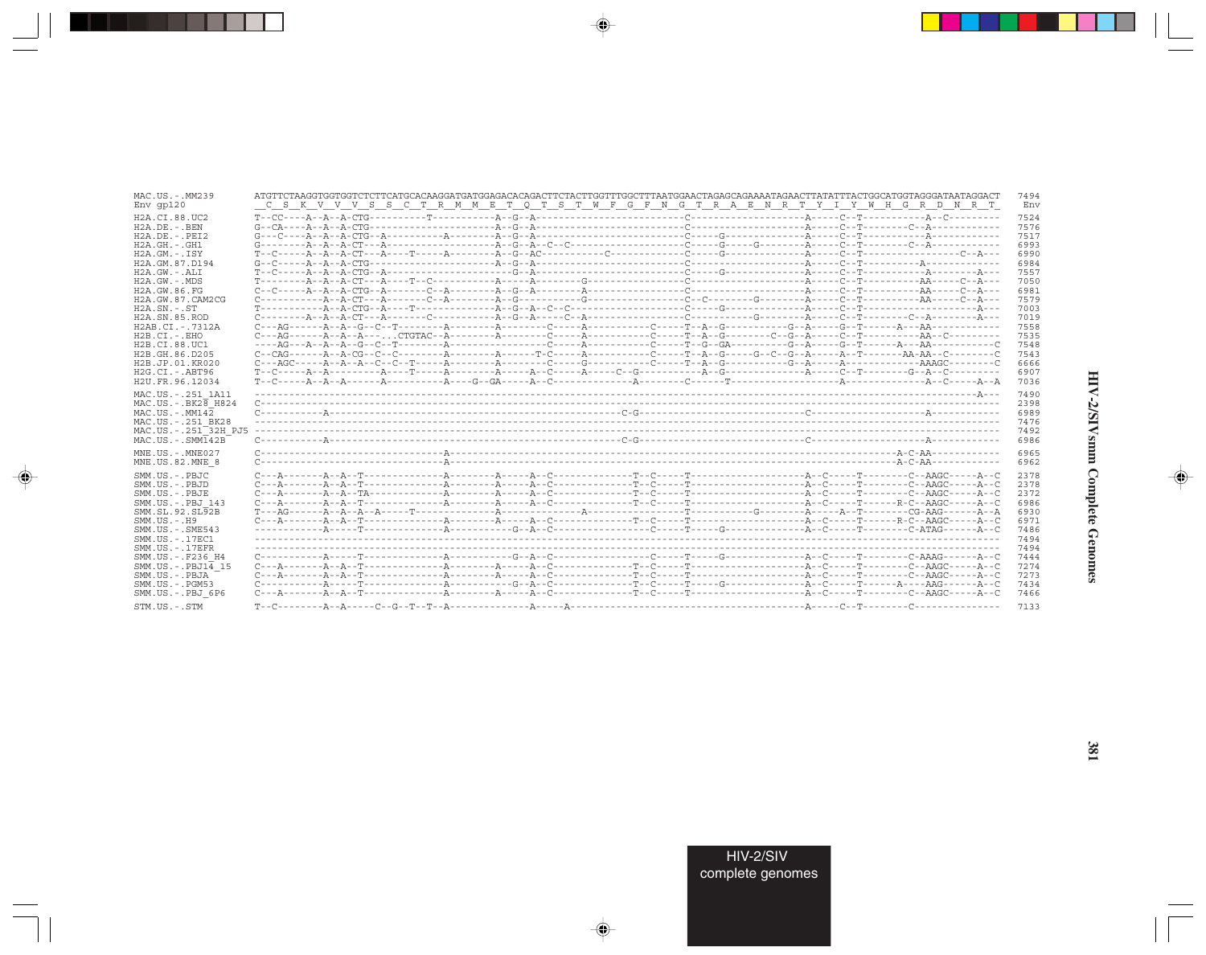```
MAC.US.-.MM239         ATGTTCTAAGGTGGTGGTCTCTTCATGCACAAGGATGATGGAGACACAGACTTCTACTTGGTTTGGCTTTAATGGAACTAGAGCAGAAAATAGAACTTATATTTACTGGCATGGTAGGGATAATAGGACT  7494
Env gp120              __C__S__K__V__V__S__S__C__T__R__M__M__E__T__Q__T__S__T__W__F__G__F__N__G__T__R__A__E__N__R__T__Y__I__Y__W__H__G__R__D__N__R__T_   Env

H2A.CI.88.UC2          T--CC----A--A--A-CTG----------T-----------A--G--A-------------------------C--------------------A-----C--T-----------A--C---------  7524
H2A.DE.-.BEN           G--CA----A--A--A-CTG----------------------A--G--A-------------------------C--------------------A-----C--T--------C--A-----------  7576
H2A.DE.-.PEI2          G--C-----A--A--A-CTG--A-----------A-------A--G--A-------------------------C-----G--------------A-----C--T-----------A-----------  7517
H2A.GH.-.GH1           G--------A--A--A-CT---A-------------------A--G--A--C--C-------------------C-----G-----G--------A-----C--T--------C--A-----------  6993
H2A.GM.-.ISY           T--C-----A--A--A-CT---A----T-----A--------A--G--AC-----------C------------C-----G--------------A-----C--T-------------------C--A---  6990
H2A.GM.87.D194         G--C-----A--A--A-CTG----------------------A--G--A-------------------------C--------------------A-----C--T-----------A-----------  6984
H2A.GW.-.ALI           T--C-----A--A--A-CTG--A----------------------G--A-------------------------C-----G--------------A-----C--T-----------A--------A---  7557
H2A.GW.-.MDS           T--------A--A--A-CT---A----T--C-----------A-----A--------G----------------C--------------------A-----C--T----------AA-----C--A---  7050
H2A.GW.86.FG           C--C-----A--A--A-CTG--A-------C--A--------A--G--A--------A----------------C--------------------A-----C--T----------AA-----C--A---  6981
H2A.GW.87.CAM2CG       C-----------A--A-CT---A-------C--A--------A--G-----------G----------------C--C--------G--------A-----C--T----------AA-----C--A---  7579
H2A.SN.-.ST            T-----------A--A-CTG--A----T--------------A--G--A--C--C-------------------C-----G--------------A-----C--T--------------------A---  7003
H2A.SN.85.ROD          C--------A--A--A-CT---A-------C-----------A--G--A-----C--A----------------C-----------G--------A-----C--T--------C--A--------A---  7019
H2AB.CI.-.7312A        C---AG------A--A--G--C--T--------A--------A--------C-----A-----------C-----T--A--G----------G--A-----G--T------A---AA------------  7558
H2B.CI.-.EHO           C---AG------A--A--A---...CTGTAC--A--------A--------C-----A-----------C-----T--A--G--------C--G--A-----C--T----------AA--C---------  7535
H2B.CI.88.UC1          ----AG---A--A--A--G--C--T--------A-----------------C-----A-----------C-----T--G--GA---------G--A-----G--T------A---AA-----------C  7548
H2B.GH.86.D205         C--CAG------A--A-CG--C--C--------A--------A------T-C-----A-----------C-----T--A--G-----G--C--G--A-----A--T-------AA-AA--C--------C  7543
H2B.JP.01.KR020        C---AGC-----A--A--A--C--C--T-----A--------A--------C-----G-----------C-----T--A--G----------G--A-----A-------------AAAGC--------C  6666
H2G.CI.-.ABT96         T--C-----A--A----------A----T-----A-------A-----A--C-----A-----C--G-----------A--G--------------A-----C--T---------G--A--C---------  6907
H2U.FR.96.12034        T--C-----A--A--A------A----------A----G--GA-----A--C-------------A---------C------T-----------------A-------------------A--C-----A--A  7036

MAC.US.-.251_1A11      ---------------------------------------------------------------------------------------------------------------------------A---  7490
MAC.US.-.BK28_H824     C-------------------------------------------------------------------------------------------------------------------------------  2398
MAC.US.-.MM142         C-----------A-------------------------------------------------C-G---------------------------C--------------------A------------  6989
MAC.US.-.251_BK28      --------------------------------------------------------------------------------------------------------------------------------  7476
MAC.US.-.251_32H_PJ5   --------------------------------------------------------------------------------------------------------------------------------  7492
MAC.US.-.SMM142B       C-----------A-------------------------------------------------C-G---------------------------C--------------------A------------  6986

MNE.US.-.MNE027        C--------------------------------A-------------------------------------------------------------------------A-C-AA-------------  6965
MNE.US.82.MNE_8        C--------------------------------A-------------------------------------------------------------------------A-C-AA-------------  6962

SMM.US.-.PBJC          C---A-------A--A--T--------------A--------A-----A--C-------------T--C-----T--------------------A--C-----T--------C--AAGC-----A--C  2378
SMM.US.-.PBJD          C---A-------A--A--T--------------A--------A-----A--C-------------T--C-----T--------------------A--C-----T--------C--AAGC-----A--C  2378
SMM.US.-.PBJE          C---A-------A--A--TA-------------A--------A-----A--C-------------T--C-----T--------------------A--C-----T--------C--AAGC-----A--C  2372
SMM.US.-.PBJ_143       C---A-------A--A--T--------------A--------A-----A--C-------------T--C-----T--------------------A--C-----T------R-C--AAGC-----A--C  6986
SMM.SL.92.SL92B        T---AG------A--A--A--A-----T-----------------A--------------A----------------T-----------G--------A-----A--T--------CG-AAG------A--A  6930
SMM.US.-.H9            C---A-------A--A--T--------------A--------A-----A--C-------------T--C-----T--------------------A--C-----T------R-C--AAGC-----A--C  6971
SMM.US.-.SME543        ------------A-----T--------------A-------------G--A--C-----------------C-----T-----G-----------A--C-----T--------C-ATAG------A--C  7486
SMM.US.-.17EC1         --------------------------------------------------------------------------------------------------------------------------------  7494
SMM.US.-.17EFR         --------------------------------------------------------------------------------------------------------------------------------  7494
SMM.US.-.F236_H4       C-----------A-----T--------------A-------------G--A--C-----------------C-----T-----G-----------A--C-----T--------C-AAAG------A--C  7444
SMM.US.-.PBJ14_15      C---A-------A--A--T--------------A--------A-----A--C-------------T--C-----T--------------------A--C-----T--------C--AAGC-----A--C  7274
SMM.US.-.PBJA          C---A-------A--A--T--------------A--------A-----A--C-------------T--C-----T--------------------A--C-----T--------C--AAGC-----A--C  7273
SMM.US.-.PGM53         C-----------A-----T--------------A-------------G--A--C-----------T--C-----T-----G--------------A--C-----T------A----AAG------A--C  7434
SMM.US.-.PBJ_6P6       C---A-------A--A--T--------------A--------A-----A--C-------------T--C-----T--------------------A--C-----T--------C--AAGC-----A--C  7466

STM.US.-.STM           T--C--------A--A-----C--G--T--T--A--------------A-----A-----------------------------------------A-----C--T--------C---------------  7133
```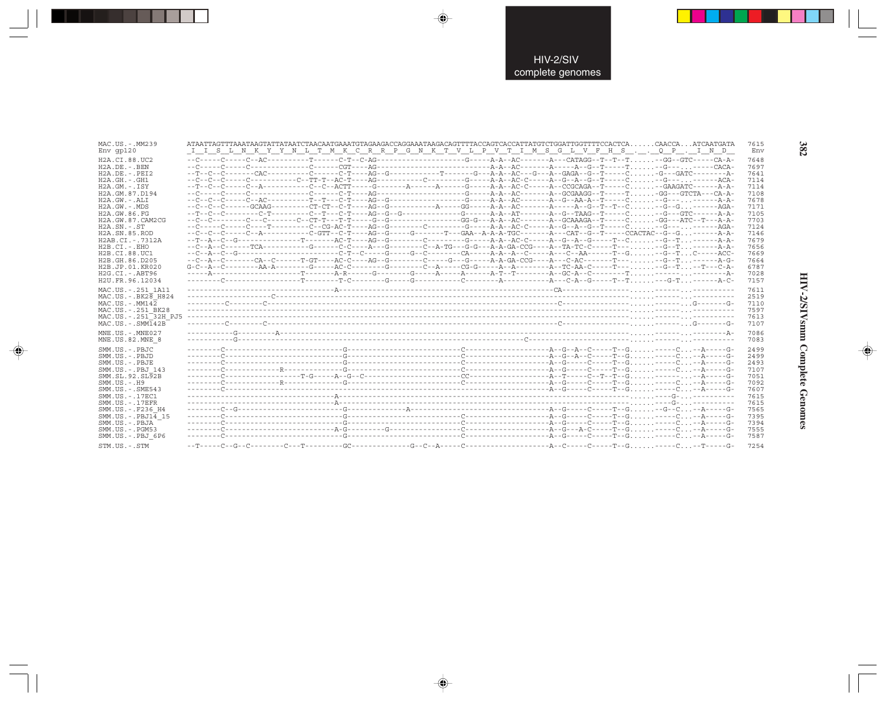```
MAC.US.-.MM239      ATAATTAGTTTAAATAAGTATTATAATCTAACAATGAAATGTAGAAGACCAGGAAATAAGACAGTTTTACCAGTCACCATTATGTCTGGATTGGTTTTCCACTCA......CAACCA...ATCAATGATA  7615
Env gp120           _I__I__S__L__N__K__Y__Y__N__L__T__M__K__C__R__R__P__G__N__K__T__V__L__P__V__T__I__M__S__G__L__V__F__H__S__.__.__Q__P__.__I__N__D__   Env

H2A.CI.88.UC2       --C-----C-----C--AC----------T------C-T--C-AG--------------------G-----A-A--AC-------A---CATAGG--T--T--T.......-GG--GTC-----CA-A-  7648
H2A.DE.-.BEN        --C-----C-----C--------------C------CGT---AG---------------------------A-A--AC-------A-----A--G--T-----T.......-G---...------CACA-  7697
H2A.DE.-.PEI2       --T--C--C--------CAC---------C------C-T----AG--G-----------T---------G---A-A--AC---G---A--GAGA--G--T-----C.......-G---GATC--------A-  7641
H2A.GH.-.GH1        --C--C--C-----C------------C--TT-T--AC-T----AG-----------C---------G-----A-A--AC-C-----A--G--A--G--T-----C.......-G---...------ACA-  7114
H2A.GM.-.ISY        --T--C--C-----C--A-----------C--C--ACTT-----G--------A------A------G-----A-A--AC-C-----A--CCGCAGA--T-----C.......-GAAGATC------A-A-  7114
H2A.GM.87.D194      --C-----C-----C--------------C------C-T----AG--------------------G-----A-A--AC-------A--GCGAAGG--T-----T.......-GG---GTCTA---CA-A-  7108
H2A.GW.-.ALI        --C--C--C-----C--AC----------T--T---C-T----AG--G-----------------G-----A-A--AC-------A--G--AA-A--T-----C.......-G---...------A-A-  7678
H2A.GW.-.MDS        --C--C--C---------GCAAG--------CT-CT--C-T----AG--G----------A-----GG-----A-A--AC-------A-----A--G--T--T--C.......-G--G...------AGA-  7171
H2A.GW.86.FG        --T--C--C---------------C-T---------C--T---C-T----AG--G--G---------------G-----A-A--AT-------A--G--TAAG--T-----C.......-G---GTC-----A-A-  7105
H2A.GW.87.CAM2CG    --C--C-----------C---C-------C--CT-T---T-T-----G--G--------------GG-G---A-A--AC-------A--GCAAAGA--T-----C.......GG---ATC--T---A-A-  7703
H2A.SN.-.ST         --C-----C-----C----T---------C--CG-AC-T----AG--G-----------C---------G-----A-A--AC-C-----A--G--A--G--T-----C.......-G---...------AGA-  7124
H2A.SN.85.ROD       --C--C--C-----C--A-----------C-GTT--C-T----AG--G-----G-------T---GAA--A-A-A-TGC-------A---CAT--G--T-----CCACTAC--G--G...------A-A-  7146
H2AB.CI.-.7312A     --T--A--C--G------------------T-------AC-T----AG--G------------C---------G-----A-A--AC-C-----A--G--A--G-----T--C.......-G--T...------A-A-  7679
H2B.CI.-.EHO        --C--A--C------TCA-----------G------C-C-----A---G---------C--A-TG---G-G---A-A-GA-CCG----A--TA-TC-C-----T---.......-G--T...------A-A-  7656
H2B.CI.88.UC1       --C--A--C--G--------------------C-T--C-----G-----G--C---------CA-----A-A--A--C-----A---C--AA-------T--G.......-G--T...C------ACC-  7669
H2B.GH.86.D205      --C--A--C---------CA--C------T-GT----AC-C----AG--G-----------C------G---G-----A-A-GA-CCG----A---C-AC--------T---.......-G--T...------A-G-  7664
H2B.JP.01.KR020     G-C--A--C---------AA-A---------G-----AC-C--------G---------C--A------CG-G-----A--A-------A--TC-AA-C-----T---.......-G--T...--T---C-A-  6787
H2G.CI.-.ABT96      -----A---------------------T--------A-R------G--------G------A-----A--------A-T--T-------A--GC-A--C---------T.......--------...------A-  7028
H2U.FR.96.12034     ---------C-----------------T--------T-C---------G------G------------C--------A-----------A---C-A--G-----T--T.......-G-T...------A-C-  7157

MAC.US.-.251_1A11   --------------------------------A-------------------------------------------------CA-----------------------.......------...---------  7611
MAC.US.-.BK28_H824  -------------------C-------------------------------------------------------------------------------------------.......------...---------  2519
MAC.US.-.MM142      ---------C--------C------------------------------------------------------------C------------------------.......------...G-------G-  7110
MAC.US.-.251_BK28   ---------------------------------------------------------------------------------------------------------------.......------...---------  7597
MAC.US.-.251_32H_PJ5 ---------------------------------------------------------------------------------------------------------------.......------...---------  7613
MAC.US.-.SMM142B    ---------C--------C------------------------------------------------------------C------------------------.......------...G-------G-  7107

MNE.US.-.MNE027     ----------G---------A------------------------------------------------------------------------------------.......------...--------A-  7086
MNE.US.82.MNE_8     ----------G-----------------------------------------------------------C----------------------------------.......------...---------  7083

SMM.US.-.PBJC       --------C-----------------------G--------------------------C--------------------A--G--A--C-----T--G.......-----C...--A-----G-  2499
SMM.US.-.PBJD       --------C-----------------------G--------------------------C--------------------A--G--A--C-----T--G.......-----C...--A-----G-  2499
SMM.US.-.PBJE       --------C-----------------------G--------------------------C--------------------A--G-----C-----T--G.......-----C...--A-----G-  2493
SMM.US.-.PBJ_143    --------C------------R----------G--------------------------C--------------------A--G-----C-----T--G.......-----C...--A-----G-  7107
SMM.SL.92.SL92B     --------C-------------------T-G-----A--G--C---------------CC--------------------A--T-----C--T--T--G.......-----...--A-----G-  7051
SMM.US.-.H9         --------C------------R----------G--------------------------C--------------------A--G-----C-----T--G.......-----C...--A-----G-  7092
SMM.US.-.SME543     --------C-----------------------------------------------------------------------A--G-----C-----T--G.......-----C...--A-----G-  7607
SMM.US.-.17EC1      --------------------------------A-------------------------------------------------------------------.......---G-...---------  7615
SMM.US.-.17EFR      --------------------------------A-------------------------------------------------------------------.......---G-...---------  7615
SMM.US.-.F236_H4    --------C--G--------------------G-------------A-------------------------------A--G-----C-----T--G.......--G--C...--A-----G-  7565
SMM.US.-.PBJ14_15   --------C-----------------------G--------------------------C--------------------A--G-----C-----T--G.......-----C...--A-----G-  7395
SMM.US.-.PBJA       --------C-----------------------G--------------------------C--------------------A--G-----C-----T--G.......-----C...--A-----G-  7394
SMM.US.-.PGM53      --------C-----------------------A-G---------G--------------C--------------------A--G--A--C-----T--G.......-----C...--A-----G-  7555
SMM.US.-.PBJ_6P6    --------C-----------------------G--------------------------C--------------------A--G-----C-----T--G.......-----C...--A-----G-  7587

STM.US.-.STM        --T-----C--G--C---------C---T---------GC--------------G--C--A-----C--------------------A--C-----C-----T--G.......-----C...--T-----G-  7254
```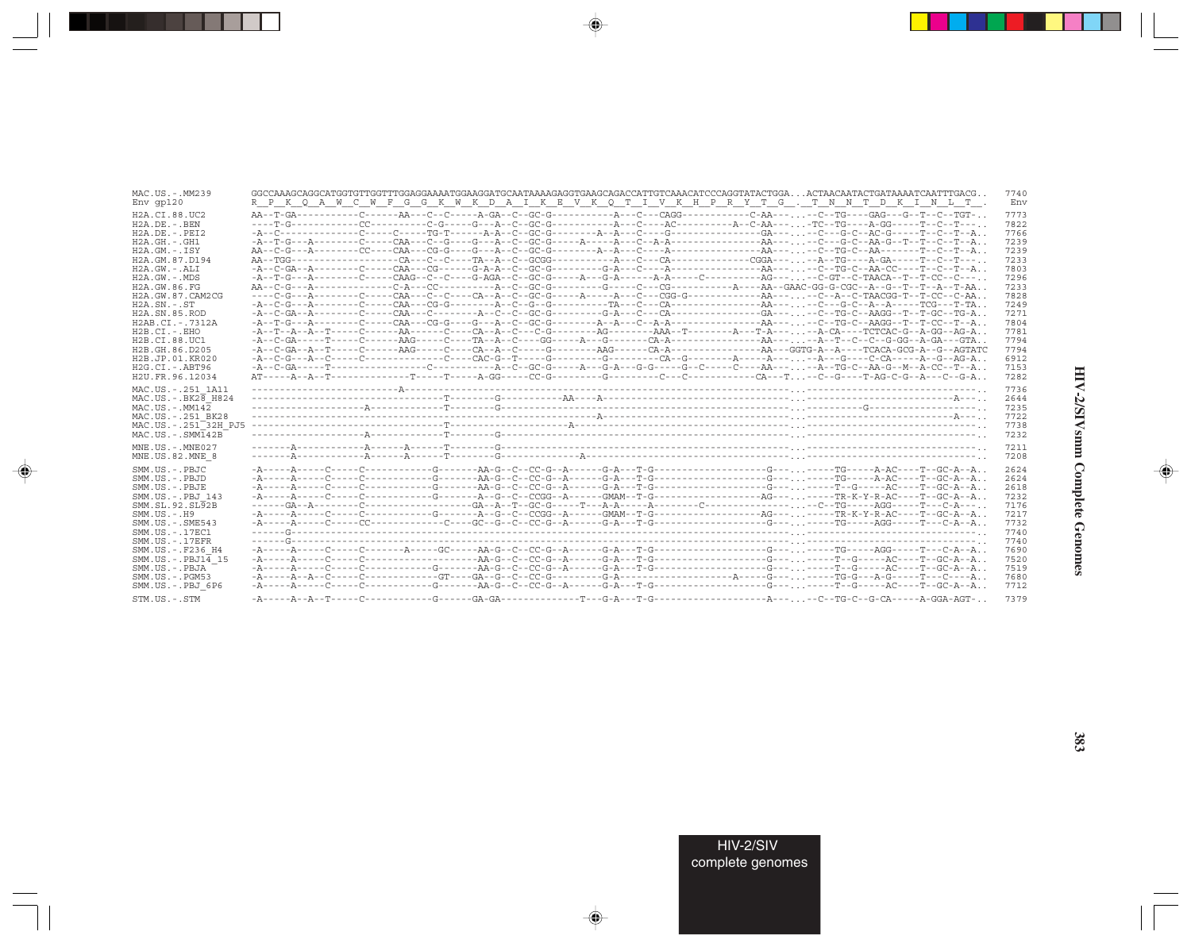```
MAC.US.-.MM239        GGCCAAAGCAGGCATGGTGTTGGTTTGGAGGAAAATGGAAGGATGCAATAAAAGAGGTGAAGCAGACCATTGTCAAACATCCCAGGTATACTGGA...ACTAACAATACTGATAAAATCAATTTGACG..  7740
Env gp120             R  P  K  Q  A  W  C  W  F  G  G  K  W  K  D  A  I  K  E  V  K  Q  T  I  V  K  H  P  R  Y  T  G  .  T  N  N  T  D  K  I  N  L  T  .   Env

H2A.CI.88.UC2         AA--T-GA-----------C------AA---C--C-----A-GA--C--GC-G-----------A---C---CAGG------------C-AA---...--C--TG----GAG---G--T--C--TGT-..  7773
H2A.DE.-.BEN          ----T-G------------CC----------C-G-----G---A--C--GC-G-----------A---C---AC----------A--C-AA---...-TC--TG----A-GG-----T--C--T----..  7822
H2A.DE.-.PEI2         -A--C--------------C-----C-----TG-T------A-A--C--GC-G--------A--A---C---G---------------GA---...--C---G-C--AC-G-----T--C--T--A..  7766
H2A.GH.-.GH1          -A--T-G---A--------C-----CAA---C--G----G---A--C--GC-G-----A-----A---C--A-A--------------AA---...--C---G-C--AA-G--T--T--C--T--A..  7239
H2A.GM.-.ISY          AA--C-G---A--------CC----CAA---CG-G----G---A--C--GC-G--------A--A---C----A--------------AA---...--C--TG-C--AA-------T--C--T--A..  7239
H2A.GM.87.D194        AA--TGG--------------------CA---C--C----TA--A--C--GCGG-----------A---C---CA-------------CGGA---...--A--TG----A-GA-----T--C--T----..  7233
H2A.GW.-.ALI          -A--C-GA--A--------C-----CAA---CG------G-A-A--C--GC-G---------G-A---C----A--------------AA---...--C--TG-C--AA-CC----T--C--T--A..  7803
H2A.GW.-.MDS          -A--T-G---A--------C-----CAAG--C--C----G-AGA--C--GC-G------A---G-A------A-A-----C-----------AG---...--C-GT--C-TAACA--T--T-CC--C----..  7296
H2A.GW.86.FG          AA--C-G---A----------------C-A----CC----------A--C--GC-G-----------G-----C---CG----------A----AA--GAAC-GG-G-CGC--A--G--T--T--A--T-AA..  7233
H2A.GW.87.CAM2CG      ----C-G---A--------C-----CAA---C--C----CA--A--C--GC-G-----A-----A---C---CGG-G-------------AA---...--C--A--C-TAACGG-T--T-CC--C-AA..  7828
H2A.SN.-.ST           -A--C-G---A--------C-----CAA---CG-G---------A--C--G--G-----------TA---C---CA--------------AA---...--C---G-C--A--A-----TCG---T-TA..  7249
H2A.SN.85.ROD         -A--C-GA--A--------C-----CAA---C--------A--C--C--GC-G---------G-A---C---CA--------------GA---...--C--TG-C--AAGG--T--T-GC--TG-A..  7271
H2AB.CI.-.7312A       -A--T-G---A--------C-----CAA---CG-G----G---A--C--GC-G--------A--A---C--A-A--------------AA---...--C--TG-C--AAGG--T--T-CC--T--A..  7804
H2B.CI.-.EHO          -A--T--A--A--T-----C------AA------C----CA--A--C----C-G---------AG--------AAA--T--------A---T-A---...--A-CA----TCTCAC-G--A-GG--AG-A..  7781
H2B.CI.88.UC1         -A--C-GA-----T-----C------AAG-----C----TA--A--C----GG----A---G-------CA-A----------------AA---...--A--T--C--C--G-GG--A-GA---GTA..  7794
H2B.GH.86.D205        -A--C-GA--A--T-----C------AAG-----C----CA--A--C-----G---------AAG------CA-A---------------AA---GGTG-A--A----TCACA-GCG-A--G--AGTATC  7794
H2B.JP.01.KR020       -A--C-G---A--C-----C-----------------C----CAC-G--T-----G---------G--------CA--G--------A----A---...--A---G----C-CA-----A--G--AG-A..  6912
H2G.CI.-.ABT96        -A--C-GA-----T---------------C------------A--C--GC-G-----A---G-A---G-G-----G--C-----C----AA---...--A--TG-C--AA-G--M--A-CC--T--A..  7153
H2U.FR.96.12034       AT------A--A--T--------------T-----T-----A-GG-----CC-G---------G---------C---C-----------CA---T...--C--G----T-AG-C-G--A---C--G-A..  7282

MAC.US.-.251_1A11     ----------------------------A----------------------------------------------------------------...---------------------------------..  7736
MAC.US.-.BK28_H824    --------------------------------T--------G-----------AA----A---------------------------------...-----------------------------A----..  2644
MAC.US.-.MM142        --------------------A-------------T-------G--------------------------------------------------...---------G-----------------------..  7235
MAC.US.-.251_BK28     -----------------------------------------------------------A---------------------------------...-----------------------------A----..  7722
MAC.US.-.251_32H_PJ5  ----------------------------------T-------------------A--------------------------------------...---------------------------------..  7738
MAC.US.-.SMM142B      --------------------A-------------T-------G--------------------------------------------------...---------------------------------..  7232

MNE.US.-.MNE027       -------A------------A------A------T-------G--------------------------------------------------...---------------------------------..  7211
MNE.US.82.MNE_8       -------A------------A------A------T-------G-----------A--------------------------------------...---------------------------------..  7208

SMM.US.-.PBJC         -A-----A-----C-----C-----------G-------AA-G--C--CC-G--A------G-A---T-G------------------G---...-----TG-----A-AC----T--GC-A--A..  2624
SMM.US.-.PBJD         -A-----A-----C-----C-----------G-------AA-G--C--CC-G--A------G-A---T-G------------------G---...-----TG-----A-AC----T--GC-A--A..  2624
SMM.US.-.PBJE         -A-----A-----C-----C-----------G-------AA-G--C--CC-G--A------G-A---T-G------------------G---...-----T--G-----AC----T--GC-A--A..  2618
SMM.US.-.PBJ_143      -A-----A-----C-----C-----------G-------A--G--C--CCGG--A------GMAM--T-G-----------------AG---...-----TR-K-Y-R-AC----T--GC-A--A..  7232
SMM.SL.92.SL92B       ------GA--A--------C----------------GA--A--T--GC-G-----T---A-A-----A---------C---------------...--C--TG-----AGG-----T---C-A----..  7176
SMM.US.-.H9           -A-----A-----C-----C-----------G-------A--G--C--CCGG--A------GMAM--T-G-----------------AG---...-----TR-K-Y-R-AC----T--GC-A--A..  7217
SMM.US.-.SME543       -A-----A-----C-----CC-----------C----GC--G--C--CC-G--A------G-A---T-G------------------G---...-----TG-----AGG-----T---C-A--A..  7732
SMM.US.-.17EC1        ------G--------------------------------------------------------------------------------------...---------------------------------..  7740
SMM.US.-.17EFR        ------G--------------------------------------------------------------------------------------...---------------------------------..  7740
SMM.US.-.F236_H4      -A-----A-----C-----C-------A-----GC-----AA-G--C--CC-G--A------G-A---T-G------------------G---...-----TG-----AGG-----T---C-A--A..  7690
SMM.US.-.PBJ14_15     -A-----A-----C-----C------------------AA-G--C--CC-G--A------G-A---T-G------------------G---...-----T--G-----AC----T--GC-A--A..  7520
SMM.US.-.PBJA         -A-----A-----C-----C-----------G-------AA-G--C--CC-G--A------G-A---T-G------------------G---...-----T--G-----AC----T--GC-A--A..  7519
SMM.US.-.PGM53        -A-----A--A--C-----C------------GT----GA--G--C--CC-G---------G-A--------------A-------G---...-----TG-G---A-G-----T---C----A..  7680
SMM.US.-.PBJ_6P6      -A-----A-----C-----C-----------G-------AA-G--C--CC-G--A------G-A---T-G------------------G---...-----T--G-----AC----T--GC-A--A..  7712

STM.US.-.STM          -A-----A--A--T-----C-----------G------GA-GA--------------T---G-A---T-G-------------------A---...--C--TG-C--G-CA-----A-GGA-AGT-..  7379
```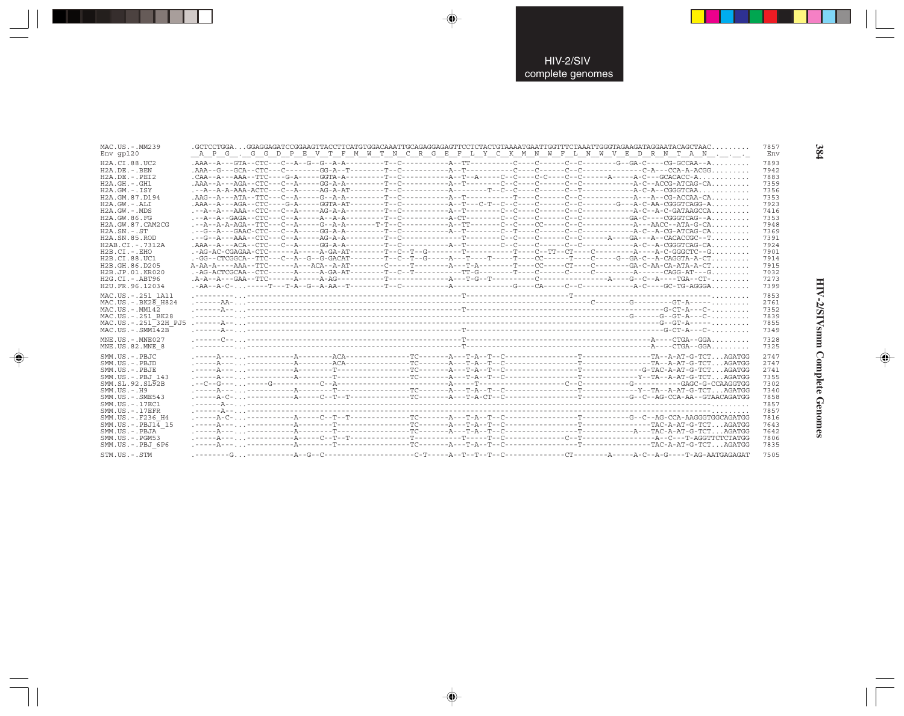HIV-2/SIV complete genomes

```
MAC.US.-.MM239       .GCTCCTGGA...GGAGGAGATCCGGAAGTTACCTTCATGTGGACAAATTGCAGAGGAGAGTTCCTCTACTGTAAAATGAATTGGTTTCTAAATTGGGTAGAAGATAGGAATACAGCTAAC.........  7857
Env gp120            __A__P__G__.__G__G__D__P__E__V__T__F__M__W__T__N__C__R__G__E__F__L__Y__C__K__M__N__W__F__L__N__W__V__E__D__R__N__T__A__N__.__.__._  Env

H2A.CI.88.UC2        .AAA--A---GTA--CTC---C--A--G--G--A-A---------T--C-----------A--TT-----------C----C------C--C--------G--GA-C----CG-GCCAA--A.........  7893
H2A.DE.-.BEN         .AAA--G---GCA--CTC---C---------GG-A--T--------T--C-----------A--T-----------C----C------C--C---------------C-A---CCA-A-ACGG.........  7942
H2A.DE.-.PEI2        .CAA--A---AAA--TTC----G-A-----GGTA-A---------T--C-----------A--T--A-----C--C----C-C----C--C-------A------A-C---GCACACC-A..........  7883
H2A.GH.-.GH1         .AAA--A---AGA--CTC---C--A-----GG-A-A---------T--C-----------A--T-----------C----C------C--C------------A-C--ACCG-ATCAG-CA.........  7359
H2A.GM.-.ISY         .--A--A-A-AAA-ACTC---C--A-----AG-A-AT--------T--C-----------A--------T--C--C----C------C--T------------A-C-A--CGGGTCAA............  7356
H2A.GM.87.D194       .AAG--A---ATA--TTC---C--A-----G--A-A---------T--C-----------A--T-----------T----C------C--C------------A---A--CG-ACCAA-CA.........  7353
H2A.GW.-.ALI         .AAA--A---AGA--CTC----G-A-----GGTA-AT--------T--C-----------A--T---C-T--C--C----C------C--C--------G---A-C-AA-CGGGTCAGG-A.........  7923
H2A.GW.-.MDS         .--A--A---AAA--CTC---C--A-----AG-A-A---------T--C-----------A--T-----------C----C------C--C------------A-C--A-C-GATAAGCCA.........  7416
H2A.GW.86.FG         .--A--A--GAGA--CTC---C--A-----A--A-A---------T--C-----------A-CT-----------C--C-C------C--C-----------GA-C----CGGGTCAG--A.........  7353
H2A.GW.87.CAM2CG     .--A--A-A-AGA--TTC---C--A-----G--A-A-------T-T--C-----------A--TT----------C--C----CC-----C--C------------A---AACC--ATA-G-CA.........  7948
H2A.SN.-.ST          .--G--A---GAAC-CTC---C--A-----GG-A-A---------T--C-----------A--T-----------C--T----C------C--C------------A-C--A-CG-ATCAG-CA.........  7369
H2A.SN.85.ROD        .--G--A---AAA--CTC---C--A-----AG-A-A---------T--C--------------T-----------C--C----C------C--C------A----GA---A--CACACCGC--T........  7391
H2AB.CI.-.7312A      .AAA--A---ACA--CTC---C--A-----GG-A-A---------T--C-----------A--T-----------C--C----C------C--C------------A-C--A-CGGGTCAG-CA.........  7924
H2B.CI.-.EHO         .-AG-AC-CGAGAA-CTC------A-----A-GA-AT--------T--C--T--G---------T-------------T----C--TT--CT----C----------A----A-C-GGGCTC--G.........  7901
H2B.CI.88.UC1        .-GG--CTCGGCA--TTC---C--A--G--G-GACAT--------T--C--T--G-----A---T----T-----T----CC-----T----C------G--GA-C--A-CAGGTA-A-CT.........  7914
H2B.GH.86.D205       A-AA-A----AAA--TTC------A---ACA--A-AT--------C-----T--------A---T-A--------T----CC-----CT----C--------GA-C-AA-CA-ATA-A-CT.........  7915
H2B.JP.01.KR020      .-AG-ACTCGCAA--CTC------A-----A-GA-AT--------T--C--T------------TT-G-------T----C------C-----C----------A------CAGG-AT---G.........  7032
H2G.CI.-.ABT96       .A-A--A---GAA--TTC------A-----A-AG-----------T--------------A---T-G--T-------------C----------------A-----G--C--A----TGA--CT-........  7273
H2U.FR.96.12034      .-AA--A-C-...-----T---T-A--G--A-AA--T--------T--C-----------A-------------G----CA-----C--C-------------A-C----GC-TG-AGGGA.........  7399

MAC.US.-.251_1A11    .----------...--------------------------------------------------T--------------------------------T-------------------------.........  7853
MAC.US.-.BK28_H824   .------AA--...------------------------------------------------------------------------------------------C--------G----------GT-A------.........  2761
MAC.US.-.MM142       .------A---...--------------------------------------------------T-------------------------------------------------------G-CT-A---C-.........  7352
MAC.US.-.251_BK28    .----------...----------------------------------------------------------------------------------------------------G-------G--GT-A---C-.........  7839
MAC.US.-.251_32H_PJ5 .------A---...-----------------------------------------------------------------------------------------------------------------G--GT-A-----.........  7855
MAC.US.-.SMM142B     .------A---...--------------------------------------------------T-------------------------------------------------------G-CT-A---C-.........  7349

MNE.US.-.MNE027      .------C---...--------------------------------------------------T---------------------------------------------A----CTGA--GGA.........  7328
MNE.US.82.MNE_8      .----------...--------------------------------------------------T---------------------------------------------A----CTGA--GGA.........  7325

SMM.US.-.PBJC        .-----A---...-----------A--------ACA--------------TC-------A--T-A--T--C---------------T---------------TA--A-AT-G-TCT...AGATGG  2747
SMM.US.-.PBJD        .-----A---...-----------A--------ACA--------------TC-------A--T-A--T--C---------------T---------------TA--A-AT-G-TCT...AGATGG  2747
SMM.US.-.PBJE        .-----A---...-----------A--------T----------------TC-------A--T-A--T--C---------------T-------------G-TAC-A-AT-G-TCT...AGATGG  2741
SMM.US.-.PBJ_143     .-----A---...-----------A--------T----------------TC-------A--T-A--T--C---------------T------------Y--TA--A-AT-G-TCT...AGATGG  7355
SMM.SL.92.SL92B      .--C--G---...-----G------------C--A---------------------A-----T-----------------C--C-----------G-----------GAGC-G-CCAAGGTGG  7302
SMM.US.-.H9          .-----A---...-----------A--------T----------------TC-------A--T-A--T--C---------------T-------------Y--TA--A-AT-G-TCT...AGATGG  7340
SMM.US.-.SME543      .-----A-C-...-----------A-----C--T--T-------------TC-------A--T-A-CT--C---------------T-----------G--C--AG-CCA-AA--GTAACAGATGG  7858
SMM.US.-.17EC1       .------A---...-------------------------------------------------------------------------------------------------------------.........  7857
SMM.US.-.17EFR       .------A---...-------------------------------------------------------------------------------------------------------------.........  7857
SMM.US.-.F236_H4     .-----A-C-...-----------A-----C--T--T-------------TC-------A--T-A--T--C---------------T-----------G--C--AG-CCA-AAGGGTGGCAGATGG  7816
SMM.US.-.PBJ14_15    .-----A---...-----------A--------T----------------TC-------A--T-A--T--C---------------T---------------TAC-A-AT-G-TCT...AGATGG  7643
SMM.US.-.PBJA        .-----A---...-----------A--------T----------------TC-------A--T-A--T--C---------------T------------A---TAC-A-AT-G-TCT...AGATGG  7642
SMM.US.-.PGM53       .-----A---...-----------A-----C--T--T-------------T-------------T-----T--C-----------C--T-----------------A--C---T-AGGTTCTCTATGG  7806
SMM.US.-.PBJ_6P6     .-----A---...-----------A--------T----------------TC-------A--T-A--T--C---------------T---------------TAC-A-AT-G-TCT...AGATGG  7835

STM.US.-.STM         .--------G...-----------A--G--C--------------------C-T------A--T--T--T--C-------------CT---------A-----A-C--A-G----T-AG-AATGAGAGAT  7505
```

HIV-2/SIVsmm Complete Genomes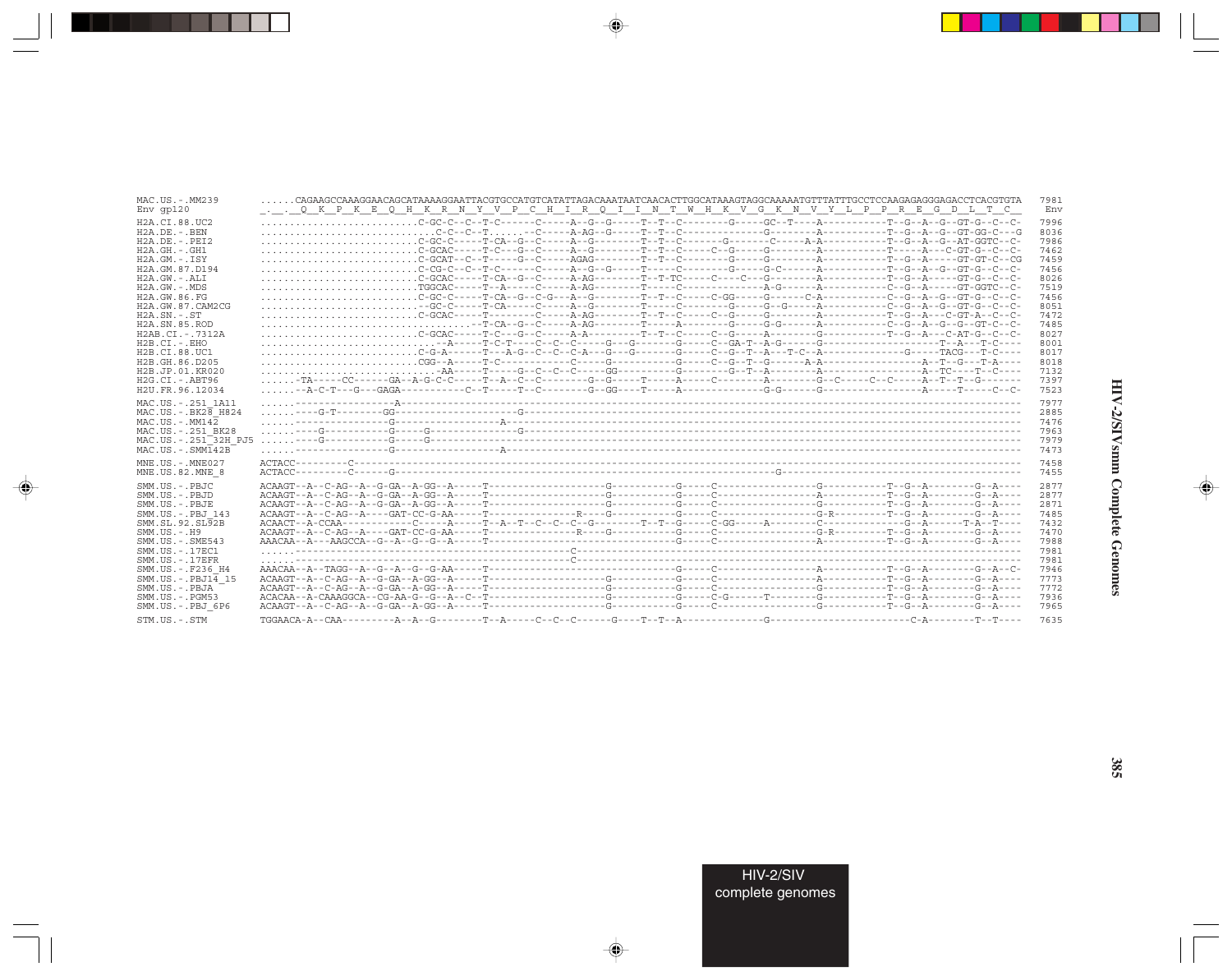```
MAC.US.-.MM239        ......CAGAAGCCAAAGGAACAGCATAAAAGGAATTACGTGCCATGTCATATTAGACAAATAATCAACACTTGGCATAAAGTAGGCAAAAATGTTTATTTGCCTCCAAGAGAGGGAGACCTCACGTGTA  7981
Env gp120             _._._Q__K__P__K__E__Q__H__K__R__N__Y__V__P__C__H__I__R__Q__I__I__N__T__W__H__K__V__G__K__N__V__Y__L__P__P__R__E__G__D__L__T__C__   Env

H2A.CI.88.UC2         ..........................C-GC-C--C--T-C------C-----A--G--G-----T--T--C--------G-----GC--T----A----------T--G--A--G--GT-G--C--C-  7996
H2A.DE.-.BEN          ............................C-C--C--T......--C-----A-AG--G-----T--T--C-------------G-------A----------T--G--A--G--GT-GG-C---G  8036
H2A.DE.-.PEI2         ..........................C-GC-C-----T-CA--G--C-----A--G--------T--T--C------G------C-----A-A---------T--G--A--G--AT-GGTC--C-  7986
H2A.GH.-.GH1          ..........................C-GCAC-----T-C---G--C-----A--G--------T--T--C-----C--G-----G-------A----------T-----A---C-GT-G--C--C-  7462
H2A.GM.-.ISY          ..........................C-GCAT--C--T-----G--C-----AGAG--------T--T--C--------G-----G-------A----------T--G--A-----GT-GT-C--CG  7459
H2A.GM.87.D194        ..........................C-CG-C--C--T-C------C-----A--G--G-----T-----C--------G-----G-C-----A----------T--G--A--G--GT-G--C--C-  7456
H2A.GW.-.ALI          ..........................C-GCAC-----T-CA--G--C-----A-AG--------T--T-TC-----C----C--G-------A----------T--G--A-----GT-G--C--C-  8026
H2A.GW.-.MDS          ..........................TGGCAC-----T--A-----C-----A-AG--------T-----C--------------A-G------A----------C--G--A-----GT-GGTC--C-  7519
H2A.GW.86.FG          ..........................C-GC-C-----T-CA--G--C-G---A--G--------T--T--C-----C-GG-----G------C-A----------C--G--A--G--GT-G--C--C-  7456
H2A.GW.87.CAM2CG      ..........................--GC-C-----T-CA-----C-----A--G--------T-----C--------G-----G--G----A----------C--G--A--G--GT-G--C--C-  8051
H2A.SN.-.ST           ..........................C-GCAC-----T--------C-----A-AG--------T--T--C-----C--G-----G-------A----------T--G--A---C-GT-A--C--C-  7472
H2A.SN.85.ROD         ..................................T-CA--G--C-----A-AG--------T-----A--------G-----G-G------A----------C--G--A--G--G--GT-C--C-  7485
H2AB.CI.-.7312A       ..........................C-GCAC-----T-C---G--C-----A-A---------T--T--C-----C--G-----A-------G----------T--G--A---C-AT-G--C--C-  8027
H2B.CI.-.EHO          ..............................A-----T-C-T----C--C--C-----G---G-------G-----C--GA-T--A-G------G---------------------T--A---T-C---  8001
H2B.CI.88.UC1         ..........................C-G-A-----T---A-G--C--C--C-A---G---G-------G-----C--G--T--A---T-C--A---------------G-----TACG---T-C---  8017
H2B.GH.86.D205        ..........................CGG--A-----T-C-----------C-----G-----------G-----C--G--T--G-----A-A---------------A--T--G---T-A----  8018
H2B.JP.01.KR020       ................................AA-----T-----G--C--C--C-----GG----------G------G--T--A-------A----------------A--TC----T--C----  7132
H2G.CI.-.ABT96        ......-TA-----CC------GA--A-G-C-C-----T--A--C--C--------G--G-----T-----A-----C---------A--------G--C-----C--C-----A--T--T--G-------  7397
H2U.FR.96.12034       ......--A-C-T---G---GAGA----------C--T-----T--C--------G--GG----T-----A-----------G-G------G----------------A-----T-----C--C-  7523

MAC.US.-.251_1A11     ......----------------A----------------------------------------------------------------------------------------------------  7977
MAC.US.-.BK28_H824    ......----G-T--------GG---------------------G---------------------------------------------------------------------------------  2885
MAC.US.-.MM142        ......-------------G------------------A------------------------------------------------------------------------------------  7476
MAC.US.-.251_BK28     ......----G------------G-----G---------------G----------------------------------------------------------------------------------  7963
MAC.US.-.251_32H_PJ5  ......----G------------G-----G----------------------------------------------------------------------------------------------  7979
MAC.US.-.SMM142B      ......-------------G------------------A------------------------------------------------------------------------------------  7473

MNE.US.-.MNE027       ACTACC---------C-------------------------------------------------------------------------------------------------------------  7458
MNE.US.82.MNE_8       ACTACC---------C------G-------------------------------------------------------------G-------------------------------------------  7455

SMM.US.-.PBJC         ACAAGT--A--C-AG--A--G-GA--A-GG--A-----T-------------------G----------G-----C----------------A----------T--G--A--------G--A----  2877
SMM.US.-.PBJD         ACAAGT--A--C-AG--A--G-GA--A-GG--A-----T-------------------G----------G-----C----------------A----------T--G--A--------G--A----  2877
SMM.US.-.PBJE         ACAAGT--A--C-AG--A--G-GA--A-GG--A-----T-------------------G----------G-----C----------------G----------T--G--A--------G--A----  2871
SMM.US.-.PBJ_143      ACAAGT--A--C-AG--A----GAT-CC-G-AA-----T---------------R---G----------G-----C----------------G-R--------T--G--A--------G--A----  7485
SMM.SL.92.SL92B       ACAACT--A-CCAA-----------C-----A-----T--A--T--C--C--C--G--------T--T--G-----C-GG-----A---------C-------------------G--A-------T-A--T----  7432
SMM.US.-.H9           ACAAGT--A--C-AG--A----GAT-CC-G-AA-----T---------------R---G----------G-----C----------------G-R--------T--G--A--------G--A----  7470
SMM.US.-.SME543       AAACAA--A---AAGCCA--G--A--G--G--A-----T-------------------------------G-----C----------------A----------T--G--A--------G--A----  7988
SMM.US.-.17EC1        ......-------------------------------------------------C----------------------------------------------------------------------  7981
SMM.US.-.17EFR        ......-------------------------------------------------C----------------------------------------------------------------------  7981
SMM.US.-.F236_H4      AAACAA--A--TAGG--A--G--A--G--G-AA-----T-------------------------------G-----C----------------A----------T--G--A--------G--A--C-  7946
SMM.US.-.PBJ14_15     ACAAGT--A--C-AG--A--G-GA--A-GG--A-----T-------------------G----------G-----C----------------A----------T--G--A--------G--A----  7773
SMM.US.-.PBJA         ACAAGT--A--C-AG--A--G-GA--A-GG--A-----T-------------------G----------G-----C----------------G----------T--G--A--------G--A----  7772
SMM.US.-.PGM53        ACACAA--A-CAAAGGCA--CG-AA-G--G--A--C--T-------------------G----------G-----C-G------T-------G----------T--G--A--------G--A----  7936
SMM.US.-.PBJ_6P6      ACAAGT--A--C-AG--A--G-GA--A-GG--A-----T-------------------G----------G-----C----------------G----------T--G--A--------G--A----  7965

STM.US.-.STM          TGGAACA-A--CAA---------A--A--G--------T--A-----C--C--C------G----T--T--A-------------G-----------------------C-A---------T--T----  7635
```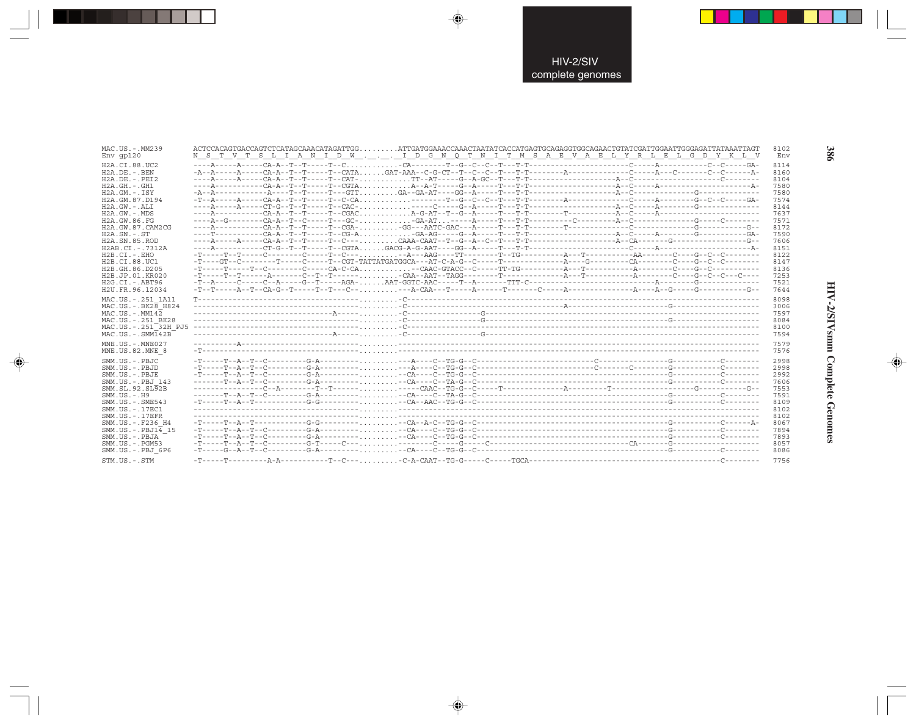```
MAC.US.-.MM239      ACTCCACAGTGACCAGTCTCATAGCAAACATAGATTGG.........ATTGATGGAAACCAAACTAATATCACCATGAGTGCAGAGGTGGCAGAACTGTATCGATTGGAATTGGGAGATTATAAATTAGT  8102
Env gp120           N  S  T  V  T  S  L  I  A  N  I  D  W  .  .  .  I  D  G  N  Q  T  N  I  T  M  S  A  E  V  A  E  L  Y  R  L  E  L  G  D  Y  K  L  V   Env

H2A.CI.88.UC2       ----A-----A-----CA-A--T--T-----T--C............-CA---------T--G--C--C--T---T-T-----------------------C-----A-----------C--C-----GA-  8114
H2A.DE.-.BEN        -A--A-----A-----CA-A--T--T-----T--CATA......GAT-AAA--C-G-CT--T--C--C--T---T-T--------A-------------C-----A---C-------C--C------A-  8160
H2A.DE.-.PEI2       ----A-----A-----CA-A--T--T-----T--CAT-...........TT--AT-----G--A-GC--T---T-T-------------------A--C---------------------C--------  8104
H2A.GH.-.GH1        ----A-----------CA-A--T--T-----T--CGTA...........A--A-T-----G--A-----T---T-T-------------------A--C-----A-----------------------A-  7580
H2A.GM.-.ISY        -A--A------------A----T--T-----T---GTT.........GA--GA-AT----GG--A-----T---T-T-------------------A--C--------------G---------------  7580
H2A.GM.87.D194      -T--A-----A-----CA-A--T--T-----T--C-CA...................-T--G--C--C--T---T-T--------A-------------C-----A--------G--C--C-----GA-  7574
H2A.GW.-.ALI        ----A-----A-----CT-G--T--T-----T--CAC-..............-C-----G--A-----T---T-T------------------A--C-----A--------G-----------------  8144
H2A.GW.-.MDS        ----A-----------CA-A--T--T-----T--CGAC...........A-G-AT--T--G--A-----T---T-T---------T----------A--C-----A------------------------  7637
H2A.GW.86.FG        ----A--G--------CA-A--T--C-----T---GC-...........-GA-AT...-----A-----T---T-T----------C---------A--C--------------G-----C---------  7571
H2A.GW.87.CAM2CG    ----A-----------CA-A--T--T-----T--CGA-.........-GG---AATC-GAC---A-----T---T-T--------T-------------C--------------G-----------G--  8172
H2A.SN.-.ST         ----T-----------CA-A--T--T-----T--CG-A...........-GA-AG-----G--A-----T---T-T-------------------A--C-----A--------G-----------GA-  7590
H2A.SN.85.ROD       ----A-----A-----CA-A--T--T-----T--C---........CAAA-CAAT--T--G--A--C--T---T-T-------------------A--CA-------G-----------------G--  7606
H2AB.CI.-.7312A     ----A-----------CT-G--T--T-----T--CGTA......GACG-A-G-AAT----GG--A-----T---T-T----------------------C-----A------------------------A-  8151
H2B.CI.-.EHO        -T-----T--T-----C--------C-----T--C-.............---A---AAG----TT--------T--TG----------A---T-----------AA-------C-----G--C--C--------  8122
H2B.CI.88.UC1       -T----GT--C-------T------C-----T--CGT-TATTATGATGGCA---AT-C-A-G--C-----T-------------A---G----------CA--------C-----G--C--C--------  8147
H2B.GH.86.D205      -T-----T-----T--C--------C-----CA-C-CA............-CAAC-GTACC--C-----TT-TG----------A---T-----------A--------C-----G--C-----------  8136
H2B.JP.01.KR020     -T-----T--T------A-------C--T--T-.............-CAA--AAT-TAGG--------T--------------A---T-----------A--------C-----G--C--C---C----  7253
H2G.CI.-.ABT96      -T--A-----C-----C--A-----G--T-----AGA-......AAT-GGTC-AAC-----T--A------TTT-C---------------------------A--------G------------------  7521
H2U.FR.96.12034     -T--T-----A--T--CA-G--T-----T--T---C-..........---A-CAA---T-----A------T-------C-----A---------------A----A--G-----G-----------G--  7644

MAC.US.-.251_1A11   T-------------------------------------.........-C-------------------------------------------------------------------------------  8098
MAC.US.-.BK28_H824  --------------------------------------.........-C------------------------------------A--------------------G--------------------  3006
MAC.US.-.MM142      ---------------------------A----------.........-C-----------------G-------------------------------------------------------------  7597
MAC.US.-.251_BK28   --------------------------------------.........-C-----------------G------------------------------------G--------------------  8084
MAC.US.-.251_32H_PJ5 -------------------------------------.........-C-------------------------------------------------------------------------------  8100
MAC.US.-.SMM142B    ---------------------------A----------.........-C-----------------G-------------------------------------------------------------  7594

MNE.US.-.MNE027     ----------A---------------------------.........---------------------------------------------------------------------------------  7579
MNE.US.82.MNE_8     -T------------------------------------.........---------------------------------------------------------------------------------  7576

SMM.US.-.PBJC       -T-----T--A--T--C---------G-A----------.........---A----C--TG-G--C-------------------------C-----------------G-----------C---------  2998
SMM.US.-.PBJD       -T-----T--A--T--C---------G-A----------.........---A----C--TG-G--C-------------------------C-------C---------G-----------C---------  2998
SMM.US.-.PBJE       -T-----T--A--T--C---------G-A----------.........--CA----C--TG-G--C-------------------------------------------G-----------C---------  2992
SMM.US.-.PBJ_143    -------T--A--T--C---------G-A----------.........--CA----C--TA-G--C-------------------------------------------G-----------C---------  7606
SMM.SL.92.SL92B     -----------------C--A--------T--T-------.........-----CAAC--TG-G--C------T--------------A--------T-------------------G-----------G--  7553
SMM.US.-.H9         -------T--A--T--C---------G-A----------.........--CA----C--TA-G--C-------------------------------------------G-----------C---------  7591
SMM.US.-.SME543     -T-----T--A--T------------G-G----------.........--CA--AAC--TG-G--C-------------------------------------------G-----------C---------  8109
SMM.US.-.17EC1      ---------------------------------------.........--------------------------------------------------------------------------------  8102
SMM.US.-.17EFR      ---------------------------------------.........--------------------------------------------------------------------------------  8102
SMM.US.-.F236_H4    -T-----T--A--T------------G-G----------.........--CA--A-C--TG-G--C-------------------------------------------G-----------C-------A-  8067
SMM.US.-.PBJ14_15   -T-----T--A--T--C---------G-A----------.........--CA----C--TG-G--C-------------------------------------------G-----------C---------  7894
SMM.US.-.PBJA       -T-----T--A--T--C---------G-A----------.........--CA----C--TG-G--C-------------------------------------------G-----------C---------  7893
SMM.US.-.PGM53      -T-----T--A--T--C---------G-T-----C---.........--------C-----G-----C--------------------------CA-----------G--------------------  8057
SMM.US.-.PBJ_6P6    -T-----G--A--T--C---------G-A----------.........--CA----C--TG-G--C-------------------------------------------G-----------C---------  8086

STM.US.-.STM        -T-----T---------A-A-----------T--C---.........-C-A-CAAT--TG-G-----C-----TGCA---------------------------------------------C---------  7756
```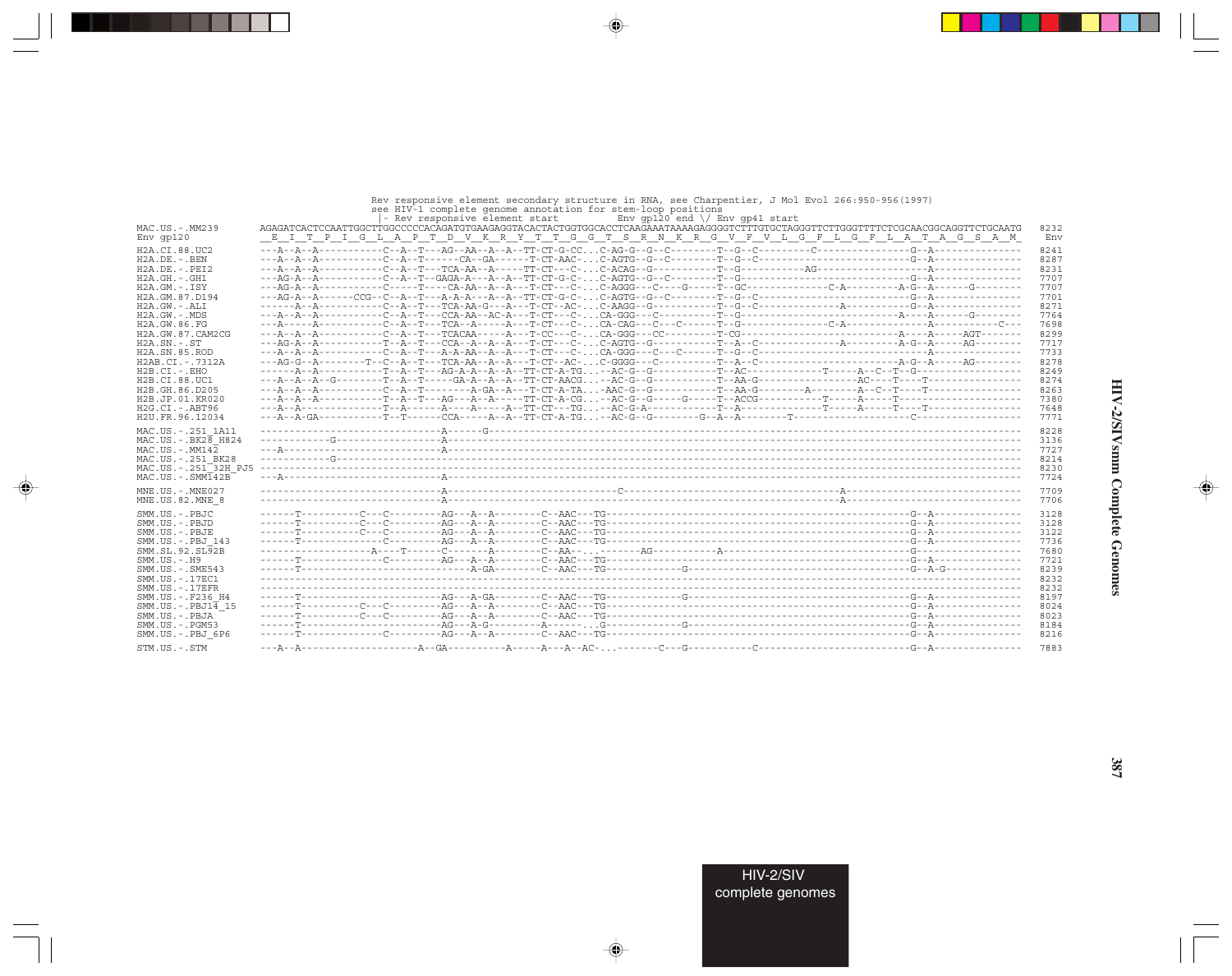```
                    Rev responsive element secondary structure in RNA, see Charpentier, J Mol Evol 266:950-956(1997)
                    see HIV-1 complete genome annotation for stem-loop positions
                    |- Rev responsive element start          Env gp120 end \/ Env gp41 start
MAC.US.-.MM239      AGAGATCACTCCAATTGGCTTGGCCCCCACAGATGTGAAGAGGTACACTACTGGTGGCACCTCAAGAAATAAAAGAGGGGTCTTTGTGCTAGGGTTCTTGGGTTTTCTCGCAACGGCAGGTTCTGCAATG  8232
Env gp120           _E__I__T__P__I__G__L__A__P__T__D__V__K__R__Y__T__T__G__G__T__S__R__N__K__R__G__V__F__V__L__G__F__L__G__F__L__A__T__A__G__S__A__M_   Env

H2A.CI.88.UC2       ---A--A--A----------C--A--T---AG--AA--A--A--TT-CT-G-CC...C-AG-G--G--C--------T--G--C---------C--------------------G--A---------------  8241
H2A.DE.-.BEN        ---A--A--A----------C--A--T------CA--GA------T-CT-AAC-...C-AGTG--G--C--------T--G--C-------------------------------G--A---------------  8287
H2A.DE.-.PEI2       ---A--A--A----------C--A--T---TCA-AA--A-----TT-CT---C-...C-ACAG--G-----------T--G--------------AG-------------------A---------------  8231
H2A.GH.-.GH1        ---AG-A--A----------C--A--T--GAGA-A---A--A--TT-CT-G-C-...C-AGTG--G--C--------T--G--------------------------------G--A---------------  7707
H2A.GM.-.ISY        ---AG-A--A----------C-----T----CA-AA--A--A--T-CT---C-...C-AGGG---C----G-----T--GC-------------C-A---------A-G--A------G---------  7707
H2A.GM.87.D194      ---AG-A--A------CCG--C--A--T--A-A-A---A--A--TT-CT-G-C-...C-AGTG--G--C--------T--G--C-------------------------------G--A---------------  7701
H2A.GW.-.ALI        ------A--A----------C--A--T---TCA-AA-G---A---T-CT--AC-...C-AAGG--G-----------T--G--C---------------A-------------G--A---------------  8271
H2A.GW.-.MDS        ---A--A--A----------C--A--T---CCA-AA--AC-A---T-CT---C-...CA-GGG---C----------T--G-------------------------------A---A------G---------  7764
H2A.GW.86.FG        ---A-----A----------C--A--T---TCA--A-----A---T-CT---C-...CA-CAG---C---C------T--G---------------C-A-----------------A-----------C---  7698
H2A.GW.87.CAM2CG    ---A--A--A----------C--A--T---TCACAA------A---T-CC---C-...CA-GGG---CC--------T-CG------------------------------A---A-----AGT-------  8299
H2A.SN.-.ST         ---AG-A--A----------T--A--T---CCA--A--A--A---T-CT---C-...C-AGTG--G-----------T--A--C---------------A-----------A-G--A-----AG--------  7717
H2A.SN.85.ROD       ---A--A--A----------C--A--T---A-A-AA--A--A---T-CT---C-...CA-GGG---C---C------T--G--C--------------------------------A---------------  7733
H2AB.CI.-.7312A     ---AG-G--A--------T--C--A--T---TCA-AA--A--A---T-CT--AC-...C-GGGG---C---------T--A--C----------------------------A-G--A-----AG--------  8278
H2B.CI.-.EHO        ------A--A----------T--A--T---AG-A-A--A--A--TT-CT-A-TG...--AC-G--G-----------T--AC--------------T-----A--C--T--G-----------------  8249
H2B.CI.88.UC1       ---A--A--A--G--------T--A--T-----GA-A--A--A--TT-CT-AACG...--AC-G--G-----------T--AA-G-----------------AC----T----T---------------  8274
H2B.GH.86.D205      ---A--A--A----------C--A--T----------A-GA--A---T-CT-A-TA...-AAC-G--G-----------T--AA-G--------A--------A--C--T----T---------------  8263
H2B.JP.01.KR020     ---A--A--A----------T--A--T---AG---A--A-----TT-CT-A-CG..T--AC-G--G-----G-----T--ACCG----------T-----A----T---------------------  7380
H2G.CI.-.ABT96      ---A--A--------------T--A------A----A-----A--TT-CT---TG...--AC-G-A------------T--A-------------T-----A-----T----T---------------  7648
H2U.FR.96.12034     ---A--A-GA----------T--T------CCA-----A--A--TT-CT-A-TG...--AC-G--G--------G--A--A--------T--------------------C-----------------  7771

MAC.US.-.251_1A11   ------------------------------A------G---------------------------------------------------------------------------------------------  8228
MAC.US.-.BK28_H824  ------------G-----------------A--------------------------------------------------------------------------------------------------------  3136
MAC.US.-.MM142      ---A--------------------------A--------------------------------------------------------------------------------------------------------  7727
MAC.US.-.251_BK28   ------------G------------------------------------------------------------------------------------------------------------------------  8214
MAC.US.-.251_32H_PJ5 ----------------------------------------------------------------------------------------------------------------------------------  8230
MAC.US.-.SMM142B    ---A--------------------------A--------------------------------------------------------------------------------------------------------  7724

MNE.US.-.MNE027     ------------------------------A-----------------------------C-------------------------------A------------------------------------------  7709
MNE.US.82.MNE_8     ------------------------------A--------------------------------------------------------A------------------------------------------  7706

SMM.US.-.PBJC       ------T----------C---C---------AG---A--A---------C--AAC---TG------------------------------------------G--A---------------  3128
SMM.US.-.PBJD       ------T----------C---C---------AG---A--A---------C--AAC---TG------------------------------------------G--A---------------  3128
SMM.US.-.PBJE       ------T----------C---C---------AG---A--A---------C--AAC---TG------------------------------------------G--A---------------  3122
SMM.US.-.PBJ_143    ------T--------------C---------AG---A--A---------C--AAC---TG------------------------------------------G--A---------------  7736
SMM.SL.92.SL92B     -------------------A----T------C---------A-------C--AA--...-------AG-----------A-----------------------------G------------------  7680
SMM.US.-.H9         ------T------------------------AG---A--A---------C--AAC---TG------------------------------------------G--A---------------  7721
SMM.US.-.SME543     ------T------------------------A-GA---------C--AAC---TG-----------G---------------------------------------G--A-G-------------  8239
SMM.US.-.17EC1      ---------------------------------------------------------------------------------------------------------------------------  8232
SMM.US.-.17EFR      ---------------------------------------------------------------------------------------------------------------------------  8232
SMM.US.-.F236_H4    ------T------------------------AG---A-GA---------C--AAC---TG----------G-----------------------------------G--A---------------  8197
SMM.US.-.PBJ14_15   ------T----------C---C---------AG---A--A---------C--AAC---TG------------------------------------------G--A---------------  8024
SMM.US.-.PBJA       ------T----------C---C---------AG---A--A---------C--AAC---TG------------------------------------------G--A---------------  8023
SMM.US.-.PGM53      ------T------------------------AG---A-G----------A-------G--------------G--------------------------------G--A---------------  8184
SMM.US.-.PBJ_6P6    ------T--------------C---------AG---A--A---------C--AAC---TG------------------------------------------G--A---------------  8216

STM.US.-.STM        ---A--A-----------------------A--GA-----------A-----A---A--AC-...-------C---G-----------C-------------------------------G--A---------------  7883
```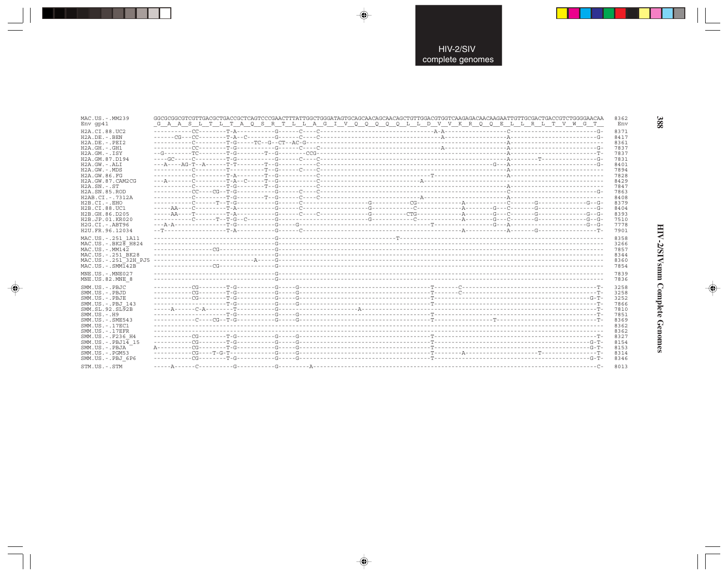```
MAC.US.-.MM239         GGCGCGGCGTCGTTGACGCTGACCGCTCAGTCCCGAACTTTATTGGCTGGGATAGTGCAGCAACAGCAACAGCTGTTGGACGTGGTCAAGAGACAACAAGAATTGTTGCGACTGACCGTCTGGGGAACAA  8362
Env gp41               _G__A__A__S__L__T__L__T__A__Q__S__R__T__L__L__A__G__I__V__Q__Q__Q__Q__Q__L__L__D__V__V__K__R__Q__Q__E__L__L__R__L__T__V__W__G__T__   Env

H2A.CI.88.UC2          -----------CC--------T-A----------G------C----C------------------------------------A-A------------------C-------------------------G-  8371
H2A.DE.-.BEN           ------CG---CC--------T-A--C-------G------C----C--------------------------------------A------------------A-------------------------G-  8417
H2A.DE.-.PEI2          -----------C---------T-G-----TC--G--CT--AC-G--------------------------------------------------------A-----------------------------  8361
H2A.GH.-.GH1           -----------CC--------T-G----------G------C----C--------------------------------------A------------------A-------------------------G-  7837
H2A.GM.-.ISY           --G--------TC--------T-G--------T--G---------CCG------------------------------------------------------A-------------------------T-  7837
H2A.GM.87.D194         ----GC-----C---------T-G----------G------C----C-----------------------------------------------------A--------T-------------------G-  7831
H2A.GW.-.ALI           ---A----AG-T--A------T-T--------T--G----------C--------------------------------------------------G---A-------------------------G-  8401
H2A.GW.-.MDS           -----------C---------T-----------T--G------C---C--------------------------------------------------A-----------------------------  7894
H2A.GW.86.FG           -----------C---------T-A--------T--G----------C-------------------------------------T----------------A-----------------------------  7828
H2A.GW.87.CAM2CG       ---A-------C---------T-A--C-----T--G----------C---------------------------------A---------------------------------------------  8429
H2A.SN.-.ST            -----------C---------T-G--------T--G----------C-----------------------------------------------------A-----------------------------  7847
H2A.SN.85.ROD          -----------CC----CG--T-G----------G------C----C-----------------------------------------------------C-------------------------G-  7863
H2AB.CI.-.7312A        -----------C---------T-G--------T--G------C---C---------------------------------A-------------------A-----------------------------  8408
H2B.CI.-.EHO           -----------C------T--T-G----------G------C--------------------G----------CG-----------A-----------C------G-----------------G--G-  8379
H2B.CI.88.UC1          -----AA----C---------T-A----------G------C--------------------G-----------C-----------A-------G--C------G-----------------------G-  8404
H2B.GH.86.D205         -----AA----T---------T-A----------G------C----C---------------G----------CTG----------A-------G--C------G-----------------G--G-  8393
H2B.JP.01.KR020        -----------C------T--T-G--C-------G-------------------------G-----------C------------A-------G--C------G-----------------G--G-  7510
H2G.CI.-.ABT96         ---A-A---------------T-G----------G-----G----------------------------------T---------------G--A------------------------------G--G-  7778
H2U.FR.96.12034        --T------------------T-A----------G------C-------------------------------------------A-----------A-------G---------------------T-  7901

MAC.US.-.251_1A11      ----------------------------------G------------------------T--------------------------------------------------------------  8358
MAC.US.-.BK28_H824     ----------------------------------G-----------------------------------------------------------------------------------------  3266
MAC.US.-.MM142         -----------------CG---------------G-----------------------------------------------------------------------------------------  7857
MAC.US.-.251_BK28      ----------------------------------G-----------------------------------------------------------------------------------------  8344
MAC.US.-.251_32H_PJ5   -----------------------------A----G-----------------------------------------------------------------------------------------  8360
MAC.US.-.SMM142B       -----------------CG---------------G-----------------------------------------------------------------------------------------  7854

MNE.US.-.MNE027        ----------------------------------G-----------------------------------------------------------------------------------------  7839
MNE.US.82.MNE_8        ----------------------------------G-----------------------------------------------------------------------------------------  7836

SMM.US.-.PBJC          -----------CG--------T-G----------G-----G------------------------------------T-------C-------------------------------------T-  3258
SMM.US.-.PBJD          -----------CG--------T-G----------G-----G------------------------------------T-------C-------------------------------------T-  3258
SMM.US.-.PBJE          -----------CG--------T-G----------G-----G------------------------------------T------------------------------------------G-T-  3252
SMM.US.-.PBJ_143       ---------------------T-G----------G-----G------------------------------------T----------------------------------------------T-  7866
SMM.SL.92.SL92B        -----A------C-A------T------------G------------------A-----------------------------------------------------------------T-  7810
SMM.US.-.H9            ---------------------T-G----------G-----G------------------------------------T----------------------------------------------T-  7851
SMM.US.-.SME543        ------------C----CG--T-G----------G-----G------------------------------------T-----------------T---------------------------T-  8369
SMM.US.-.17EC1         ------------------------------------------------------------------------------------------------------------------------------  8362
SMM.US.-.17EFR         ------------------------------------------------------------------------------------------------------------------------------  8362
SMM.US.-.F236_H4       -----------CG--------T-G----------G-----G------------------------------------T----------------------------------------------T-  8327
SMM.US.-.PBJ14_15      -----------CG--------T-G----------G-----G------------------------------------T------------------------------------------G-T-  8154
SMM.US.-.PBJA          A----------CG--------T-G----------G-----G------------------------------------T------------------------------------------G-T-  8153
SMM.US.-.PGM53         -----------CG----T-G-T------------G-----G------------------------------------T-------A---------------T--------------------T-  8314
SMM.US.-.PBJ_6P6       -----------CG--------T-G----------G-----G------------------------------------T------------------------------------------G-T-  8346

STM.US.-.STM           -----A------C----------G----------G---------A-------------------------------------------------------------------------------C-  8013
```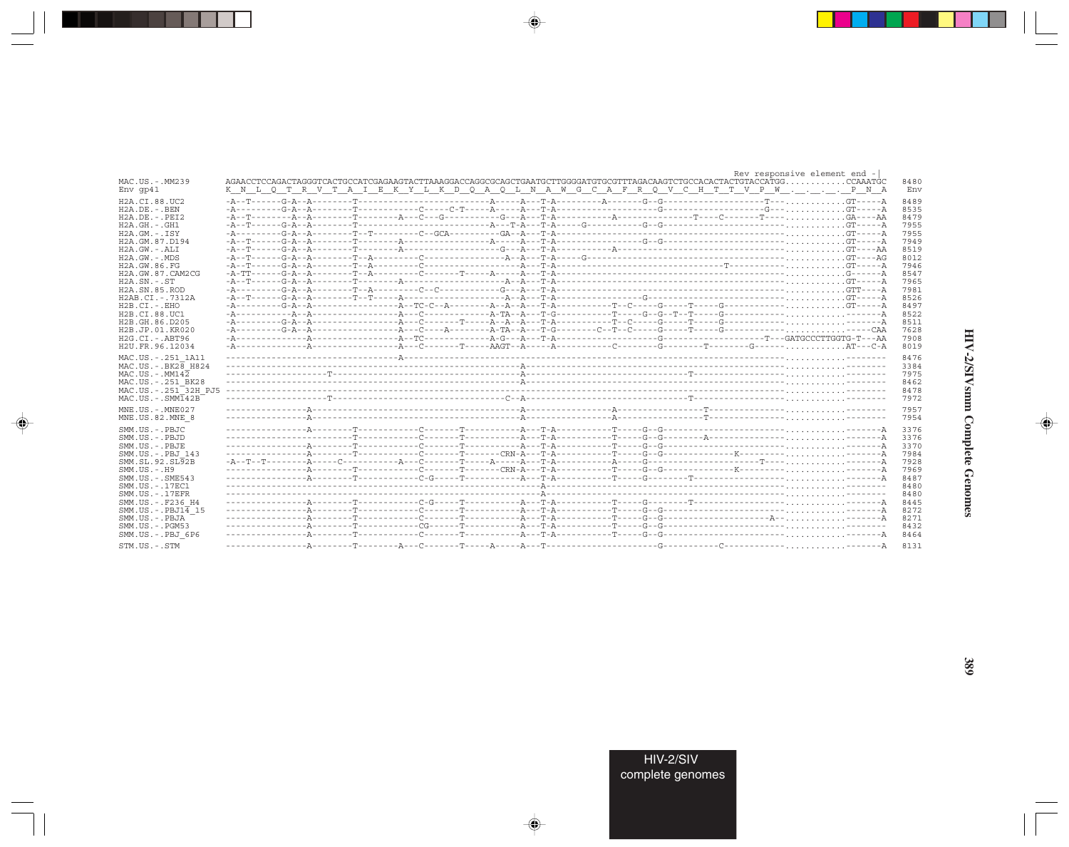```
                                                                                                         Rev responsive element end -|
MAC.US.-.MM239        AGAACCTCCAGACTAGGGTCACTGCCATCGAGAAGTACTTAAAGGACCAGGCGCAGCTGAATGCTTGGGGATGTGCGTTTAGACAAGTCTGCCACACTACTGTACCATGG............CCAAATGC   8480
Env gp41              K  N  L  Q  T  R  V  T  A  I  E  K  Y  L  K  D  Q  A  Q  L  N  A  W  G  C  A  F  R  Q  V  C  H  T  T  V  P  W  .  _  .  _  .  P  N  A    Env

H2A.CI.88.UC2         -A--T------G-A--A--------T------------------------A-----A---T-A---------A-------G--G-------------------T---...........GT-----A   8489
H2A.DE.-.BEN          -A---------G-A--A--------T-----------C-----C-T----A-----A---T-A-------------------G-------------------G---...........GT-----A   8535
H2A.DE.-.PEI2         -A--T--------A--A--------T--------A---C---G----------G---A---T-A-----------A----------------T----C--------T---...........GA----AA   8479
H2A.GH.-.GH1          -A--T------G-A--A--------T-------------------------A---T-A---T-A-----G-----------G--G-------------------------...........GT-----A   7955
H2A.GM.-.ISY          -A---------G-A--A--------T--T---------C--GCA----------GA--A---T-A-----------------------------------------...........GT-----A   7955
H2A.GM.87.D194        -A--T------G-A--A--------T--------A---------------------A-----A---T-A------------G--G---------------------...........GT-----A   7949
H2A.GW.-.ALI          -A--T------G-A--A--------T--------A-------------------G---A---T-A-----------A-----------------------------...........GT----AA   8519
H2A.GW.-.MDS          -A--T------G-A--A--------T--A---------C-------------------A--A---T-A-----G-----------------------------------...........GT----AG   8012
H2A.GW.86.FG          -A--T------G-A--A--------T--A---------C-----------------------A---T-A--------------------------T-----------...........GT-----A   7946
H2A.GW.87.CAM2CG      -A-TT------G-A--A--------T--A---------C-------T-----A-----A---T-A-----------------------------------------...........G------A   8547
H2A.SN.-.ST           -A--T------G-A--A--------T--------A--------------------A--A---T-A-----------------------------------------...........GT-----A   7965
H2A.SN.85.ROD         -A---------G-A--A--------T--A---------C--C-----------G---A---T-A-----------------------------------------...........GTT----A   7981
H2AB.CI.-.7312A       -A--T------G-A--A--------T--T-----A-------------------A--A---T-A-------------G----------------------------...........GT-----A   8526
H2B.CI.-.EHO          -A---------G-A--A-----------------A--TC-C--A--------A--A--A---T-A-----------T--C-----G-----T-----G---------...........GT-----A   8497
H2B.CI.88.UC1         -A-----------A--A-----------------A---C--------------A-TA--A---T-G-----------T-----G--G--T--T-----G--------...........-------A   8522
H2B.GH.86.D205        -A---------G-A--A-----------------A---C--------T-----A--A--A---T-A-----------T--C-----G-----T-----G--------...........-------A   8511
H2B.JP.01.KR020       -A---------G-A--A-----------------A---C----A---------A-TA--A---T-G--------C--T--C-----G-----T-----G--------...........-----CAA   7628
H2G.CI.-.ABT96        -A-------------A------------------A--TC--------------A-G---A---T-A-------------------G---------------------T---GATGCCCTTGGTG-T---AA   7908
H2U.FR.96.12034       -A-------------A------------------A---C--------T-----AAGT--A---A-----------C---------G--------T---------G------...........AT---C-A   8019

MAC.US.-.251_1A11     ----------------------------------A-------------------------------------------------------------------------...........--------   8476
MAC.US.-.BK28_H824    ----------------------------------------------------------A---------------------------------------------...........--------   3384
MAC.US.-.MM142        --------------------T-------------------------------------A------------------------------T-----------------...........--------   7975
MAC.US.-.251_BK28     ----------------------------------------------------------A---------------------------------------------...........--------   8462
MAC.US.-.251_32H_PJ5  ------------------------------------------------------------------------------------------------------------...........--------   8478
MAC.US.-.SMM142B      --------------------T---------------------------------C--A-------------------------------T-----------------...........--------   7972

MNE.US.-.MNE027       ---------------A------------------------------------------A---------------A----------------T---------------...........--------   7957
MNE.US.82.MNE_8       ---------------A------------------------------------------A---------------A----------------T---------------...........--------   7954

SMM.US.-.PBJC         ---------------A--------T-----------C-------T-----------A---T-A-----------T-----G--G-----------------------...........-------A   3376
SMM.US.-.PBJD         ---------------A--------T-----------C-------T-----------A---T-A-----------T-----G--G--------A--------------...........-------A   3376
SMM.US.-.PBJE         ---------------A--------T-----------C-------T-----------A---T-A-----------T-----G--G-----------------------...........-------A   3370
SMM.US.-.PBJ_143      ---------------A--------T-----------C-------T-------CRN-A---T-A-----------T-----G--G--------------K---------...........-------A   7984
SMM.SL.92.SL92B       -A--T--T--------A-----C-----------A---C-------T-----A-----A---T-A-----------A-----G---------------------T---...........-------A   7928
SMM.US.-.H9           ---------------A--------T-----------C-------T-------CRN-A---T-A-----------T-----G--G--------------K---------...........-------A   7969
SMM.US.-.SME543       ---------------A--------T-----------C-G-----T-----------A---T-A-----------T-----G--------T--------------------...........-------A   8487
SMM.US.-.17EC1        ---------------------------------------------------------A-------------------------------------------------...........--------   8480
SMM.US.-.17EFR        ---------------------------------------------------------A-------------------------------------------------...........--------   8480
SMM.US.-.F236_H4      ---------------A--------T-----------C-G-----T-----------A---T-A-----------T-----G--------T--------------------...........-------A   8445
SMM.US.-.PBJ14_15     ---------------A--------T-----------C-------T-----------A---T-A-----------T-----G--G-----------------------...........-------A   8272
SMM.US.-.PBJA         ---------------A--------T-----------C-------T-----------A---T-A-----------T-----G--G--------------------A---...........-------A   8271
SMM.US.-.PGM53        ---------------A--------T-----------CG------T-----------A---T-A-----------T-----G--G-----------------------...........--------   8432
SMM.US.-.PBJ_6P6      ---------------A--------T-----------C-------T-----------A---T-A-----------T-----G--G-----------------------...........-------A   8464

STM.US.-.STM          ---------------A--------T--------A---C-------T-----A-----A---T--------------------G-----------C------------...........-------A   8131
```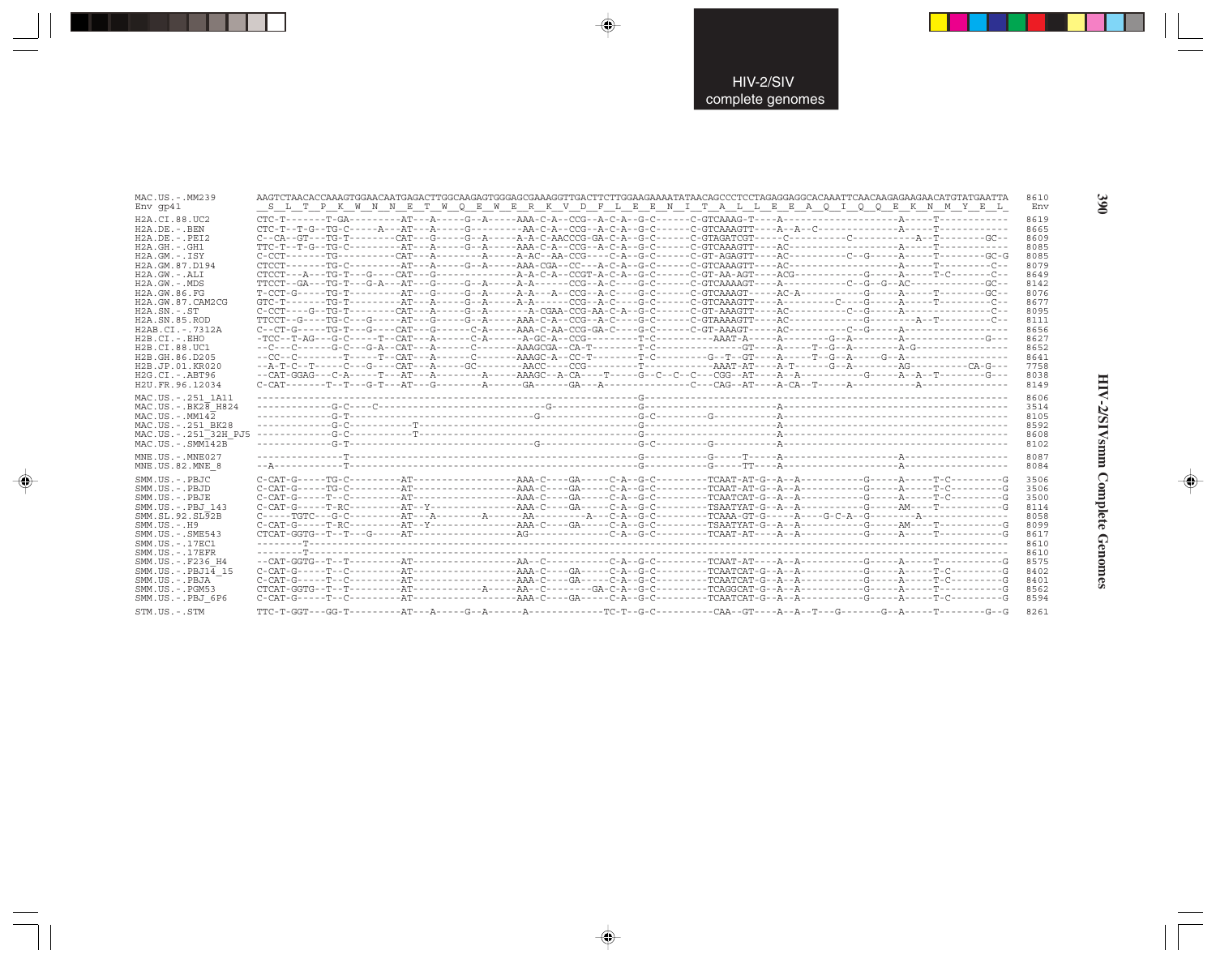```
MAC.US.-.MM239        AAGTCTAACACCAAAGTGGAACAATGAGACTTGGCAAGAGTGGGAGCGAAAGGTTGACTTCTTGGAAGAAAATATAACAGCCCTCCTAGAGGAGGCACAAATTCAACAAGAGAAGAACATGTATGAATTA  8610
Env gp41              _S__L__T__P__K__W__N__N__E__T__W__Q__E__W__E__R__K__V__D__F__L__E__E__N__I__T__A__L__L__E__E__A__Q__I__Q__Q__E__K__N__M__Y__E__L_   Env

H2A.CI.88.UC2         CTC-T-------T-GA--------AT---A-----G--A-----AAA-C-A--CCG--A-C-A--G-C------C-GTCAAAG-T----A-------------------A-----T-----------  8619
H2A.DE.-.BEN          CTC-T--T-G--TG-C-----A---AT---A-----G---------AA-C-A--CCG--A-C-A--G-C------C-GTCAAAGTT----A--A--C--------------A-----T-----------  8665
H2A.DE.-.PEI2         C--CA--GT---TG-T--------CAT---G-----G--A-----A-A-C-AACCCG-GA-C-A--G-C------C-GTAGATCGT-----C-----------C--------A--T---------GC--  8609
H2A.GH.-.GH1          TTC-T--T-G--TG-C--------AT---A-----G--A-----AAA-C-A--CCG--A-C-A--G-C------C-GTCAAAGTT----AC------------------A-----T-----------  8085
H2A.GM.-.ISY          C-CCT-------TG---------CAT---A--------A-----A-AC--AA-CCG----C-A--G-C------C-GT-AGAGTT----AC-----------C--G-----A-----T--------GC-G  8085
H2A.GM.87.D194        CTCCT-------TG-C--------AT---A-----G--A-----AAA-CGA--CC---A-C-A--G-C------C-GTCAAAGTT----AC------------------A-----T---------C--  8079
H2A.GW.-.ALI          CTCCT---A---TG-T---G----CAT---G---------------A-A-C-A--CCGT-A-C-A--G-C------C-GT-AA-AGT----ACG-----------G-----A-----T-C-------C--  8649
H2A.GW.-.MDS          TTCCT--GA---TG-T---G-A---AT---G-----G--A-----A-A------CCG--A-C----G-C------C-GTCAAAAGT----A-----------C--G--G--AC-----------GC--  8142
H2A.GW.86.FG          T-CCT-G-----TG-T--------AT---G-----G--A-----A-A---A--CCG--A-C----G-C------C-GTCAAAGT-----AC-A------------G-----A-----T---------GC--  8076
H2A.GW.87.CAM2CG      GTC-T-------TG-T--------AT---A-----G--A-----A-A------CCG--A-C----G-C------C-GTCAAAGTT----A---------C----G-----A-----T---------C--  8677
H2A.SN.-.ST           C-CCT----G--TG-T-------CAT---A-----G--A--------A-CGAA-CCG-AA-C-A--G-C------C-GT-AAAGTT----AC-----------C--G-----A-------------C--  8095
H2A.SN.85.ROD         TTCCT--G----TG-C---G----AT---G-----G--A-----AAA-C-A--CCG--A-C----G-C------C-GTAAAAGTT----AC-------------G--------A--T---------C--  8111
H2AB.CI.-.7312A       C--CT-G-----TG-T---G----CAT---G------C-A-----AAA-C-AA-CCG-GA-C----G-C------C-GT-AAAGT-----AC----------C--G-----A----------------  8656
H2B.CI.-.EHO          -TCC--T-AG---G-C-----T--CAT---A------C-A------A-GC-A--CCG---------T-C---------AAAT-A-----A--------G--A--------A---------------G---  8627
H2B.CI.88.UC1         --C---C------G-C---G-A--CAT---A------C-------AAAGCGA--CA-T--------T-C----------------GT----A-----T--G--A--------A-G--------------  8652
H2B.GH.86.D205        --CC--C---------T-----T--CAT---A------C-------AAAGC-A--CC-T--------T-C---------G--T--GT----A-----T--G--A-----G--A---------------  8641
H2B.JP.01.KR020       --A-T-C--T-----C---G----CAT---A-----GC-------AACC----CCG---------T------------AAAT-AT----A-T------G--A--------AG---------CA-G---  7758
H2G.CI.-.ABT96        --CAT-GGAG---C-A-----T---AT---A---------A-----AAAGC--A-CA----T-----G--C--C--C---CGG--AT----A--A----------G-----A--A--T--------G---  8038
H2U.FR.96.12034       C-CAT-------T--T---G-T---AT---G--------A------GA-----GA---A---------------C----CAG--AT----A-CA--T-----A---------A---------------  8149

MAC.US.-.251_1A11     ---------------------------------------------------------------G-------------------------------------------------------------  8606
MAC.US.-.BK28_H824    ------------G-C----C--------------------------G----------------G---------------------A---------------------------------------  3514
MAC.US.-.MM142        ------------G-T------------------------------G-----------------G-C--------G----------A---------------------------------------  8105
MAC.US.-.251_BK28     ------------G-C-----------T-------------------------------------G-----------------------A---------------------------------------  8592
MAC.US.-.251_32H_PJ5  ------------G-C-----------T-------------------------------------G-----------------------A---------------------------------------  8608
MAC.US.-.SMM142B      ------------G-T------------------------------G-----------------G-C--------G----------A---------------------------------------  8102

MNE.US.-.MNE027       --------------T------------------------------------------------G------------G-----T-----A-------------------A--------------------  8087
MNE.US.82.MNE_8       --A-----------T------------------------------------------------G------------G-----TT----A-------------------A--------------------  8084

SMM.US.-.PBJC         C-CAT-G-----TG-C--------AT------------------AAA-C----GA-----C-A--G-C---------TCAAT-AT-G--A--A-----------G-----A-----T-C--------G  3506
SMM.US.-.PBJD         C-CAT-G-----TG-C--------AT------------------AAA-C----GA-----C-A--G-C---------TCAAT-AT-G--A--A-----------G-----A-----T-C--------G  3506
SMM.US.-.PBJE         C-CAT-G-----T--C--------AT------------------AAA-C----GA-----C-A--G-C---------TCAATCAT-G--A--A-----------G-----A-----T-C--------G  3500
SMM.US.-.PBJ_143      C-CAT-G-----T-RC--------AT--Y---------------AAA-C----GA-----C-A--G-C---------TSAATYAT-G--A--A-----------G-----AM----T-----------G  8114
SMM.SL.92.SL92B       C-----TGTC---G-C--------AT---A--------A-----AA---------A---C-A--G-C---------TCAAA-GT-G-----A----G-C-A--G--------A--------------  8058
SMM.US.-.H9           C-CAT-G-----T-RC--------AT--Y---------------AAA-C----GA-----C-A--G-C---------TSAATYAT-G--A--A-----------G-----AM----T-----------G  8099
SMM.US.-.SME543       CTCAT-GGTG--T--T---G-----AT------------------AG-----------------C-A--G-C---------TCAAT-AT----A--A-----------G-----A-----T-----------G  8617
SMM.US.-.17EC1        --------T------------------------------------------------------------------------------------------------------------------------  8610
SMM.US.-.17EFR        --------T------------------------------------------------------------------------------------------------------------------------  8610
SMM.US.-.F236_H4      --CAT-GGTG--T--T--------AT------------------AA--C-----------C-A--G-C---------TCAAT-AT----A--A-----------G-----A-----T-----------G  8575
SMM.US.-.PBJ14_15     C-CAT-G-----T--C--------AT------------------AAA-C----GA-----C-A--G-C---------TCAATCAT-G--A--A-----------G-----A-----T-C--------G  8402
SMM.US.-.PBJA         C-CAT-G-----T--C--------AT------------------AAA-C----GA-----C-A--G-C---------TCAATCAT-G--A--A-----------G-----A-----T-C--------G  8401
SMM.US.-.PGM53        CTCAT-GGTG--T--T--------AT------------A-----AA--C--------GA-C-A--G-C---------TCAGCAT-G--A--A-----------G-----A-----T-----------G  8562
SMM.US.-.PBJ_6P6      C-CAT-G-----T--C--------AT------------------AAA-C----GA-----C-A--G-C---------TCAATCAT-G--A--A-----------G-----A-----T-C--------G  8594

STM.US.-.STM          TTC-T-GGT---GG-T--------AT---A-----G--A------A-------------TC-T--G-C----------CAA--GT----A--A--T---G-------G--A-----T--------G--G  8261
```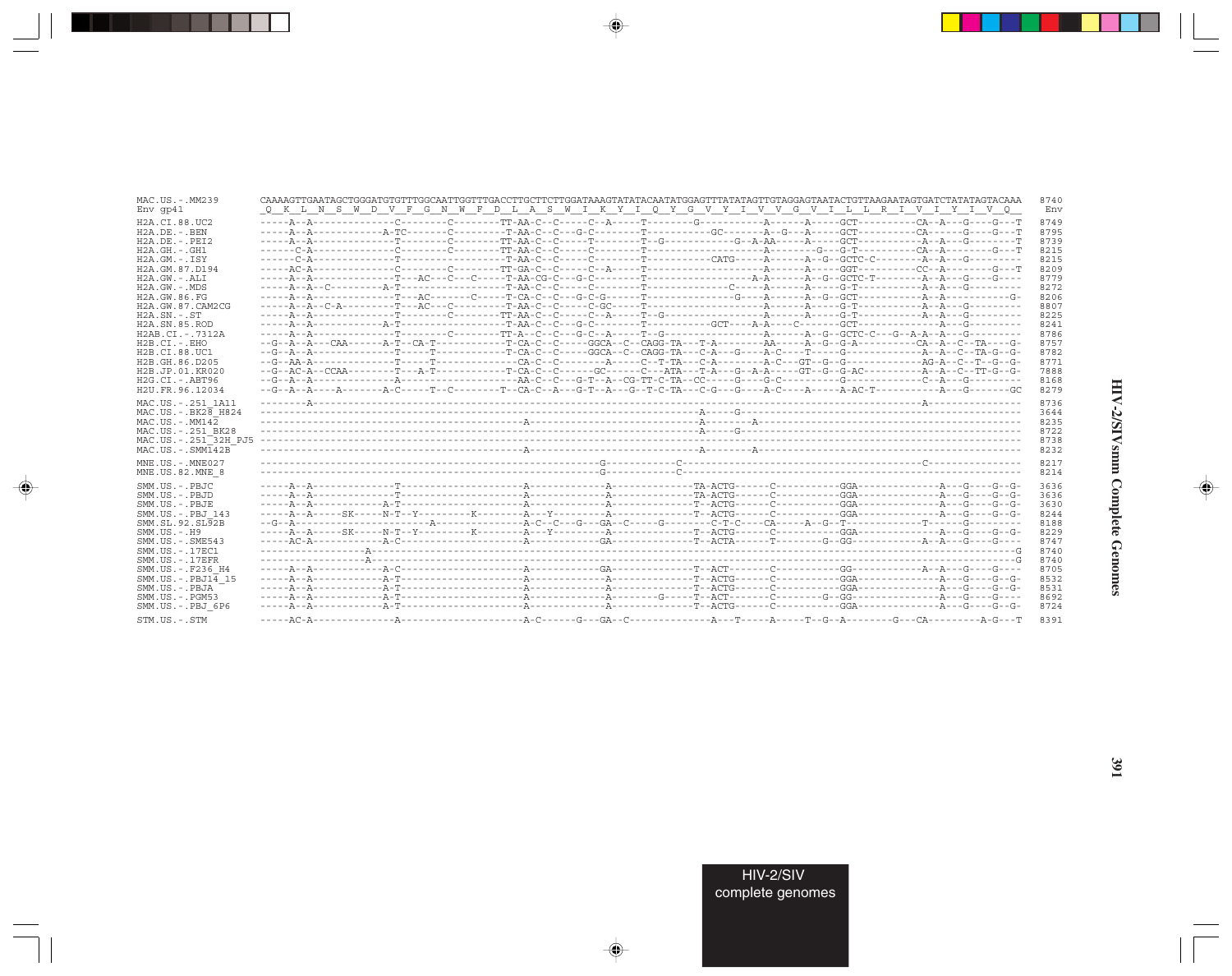```
MAC.US.-.MM239         CAAAAGTTGAATAGCTGGGATGTGTTTGGCAATTGGTTTGACCTTGCTTCTTGGATAAAGTATATACAATATGGAGTTTATATAGTTGTAGGAGTAATACTGTTAAGAATAGTGATCTATATAGTACAAA  8740
Env gp41               _Q__K__L__N__S__W__D__V__F__G__N__W__F__D__L__A__S__W__I__K__Y__I__Q__Y__G__V__Y__I__V__V__G__V__I__L__L__R__I__V__I__Y__I__V__Q__  Env

H2A.CI.88.UC2          -----A--A--------------C--------C--------TT-AA-C--C-----C--A-----T--------G------------A------A-----GCT----------CA--A---G----G---T  8749
H2A.DE.-.BEN           -----A--A------------A-TC-------C---------T-AA-C--C---G-C--------T-----------GC-------A--G---A-----GCT----------CA------G----G---T  8795
H2A.DE.-.PEI2          -----A--A--------------T--------C--------TT-AA-C--C-----T--------T--G----------------G--A-AA-----A-----GCT----------A--A---G-------T  8739
H2A.GH.-.GH1           ------C-A--------------C--------C--------TT-AA-C--C-----C--------T---------------------A--------G---G-T----------CA--A--------G---T  8215
H2A.GM.-.ISY           ------C-A--------------T------------------T-AA-C--C-----C--------T-----------CATG------A------A--G--GCTC-C--------A--A---G---------  8215
H2A.GM.87.D194         -----AC-A--------------C--------C--------TT-GA-C--C-----C--A-----T---------------------A------A-----GGT----------CC--A--------G---T  8209
H2A.GW.-.ALI           -----A--A--------------T---AC---C---C-----T-AA-CG-C---G-C--------T-------------------A-A------A--G--GCTC-T--------A--A---G----G----  8779
H2A.GW.-.MDS           -----A--A--C---------A-T------------------T-AA-C--C-----C--------T----------------C----A------A-----G-T-----------A--A---G---------  8272
H2A.GW.86.FG           -----A--A--------------T---AC-------C-----T-CA-C--C---G-C-G------T------------------G----A------A--G--GCT-----------A--A-----------G-  8206
H2A.GW.87.CAM2CG       -----A--A--C-A---------T---AC---C---------T-AA-C--C-----C-GC-----T---------------------A------A-----G-T-----------A--A---G---------  8807
H2A.SN.-.ST            -----A--A--------------T--------C--------TT-AA-C--C-----C--A-----T--G------------------A------A-----G-T-----------A--A---G---------  8225
H2A.SN.85.ROD          -----A--A------------A-T------------------T-AA-C--C---G-C--------T-----------GCT----A-A----C-------GCT-----------A--A---G---------  8241
H2AB.CI.-.7312A        -----A--A--------------T--------C--------TT-A--C--C---G-C--A-----T--G------------------A------A--G--GCTC-C---G--A-A---A---G---------  8786
H2B.CI.-.EHO           --G--A--A---CAA------A-T--CA-T------------T-CA-C--C-----GGCA--C--CAGG-TA---T-A---------AA-----A--G--G-A----------CA--A--C--TA----G-  8757
H2B.CI.88.UC1          --G--A--A--------------T-----T------------T-CA-C--C-----GGCA--C--CAGG-TA---C-A---G-----A-C----T-----G------------A--A--C--TA-G--G-  8782
H2B.GH.86.D205         --G--AA-A--------------T-----T--------------CA-C--C---------A-----C--T-TA---C-A---------A-C---GT--G--G-------------AG-A--C--T--G--G-  8771
H2B.JP.01.KR020        --G--AC-A--CCAA--------T---A-T------------T-CA-C--C------GC------C---ATA---T-A---G--A-A-----GT--G--G-AC-----------A--A--C--TT-G--G-  7888
H2G.CI.-.ABT96         --G--A--A--------------A--------------------AA-C--C---G-T--A--CG-TT-C-TA--CC------G----G-C----------G------------C--A---G---------  8168
H2U.FR.96.12034        --G--A--A-----A--------A-C------T--C-------T--CA-C--A---G-T--A---G--T-C-TA---C-G---G-----A-C----A-----A-AC-T-----------A---G-------GC  8279

MAC.US.-.251_1A11      --------A-------------------------------------------------------------------------------------------------------A------------------  8736
MAC.US.-.BK28_H824     ------------------------------------------------------------------------------A-----G-------------------------------------------  3644
MAC.US.-.MM142         ---------------------------------------------A----------------------------------A--------A-------------------------------------------  8235
MAC.US.-.251_BK28      ------------------------------------------------------------------------------A-----G-------------------------------------------  8722
MAC.US.-.251_32H_PJ5   -------------------------------------------------------------------------------------------------------------------------------------  8738
MAC.US.-.SMM142B       ---------------------------------------------A----------------------------------A--------A-------------------------------------------  8232

MNE.US.-.MNE027        ------------------------------------------------------------G------------C----------------------------------------C------------------  8217
MNE.US.82.MNE_8        ------------------------------------------------------------G------------C-----------------------------------------------------------  8214

SMM.US.-.PBJC          -----A--A--------------T---------------------A--------------A-------------TA-ACTG------C-----------GGA--------------A---G----G--G-  3636
SMM.US.-.PBJD          -----A--A--------------T---------------------A--------------A-------------TA-ACTG------C-----------GGA--------------A---G----G--G-  3636
SMM.US.-.PBJE          -----A--A------------A-T---------------------A--------------A--------------T--ACTG------C-----------GGA--------------A---G----G--G-  3630
SMM.US.-.PBJ_143       -----A--A-----SK-----N-T--Y---------K--------A---Y----------A--------------T--ACTG------C-----------GGA--------------A---G----G--G-  8244
SMM.SL.92.SL92B        --G--A------------------------A----------------A-C--C---G---GA--C-----G----------C-T-C----CA-----A--G--T--------------T------G---------  8188
SMM.US.-.H9            -----A--A-----SK-----N-T--Y---------K--------A---Y----------A--------------T--ACTG------C-----------GGA--------------A---G----G--G-  8229
SMM.US.-.SME543        -----AC-A------------A-C---------------------A--------------GA-------------T--ACTA------T---------G--GG-------------A--A---G----G----  8747
SMM.US.-.17EC1         ------------------A-----------------------------------------------------------------------------------------------------------------G  8740
SMM.US.-.17EFR         ------------------A-----------------------------------------------------------------------------------------------------------------G  8740
SMM.US.-.F236_H4       -----A--A------------A-C---------------------A--------------GA-------------T--ACT-------C-----------GG-------------A--A---G----G----  8705
SMM.US.-.PBJ14_15      -----A--A------------A-T---------------------A--------------A--------------T--ACTG------C-----------GGA--------------A---G----G--G-  8532
SMM.US.-.PBJA          -----A--A------------A-T---------------------A--------------A--------------T--ACTG------C-----------GGA--------------A---G----G--G-  8531
SMM.US.-.PGM53         -----A--A------------A-T---------------------A--------------A--------G-----T--ACT-------C---------G--GG--------------A---G----G----  8692
SMM.US.-.PBJ_6P6       -----A--A------------A-T---------------------A--------------A--------------T--ACTG------C-----------GGA--------------A---G----G--G-  8724

STM.US.-.STM           -----AC-A--------------A---------------------A-C------G---GA--C--------------A---T-----A-----T--G--A--------G---CA---------A-G---T  8391
```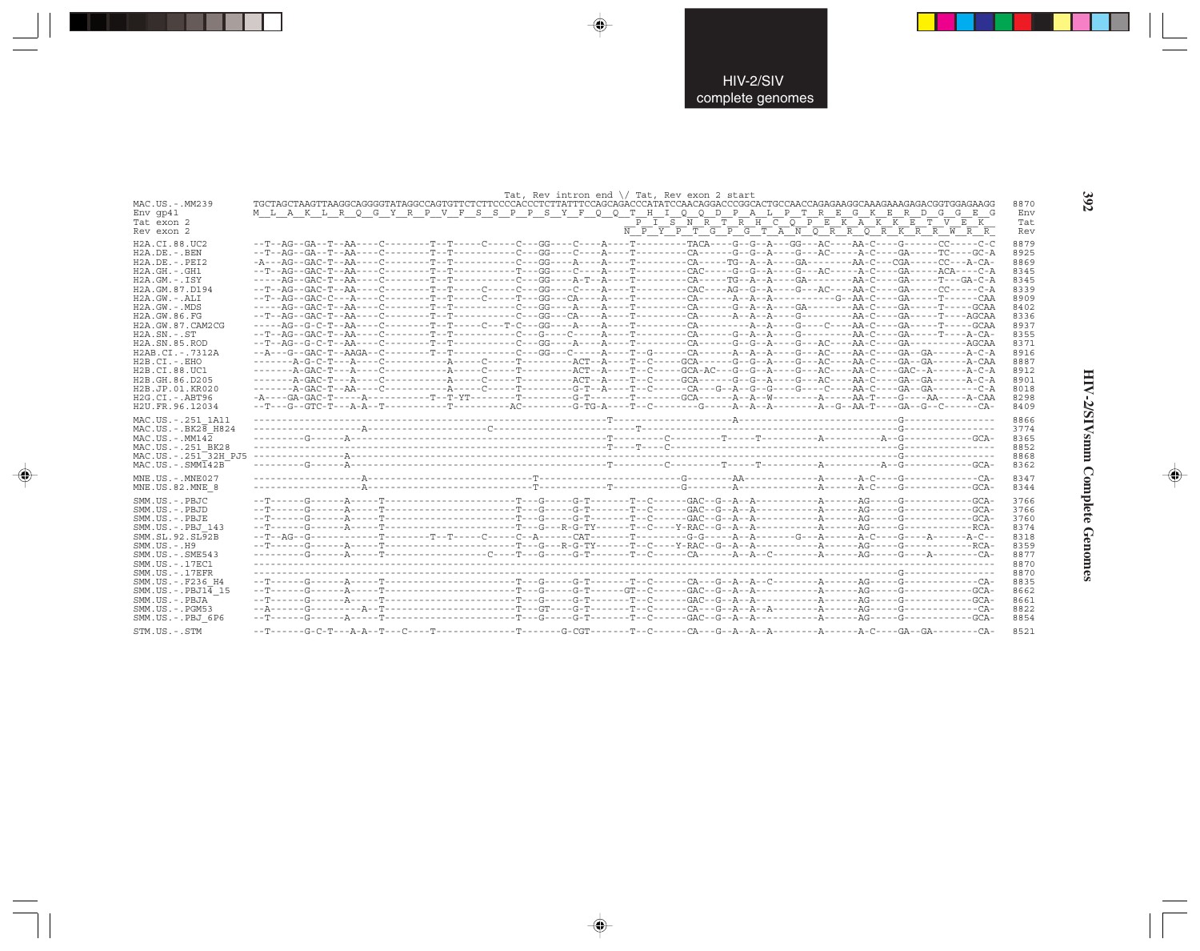```
                                                                         Tat, Rev intron end \/ Tat, Rev exon 2 start
MAC.US.-.MM239         TGCTAGCTAAGTTAAGGCAGGGGTATAGGCCAGTGTTCTCTTCCCCACCCTCTTATTTCCAGCAGACCCATATCCAACAGGACCCGGCACTGCCAACCAGAGAAGGCAAAGAAAGAGACGGTGGAGAAGG  8870
Env gp41               M  L  A  K  L  R  Q  G  Y  R  P  V  F  S  S  P  P  S  Y  F  Q  Q  T  H  I  Q  Q  D  P  A  L  P  T  R  E  G  K  E  R  D  G  G  E  G   Env
Tat exon 2                                                                             P  I  S  N  R  T  R  H  C  Q  P  E  K  A  K  K  E  T  V  E  K    Tat
Rev exon 2                                                                            N  P  Y  P  T  G  P  G  T  A  N  Q  R  R  Q  R  K  R  R  W  R  R   Rev

H2A.CI.88.UC2          --T--AG--GA--T--AA----C--------T--T-----C-----C---GG----C----A----T---------TACA----G--G--A---GG---AC-----AA-C----G-----CC------C-C  8879
H2A.DE.-.BEN           --T--AG--GA--T--AA----C--------T--T-----------C---GG----C----A----T---------CA------G--G--A----G---AC-----A-C-----GA-----TC----GC-A  8925
H2A.DE.-.PEI2          -A---AG--GAC-T--AA----C--------T--T-----------C---GG----A----A----T---------CA-----TG--A--A----GA---------AA-C---CGA-----CC---A-CA-  8869
H2A.GH.-.GH1           --T--AG--GAC-T--AA----C--------T--T-----------T---GG----C----A----T---------CAC-----G--G--A----G---AC-----A-C----GA-----ACA----C-A  8345
H2A.GM.-.ISY           -----AG--GAC-T--AA----C--------T--T-----------C---GG----A-T--A----T---------CA-----TG--A--A----GA---------AA-C----GA-----T---GA-C-A  8345
H2A.GM.87.D194         --T--AG--GAC-T--AA----C--------T--T-----C-----C---GG----C----A----T---------CAC----AG-G--A----G---AC-----AA-C----GA-----CC------C-A  8339
H2A.GW.-.ALI           --T--AG--GAC-C---A----C--------T--T-----C-----T---GG--CA-----A----T---------CA------A--A--A-----------G--AA-C----GA-----T------CAA  8909
H2A.GW.-.MDS           -----AG--GAC-T--AA----C--------T--T-----------C---GG----A----A----T---------CA------G--A--A----GA---------AA-C----GA-----T-----GCAA  8402
H2A.GW.86.FG           --T--AG--GAC-T--AA----C--------T--T-----------C---GG--CA-----A----T---------CA------A--A--A----G----------AA-C----GA-----T----AGCAA  8336
H2A.GW.87.CAM2CG       -----AG--G-C-T--AA----C--------T--T-----C---T-C---GG----A----A----T---------CA----------A--A----G----C----AA-C----GA-----T-----GCAA  8937
H2A.SN.-.ST            --T--AG--GAC-T--AA----C--------T--T-----------C---G----C-----A----T---------CA------G--A--A----G----------AA-C----GA-----T----A-CA-  8355
H2A.SN.85.ROD          --T--AG--G-C-T--AA----C--------T--T-----------C---GG----A----A----T---------CA------G--G--A----G---AC-----AA-C----GA----------AGCAA  8371
H2AB.CI.-.7312A        --A---G--GAC-T--AAGA--C--------T--T-----------C---GG--C------A----T--G------CA------A--A--A----G---AC-----AA-C----GA--GA-------A-C-A  8916
H2B.CI.-.EHO           -------A-G-C-T---A----C-----------A-----C-----T---------ACT--A----T--C------GCA-----G--G--A----G---AC-----AA-C----GA--GA------A-CAA  8887
H2B.CI.88.UC1          -------A-GAC-T---A----C-----------A-----C-----T---------ACT--A----T--C------GCA-AC---G--G--A----G---AC-----AA-C----GAC--A------A-C-A  8912
H2B.GH.86.D205         -------A-GAC-T---A----C-----------A-----C-----T---------ACT--A----T--C------GCA-----G--G--A----G---AC-----AA-C----GA--GA------A-C-A  8901
H2B.JP.01.KR020        -------A-GAC-T--AA----C-----------A-----C-----T---------G-T--A----T--C------CA---G--A--G--G----G----C----AA-C----GA--GA--------C-A  8018
H2G.CI.-.ABT96         -A----GA-GAC-T-----A-----------T--T-YT--------T---------G-T-------T---------GCA------A--A--W---------A-----AA-T----G-----AA------A-CAA  8298
H2U.FR.96.12034        --T---G--GTC-T---A-A--T-----------T----------AC---------G-TG-A----T--C---------G-----A--A--A---------A--G--AA-T----GA--G--C------CA-  8409

MAC.US.-.251_1A11      ----------------------------------------------------------------T----------------------A-----------------------------G----------------  8866
MAC.US.-.BK28_H824     -------------------A-----------------------C-----------------------T------------------------------------------------G----------------  3774
MAC.US.-.MM142         ---------G------A-----------------------------------------------T-----------C---------T-----T---------A-----------A--G-----------GCA-  8365
MAC.US.-.251_BK28      ----------------------------------------------------------------T-----T-----C-----------------------------------------G----------------  8852
MAC.US.-.251_32H_PJ5   ----------------A-----------------------------------------------------------------------------------------------------G----------------  8868
MAC.US.-.SMM142B       ---------G------A-----------------------------------------------T-----------C---------T-----T---------A-----------A--G-----------GCA-  8362

MNE.US.-.MNE027        -------------------A-------------------------------T--------------------------G--------AA------------A------A-C----G-------------CA-  8347
MNE.US.82.MNE_8        -------------------A-------------------------------T------------T-------------G----------A-----------A------A-C----G------------GCA-  8344

SMM.US.-.PBJC          --T------G------A-----T-----------------------T---G-----G-T-------T--C------GAC--G--A--A------------A------AG-----G------------GCA-  3766
SMM.US.-.PBJD          --T------G------A-----T-----------------------T---G-----G-T-------T--C------GAC--G--A--A------------A------AG-----G------------GCA-  3766
SMM.US.-.PBJE          --T------G------A-----T-----------------------T---G-----G-T-------T--C------GAC--G--A--A------------A------AG-----G------------GCA-  3760
SMM.US.-.PBJ_143       --T------G------A-----T-----------------------T---G---R-G-TY------T--C-----Y-RAC--G--A--A------------A------AG-----G------------RCA-  8374
SMM.SL.92.SL92B        --T--AG--G------------T--------T--T-----C-----C--A------CAT-------T---------G-G-----A--A-------G----A------A-C----G-----A-------A-C--  8318
SMM.US.-.H9            --T------G------A-----T-----------------------T---G---R-G-TY------T--C-----Y-RAC--G--A--A------------A------AG-----G------------RCA-  8359
SMM.US.-.SME543        ---------G------A-----T-------------------C----T---G-----G-T-------T--C------CA------A--A--C---------A------AG-----G-----A--------CA-  8877
SMM.US.-.17EC1         ----------------------------------------------------------------------------------------------------------------------------------  8870
SMM.US.-.17EFR         ----------------------------------------------------------------------------------------------------------G-------------  8870
SMM.US.-.F236_H4       --T------G------A-----T-----------------------T---G-----G-T-------T--C------CA---G--A--A--C---------A------AG-----G-------------CA-  8835
SMM.US.-.PBJ14_15      --T------G------A-----T-----------------------T---G-----G-T------GT--C------GAC--G--A--A------------A------AG-----G------------GCA-  8662
SMM.US.-.PBJA          --T------G------A-----T-----------------------T---G-----G-T-------T--C------GAC--G--A--A------------A------AG-----G------------GCA-  8661
SMM.US.-.PGM53         --A------G---------A--T-----------------------T---GT----G-T-------T--C------CA---G--A--A--A---------A------AG-----G-------------CA-  8822
SMM.US.-.PBJ_6P6       --T------G------A-----T-----------------------T---G-----G-T-------T--C------GAC--G--A--A------------A------AG-----G------------GCA-  8854

STM.US.-.STM           --T------G-C-T---A-A--T----C----T-------------T-------G-CGT-------T--C------CA---G--A--A--A---------A------A-C----GA--GA--------CA-  8521
```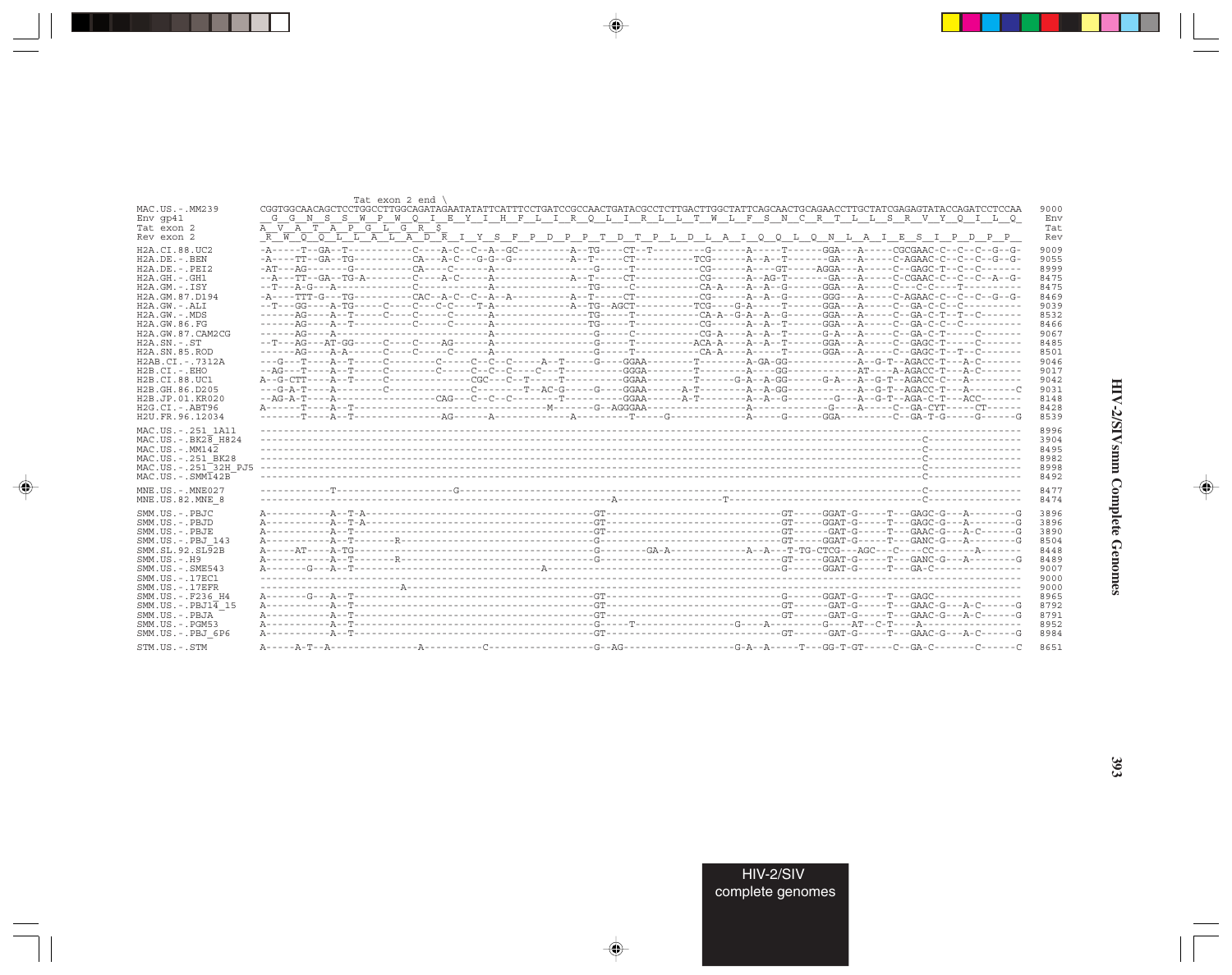```
                          Tat exon 2 end \
MAC.US.-.MM239      CGGTGGCAACAGCTCCTGGCCTTGGCAGATAGAATATATTCATTTCCTGATCCGCCAACTGATACGCCTCTTGACTTGGCTATTCAGCAACTGCAGAACCTTGCTATCGAGAGTATACCAGATCCTCCAA  9000
Env gp41            _G__G__N__S__S__W__P__W__Q__I__E__Y__I__H__F__L__I__R__Q__L__I__R__L__L__T__W__L__F__S__N__C__R__T__L__L__S__R__V__Y__Q__I__L__Q_   Env
Tat exon 2          A__V__A__T__A__P__G__L__G__R__$                                                                                                       Tat
Rev exon 2          _R__W__Q__Q__L__L__A__L__A__D__R__I__Y__S__F__P__D__P__P__T__D__T__P__L__D__L__A__I__Q__Q__L__Q__N__L__A__I__E__S__I__P__D__P__P__  Rev

H2A.CI.88.UC2       -A-----T--GA--T-----------C----A-C--C--A--GC---------A--TG----CT--T----------G------A-----T------GGA---A-----CGCGAAC-C--C--C--G--G-  9009
H2A.DE.-.BEN        -A----TT--GA--TG----------CA---A-C---G-G--G----------A--T-----CT----------TCG------A--A--T-------GA---A-----C-AGAAC-C--C--C--G--G-  9055
H2A.DE.-.PEI2       -AT---AG-------G----------CA----C------A----------------------G-----T-----------CG------A----GT-----AGGA---A-----C--GAGC-T--C--C-------  8999
H2A.GH.-.GH1        --A---TT--GA--TG-A--------C----A-C-----A-------------A--T-----CT----------CG------A--AG-T-------GA---A-----C-CGAAC-C--C--C--A--G-  8475
H2A.GM.-.ISY        --T---A-G---A-------------C------------A-------------------TG-----C-----------CA-A----A--A--G------GGA---A-----C---C-C----T---------  8475
H2A.GM.87.D194      -A----TTT-G---TG----------CAC--A-C--C--A--A----------A--T-----CT----------CG------A--A--G------GGG---A-----C-AGAAC-C--C--C--G--G-  8469
H2A.GW.-.ALI        --T---GG----A-TG-----C----C---C-C----T-A-------------A--TG--AGCT----------TCG----G-A-----T------GGA---A-----C--GA-C-C--C----------  9039
H2A.GW.-.MDS        ------AG----A--T-----C----C-----C------A-------------------TG-----T-----------CA-A--G-A--A--G------GGA---A-----C--GA-C-T--T--C-------  8532
H2A.GW.86.FG        ------AG----A--T----------C-----C------A-------------------TG-----T-----------CG------A--A--T------GGA---A-----C--GA-C-C--C----------  8466
H2A.GW.87.CAM2CG    ------AG----A--------------------------A------------------G-----C-----------CG-A----A--A--T------G-A---A-----C--GA-C-T--------C-------  9067
H2A.SN.-.ST         --T---AG---AT-GG-----C----C----AG------A------------------G-----T-----------ACA-A----A--A--T------GGA---A-----C--GAGC-T--------C-------  8485
H2A.SN.85.ROD       ------AG----A-A------C----C-----C------A------------------G-----T-----------CA-A----A-----T------GGA---A-----C--GAGC-T--T--C-------  8501
H2AB.CI.-.7312A     ---G---T----A--T-----C---------C-----C--C--C-----A--T-----G----GGAA---------T---------A-GA-GG------------A--G-T--AGACC-T---A-C-------  9046
H2B.CI.-.EHO        --AG---T----A--T-----C---------C-----C--C--C----C---T----------GGGA---------T---------A----GG------------AT----A-AGACC-T---A-C-------  9017
H2B.CI.88.UC1       A--G-CTT----A--T-----C---------------CGC----C--T-----T---------GGAA---------T------G-A--A-GG------G-A----A--G-T--AGACC-C---A---------  9042
H2B.GH.86.D205      ---G-A-T----A--------C---------------C---------T---AC-G-----G----GGAA------A-T---------A--A-GG------------A--G-T--AGACC-T---A--------C  9031
H2B.JP.01.KR020     --AG-A-T----A-------------------CAG---C--C--C---------T---------GGAA------A-T---------A--A--G---------G---A--G-T--AGA-C-T---ACC-------  8148
H2G.CI.-.ABT96      A------T----A--T-------------------------------------M--------G--AGGGAA------------------A--------------G----A-----C--GA-CYT-----CT------  8428
H2U.FR.96.12034     -------T----A--T----------------AG------A------------A---------T-----G-------------A-----G------GGA---------C--GA-T-G-----G------G  8539

MAC.US.-.251_1A11   ----------------------------------------------------------------------------------------------------------------------C-----------------  8996
MAC.US.-.BK28_H824  ----------------------------------------------------------------------------------------------------------------------C-----------------  3904
MAC.US.-.MM142      ----------------------------------------------------------------------------------------------------------------------C-----------------  8495
MAC.US.-.251_BK28   ----------------------------------------------------------------------------------------------------------------------C-----------------  8982
MAC.US.-.251_32H_PJ5 ---------------------------------------------------------------------------------------------------------------------C-----------------  8998
MAC.US.-.SMM142B    ----------------------------------------------------------------------------------------------------------------------C-----------------  8492

MNE.US.-.MNE027     ------------T------------------G----------------------------------------------------------------------------------------C-----------------  8477
MNE.US.82.MNE_8     ----------------------------------------------------A-----------------T------------------------------------------------C-----------------  8474

SMM.US.-.PBJC       A-----------A--T-A---------------------------------------GT----------------------------GT-----GGAT-G-----T---GAGC-G---A--------G  3896
SMM.US.-.PBJD       A-----------A--T-A---------------------------------------GT----------------------------GT-----GGAT-G-----T---GAGC-G---A--------G  3896
SMM.US.-.PBJE       A-----------A--T-----------------------------------------GT----------------------------GT------GAT-G-----T---GAAC-G---A-C------G  3890
SMM.US.-.PBJ_143    A-----------A--T-------R---------------------------------G-----------------------------GT-----GGAT-G-----T---GANC-G---A--------G  8504
SMM.SL.92.SL92B     A-----AT----A-TG-----------------------------------------G-------GA-A-----------------A--A---T-TG-CTCG---AGC---C----CC-------A-------  8448
SMM.US.-.H9         A-----------A--T-------R---------------------------------G-----------------------------GT-----GGAT-G-----T---GANC-G---A--------G  8489
SMM.US.-.SME543     A-------G---A--T------------------------------A-------------------------------------G------GGAT-G-----T---GA-C---------------  9007
SMM.US.-.17EC1      ---------------------------------------------------------------------------------------------------------------------------------------  9000
SMM.US.-.17EFR      ------------------------A--------------------------------------------------------------------------------------------------------------  9000
SMM.US.-.F236_H4    A-------G---A--T-----------------------------------------GT----------------------------G------GGAT-G-----T---GAGC---------------  8965
SMM.US.-.PBJ14_15   A-----------A--T-----------------------------------------GT----------------------------GT------GAT-G-----T---GAAC-G---A-C------G  8792
SMM.US.-.PBJA       A-----------A--T-----------------------------------------GT----------------------------GT------GAT-G-----T---GAAC-G---A-C------G  8791
SMM.US.-.PGM53      A-----------A--T-----------------------------------------G-----T------------------G----A----------G----AT--C-T----A------------------  8952
SMM.US.-.PBJ_6P6    A-----------A--T-----------------------------------------GT----------------------------GT------GAT-G-----T---GAAC-G---A-C------G  8984

STM.US.-.STM        A-----A-T--A---------------A-----------C-------------------G--AG--------------------G-A--A-----T---GG-T-GT-----C--GA-C--------C------C  8651
```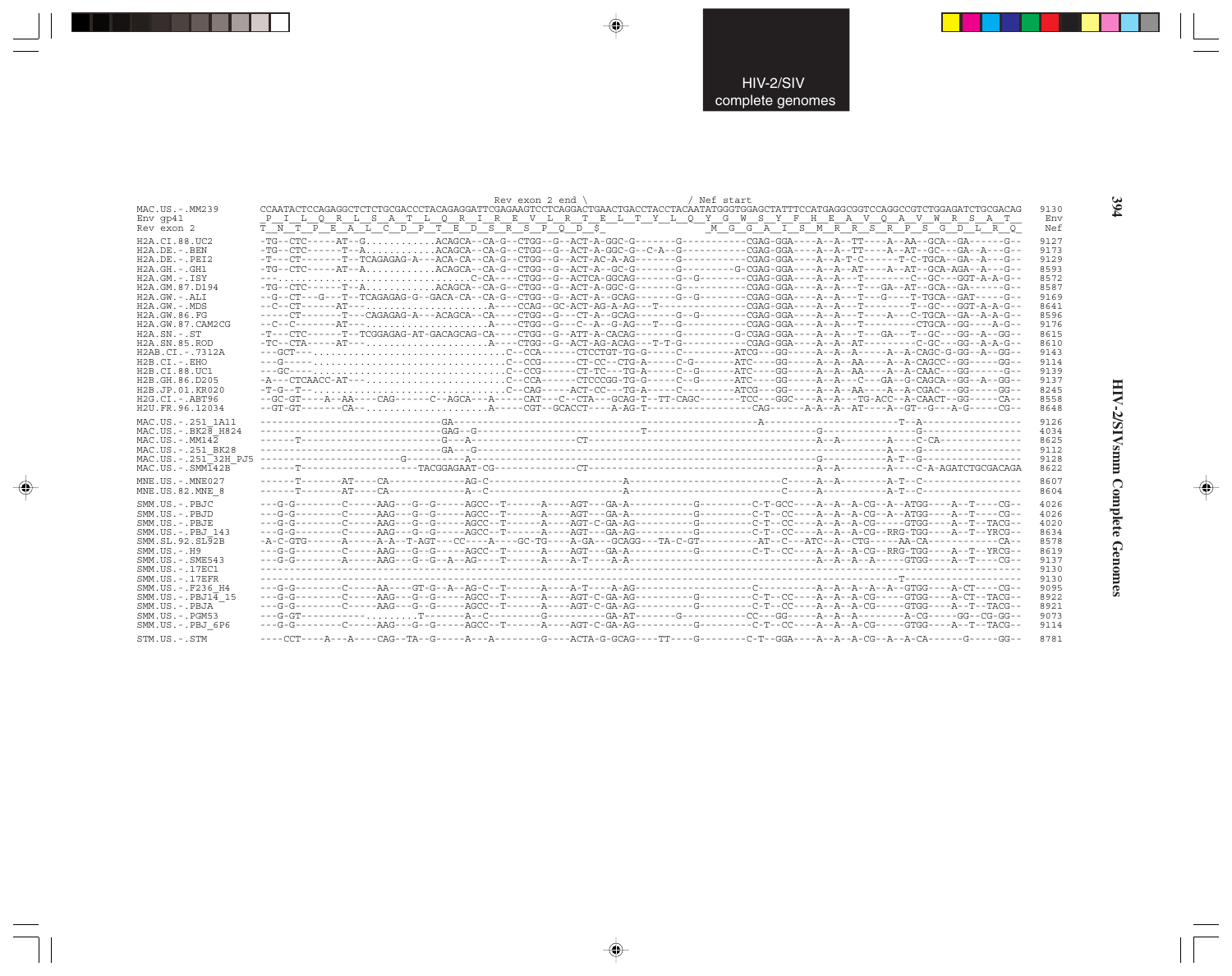HIV-2/SIV complete genomes

```
                                                   Rev exon 2 end \                    / Nef start
MAC.US.-.MM239        CCAATACTCCAGAGGCTCTCTGCGACCCTACAGAGGATTCGAGAAGTCCTCAGGACTGAACTGACCTACCTACAATATGGGTGGAGCTATTTCCATGAGGCGGTCCAGGCCGTCTGGAGATCTGCGACAG  9130
Env gp41               P  I  L  Q  R  L  S  A  T  L  Q  R  I  R  E  V  L  R  T  E  L  T  Y  L  Q  Y  G  W  S  Y  F  H  E  A  V  Q  A  V  W  R  S  A  T   Env
Rev exon 2            T  N  T  P  E  A  L  C  D  P  T  E  D  S  R  S  P  Q  D  S                         M  G  G  A  I  S  M  R  R  S  R  P  S  G  D  L  R  Q   Nef

H2A.CI.88.UC2         -TG--CTC-----AT--G...........ACAGCA--CA-G--CTGG--G--ACT-A-GGC-G-------G----------CGAG-GGA----A--A--TT----A--AA--GCA--GA-----G--  9127
H2A.DE.-.BEN          -TG--CTC------T--A...........ACAGCA--CA-G--CTGG--G--ACT-A-GGC-G--C-A--G----------CGAG-GGA----A--A--TT----A--AT--GC---GA--A---G--  9173
H2A.DE.-.PEI2         -T---CT-------T--TCAGAGAG-A---ACA-CA--CA-G--CTGG--G--ACT-AC-A-AG-------G----------CGAG-GGA----A--A-T-C------T-C-TGCA--GA--A---G--  9129
H2A.GH.-.GH1          -TG--CTC-----AT--A...........ACAGCA--CA-G--CTGG--G--ACT-A--GC-G-------G---------G-CGAG-GGA----A--A--AT----A--AT--GCA-AGA--A---G--  8593
H2A.GM.-.ISY          ---...........................C-CA----CTGG--G--ACTCA-GGCAG------G--G--------CGAG-GGA----A--A---T-------C--GC---GGT-A-A-G--  8572
H2A.GM.87.D194        -TG--CTC------T--A...........ACAGCA--CA-G--CTGG--G--ACT-A-GGC-G-------G----------CGAG-GGA----A--A---T---GA--AT--GCA--GA-----G--  8587
H2A.GW.-.ALI          --G--CT---G---T--TCAGAGAG-G--GACA-CA--CA-G--CTGG--G--ACT-A--GCAG------G--G-------CGAG-GGA----A--A---T---G----T-TGCA--GAT-----G--  9169
H2A.GW.-.MDS          --C--CT------AT---......................A----CCAG--GC-ACT-AG-A-AG---T------------CGAG-GGA----A--A---T--------T--GC---GGT-A-A-G--  8641
H2A.GW.86.FG          -----CT-------T---CAGAGAG-A---ACAGCA--CA----CTGG--G---CT-A--GCAG------G--G-------CGAG-GGA----A--A---T----A---C-TGCA--GA--A-A-G--  8596
H2A.GW.87.CAM2CG      --C--C-------AT--.......................A----CTGG--G---C--A--G-AG---T---G--------CGAG-GGA----A--A---T---------CTGCA--GG----A-G--  9176
H2A.SN.-.ST           -T---CTC------T--TCGGAGAG-AT-GACAGCAG-CA----CTGG--G--ATT-A-CACAG------G--------G-CGAG-GGA----A--A---T---GA---T--GC---GG--A--GG--  8615
H2A.SN.85.ROD         -TC--CTA-----AT---......................A----CTGG--G--ACT-AG-ACAG---T-T-G---------CGAG-GGA----A--A--AT-------C-GC---GG--A-A-G--  8610
H2AB.CI.-.7312A       ---GCT---...............................C--CCA------CTCCTGT-TG-G-----C---------ATCG---GG-----A--A--A-----A--A-CAGC-G-GG--A--GG--  9143
H2B.CI.-.EHO          ---G-----...............................C--CCG------CT-CC--CTG-A-----C-G--------ATC----GG-----A--A--AA----A--A-CAGCC--GG-----GG--  9114
H2B.CI.88.UC1         ---GC----...............................C--CCG------CT-TC---TG-A-----C-G--------ATC----GG-----A--A--AA----A--A-CAAC---GG-----G--  9139
H2B.GH.86.D205        -A---CTCAACC-AT--.......................C--CCA------CTCCCGG-TG-G-----C-G--------ATC----GG-----A--A---C---GA--G-CAGCA--GG--A--GG--  9137
H2B.JP.01.KR020       -T-G--T--...............................C--CAG-----ACT-CC---TG-A-----C----------ATCG---GG-----A--A--AA----A--A-CGAC---GG-----GG--  8245
H2G.CI.-.ABT96        --GC-GT----A--AA----CAG------C--AGCA---A-----CAT---C--CTA---GCAG-T--TT-CAGC-------TCC---GGC----A--A---TG-ACC--A-CAACT--GG-----CA--  8558
H2U.FR.96.12034       --GT-GT-------CA--......................A-----CGT--GCACCT----A-AG-T-----------------CAG-------A-A--A--AT----A--GT--G---A-G-----CG--  8648

MAC.US.-.251_1A11     ------------------------------GA-------------------------------------------------A--------------------T--A----------------  9126
MAC.US.-.BK28_H824    ------------------------------GAG--G----------------------------T--------------------------G-------------------G-----------------  4034
MAC.US.-.MM142        ------T-----------------------G---A------------------CT-----------------------------------A--A---------A-----C-CA--------------  8625
MAC.US.-.251_BK28     ------------------------------GA---G----------------------------------------------------------------------A----G----------------  9112
MAC.US.-.251_32H_PJ5  ---------------------------G---------A-------------------------------------------------G-----------A-T--G----------------  9128
MAC.US.-.SMM142B      ------T-------------------TACGGAGAAT-CG---------------CT-----------------------------------A--A---------A----C-A-AGATCTGCGACAGA  8622

MNE.US.-.MNE027       ------T-------AT----CA------------AG-C------------------------A-------------------------C-----A--A--------A-T--C-----------------  8607
MNE.US.82.MNE_8       ------T-------AT----CA------------A--C------------------------A-------------------------C-----A-----------A-T--C-----------------  8604

SMM.US.-.PBJC         ---G-G--------C-----AAG---G--G-----AGCC--T------A----AGT---GA-A-----------G---------C-T-GCC----A--A--A-CG--A--ATGG----A--T-----CG--  4026
SMM.US.-.PBJD         ---G-G--------C-----AAG---G--G-----AGCC--T------A----AGT---GA-A-----------G---------C-T--CC----A--A--A-CG--A--ATGG----A--T-----CG--  4026
SMM.US.-.PBJE         ---G-G--------C-----AAG---G--G-----AGCC--T------A----AGT-C-GA-AG----------G---------C-T--CC----A--A--A-CG-----GTGG----A--T--TACG--  4020
SMM.US.-.PBJ_143      ---G-G--------C-----AAG---G--G-----AGCC--T------A----AGT---GA-AG----------G---------C-T--CC----A--A--A-CG--RRG-TGG----A--T--YRCG--  8634
SMM.SL.92.SL92B       -A-C-GTG------A-----A-A--T-AGT---CC----A----GC-TG----A-GA---GCAGG---TA-C-GT----------AT--C---ATC--A--CTG------AA-CA------------CA--  8578
SMM.US.-.H9           ---G-G--------C-----AAG---G--G-----AGCC--T------A----AGT---GA-A-----------G---------C-T--CC----A--A--A-CG--RRG-TGG----A--T--YRCG--  8619
SMM.US.-.SME543       ---G-G--------A-----AAG---G--G--A--AG----T------A----A-T-----A-A----------------------------------A--A--A--A-----GTGG----A--T-----CG--  9137
SMM.US.-.17EC1        ------------------------------------------------------------------------------------------------------------------------------  9130
SMM.US.-.17EFR        -----------------------------------------------------------------------------------------------T-----------------------------  9130
SMM.US.-.F236_H4      ---G-G--------C-----AA----GT-G--A--AG-C--T------A----A-T----A-AG------------------C---------A--A--A--A--A--GTGG----A-CT-----CG--  9095
SMM.US.-.PBJ14_15     ---G-G--------C-----AAG---G--G-----AGCC--T------A----AGT-C-GA-AG------G---------C-T--CC----A--A--A-CG-----GTGG----A-CT--TACG--  8922
SMM.US.-.PBJA         ---G-G--------C-----AAG---G--G-----AGCC--T------A----AGT-C-GA-AG----------G---------C-T--CC----A--A--A-CG-----GTGG----A--T--TACG--  8921
SMM.US.-.PGM53        ---G-GT-----------.........T-------A--C----------G-----------GA-AT-------G----------CC---GG----A--A--A---------A-CG-----GG--CG-GG--  9073
SMM.US.-.PBJ_6P6      ---G-G--------C-----AAG---G--G-----AGCC--T------A----AGT-C-GA-AG----------G---------C-T--CC----A--A--A-CG-----GTGG----A--T--TACG--  9114

STM.US.-.STM          ----CCT----A---A----CAG--TA--G-----A---A--------G-----ACTA-G-GCAG----TT----G--------C-T--GGA----A--A--A-CG--A--A-CA------G-----GG--  8781
```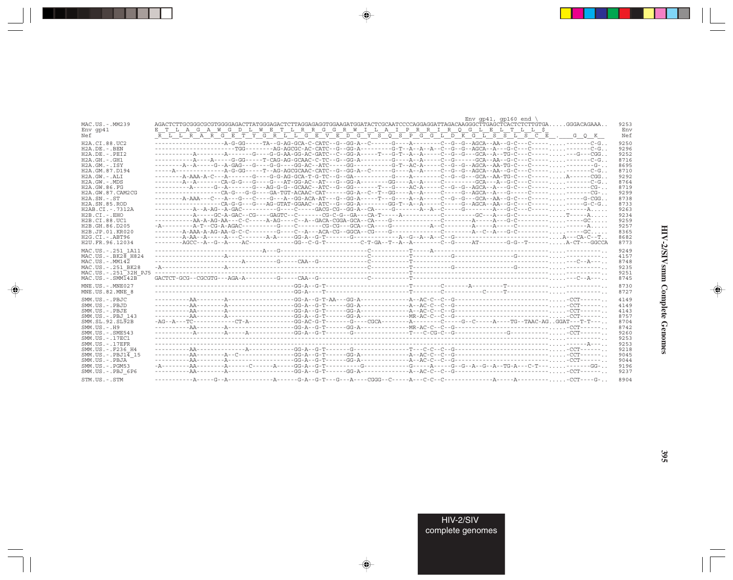```
                                                                                                              Env gp41, gp160 end \
MAC.US.-.MM239        AGACTCTTGCGGGCGCGTGGGGAGACTTATGGGAGACTCTTAGGAGAGGTGGAAGATGGATACTCGCAATCCCCAGGAGGATTAGACAAGGGCTTGAGCTCACTCTCTTGTGA.....GGGACAGAAA..  9253
Env gp41              E  T  L  A  G  A  W  G  D  L  W  E  T  L  R  R  G  G  R  W  I  L  A  I  P  R  R  I  R  Q  G  L  E  L  T  L  L  $                  Env
Nef                   R  L  L  R  A  R  G  E  T  Y  G  R  L  L  G  E  V  E  D  G  Y  S  Q  S  P  G  G  L  D  K  G  L  S  S  L  S  C  E  .     G  Q  K    Nef

H2A.CI.88.UC2         -------------------A-G-GG-----TA--G-AG-GCA-C-CATC--G--GG-A--C-------G----A--------C--G--G--AGCA--AA--G-C---C------.....-------C-G..  9250
H2A.DE.-.BEN          ------------------------TGG--------AG-AGCGC-AC-CATC--G--GG-A--------G-T--A--A--A--C--G--G--AGCA--A---G-C---C------.....-------C-G..  9296
H2A.DE.-.PEI2         -----------A--------A-------G----G-G-AA-GG-AC-GATC--C--GG-A-----T---G-T--A--A-----C--G--G---GCA--A--TG-C---C------.....---G---CGG..  9252
H2A.GH.-.GH1          -----------A----A-----G-GG-----T-CAG-AG-GCAAC-C-TC--G--GG-A---------G----A--A-----C--G------GCA--AA--G-C---C------.....-------C-G..  8716
H2A.GM.-.ISY          --------A--A-----G--A-GAG---G----G-G----GG-AC--ATC-----GG-----------G-T--AC-A-----C--G--G--AGCA--AA-TG-C---C------.....---------G-..  8695
H2A.GM.87.D194        -----A---------------A-G-GG-----T--AG-AGCGCAAC-CATC--G--GG-A--C-------G----A--A-----C--G--G--AGCA--AA--G-C---C------.....-------C-G..  8710
H2A.GW.-.ALI          --------A-AAA-A-C---A--------G----G-G-AG-GCA-T-G-TC--G--GA-----------G----A--------C--G--G---GCA--AA-TG-C---C------.....A-------CGG..  9292
H2A.GW.-.MDS          --------A--A-------CA-G-G---G----G---AT-GG-AC--AT---G--GG-A---------GG-----A--A-----C---------GCA---A--G-C---C------.....-------C-G..  8764
H2A.GW.86.FG          ----------A------G--A-------G---AG-G-G--GCAAC--ATC--G--GG-------T---G----AC-A-----C--G--G--AGCA--A---G-C---C------.....-------CG-..  8719
H2A.GW.87.CAM2CG      -------------------CA-G---G-G---GA-TGT-ACAAC-CAT------GG-A--C--T--GG----A--A------C-----G--AGCA--A---G-----C------.....-------CG-..  9299
H2A.SN.-.ST           --------A-AAA---C---A---G---C----G---A--GG-ACA-AT---G--GG-A-----T---G----A--A-----C--G--G---GCA--AA--G-C---C------.....------G-CGG..  8738
H2A.SN.85.ROD         -------------------CA-G-G---G---AG-GTAT-GGAAC--ATC--G--GG-A-------GG-T--A--A------C-----G--AGCA--AA--G-C---C------.....------G-C-G..  8733
H2AB.CI.-.7312A       -----------A--A-AG--A-GAC----------G----C-----GACG-CG--GG-A--CA-----G-------A--A--C-----G--------A---G-C---C------.....------A.....  9263
H2B.CI.-.EHO          -----------A-----GC-A-GAC--CG----GAGTC--C---------CG-C-G--GA---CA-T-----A----------C----------GC---A---G-C----------.....T-----A.....  9234
H2B.CI.88.UC1         -----------AA-A-AG-AA----C-C-----A-AG----C--A--GACA-CGGA-GCA--CA----G-------------C---------A-----A---G-C----------.....-----GC.....  9259
H2B.GH.86.D205        -A---------A-T--CG-A-AGAC---------G----C-------CG-CG---GCA--CA----G----------A--C---------A-----A-----C----------.....------A.....  9257
H2B.JP.01.KR020       ---------A-AAA-A-AG-AA-G-C-C---------G----C--A---ACA-CG--GGCA--CG----G-------------C---------A--C--A---G-C----------.....-----GC.....  8365
H2G.CI.-.ABT96        --------A-AA--A----A----C-------A-A-----GG-A--G-T-------G----------A--G--A--A--C--G---------------------------------.....A---CA-C--T..  8682
H2U.FR.96.12034       ---------AGCC--A--G--A-----AC-------------GG--C-G-T----------C-T-GA--T--A--A--------C--G------AT---------G-G--T--------.....A-CT---GGCCA  8773

MAC.US.-.251_1A11     ---------------------------------A---G------------------------C------------T-----A----------------------------------------.....-----------..  9249
MAC.US.-.BK28_H824    ---------------------A--------------------------------------C------------T------------G--------------------G-----------.....-----------..  4157
MAC.US.-.MM142        ----------------------------A---------G-----CAA--G-----------C------------T------------------------------------------------.....---C--A---..  8748
MAC.US.-.251_BK28     -A--------------------A--------------------------------------C------------T------------G--------------------G-----------.....-----------..  9235
MAC.US.-.251_32H_PJ5  -------------------------------------------------------------------------T------------------------------------------------.....-----------..  9251
MAC.US.-.SMM142B      GACTCT-GCG--CGCGTG---AGA-A---------G-----CAA--G-----------C------------T------------------------------------------------.....---C--A---..  8745

MNE.US.-.MNE027       --------------------------------------GG-A--G-T-----------------------T--------C-------A---------T--------------.....-----------..  8730
MNE.US.82.MNE_8       --------------------------------------GG-A---T------------------------T--------C-----------C-----T--------------.....-----------..  8727

SMM.US.-.PBJC         ----------AA--------A-------------------GG-A--G-T-AA---GG-A---------------A--AC-C--C--G------------------------------.....-CCT-------..  4149
SMM.US.-.PBJD         ----------AA--------A-------------------GG-A--G-T------GG-A---------------A--AC-C--C--G------------------------------.....-CCT-------..  4149
SMM.US.-.PBJE         ----------AA--------A-------------------GG-A--G-T------GG-A---------------A--AC-C--C--G------------------------------.....-CCT-------..  4143
SMM.US.-.PBJ_143      ----------AA--------A-------------------GG-A--G-T------GG-A---------------MR-AC-C--C--G------------------------------.....-CCT-------..  8757
SMM.SL.92.SL92B       -AG--A---TC-----------CT-A-------------GG-AC-G-T-------G-----CGCA---------A----------C------G--C------A----TG--TAAC-AG..GGAT---T-T----..  8704
SMM.US.-.H9           ----------AA--------A-------------------GG-A--G-T------GG-A---------------MR-AC-C--C--G------------------------------.....-CCT-------..  8742
SMM.US.-.SME543       ----------A--------A-----A--------------GG-A--G-T-------G-----------------T---C-CG-C--G------------------G-----------.....-CCT-------..  9260
SMM.US.-.17EC1        --------------------------------------------------------------------------------------------------------------------.....-----------..  9253
SMM.US.-.17EFR        --------------------------------------------------------------------------------------------------------------------.....------A---..  9253
SMM.US.-.F236_H4      ----------AA---------------A-------------GG-A--G-T-------G-----------------T---C-C--C--G------------------------------.....-CCT-------..  9218
SMM.US.-.PBJ14_15     ----------AA--------A--C----------------GG-A--G-T------GG-A---------------A--AC-C--C--G------------------------------.....-CCT-------..  9045
SMM.US.-.PBJA         ----------AA--------A-------------------GG-A--G-T------GG-A---------------A--AC-C--C--G------------------------------.....-CCT-------..  9044
SMM.US.-.PGM53        -A--------AA--------A------C------A-----GG-A--G-T----------G--------------G-----A-----G--G--A--G--A--TG-A---C-T---.....-------GG-..  9196
SMM.US.-.PBJ_6P6      ----------AA--------A-------------------GG-A--G-T------GG-A---------------A--AC-C--C--G------------------------------.....-CCT-------..  9237

STM.US.-.STM          -----------A-----G--A--------------A------G-A--G-T---G---A-----CGGG--C-----A---C-C--C-------------A-----A----------.....-CCT----G-..  8904
```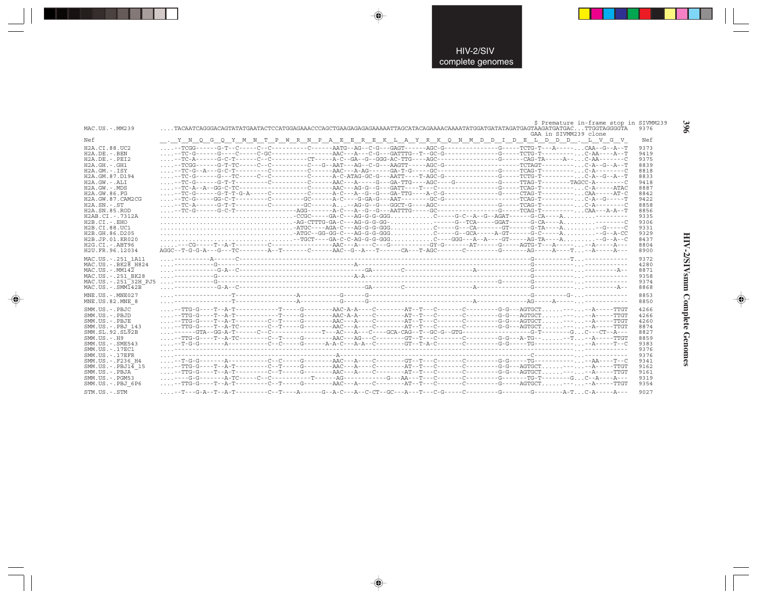```
                                                                                                                  $ Premature in-frame stop in SIVMM239
MAC.US.-.MM239      ....TACAATCAGGGACAGTATATGAATACTCCATGGAGAAACCCAGCTGAAGAGAGAGAAAAATTAGCATACAGAAAACAAAATATGGATGATATAGATGAGTAAGATGATGAC...TTGGTAGGGGTA  9376
                                                                                                              GAA in SIVMM239 clone
Nef                 _.__Y__N__Q__G__Q__Y__M__N__T__P__W__R__N__P__A__E__E__R__E__K__L__A__Y__R__K__Q__N__M__D__D__I__D__E__L__D__D__D__.__L__V__G__V_  Nef

H2A.CI.88.UC2       ....--TCGG------G-T--C-----C--C---------C------AATG--AG--C-G---GAGT------AGC-G---------------G-----TCTG-T----A-----...CAA--G--A--T  9373
H2A.DE.-.BEN        ....--TC-G------G----C-----C-GC----------------AAC---A---C-G---GATTTG--T--GC-G---------------G-----TCTG-T---------...C-AA----A--T  9419
H2A.DE.-.PEI2       ....--TC-A------G-C-T------C--C---------CT-----A-C--GA--G--GGG-AC-TTG----AGC-----------------G------CAG-TA-----A--...C-AA-------C  9375
H2A.GH.-.GH1        ....--TCGG------G-T-TC-----C--C---------C---G--AAT---AG--C-G---AAGTT-----AGC-G---------------------TCTAGT----------...C-A--G--A--T  8839
H2A.GM.-.ISY        ....--TC-G--A---G-C-T---------C---------C------AAC---A-AG------GA-T-G-----GC-----------------G-----TCAG-T----------...C-A--------C  8818
H2A.GM.87.D194      ....--TC-G------G---TC-----C--C---------C------A-C-ATAG-GC-G---AATT----T-AGC-G---------------G-----TCTG-T----------...C-A--G--A--T  8833
H2A.GW.-.ALI        ....--TC-G------G-T-T---------C---------C------AAC---A-----G---GA-TTG----AGC----G------------G-----TTAG-T----------TAGCC-A--------C  9418
H2A.GW.-.MDS        ....--TC-A--A--GG-C-TC----------------------C------AAC---AG-G--G---GATT----T---C-----------------G-----TCAG-T----------...C-A-----ATAC  8887
H2A.GW.86.FG        ....--TC-G------G-T-T-G-A-----C---------C------A-C---A--G--G---GA-TTG----A-C-G---------------G-----CTAG-T----------...CAA------AT-C  8842
H2A.GW.87.CAM2CG    ....--TC-G------GG-C-T--------C---------GC-----A-C---G-GA-G---AAT--------GC-G-------------------TCAG-T----------...C-A--G-----T  9422
H2A.SN.-.ST         ....--TC-A------G-T-T---------C---------GC-----A...--AG-G--G---GGCT-G----AGC-----------------G-----TCAG-T----------...C-A--------C  8858
H2A.SN.85.ROD       ....--TC-G------G-C-T-----------------AGG------A-C---A--G--G---AATTTG-----GC-----------------G-----TCAG-T----------...CAA---A-A--T  8856
H2AB.CI.-.7312A     ..................................-CCGC-----GA-C---AG-G-G-GGG...........C-----G-C--A--G--AGAT------G-CA----A.........--------  9335
H2B.CI.-.EHO        ..................................-AG-CTTTG-GA-C---AG-G-G-GG-............------G--TCA-----GGAT------G-CA----A.........--------C  9306
H2B.CI.88.UC1       ..................................-ATGC-----AGA-C---AG-G-G-GGG...........C-----G---CA-------GT------G-TA----A.........--G-----C  9331
H2B.GH.86.D205      ..................................-ATGC--GG-GG-C---AG-G-G-GGG...........C-----G--GCA-----A-GT------G-C-----A.........--G--A-CC  9329
H2B.JP.01.KR020     ..................................--TGCT-----GA-C-C-AG-G-G-GGG...........C----GGG---A--A----GT------AG-TA----A.........--G--A--C  8437
H2G.CI.-.ABT96      ....----CG-----T--A-T---------C---------------AAC---A----C---G---------GY-G-------AT------G-----AGTG-T---A-----...--A-----A---  8804
H2U.FR.96.12034     AGGC--T-G-G-A---G---TC---------A--T-------C------AAC--G--A---T------CA---T-AGC-------C----------G------AG-----A----T...--A-----A---  8900

MAC.US.-.251_1A11   ....-----------A------C-----------------------------------------------------------------------G----------T...----------  9372
MAC.US.-.BK28_H824  ....-----------G------------------------------A-----------------------------------------------G------------...----------  4280
MAC.US.-.MM142      ....-----------G-A--C-------------------------------GA---------C-------------------A-----------G------------...--------A--  8871
MAC.US.-.251_BK28   ....-----------G------------------------------A-A---------------------------------------------G------------...----------  9358
MAC.US.-.251_32H_PJ5 ....-----------G-------------------------------------------------------------------G----------G------------...----------  9374
MAC.US.-.SMM142B    ....-----------G-A--C-------------------------------GA---------C-------------------A-----------G------------...--------A--  8868

MNE.US.-.MNE027     ....-----------------T----------------A-----------G------G------------------------------------G---------G-...----------  8853
MNE.US.82.MNE_8     ....-----------------T----------------A-----------G------G-----------------------A-------------AG-----A-----...----------  8850

SMM.US.-.PBJC       ....--TTG-G----T--A-T-----------T-----G--------AAC-A-A----C--------AT--T---C-------C---------G-G---AGTGCT......---...--A-----TTGT  4266
SMM.US.-.PBJD       ....--TTG-G----T--A-T-----------T-----G--------AAC-A-A----C--------AT--T---C-------C---------G-G---AGTGCT......---...--A-----TTGT  4266
SMM.US.-.PBJE       ....--TTG-G----T--A-T---------C--T-----G--------AAC---A----C--------AT--T---C-------C---------G-G---AGTGCT......---...--A-----TTGT  4260
SMM.US.-.PBJ_143    ....--TTG-G----T--A-TC--------C--T-----G--------AAC---A----C--------AT--T---C-------C---------G-G---AGTGCT......---...--A-----TTGT  8874
SMM.SL.92.SL92B     ....------GTA--GG-A-T------C--C--------------T---AC---A---C---GCA-CAG--T--GC-G--GTG-----------------G-T--------G...C---CT--A---  8827
SMM.US.-.H9         ....--TTG-G----T--A-TC--------C--T-----G--------AAC---AG---C--------GT--T---C-------C---------G-G---A-TG--.......--T...--A-----TTGT  8859
SMM.US.-.SME543     ....--T-G-G-------A-----------C--C-----G------A-A-C---A-A--C--------GT--T-A-C-------C---------G-G-----TG----------...--A-----T--C  9383
SMM.US.-.17EC1      ....------------------------------------------------------------------------------------------------------------...----------  9376
SMM.US.-.17EFR      ....--------------------------------------A-------------------------------------------------C-----------...----------  9376
SMM.US.-.F236_H4    ....--T-G-G-------A-----------C--C-----G--------AAC---A----C--------GT--T---C-------C---------G-G-----TG----------...--AA-----T--C  9341
SMM.US.-.PBJ14_15   ....--TTG-G----T--A-T---------C--T-----G--------AAC---A----C--------AT--T---C-------C---------G-G---AGTGCT......---...--A-----TTGT  9162
SMM.US.-.PBJA       ....--TTG-G----T--A-T---------C--T-----G--------AAC---A----C--------AT--T---C-------C---------G-G---AGTGCT......---...--A-----TTGT  9161
SMM.US.-.PGM53      ....----G-G-------A-TC-----C--C-----------T------AG------------G---AA---T---C-------C---------G------TG-T--------G...C--A-----A---  9319
SMM.US.-.PBJ_6P6    ....--TTG-G----T--A-T---------C--T-----G--------AAC---A----C--------AT--T---C-------C---------G-----AGTGCT......---...--A-----TTGT  9354

STM.US.-.STM        ....--T---G-A--T--A-T---------C--T-----A------G--A-C---A--C-CT--GC---A---T---C-G-----C---------G---------G---------A-T...C-A-----A---  9027
```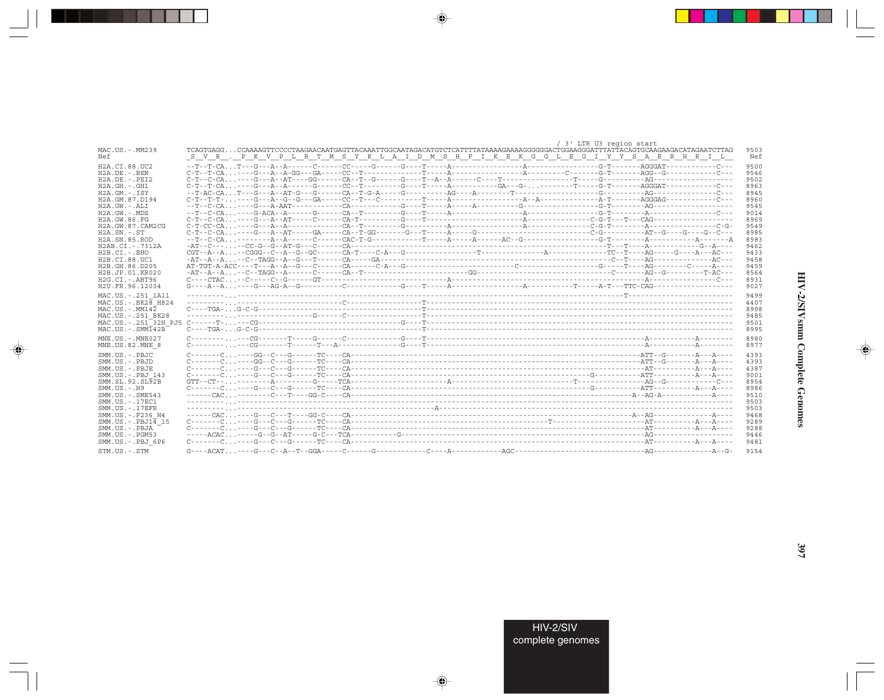```
                                                                                              / 3' LTR U3 region start
MAC.US.-.MM239       TCAGTGAGG...CCAAAAGTTCCCCTAAGAACAATGAGTTACAAATTGGCAATAGACATGTCTCATTTTATAAAAGAAAAGGGGGGACTGGAAGGGATTTATTACAGTGCAAGAAGACATAGAATCTTAG   9503
Nef                   S  V  R  .  P  K  V  P  L  R  T  M  S  Y  K  L  A  I  D  M  S  H  F  I  K  E  K  G  G  L  E  G  I  Y  Y  S  A  R  R  H  R  I  L     Nef

H2A.CI.88.UC2        --T--T-CA...T---G---A--A------C------CC-----G------G----T-----A-----------------A-----------------G-T-------AGGGAT-------------C---   9500
H2A.DE.-.BEN         C-T--T-CA...----G---A--A-GG---GA-----CC--T-------------T-----A-----------------A---------C-------G-T-------AGG--G------------C---   9546
H2A.DE.-.PEI2        C-T--C-CA...----G---A--AT-----GG-----CA--T--G-------G----T--A--A------C----T-----------------T-----G---------AG----------------   9502
H2A.GH.-.GH1         C-T--T-CA...----G---A--A------G------CC--T----------G----T-----A-----------GA---G-...--------T-----G-T-------AGGGAT-------------C---   8963
H2A.GM.-.ISY         --T-AC-CA...T---G---A--AT-G---G------CA--T-G-A-----G-----------AG----A--------T-------------------G---------AG--------------C---   8945
H2A.GM.87.D194       C-T--T-T-...----G---A--G--G---GA-----CC--T---C---------T-----A-----------------A--A--------------A-T-------AGGGAG------------C---   8960
H2A.GW.-.ALI         --T--C-CA...----G---A-AAT-----------CA-----------G----T-----A-----A----------G------------------G-T---------AG----------------   9545
H2A.GW.-.MDS         --T--C-CA...----G-ACA--A------G------CA--T----------G----T-----A-----------------A-----------------G-T---------A-------------C---   9014
H2A.GW.86.FG         C-T--C-CA...----G---A--AT-----C------CA-T-----------G----T-----------------------A---------------C-G-T---T---CAG-----------------   8969
H2A.GW.87.CAM2CG     C-T-CC-CA...----G---A--A-------------CA--T----------G-----------A----------------A---------------C-G-T---------A----------------C-G-   9549
H2A.SN.-.ST          C-T--C-CA...----G---A--AT-----GA-----CA--T-GG-------G----T-----A-----G-------------------------C-G---------AT--G----G---G--C---   8985
H2A.SN.85.ROD        --T--C-CA...---------A--A------C------CAC-T-G------------T-----A-----A------AC--G------------------G-T---------A-----------A------A   8983
H2AB.CI.-.7312A      -AT--C---...--CC-G--G--AT-G---C------CA--------------------------------------------------------T---T----A-----------G--A----   9462
H2B.CI.-.EHO         CGT--A--A...--CGGG--C--A--G--GC------CA-T----C-A---G-------------------T--------------A--------------TC--T----AG-----G----A---AC---   9433
H2B.CI.88.UC1        -AT--A--A...--C--TAGG--A--G---T------CA-----GA------------------------------------------------C--T----AG---------------AC---   9458
H2B.GH.86.D205       AT-TGT-A-ACC----T---A--A--G---C------CA------C-A---G---------------------C---------------------G-----T----AG-------C-----A----   9459
H2B.JP.01.KR020      -AT--A--A...--C--TAGG--A------C------CA--T--------------------------GG-----------------------------C----------AG--G---------T-AC---   8564
H2G.CI.-.ABT96       C----CTAC...--C-----C--G------GT-----------------------------A------------------------------------------A-----------------C---   8931
H2U.FR.96.12034      G----A--A...----G---AG-A--G-----------C-------------G----T-----A-----------------A-----------T-----A-T---TTC-CAG-----------------   9027

MAC.US.-.251_1A11    ---------...--------------------------------------------------------------------------------------T--------------------------   9499
MAC.US.-.BK28_H824   ---------...------------------------C------------------T--------------------------------------------------------------------   4407
MAC.US.-.MM142       C----TGA-...G-C-G-----------------------------------------T--------------------------------------------------------------------   8998
MAC.US.-.251_BK28    ---------...--------------------G------C---------------T--------------------------------------------------------------------   9485
MAC.US.-.251_32H_PJ5 C------T-...--CG------------------------------------G----T--------------------------------------------------------------------   9501
MAC.US.-.SMM142B     C----TGA-...G-C-G-----------------------------------------T--------------------------------------------------------------------   8995

MNE.US.-.MNE027      C---------...---CG-------T-----G------C------------G----T--------------------------------------------A-------------A---------   8980
MNE.US.82.MNE_8      C---------...---CG-------T------T---A--------------G----T--------------------------------------------A-------------A---------   8977

SMM.US.-.PBJC        C-------C...----GG--C---G------TC----CA---------------------------------------------------------------ATT--G-------A---A----   4393
SMM.US.-.PBJD        C-------C...----GG--C---G------TC----CA---------------------------------------------------------------ATT--G-------A---A----   4393
SMM.US.-.PBJE        C-------C...----G---C---G------TC----CA---------------------------------------------------------------AT----------A---A----   4387
SMM.US.-.PBJ_143     C-------C...----G---C---G------TC----CA-----------------------------------------------------G---------ATT----------A---A----   9001
SMM.SL.92.SL92B      GTT--CT--...---------A----------G-----TCA-------------------A--------------------T---------------------AG--G-------------C---   8954
SMM.US.-.H9          C-------C...----G---C---G------TC----CA-----------------------------------------------------G---------ATT----------A---A----   8986
SMM.US.-.SME543      ------CAC...--------C---T-----GG-C----CA----------------------------------------------------------A---AG-A-------------A----   9510
SMM.US.-.17EC1       ---------...----------------------------------------------------------------------------------------------------------------   9503
SMM.US.-.17EFR       ---------...-----------------------------------------A----------------------------------------------------------------------   9503
SMM.US.-.F236_H4     ------CAC...----G---C---T----GG-C----CA----------------------------------------------------------A---AG---------------A----   9468
SMM.US.-.PBJ14_15    C-------C...----G---C---G------TC----CA---------------------------------------T-------------------------AT----------A---A----   9289
SMM.US.-.PBJA        C-------C...----G---C---G------TC----CA---------------------------------------------------------------AT----------A---A----   9288
SMM.US.-.PGM53       -----ACAC...-----G--G--AT-----G-C---TCA-----------G-----------------------------------------------------AG-------------------   9446
SMM.US.-.PBJ_6P6     C-------C...----G---C---G------TC----CA---------------------------------------------------------------AT----------A---A----   9481

STM.US.-.STM         G----ACAT...----G---C--A--T--GGA-----C------G------------C----A------------AGC--------------------------------AG--------------A--G-   9154
```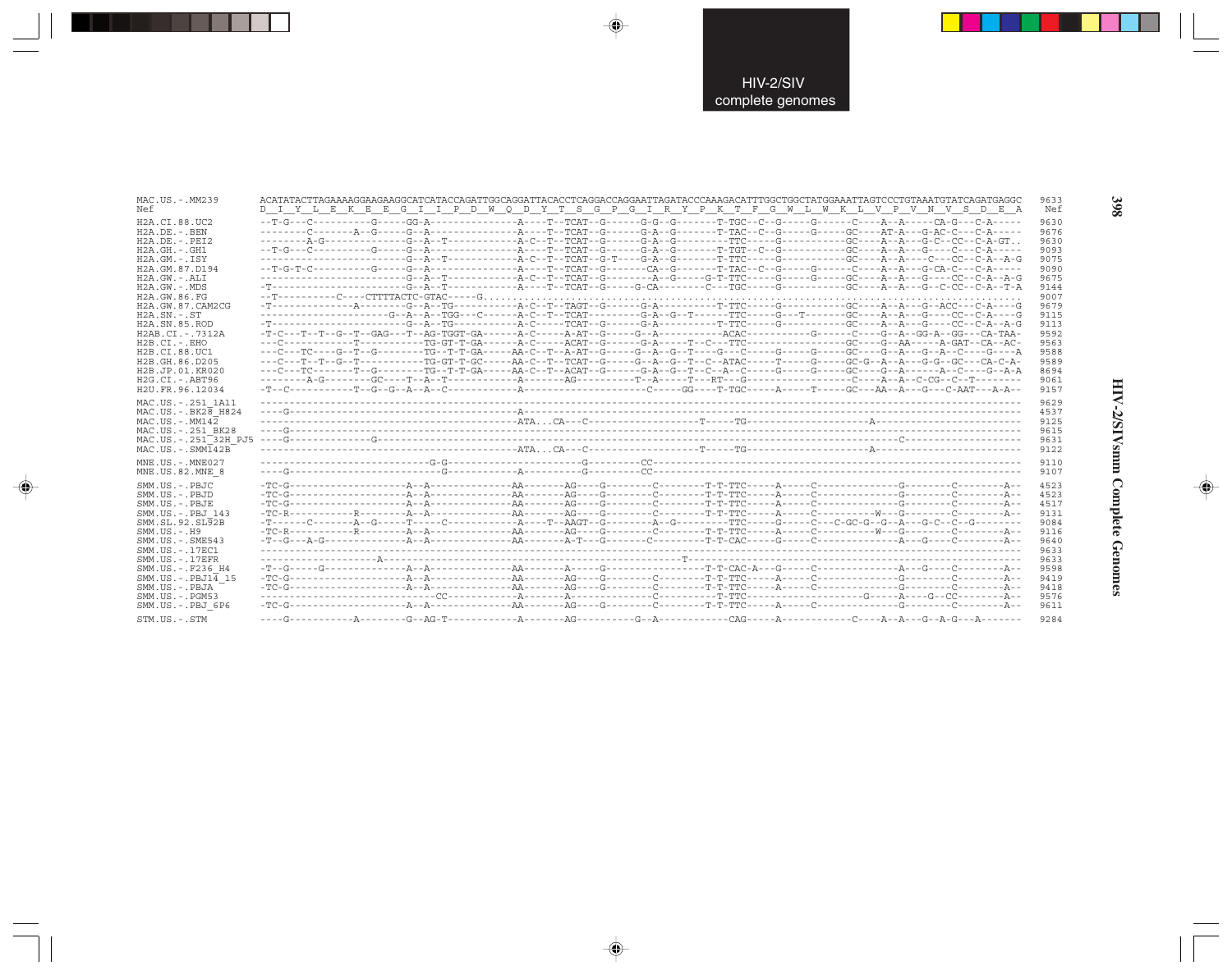```
MAC.US.-.MM239      ACATATACTTAGAAAAGGAAGAAGGCATCATACCAGATTGGCAGGATTACACCTCAGGACCAGGAATTAGATACCCAAAGACATTTGGCTGGCTATGGAAATTAGTCCCTGTAAATGTATCAGATGAGGC  9633
Nef                 D  I  Y  L  E  K  E  E  G  I  I  P  D  W  Q  D  Y  T  S  G  P  G  I  R  Y  P  K  T  F  G  W  L  W  K  L  V  P  V  N  V  S  D  E  A   Nef

H2A.CI.88.UC2       --T-G---C----------G-----GG-A---------------A----T--TCAT--G------G-G--G-------T-TGC--C--G-----G------C----A--A-----CA-G---C-A-----  9630
H2A.DE.-.BEN        --------C-------A--G-----G--A---------------A----T--TCAT--G------G-A--G-------T-TAC--C--G-----G-----GC----AT-A---G-AC-C---C-A-----  9676
H2A.DE.-.PEI2       --------A-G--------------G--A--T------------A-C--T--TCAT--G------G-A--G-----------TTC-----G-----------GC----A--A---G-C--CC--C-A-GT..  9630
H2A.GH.-.GH1        --T-G---C----------G-----G--A---------------A----T--TCAT--G------G-A--G-------T-TGT--C--G-----------GC----A--A---G----C---C-A-----  9093
H2A.GM.-.ISY        -------------------------G--A--T------------A-C--T--TCAT--G-T----G-A--G-------T-TTC-----G-----------GC----A--A----C---CC--C-A--A-G  9075
H2A.GM.87.D194      --T-G-T-C----------G-----G--A---------------A----T--TCAT--G--------CA--G-------T-TAC--C--G-----G------C----A--A---G-CA-C---C-A-----  9090
H2A.GW.-.ALI        -------------------------G--A--T------------A-C--T--TCAT--G--------A--G-----G-T-TTC-----G-----G-----GC----A--A---G----CC--C-A--A-G  9675
H2A.GW.-.MDS        -T-----------------------G--A--T------------A----T--TCAT--G-----G-CA---------C---TGC-----G-----------GC----A--A---G--C-CC--C-A--T-A  9144
H2A.GW.86.FG        --T----------C----CTTTTACTC-GTAC-----G.........................................................................................  9007
H2A.GW.87.CAM2CG    -T--------------A--------G--A--TG-----------A-C--T--TAGT--G------G-A----------T-TTC-----G-----------GC----A--A---G--ACC---C-A----G  9679
H2A.SN.-.ST         ----------------------G--A--A--TGG---C------A-C--T--TCAT---------G-A--G--T------TTC-----G---T-------GC----A--A---G----CC--C-A----G  9115
H2A.SN.85.ROD       -T-----------------------G--A--TG-----------A-C-----TCAT--G------G-A----------T-TTC-----G-----------GC----A--A---G----CC--C-A--A-G  9113
H2AB.CI.-.7312A     -T-C---T--T--G--T--GAG---T--AG-TGGT-GA------A-C-----A-AT--G------G--A-----------ACAC-----------G-----C-----G--A--GG-A--GG---CA-TAA-  9592
H2B.CI.-.EHO        ---C-------------T-----------TG-GT-T-GA-----A-C-----ACAT--G------G-A-----T--C---TTC-----------------GC----G--AA-----A-GAT--CA--AC-  9563
H2B.CI.88.UC1       ---C---TC----G--T--G---------TG--T-T-GA----AA-C--T--A-AT--G------G--A--G--T----G---C-----G-----G-----GC----G--A---G--A--C----G----A  9588
H2B.GH.86.D205      ---C---T--T--G--T------------TG-GT-T-GC-----AA-C--T--TCAT--G------G--A--G--T--C--ATAC-----T-----G-----GC-G--A--A---G-G--GC---CA-C-A-  9589
H2B.JP.01.KR020     ---C---TC------T--G----------TG--T-T-GA-----AA-C--T--ACAT--G------G-A--G--T--C--A--C-----G-----G-----GC----G--A------A--C----G--A-A  8694
H2G.CI.-.ABT96      --------A-G--------GC----T--A--T------------A-------AG-----------T--A-----T---RT---G--------------------C-----A--A---C-CG--C--T--------  9061
H2U.FR.96.12034     -T--C-----------T--G--G--A--A--C------------A--------------------C-----GG----T-TGC-----A-----T-----GC---AA--A---G---C-AAT---A-A--  9157

MAC.US.-.251_1A11   -------------------------------------------------------------------------------------------------------------------------------------  9629
MAC.US.-.BK28_H824  ----G-------------------------------A--------------------------------------------------------------------------------------------  4537
MAC.US.-.MM142      ------------------------------------------------ATA...CA---C-------------------T-----TG---------------------A--------------------------  9125
MAC.US.-.251_BK28   ----G-----------------------------------------------------------------------------------------------------------------------------------  9615
MAC.US.-.251_32H_PJ5 ----G-----------G----------------------------------------------------------------------------------------C----------------------------  9631
MAC.US.-.SMM142B    ------------------------------------------------ATA...CA---C-------------------T-----TG---------------------A--------------------------  9122

MNE.US.-.MNE027     ---------------------------G-G------------------------G---------CC-------------------------------------------------------------  9110
MNE.US.82.MNE_8     ----G-------------------------G-----------A----------G---------CC-------------------------------------------------------------  9107

SMM.US.-.PBJC       -TC-G----------------------A--A-------------AA-------AG---G--------C---------T-T-TTC-----A-----C--------------G---------C---------A--  4523
SMM.US.-.PBJD       -TC-G----------------------A--A-------------AA-------AG---G--------C---------T-T-TTC-----A-----C--------------G---------C---------A--  4523
SMM.US.-.PBJE       -TC-G----------------------A--A-------------AA-------AG---G--------C---------T-T-TTC-----A-----C--------------G---------C---------A--  4517
SMM.US.-.PBJ_143    -TC-R-------------R--------A--A-------------AA-------AG---G--------C---------T-T-TTC-----A-----C----------W---G---------C---------A--  9131
SMM.SL.92.SL92B     -T------C----------A--G-----T-----C---------A-----T--AAGT--G--------A--G----------TTC-----G-----C---C-GC-G--G--A---G-C--C--G--------  9084
SMM.US.-.H9         -TC-R-------------R--------A--A-------------AA-------AG---G--------C---------T-T-TTC-----A-----C----------W---G---------C---------A--  9116
SMM.US.-.SME543     -T--G---A-G----------------A--A-------------AA-------A-T---G--------C---------T-T-CAC-----G-----C------------------A---G-----C---------A--  9640
SMM.US.-.17EC1      -------------------------------------------------------------------------------------------------------------------------------------  9633
SMM.US.-.17EFR      -----------------------A-------------------------------------------------T------------------------------------------------------------  9633
SMM.US.-.F236_H4    -T--G-----G----------------A--A-------------AA-------A-----G------------------T-T-CAC-A---G-----C------------------A---G-----C---------A--  9598
SMM.US.-.PBJ14_15   -TC-G----------------------A--A-------------AA-------AG---G--------C---------T-T-TTC-----A-----C--------------G---------C---------A--  9419
SMM.US.-.PBJA       -TC-G----------------------A--A-------------AA-------AG---G--------C---------T-T-TTC-----A-----C--------------G---------C---------A--  9418
SMM.US.-.PGM53      ---------------------------CC---------------A--------A-------------C---------T---TTC--------------------G-----A---G--CC---------A--  9576
SMM.US.-.PBJ_6P6    -TC-G----------------------A--A-------------AA-------AG---G--------C---------T-T-TTC-----A-----C--------------G---------C---------A--  9611

STM.US.-.STM        ----G-----------A--------G--AG-T------------A-------AG----------G--A-------------CAG-----A-------------C----A--A---G--A-G---A--------  9284
```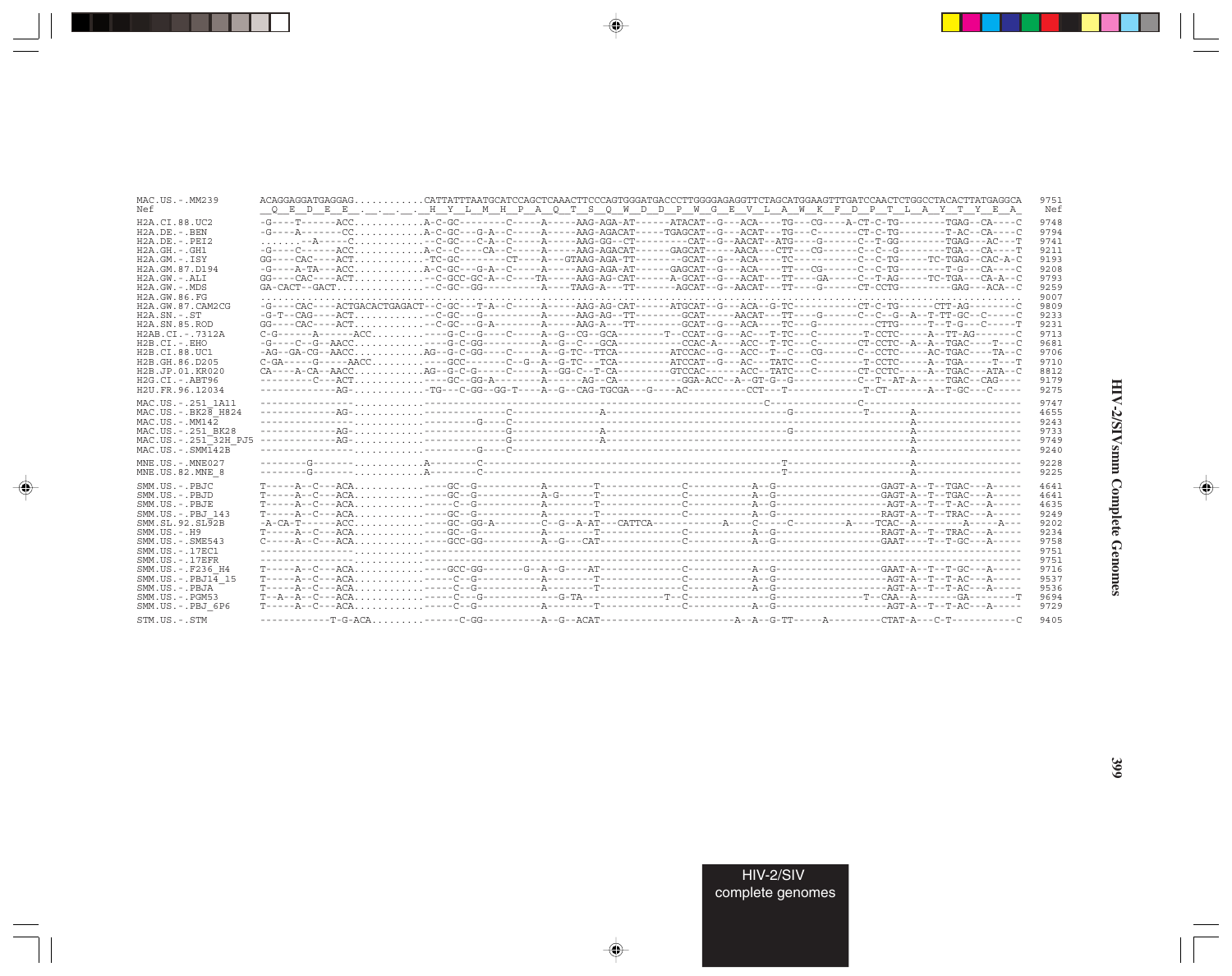```
MAC.US.-.MM239      ACAGGAGGATGAGGAG...........CATTATTTAATGCATCCAGCTCAAACTTCCCAGTGGGATGACCCTTGGGGAGAGGTTCTAGCATGGAAGTTTGATCCAACTCTGGCCTACACTTATGAGGCA  9751
Nef                 _Q__E__D__E__E__.__.__.__._H__Y__L__M__H__P__A__Q__T__S__Q__W__D__D__P__W__G__E__V__L__A__W__K__F__D__P__T__L__A__Y__T__Y__E__A_  Nef

H2A.CI.88.UC2       -G----T------ACC...........A-C-GC--------C-----A-----AAG-AGA-AT------ATACAT--G---ACA----TG---CG----A-CT-C-TG--------TGAG--CA----C  9748
H2A.DE.-.BEN        -G----A-------CC...........A-C-GC---G-A--C-----A-----AAG-AGACAT-----TGAGCAT--G---ACAT---TG---C-------CT-C-TG--------T-AC--CA----C  9794
H2A.DE.-.PEI2       ........A-----C............--C-GC---C-A--C-----A-----AAG-GG--CT---------CAT--G--AACAT--ATG----G------C--T-GG--------TGAG---AC---T  9741
H2A.GH.-.GH1        -G----C------ACC...........A-C--C----CA--C-----A-----AAG-AGACAT------GAGCAT-----AACA---CTT---CG------C--C--G--------TGA---CA----T  9211
H2A.GM.-.ISY        GG----CAC----ACT...........-TC-GC--------CT----A---GTAAG-AGA-TT--------GCAT--G---ACA----TC-----------C--C-TG------TC-TGAG--CAC-A-C  9193
H2A.GM.87.D194      -G----A-TA---ACC...........A-C-GC---G-A--C-----A-----AAG-AGA-AT------GAGCAT--G---ACA----TT---CG------C--C-TG--------T-G---CA----C  9208
H2A.GW.-.ALI        GG----CAC----ACT...........--C-GCC-GC-A--C----TA-----AAG-AG-CAT------A-GCAT--G---ACAT---TT----GA-----C--T-AG------TC-TGA---CA-A--C  9793
H2A.GW.-.MDS        GA-CACT--GACT..............--C-GC--GG-----------A----TAAG-A---TT-------AGCAT--G--AACAT---TT----G------CT-CCTG---------GAG---ACA--C  9259
H2A.GW.86.FG        .......................................................................................................................  9007
H2A.GW.87.CAM2CG    -G----CAC----ACTGACACTGAGACT--C-GC---T-A--C-----A-----AAG-AG-CAT------ATGCAT--G---ACA--G-TC-----------CT-C-TG------CTT-AG--------C  9809
H2A.SN.-.ST         -G-T--CAG----ACT...........--C-GC---G-----------A-----AAG-AG--TT--------GCAT-----AACAT---TT----G------C--C--G--A--T-TT-GC--C-----C  9233
H2A.SN.85.ROD       GG----CAC----ACT...........--C-GC---G-A---------A-----AAG-A---TT--------GCAT--G---ACA----TC---G----------CTTG-----T--T-G---C-----T  9231
H2AB.CI.-.7312A     C-G-------A------ACC.......----G-C--G----C-----A--G--CG--GCA--------T--CCAT--G---AC---T-TC---C--------T-CCTC-----A--TT-AG-------C  9713
H2B.CI.-.EHO        -G----C--G--AACC...........----G-C-GG-----------A--G--C---GCA-----------CCAC-A----ACC---T-TC---C-------CT-CCTC--A--A--TGAC----T---C  9681
H2B.CI.88.UC1       -AG--GA-CG--AACC...........AG--G-C-GG----C-----A--G-TC--TTCA---------ATCCAC--G---ACC---T--C---CG------C--CCTC-----AC-TGAC----TA--C  9706
H2B.GH.86.D205      C-GA-----G-----AACC........----GCC-------C--G--A--G-TC---TCA---------ATCCAT--G---AC---TATC---C--------T-CCTC-----A--TGA-----T---T  9710
H2B.JP.01.KR020     CA----A-CA--AACC...........AG--G-C-G-----C-----A--GG-C--T-CA---------GTCCAC------ACC--TATC---C-------CT-CCTC-----A--TGAC---ATA--C  8812
H2G.CI.-.ABT96      ---------C---ACT...........----GC--GG-A---------A-----AG--CA-----------GGA-ACC--A--GT-G--G----------C--T--AT-A-----TGAC--CAG----  9179
H2U.FR.96.12034     ------------AG-............-TG---C-GG--GG-T----A--G-CAG-TGCGA---G----AC---------CCT---T-----------T-CT-------A--T-GC---C-----  9275

MAC.US.-.251_1A11   ----------------..........----------------------------------------------------------------C--------------C---------------------  9747
MAC.US.-.BK28_H824  -------------AG-..........----------C----------------A----------------------------G--------------T-------A------------------  4655
MAC.US.-.MM142      ----------------..........--------G----C---------------------------------------------------------------------A------------------  9243
MAC.US.-.251_BK28   -------------AG-..........-------------G----------------A----------------------------G--------------------A------------------  9733
MAC.US.-.251_32H_PJ5 ------------AG-..........-------------G----------------A---------------------------------------------------A------------------  9749
MAC.US.-.SMM142B    ----------------..........--------G----C---------------------------------------------------------------------A------------------  9240

MNE.US.-.MNE027     --------G-------..........A--------C--------------------------------------------------T------------------A------------------  9228
MNE.US.82.MNE_8     --------G-------..........A--------C--------------------------------------------------T------------------A------------------  9225

SMM.US.-.PBJC       T-----A--C---ACA...........----GC--G-----------A--------T--------------C-----------A--G-----------------GAGT-A--T--TGAC---A-----  4641
SMM.US.-.PBJD       T-----A--C---ACA...........----GC--G-----------A-G------T--------------C-----------A--G-----------------GAGT-A--T--TGAC---A-----  4641
SMM.US.-.PBJE       T-----A--C---ACA...........-----C--G-----------A--------T--------------C-----------A--G-----------------AGT-A--T--T-AC---A-----  4635
SMM.US.-.PBJ_143    T-----A--C---ACA...........----GC--G-----------A--------T--------------C-----------A--G-----------------RAGT-A--T--TRAC---A-----  9249
SMM.SL.92.SL92B     -A-CA-T------ACC...........----GC--GG-A--------C--G--A-AT---CATTCA------------A----C-----C---------A----TCAC--A---------A-----A---  9202
SMM.US.-.H9         T-----A--C---ACA...........----GC--G-----------A--------T--------------C-----------A--G-----------------RAGT-A--T--TRAC---A-----  9234
SMM.US.-.SME543     C-----A--C---ACA...........----GCC-GG----------A--G---CAT--------------C-----------A--G-----------------GAAT-----T--T-GC---A-----  9758
SMM.US.-.17EC1      ----------------...........------------------------------------------------------------------------------------------------  9751
SMM.US.-.17EFR      ----------------...........------------------------------------------------------------------------------------------------  9751
SMM.US.-.F236_H4    T-----A--C---ACA...........----GCC-GG-------G--A--G----AT--------------C-----------A--G-----------------GAAT-A--T--T-GC---A-----  9716
SMM.US.-.PBJ14_15   T-----A--C---ACA...........-----C--G-----------A--------T--------------C-----------A--G-----------------AGT-A--T--T-AC---A-----  9537
SMM.US.-.PBJA       T-----A--C---ACA...........-----C--G-----------A--------T--------------C-----------A--G-----------------AGT-A--T--T-AC---A-----  9536
SMM.US.-.PGM53      T--A--A--C---ACA...........-----C--G-----------G-TA--------------T--C---------------G--------------T--CAA--A--------GA--------T  9694
SMM.US.-.PBJ_6P6    T-----A--C---ACA...........-----C--G-----------A--------T--------------C-----------A--G-----------------AGT-A--T--T-AC---A-----  9729

STM.US.-.STM        ------------T-G-ACA........------C-GG----------A--G--ACAT----------------------A--A--G-TT-----A---------CTAT-A---C-T-----------C  9405
```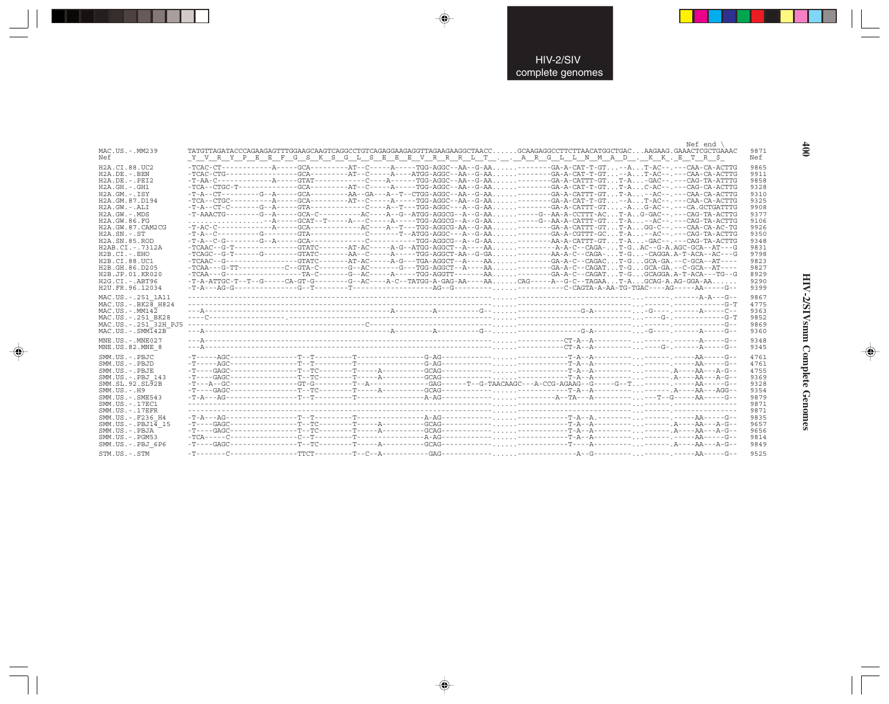```
                                                                                                                                   Nef end \
MAC.US.-.MM239        TATGTTAGATACCCAGAAGAGTTTGGAAGCAAGTCAGGCCTGTCAGAGGAAGAGGTTAGAAGAAGGCTAACC......GCAAGAGGCCTTCTTAACATGGCTGAC...AAGAAG.GAAACTCGCTGAAAC  9871
Nef                    _Y__V__R__Y__P__E__E__F__G__S__K__S__G__L__S__E__E__E__V__R__R__R__L__T__.__.__A__R__G__L__L__N__M__A__D__.__K__K_.E__T__R__$_   Nef

H2A.CI.88.UC2         -TCAC-CT-----------A-----GCA---------AT--C-----A-----TGG-AGGC--AA--G-AA......--------GA-A-CAT-T-GT...--A...T-AC--.---CAA-CA-ACTTG  9865
H2A.DE.-.BEN          -TCAC-CTG----------------GCA---------AT--C-----A---ATGG-AGGC--AA--G-AA......--------GA-A-CAT-T-GT...--A...T-AC--.---CAA-CA-ACTTG  9911
H2A.DE.-.PEI2         -T-AA-C------------A-----GTAT------------C-----A-----TGG-AGGC--AA--G-AA......--------GA-A-CATTT-GT...T-A...-GAC--.---CAG-TA-ATTTG  9858
H2A.GH.-.GH1          -TCA--CTGC-T-------------GCA---------AT--C-----A-----TGG-AGGC--AA--G-AA......--------GA-A-CAT-T-GT...T-A...C-AC--.---CAG-CA-ACTTG  9328
H2A.GM.-.ISY          -T-A--CT---------G--A-----GCA---------AA--GA---A--T--CTGG-AGGC--AA--G-AA......--------GA-A-CATTT-GT...T-A...--AC--.---CAA-CA-ACTTG  9310
H2A.GM.87.D194        -TCA--CTGC----------A-----GCA---------AT--C-----A-----TGG-AGGC--AA--G-AA......--------GA-A-CAT-T-GT...--A...T-AC--.---CAA-CA-ACTTG  9325
H2A.GW.-.ALI          -T-A--CT-C-------G--A-----GTA------------C-----A--T---TGG-AGGC---A--G-AA......--------GA-A-CATTT-GT....-A...G-AC--.---CA.GCTGATTTG  9908
H2A.GW.-.MDS          -T-AAACTG--------G--A-----GCA-C---------AC----A--G--ATGG-AGGCG--A--G-AA......------G--AA-A-CCTTT-AC...T-A..G-GAC--.---CAG-TA-ACTTG  9377
H2A.GW.86.FG          .................--A-----GCAT--T-----A---C-----A-----TGG-AGGCG--A--G-AA......-----G--AA-A-CATTT-GT...T-A...--AC--.---CAG-TA-ACTTG  9106
H2A.GW.87.CAM2CG      -T-AC-C------------A-----GCA------------AC----A--T---TGG-AGGCG-AA--G-AA......--------GA-A-CATTT-GT...T-A...GG-C--.---CAA-CA-AC-TG  9926
H2A.SN.-.ST           -T-A--C----------G--------GTA------------C--------T--ATGG-AGGC---A--G-AA......--------GA-A-CGTTT-GC...T-A...--AC--.---CAG-TA-ACTTG  9350
H2A.SN.85.ROD         -T-A--C-G--------G--A-----GCA------------C------------TGG-AGGCG--A--G-AA......--------AA-A-CATTT-GT...T-A...-GAC--.---CAG-TA-ACTTG  9348
H2AB.CI.-.7312A       -TCAAC--G-T---------------GTATC-------AT-AC-----A-G--ATGG-AGGCT--A----AA......---------A-A-C--CAGA-...T-G..AC--G-A.AGC-GCA--AT---G  9831
H2B.CI.-.EHO          -TCAGC--G-T------G--------GTATC-------AA--C-----A-----TGG-AGGCT-AA--G-GA......--------AA-A-C--CAGA-...T-G...-CAGGA.A-T-ACA--AC---G  9798
H2B.CI.88.UC1         -TCAAC--G-----------------GTATC-------AT-AC-----A-G---TGA-AGGCT--A----AA......--------GA-A-C--CAGAC...T-G...GCA-GA.--C-GCA--AT----  9823
H2B.GH.86.D205        -TCAA---G-TT-----------C--GTA-C-------G--AC-------G---TGG-AGGCT--A----AA......--------GA-A-C--CAGAT...T-G...GCA-GA.--C-GCA--AT----  9827
H2B.JP.01.KR020       -TCAA---G----------------TA-C-------G--AC-----A-----TGG-AGGTT-------AA......--------GA-A-C--CAGAT...T-G...GCAGGA.A-T-ACA---TG--G  8929
H2G.CI.-.ABT96        -T-A-ATTGC-T--T--G-----CA-GT-G--------G--AC-----A-C--TATGG-A-GAG-AA-----AA......CAG-----A--G-C--TAGAA...T-A...GCAG-A.AG-GGA-AA......  9290
H2U.FR.96.12034       -T-A--AG-G---------------G--T--------T-------------------AG--G-----------......---------C-CAGTA-A-AA-TG-TGAC----AG-----AA-----G--  9399

MAC.US.-.251_1A11     -----------------------------------------------------------------------......------------------------...------.------A-A---G--  9867
MAC.US.-.BK28_H824    -----------------------------------------------------------------------......------------------------...------.--------------G-T  4775
MAC.US.-.MM142        ---A-------------------------------------------A----------A---------G--......---------------G-A----------...-G----.------A-----C--  9363
MAC.US.-.251_BK28     ----C-----------------.------------------------------------------------......------------------------...----G-.--------------G-T  9852
MAC.US.-.251_32H_PJ5  ----------------------------------------C--------------------------------......------------------------...------.--------------G--  9869
MAC.US.-.SMM142B      ---A-------------------------------------------A----------A---------G--......---------------G-A----------...-G----.------A-----G--  9360

MNE.US.-.MNE027       ---A-------------------------------------------------------------------......-----------CT-A--A---------...------.------A-----G--  9348
MNE.US.82.MNE_8       ---A-------------------------------------------------------------------......-----------CT-A--A---------...----G-.------A-----G--  9345

SMM.US.-.PBJC         -T-----AGC----------------T--T---------T----------------G-AG-----------......------------T-A--A----------...------.-----AA-----G--  4761
SMM.US.-.PBJD         -T-----AGC----------------T--T---------T----------------G-AG-----------......------------T-A--A----------...------.-----AA-----G--  4761
SMM.US.-.PBJE         -T-----GAGC---------------T--TC--------T-----A----------GCAG-----------......------------T-A--A----------...------.A----AA---A-G--  4755
SMM.US.-.PBJ_143      -T-----GAGC---------------T--TC--------T-----A----------GCAG-----------......------------T-A--A----------...------.A----AA---A-G--  9369
SMM.SL.92.SL92B       -T---A--GC----------------GT-G---------T--A-------------GAG------T--G-TAACAAGC---A-CCG-AGAAG--G-----G--T...------.-----AA-----G--  9328
SMM.US.-.H9           -T-----GAGC---------------T--TC--------T-----A----------GCAG-----------......------------T-A--A----------...------.A----AA---AGG--  9354
SMM.US.-.SME543       -T-A---AG-----------------T--T---------T----------------A-AG-----------......----------A--TA---A---------...--T--G-----AA-----G--  9879
SMM.US.-.17EC1        -----------------------------------------------------------------------......------------------------...------.--------------  9871
SMM.US.-.17EFR        -----------------------------------------------------------------------......------------------------...------.--------------  9871
SMM.US.-.F236_H4      -T-A---AG-----------------T--T---------T----------------A-AG-----------......------------T-A--A.---------...------.-----AA-----G--  9835
SMM.US.-.PBJ14_15     -T-----GAGC---------------T--TC--------T-----A----------GCAG-----------......------------T-A--A----------...------.A----AA---A-G--  9657
SMM.US.-.PBJA         -T-----GAGC---------------T--TC--------T-----A----------GCAG-----------......------------T-A--A----------...------.A----AA---A-G--  9656
SMM.US.-.PGM53        -TCA-----C----------------C--T---------T----------------A-AG-----------......------------T-A--A----------...------.-----AA-----G--  9814
SMM.US.-.PBJ_6P6      -T-----GAGC---------------T--TC--------T-----A----------GCAG-----------......------------T----A----------...------.A----AA---A-G--  9849

STM.US.-.STM          -T-------C----------------TTCT---------T--C--A----------GAG------------......------------A--G----------...------.-----AA-----G--  9525
```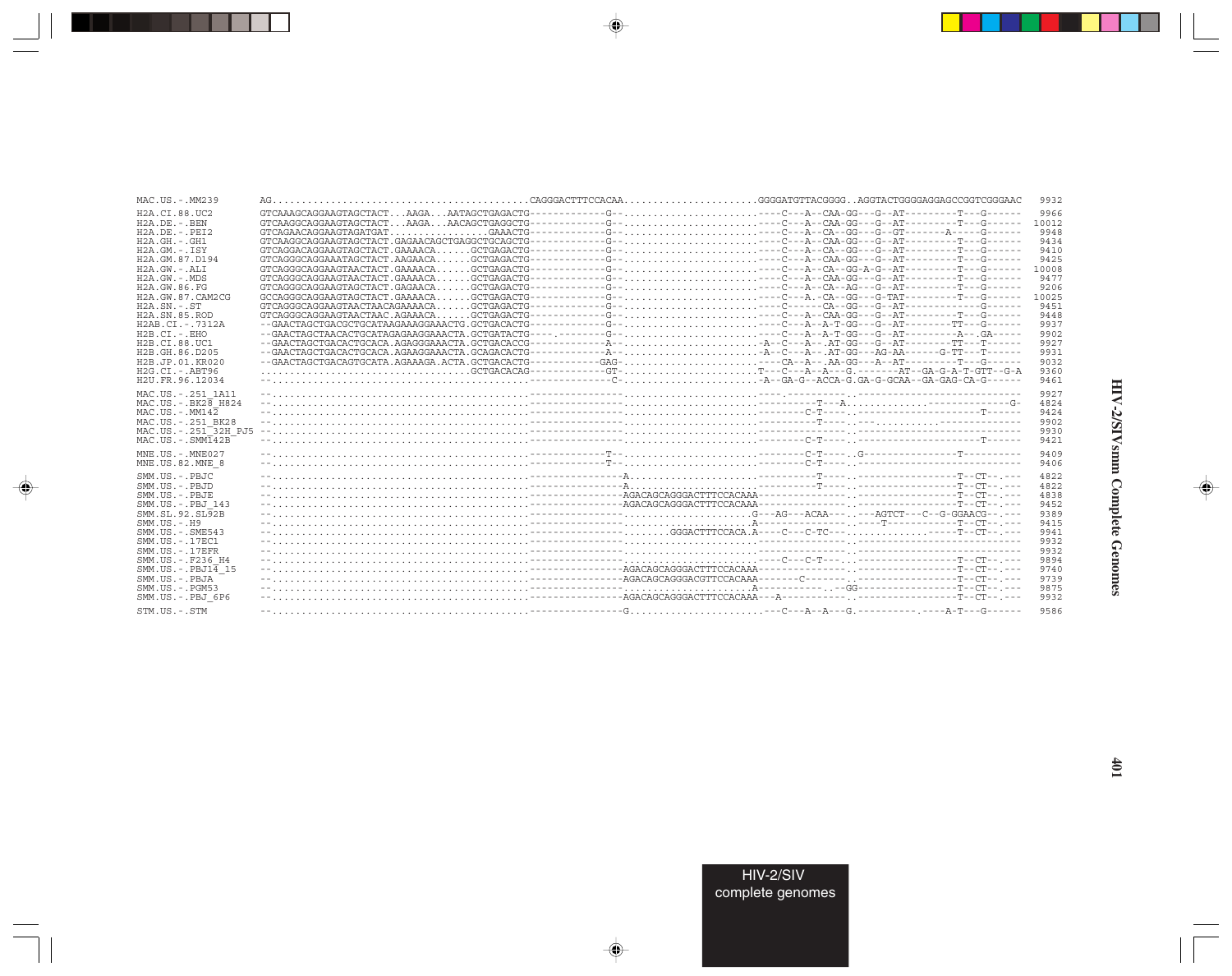```
MAC.US.-.MM239        AG...........................................CAGGGACTTTCCACAA......................GGGGATGTTACGGGG..AGGTACTGGGGAGGAGCCGGTCGGGAAC  9932
H2A.CI.88.UC2         GTCAAAGCAGGAAGTAGCTACT...AAGA...AATAGCTGAGACTG-------------G--.........................----C---A--CAA-GG---G--AT---------T---G------  9966
H2A.DE.-.BEN          GTCAAGGCAGGAAGTAGCTACT...AAGA...AACAGCTGAGGCTG-------------G--.........................----C---A--CAA-GG---G--AT---------T---G------ 10012
H2A.DE.-.PEI2         GTCAGAACAGGAAGTAGATGAT.................GAAACTG-------------G--.........................----C---A--CA--GG---G--GT--------A-----G------  9948
H2A.GH.-.GH1          GTCAAGGCAGGAAGTAGCTACT.GAGAACAGCTGAGGCTGCAGCTG-------------G--.........................----C---A--CAA-GG---G--AT---------T---G------  9434
H2A.GM.-.ISY          GTCAGGACAGGAAGTAGCTACT.GAAAACA......GCTGAGACTG-------------G--.........................----C---A--CA--GG---G--AT---------T---G------  9410
H2A.GM.87.D194        GTCAGGGCAGGAAATAGCTACT.AAGAACA......GCTGAGACTG-------------G--.........................----C---A--CAA-GG---G--AT---------T---G------  9425
H2A.GW.-.ALI          GTCAGGGCAGGAAGTAACTACT.GAAAACA......GCTGAGACTG-------------G--.........................----C---A--CA--GG-A-G--AT---------T---G------ 10008
H2A.GW.-.MDS          GTCAGGGCAGGAAGTAACTACT.GAAAACA......GCTGAGACTG-------------G--.........................----C---A--CAA-GG---G--AT---------T---G------  9477
H2A.GW.86.FG          GTCAGGGCAGGAAGTAGCTACT.GAGAACA......GCTGAGACTG-------------G--.........................----C---A--CA--AG---G--AT---------T---G------  9206
H2A.GW.87.CAM2CG      GCCAGGGCAGGAAGTAGCTACT.GAAAACA......GCTGAGACTG-------------G--.........................----C---A--CA--GG---G-TAT---------T---G------ 10025
H2A.SN.-.ST           GTCAGGGCAGGAAGTAACTAACAGAAAACA......GCTGAGACTG-------------G--.........................----C------CA--GG---G--AT-------------G------  9451
H2A.SN.85.ROD         GTCAGGGCAGGAAGTAACTAAC.AGAAACA......GCTGAGACTG-------------G--.........................----C---A--CAA-GG---G--AT---------T---G------  9448
H2AB.CI.-.7312A       --GAACTAGCTGACGCTGCATAAGAAAGGAAACTG.GCTGACACTG-------------G--.........................----C---A--A-T-GG---G--AT--------TT---G------  9937
H2B.CI.-.EHO          --GAACTAGCTAACACTGCATAGAGAAGGAAACTA.GCTGATACTG-----.-------G--.........................----C---A--A-T-GG---G--AT---------A--.GA-----  9902
H2B.CI.88.UC1         --GAACTAGCTGACACTGCACA.AGAGGGAAACTA.GCTGACACCG-------------A--.........................-A--C---A--.AT-GG---G--AT--------TT---T------  9927
H2B.GH.86.D205        --GAACTAGCTGACACTGCACA.AGAAGGAAACTA.GCAGACACTG-------------A--.........................-A--C---A--.AT-GG---AG-AA------G-TT---T------  9931
H2B.JP.01.KR020       --GAACTAGCTGACAGTGCATA.AGAAAGA.ACTA.GCTGACACTG------------GAG-.........................----CA--A--.AA-GG---A--AT---------T---G------  9032
H2G.CI.-.ABT96        ...................................GCTGACACAG------------GT-.........................T---C---A--A---G.-------AT--GA-G-A-T-GTT--G-A  9360
H2U.FR.96.12034       --.........................................----------------C-.........................-A--GA-G--ACCA-G.GA-G-GCAA--GA-GAG-CA-G------  9461

MAC.US.-.251_1A11     --.........................................----------------.........................-----------..--------------------------------  9927
MAC.US.-.BK28_H824    --.........................................----------------.........................----------T---A..............-------------G-  4824
MAC.US.-.MM142        --.........................................----------------.........................--------C-T----..-----------------------T------  9424
MAC.US.-.251_BK28     --.........................................----------------.........................----------T----..---..........-------------  9902
MAC.US.-.251_32H_PJ5  --.........................................----------------.........................-----------..--------------------------------  9930
MAC.US.-.SMM142B      --.........................................----------------.........................--------C-T----..-----------------------T------  9421

MNE.US.-.MNE027       --.........................................-------------T--.........................--------C-T----..G-----------------T----------  9409
MNE.US.82.MNE_8       --.........................................-------------T--.........................--------C-T----..---------------------------  9406

SMM.US.-.PBJC         --.........................................----------------A.........................----------T----..------------------T--CT--.---  4822
SMM.US.-.PBJD         --.........................................----------------A.........................----------T----..------------------T--CT--.---  4822
SMM.US.-.PBJE         --.........................................----------------AGACAGCAGGGACTTTCCACAAA---------------..------------------T--CT--.---  4838
SMM.US.-.PBJ_143      --.........................................----------------AGACAGCAGGGACTTTCCACAAA---------------..------------------T--CT--.---  9452
SMM.SL.92.SL92B       --.........................................----------------.........................G---AG---ACAA---..---AGTCT---C--G-GGAACG--.---  9389
SMM.US.-.H9           --.........................................----------------.........................A---------------..----T-------------T--CT--.---  9415
SMM.US.-.SME543       --.........................................----------------........GGGACTTTCCACA.A----C---C-TC---...........-----T--CT--.---  9941
SMM.US.-.17EC1        --.........................................----------------.........................---------------..--------------------------------  9932
SMM.US.-.17EFR        --.........................................----------------.........................---------------..--------------------------------  9932
SMM.US.-.F236_H4      --.........................................----------------.........................---C---C-T----..------------------T--CT--.---  9894
SMM.US.-.PBJ14_15     --.........................................----------------AGACAGCAGGGACTTTCCACAAA---------------..------------------T--CT--.---  9740
SMM.US.-.PBJA         --.........................................----------------AGACAGCAGGGACGTTCCACAAA--------C--------..------------------T--CT--.---  9739
SMM.US.-.PGM53        --.........................................----------------.........................A-----------..--GG------------------T--CT--.---  9875
SMM.US.-.PBJ_6P6      --.........................................----------------AGACAGCAGGGACTTTCCACAAA---A---------..------------------T--CT--.---  9932

STM.US.-.STM          --.........................................----------------G.........................---C---A--A---G.----------.-----A-T---G------  9586
```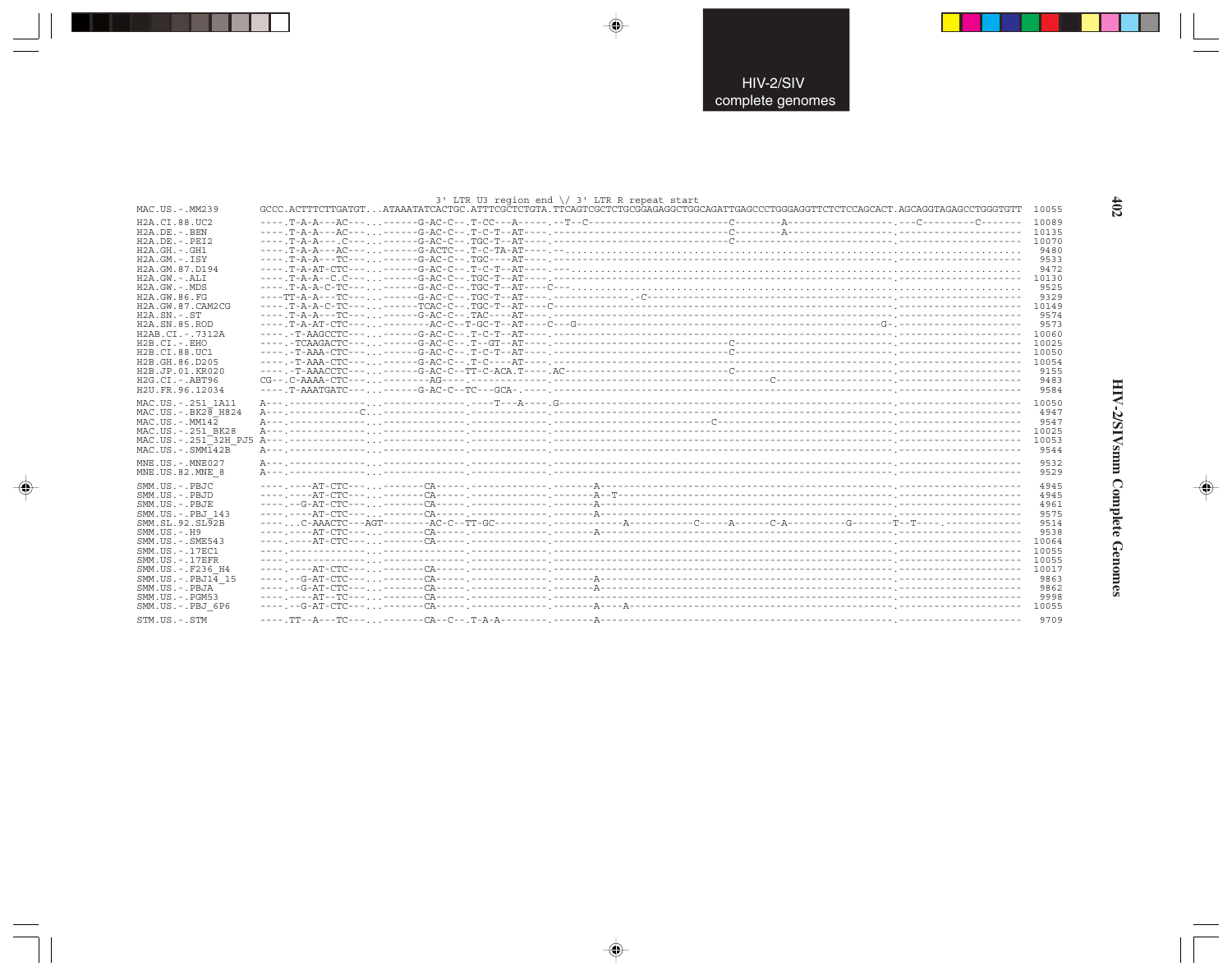HIV-2/SIV complete genomes

HIV-2/SIVsmm Complete Genomes

```
                            3' LTR U3 region end \/ 3' LTR R repeat start
MAC.US.-.MM239          GCCC.ACTTTCTTGATGT...ATAAATATCACTGC.ATTTCGCTCTGTA.TTCAGTCGCTCTGCGGAGAGGCTGGCAGATTGAGCCCTGGGAGGTTCTCTCCAGCACT.AGCAGGTAGAGCCTGGGTGTT  10055

H2A.CI.88.UC2           ----.T-A-A---AC---...------G-AC-C--.T-CC---A-----.--T--C-----------------------C---------A------------------.---C---------C-------  10089
H2A.DE.-.BEN            ----.T-A-A---AC---...------G-AC-C--.T-C-T--AT---.------------------------------C---------A------------------.--------------------  10135
H2A.DE.-.PEI2           ----.T-A-A---.C---...------G-AC-C--.TGC-T--AT---.------------------------------C----------------------------.--------------------  10070
H2A.GH.-.GH1            ----.T-A-A---AC---...------G-ACTC--.T-C-TA-AT---.-.................................................................................  9480
H2A.GM.-.ISY            ----.T-A-A---TC---...------G-AC-C--.TGC----AT---.------------------------------------------------------------.--------------------  9533
H2A.GM.87.D194          ----.T-A-AT-CTC---...------G-AC-C--.T-C-T--AT---.---.............................................................................  9472
H2A.GW.-.ALI            ----.T-A-A--C.C---...------G-AC-C--.TGC-T--AT---.------------------------------------------------------------.--------------------  10130
H2A.GW.-.MDS            ----.T-A-A-C-TC---...------G-AC-C--.TGC-T--AT---C---.........................................................................  9525
H2A.GW.86.FG            ----TT-A-A---TC---...------G-AC-C--.TGC-T--AT---.--------------.-C----------------------------------------.--------------------  9329
H2A.GW.87.CAM2CG        ----.T-A-A-C-TC---...------TCAC-C--.TGC-T--AT---C------------------------------------------------------------.--------------------  10149
H2A.SN.-.ST             ----.T-A-A---TC---...------G-AC-C--.TAC----AT---.------------------------------------------------------------.--------------------  9574
H2A.SN.85.ROD           ----.T-A-AT-CTC---...-------AC-C--T-GC-T--AT---C--G-----------------------------------------------G-.--------------------  9573
H2AB.CI.-.7312A         ----.-T-AAGCCTC---...------G-AC-C--.T-C-T--AT---.------------------------------------------------------------.--------------------  10060
H2B.CI.-.EHO            ----.-TCAAGACTC---...------G-AC-C--.T--GT--AT---.------------------------------C-----------------------------.--------------------  10025
H2B.CI.88.UC1           ----.-T-AAA-CTC---...------G-AC-C--.T-C-T--AT---.------------------------------C-----------------------------.--------------------  10050
H2B.GH.86.D205          ----.-T-AAA-CTC---...------G-AC-C--.T-C----AT---.------------------------------------------------------------.--------------------  10054
H2B.JP.01.KR020         ----.-T-AAACCTC---...------G-AC-C--TT-C-ACA.T----.AC----------------------------C-----------------------------.--------------------  9155
H2G.CI.-.ABT96          CG--.C-AAAA-CTC---...--------AG----.-------------.---------------------------------------C-------------------.--------------------  9483
H2U.FR.96.12034         ----.T-AAATGATC---...------G-AC-C--TC---GCA-.----.------------------------------------------------------------.--------------------  9584

MAC.US.-.251_1A11       A---.--------------...-------------.----T---A----.G-----------------------------------------------------------.--------------------  10050
MAC.US.-.BK28_H824      A---.-------------C...-------------.-------------.------------------------------------------------------------.--------------------  4947
MAC.US.-.MM142          A---.--------------...-------------.-------------.----------------------------C-------------------------------.--------------------  9547
MAC.US.-.251_BK28       A---.--------------...-------------.-------------.------------------------------------------------------------.--------------------  10025
MAC.US.-.251_32H_PJ5    A---.--------------...-------------.-------------.------------------------------------------------------------.--------------------  10053
MAC.US.-.SMM142B        A---.--------------...-------------.-------------.------------------------------------------------------------.--------------------  9544

MNE.US.-.MNE027         A---.--------------...-------------.-------------.------------------------------------------------------------.--------------------  9532
MNE.US.82.MNE_8         A---.--------------...-------------.-------------.------------------------------------------------------------.--------------------  9529

SMM.US.-.PBJC           ----.----AT-CTC---...-------CA-----.-------------.-------A----------------------------------------------------.--------------------  4945
SMM.US.-.PBJD           ----.----AT-CTC---...-------CA-----.-------------.-------A--T-------------------------------------------------.--------------------  4945
SMM.US.-.PBJE           ----.--G-AT-CTC---...-------CA-----.-------------.-------A----------------------------------------------------.--------------------  4961
SMM.US.-.PBJ_143        ----.----AT-CTC---...-------CA-----.-------------.-------A----------------------------------------------------.--------------------  9575
SMM.SL.92.SL92B         -----..C-AAACTC---AGT-------AC-C--TT-GC---------.------------A-----------C-----A------C-A----------G-------T--T----.-------------  9514
SMM.US.-.H9             ----.----AT-CTC---...-------CA-----.-------------.-------A----------------------------------------------------.--------------------  9538
SMM.US.-.SME543         ----.----AT-CTC---...-------CA-----.-------------.------------------------------------------------------------.--------------------  10064
SMM.US.-.17EC1          ----.--------------...-------------.-------------.------------------------------------------------------------.--------------------  10055
SMM.US.-.17EFR          ----.--------------...-------------.-------------.------------------------------------------------------------.--------------------  10055
SMM.US.-.F236_H4        ----.----AT-CTC---...-------CA-----.-------------.------------------------------------------------------------.--------------------  10017
SMM.US.-.PBJ14_15       ----.--G-AT-CTC---...-------CA-----.-------------.-------A----------------------------------------------------.--------------------  9863
SMM.US.-.PBJA           ----.--G-AT-CTC---...-------CA-----.-------------.-------A----------------------------------------------------.--------------------  9862
SMM.US.-.PGM53          ----.----AT--TC---...-------CA-----.-------------.------------------------------------------------------------.--------------------  9998
SMM.US.-.PBJ_6P6        ----.--G-AT-CTC---...-------CA-----.-------------.-------A----A-----------------------------------------------.--------------------  10055

STM.US.-.STM            ----.TT--A---TC---...-------CA--C--.T-A-A--------.-------A----------------------------------------------------.--------------------  9709
```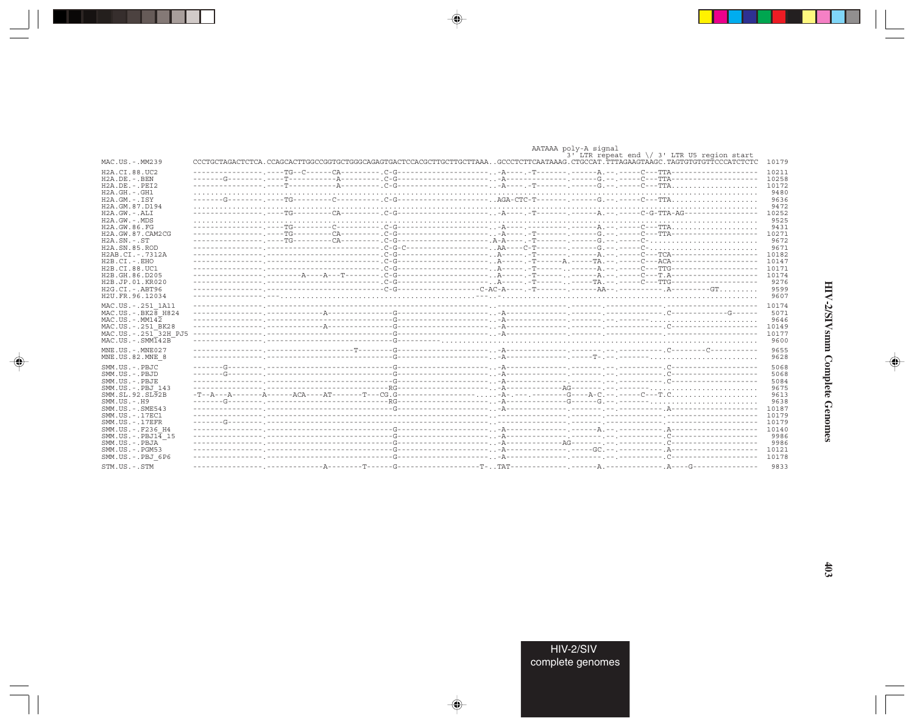```
                                                                                                                    AATAAA poly-A signal
                                                                                                                            3' LTR repeat end \/ 3' LTR U5 region start
MAC.US.-.MM239         CCCTGCTAGACTCTCA.CCAGCACTTGGCCGGTGCTGGGCAGAGTGACTCCACGCTTGCTTGCTTAAA..GCCCTCTTCAATAAAG.CTGCCAT.TTTAGAAGTAAGC.TAGTGTGTGTTCCCATCTCTC  10179

H2A.CI.88.UC2          ----------------.----TG--C------CA---------.C-G---------------------..A----.-T-------.------A.--.-----C---TTA-------------------  10211
H2A.DE.-.BEN           -------G--------.----T-----------A---------.C-G---------------------..A------------------.------G.--.-----C---TTA-------------------  10258
H2A.DE.-.PEI2          ----------------.----T-----------A---------.C-G---------------------..A----.-T-------.------G.--.-----C---TTA...................  10172
H2A.GH.-.GH1           ..............................................................................................................................  9480
H2A.GM.-.ISY           -------G--------.----TG---------C----------.C-G---------------------..AGA-CTC-T-------.------G.--.-----C---TTA...................  9636
H2A.GM.87.D194         ..............................................................................................................................  9472
H2A.GW.-.ALI           ----------------.----TG---------CA---------.C-G---------------------..A----.-T-------.------A.--.-----C-G-TTA-AG----------------  10252
H2A.GW.-.MDS           ..............................................................................................................................  9525
H2A.GW.86.FG           ----------------.----TG---------C----------.C-G---------------------..A----.---------.------G.--.-----C---TTA...................  9431
H2A.GW.87.CAM2CG       ----------------.----TG---------CA---------.C-G---------------------..A----.-T-------.------G.--.-----C---TTA-------------------  10271
H2A.SN.-.ST            ----------------.----TG---------CA---------.C-G---------------------.A-A----.-T-------.------G.--.-----C-.........................  9672
H2A.SN.85.ROD          ----------------.--------------------------.C-G-C-------------------..AA----C-T-------.------G.--.-----C-.........................  9671
H2AB.CI.-.7312A        ----------------.--------------------------.C-G---------------------..A-----.-T-------.------A.--.-----C---TCA-------------------  10182
H2B.CI.-.EHO           ----------------.--------------------------.C-G---------------------..A-----.-T------A.-----TA.--.-----C---ACA-------------------  10147
H2B.CI.88.UC1          ----------------.--------------------------.C-G---------------------..A-----.-T------.------A.--.-----C---TTG-------------------  10171
H2B.GH.86.D205         ----------------.---------A----A---T-------.C-G---------------------..A-----.-T------.------A.--.-----C---T.A-------------------  10174
H2B.JP.01.KR020        ----------------.--------------------------.C-G---------------------..A-----.-T------.-----TA.--.-----C---TTG-------------------  9276
H2G.CI.-.ABT96         ----------------.---------------------------C-G-------------------C-AC-A----.-T------.------AA-.---------.A--------GT.........  9599
H2U.FR.96.12034        ----------------.---............................................................................................................  9607

MAC.US.-.251_1A11      ----------------.--------------------------------------------------.----------------.-------.-------------.-------------------  10174
MAC.US.-.BK28_H824     ----------------.------------A---------------G---------------------..A-------------.-------.-------------.C------------G------  5071
MAC.US.-.MM142         ----------------.----------------------------G---------------------..A-------------.-------.--.------.........................  9646
MAC.US.-.251_BK28      ----------------.------------A---------------G---------------------..A-------------.-------.-------------.C-------------------  10149
MAC.US.-.251_32H_PJ5   ----------------.----------------------------G---------------------..A-------------.-------.-------------.-------------------  10177
MAC.US.-.SMM142B       ----------------.----------------------------G----------..............................................................  9600

MNE.US.-.MNE027        ----------------.-------------------T--------G---------------------..A-------------.-------.--.----------.C--------C-----------  9655
MNE.US.82.MNE_8        ----------------.----------------------------G---------------------..A-------------.----T-.--.........................  9628

SMM.US.-.PBJC          -------G--------.----------------------------G---------------------..A-------------.-------.--.----------.C-------------------  5068
SMM.US.-.PBJD          -------G--------.----------------------------G---------------------..A-------------.-------.--.----------.C-------------------  5068
SMM.US.-.PBJE          ----------------.----------------------------G---------------------..A-------------.-------.--.----------.C-------------------  5084
SMM.US.-.PBJ_143       ----------------.---------------------------RG---------------------..A-------------AG------.--.-------.........................  9675
SMM.SL.92.SL92B        -T--A---A-------A------ACA----AT-------T---CG.G--------------------.....A-.---.--------G---A-C.---.-----C---T.C..................  9613
SMM.US.-.H9            -------G--------.---------------------------RG---------------------..A-------------G------G.--.-------.........................  9638
SMM.US.-.SME543        ----------------.----------------------------G---------------------..A-------------.-------.--.----------.A-------------------  10187
SMM.US.-.17EC1         ----------------.--------------------------------------------------.----------------.-------.-------------.-------------------  10179
SMM.US.-.17EFR         -------G--------.--------------------------------------------------.----------------.-------.-------------.-------------------  10179
SMM.US.-.F236_H4       ----------------.----------------------------G---------------------..A-------------.------A.--.----------.A-------------------  10140
SMM.US.-.PBJ14_15      ----------------.----------------------------G---------------------..A-------------.-------.--.----------.C-------------------  9986
SMM.US.-.PBJA          ----------------.----------------------------G---------------------..A-------------AG------.--.----------.C-------------------  9986
SMM.US.-.PGM53         ----------------.----------------------------G---------------------..A-------------.-----GC.--.----------.A-------------------  10121
SMM.US.-.PBJ_6P6       ----------------.----------------------------G---------------------..A-------------.-------.--.----------.C-------------------  10178

STM.US.-.STM           ----------------.-------------A--------T------G-------------------T-..TAT-------------.------A.-------------.A----G---------------  9833
```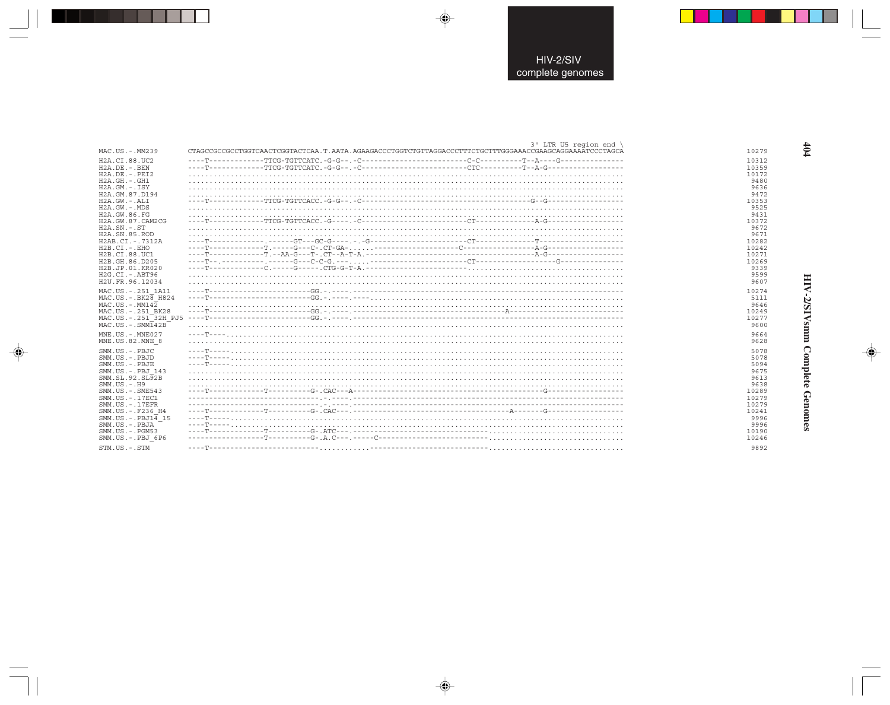```
                                                                                    3' LTR U5 region end \
MAC.US.-.MM239        CTAGCCGCCGCCTGGTCAACTCGGTACTCAA.T.AATA.AGAAGACCCTGGTCTGTTAGGACCCTTTCTGCTTTGGGAAACCGAAGCAGGAAAATCCCTAGCA   10279

H2A.CI.88.UC2         ----T------------TTCG-TGTTCATC.-G-G--.-C-----------------------C-C----------T--A----G--------------   10312
H2A.DE.-.BEN          ----T------------TTCG-TGTTCATC.-G-G--.-C-----------------------CTC----------T--A-G-----------------   10359
H2A.DE.-.PEI2         ....................................................................................................   10172
H2A.GH.-.GH1          ....................................................................................................    9480
H2A.GM.-.ISY          ....................................................................................................    9636
H2A.GM.87.D194        ....................................................................................................    9472
H2A.GW.-.ALI          ----T------------TTCG-TGTTCACC.-G-G--.-C--------------------------------------G--G-----------------   10353
H2A.GW.-.MDS          ....................................................................................................    9525
H2A.GW.86.FG          ....................................................................................................    9431
H2A.GW.87.CAM2CG      ----T------------TTCG-TGTTCACC.-G----.-C-----------------------CT-------------A-G-----------------   10372
H2A.SN.-.ST           ....................................................................................................    9672
H2A.SN.85.ROD         ....................................................................................................    9671
H2AB.CI.-.7312A       ----T------------------GT---GC-G----.-.-G----------------------CT-------------T-------------------   10282
H2B.CI.-.EHO          ----T------------T.-----G---C-.CT-GA-.....---------------------C----------------A-G-----------------   10242
H2B.CI.88.UC1         ----T------------T.--AA-G---T-.CT--A-T-A.-------------------------------------A-G-----------------   10271
H2B.GH.86.D205        ----T--.----------.------G---C-C-G.---.....--------------------CT------------------G--------------   10269
H2B.JP.01.KR020       ----T------------C.-----G-----.CTG-G-T-A.------------------------..................................    9339
H2G.CI.-.ABT96        ....................................................................................................    9599
H2U.FR.96.12034       ....................................................................................................    9607

MAC.US.-.251_1A11     ----T-----------------------GG.-.----.-------------------------------------------------------------   10274
MAC.US.-.BK28_H824    ----T-----------------------GG.-.----.---..........................................................    5111
MAC.US.-.MM142        ....................................................................................................    9646
MAC.US.-.251_BK28     ----T-----------------------GG.-.----.-----------------------------------A-------------------------   10249
MAC.US.-.251_32H_PJ5  ----T-----------------------GG.-.----.-------------------------------------------------------------   10277
MAC.US.-.SMM142B      ....................................................................................................    9600

MNE.US.-.MNE027       ----T----...........................................................................................    9664
MNE.US.82.MNE_8       ....................................................................................................    9628

SMM.US.-.PBJC         ----T-----..........................................................................................    5078
SMM.US.-.PBJD         ----T-----..........................................................................................    5078
SMM.US.-.PBJE         ----T-----..........................................................................................    5094
SMM.US.-.PBJ_143      ....................................................................................................    9675
SMM.SL.92.SL92B       ....................................................................................................    9613
SMM.US.-.H9           ....................................................................................................    9638
SMM.US.-.SME543       ----T-------------T----------G-.CAC---A---------------------------------------G-----------------   10289
SMM.US.-.17EC1        ----------------------------------.-.----.-------------------------------------------------------   10279
SMM.US.-.17EFR        ----------------------------------.-.----.-------------------------------------------------------   10279
SMM.US.-.F236_H4      ----T-------------T----------G-.CAC---.------------------------------------A-------G-----------------   10241
SMM.US.-.PBJ14_15     ----T-----..........................................................................................    9996
SMM.US.-.PBJA         ----T-----..........................................................................................    9996
SMM.US.-.PGM53        ----T-------------T----------G-.ATC---.----------------------------...................................   10190
SMM.US.-.PBJ_6P6      ------------------T----------G-.A.C---.-----C-------------------------...............................   10246

STM.US.-.STM          ----T--------------------------............---------------------------...............................    9892
```